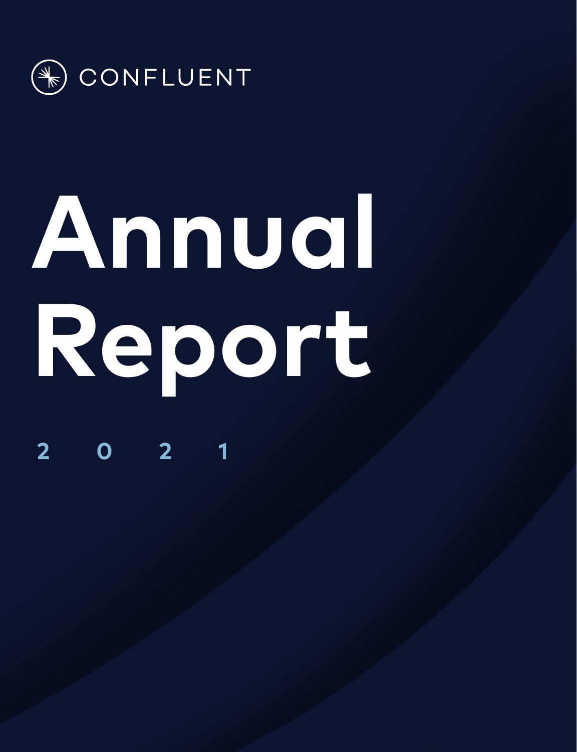CONFLUENT

# Annual Report

2 0 2 1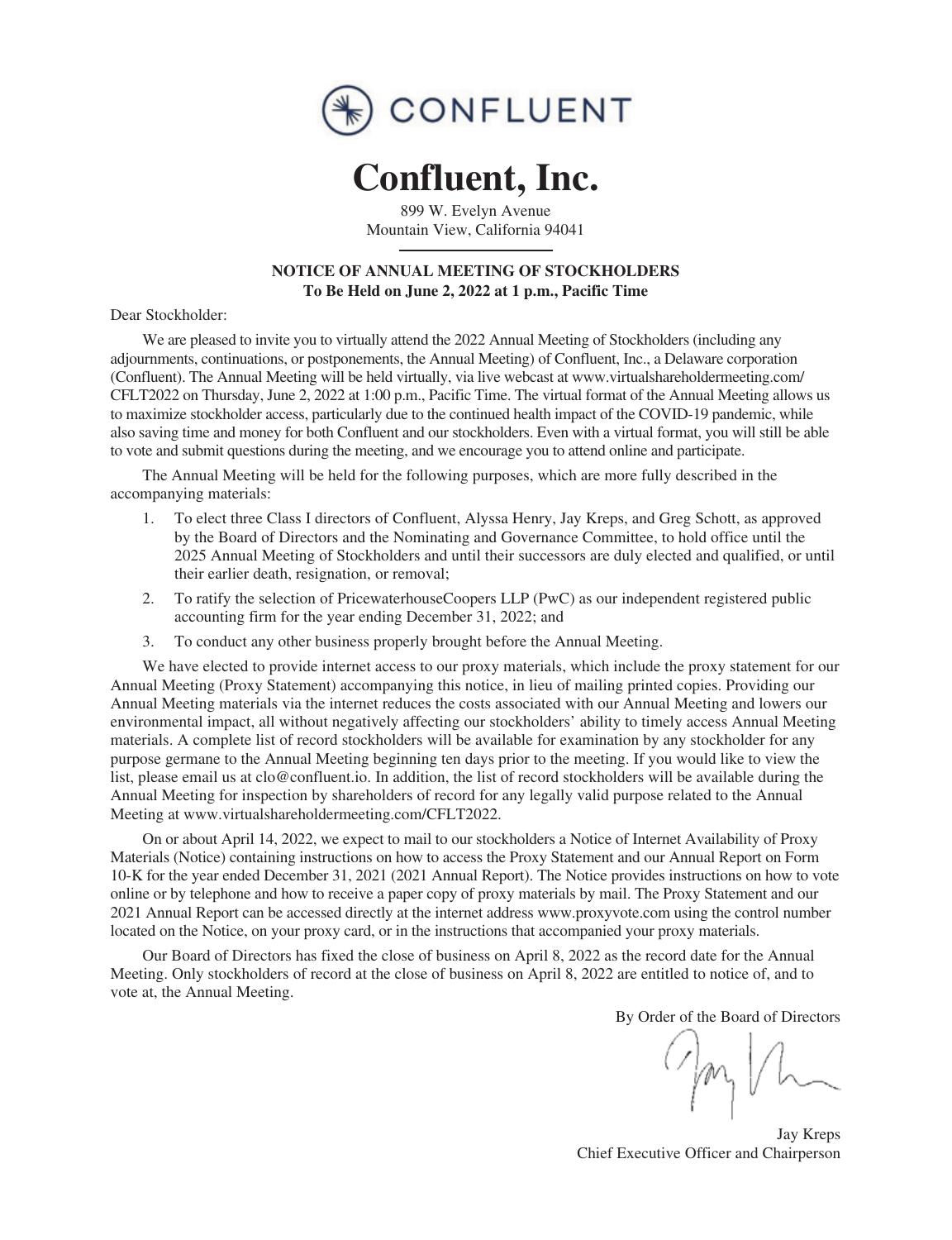CONFLUENT

# Confluent, Inc.

899 W. Evelyn Avenue
Mountain View, California 94041

**NOTICE OF ANNUAL MEETING OF STOCKHOLDERS**
**To Be Held on June 2, 2022 at 1 p.m., Pacific Time**

Dear Stockholder:

We are pleased to invite you to virtually attend the 2022 Annual Meeting of Stockholders (including any adjournments, continuations, or postponements, the Annual Meeting) of Confluent, Inc., a Delaware corporation (Confluent). The Annual Meeting will be held virtually, via live webcast at www.virtualshareholdermeeting.com/CFLT2022 on Thursday, June 2, 2022 at 1:00 p.m., Pacific Time. The virtual format of the Annual Meeting allows us to maximize stockholder access, particularly due to the continued health impact of the COVID-19 pandemic, while also saving time and money for both Confluent and our stockholders. Even with a virtual format, you will still be able to vote and submit questions during the meeting, and we encourage you to attend online and participate.

The Annual Meeting will be held for the following purposes, which are more fully described in the accompanying materials:

1. To elect three Class I directors of Confluent, Alyssa Henry, Jay Kreps, and Greg Schott, as approved by the Board of Directors and the Nominating and Governance Committee, to hold office until the 2025 Annual Meeting of Stockholders and until their successors are duly elected and qualified, or until their earlier death, resignation, or removal;
2. To ratify the selection of PricewaterhouseCoopers LLP (PwC) as our independent registered public accounting firm for the year ending December 31, 2022; and
3. To conduct any other business properly brought before the Annual Meeting.

We have elected to provide internet access to our proxy materials, which include the proxy statement for our Annual Meeting (Proxy Statement) accompanying this notice, in lieu of mailing printed copies. Providing our Annual Meeting materials via the internet reduces the costs associated with our Annual Meeting and lowers our environmental impact, all without negatively affecting our stockholders' ability to timely access Annual Meeting materials. A complete list of record stockholders will be available for examination by any stockholder for any purpose germane to the Annual Meeting beginning ten days prior to the meeting. If you would like to view the list, please email us at clo@confluent.io. In addition, the list of record stockholders will be available during the Annual Meeting for inspection by shareholders of record for any legally valid purpose related to the Annual Meeting at www.virtualshareholdermeeting.com/CFLT2022.

On or about April 14, 2022, we expect to mail to our stockholders a Notice of Internet Availability of Proxy Materials (Notice) containing instructions on how to access the Proxy Statement and our Annual Report on Form 10-K for the year ended December 31, 2021 (2021 Annual Report). The Notice provides instructions on how to vote online or by telephone and how to receive a paper copy of proxy materials by mail. The Proxy Statement and our 2021 Annual Report can be accessed directly at the internet address www.proxyvote.com using the control number located on the Notice, on your proxy card, or in the instructions that accompanied your proxy materials.

Our Board of Directors has fixed the close of business on April 8, 2022 as the record date for the Annual Meeting. Only stockholders of record at the close of business on April 8, 2022 are entitled to notice of, and to vote at, the Annual Meeting.

By Order of the Board of Directors

Jay Kreps
Chief Executive Officer and Chairperson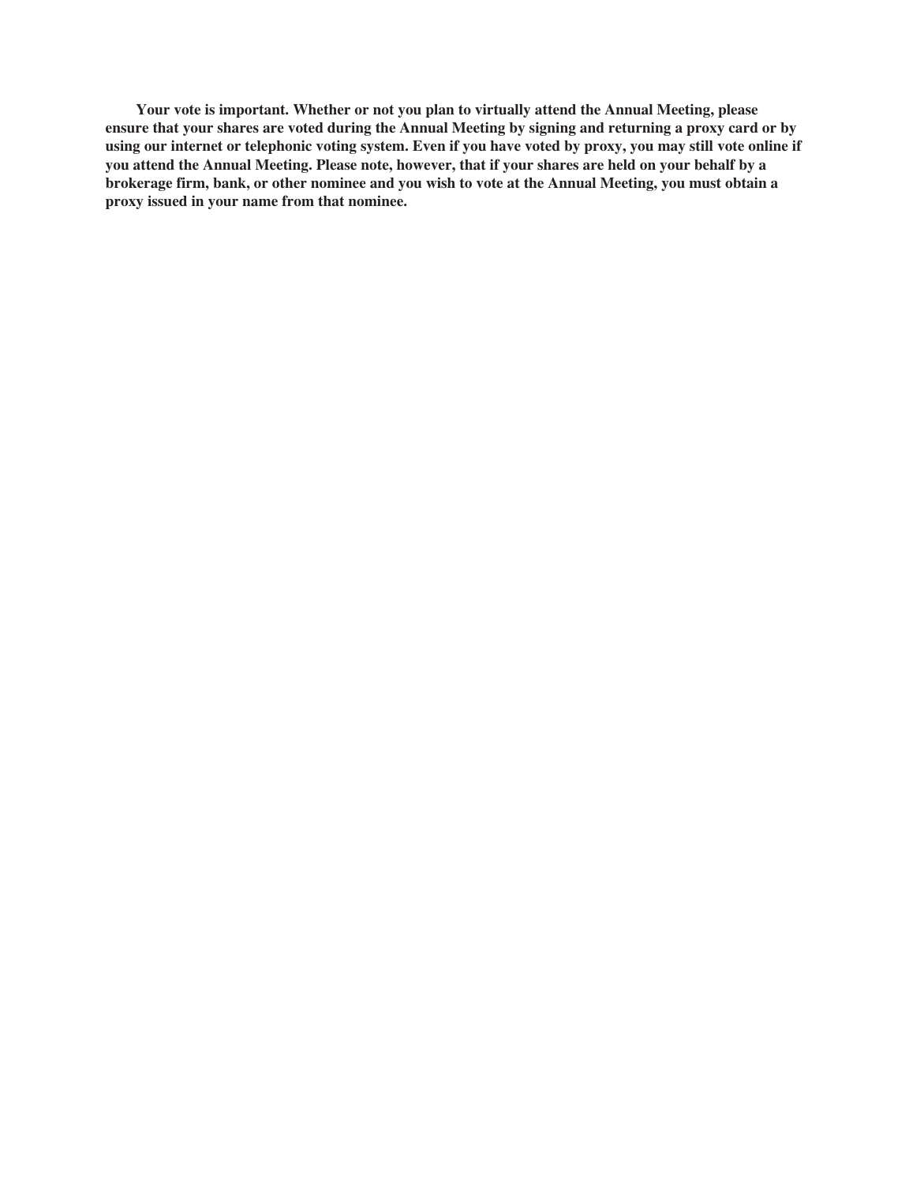**Your vote is important. Whether or not you plan to virtually attend the Annual Meeting, please ensure that your shares are voted during the Annual Meeting by signing and returning a proxy card or by using our internet or telephonic voting system. Even if you have voted by proxy, you may still vote online if you attend the Annual Meeting. Please note, however, that if your shares are held on your behalf by a brokerage firm, bank, or other nominee and you wish to vote at the Annual Meeting, you must obtain a proxy issued in your name from that nominee.**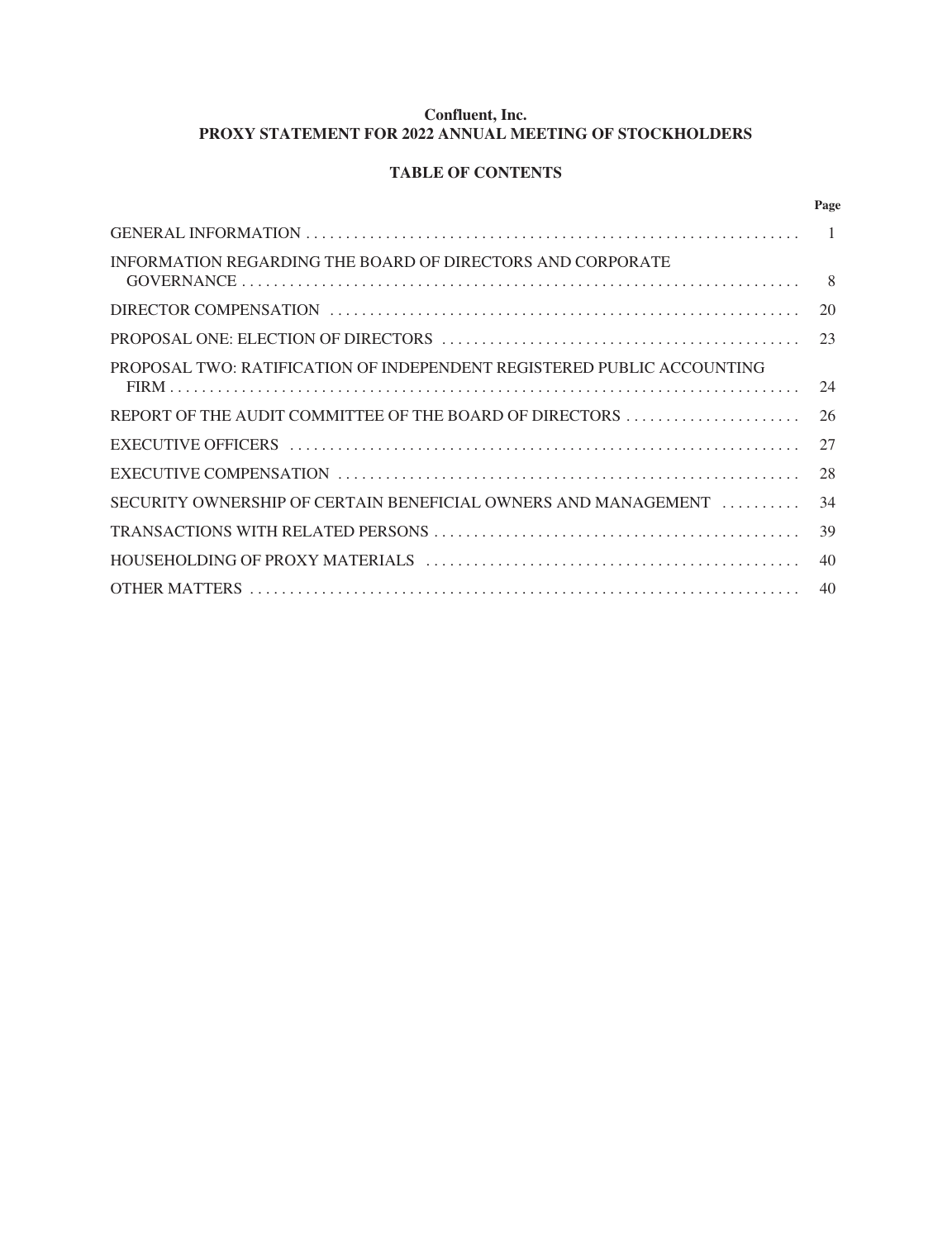**Confluent, Inc.**
**PROXY STATEMENT FOR 2022 ANNUAL MEETING OF STOCKHOLDERS**

**TABLE OF CONTENTS**

| | Page |
|---|---|
| GENERAL INFORMATION | 1 |
| INFORMATION REGARDING THE BOARD OF DIRECTORS AND CORPORATE GOVERNANCE | 8 |
| DIRECTOR COMPENSATION | 20 |
| PROPOSAL ONE: ELECTION OF DIRECTORS | 23 |
| PROPOSAL TWO: RATIFICATION OF INDEPENDENT REGISTERED PUBLIC ACCOUNTING FIRM | 24 |
| REPORT OF THE AUDIT COMMITTEE OF THE BOARD OF DIRECTORS | 26 |
| EXECUTIVE OFFICERS | 27 |
| EXECUTIVE COMPENSATION | 28 |
| SECURITY OWNERSHIP OF CERTAIN BENEFICIAL OWNERS AND MANAGEMENT | 34 |
| TRANSACTIONS WITH RELATED PERSONS | 39 |
| HOUSEHOLDING OF PROXY MATERIALS | 40 |
| OTHER MATTERS | 40 |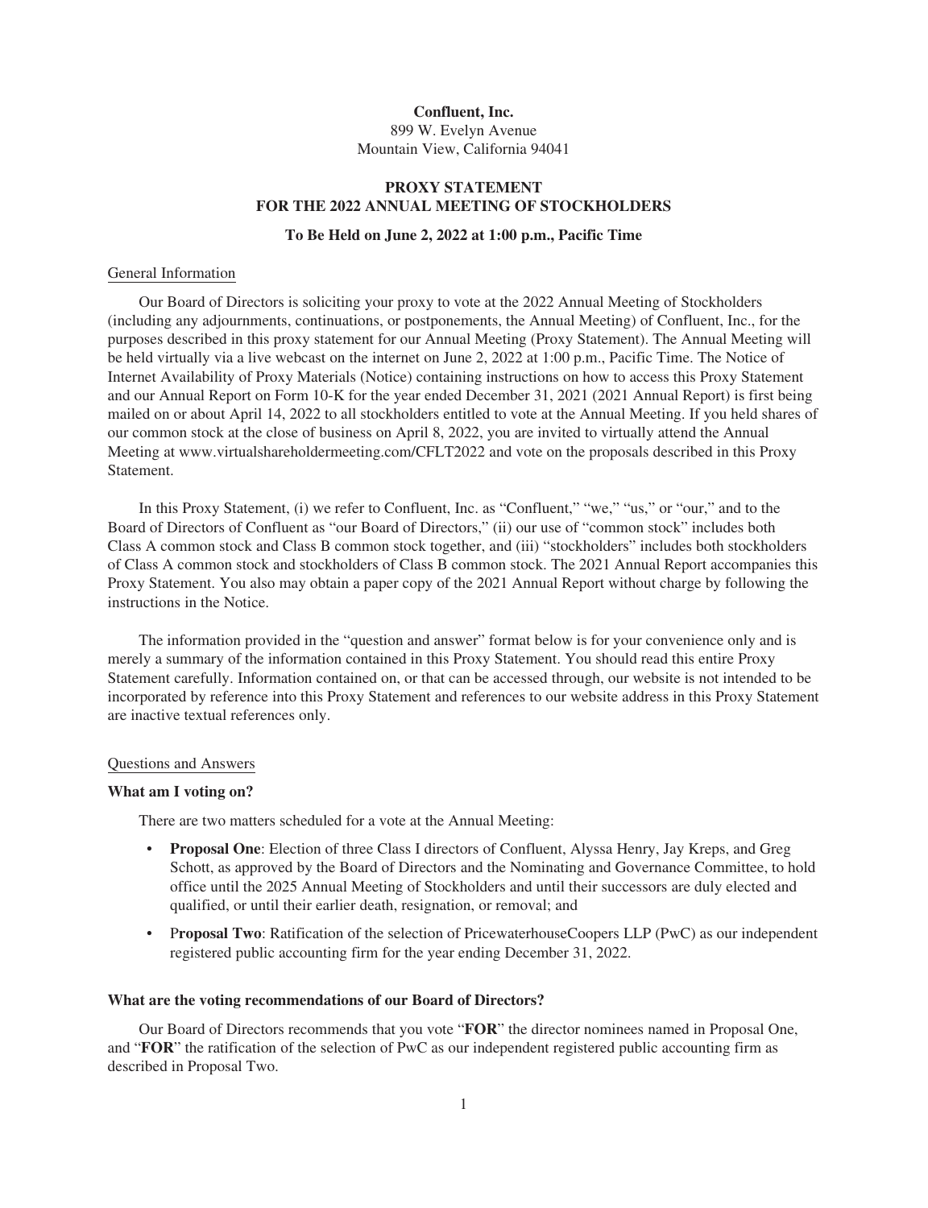**Confluent, Inc.**
899 W. Evelyn Avenue
Mountain View, California 94041

# PROXY STATEMENT
# FOR THE 2022 ANNUAL MEETING OF STOCKHOLDERS

**To Be Held on June 2, 2022 at 1:00 p.m., Pacific Time**

## General Information

Our Board of Directors is soliciting your proxy to vote at the 2022 Annual Meeting of Stockholders (including any adjournments, continuations, or postponements, the Annual Meeting) of Confluent, Inc., for the purposes described in this proxy statement for our Annual Meeting (Proxy Statement). The Annual Meeting will be held virtually via a live webcast on the internet on June 2, 2022 at 1:00 p.m., Pacific Time. The Notice of Internet Availability of Proxy Materials (Notice) containing instructions on how to access this Proxy Statement and our Annual Report on Form 10-K for the year ended December 31, 2021 (2021 Annual Report) is first being mailed on or about April 14, 2022 to all stockholders entitled to vote at the Annual Meeting. If you held shares of our common stock at the close of business on April 8, 2022, you are invited to virtually attend the Annual Meeting at www.virtualshareholdermeeting.com/CFLT2022 and vote on the proposals described in this Proxy Statement.

In this Proxy Statement, (i) we refer to Confluent, Inc. as "Confluent," "we," "us," or "our," and to the Board of Directors of Confluent as "our Board of Directors," (ii) our use of "common stock" includes both Class A common stock and Class B common stock together, and (iii) "stockholders" includes both stockholders of Class A common stock and stockholders of Class B common stock. The 2021 Annual Report accompanies this Proxy Statement. You also may obtain a paper copy of the 2021 Annual Report without charge by following the instructions in the Notice.

The information provided in the "question and answer" format below is for your convenience only and is merely a summary of the information contained in this Proxy Statement. You should read this entire Proxy Statement carefully. Information contained on, or that can be accessed through, our website is not intended to be incorporated by reference into this Proxy Statement and references to our website address in this Proxy Statement are inactive textual references only.

## Questions and Answers

### What am I voting on?

There are two matters scheduled for a vote at the Annual Meeting:

- **Proposal One**: Election of three Class I directors of Confluent, Alyssa Henry, Jay Kreps, and Greg Schott, as approved by the Board of Directors and the Nominating and Governance Committee, to hold office until the 2025 Annual Meeting of Stockholders and until their successors are duly elected and qualified, or until their earlier death, resignation, or removal; and
- **Proposal Two**: Ratification of the selection of PricewaterhouseCoopers LLP (PwC) as our independent registered public accounting firm for the year ending December 31, 2022.

### What are the voting recommendations of our Board of Directors?

Our Board of Directors recommends that you vote "**FOR**" the director nominees named in Proposal One, and "**FOR**" the ratification of the selection of PwC as our independent registered public accounting firm as described in Proposal Two.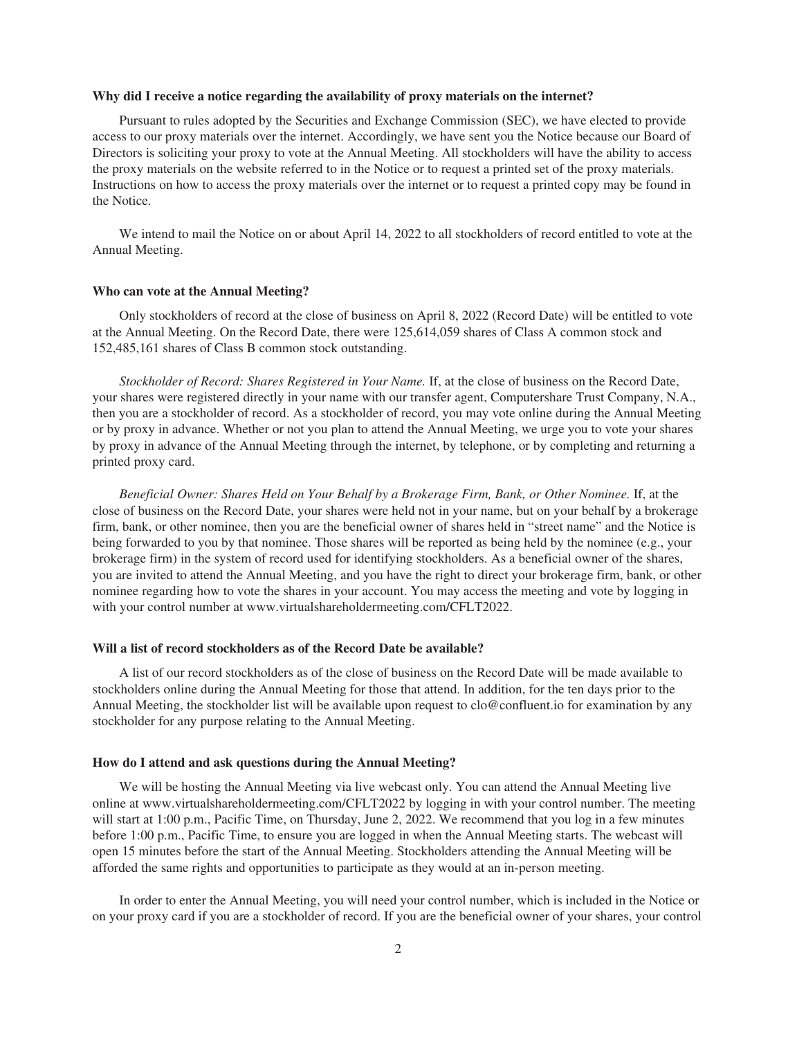**Why did I receive a notice regarding the availability of proxy materials on the internet?**

Pursuant to rules adopted by the Securities and Exchange Commission (SEC), we have elected to provide access to our proxy materials over the internet. Accordingly, we have sent you the Notice because our Board of Directors is soliciting your proxy to vote at the Annual Meeting. All stockholders will have the ability to access the proxy materials on the website referred to in the Notice or to request a printed set of the proxy materials. Instructions on how to access the proxy materials over the internet or to request a printed copy may be found in the Notice.

We intend to mail the Notice on or about April 14, 2022 to all stockholders of record entitled to vote at the Annual Meeting.

**Who can vote at the Annual Meeting?**

Only stockholders of record at the close of business on April 8, 2022 (Record Date) will be entitled to vote at the Annual Meeting. On the Record Date, there were 125,614,059 shares of Class A common stock and 152,485,161 shares of Class B common stock outstanding.

*Stockholder of Record: Shares Registered in Your Name.* If, at the close of business on the Record Date, your shares were registered directly in your name with our transfer agent, Computershare Trust Company, N.A., then you are a stockholder of record. As a stockholder of record, you may vote online during the Annual Meeting or by proxy in advance. Whether or not you plan to attend the Annual Meeting, we urge you to vote your shares by proxy in advance of the Annual Meeting through the internet, by telephone, or by completing and returning a printed proxy card.

*Beneficial Owner: Shares Held on Your Behalf by a Brokerage Firm, Bank, or Other Nominee.* If, at the close of business on the Record Date, your shares were held not in your name, but on your behalf by a brokerage firm, bank, or other nominee, then you are the beneficial owner of shares held in "street name" and the Notice is being forwarded to you by that nominee. Those shares will be reported as being held by the nominee (e.g., your brokerage firm) in the system of record used for identifying stockholders. As a beneficial owner of the shares, you are invited to attend the Annual Meeting, and you have the right to direct your brokerage firm, bank, or other nominee regarding how to vote the shares in your account. You may access the meeting and vote by logging in with your control number at www.virtualshareholdermeeting.com/CFLT2022.

**Will a list of record stockholders as of the Record Date be available?**

A list of our record stockholders as of the close of business on the Record Date will be made available to stockholders online during the Annual Meeting for those that attend. In addition, for the ten days prior to the Annual Meeting, the stockholder list will be available upon request to clo@confluent.io for examination by any stockholder for any purpose relating to the Annual Meeting.

**How do I attend and ask questions during the Annual Meeting?**

We will be hosting the Annual Meeting via live webcast only. You can attend the Annual Meeting live online at www.virtualshareholdermeeting.com/CFLT2022 by logging in with your control number. The meeting will start at 1:00 p.m., Pacific Time, on Thursday, June 2, 2022. We recommend that you log in a few minutes before 1:00 p.m., Pacific Time, to ensure you are logged in when the Annual Meeting starts. The webcast will open 15 minutes before the start of the Annual Meeting. Stockholders attending the Annual Meeting will be afforded the same rights and opportunities to participate as they would at an in-person meeting.

In order to enter the Annual Meeting, you will need your control number, which is included in the Notice or on your proxy card if you are a stockholder of record. If you are the beneficial owner of your shares, your control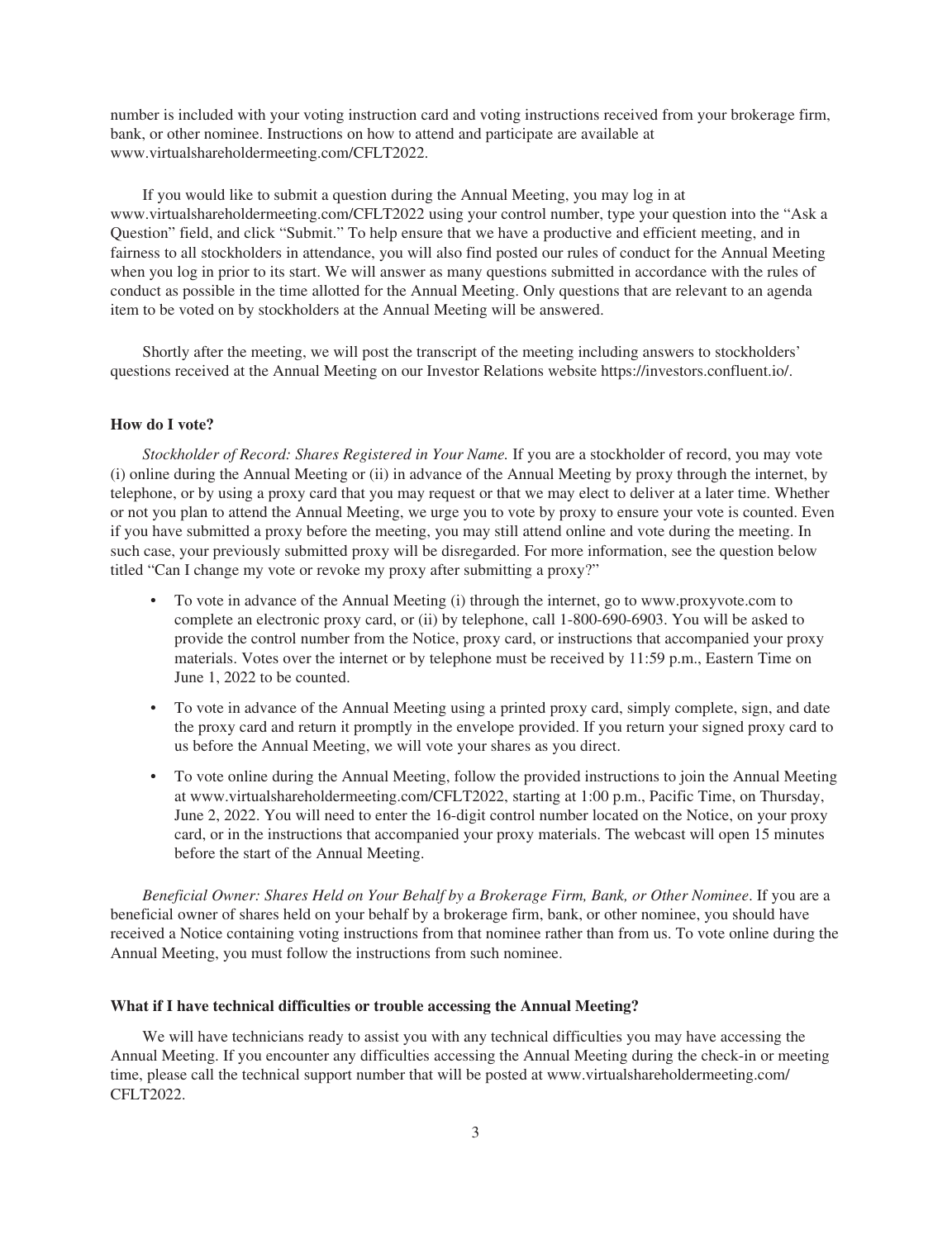number is included with your voting instruction card and voting instructions received from your brokerage firm, bank, or other nominee. Instructions on how to attend and participate are available at www.virtualshareholdermeeting.com/CFLT2022.

If you would like to submit a question during the Annual Meeting, you may log in at www.virtualshareholdermeeting.com/CFLT2022 using your control number, type your question into the "Ask a Question" field, and click "Submit." To help ensure that we have a productive and efficient meeting, and in fairness to all stockholders in attendance, you will also find posted our rules of conduct for the Annual Meeting when you log in prior to its start. We will answer as many questions submitted in accordance with the rules of conduct as possible in the time allotted for the Annual Meeting. Only questions that are relevant to an agenda item to be voted on by stockholders at the Annual Meeting will be answered.

Shortly after the meeting, we will post the transcript of the meeting including answers to stockholders' questions received at the Annual Meeting on our Investor Relations website https://investors.confluent.io/.

**How do I vote?**

*Stockholder of Record: Shares Registered in Your Name.* If you are a stockholder of record, you may vote (i) online during the Annual Meeting or (ii) in advance of the Annual Meeting by proxy through the internet, by telephone, or by using a proxy card that you may request or that we may elect to deliver at a later time. Whether or not you plan to attend the Annual Meeting, we urge you to vote by proxy to ensure your vote is counted. Even if you have submitted a proxy before the meeting, you may still attend online and vote during the meeting. In such case, your previously submitted proxy will be disregarded. For more information, see the question below titled "Can I change my vote or revoke my proxy after submitting a proxy?"

- To vote in advance of the Annual Meeting (i) through the internet, go to www.proxyvote.com to complete an electronic proxy card, or (ii) by telephone, call 1-800-690-6903. You will be asked to provide the control number from the Notice, proxy card, or instructions that accompanied your proxy materials. Votes over the internet or by telephone must be received by 11:59 p.m., Eastern Time on June 1, 2022 to be counted.
- To vote in advance of the Annual Meeting using a printed proxy card, simply complete, sign, and date the proxy card and return it promptly in the envelope provided. If you return your signed proxy card to us before the Annual Meeting, we will vote your shares as you direct.
- To vote online during the Annual Meeting, follow the provided instructions to join the Annual Meeting at www.virtualshareholdermeeting.com/CFLT2022, starting at 1:00 p.m., Pacific Time, on Thursday, June 2, 2022. You will need to enter the 16-digit control number located on the Notice, on your proxy card, or in the instructions that accompanied your proxy materials. The webcast will open 15 minutes before the start of the Annual Meeting.

*Beneficial Owner: Shares Held on Your Behalf by a Brokerage Firm, Bank, or Other Nominee*. If you are a beneficial owner of shares held on your behalf by a brokerage firm, bank, or other nominee, you should have received a Notice containing voting instructions from that nominee rather than from us. To vote online during the Annual Meeting, you must follow the instructions from such nominee.

**What if I have technical difficulties or trouble accessing the Annual Meeting?**

We will have technicians ready to assist you with any technical difficulties you may have accessing the Annual Meeting. If you encounter any difficulties accessing the Annual Meeting during the check-in or meeting time, please call the technical support number that will be posted at www.virtualshareholdermeeting.com/CFLT2022.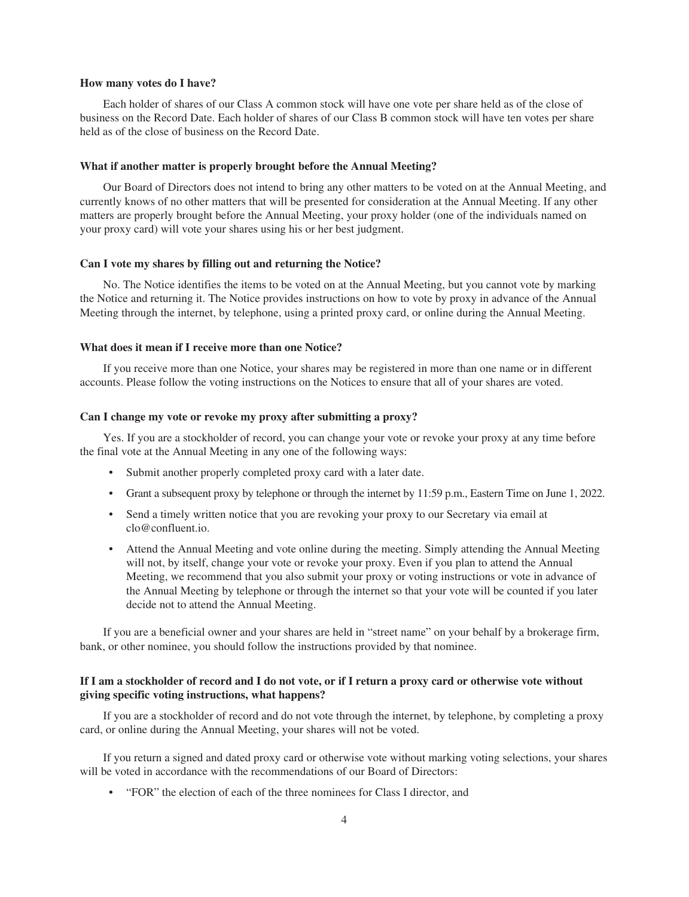**How many votes do I have?**

Each holder of shares of our Class A common stock will have one vote per share held as of the close of business on the Record Date. Each holder of shares of our Class B common stock will have ten votes per share held as of the close of business on the Record Date.

**What if another matter is properly brought before the Annual Meeting?**

Our Board of Directors does not intend to bring any other matters to be voted on at the Annual Meeting, and currently knows of no other matters that will be presented for consideration at the Annual Meeting. If any other matters are properly brought before the Annual Meeting, your proxy holder (one of the individuals named on your proxy card) will vote your shares using his or her best judgment.

**Can I vote my shares by filling out and returning the Notice?**

No. The Notice identifies the items to be voted on at the Annual Meeting, but you cannot vote by marking the Notice and returning it. The Notice provides instructions on how to vote by proxy in advance of the Annual Meeting through the internet, by telephone, using a printed proxy card, or online during the Annual Meeting.

**What does it mean if I receive more than one Notice?**

If you receive more than one Notice, your shares may be registered in more than one name or in different accounts. Please follow the voting instructions on the Notices to ensure that all of your shares are voted.

**Can I change my vote or revoke my proxy after submitting a proxy?**

Yes. If you are a stockholder of record, you can change your vote or revoke your proxy at any time before the final vote at the Annual Meeting in any one of the following ways:

- Submit another properly completed proxy card with a later date.
- Grant a subsequent proxy by telephone or through the internet by 11:59 p.m., Eastern Time on June 1, 2022.
- Send a timely written notice that you are revoking your proxy to our Secretary via email at clo@confluent.io.
- Attend the Annual Meeting and vote online during the meeting. Simply attending the Annual Meeting will not, by itself, change your vote or revoke your proxy. Even if you plan to attend the Annual Meeting, we recommend that you also submit your proxy or voting instructions or vote in advance of the Annual Meeting by telephone or through the internet so that your vote will be counted if you later decide not to attend the Annual Meeting.

If you are a beneficial owner and your shares are held in "street name" on your behalf by a brokerage firm, bank, or other nominee, you should follow the instructions provided by that nominee.

**If I am a stockholder of record and I do not vote, or if I return a proxy card or otherwise vote without giving specific voting instructions, what happens?**

If you are a stockholder of record and do not vote through the internet, by telephone, by completing a proxy card, or online during the Annual Meeting, your shares will not be voted.

If you return a signed and dated proxy card or otherwise vote without marking voting selections, your shares will be voted in accordance with the recommendations of our Board of Directors:

- "FOR" the election of each of the three nominees for Class I director, and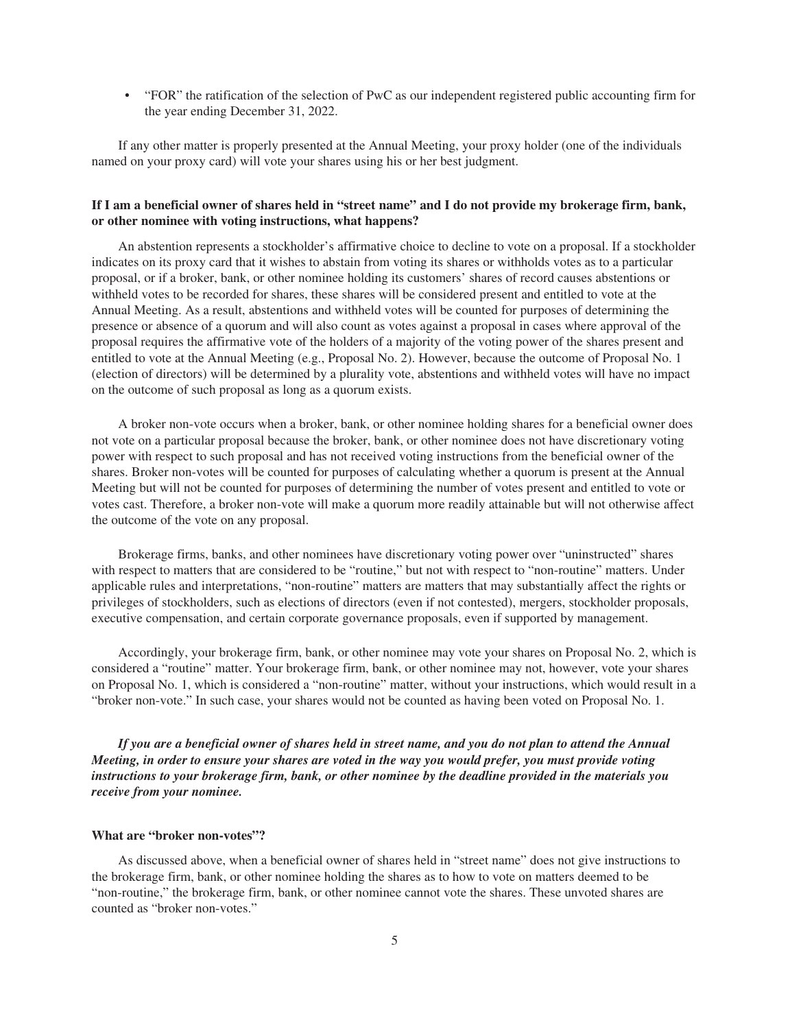- "FOR" the ratification of the selection of PwC as our independent registered public accounting firm for the year ending December 31, 2022.

If any other matter is properly presented at the Annual Meeting, your proxy holder (one of the individuals named on your proxy card) will vote your shares using his or her best judgment.

**If I am a beneficial owner of shares held in "street name" and I do not provide my brokerage firm, bank, or other nominee with voting instructions, what happens?**

An abstention represents a stockholder's affirmative choice to decline to vote on a proposal. If a stockholder indicates on its proxy card that it wishes to abstain from voting its shares or withholds votes as to a particular proposal, or if a broker, bank, or other nominee holding its customers' shares of record causes abstentions or withheld votes to be recorded for shares, these shares will be considered present and entitled to vote at the Annual Meeting. As a result, abstentions and withheld votes will be counted for purposes of determining the presence or absence of a quorum and will also count as votes against a proposal in cases where approval of the proposal requires the affirmative vote of the holders of a majority of the voting power of the shares present and entitled to vote at the Annual Meeting (e.g., Proposal No. 2). However, because the outcome of Proposal No. 1 (election of directors) will be determined by a plurality vote, abstentions and withheld votes will have no impact on the outcome of such proposal as long as a quorum exists.

A broker non-vote occurs when a broker, bank, or other nominee holding shares for a beneficial owner does not vote on a particular proposal because the broker, bank, or other nominee does not have discretionary voting power with respect to such proposal and has not received voting instructions from the beneficial owner of the shares. Broker non-votes will be counted for purposes of calculating whether a quorum is present at the Annual Meeting but will not be counted for purposes of determining the number of votes present and entitled to vote or votes cast. Therefore, a broker non-vote will make a quorum more readily attainable but will not otherwise affect the outcome of the vote on any proposal.

Brokerage firms, banks, and other nominees have discretionary voting power over "uninstructed" shares with respect to matters that are considered to be "routine," but not with respect to "non-routine" matters. Under applicable rules and interpretations, "non-routine" matters are matters that may substantially affect the rights or privileges of stockholders, such as elections of directors (even if not contested), mergers, stockholder proposals, executive compensation, and certain corporate governance proposals, even if supported by management.

Accordingly, your brokerage firm, bank, or other nominee may vote your shares on Proposal No. 2, which is considered a "routine" matter. Your brokerage firm, bank, or other nominee may not, however, vote your shares on Proposal No. 1, which is considered a "non-routine" matter, without your instructions, which would result in a "broker non-vote." In such case, your shares would not be counted as having been voted on Proposal No. 1.

***If you are a beneficial owner of shares held in street name, and you do not plan to attend the Annual Meeting, in order to ensure your shares are voted in the way you would prefer, you must provide voting instructions to your brokerage firm, bank, or other nominee by the deadline provided in the materials you receive from your nominee.***

**What are "broker non-votes"?**

As discussed above, when a beneficial owner of shares held in "street name" does not give instructions to the brokerage firm, bank, or other nominee holding the shares as to how to vote on matters deemed to be "non-routine," the brokerage firm, bank, or other nominee cannot vote the shares. These unvoted shares are counted as "broker non-votes."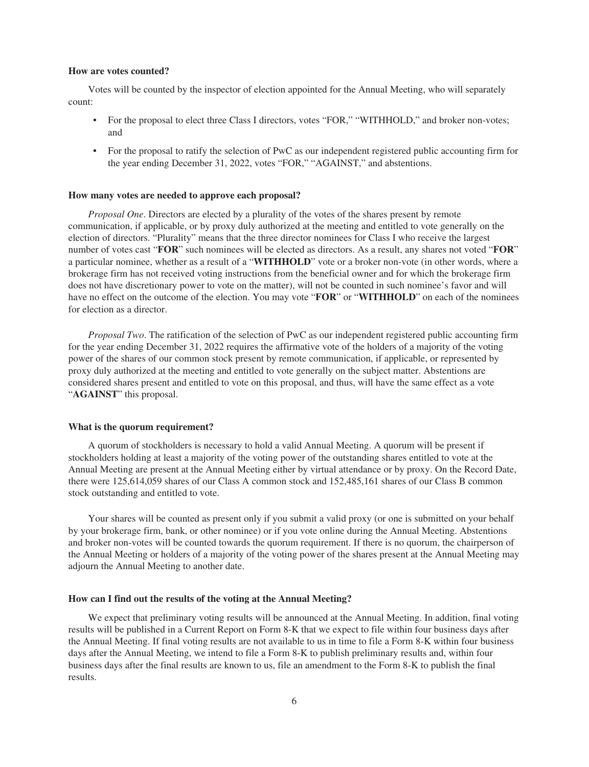**How are votes counted?**

Votes will be counted by the inspector of election appointed for the Annual Meeting, who will separately count:

- For the proposal to elect three Class I directors, votes "FOR," "WITHHOLD," and broker non-votes; and
- For the proposal to ratify the selection of PwC as our independent registered public accounting firm for the year ending December 31, 2022, votes "FOR," "AGAINST," and abstentions.

**How many votes are needed to approve each proposal?**

*Proposal One*. Directors are elected by a plurality of the votes of the shares present by remote communication, if applicable, or by proxy duly authorized at the meeting and entitled to vote generally on the election of directors. "Plurality" means that the three director nominees for Class I who receive the largest number of votes cast "**FOR**" such nominees will be elected as directors. As a result, any shares not voted "**FOR**" a particular nominee, whether as a result of a "**WITHHOLD**" vote or a broker non-vote (in other words, where a brokerage firm has not received voting instructions from the beneficial owner and for which the brokerage firm does not have discretionary power to vote on the matter), will not be counted in such nominee's favor and will have no effect on the outcome of the election. You may vote "**FOR**" or "**WITHHOLD**" on each of the nominees for election as a director.

*Proposal Two*. The ratification of the selection of PwC as our independent registered public accounting firm for the year ending December 31, 2022 requires the affirmative vote of the holders of a majority of the voting power of the shares of our common stock present by remote communication, if applicable, or represented by proxy duly authorized at the meeting and entitled to vote generally on the subject matter. Abstentions are considered shares present and entitled to vote on this proposal, and thus, will have the same effect as a vote "**AGAINST**" this proposal.

**What is the quorum requirement?**

A quorum of stockholders is necessary to hold a valid Annual Meeting. A quorum will be present if stockholders holding at least a majority of the voting power of the outstanding shares entitled to vote at the Annual Meeting are present at the Annual Meeting either by virtual attendance or by proxy. On the Record Date, there were 125,614,059 shares of our Class A common stock and 152,485,161 shares of our Class B common stock outstanding and entitled to vote.

Your shares will be counted as present only if you submit a valid proxy (or one is submitted on your behalf by your brokerage firm, bank, or other nominee) or if you vote online during the Annual Meeting. Abstentions and broker non-votes will be counted towards the quorum requirement. If there is no quorum, the chairperson of the Annual Meeting or holders of a majority of the voting power of the shares present at the Annual Meeting may adjourn the Annual Meeting to another date.

**How can I find out the results of the voting at the Annual Meeting?**

We expect that preliminary voting results will be announced at the Annual Meeting. In addition, final voting results will be published in a Current Report on Form 8-K that we expect to file within four business days after the Annual Meeting. If final voting results are not available to us in time to file a Form 8-K within four business days after the Annual Meeting, we intend to file a Form 8-K to publish preliminary results and, within four business days after the final results are known to us, file an amendment to the Form 8-K to publish the final results.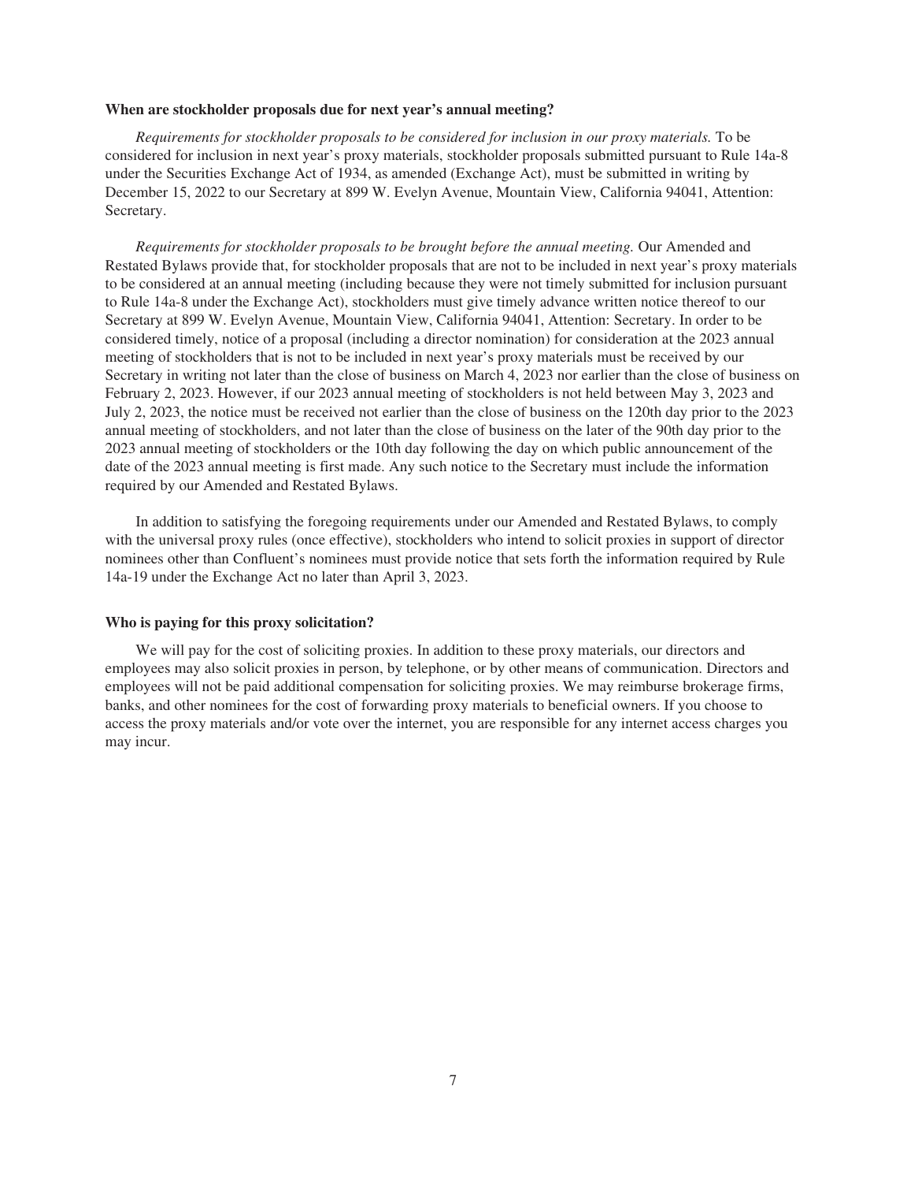**When are stockholder proposals due for next year's annual meeting?**

*Requirements for stockholder proposals to be considered for inclusion in our proxy materials.* To be considered for inclusion in next year's proxy materials, stockholder proposals submitted pursuant to Rule 14a-8 under the Securities Exchange Act of 1934, as amended (Exchange Act), must be submitted in writing by December 15, 2022 to our Secretary at 899 W. Evelyn Avenue, Mountain View, California 94041, Attention: Secretary.

*Requirements for stockholder proposals to be brought before the annual meeting.* Our Amended and Restated Bylaws provide that, for stockholder proposals that are not to be included in next year's proxy materials to be considered at an annual meeting (including because they were not timely submitted for inclusion pursuant to Rule 14a-8 under the Exchange Act), stockholders must give timely advance written notice thereof to our Secretary at 899 W. Evelyn Avenue, Mountain View, California 94041, Attention: Secretary. In order to be considered timely, notice of a proposal (including a director nomination) for consideration at the 2023 annual meeting of stockholders that is not to be included in next year's proxy materials must be received by our Secretary in writing not later than the close of business on March 4, 2023 nor earlier than the close of business on February 2, 2023. However, if our 2023 annual meeting of stockholders is not held between May 3, 2023 and July 2, 2023, the notice must be received not earlier than the close of business on the 120th day prior to the 2023 annual meeting of stockholders, and not later than the close of business on the later of the 90th day prior to the 2023 annual meeting of stockholders or the 10th day following the day on which public announcement of the date of the 2023 annual meeting is first made. Any such notice to the Secretary must include the information required by our Amended and Restated Bylaws.

In addition to satisfying the foregoing requirements under our Amended and Restated Bylaws, to comply with the universal proxy rules (once effective), stockholders who intend to solicit proxies in support of director nominees other than Confluent's nominees must provide notice that sets forth the information required by Rule 14a-19 under the Exchange Act no later than April 3, 2023.

**Who is paying for this proxy solicitation?**

We will pay for the cost of soliciting proxies. In addition to these proxy materials, our directors and employees may also solicit proxies in person, by telephone, or by other means of communication. Directors and employees will not be paid additional compensation for soliciting proxies. We may reimburse brokerage firms, banks, and other nominees for the cost of forwarding proxy materials to beneficial owners. If you choose to access the proxy materials and/or vote over the internet, you are responsible for any internet access charges you may incur.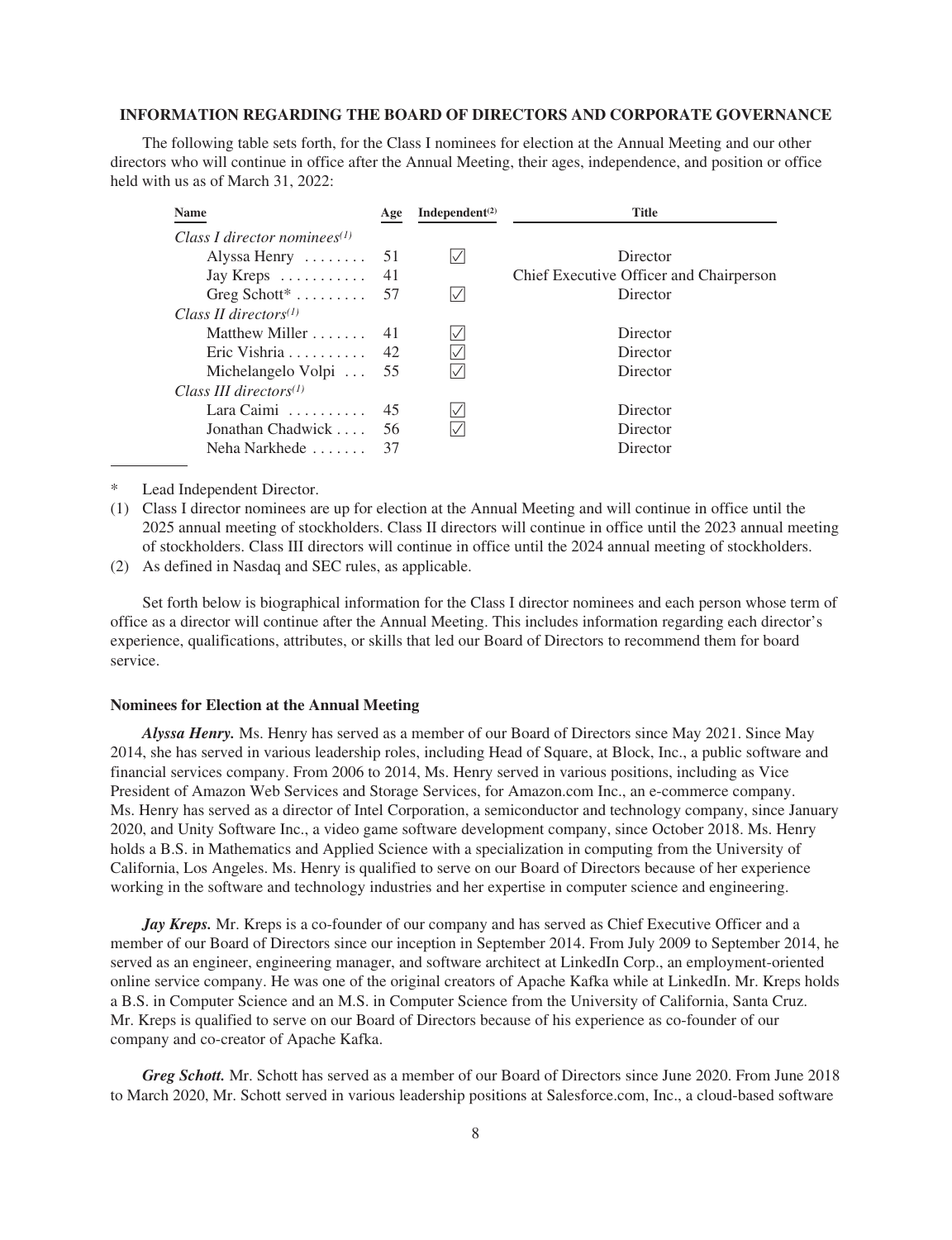### INFORMATION REGARDING THE BOARD OF DIRECTORS AND CORPORATE GOVERNANCE

The following table sets forth, for the Class I nominees for election at the Annual Meeting and our other directors who will continue in office after the Annual Meeting, their ages, independence, and position or office held with us as of March 31, 2022:

| Name | Age | Independent[(2)] | Title |
|---|---|---|---|
| *Class I director nominees[(1)]* | | | |
| Alyssa Henry | 51 | ✓ | Director |
| Jay Kreps | 41 | | Chief Executive Officer and Chairperson |
| Greg Schott* | 57 | ✓ | Director |
| *Class II directors[(1)]* | | | |
| Matthew Miller | 41 | ✓ | Director |
| Eric Vishria | 42 | ✓ | Director |
| Michelangelo Volpi | 55 | ✓ | Director |
| *Class III directors[(1)]* | | | |
| Lara Caimi | 45 | ✓ | Director |
| Jonathan Chadwick | 56 | ✓ | Director |
| Neha Narkhede | 37 | | Director |

\* Lead Independent Director.

(1) Class I director nominees are up for election at the Annual Meeting and will continue in office until the 2025 annual meeting of stockholders. Class II directors will continue in office until the 2023 annual meeting of stockholders. Class III directors will continue in office until the 2024 annual meeting of stockholders.

(2) As defined in Nasdaq and SEC rules, as applicable.

Set forth below is biographical information for the Class I director nominees and each person whose term of office as a director will continue after the Annual Meeting. This includes information regarding each director's experience, qualifications, attributes, or skills that led our Board of Directors to recommend them for board service.

#### Nominees for Election at the Annual Meeting

***Alyssa Henry.*** Ms. Henry has served as a member of our Board of Directors since May 2021. Since May 2014, she has served in various leadership roles, including Head of Square, at Block, Inc., a public software and financial services company. From 2006 to 2014, Ms. Henry served in various positions, including as Vice President of Amazon Web Services and Storage Services, for Amazon.com Inc., an e-commerce company. Ms. Henry has served as a director of Intel Corporation, a semiconductor and technology company, since January 2020, and Unity Software Inc., a video game software development company, since October 2018. Ms. Henry holds a B.S. in Mathematics and Applied Science with a specialization in computing from the University of California, Los Angeles. Ms. Henry is qualified to serve on our Board of Directors because of her experience working in the software and technology industries and her expertise in computer science and engineering.

***Jay Kreps.*** Mr. Kreps is a co-founder of our company and has served as Chief Executive Officer and a member of our Board of Directors since our inception in September 2014. From July 2009 to September 2014, he served as an engineer, engineering manager, and software architect at LinkedIn Corp., an employment-oriented online service company. He was one of the original creators of Apache Kafka while at LinkedIn. Mr. Kreps holds a B.S. in Computer Science and an M.S. in Computer Science from the University of California, Santa Cruz. Mr. Kreps is qualified to serve on our Board of Directors because of his experience as co-founder of our company and co-creator of Apache Kafka.

***Greg Schott.*** Mr. Schott has served as a member of our Board of Directors since June 2020. From June 2018 to March 2020, Mr. Schott served in various leadership positions at Salesforce.com, Inc., a cloud-based software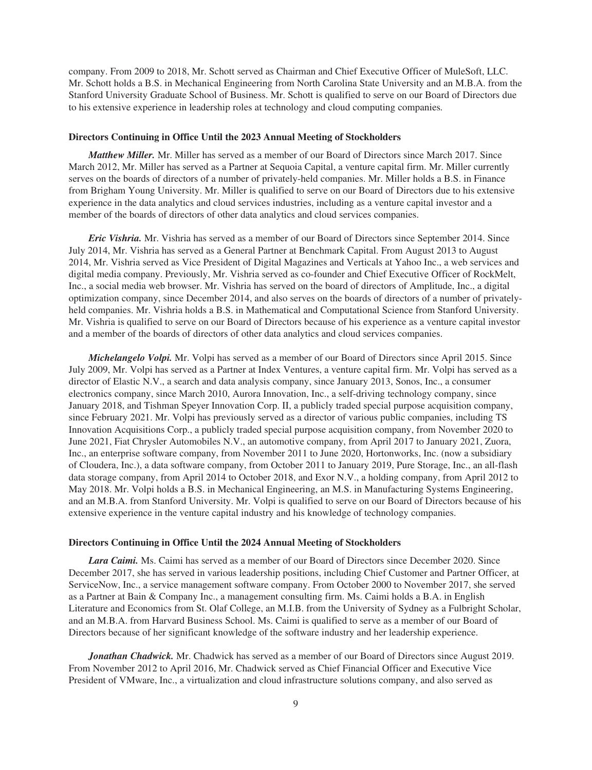company. From 2009 to 2018, Mr. Schott served as Chairman and Chief Executive Officer of MuleSoft, LLC. Mr. Schott holds a B.S. in Mechanical Engineering from North Carolina State University and an M.B.A. from the Stanford University Graduate School of Business. Mr. Schott is qualified to serve on our Board of Directors due to his extensive experience in leadership roles at technology and cloud computing companies.

**Directors Continuing in Office Until the 2023 Annual Meeting of Stockholders**

***Matthew Miller.*** Mr. Miller has served as a member of our Board of Directors since March 2017. Since March 2012, Mr. Miller has served as a Partner at Sequoia Capital, a venture capital firm. Mr. Miller currently serves on the boards of directors of a number of privately-held companies. Mr. Miller holds a B.S. in Finance from Brigham Young University. Mr. Miller is qualified to serve on our Board of Directors due to his extensive experience in the data analytics and cloud services industries, including as a venture capital investor and a member of the boards of directors of other data analytics and cloud services companies.

***Eric Vishria.*** Mr. Vishria has served as a member of our Board of Directors since September 2014. Since July 2014, Mr. Vishria has served as a General Partner at Benchmark Capital. From August 2013 to August 2014, Mr. Vishria served as Vice President of Digital Magazines and Verticals at Yahoo Inc., a web services and digital media company. Previously, Mr. Vishria served as co-founder and Chief Executive Officer of RockMelt, Inc., a social media web browser. Mr. Vishria has served on the board of directors of Amplitude, Inc., a digital optimization company, since December 2014, and also serves on the boards of directors of a number of privately-held companies. Mr. Vishria holds a B.S. in Mathematical and Computational Science from Stanford University. Mr. Vishria is qualified to serve on our Board of Directors because of his experience as a venture capital investor and a member of the boards of directors of other data analytics and cloud services companies.

***Michelangelo Volpi.*** Mr. Volpi has served as a member of our Board of Directors since April 2015. Since July 2009, Mr. Volpi has served as a Partner at Index Ventures, a venture capital firm. Mr. Volpi has served as a director of Elastic N.V., a search and data analysis company, since January 2013, Sonos, Inc., a consumer electronics company, since March 2010, Aurora Innovation, Inc., a self-driving technology company, since January 2018, and Tishman Speyer Innovation Corp. II, a publicly traded special purpose acquisition company, since February 2021. Mr. Volpi has previously served as a director of various public companies, including TS Innovation Acquisitions Corp., a publicly traded special purpose acquisition company, from November 2020 to June 2021, Fiat Chrysler Automobiles N.V., an automotive company, from April 2017 to January 2021, Zuora, Inc., an enterprise software company, from November 2011 to June 2020, Hortonworks, Inc. (now a subsidiary of Cloudera, Inc.), a data software company, from October 2011 to January 2019, Pure Storage, Inc., an all-flash data storage company, from April 2014 to October 2018, and Exor N.V., a holding company, from April 2012 to May 2018. Mr. Volpi holds a B.S. in Mechanical Engineering, an M.S. in Manufacturing Systems Engineering, and an M.B.A. from Stanford University. Mr. Volpi is qualified to serve on our Board of Directors because of his extensive experience in the venture capital industry and his knowledge of technology companies.

**Directors Continuing in Office Until the 2024 Annual Meeting of Stockholders**

***Lara Caimi.*** Ms. Caimi has served as a member of our Board of Directors since December 2020. Since December 2017, she has served in various leadership positions, including Chief Customer and Partner Officer, at ServiceNow, Inc., a service management software company. From October 2000 to November 2017, she served as a Partner at Bain & Company Inc., a management consulting firm. Ms. Caimi holds a B.A. in English Literature and Economics from St. Olaf College, an M.I.B. from the University of Sydney as a Fulbright Scholar, and an M.B.A. from Harvard Business School. Ms. Caimi is qualified to serve as a member of our Board of Directors because of her significant knowledge of the software industry and her leadership experience.

***Jonathan Chadwick.*** Mr. Chadwick has served as a member of our Board of Directors since August 2019. From November 2012 to April 2016, Mr. Chadwick served as Chief Financial Officer and Executive Vice President of VMware, Inc., a virtualization and cloud infrastructure solutions company, and also served as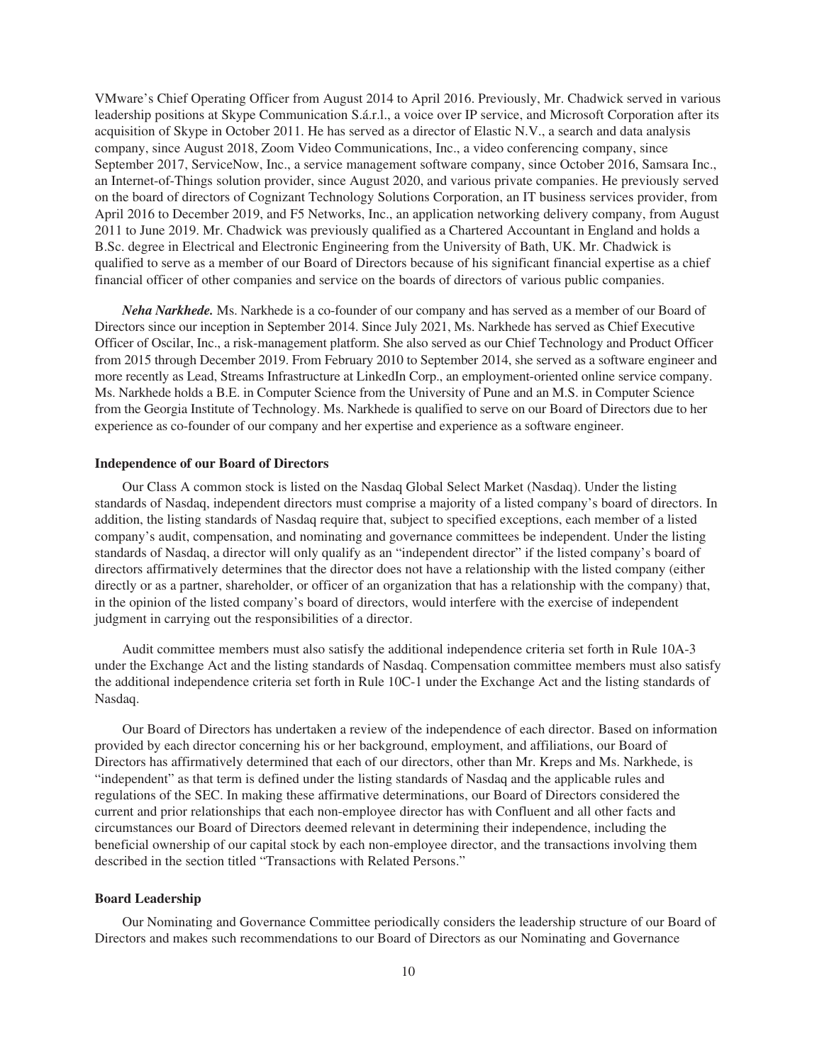VMware's Chief Operating Officer from August 2014 to April 2016. Previously, Mr. Chadwick served in various leadership positions at Skype Communication S.á.r.l., a voice over IP service, and Microsoft Corporation after its acquisition of Skype in October 2011. He has served as a director of Elastic N.V., a search and data analysis company, since August 2018, Zoom Video Communications, Inc., a video conferencing company, since September 2017, ServiceNow, Inc., a service management software company, since October 2016, Samsara Inc., an Internet-of-Things solution provider, since August 2020, and various private companies. He previously served on the board of directors of Cognizant Technology Solutions Corporation, an IT business services provider, from April 2016 to December 2019, and F5 Networks, Inc., an application networking delivery company, from August 2011 to June 2019. Mr. Chadwick was previously qualified as a Chartered Accountant in England and holds a B.Sc. degree in Electrical and Electronic Engineering from the University of Bath, UK. Mr. Chadwick is qualified to serve as a member of our Board of Directors because of his significant financial expertise as a chief financial officer of other companies and service on the boards of directors of various public companies.

***Neha Narkhede.*** Ms. Narkhede is a co-founder of our company and has served as a member of our Board of Directors since our inception in September 2014. Since July 2021, Ms. Narkhede has served as Chief Executive Officer of Oscilar, Inc., a risk-management platform. She also served as our Chief Technology and Product Officer from 2015 through December 2019. From February 2010 to September 2014, she served as a software engineer and more recently as Lead, Streams Infrastructure at LinkedIn Corp., an employment-oriented online service company. Ms. Narkhede holds a B.E. in Computer Science from the University of Pune and an M.S. in Computer Science from the Georgia Institute of Technology. Ms. Narkhede is qualified to serve on our Board of Directors due to her experience as co-founder of our company and her expertise and experience as a software engineer.

**Independence of our Board of Directors**

Our Class A common stock is listed on the Nasdaq Global Select Market (Nasdaq). Under the listing standards of Nasdaq, independent directors must comprise a majority of a listed company's board of directors. In addition, the listing standards of Nasdaq require that, subject to specified exceptions, each member of a listed company's audit, compensation, and nominating and governance committees be independent. Under the listing standards of Nasdaq, a director will only qualify as an "independent director" if the listed company's board of directors affirmatively determines that the director does not have a relationship with the listed company (either directly or as a partner, shareholder, or officer of an organization that has a relationship with the company) that, in the opinion of the listed company's board of directors, would interfere with the exercise of independent judgment in carrying out the responsibilities of a director.

Audit committee members must also satisfy the additional independence criteria set forth in Rule 10A-3 under the Exchange Act and the listing standards of Nasdaq. Compensation committee members must also satisfy the additional independence criteria set forth in Rule 10C-1 under the Exchange Act and the listing standards of Nasdaq.

Our Board of Directors has undertaken a review of the independence of each director. Based on information provided by each director concerning his or her background, employment, and affiliations, our Board of Directors has affirmatively determined that each of our directors, other than Mr. Kreps and Ms. Narkhede, is "independent" as that term is defined under the listing standards of Nasdaq and the applicable rules and regulations of the SEC. In making these affirmative determinations, our Board of Directors considered the current and prior relationships that each non-employee director has with Confluent and all other facts and circumstances our Board of Directors deemed relevant in determining their independence, including the beneficial ownership of our capital stock by each non-employee director, and the transactions involving them described in the section titled "Transactions with Related Persons."

**Board Leadership**

Our Nominating and Governance Committee periodically considers the leadership structure of our Board of Directors and makes such recommendations to our Board of Directors as our Nominating and Governance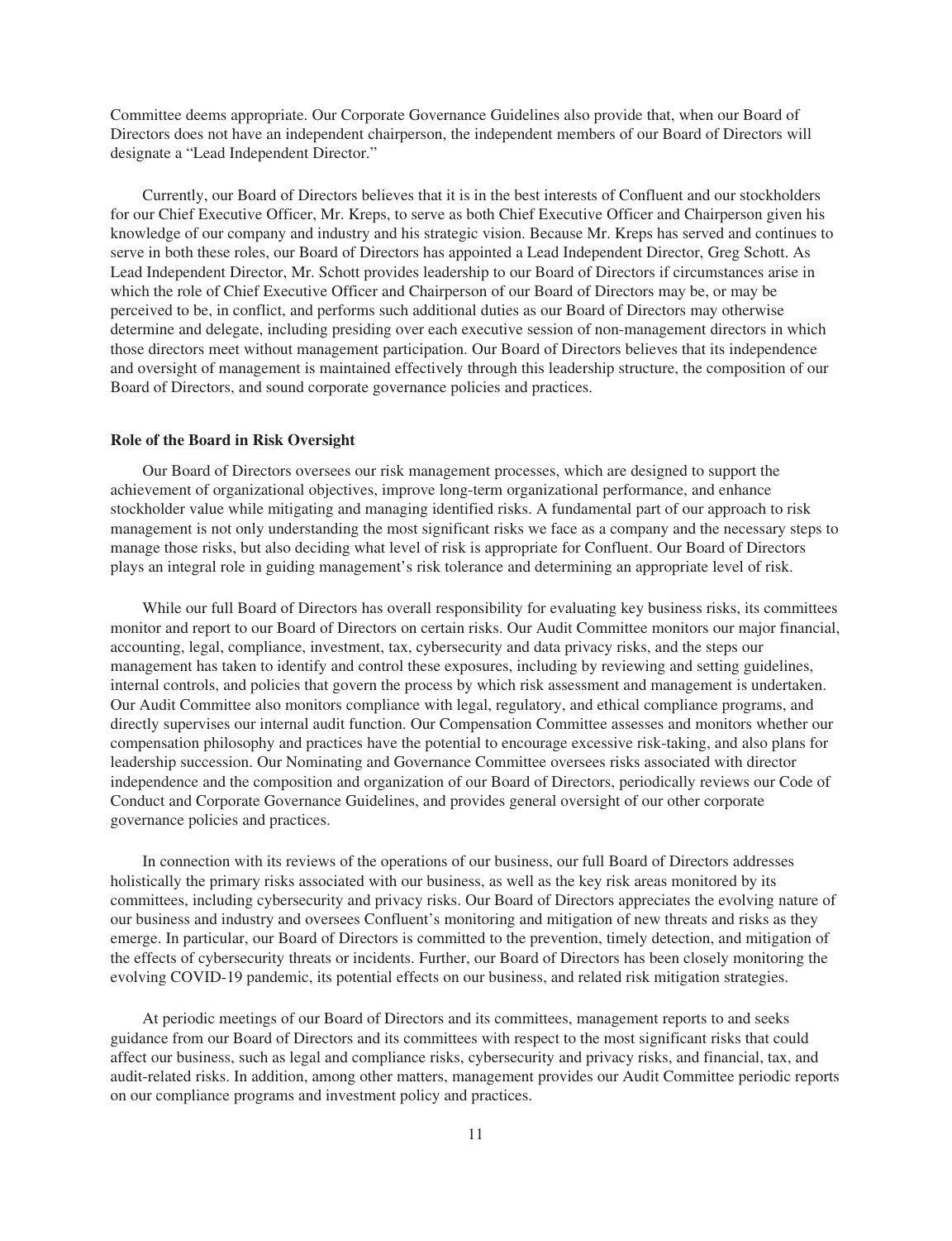Committee deems appropriate. Our Corporate Governance Guidelines also provide that, when our Board of Directors does not have an independent chairperson, the independent members of our Board of Directors will designate a "Lead Independent Director."

Currently, our Board of Directors believes that it is in the best interests of Confluent and our stockholders for our Chief Executive Officer, Mr. Kreps, to serve as both Chief Executive Officer and Chairperson given his knowledge of our company and industry and his strategic vision. Because Mr. Kreps has served and continues to serve in both these roles, our Board of Directors has appointed a Lead Independent Director, Greg Schott. As Lead Independent Director, Mr. Schott provides leadership to our Board of Directors if circumstances arise in which the role of Chief Executive Officer and Chairperson of our Board of Directors may be, or may be perceived to be, in conflict, and performs such additional duties as our Board of Directors may otherwise determine and delegate, including presiding over each executive session of non-management directors in which those directors meet without management participation. Our Board of Directors believes that its independence and oversight of management is maintained effectively through this leadership structure, the composition of our Board of Directors, and sound corporate governance policies and practices.

**Role of the Board in Risk Oversight**

Our Board of Directors oversees our risk management processes, which are designed to support the achievement of organizational objectives, improve long-term organizational performance, and enhance stockholder value while mitigating and managing identified risks. A fundamental part of our approach to risk management is not only understanding the most significant risks we face as a company and the necessary steps to manage those risks, but also deciding what level of risk is appropriate for Confluent. Our Board of Directors plays an integral role in guiding management's risk tolerance and determining an appropriate level of risk.

While our full Board of Directors has overall responsibility for evaluating key business risks, its committees monitor and report to our Board of Directors on certain risks. Our Audit Committee monitors our major financial, accounting, legal, compliance, investment, tax, cybersecurity and data privacy risks, and the steps our management has taken to identify and control these exposures, including by reviewing and setting guidelines, internal controls, and policies that govern the process by which risk assessment and management is undertaken. Our Audit Committee also monitors compliance with legal, regulatory, and ethical compliance programs, and directly supervises our internal audit function. Our Compensation Committee assesses and monitors whether our compensation philosophy and practices have the potential to encourage excessive risk-taking, and also plans for leadership succession. Our Nominating and Governance Committee oversees risks associated with director independence and the composition and organization of our Board of Directors, periodically reviews our Code of Conduct and Corporate Governance Guidelines, and provides general oversight of our other corporate governance policies and practices.

In connection with its reviews of the operations of our business, our full Board of Directors addresses holistically the primary risks associated with our business, as well as the key risk areas monitored by its committees, including cybersecurity and privacy risks. Our Board of Directors appreciates the evolving nature of our business and industry and oversees Confluent's monitoring and mitigation of new threats and risks as they emerge. In particular, our Board of Directors is committed to the prevention, timely detection, and mitigation of the effects of cybersecurity threats or incidents. Further, our Board of Directors has been closely monitoring the evolving COVID-19 pandemic, its potential effects on our business, and related risk mitigation strategies.

At periodic meetings of our Board of Directors and its committees, management reports to and seeks guidance from our Board of Directors and its committees with respect to the most significant risks that could affect our business, such as legal and compliance risks, cybersecurity and privacy risks, and financial, tax, and audit-related risks. In addition, among other matters, management provides our Audit Committee periodic reports on our compliance programs and investment policy and practices.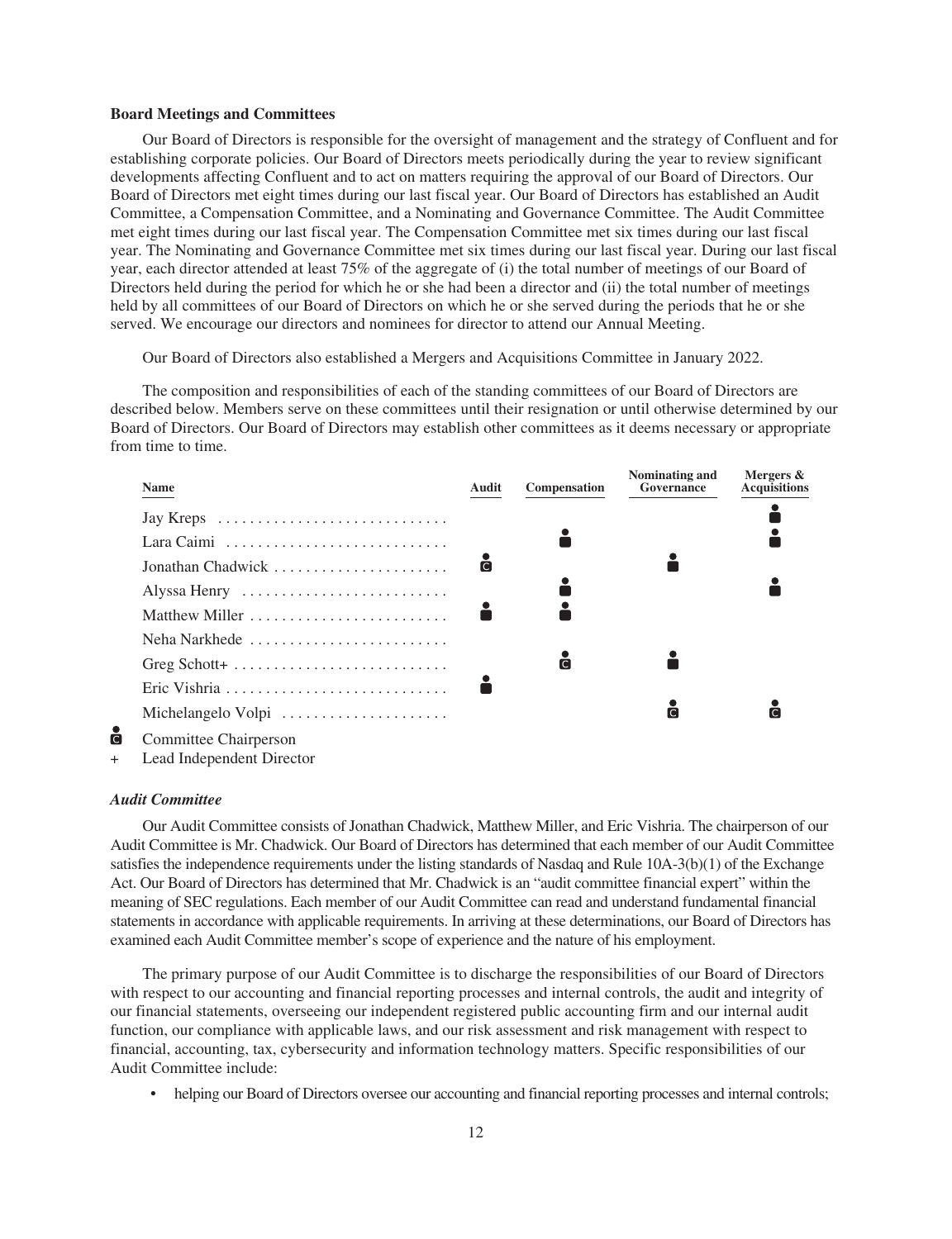**Board Meetings and Committees**

Our Board of Directors is responsible for the oversight of management and the strategy of Confluent and for establishing corporate policies. Our Board of Directors meets periodically during the year to review significant developments affecting Confluent and to act on matters requiring the approval of our Board of Directors. Our Board of Directors met eight times during our last fiscal year. Our Board of Directors has established an Audit Committee, a Compensation Committee, and a Nominating and Governance Committee. The Audit Committee met eight times during our last fiscal year. The Compensation Committee met six times during our last fiscal year. The Nominating and Governance Committee met six times during our last fiscal year. During our last fiscal year, each director attended at least 75% of the aggregate of (i) the total number of meetings of our Board of Directors held during the period for which he or she had been a director and (ii) the total number of meetings held by all committees of our Board of Directors on which he or she served during the periods that he or she served. We encourage our directors and nominees for director to attend our Annual Meeting.

Our Board of Directors also established a Mergers and Acquisitions Committee in January 2022.

The composition and responsibilities of each of the standing committees of our Board of Directors are described below. Members serve on these committees until their resignation or until otherwise determined by our Board of Directors. Our Board of Directors may establish other committees as it deems necessary or appropriate from time to time.

| Name | Audit | Compensation | Nominating and Governance | Mergers & Acquisitions |
|---|---|---|---|---|
| Jay Kreps | | | | Member |
| Lara Caimi | | Member | | Member |
| Jonathan Chadwick | Chair | | Member | |
| Alyssa Henry | | Member | | Member |
| Matthew Miller | Member | Member | | |
| Neha Narkhede | | | | |
| Greg Schott+ | | Chair | Member | |
| Eric Vishria | Member | | | |
| Michelangelo Volpi | | | Chair | Chair |

Chair: Committee Chairperson

+ Lead Independent Director

***Audit Committee***

Our Audit Committee consists of Jonathan Chadwick, Matthew Miller, and Eric Vishria. The chairperson of our Audit Committee is Mr. Chadwick. Our Board of Directors has determined that each member of our Audit Committee satisfies the independence requirements under the listing standards of Nasdaq and Rule 10A-3(b)(1) of the Exchange Act. Our Board of Directors has determined that Mr. Chadwick is an "audit committee financial expert" within the meaning of SEC regulations. Each member of our Audit Committee can read and understand fundamental financial statements in accordance with applicable requirements. In arriving at these determinations, our Board of Directors has examined each Audit Committee member's scope of experience and the nature of his employment.

The primary purpose of our Audit Committee is to discharge the responsibilities of our Board of Directors with respect to our accounting and financial reporting processes and internal controls, the audit and integrity of our financial statements, overseeing our independent registered public accounting firm and our internal audit function, our compliance with applicable laws, and our risk assessment and risk management with respect to financial, accounting, tax, cybersecurity and information technology matters. Specific responsibilities of our Audit Committee include:

- helping our Board of Directors oversee our accounting and financial reporting processes and internal controls;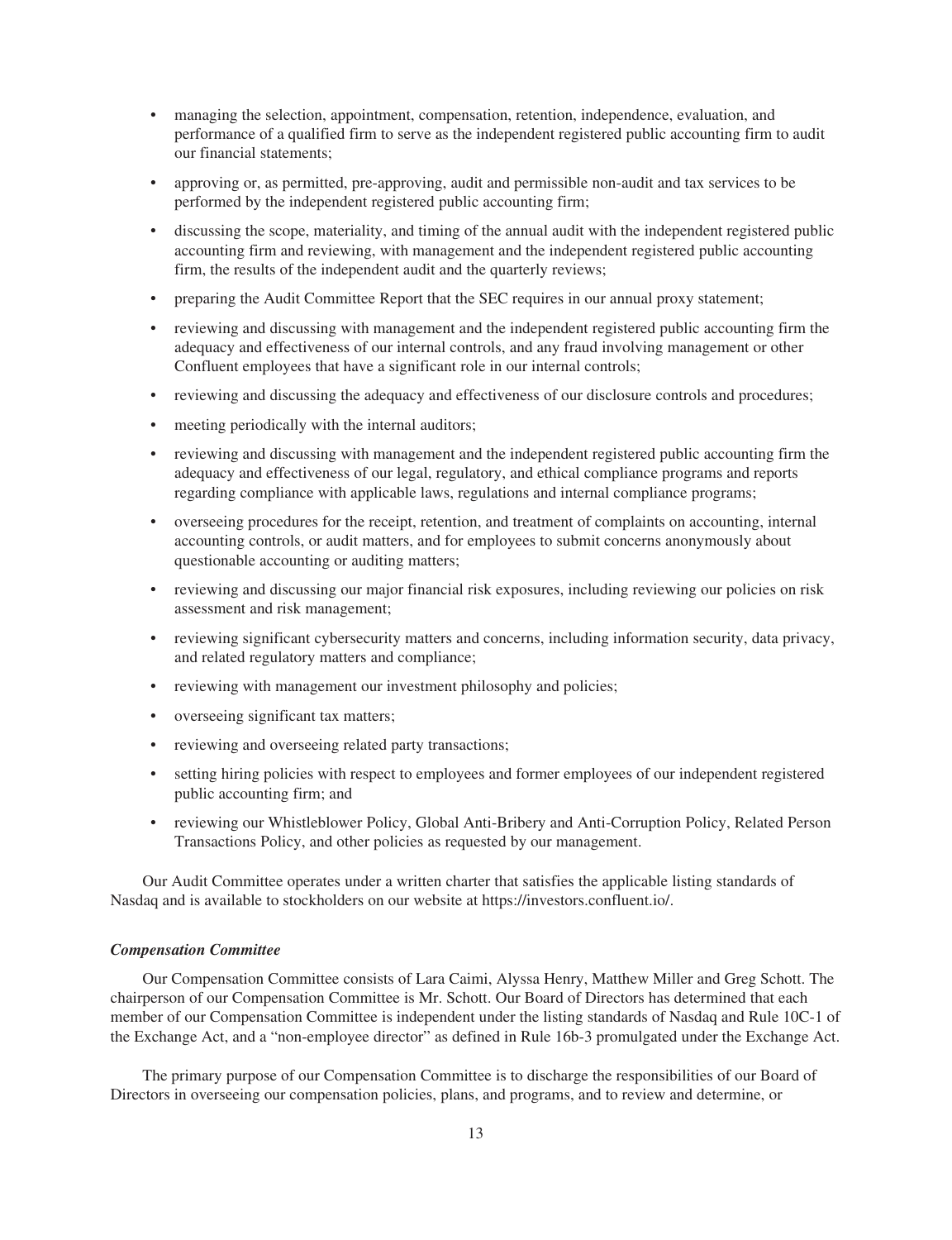- managing the selection, appointment, compensation, retention, independence, evaluation, and performance of a qualified firm to serve as the independent registered public accounting firm to audit our financial statements;
- approving or, as permitted, pre-approving, audit and permissible non-audit and tax services to be performed by the independent registered public accounting firm;
- discussing the scope, materiality, and timing of the annual audit with the independent registered public accounting firm and reviewing, with management and the independent registered public accounting firm, the results of the independent audit and the quarterly reviews;
- preparing the Audit Committee Report that the SEC requires in our annual proxy statement;
- reviewing and discussing with management and the independent registered public accounting firm the adequacy and effectiveness of our internal controls, and any fraud involving management or other Confluent employees that have a significant role in our internal controls;
- reviewing and discussing the adequacy and effectiveness of our disclosure controls and procedures;
- meeting periodically with the internal auditors;
- reviewing and discussing with management and the independent registered public accounting firm the adequacy and effectiveness of our legal, regulatory, and ethical compliance programs and reports regarding compliance with applicable laws, regulations and internal compliance programs;
- overseeing procedures for the receipt, retention, and treatment of complaints on accounting, internal accounting controls, or audit matters, and for employees to submit concerns anonymously about questionable accounting or auditing matters;
- reviewing and discussing our major financial risk exposures, including reviewing our policies on risk assessment and risk management;
- reviewing significant cybersecurity matters and concerns, including information security, data privacy, and related regulatory matters and compliance;
- reviewing with management our investment philosophy and policies;
- overseeing significant tax matters;
- reviewing and overseeing related party transactions;
- setting hiring policies with respect to employees and former employees of our independent registered public accounting firm; and
- reviewing our Whistleblower Policy, Global Anti-Bribery and Anti-Corruption Policy, Related Person Transactions Policy, and other policies as requested by our management.

Our Audit Committee operates under a written charter that satisfies the applicable listing standards of Nasdaq and is available to stockholders on our website at https://investors.confluent.io/.

***Compensation Committee***

Our Compensation Committee consists of Lara Caimi, Alyssa Henry, Matthew Miller and Greg Schott. The chairperson of our Compensation Committee is Mr. Schott. Our Board of Directors has determined that each member of our Compensation Committee is independent under the listing standards of Nasdaq and Rule 10C-1 of the Exchange Act, and a "non-employee director" as defined in Rule 16b-3 promulgated under the Exchange Act.

The primary purpose of our Compensation Committee is to discharge the responsibilities of our Board of Directors in overseeing our compensation policies, plans, and programs, and to review and determine, or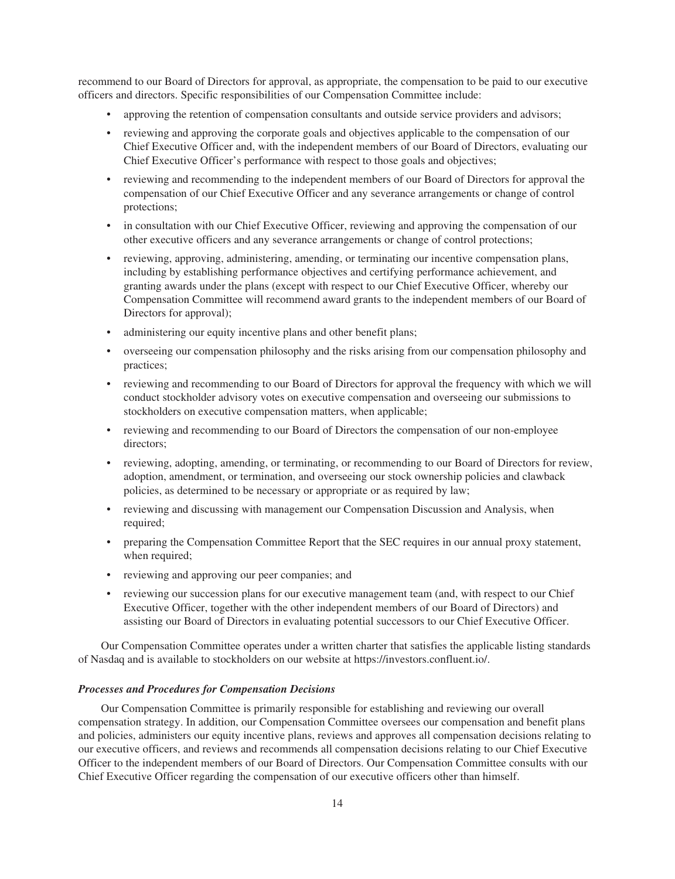recommend to our Board of Directors for approval, as appropriate, the compensation to be paid to our executive officers and directors. Specific responsibilities of our Compensation Committee include:

- approving the retention of compensation consultants and outside service providers and advisors;
- reviewing and approving the corporate goals and objectives applicable to the compensation of our Chief Executive Officer and, with the independent members of our Board of Directors, evaluating our Chief Executive Officer's performance with respect to those goals and objectives;
- reviewing and recommending to the independent members of our Board of Directors for approval the compensation of our Chief Executive Officer and any severance arrangements or change of control protections;
- in consultation with our Chief Executive Officer, reviewing and approving the compensation of our other executive officers and any severance arrangements or change of control protections;
- reviewing, approving, administering, amending, or terminating our incentive compensation plans, including by establishing performance objectives and certifying performance achievement, and granting awards under the plans (except with respect to our Chief Executive Officer, whereby our Compensation Committee will recommend award grants to the independent members of our Board of Directors for approval);
- administering our equity incentive plans and other benefit plans;
- overseeing our compensation philosophy and the risks arising from our compensation philosophy and practices;
- reviewing and recommending to our Board of Directors for approval the frequency with which we will conduct stockholder advisory votes on executive compensation and overseeing our submissions to stockholders on executive compensation matters, when applicable;
- reviewing and recommending to our Board of Directors the compensation of our non-employee directors;
- reviewing, adopting, amending, or terminating, or recommending to our Board of Directors for review, adoption, amendment, or termination, and overseeing our stock ownership policies and clawback policies, as determined to be necessary or appropriate or as required by law;
- reviewing and discussing with management our Compensation Discussion and Analysis, when required;
- preparing the Compensation Committee Report that the SEC requires in our annual proxy statement, when required;
- reviewing and approving our peer companies; and
- reviewing our succession plans for our executive management team (and, with respect to our Chief Executive Officer, together with the other independent members of our Board of Directors) and assisting our Board of Directors in evaluating potential successors to our Chief Executive Officer.

Our Compensation Committee operates under a written charter that satisfies the applicable listing standards of Nasdaq and is available to stockholders on our website at https://investors.confluent.io/.

***Processes and Procedures for Compensation Decisions***

Our Compensation Committee is primarily responsible for establishing and reviewing our overall compensation strategy. In addition, our Compensation Committee oversees our compensation and benefit plans and policies, administers our equity incentive plans, reviews and approves all compensation decisions relating to our executive officers, and reviews and recommends all compensation decisions relating to our Chief Executive Officer to the independent members of our Board of Directors. Our Compensation Committee consults with our Chief Executive Officer regarding the compensation of our executive officers other than himself.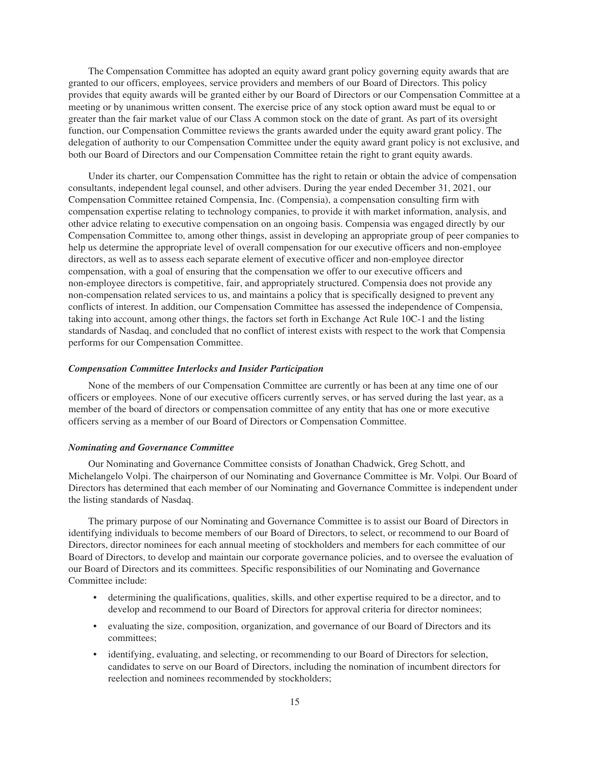The Compensation Committee has adopted an equity award grant policy governing equity awards that are granted to our officers, employees, service providers and members of our Board of Directors. This policy provides that equity awards will be granted either by our Board of Directors or our Compensation Committee at a meeting or by unanimous written consent. The exercise price of any stock option award must be equal to or greater than the fair market value of our Class A common stock on the date of grant. As part of its oversight function, our Compensation Committee reviews the grants awarded under the equity award grant policy. The delegation of authority to our Compensation Committee under the equity award grant policy is not exclusive, and both our Board of Directors and our Compensation Committee retain the right to grant equity awards.

Under its charter, our Compensation Committee has the right to retain or obtain the advice of compensation consultants, independent legal counsel, and other advisers. During the year ended December 31, 2021, our Compensation Committee retained Compensia, Inc. (Compensia), a compensation consulting firm with compensation expertise relating to technology companies, to provide it with market information, analysis, and other advice relating to executive compensation on an ongoing basis. Compensia was engaged directly by our Compensation Committee to, among other things, assist in developing an appropriate group of peer companies to help us determine the appropriate level of overall compensation for our executive officers and non-employee directors, as well as to assess each separate element of executive officer and non-employee director compensation, with a goal of ensuring that the compensation we offer to our executive officers and non-employee directors is competitive, fair, and appropriately structured. Compensia does not provide any non-compensation related services to us, and maintains a policy that is specifically designed to prevent any conflicts of interest. In addition, our Compensation Committee has assessed the independence of Compensia, taking into account, among other things, the factors set forth in Exchange Act Rule 10C-1 and the listing standards of Nasdaq, and concluded that no conflict of interest exists with respect to the work that Compensia performs for our Compensation Committee.

***Compensation Committee Interlocks and Insider Participation***

None of the members of our Compensation Committee are currently or has been at any time one of our officers or employees. None of our executive officers currently serves, or has served during the last year, as a member of the board of directors or compensation committee of any entity that has one or more executive officers serving as a member of our Board of Directors or Compensation Committee.

***Nominating and Governance Committee***

Our Nominating and Governance Committee consists of Jonathan Chadwick, Greg Schott, and Michelangelo Volpi. The chairperson of our Nominating and Governance Committee is Mr. Volpi. Our Board of Directors has determined that each member of our Nominating and Governance Committee is independent under the listing standards of Nasdaq.

The primary purpose of our Nominating and Governance Committee is to assist our Board of Directors in identifying individuals to become members of our Board of Directors, to select, or recommend to our Board of Directors, director nominees for each annual meeting of stockholders and members for each committee of our Board of Directors, to develop and maintain our corporate governance policies, and to oversee the evaluation of our Board of Directors and its committees. Specific responsibilities of our Nominating and Governance Committee include:

- determining the qualifications, qualities, skills, and other expertise required to be a director, and to develop and recommend to our Board of Directors for approval criteria for director nominees;
- evaluating the size, composition, organization, and governance of our Board of Directors and its committees;
- identifying, evaluating, and selecting, or recommending to our Board of Directors for selection, candidates to serve on our Board of Directors, including the nomination of incumbent directors for reelection and nominees recommended by stockholders;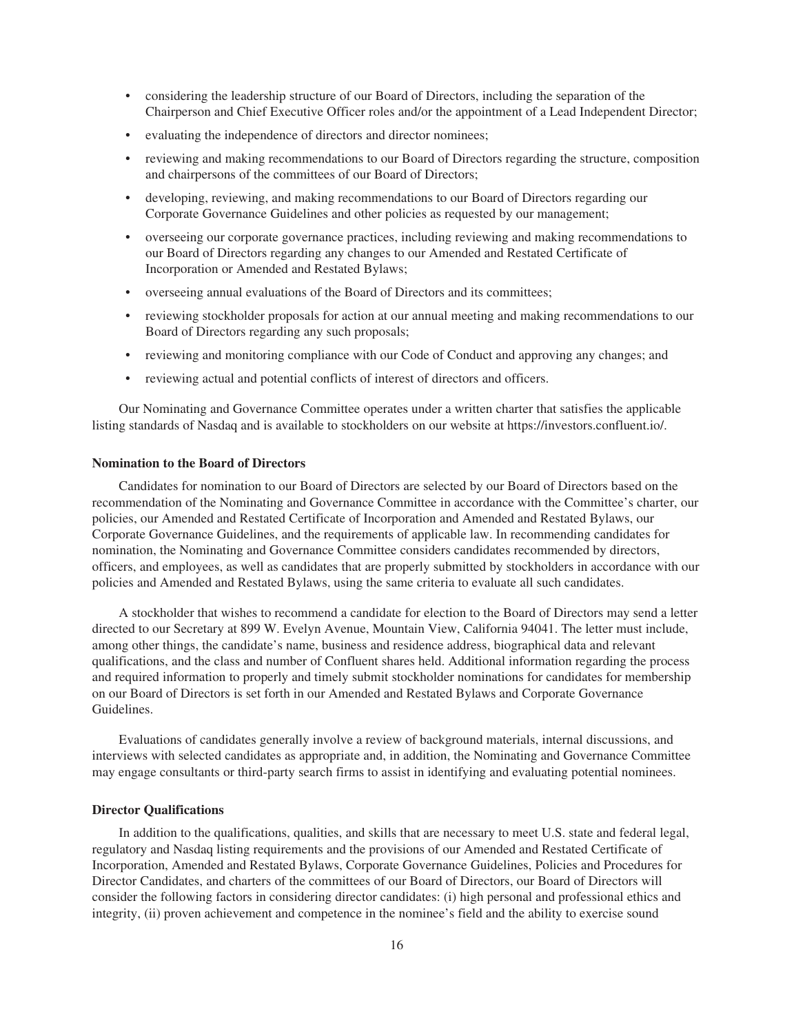- considering the leadership structure of our Board of Directors, including the separation of the Chairperson and Chief Executive Officer roles and/or the appointment of a Lead Independent Director;
- evaluating the independence of directors and director nominees;
- reviewing and making recommendations to our Board of Directors regarding the structure, composition and chairpersons of the committees of our Board of Directors;
- developing, reviewing, and making recommendations to our Board of Directors regarding our Corporate Governance Guidelines and other policies as requested by our management;
- overseeing our corporate governance practices, including reviewing and making recommendations to our Board of Directors regarding any changes to our Amended and Restated Certificate of Incorporation or Amended and Restated Bylaws;
- overseeing annual evaluations of the Board of Directors and its committees;
- reviewing stockholder proposals for action at our annual meeting and making recommendations to our Board of Directors regarding any such proposals;
- reviewing and monitoring compliance with our Code of Conduct and approving any changes; and
- reviewing actual and potential conflicts of interest of directors and officers.

Our Nominating and Governance Committee operates under a written charter that satisfies the applicable listing standards of Nasdaq and is available to stockholders on our website at https://investors.confluent.io/.

**Nomination to the Board of Directors**

Candidates for nomination to our Board of Directors are selected by our Board of Directors based on the recommendation of the Nominating and Governance Committee in accordance with the Committee's charter, our policies, our Amended and Restated Certificate of Incorporation and Amended and Restated Bylaws, our Corporate Governance Guidelines, and the requirements of applicable law. In recommending candidates for nomination, the Nominating and Governance Committee considers candidates recommended by directors, officers, and employees, as well as candidates that are properly submitted by stockholders in accordance with our policies and Amended and Restated Bylaws, using the same criteria to evaluate all such candidates.

A stockholder that wishes to recommend a candidate for election to the Board of Directors may send a letter directed to our Secretary at 899 W. Evelyn Avenue, Mountain View, California 94041. The letter must include, among other things, the candidate's name, business and residence address, biographical data and relevant qualifications, and the class and number of Confluent shares held. Additional information regarding the process and required information to properly and timely submit stockholder nominations for candidates for membership on our Board of Directors is set forth in our Amended and Restated Bylaws and Corporate Governance Guidelines.

Evaluations of candidates generally involve a review of background materials, internal discussions, and interviews with selected candidates as appropriate and, in addition, the Nominating and Governance Committee may engage consultants or third-party search firms to assist in identifying and evaluating potential nominees.

**Director Qualifications**

In addition to the qualifications, qualities, and skills that are necessary to meet U.S. state and federal legal, regulatory and Nasdaq listing requirements and the provisions of our Amended and Restated Certificate of Incorporation, Amended and Restated Bylaws, Corporate Governance Guidelines, Policies and Procedures for Director Candidates, and charters of the committees of our Board of Directors, our Board of Directors will consider the following factors in considering director candidates: (i) high personal and professional ethics and integrity, (ii) proven achievement and competence in the nominee's field and the ability to exercise sound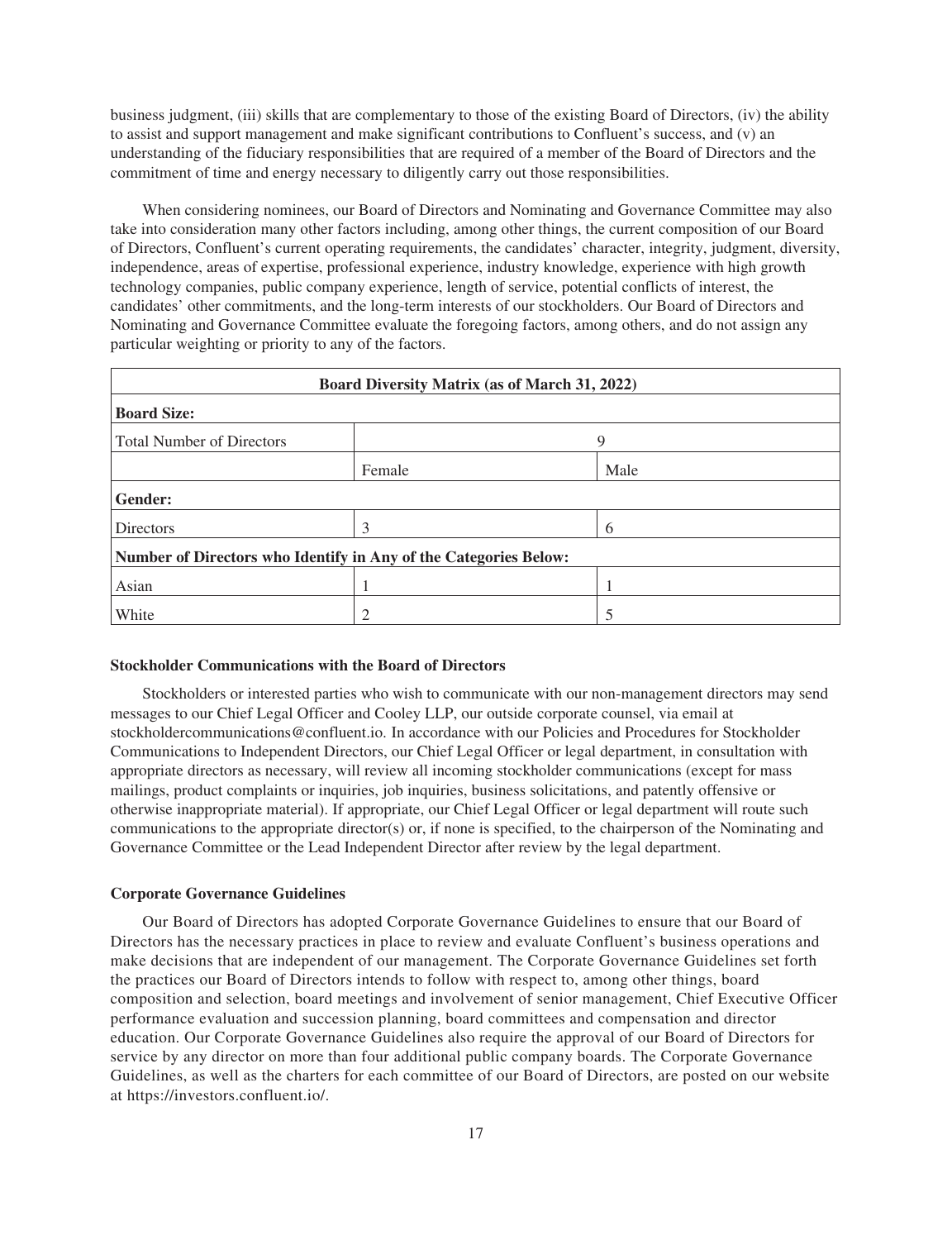business judgment, (iii) skills that are complementary to those of the existing Board of Directors, (iv) the ability to assist and support management and make significant contributions to Confluent's success, and (v) an understanding of the fiduciary responsibilities that are required of a member of the Board of Directors and the commitment of time and energy necessary to diligently carry out those responsibilities.

When considering nominees, our Board of Directors and Nominating and Governance Committee may also take into consideration many other factors including, among other things, the current composition of our Board of Directors, Confluent's current operating requirements, the candidates' character, integrity, judgment, diversity, independence, areas of expertise, professional experience, industry knowledge, experience with high growth technology companies, public company experience, length of service, potential conflicts of interest, the candidates' other commitments, and the long-term interests of our stockholders. Our Board of Directors and Nominating and Governance Committee evaluate the foregoing factors, among others, and do not assign any particular weighting or priority to any of the factors.

| **Board Diversity Matrix (as of March 31, 2022)** | | |
|---|---|---|
| **Board Size:** | | |
| Total Number of Directors | 9 | |
| | Female | Male |
| **Gender:** | | |
| Directors | 3 | 6 |
| **Number of Directors who Identify in Any of the Categories Below:** | | |
| Asian | 1 | 1 |
| White | 2 | 5 |

**Stockholder Communications with the Board of Directors**

Stockholders or interested parties who wish to communicate with our non-management directors may send messages to our Chief Legal Officer and Cooley LLP, our outside corporate counsel, via email at stockholdercommunications@confluent.io. In accordance with our Policies and Procedures for Stockholder Communications to Independent Directors, our Chief Legal Officer or legal department, in consultation with appropriate directors as necessary, will review all incoming stockholder communications (except for mass mailings, product complaints or inquiries, job inquiries, business solicitations, and patently offensive or otherwise inappropriate material). If appropriate, our Chief Legal Officer or legal department will route such communications to the appropriate director(s) or, if none is specified, to the chairperson of the Nominating and Governance Committee or the Lead Independent Director after review by the legal department.

**Corporate Governance Guidelines**

Our Board of Directors has adopted Corporate Governance Guidelines to ensure that our Board of Directors has the necessary practices in place to review and evaluate Confluent's business operations and make decisions that are independent of our management. The Corporate Governance Guidelines set forth the practices our Board of Directors intends to follow with respect to, among other things, board composition and selection, board meetings and involvement of senior management, Chief Executive Officer performance evaluation and succession planning, board committees and compensation and director education. Our Corporate Governance Guidelines also require the approval of our Board of Directors for service by any director on more than four additional public company boards. The Corporate Governance Guidelines, as well as the charters for each committee of our Board of Directors, are posted on our website at https://investors.confluent.io/.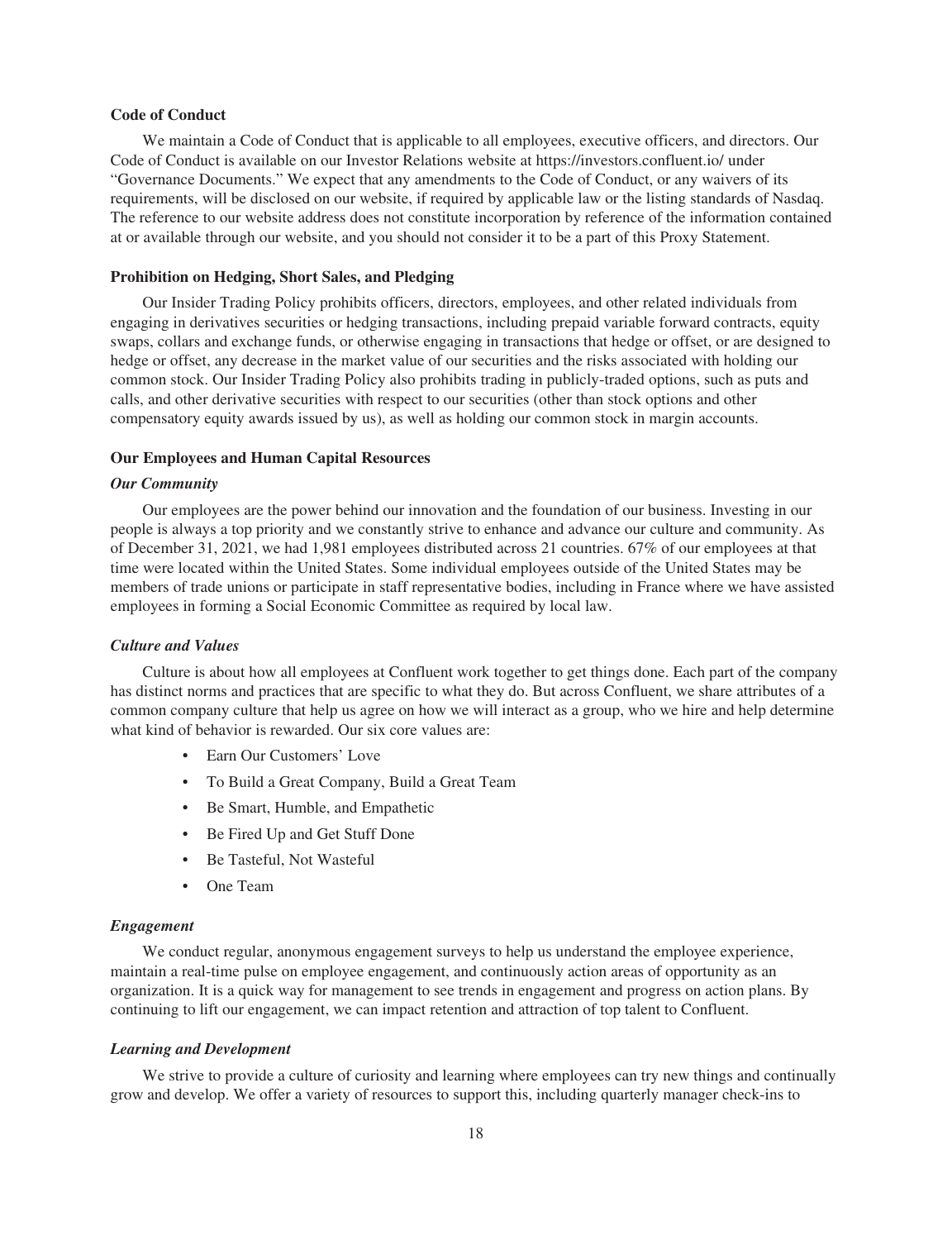### Code of Conduct

We maintain a Code of Conduct that is applicable to all employees, executive officers, and directors. Our Code of Conduct is available on our Investor Relations website at https://investors.confluent.io/ under "Governance Documents." We expect that any amendments to the Code of Conduct, or any waivers of its requirements, will be disclosed on our website, if required by applicable law or the listing standards of Nasdaq. The reference to our website address does not constitute incorporation by reference of the information contained at or available through our website, and you should not consider it to be a part of this Proxy Statement.

### Prohibition on Hedging, Short Sales, and Pledging

Our Insider Trading Policy prohibits officers, directors, employees, and other related individuals from engaging in derivatives securities or hedging transactions, including prepaid variable forward contracts, equity swaps, collars and exchange funds, or otherwise engaging in transactions that hedge or offset, or are designed to hedge or offset, any decrease in the market value of our securities and the risks associated with holding our common stock. Our Insider Trading Policy also prohibits trading in publicly-traded options, such as puts and calls, and other derivative securities with respect to our securities (other than stock options and other compensatory equity awards issued by us), as well as holding our common stock in margin accounts.

### Our Employees and Human Capital Resources

#### *Our Community*

Our employees are the power behind our innovation and the foundation of our business. Investing in our people is always a top priority and we constantly strive to enhance and advance our culture and community. As of December 31, 2021, we had 1,981 employees distributed across 21 countries. 67% of our employees at that time were located within the United States. Some individual employees outside of the United States may be members of trade unions or participate in staff representative bodies, including in France where we have assisted employees in forming a Social Economic Committee as required by local law.

#### *Culture and Values*

Culture is about how all employees at Confluent work together to get things done. Each part of the company has distinct norms and practices that are specific to what they do. But across Confluent, we share attributes of a common company culture that help us agree on how we will interact as a group, who we hire and help determine what kind of behavior is rewarded. Our six core values are:

- Earn Our Customers' Love
- To Build a Great Company, Build a Great Team
- Be Smart, Humble, and Empathetic
- Be Fired Up and Get Stuff Done
- Be Tasteful, Not Wasteful
- One Team

#### *Engagement*

We conduct regular, anonymous engagement surveys to help us understand the employee experience, maintain a real-time pulse on employee engagement, and continuously action areas of opportunity as an organization. It is a quick way for management to see trends in engagement and progress on action plans. By continuing to lift our engagement, we can impact retention and attraction of top talent to Confluent.

#### *Learning and Development*

We strive to provide a culture of curiosity and learning where employees can try new things and continually grow and develop. We offer a variety of resources to support this, including quarterly manager check-ins to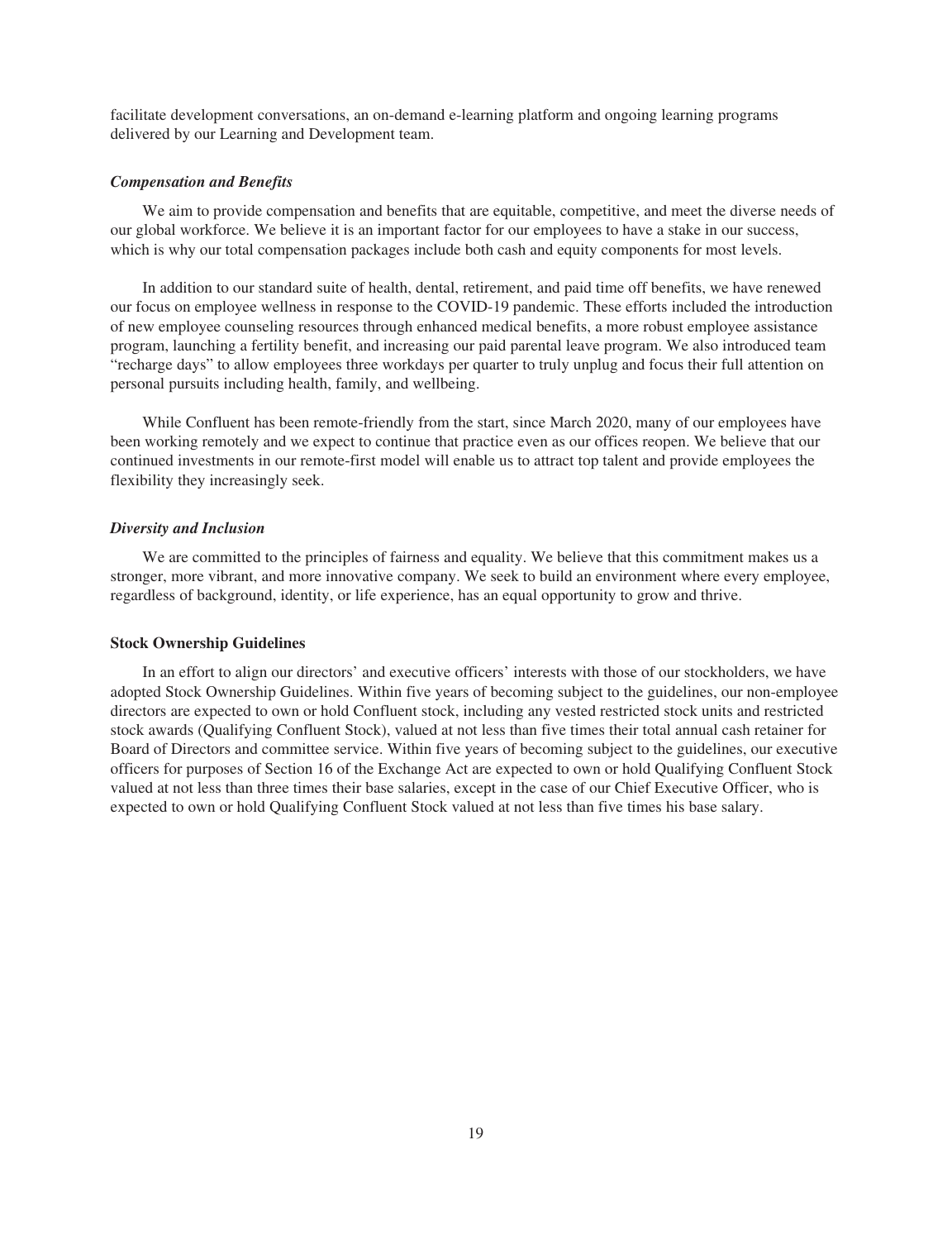facilitate development conversations, an on-demand e-learning platform and ongoing learning programs delivered by our Learning and Development team.

### *Compensation and Benefits*

We aim to provide compensation and benefits that are equitable, competitive, and meet the diverse needs of our global workforce. We believe it is an important factor for our employees to have a stake in our success, which is why our total compensation packages include both cash and equity components for most levels.

In addition to our standard suite of health, dental, retirement, and paid time off benefits, we have renewed our focus on employee wellness in response to the COVID-19 pandemic. These efforts included the introduction of new employee counseling resources through enhanced medical benefits, a more robust employee assistance program, launching a fertility benefit, and increasing our paid parental leave program. We also introduced team "recharge days" to allow employees three workdays per quarter to truly unplug and focus their full attention on personal pursuits including health, family, and wellbeing.

While Confluent has been remote-friendly from the start, since March 2020, many of our employees have been working remotely and we expect to continue that practice even as our offices reopen. We believe that our continued investments in our remote-first model will enable us to attract top talent and provide employees the flexibility they increasingly seek.

### *Diversity and Inclusion*

We are committed to the principles of fairness and equality. We believe that this commitment makes us a stronger, more vibrant, and more innovative company. We seek to build an environment where every employee, regardless of background, identity, or life experience, has an equal opportunity to grow and thrive.

## Stock Ownership Guidelines

In an effort to align our directors' and executive officers' interests with those of our stockholders, we have adopted Stock Ownership Guidelines. Within five years of becoming subject to the guidelines, our non-employee directors are expected to own or hold Confluent stock, including any vested restricted stock units and restricted stock awards (Qualifying Confluent Stock), valued at not less than five times their total annual cash retainer for Board of Directors and committee service. Within five years of becoming subject to the guidelines, our executive officers for purposes of Section 16 of the Exchange Act are expected to own or hold Qualifying Confluent Stock valued at not less than three times their base salaries, except in the case of our Chief Executive Officer, who is expected to own or hold Qualifying Confluent Stock valued at not less than five times his base salary.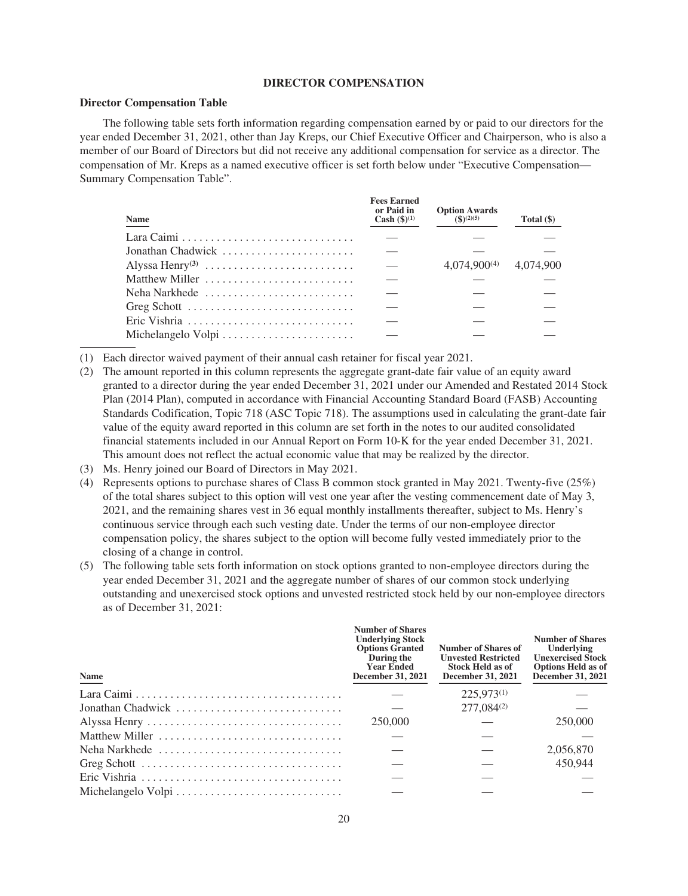## DIRECTOR COMPENSATION

### Director Compensation Table

The following table sets forth information regarding compensation earned by or paid to our directors for the year ended December 31, 2021, other than Jay Kreps, our Chief Executive Officer and Chairperson, who is also a member of our Board of Directors but did not receive any additional compensation for service as a director. The compensation of Mr. Kreps as a named executive officer is set forth below under "Executive Compensation—Summary Compensation Table".

| Name | Fees Earned or Paid in Cash ($)[1] | Option Awards ($)[2][5] | Total ($) |
|---|---|---|---|
| Lara Caimi | — | — | — |
| Jonathan Chadwick | — | — | — |
| Alyssa Henry[3] | — | 4,074,900[4] | 4,074,900 |
| Matthew Miller | — | — | — |
| Neha Narkhede | — | — | — |
| Greg Schott | — | — | — |
| Eric Vishria | — | — | — |
| Michelangelo Volpi | — | — | — |

(1) Each director waived payment of their annual cash retainer for fiscal year 2021.

(2) The amount reported in this column represents the aggregate grant-date fair value of an equity award granted to a director during the year ended December 31, 2021 under our Amended and Restated 2014 Stock Plan (2014 Plan), computed in accordance with Financial Accounting Standard Board (FASB) Accounting Standards Codification, Topic 718 (ASC Topic 718). The assumptions used in calculating the grant-date fair value of the equity award reported in this column are set forth in the notes to our audited consolidated financial statements included in our Annual Report on Form 10-K for the year ended December 31, 2021. This amount does not reflect the actual economic value that may be realized by the director.

(3) Ms. Henry joined our Board of Directors in May 2021.

(4) Represents options to purchase shares of Class B common stock granted in May 2021. Twenty-five (25%) of the total shares subject to this option will vest one year after the vesting commencement date of May 3, 2021, and the remaining shares vest in 36 equal monthly installments thereafter, subject to Ms. Henry's continuous service through each such vesting date. Under the terms of our non-employee director compensation policy, the shares subject to the option will become fully vested immediately prior to the closing of a change in control.

(5) The following table sets forth information on stock options granted to non-employee directors during the year ended December 31, 2021 and the aggregate number of shares of our common stock underlying outstanding and unexercised stock options and unvested restricted stock held by our non-employee directors as of December 31, 2021:

| Name | Number of Shares Underlying Stock Options Granted During the Year Ended December 31, 2021 | Number of Shares of Unvested Restricted Stock Held as of December 31, 2021 | Number of Shares Underlying Unexercised Stock Options Held as of December 31, 2021 |
|---|---|---|---|
| Lara Caimi | — | 225,973[1] | — |
| Jonathan Chadwick | — | 277,084[2] | — |
| Alyssa Henry | 250,000 | — | 250,000 |
| Matthew Miller | — | — | — |
| Neha Narkhede | — | — | 2,056,870 |
| Greg Schott | — | — | 450,944 |
| Eric Vishria | — | — | — |
| Michelangelo Volpi | — | — | — |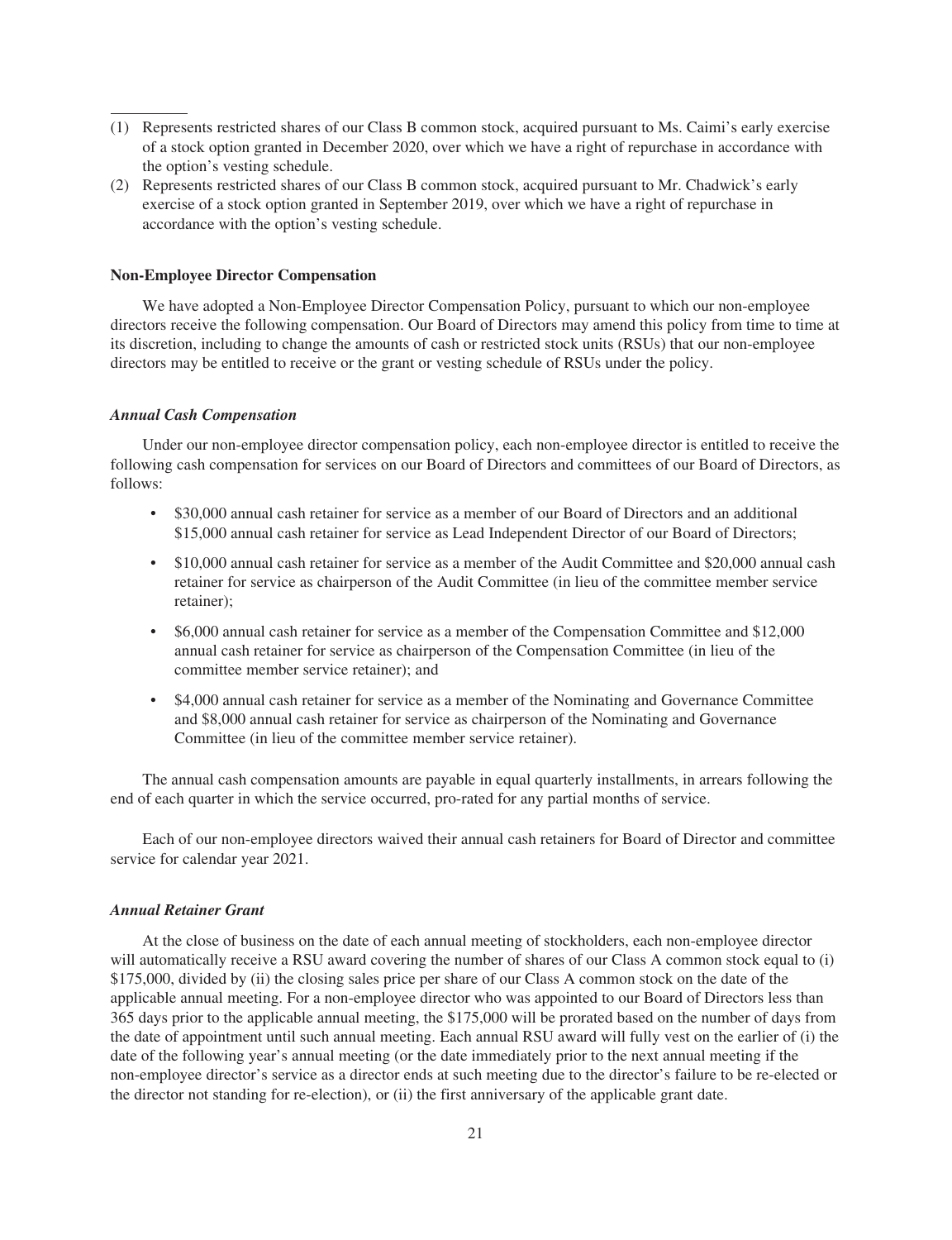(1) Represents restricted shares of our Class B common stock, acquired pursuant to Ms. Caimi's early exercise of a stock option granted in December 2020, over which we have a right of repurchase in accordance with the option's vesting schedule.

(2) Represents restricted shares of our Class B common stock, acquired pursuant to Mr. Chadwick's early exercise of a stock option granted in September 2019, over which we have a right of repurchase in accordance with the option's vesting schedule.

**Non-Employee Director Compensation**

We have adopted a Non-Employee Director Compensation Policy, pursuant to which our non-employee directors receive the following compensation. Our Board of Directors may amend this policy from time to time at its discretion, including to change the amounts of cash or restricted stock units (RSUs) that our non-employee directors may be entitled to receive or the grant or vesting schedule of RSUs under the policy.

***Annual Cash Compensation***

Under our non-employee director compensation policy, each non-employee director is entitled to receive the following cash compensation for services on our Board of Directors and committees of our Board of Directors, as follows:

- $30,000 annual cash retainer for service as a member of our Board of Directors and an additional $15,000 annual cash retainer for service as Lead Independent Director of our Board of Directors;
- $10,000 annual cash retainer for service as a member of the Audit Committee and $20,000 annual cash retainer for service as chairperson of the Audit Committee (in lieu of the committee member service retainer);
- $6,000 annual cash retainer for service as a member of the Compensation Committee and $12,000 annual cash retainer for service as chairperson of the Compensation Committee (in lieu of the committee member service retainer); and
- $4,000 annual cash retainer for service as a member of the Nominating and Governance Committee and $8,000 annual cash retainer for service as chairperson of the Nominating and Governance Committee (in lieu of the committee member service retainer).

The annual cash compensation amounts are payable in equal quarterly installments, in arrears following the end of each quarter in which the service occurred, pro-rated for any partial months of service.

Each of our non-employee directors waived their annual cash retainers for Board of Director and committee service for calendar year 2021.

***Annual Retainer Grant***

At the close of business on the date of each annual meeting of stockholders, each non-employee director will automatically receive a RSU award covering the number of shares of our Class A common stock equal to (i) $175,000, divided by (ii) the closing sales price per share of our Class A common stock on the date of the applicable annual meeting. For a non-employee director who was appointed to our Board of Directors less than 365 days prior to the applicable annual meeting, the $175,000 will be prorated based on the number of days from the date of appointment until such annual meeting. Each annual RSU award will fully vest on the earlier of (i) the date of the following year's annual meeting (or the date immediately prior to the next annual meeting if the non-employee director's service as a director ends at such meeting due to the director's failure to be re-elected or the director not standing for re-election), or (ii) the first anniversary of the applicable grant date.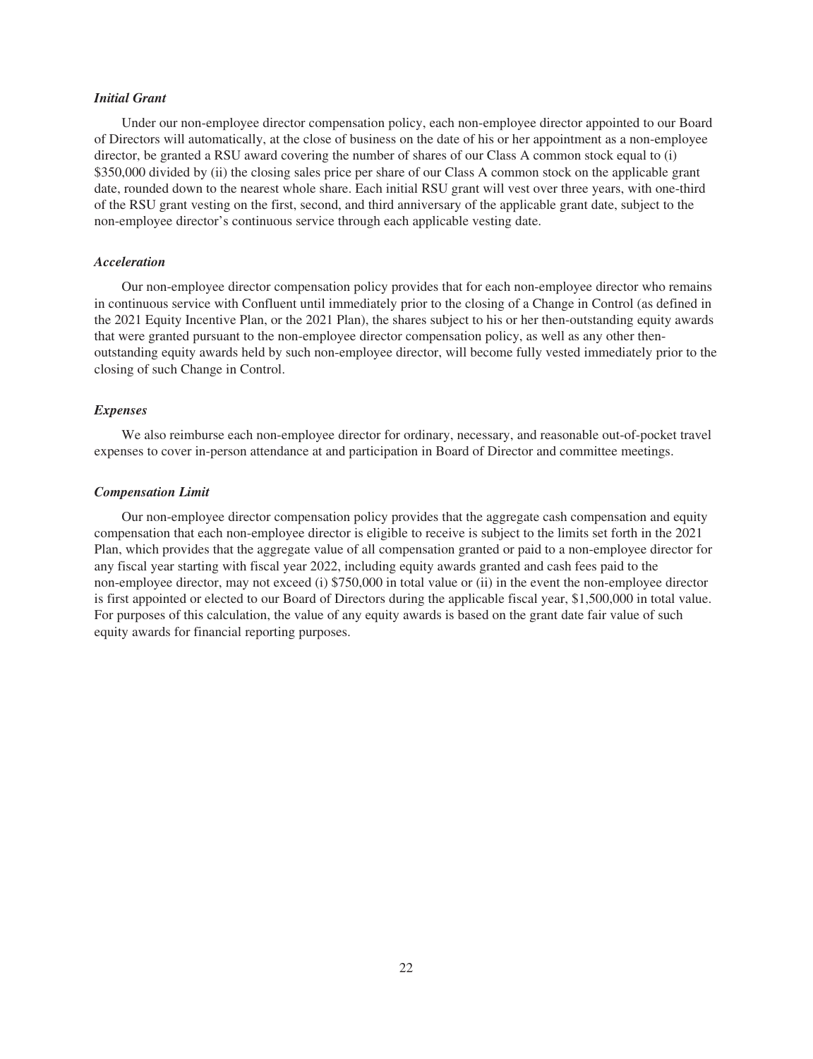***Initial Grant***

Under our non-employee director compensation policy, each non-employee director appointed to our Board of Directors will automatically, at the close of business on the date of his or her appointment as a non-employee director, be granted a RSU award covering the number of shares of our Class A common stock equal to (i) $350,000 divided by (ii) the closing sales price per share of our Class A common stock on the applicable grant date, rounded down to the nearest whole share. Each initial RSU grant will vest over three years, with one-third of the RSU grant vesting on the first, second, and third anniversary of the applicable grant date, subject to the non-employee director's continuous service through each applicable vesting date.

***Acceleration***

Our non-employee director compensation policy provides that for each non-employee director who remains in continuous service with Confluent until immediately prior to the closing of a Change in Control (as defined in the 2021 Equity Incentive Plan, or the 2021 Plan), the shares subject to his or her then-outstanding equity awards that were granted pursuant to the non-employee director compensation policy, as well as any other then-outstanding equity awards held by such non-employee director, will become fully vested immediately prior to the closing of such Change in Control.

***Expenses***

We also reimburse each non-employee director for ordinary, necessary, and reasonable out-of-pocket travel expenses to cover in-person attendance at and participation in Board of Director and committee meetings.

***Compensation Limit***

Our non-employee director compensation policy provides that the aggregate cash compensation and equity compensation that each non-employee director is eligible to receive is subject to the limits set forth in the 2021 Plan, which provides that the aggregate value of all compensation granted or paid to a non-employee director for any fiscal year starting with fiscal year 2022, including equity awards granted and cash fees paid to the non-employee director, may not exceed (i) $750,000 in total value or (ii) in the event the non-employee director is first appointed or elected to our Board of Directors during the applicable fiscal year, $1,500,000 in total value. For purposes of this calculation, the value of any equity awards is based on the grant date fair value of such equity awards for financial reporting purposes.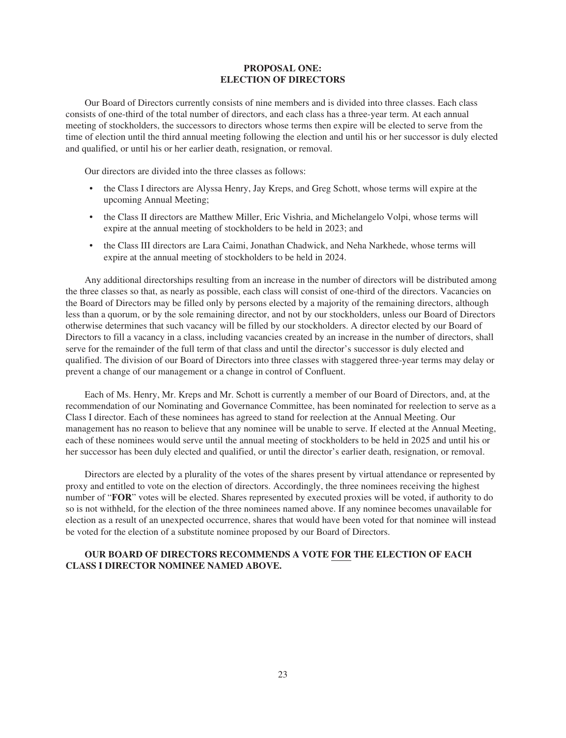# PROPOSAL ONE: ELECTION OF DIRECTORS

Our Board of Directors currently consists of nine members and is divided into three classes. Each class consists of one-third of the total number of directors, and each class has a three-year term. At each annual meeting of stockholders, the successors to directors whose terms then expire will be elected to serve from the time of election until the third annual meeting following the election and until his or her successor is duly elected and qualified, or until his or her earlier death, resignation, or removal.

Our directors are divided into the three classes as follows:

- the Class I directors are Alyssa Henry, Jay Kreps, and Greg Schott, whose terms will expire at the upcoming Annual Meeting;
- the Class II directors are Matthew Miller, Eric Vishria, and Michelangelo Volpi, whose terms will expire at the annual meeting of stockholders to be held in 2023; and
- the Class III directors are Lara Caimi, Jonathan Chadwick, and Neha Narkhede, whose terms will expire at the annual meeting of stockholders to be held in 2024.

Any additional directorships resulting from an increase in the number of directors will be distributed among the three classes so that, as nearly as possible, each class will consist of one-third of the directors. Vacancies on the Board of Directors may be filled only by persons elected by a majority of the remaining directors, although less than a quorum, or by the sole remaining director, and not by our stockholders, unless our Board of Directors otherwise determines that such vacancy will be filled by our stockholders. A director elected by our Board of Directors to fill a vacancy in a class, including vacancies created by an increase in the number of directors, shall serve for the remainder of the full term of that class and until the director's successor is duly elected and qualified. The division of our Board of Directors into three classes with staggered three-year terms may delay or prevent a change of our management or a change in control of Confluent.

Each of Ms. Henry, Mr. Kreps and Mr. Schott is currently a member of our Board of Directors, and, at the recommendation of our Nominating and Governance Committee, has been nominated for reelection to serve as a Class I director. Each of these nominees has agreed to stand for reelection at the Annual Meeting. Our management has no reason to believe that any nominee will be unable to serve. If elected at the Annual Meeting, each of these nominees would serve until the annual meeting of stockholders to be held in 2025 and until his or her successor has been duly elected and qualified, or until the director's earlier death, resignation, or removal.

Directors are elected by a plurality of the votes of the shares present by virtual attendance or represented by proxy and entitled to vote on the election of directors. Accordingly, the three nominees receiving the highest number of "**FOR**" votes will be elected. Shares represented by executed proxies will be voted, if authority to do so is not withheld, for the election of the three nominees named above. If any nominee becomes unavailable for election as a result of an unexpected occurrence, shares that would have been voted for that nominee will instead be voted for the election of a substitute nominee proposed by our Board of Directors.

**OUR BOARD OF DIRECTORS RECOMMENDS A VOTE FOR THE ELECTION OF EACH CLASS I DIRECTOR NOMINEE NAMED ABOVE.**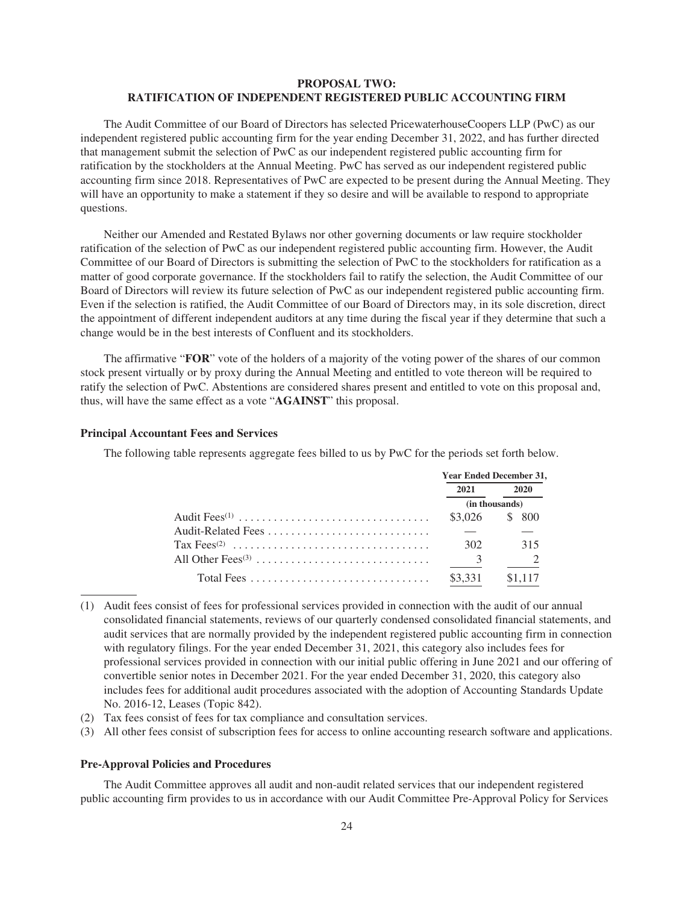## PROPOSAL TWO: RATIFICATION OF INDEPENDENT REGISTERED PUBLIC ACCOUNTING FIRM

The Audit Committee of our Board of Directors has selected PricewaterhouseCoopers LLP (PwC) as our independent registered public accounting firm for the year ending December 31, 2022, and has further directed that management submit the selection of PwC as our independent registered public accounting firm for ratification by the stockholders at the Annual Meeting. PwC has served as our independent registered public accounting firm since 2018. Representatives of PwC are expected to be present during the Annual Meeting. They will have an opportunity to make a statement if they so desire and will be available to respond to appropriate questions.

Neither our Amended and Restated Bylaws nor other governing documents or law require stockholder ratification of the selection of PwC as our independent registered public accounting firm. However, the Audit Committee of our Board of Directors is submitting the selection of PwC to the stockholders for ratification as a matter of good corporate governance. If the stockholders fail to ratify the selection, the Audit Committee of our Board of Directors will review its future selection of PwC as our independent registered public accounting firm. Even if the selection is ratified, the Audit Committee of our Board of Directors may, in its sole discretion, direct the appointment of different independent auditors at any time during the fiscal year if they determine that such a change would be in the best interests of Confluent and its stockholders.

The affirmative "**FOR**" vote of the holders of a majority of the voting power of the shares of our common stock present virtually or by proxy during the Annual Meeting and entitled to vote thereon will be required to ratify the selection of PwC. Abstentions are considered shares present and entitled to vote on this proposal and, thus, will have the same effect as a vote "**AGAINST**" this proposal.

### Principal Accountant Fees and Services

The following table represents aggregate fees billed to us by PwC for the periods set forth below.

| | Year Ended December 31, | |
|---|---|---|
| | 2021 | 2020 |
| | (in thousands) | |
| Audit Fees[(1)] | $3,026 | $ 800 |
| Audit-Related Fees | — | — |
| Tax Fees[(2)] | 302 | 315 |
| All Other Fees[(3)] | 3 | 2 |
| Total Fees | $3,331 | $1,117 |

(1) Audit fees consist of fees for professional services provided in connection with the audit of our annual consolidated financial statements, reviews of our quarterly condensed consolidated financial statements, and audit services that are normally provided by the independent registered public accounting firm in connection with regulatory filings. For the year ended December 31, 2021, this category also includes fees for professional services provided in connection with our initial public offering in June 2021 and our offering of convertible senior notes in December 2021. For the year ended December 31, 2020, this category also includes fees for additional audit procedures associated with the adoption of Accounting Standards Update No. 2016-12, Leases (Topic 842).

(2) Tax fees consist of fees for tax compliance and consultation services.

(3) All other fees consist of subscription fees for access to online accounting research software and applications.

### Pre-Approval Policies and Procedures

The Audit Committee approves all audit and non-audit related services that our independent registered public accounting firm provides to us in accordance with our Audit Committee Pre-Approval Policy for Services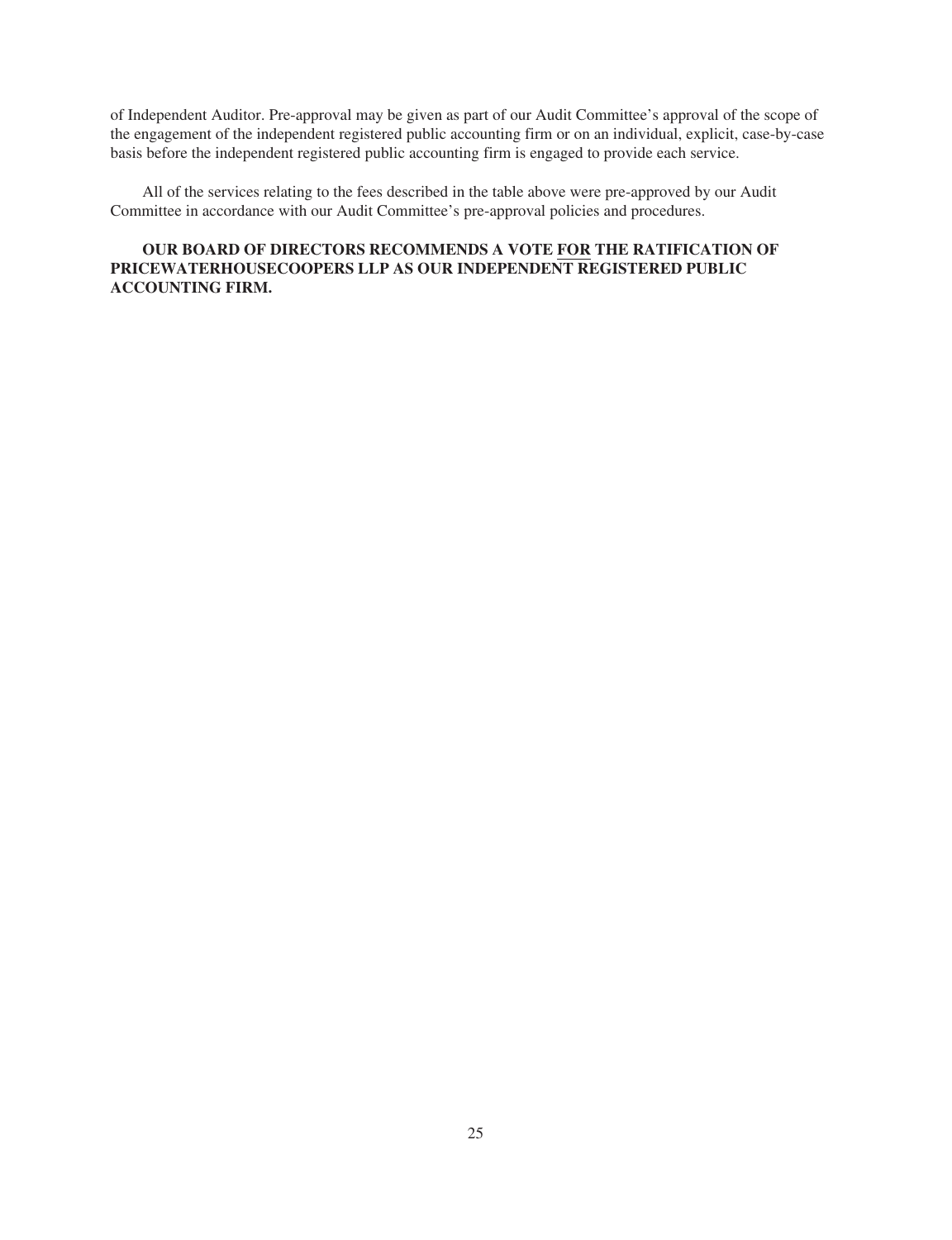of Independent Auditor. Pre-approval may be given as part of our Audit Committee's approval of the scope of the engagement of the independent registered public accounting firm or on an individual, explicit, case-by-case basis before the independent registered public accounting firm is engaged to provide each service.

All of the services relating to the fees described in the table above were pre-approved by our Audit Committee in accordance with our Audit Committee's pre-approval policies and procedures.

**OUR BOARD OF DIRECTORS RECOMMENDS A VOTE FOR THE RATIFICATION OF PRICEWATERHOUSECOOPERS LLP AS OUR INDEPENDENT REGISTERED PUBLIC ACCOUNTING FIRM.**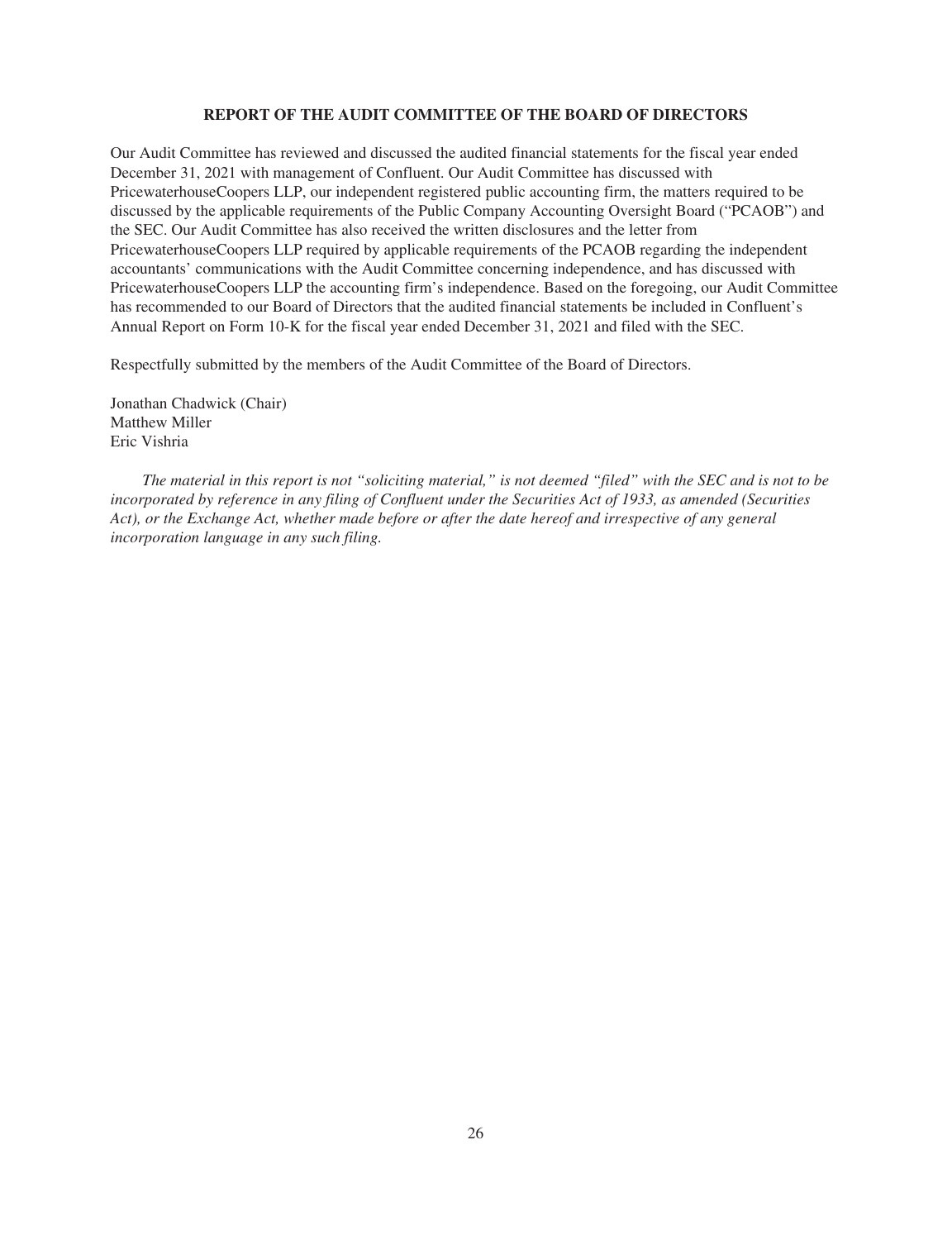## REPORT OF THE AUDIT COMMITTEE OF THE BOARD OF DIRECTORS

Our Audit Committee has reviewed and discussed the audited financial statements for the fiscal year ended December 31, 2021 with management of Confluent. Our Audit Committee has discussed with PricewaterhouseCoopers LLP, our independent registered public accounting firm, the matters required to be discussed by the applicable requirements of the Public Company Accounting Oversight Board ("PCAOB") and the SEC. Our Audit Committee has also received the written disclosures and the letter from PricewaterhouseCoopers LLP required by applicable requirements of the PCAOB regarding the independent accountants' communications with the Audit Committee concerning independence, and has discussed with PricewaterhouseCoopers LLP the accounting firm's independence. Based on the foregoing, our Audit Committee has recommended to our Board of Directors that the audited financial statements be included in Confluent's Annual Report on Form 10-K for the fiscal year ended December 31, 2021 and filed with the SEC.

Respectfully submitted by the members of the Audit Committee of the Board of Directors.

Jonathan Chadwick (Chair)
Matthew Miller
Eric Vishria

*The material in this report is not "soliciting material," is not deemed "filed" with the SEC and is not to be incorporated by reference in any filing of Confluent under the Securities Act of 1933, as amended (Securities Act), or the Exchange Act, whether made before or after the date hereof and irrespective of any general incorporation language in any such filing.*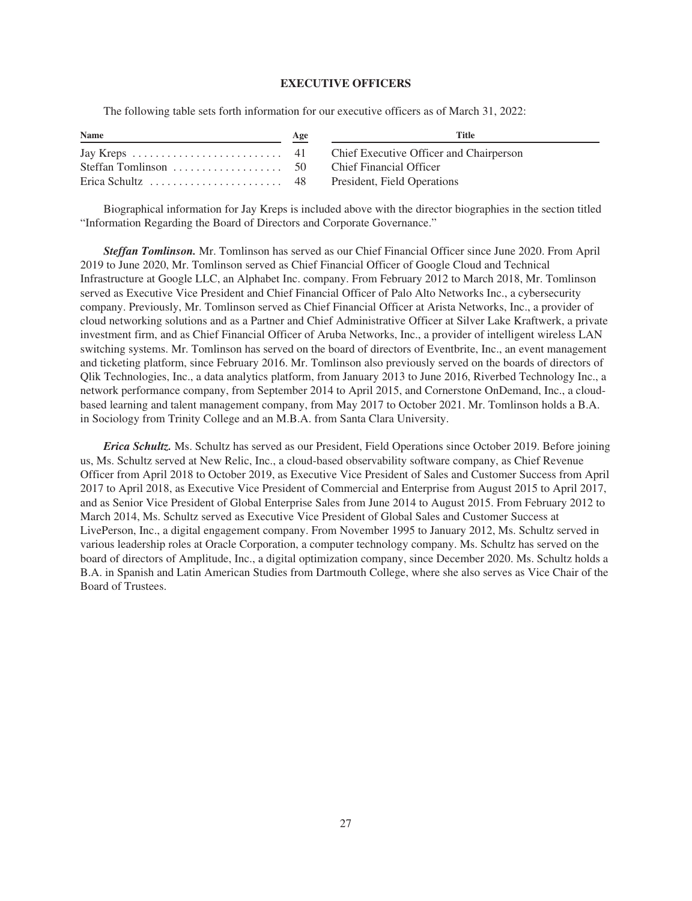## EXECUTIVE OFFICERS

The following table sets forth information for our executive officers as of March 31, 2022:

| Name | Age | Title |
|---|---|---|
| Jay Kreps | 41 | Chief Executive Officer and Chairperson |
| Steffan Tomlinson | 50 | Chief Financial Officer |
| Erica Schultz | 48 | President, Field Operations |

Biographical information for Jay Kreps is included above with the director biographies in the section titled "Information Regarding the Board of Directors and Corporate Governance."

***Steffan Tomlinson.*** Mr. Tomlinson has served as our Chief Financial Officer since June 2020. From April 2019 to June 2020, Mr. Tomlinson served as Chief Financial Officer of Google Cloud and Technical Infrastructure at Google LLC, an Alphabet Inc. company. From February 2012 to March 2018, Mr. Tomlinson served as Executive Vice President and Chief Financial Officer of Palo Alto Networks Inc., a cybersecurity company. Previously, Mr. Tomlinson served as Chief Financial Officer at Arista Networks, Inc., a provider of cloud networking solutions and as a Partner and Chief Administrative Officer at Silver Lake Kraftwerk, a private investment firm, and as Chief Financial Officer of Aruba Networks, Inc., a provider of intelligent wireless LAN switching systems. Mr. Tomlinson has served on the board of directors of Eventbrite, Inc., an event management and ticketing platform, since February 2016. Mr. Tomlinson also previously served on the boards of directors of Qlik Technologies, Inc., a data analytics platform, from January 2013 to June 2016, Riverbed Technology Inc., a network performance company, from September 2014 to April 2015, and Cornerstone OnDemand, Inc., a cloud-based learning and talent management company, from May 2017 to October 2021. Mr. Tomlinson holds a B.A. in Sociology from Trinity College and an M.B.A. from Santa Clara University.

***Erica Schultz.*** Ms. Schultz has served as our President, Field Operations since October 2019. Before joining us, Ms. Schultz served at New Relic, Inc., a cloud-based observability software company, as Chief Revenue Officer from April 2018 to October 2019, as Executive Vice President of Sales and Customer Success from April 2017 to April 2018, as Executive Vice President of Commercial and Enterprise from August 2015 to April 2017, and as Senior Vice President of Global Enterprise Sales from June 2014 to August 2015. From February 2012 to March 2014, Ms. Schultz served as Executive Vice President of Global Sales and Customer Success at LivePerson, Inc., a digital engagement company. From November 1995 to January 2012, Ms. Schultz served in various leadership roles at Oracle Corporation, a computer technology company. Ms. Schultz has served on the board of directors of Amplitude, Inc., a digital optimization company, since December 2020. Ms. Schultz holds a B.A. in Spanish and Latin American Studies from Dartmouth College, where she also serves as Vice Chair of the Board of Trustees.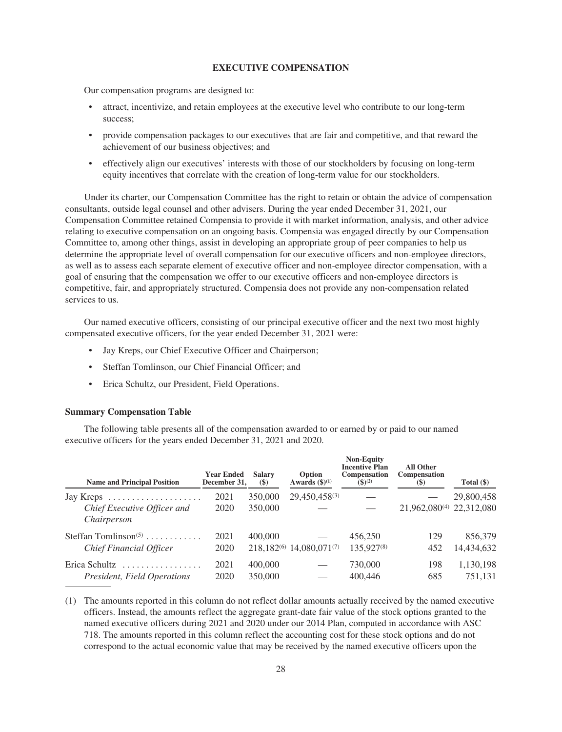## EXECUTIVE COMPENSATION

Our compensation programs are designed to:

- attract, incentivize, and retain employees at the executive level who contribute to our long-term success;
- provide compensation packages to our executives that are fair and competitive, and that reward the achievement of our business objectives; and
- effectively align our executives' interests with those of our stockholders by focusing on long-term equity incentives that correlate with the creation of long-term value for our stockholders.

Under its charter, our Compensation Committee has the right to retain or obtain the advice of compensation consultants, outside legal counsel and other advisers. During the year ended December 31, 2021, our Compensation Committee retained Compensia to provide it with market information, analysis, and other advice relating to executive compensation on an ongoing basis. Compensia was engaged directly by our Compensation Committee to, among other things, assist in developing an appropriate group of peer companies to help us determine the appropriate level of overall compensation for our executive officers and non-employee directors, as well as to assess each separate element of executive officer and non-employee director compensation, with a goal of ensuring that the compensation we offer to our executive officers and non-employee directors is competitive, fair, and appropriately structured. Compensia does not provide any non-compensation related services to us.

Our named executive officers, consisting of our principal executive officer and the next two most highly compensated executive officers, for the year ended December 31, 2021 were:

- Jay Kreps, our Chief Executive Officer and Chairperson;
- Steffan Tomlinson, our Chief Financial Officer; and
- Erica Schultz, our President, Field Operations.

### Summary Compensation Table

The following table presents all of the compensation awarded to or earned by or paid to our named executive officers for the years ended December 31, 2021 and 2020.

| Name and Principal Position | Year Ended December 31, | Salary ($) | Option Awards ($)[1] | Non-Equity Incentive Plan Compensation ($)[2] | All Other Compensation ($) | Total ($) |
|---|---|---|---|---|---|---|
| Jay Kreps | 2021 | 350,000 | 29,450,458[3] | — | — | 29,800,458 |
| *Chief Executive Officer and Chairperson* | 2020 | 350,000 | — | — | 21,962,080[4] | 22,312,080 |
| Steffan Tomlinson[5] | 2021 | 400,000 | — | 456,250 | 129 | 856,379 |
| *Chief Financial Officer* | 2020 | 218,182[6] | 14,080,071[7] | 135,927[8] | 452 | 14,434,632 |
| Erica Schultz | 2021 | 400,000 | — | 730,000 | 198 | 1,130,198 |
| *President, Field Operations* | 2020 | 350,000 | — | 400,446 | 685 | 751,131 |

(1) The amounts reported in this column do not reflect dollar amounts actually received by the named executive officers. Instead, the amounts reflect the aggregate grant-date fair value of the stock options granted to the named executive officers during 2021 and 2020 under our 2014 Plan, computed in accordance with ASC 718. The amounts reported in this column reflect the accounting cost for these stock options and do not correspond to the actual economic value that may be received by the named executive officers upon the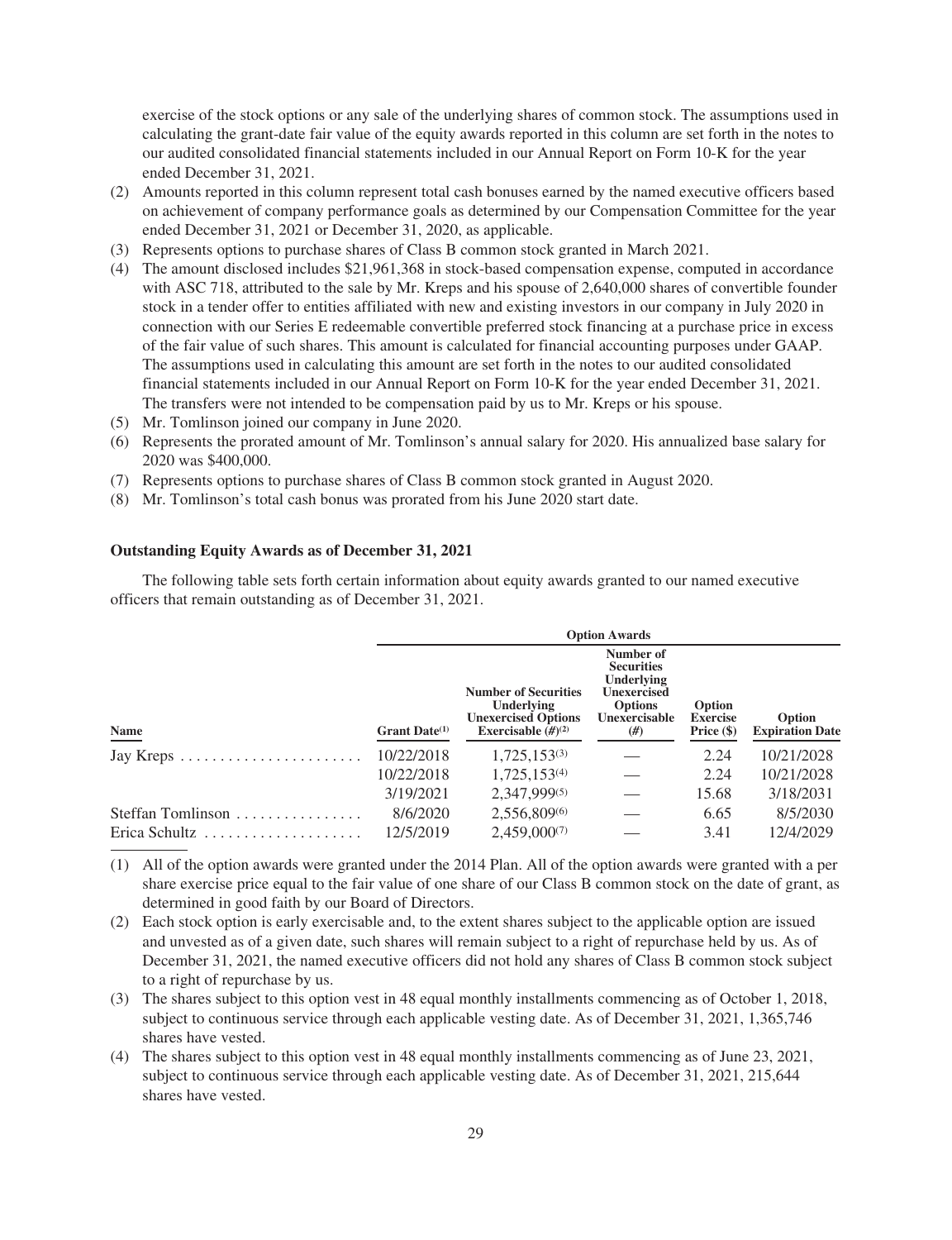exercise of the stock options or any sale of the underlying shares of common stock. The assumptions used in calculating the grant-date fair value of the equity awards reported in this column are set forth in the notes to our audited consolidated financial statements included in our Annual Report on Form 10-K for the year ended December 31, 2021.

(2) Amounts reported in this column represent total cash bonuses earned by the named executive officers based on achievement of company performance goals as determined by our Compensation Committee for the year ended December 31, 2021 or December 31, 2020, as applicable.

(3) Represents options to purchase shares of Class B common stock granted in March 2021.

(4) The amount disclosed includes $21,961,368 in stock-based compensation expense, computed in accordance with ASC 718, attributed to the sale by Mr. Kreps and his spouse of 2,640,000 shares of convertible founder stock in a tender offer to entities affiliated with new and existing investors in our company in July 2020 in connection with our Series E redeemable convertible preferred stock financing at a purchase price in excess of the fair value of such shares. This amount is calculated for financial accounting purposes under GAAP. The assumptions used in calculating this amount are set forth in the notes to our audited consolidated financial statements included in our Annual Report on Form 10-K for the year ended December 31, 2021. The transfers were not intended to be compensation paid by us to Mr. Kreps or his spouse.

(5) Mr. Tomlinson joined our company in June 2020.

(6) Represents the prorated amount of Mr. Tomlinson's annual salary for 2020. His annualized base salary for 2020 was $400,000.

(7) Represents options to purchase shares of Class B common stock granted in August 2020.

(8) Mr. Tomlinson's total cash bonus was prorated from his June 2020 start date.

### Outstanding Equity Awards as of December 31, 2021

The following table sets forth certain information about equity awards granted to our named executive officers that remain outstanding as of December 31, 2021.

| | Option Awards | | | | |
|---|---|---|---|---|---|
| **Name** | **Grant Date[1]** | **Number of Securities Underlying Unexercised Options Exercisable (#)[2]** | **Number of Securities Underlying Unexercised Options Unexercisable (#)** | **Option Exercise Price ($)** | **Option Expiration Date** |
| Jay Kreps | 10/22/2018 | 1,725,153[3] | — | 2.24 | 10/21/2028 |
| | 10/22/2018 | 1,725,153[4] | — | 2.24 | 10/21/2028 |
| | 3/19/2021 | 2,347,999[5] | — | 15.68 | 3/18/2031 |
| Steffan Tomlinson | 8/6/2020 | 2,556,809[6] | — | 6.65 | 8/5/2030 |
| Erica Schultz | 12/5/2019 | 2,459,000[7] | — | 3.41 | 12/4/2029 |

(1) All of the option awards were granted under the 2014 Plan. All of the option awards were granted with a per share exercise price equal to the fair value of one share of our Class B common stock on the date of grant, as determined in good faith by our Board of Directors.

(2) Each stock option is early exercisable and, to the extent shares subject to the applicable option are issued and unvested as of a given date, such shares will remain subject to a right of repurchase held by us. As of December 31, 2021, the named executive officers did not hold any shares of Class B common stock subject to a right of repurchase by us.

(3) The shares subject to this option vest in 48 equal monthly installments commencing as of October 1, 2018, subject to continuous service through each applicable vesting date. As of December 31, 2021, 1,365,746 shares have vested.

(4) The shares subject to this option vest in 48 equal monthly installments commencing as of June 23, 2021, subject to continuous service through each applicable vesting date. As of December 31, 2021, 215,644 shares have vested.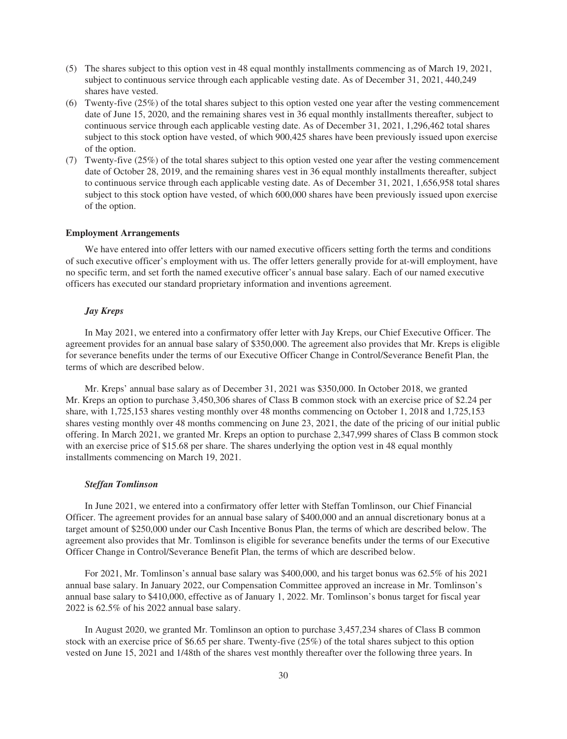(5) The shares subject to this option vest in 48 equal monthly installments commencing as of March 19, 2021, subject to continuous service through each applicable vesting date. As of December 31, 2021, 440,249 shares have vested.
(6) Twenty-five (25%) of the total shares subject to this option vested one year after the vesting commencement date of June 15, 2020, and the remaining shares vest in 36 equal monthly installments thereafter, subject to continuous service through each applicable vesting date. As of December 31, 2021, 1,296,462 total shares subject to this stock option have vested, of which 900,425 shares have been previously issued upon exercise of the option.
(7) Twenty-five (25%) of the total shares subject to this option vested one year after the vesting commencement date of October 28, 2019, and the remaining shares vest in 36 equal monthly installments thereafter, subject to continuous service through each applicable vesting date. As of December 31, 2021, 1,656,958 total shares subject to this stock option have vested, of which 600,000 shares have been previously issued upon exercise of the option.

**Employment Arrangements**

We have entered into offer letters with our named executive officers setting forth the terms and conditions of such executive officer's employment with us. The offer letters generally provide for at-will employment, have no specific term, and set forth the named executive officer's annual base salary. Each of our named executive officers has executed our standard proprietary information and inventions agreement.

***Jay Kreps***

In May 2021, we entered into a confirmatory offer letter with Jay Kreps, our Chief Executive Officer. The agreement provides for an annual base salary of $350,000. The agreement also provides that Mr. Kreps is eligible for severance benefits under the terms of our Executive Officer Change in Control/Severance Benefit Plan, the terms of which are described below.

Mr. Kreps' annual base salary as of December 31, 2021 was $350,000. In October 2018, we granted Mr. Kreps an option to purchase 3,450,306 shares of Class B common stock with an exercise price of $2.24 per share, with 1,725,153 shares vesting monthly over 48 months commencing on October 1, 2018 and 1,725,153 shares vesting monthly over 48 months commencing on June 23, 2021, the date of the pricing of our initial public offering. In March 2021, we granted Mr. Kreps an option to purchase 2,347,999 shares of Class B common stock with an exercise price of $15.68 per share. The shares underlying the option vest in 48 equal monthly installments commencing on March 19, 2021.

***Steffan Tomlinson***

In June 2021, we entered into a confirmatory offer letter with Steffan Tomlinson, our Chief Financial Officer. The agreement provides for an annual base salary of $400,000 and an annual discretionary bonus at a target amount of $250,000 under our Cash Incentive Bonus Plan, the terms of which are described below. The agreement also provides that Mr. Tomlinson is eligible for severance benefits under the terms of our Executive Officer Change in Control/Severance Benefit Plan, the terms of which are described below.

For 2021, Mr. Tomlinson's annual base salary was $400,000, and his target bonus was 62.5% of his 2021 annual base salary. In January 2022, our Compensation Committee approved an increase in Mr. Tomlinson's annual base salary to $410,000, effective as of January 1, 2022. Mr. Tomlinson's bonus target for fiscal year 2022 is 62.5% of his 2022 annual base salary.

In August 2020, we granted Mr. Tomlinson an option to purchase 3,457,234 shares of Class B common stock with an exercise price of $6.65 per share. Twenty-five (25%) of the total shares subject to this option vested on June 15, 2021 and 1/48th of the shares vest monthly thereafter over the following three years. In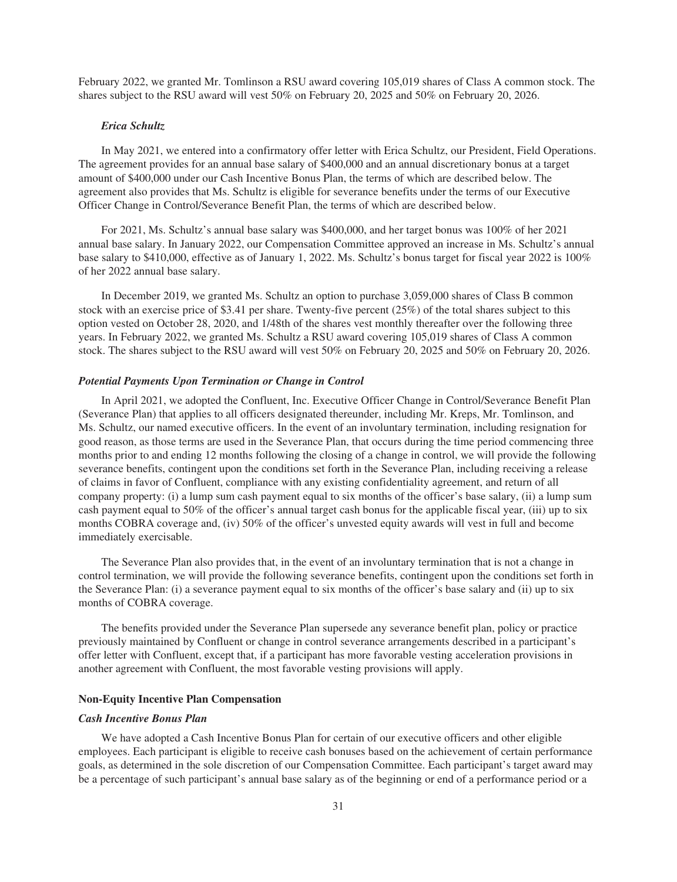February 2022, we granted Mr. Tomlinson a RSU award covering 105,019 shares of Class A common stock. The shares subject to the RSU award will vest 50% on February 20, 2025 and 50% on February 20, 2026.

***Erica Schultz***

In May 2021, we entered into a confirmatory offer letter with Erica Schultz, our President, Field Operations. The agreement provides for an annual base salary of $400,000 and an annual discretionary bonus at a target amount of $400,000 under our Cash Incentive Bonus Plan, the terms of which are described below. The agreement also provides that Ms. Schultz is eligible for severance benefits under the terms of our Executive Officer Change in Control/Severance Benefit Plan, the terms of which are described below.

For 2021, Ms. Schultz's annual base salary was $400,000, and her target bonus was 100% of her 2021 annual base salary. In January 2022, our Compensation Committee approved an increase in Ms. Schultz's annual base salary to $410,000, effective as of January 1, 2022. Ms. Schultz's bonus target for fiscal year 2022 is 100% of her 2022 annual base salary.

In December 2019, we granted Ms. Schultz an option to purchase 3,059,000 shares of Class B common stock with an exercise price of $3.41 per share. Twenty-five percent (25%) of the total shares subject to this option vested on October 28, 2020, and 1/48th of the shares vest monthly thereafter over the following three years. In February 2022, we granted Ms. Schultz a RSU award covering 105,019 shares of Class A common stock. The shares subject to the RSU award will vest 50% on February 20, 2025 and 50% on February 20, 2026.

***Potential Payments Upon Termination or Change in Control***

In April 2021, we adopted the Confluent, Inc. Executive Officer Change in Control/Severance Benefit Plan (Severance Plan) that applies to all officers designated thereunder, including Mr. Kreps, Mr. Tomlinson, and Ms. Schultz, our named executive officers. In the event of an involuntary termination, including resignation for good reason, as those terms are used in the Severance Plan, that occurs during the time period commencing three months prior to and ending 12 months following the closing of a change in control, we will provide the following severance benefits, contingent upon the conditions set forth in the Severance Plan, including receiving a release of claims in favor of Confluent, compliance with any existing confidentiality agreement, and return of all company property: (i) a lump sum cash payment equal to six months of the officer's base salary, (ii) a lump sum cash payment equal to 50% of the officer's annual target cash bonus for the applicable fiscal year, (iii) up to six months COBRA coverage and, (iv) 50% of the officer's unvested equity awards will vest in full and become immediately exercisable.

The Severance Plan also provides that, in the event of an involuntary termination that is not a change in control termination, we will provide the following severance benefits, contingent upon the conditions set forth in the Severance Plan: (i) a severance payment equal to six months of the officer's base salary and (ii) up to six months of COBRA coverage.

The benefits provided under the Severance Plan supersede any severance benefit plan, policy or practice previously maintained by Confluent or change in control severance arrangements described in a participant's offer letter with Confluent, except that, if a participant has more favorable vesting acceleration provisions in another agreement with Confluent, the most favorable vesting provisions will apply.

**Non-Equity Incentive Plan Compensation**

***Cash Incentive Bonus Plan***

We have adopted a Cash Incentive Bonus Plan for certain of our executive officers and other eligible employees. Each participant is eligible to receive cash bonuses based on the achievement of certain performance goals, as determined in the sole discretion of our Compensation Committee. Each participant's target award may be a percentage of such participant's annual base salary as of the beginning or end of a performance period or a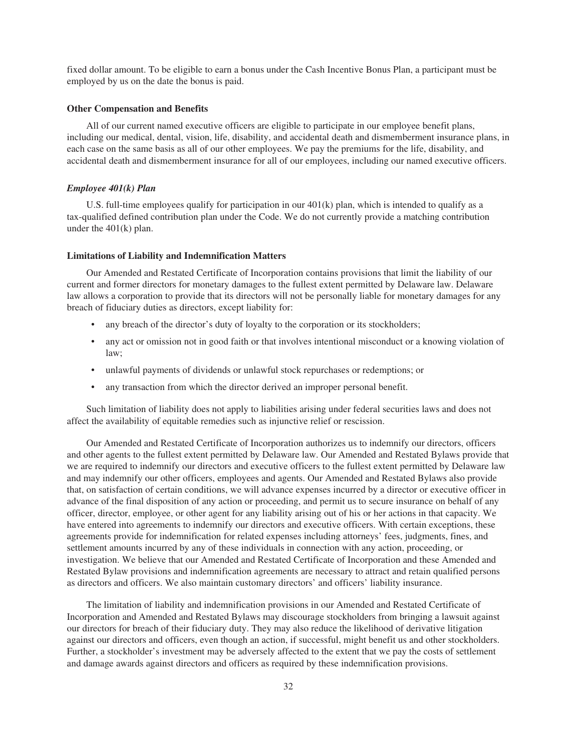fixed dollar amount. To be eligible to earn a bonus under the Cash Incentive Bonus Plan, a participant must be employed by us on the date the bonus is paid.

### Other Compensation and Benefits

All of our current named executive officers are eligible to participate in our employee benefit plans, including our medical, dental, vision, life, disability, and accidental death and dismemberment insurance plans, in each case on the same basis as all of our other employees. We pay the premiums for the life, disability, and accidental death and dismemberment insurance for all of our employees, including our named executive officers.

#### *Employee 401(k) Plan*

U.S. full-time employees qualify for participation in our 401(k) plan, which is intended to qualify as a tax-qualified defined contribution plan under the Code. We do not currently provide a matching contribution under the 401(k) plan.

### Limitations of Liability and Indemnification Matters

Our Amended and Restated Certificate of Incorporation contains provisions that limit the liability of our current and former directors for monetary damages to the fullest extent permitted by Delaware law. Delaware law allows a corporation to provide that its directors will not be personally liable for monetary damages for any breach of fiduciary duties as directors, except liability for:

- any breach of the director's duty of loyalty to the corporation or its stockholders;
- any act or omission not in good faith or that involves intentional misconduct or a knowing violation of law;
- unlawful payments of dividends or unlawful stock repurchases or redemptions; or
- any transaction from which the director derived an improper personal benefit.

Such limitation of liability does not apply to liabilities arising under federal securities laws and does not affect the availability of equitable remedies such as injunctive relief or rescission.

Our Amended and Restated Certificate of Incorporation authorizes us to indemnify our directors, officers and other agents to the fullest extent permitted by Delaware law. Our Amended and Restated Bylaws provide that we are required to indemnify our directors and executive officers to the fullest extent permitted by Delaware law and may indemnify our other officers, employees and agents. Our Amended and Restated Bylaws also provide that, on satisfaction of certain conditions, we will advance expenses incurred by a director or executive officer in advance of the final disposition of any action or proceeding, and permit us to secure insurance on behalf of any officer, director, employee, or other agent for any liability arising out of his or her actions in that capacity. We have entered into agreements to indemnify our directors and executive officers. With certain exceptions, these agreements provide for indemnification for related expenses including attorneys' fees, judgments, fines, and settlement amounts incurred by any of these individuals in connection with any action, proceeding, or investigation. We believe that our Amended and Restated Certificate of Incorporation and these Amended and Restated Bylaw provisions and indemnification agreements are necessary to attract and retain qualified persons as directors and officers. We also maintain customary directors' and officers' liability insurance.

The limitation of liability and indemnification provisions in our Amended and Restated Certificate of Incorporation and Amended and Restated Bylaws may discourage stockholders from bringing a lawsuit against our directors for breach of their fiduciary duty. They may also reduce the likelihood of derivative litigation against our directors and officers, even though an action, if successful, might benefit us and other stockholders. Further, a stockholder's investment may be adversely affected to the extent that we pay the costs of settlement and damage awards against directors and officers as required by these indemnification provisions.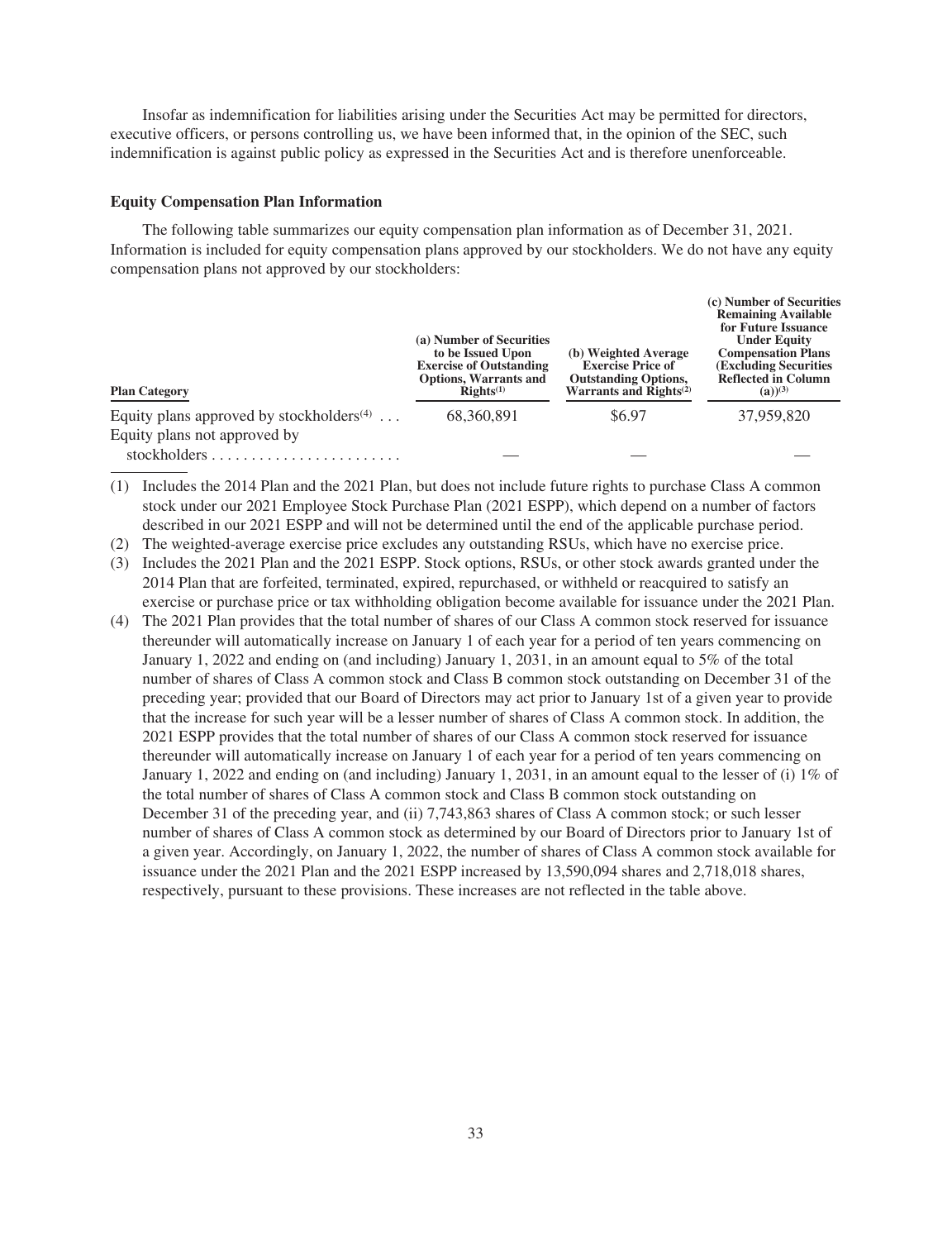Insofar as indemnification for liabilities arising under the Securities Act may be permitted for directors, executive officers, or persons controlling us, we have been informed that, in the opinion of the SEC, such indemnification is against public policy as expressed in the Securities Act and is therefore unenforceable.

**Equity Compensation Plan Information**

The following table summarizes our equity compensation plan information as of December 31, 2021. Information is included for equity compensation plans approved by our stockholders. We do not have any equity compensation plans not approved by our stockholders:

| Plan Category | (a) Number of Securities to be Issued Upon Exercise of Outstanding Options, Warrants and Rights[(1)] | (b) Weighted Average Exercise Price of Outstanding Options, Warrants and Rights[(2)] | (c) Number of Securities Remaining Available for Future Issuance Under Equity Compensation Plans (Excluding Securities Reflected in Column (a))[(3)] |
|---|---|---|---|
| Equity plans approved by stockholders[(4)] | 68,360,891 | $6.97 | 37,959,820 |
| Equity plans not approved by stockholders | — | — | — |

(1) Includes the 2014 Plan and the 2021 Plan, but does not include future rights to purchase Class A common stock under our 2021 Employee Stock Purchase Plan (2021 ESPP), which depend on a number of factors described in our 2021 ESPP and will not be determined until the end of the applicable purchase period.

(2) The weighted-average exercise price excludes any outstanding RSUs, which have no exercise price.

(3) Includes the 2021 Plan and the 2021 ESPP. Stock options, RSUs, or other stock awards granted under the 2014 Plan that are forfeited, terminated, expired, repurchased, or withheld or reacquired to satisfy an exercise or purchase price or tax withholding obligation become available for issuance under the 2021 Plan.

(4) The 2021 Plan provides that the total number of shares of our Class A common stock reserved for issuance thereunder will automatically increase on January 1 of each year for a period of ten years commencing on January 1, 2022 and ending on (and including) January 1, 2031, in an amount equal to 5% of the total number of shares of Class A common stock and Class B common stock outstanding on December 31 of the preceding year; provided that our Board of Directors may act prior to January 1st of a given year to provide that the increase for such year will be a lesser number of shares of Class A common stock. In addition, the 2021 ESPP provides that the total number of shares of our Class A common stock reserved for issuance thereunder will automatically increase on January 1 of each year for a period of ten years commencing on January 1, 2022 and ending on (and including) January 1, 2031, in an amount equal to the lesser of (i) 1% of the total number of shares of Class A common stock and Class B common stock outstanding on December 31 of the preceding year, and (ii) 7,743,863 shares of Class A common stock; or such lesser number of shares of Class A common stock as determined by our Board of Directors prior to January 1st of a given year. Accordingly, on January 1, 2022, the number of shares of Class A common stock available for issuance under the 2021 Plan and the 2021 ESPP increased by 13,590,094 shares and 2,718,018 shares, respectively, pursuant to these provisions. These increases are not reflected in the table above.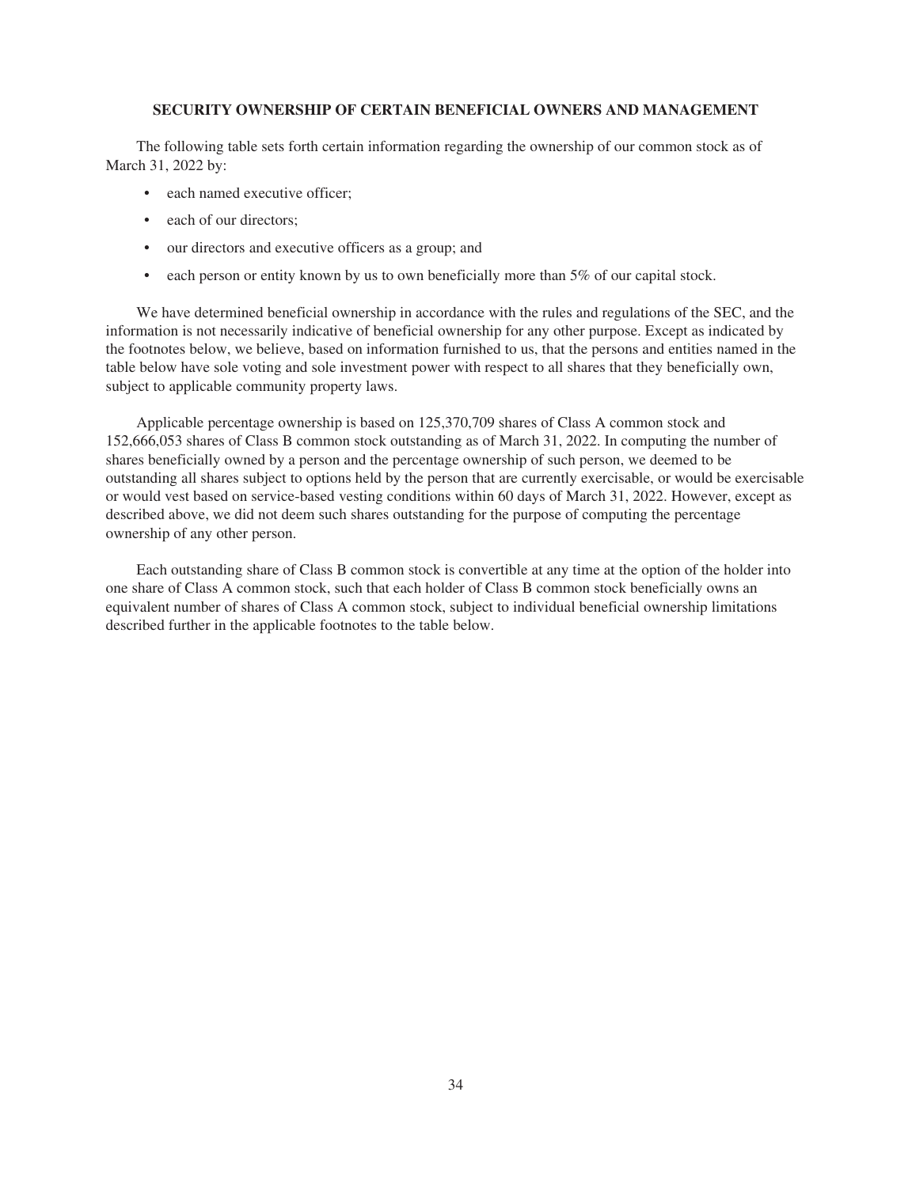## SECURITY OWNERSHIP OF CERTAIN BENEFICIAL OWNERS AND MANAGEMENT

The following table sets forth certain information regarding the ownership of our common stock as of March 31, 2022 by:

- each named executive officer;
- each of our directors;
- our directors and executive officers as a group; and
- each person or entity known by us to own beneficially more than 5% of our capital stock.

We have determined beneficial ownership in accordance with the rules and regulations of the SEC, and the information is not necessarily indicative of beneficial ownership for any other purpose. Except as indicated by the footnotes below, we believe, based on information furnished to us, that the persons and entities named in the table below have sole voting and sole investment power with respect to all shares that they beneficially own, subject to applicable community property laws.

Applicable percentage ownership is based on 125,370,709 shares of Class A common stock and 152,666,053 shares of Class B common stock outstanding as of March 31, 2022. In computing the number of shares beneficially owned by a person and the percentage ownership of such person, we deemed to be outstanding all shares subject to options held by the person that are currently exercisable, or would be exercisable or would vest based on service-based vesting conditions within 60 days of March 31, 2022. However, except as described above, we did not deem such shares outstanding for the purpose of computing the percentage ownership of any other person.

Each outstanding share of Class B common stock is convertible at any time at the option of the holder into one share of Class A common stock, such that each holder of Class B common stock beneficially owns an equivalent number of shares of Class A common stock, subject to individual beneficial ownership limitations described further in the applicable footnotes to the table below.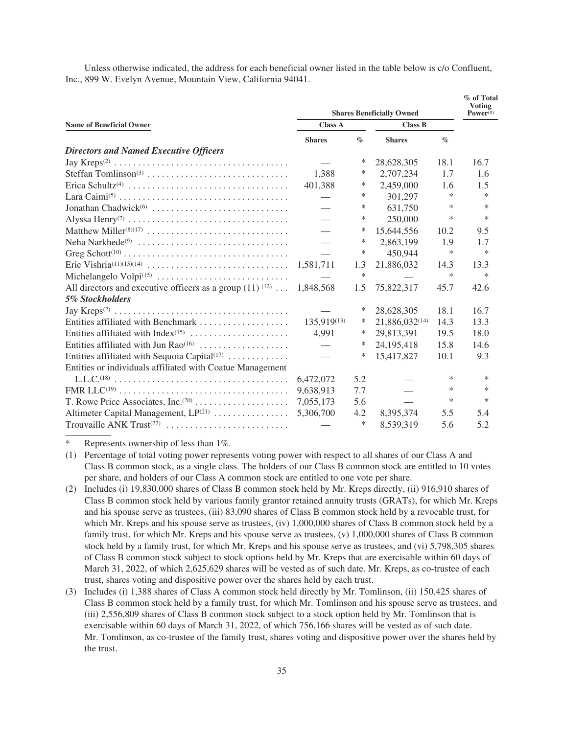Unless otherwise indicated, the address for each beneficial owner listed in the table below is c/o Confluent, Inc., 899 W. Evelyn Avenue, Mountain View, California 94041.

| Name of Beneficial Owner | Shares Beneficially Owned | | | | % of Total Voting Power[(1)] |
|---|---|---|---|---|---|
| | Class A | | Class B | | |
| | Shares | % | Shares | % | |
| ***Directors and Named Executive Officers*** | | | | | |
| Jay Kreps[(2)] | — | * | 28,628,305 | 18.1 | 16.7 |
| Steffan Tomlinson[(3)] | 1,388 | * | 2,707,234 | 1.7 | 1.6 |
| Erica Schultz[(4)] | 401,388 | * | 2,459,000 | 1.6 | 1.5 |
| Lara Caimi[(5)] | — | * | 301,297 | * | * |
| Jonathan Chadwick[(6)] | — | * | 631,750 | * | * |
| Alyssa Henry[(7)] | — | * | 250,000 | * | * |
| Matthew Miller[(8)(17)] | — | * | 15,644,556 | 10.2 | 9.5 |
| Neha Narkhede[(9)] | — | * | 2,863,199 | 1.9 | 1.7 |
| Greg Schott[(10)] | — | * | 450,944 | * | * |
| Eric Vishria[(11)(13)(14)] | 1,581,711 | 1.3 | 21,886,032 | 14.3 | 13.3 |
| Michelangelo Volpi[(15)] | — | * | — | * | * |
| All directors and executive officers as a group (11) [(12)] | 1,848,568 | 1.5 | 75,822,317 | 45.7 | 42.6 |
| ***5% Stockholders*** | | | | | |
| Jay Kreps[(2)] | — | * | 28,628,305 | 18.1 | 16.7 |
| Entities affiliated with Benchmark | 135,919[(13)] | * | 21,886,032[(14)] | 14.3 | 13.3 |
| Entities affiliated with Index[(15)] | 4,991 | * | 29,813,391 | 19.5 | 18.0 |
| Entities affiliated with Jun Rao[(16)] | — | * | 24,195,418 | 15.8 | 14.6 |
| Entities affiliated with Sequoia Capital[(17)] | — | * | 15,417,827 | 10.1 | 9.3 |
| Entities or individuals affiliated with Coatue Management L.L.C.[(18)] | 6,472,072 | 5.2 | — | * | * |
| FMR LLC[(19)] | 9,638,913 | 7.7 | — | * | * |
| T. Rowe Price Associates, Inc.[(20)] | 7,055,173 | 5.6 | — | * | * |
| Altimeter Capital Management, LP[(21)] | 5,306,700 | 4.2 | 8,395,374 | 5.5 | 5.4 |
| Trouvaille ANK Trust[(22)] | — | * | 8,539,319 | 5.6 | 5.2 |

\* Represents ownership of less than 1%.

(1) Percentage of total voting power represents voting power with respect to all shares of our Class A and Class B common stock, as a single class. The holders of our Class B common stock are entitled to 10 votes per share, and holders of our Class A common stock are entitled to one vote per share.

(2) Includes (i) 19,830,000 shares of Class B common stock held by Mr. Kreps directly, (ii) 916,910 shares of Class B common stock held by various family grantor retained annuity trusts (GRATs), for which Mr. Kreps and his spouse serve as trustees, (iii) 83,090 shares of Class B common stock held by a revocable trust, for which Mr. Kreps and his spouse serve as trustees, (iv) 1,000,000 shares of Class B common stock held by a family trust, for which Mr. Kreps and his spouse serve as trustees, (v) 1,000,000 shares of Class B common stock held by a family trust, for which Mr. Kreps and his spouse serve as trustees, and (vi) 5,798,305 shares of Class B common stock subject to stock options held by Mr. Kreps that are exercisable within 60 days of March 31, 2022, of which 2,625,629 shares will be vested as of such date. Mr. Kreps, as co-trustee of each trust, shares voting and dispositive power over the shares held by each trust.

(3) Includes (i) 1,388 shares of Class A common stock held directly by Mr. Tomlinson, (ii) 150,425 shares of Class B common stock held by a family trust, for which Mr. Tomlinson and his spouse serve as trustees, and (iii) 2,556,809 shares of Class B common stock subject to a stock option held by Mr. Tomlinson that is exercisable within 60 days of March 31, 2022, of which 756,166 shares will be vested as of such date. Mr. Tomlinson, as co-trustee of the family trust, shares voting and dispositive power over the shares held by the trust.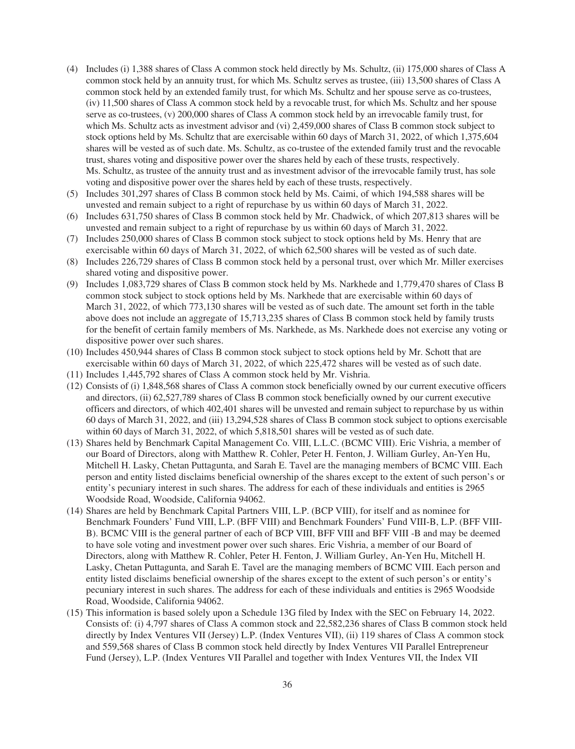(4) Includes (i) 1,388 shares of Class A common stock held directly by Ms. Schultz, (ii) 175,000 shares of Class A common stock held by an annuity trust, for which Ms. Schultz serves as trustee, (iii) 13,500 shares of Class A common stock held by an extended family trust, for which Ms. Schultz and her spouse serve as co-trustees, (iv) 11,500 shares of Class A common stock held by a revocable trust, for which Ms. Schultz and her spouse serve as co-trustees, (v) 200,000 shares of Class A common stock held by an irrevocable family trust, for which Ms. Schultz acts as investment advisor and (vi) 2,459,000 shares of Class B common stock subject to stock options held by Ms. Schultz that are exercisable within 60 days of March 31, 2022, of which 1,375,604 shares will be vested as of such date. Ms. Schultz, as co-trustee of the extended family trust and the revocable trust, shares voting and dispositive power over the shares held by each of these trusts, respectively. Ms. Schultz, as trustee of the annuity trust and as investment advisor of the irrevocable family trust, has sole voting and dispositive power over the shares held by each of these trusts, respectively.

(5) Includes 301,297 shares of Class B common stock held by Ms. Caimi, of which 194,588 shares will be unvested and remain subject to a right of repurchase by us within 60 days of March 31, 2022.

(6) Includes 631,750 shares of Class B common stock held by Mr. Chadwick, of which 207,813 shares will be unvested and remain subject to a right of repurchase by us within 60 days of March 31, 2022.

(7) Includes 250,000 shares of Class B common stock subject to stock options held by Ms. Henry that are exercisable within 60 days of March 31, 2022, of which 62,500 shares will be vested as of such date.

(8) Includes 226,729 shares of Class B common stock held by a personal trust, over which Mr. Miller exercises shared voting and dispositive power.

(9) Includes 1,083,729 shares of Class B common stock held by Ms. Narkhede and 1,779,470 shares of Class B common stock subject to stock options held by Ms. Narkhede that are exercisable within 60 days of March 31, 2022, of which 773,130 shares will be vested as of such date. The amount set forth in the table above does not include an aggregate of 15,713,235 shares of Class B common stock held by family trusts for the benefit of certain family members of Ms. Narkhede, as Ms. Narkhede does not exercise any voting or dispositive power over such shares.

(10) Includes 450,944 shares of Class B common stock subject to stock options held by Mr. Schott that are exercisable within 60 days of March 31, 2022, of which 225,472 shares will be vested as of such date.

(11) Includes 1,445,792 shares of Class A common stock held by Mr. Vishria.

(12) Consists of (i) 1,848,568 shares of Class A common stock beneficially owned by our current executive officers and directors, (ii) 62,527,789 shares of Class B common stock beneficially owned by our current executive officers and directors, of which 402,401 shares will be unvested and remain subject to repurchase by us within 60 days of March 31, 2022, and (iii) 13,294,528 shares of Class B common stock subject to options exercisable within 60 days of March 31, 2022, of which 5,818,501 shares will be vested as of such date.

(13) Shares held by Benchmark Capital Management Co. VIII, L.L.C. (BCMC VIII). Eric Vishria, a member of our Board of Directors, along with Matthew R. Cohler, Peter H. Fenton, J. William Gurley, An-Yen Hu, Mitchell H. Lasky, Chetan Puttagunta, and Sarah E. Tavel are the managing members of BCMC VIII. Each person and entity listed disclaims beneficial ownership of the shares except to the extent of such person's or entity's pecuniary interest in such shares. The address for each of these individuals and entities is 2965 Woodside Road, Woodside, California 94062.

(14) Shares are held by Benchmark Capital Partners VIII, L.P. (BCP VIII), for itself and as nominee for Benchmark Founders' Fund VIII, L.P. (BFF VIII) and Benchmark Founders' Fund VIII-B, L.P. (BFF VIII-B). BCMC VIII is the general partner of each of BCP VIII, BFF VIII and BFF VIII -B and may be deemed to have sole voting and investment power over such shares. Eric Vishria, a member of our Board of Directors, along with Matthew R. Cohler, Peter H. Fenton, J. William Gurley, An-Yen Hu, Mitchell H. Lasky, Chetan Puttagunta, and Sarah E. Tavel are the managing members of BCMC VIII. Each person and entity listed disclaims beneficial ownership of the shares except to the extent of such person's or entity's pecuniary interest in such shares. The address for each of these individuals and entities is 2965 Woodside Road, Woodside, California 94062.

(15) This information is based solely upon a Schedule 13G filed by Index with the SEC on February 14, 2022. Consists of: (i) 4,797 shares of Class A common stock and 22,582,236 shares of Class B common stock held directly by Index Ventures VII (Jersey) L.P. (Index Ventures VII), (ii) 119 shares of Class A common stock and 559,568 shares of Class B common stock held directly by Index Ventures VII Parallel Entrepreneur Fund (Jersey), L.P. (Index Ventures VII Parallel and together with Index Ventures VII, the Index VII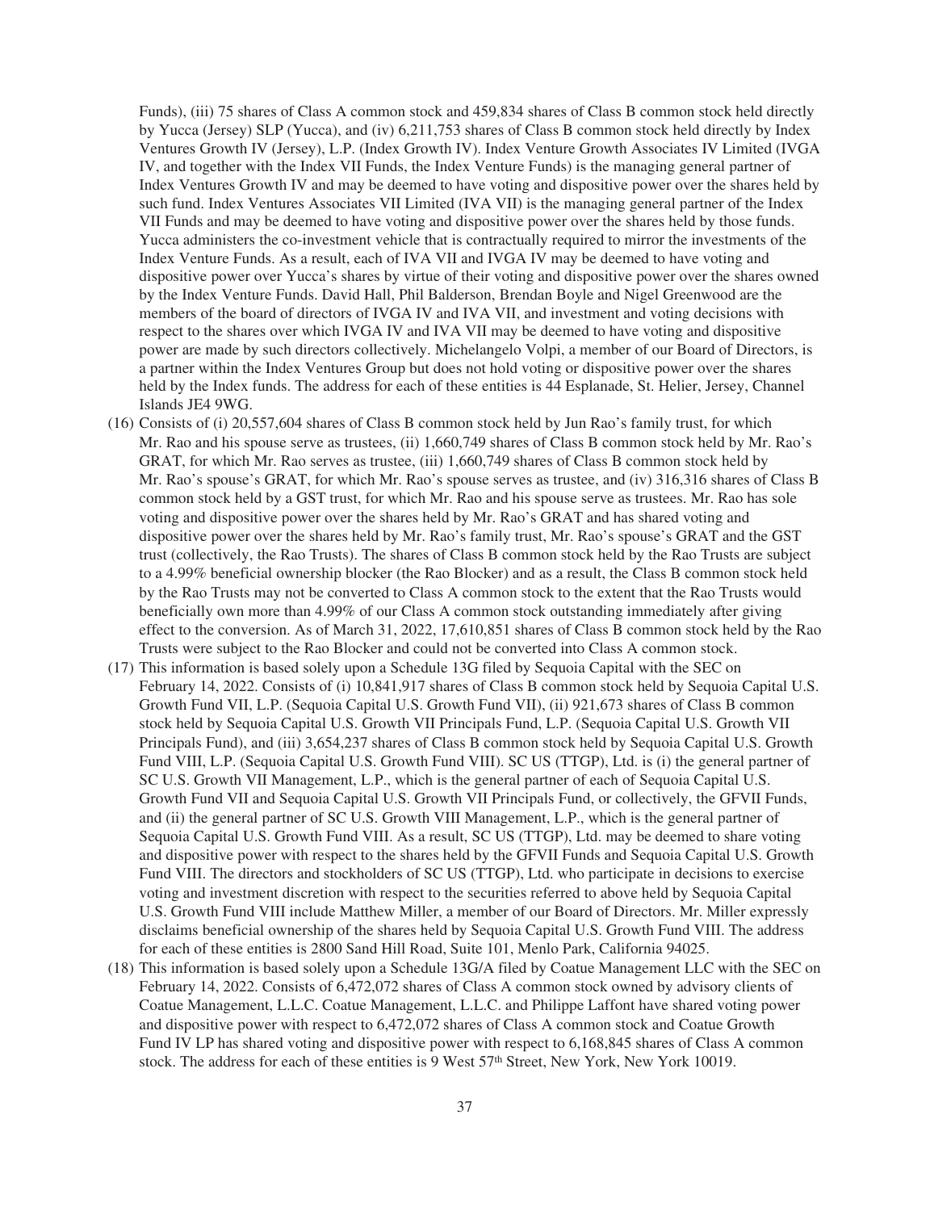Funds), (iii) 75 shares of Class A common stock and 459,834 shares of Class B common stock held directly by Yucca (Jersey) SLP (Yucca), and (iv) 6,211,753 shares of Class B common stock held directly by Index Ventures Growth IV (Jersey), L.P. (Index Growth IV). Index Venture Growth Associates IV Limited (IVGA IV, and together with the Index VII Funds, the Index Venture Funds) is the managing general partner of Index Ventures Growth IV and may be deemed to have voting and dispositive power over the shares held by such fund. Index Ventures Associates VII Limited (IVA VII) is the managing general partner of the Index VII Funds and may be deemed to have voting and dispositive power over the shares held by those funds. Yucca administers the co-investment vehicle that is contractually required to mirror the investments of the Index Venture Funds. As a result, each of IVA VII and IVGA IV may be deemed to have voting and dispositive power over Yucca's shares by virtue of their voting and dispositive power over the shares owned by the Index Venture Funds. David Hall, Phil Balderson, Brendan Boyle and Nigel Greenwood are the members of the board of directors of IVGA IV and IVA VII, and investment and voting decisions with respect to the shares over which IVGA IV and IVA VII may be deemed to have voting and dispositive power are made by such directors collectively. Michelangelo Volpi, a member of our Board of Directors, is a partner within the Index Ventures Group but does not hold voting or dispositive power over the shares held by the Index funds. The address for each of these entities is 44 Esplanade, St. Helier, Jersey, Channel Islands JE4 9WG.

(16) Consists of (i) 20,557,604 shares of Class B common stock held by Jun Rao's family trust, for which Mr. Rao and his spouse serve as trustees, (ii) 1,660,749 shares of Class B common stock held by Mr. Rao's GRAT, for which Mr. Rao serves as trustee, (iii) 1,660,749 shares of Class B common stock held by Mr. Rao's spouse's GRAT, for which Mr. Rao's spouse serves as trustee, and (iv) 316,316 shares of Class B common stock held by a GST trust, for which Mr. Rao and his spouse serve as trustees. Mr. Rao has sole voting and dispositive power over the shares held by Mr. Rao's GRAT and has shared voting and dispositive power over the shares held by Mr. Rao's family trust, Mr. Rao's spouse's GRAT and the GST trust (collectively, the Rao Trusts). The shares of Class B common stock held by the Rao Trusts are subject to a 4.99% beneficial ownership blocker (the Rao Blocker) and as a result, the Class B common stock held by the Rao Trusts may not be converted to Class A common stock to the extent that the Rao Trusts would beneficially own more than 4.99% of our Class A common stock outstanding immediately after giving effect to the conversion. As of March 31, 2022, 17,610,851 shares of Class B common stock held by the Rao Trusts were subject to the Rao Blocker and could not be converted into Class A common stock.

(17) This information is based solely upon a Schedule 13G filed by Sequoia Capital with the SEC on February 14, 2022. Consists of (i) 10,841,917 shares of Class B common stock held by Sequoia Capital U.S. Growth Fund VII, L.P. (Sequoia Capital U.S. Growth Fund VII), (ii) 921,673 shares of Class B common stock held by Sequoia Capital U.S. Growth VII Principals Fund, L.P. (Sequoia Capital U.S. Growth VII Principals Fund), and (iii) 3,654,237 shares of Class B common stock held by Sequoia Capital U.S. Growth Fund VIII, L.P. (Sequoia Capital U.S. Growth Fund VIII). SC US (TTGP), Ltd. is (i) the general partner of SC U.S. Growth VII Management, L.P., which is the general partner of each of Sequoia Capital U.S. Growth Fund VII and Sequoia Capital U.S. Growth VII Principals Fund, or collectively, the GFVII Funds, and (ii) the general partner of SC U.S. Growth VIII Management, L.P., which is the general partner of Sequoia Capital U.S. Growth Fund VIII. As a result, SC US (TTGP), Ltd. may be deemed to share voting and dispositive power with respect to the shares held by the GFVII Funds and Sequoia Capital U.S. Growth Fund VIII. The directors and stockholders of SC US (TTGP), Ltd. who participate in decisions to exercise voting and investment discretion with respect to the securities referred to above held by Sequoia Capital U.S. Growth Fund VIII include Matthew Miller, a member of our Board of Directors. Mr. Miller expressly disclaims beneficial ownership of the shares held by Sequoia Capital U.S. Growth Fund VIII. The address for each of these entities is 2800 Sand Hill Road, Suite 101, Menlo Park, California 94025.

(18) This information is based solely upon a Schedule 13G/A filed by Coatue Management LLC with the SEC on February 14, 2022. Consists of 6,472,072 shares of Class A common stock owned by advisory clients of Coatue Management, L.L.C. Coatue Management, L.L.C. and Philippe Laffont have shared voting power and dispositive power with respect to 6,472,072 shares of Class A common stock and Coatue Growth Fund IV LP has shared voting and dispositive power with respect to 6,168,845 shares of Class A common stock. The address for each of these entities is 9 West 57th Street, New York, New York 10019.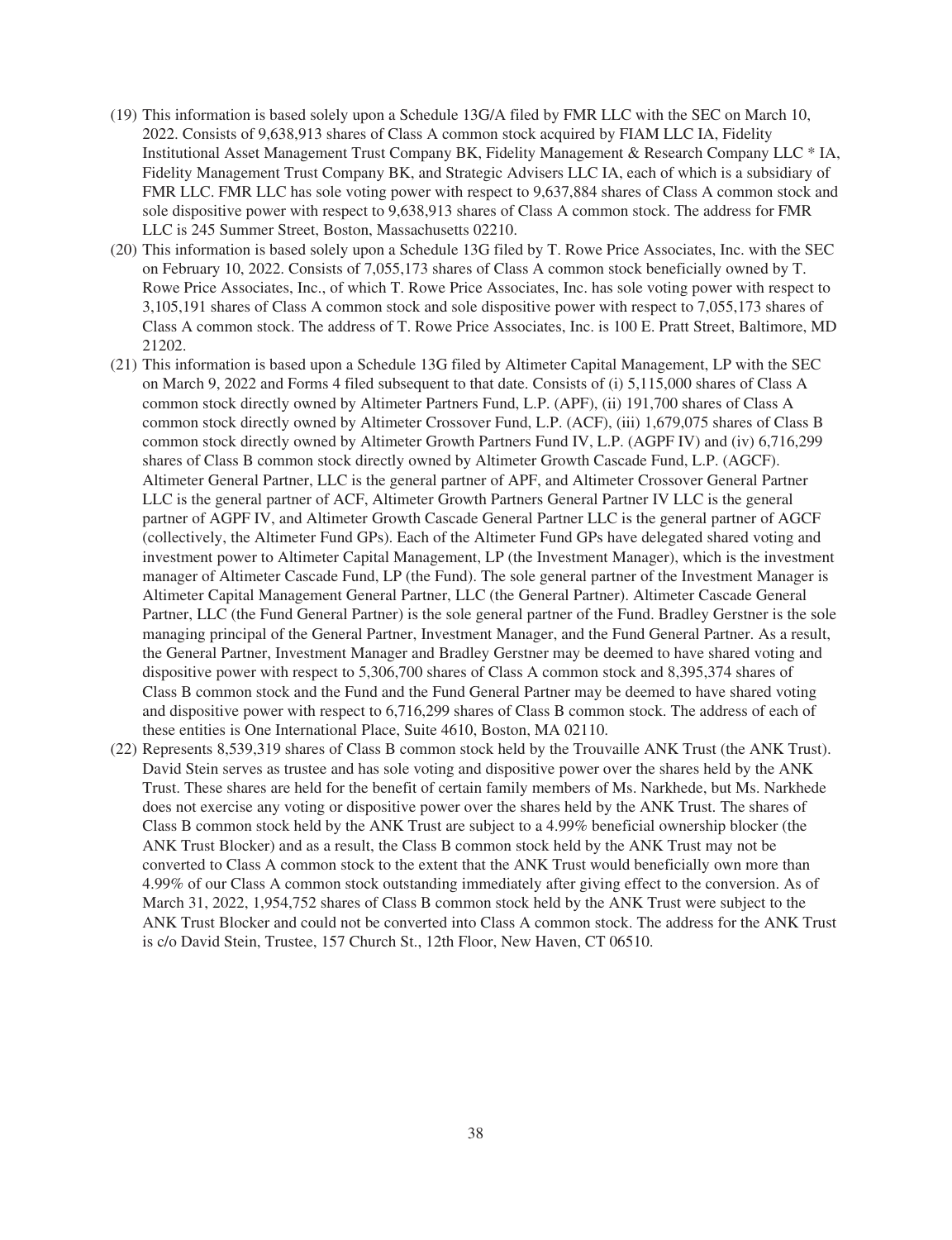(19) This information is based solely upon a Schedule 13G/A filed by FMR LLC with the SEC on March 10, 2022. Consists of 9,638,913 shares of Class A common stock acquired by FIAM LLC IA, Fidelity Institutional Asset Management Trust Company BK, Fidelity Management & Research Company LLC * IA, Fidelity Management Trust Company BK, and Strategic Advisers LLC IA, each of which is a subsidiary of FMR LLC. FMR LLC has sole voting power with respect to 9,637,884 shares of Class A common stock and sole dispositive power with respect to 9,638,913 shares of Class A common stock. The address for FMR LLC is 245 Summer Street, Boston, Massachusetts 02210.

(20) This information is based solely upon a Schedule 13G filed by T. Rowe Price Associates, Inc. with the SEC on February 10, 2022. Consists of 7,055,173 shares of Class A common stock beneficially owned by T. Rowe Price Associates, Inc., of which T. Rowe Price Associates, Inc. has sole voting power with respect to 3,105,191 shares of Class A common stock and sole dispositive power with respect to 7,055,173 shares of Class A common stock. The address of T. Rowe Price Associates, Inc. is 100 E. Pratt Street, Baltimore, MD 21202.

(21) This information is based upon a Schedule 13G filed by Altimeter Capital Management, LP with the SEC on March 9, 2022 and Forms 4 filed subsequent to that date. Consists of (i) 5,115,000 shares of Class A common stock directly owned by Altimeter Partners Fund, L.P. (APF), (ii) 191,700 shares of Class A common stock directly owned by Altimeter Crossover Fund, L.P. (ACF), (iii) 1,679,075 shares of Class B common stock directly owned by Altimeter Growth Partners Fund IV, L.P. (AGPF IV) and (iv) 6,716,299 shares of Class B common stock directly owned by Altimeter Growth Cascade Fund, L.P. (AGCF). Altimeter General Partner, LLC is the general partner of APF, and Altimeter Crossover General Partner LLC is the general partner of ACF, Altimeter Growth Partners General Partner IV LLC is the general partner of AGPF IV, and Altimeter Growth Cascade General Partner LLC is the general partner of AGCF (collectively, the Altimeter Fund GPs). Each of the Altimeter Fund GPs have delegated shared voting and investment power to Altimeter Capital Management, LP (the Investment Manager), which is the investment manager of Altimeter Cascade Fund, LP (the Fund). The sole general partner of the Investment Manager is Altimeter Capital Management General Partner, LLC (the General Partner). Altimeter Cascade General Partner, LLC (the Fund General Partner) is the sole general partner of the Fund. Bradley Gerstner is the sole managing principal of the General Partner, Investment Manager, and the Fund General Partner. As a result, the General Partner, Investment Manager and Bradley Gerstner may be deemed to have shared voting and dispositive power with respect to 5,306,700 shares of Class A common stock and 8,395,374 shares of Class B common stock and the Fund and the Fund General Partner may be deemed to have shared voting and dispositive power with respect to 6,716,299 shares of Class B common stock. The address of each of these entities is One International Place, Suite 4610, Boston, MA 02110.

(22) Represents 8,539,319 shares of Class B common stock held by the Trouvaille ANK Trust (the ANK Trust). David Stein serves as trustee and has sole voting and dispositive power over the shares held by the ANK Trust. These shares are held for the benefit of certain family members of Ms. Narkhede, but Ms. Narkhede does not exercise any voting or dispositive power over the shares held by the ANK Trust. The shares of Class B common stock held by the ANK Trust are subject to a 4.99% beneficial ownership blocker (the ANK Trust Blocker) and as a result, the Class B common stock held by the ANK Trust may not be converted to Class A common stock to the extent that the ANK Trust would beneficially own more than 4.99% of our Class A common stock outstanding immediately after giving effect to the conversion. As of March 31, 2022, 1,954,752 shares of Class B common stock held by the ANK Trust were subject to the ANK Trust Blocker and could not be converted into Class A common stock. The address for the ANK Trust is c/o David Stein, Trustee, 157 Church St., 12th Floor, New Haven, CT 06510.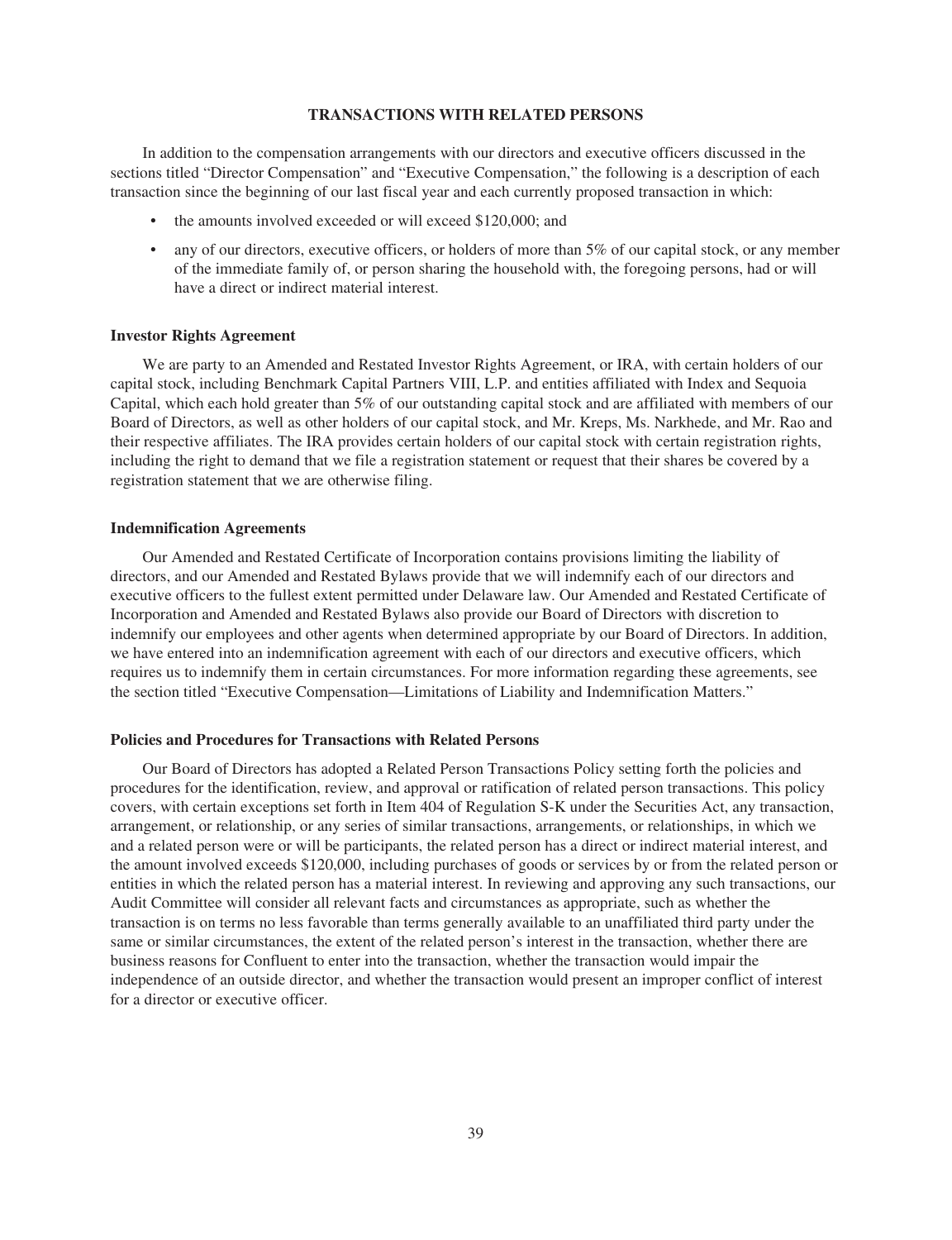## TRANSACTIONS WITH RELATED PERSONS

In addition to the compensation arrangements with our directors and executive officers discussed in the sections titled "Director Compensation" and "Executive Compensation," the following is a description of each transaction since the beginning of our last fiscal year and each currently proposed transaction in which:

- the amounts involved exceeded or will exceed $120,000; and
- any of our directors, executive officers, or holders of more than 5% of our capital stock, or any member of the immediate family of, or person sharing the household with, the foregoing persons, had or will have a direct or indirect material interest.

### Investor Rights Agreement

We are party to an Amended and Restated Investor Rights Agreement, or IRA, with certain holders of our capital stock, including Benchmark Capital Partners VIII, L.P. and entities affiliated with Index and Sequoia Capital, which each hold greater than 5% of our outstanding capital stock and are affiliated with members of our Board of Directors, as well as other holders of our capital stock, and Mr. Kreps, Ms. Narkhede, and Mr. Rao and their respective affiliates. The IRA provides certain holders of our capital stock with certain registration rights, including the right to demand that we file a registration statement or request that their shares be covered by a registration statement that we are otherwise filing.

### Indemnification Agreements

Our Amended and Restated Certificate of Incorporation contains provisions limiting the liability of directors, and our Amended and Restated Bylaws provide that we will indemnify each of our directors and executive officers to the fullest extent permitted under Delaware law. Our Amended and Restated Certificate of Incorporation and Amended and Restated Bylaws also provide our Board of Directors with discretion to indemnify our employees and other agents when determined appropriate by our Board of Directors. In addition, we have entered into an indemnification agreement with each of our directors and executive officers, which requires us to indemnify them in certain circumstances. For more information regarding these agreements, see the section titled "Executive Compensation—Limitations of Liability and Indemnification Matters."

### Policies and Procedures for Transactions with Related Persons

Our Board of Directors has adopted a Related Person Transactions Policy setting forth the policies and procedures for the identification, review, and approval or ratification of related person transactions. This policy covers, with certain exceptions set forth in Item 404 of Regulation S-K under the Securities Act, any transaction, arrangement, or relationship, or any series of similar transactions, arrangements, or relationships, in which we and a related person were or will be participants, the related person has a direct or indirect material interest, and the amount involved exceeds $120,000, including purchases of goods or services by or from the related person or entities in which the related person has a material interest. In reviewing and approving any such transactions, our Audit Committee will consider all relevant facts and circumstances as appropriate, such as whether the transaction is on terms no less favorable than terms generally available to an unaffiliated third party under the same or similar circumstances, the extent of the related person's interest in the transaction, whether there are business reasons for Confluent to enter into the transaction, whether the transaction would impair the independence of an outside director, and whether the transaction would present an improper conflict of interest for a director or executive officer.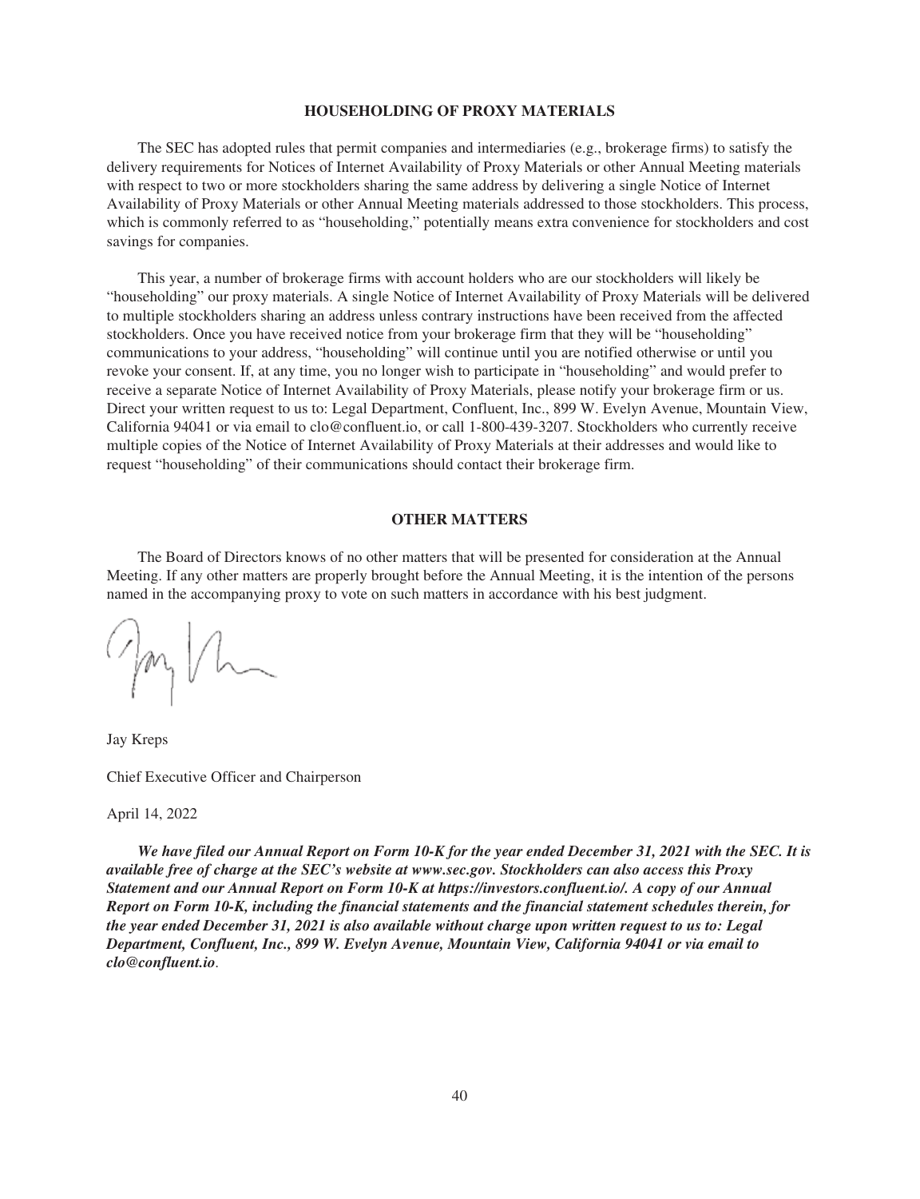## HOUSEHOLDING OF PROXY MATERIALS

The SEC has adopted rules that permit companies and intermediaries (e.g., brokerage firms) to satisfy the delivery requirements for Notices of Internet Availability of Proxy Materials or other Annual Meeting materials with respect to two or more stockholders sharing the same address by delivering a single Notice of Internet Availability of Proxy Materials or other Annual Meeting materials addressed to those stockholders. This process, which is commonly referred to as "householding," potentially means extra convenience for stockholders and cost savings for companies.

This year, a number of brokerage firms with account holders who are our stockholders will likely be "householding" our proxy materials. A single Notice of Internet Availability of Proxy Materials will be delivered to multiple stockholders sharing an address unless contrary instructions have been received from the affected stockholders. Once you have received notice from your brokerage firm that they will be "householding" communications to your address, "householding" will continue until you are notified otherwise or until you revoke your consent. If, at any time, you no longer wish to participate in "householding" and would prefer to receive a separate Notice of Internet Availability of Proxy Materials, please notify your brokerage firm or us. Direct your written request to us to: Legal Department, Confluent, Inc., 899 W. Evelyn Avenue, Mountain View, California 94041 or via email to clo@confluent.io, or call 1-800-439-3207. Stockholders who currently receive multiple copies of the Notice of Internet Availability of Proxy Materials at their addresses and would like to request "householding" of their communications should contact their brokerage firm.

## OTHER MATTERS

The Board of Directors knows of no other matters that will be presented for consideration at the Annual Meeting. If any other matters are properly brought before the Annual Meeting, it is the intention of the persons named in the accompanying proxy to vote on such matters in accordance with his best judgment.

Jay Kreps

Chief Executive Officer and Chairperson

April 14, 2022

***We have filed our Annual Report on Form 10-K for the year ended December 31, 2021 with the SEC. It is available free of charge at the SEC's website at www.sec.gov. Stockholders can also access this Proxy Statement and our Annual Report on Form 10-K at https://investors.confluent.io/. A copy of our Annual Report on Form 10-K, including the financial statements and the financial statement schedules therein, for the year ended December 31, 2021 is also available without charge upon written request to us to: Legal Department, Confluent, Inc., 899 W. Evelyn Avenue, Mountain View, California 94041 or via email to clo@confluent.io*.**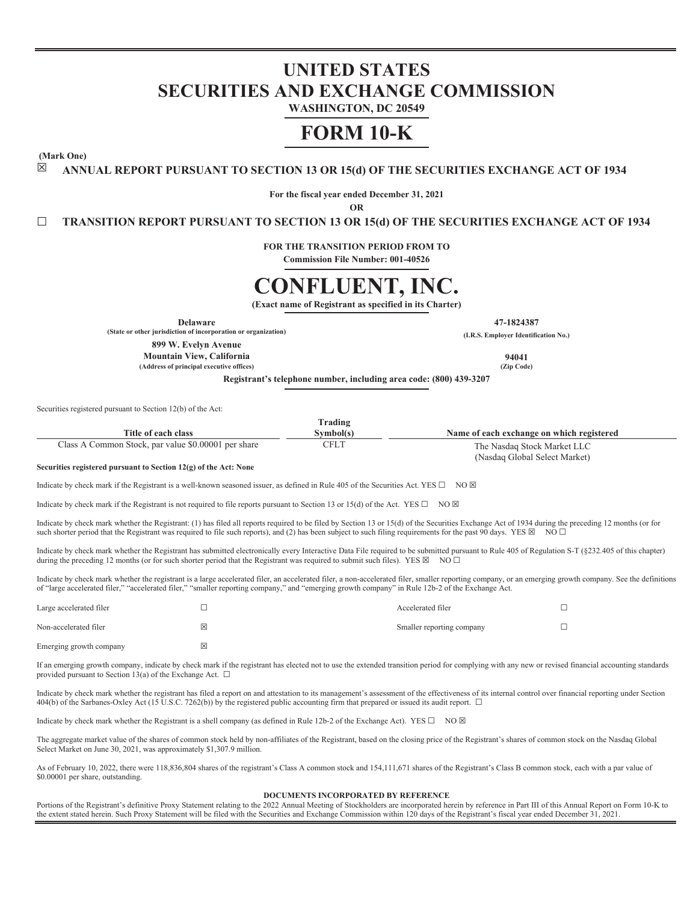# UNITED STATES
# SECURITIES AND EXCHANGE COMMISSION

**WASHINGTON, DC 20549**

# FORM 10-K

**(Mark One)**

☒ **ANNUAL REPORT PURSUANT TO SECTION 13 OR 15(d) OF THE SECURITIES EXCHANGE ACT OF 1934**

**For the fiscal year ended December 31, 2021**

**OR**

☐ **TRANSITION REPORT PURSUANT TO SECTION 13 OR 15(d) OF THE SECURITIES EXCHANGE ACT OF 1934**

**FOR THE TRANSITION PERIOD FROM TO**

**Commission File Number: 001-40526**

# CONFLUENT, INC.

**(Exact name of Registrant as specified in its Charter)**

| | |
|---|---|
| **Delaware** | **47-1824387** |
| **(State or other jurisdiction of incorporation or organization)** | **(I.R.S. Employer Identification No.)** |
| **899 W. Evelyn Avenue** | |
| **Mountain View, California** | **94041** |
| **(Address of principal executive offices)** | **(Zip Code)** |

**Registrant's telephone number, including area code: (800) 439-3207**

Securities registered pursuant to Section 12(b) of the Act:

| Title of each class | Trading Symbol(s) | Name of each exchange on which registered |
|---|---|---|
| Class A Common Stock, par value $0.00001 per share | CFLT | The Nasdaq Stock Market LLC (Nasdaq Global Select Market) |

**Securities registered pursuant to Section 12(g) of the Act: None**

Indicate by check mark if the Registrant is a well-known seasoned issuer, as defined in Rule 405 of the Securities Act. YES ☐ NO ☒

Indicate by check mark if the Registrant is not required to file reports pursuant to Section 13 or 15(d) of the Act. YES ☐ NO ☒

Indicate by check mark whether the Registrant: (1) has filed all reports required to be filed by Section 13 or 15(d) of the Securities Exchange Act of 1934 during the preceding 12 months (or for such shorter period that the Registrant was required to file such reports), and (2) has been subject to such filing requirements for the past 90 days. YES ☒ NO ☐

Indicate by check mark whether the Registrant has submitted electronically every Interactive Data File required to be submitted pursuant to Rule 405 of Regulation S-T (§232.405 of this chapter) during the preceding 12 months (or for such shorter period that the Registrant was required to submit such files). YES ☒ NO ☐

Indicate by check mark whether the registrant is a large accelerated filer, an accelerated filer, a non-accelerated filer, smaller reporting company, or an emerging growth company. See the definitions of "large accelerated filer," "accelerated filer," "smaller reporting company," and "emerging growth company" in Rule 12b-2 of the Exchange Act.

| | | | |
|---|---|---|---|
| Large accelerated filer | ☐ | Accelerated filer | ☐ |
| Non-accelerated filer | ☒ | Smaller reporting company | ☐ |
| Emerging growth company | ☒ | | |

If an emerging growth company, indicate by check mark if the registrant has elected not to use the extended transition period for complying with any new or revised financial accounting standards provided pursuant to Section 13(a) of the Exchange Act. ☐

Indicate by check mark whether the registrant has filed a report on and attestation to its management's assessment of the effectiveness of its internal control over financial reporting under Section 404(b) of the Sarbanes-Oxley Act (15 U.S.C. 7262(b)) by the registered public accounting firm that prepared or issued its audit report. ☐

Indicate by check mark whether the Registrant is a shell company (as defined in Rule 12b-2 of the Exchange Act). YES ☐ NO ☒

The aggregate market value of the shares of common stock held by non-affiliates of the Registrant, based on the closing price of the Registrant's shares of common stock on the Nasdaq Global Select Market on June 30, 2021, was approximately $1,307.9 million.

As of February 10, 2022, there were 118,836,804 shares of the registrant's Class A common stock and 154,111,671 shares of the Registrant's Class B common stock, each with a par value of $0.00001 per share, outstanding.

**DOCUMENTS INCORPORATED BY REFERENCE**

Portions of the Registrant's definitive Proxy Statement relating to the 2022 Annual Meeting of Stockholders are incorporated herein by reference in Part III of this Annual Report on Form 10-K to the extent stated herein. Such Proxy Statement will be filed with the Securities and Exchange Commission within 120 days of the Registrant's fiscal year ended December 31, 2021.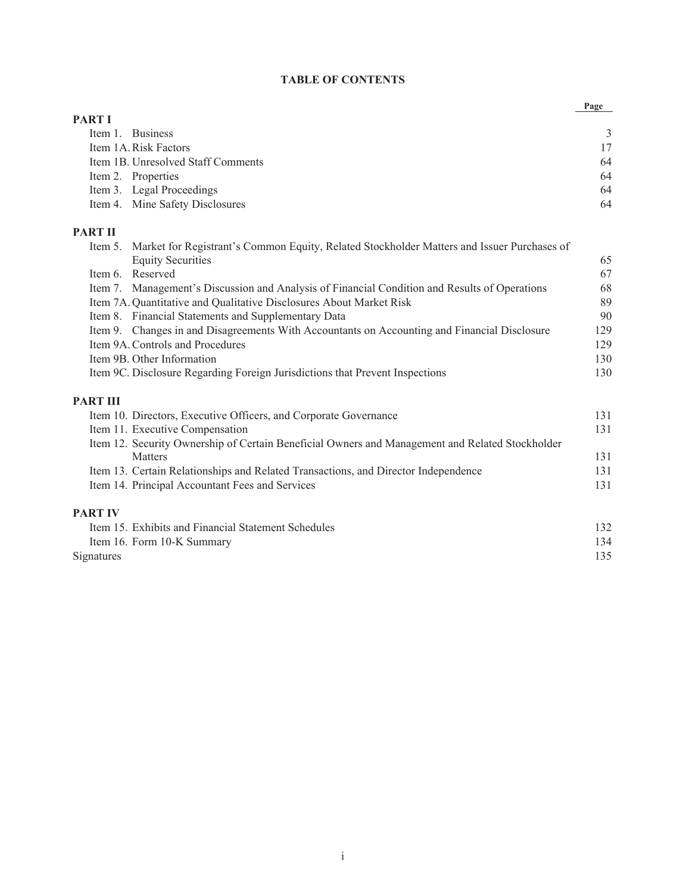## TABLE OF CONTENTS

| | Page |
|---|---|
| **PART I** | |
| Item 1. Business | 3 |
| Item 1A. Risk Factors | 17 |
| Item 1B. Unresolved Staff Comments | 64 |
| Item 2. Properties | 64 |
| Item 3. Legal Proceedings | 64 |
| Item 4. Mine Safety Disclosures | 64 |
| **PART II** | |
| Item 5. Market for Registrant's Common Equity, Related Stockholder Matters and Issuer Purchases of Equity Securities | 65 |
| Item 6. Reserved | 67 |
| Item 7. Management's Discussion and Analysis of Financial Condition and Results of Operations | 68 |
| Item 7A. Quantitative and Qualitative Disclosures About Market Risk | 89 |
| Item 8. Financial Statements and Supplementary Data | 90 |
| Item 9. Changes in and Disagreements With Accountants on Accounting and Financial Disclosure | 129 |
| Item 9A. Controls and Procedures | 129 |
| Item 9B. Other Information | 130 |
| Item 9C. Disclosure Regarding Foreign Jurisdictions that Prevent Inspections | 130 |
| **PART III** | |
| Item 10. Directors, Executive Officers, and Corporate Governance | 131 |
| Item 11. Executive Compensation | 131 |
| Item 12. Security Ownership of Certain Beneficial Owners and Management and Related Stockholder Matters | 131 |
| Item 13. Certain Relationships and Related Transactions, and Director Independence | 131 |
| Item 14. Principal Accountant Fees and Services | 131 |
| **PART IV** | |
| Item 15. Exhibits and Financial Statement Schedules | 132 |
| Item 16. Form 10-K Summary | 134 |
| Signatures | 135 |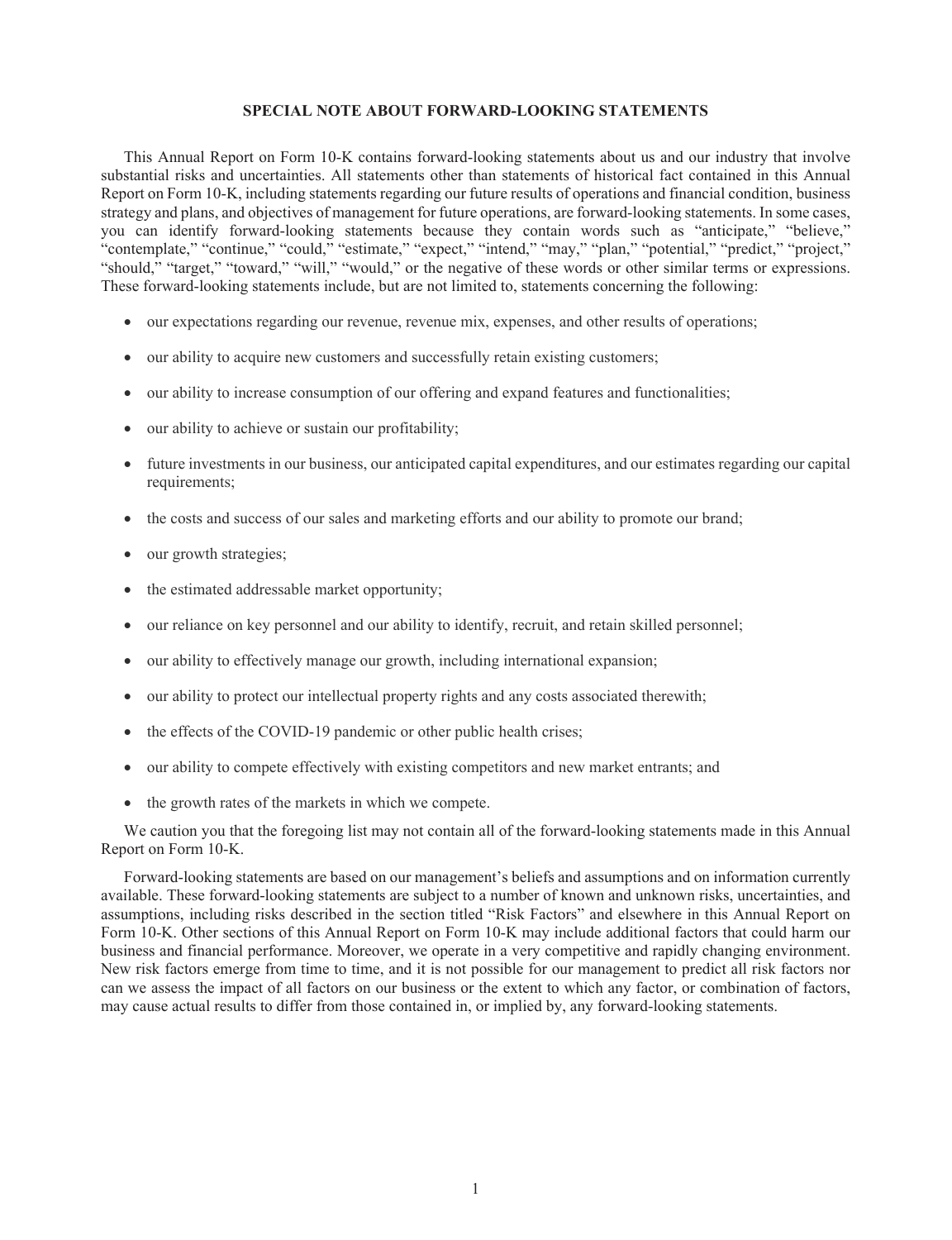## SPECIAL NOTE ABOUT FORWARD-LOOKING STATEMENTS

This Annual Report on Form 10-K contains forward-looking statements about us and our industry that involve substantial risks and uncertainties. All statements other than statements of historical fact contained in this Annual Report on Form 10-K, including statements regarding our future results of operations and financial condition, business strategy and plans, and objectives of management for future operations, are forward-looking statements. In some cases, you can identify forward-looking statements because they contain words such as "anticipate," "believe," "contemplate," "continue," "could," "estimate," "expect," "intend," "may," "plan," "potential," "predict," "project," "should," "target," "toward," "will," "would," or the negative of these words or other similar terms or expressions. These forward-looking statements include, but are not limited to, statements concerning the following:

- our expectations regarding our revenue, revenue mix, expenses, and other results of operations;
- our ability to acquire new customers and successfully retain existing customers;
- our ability to increase consumption of our offering and expand features and functionalities;
- our ability to achieve or sustain our profitability;
- future investments in our business, our anticipated capital expenditures, and our estimates regarding our capital requirements;
- the costs and success of our sales and marketing efforts and our ability to promote our brand;
- our growth strategies;
- the estimated addressable market opportunity;
- our reliance on key personnel and our ability to identify, recruit, and retain skilled personnel;
- our ability to effectively manage our growth, including international expansion;
- our ability to protect our intellectual property rights and any costs associated therewith;
- the effects of the COVID-19 pandemic or other public health crises;
- our ability to compete effectively with existing competitors and new market entrants; and
- the growth rates of the markets in which we compete.

We caution you that the foregoing list may not contain all of the forward-looking statements made in this Annual Report on Form 10-K.

Forward-looking statements are based on our management's beliefs and assumptions and on information currently available. These forward-looking statements are subject to a number of known and unknown risks, uncertainties, and assumptions, including risks described in the section titled "Risk Factors" and elsewhere in this Annual Report on Form 10-K. Other sections of this Annual Report on Form 10-K may include additional factors that could harm our business and financial performance. Moreover, we operate in a very competitive and rapidly changing environment. New risk factors emerge from time to time, and it is not possible for our management to predict all risk factors nor can we assess the impact of all factors on our business or the extent to which any factor, or combination of factors, may cause actual results to differ from those contained in, or implied by, any forward-looking statements.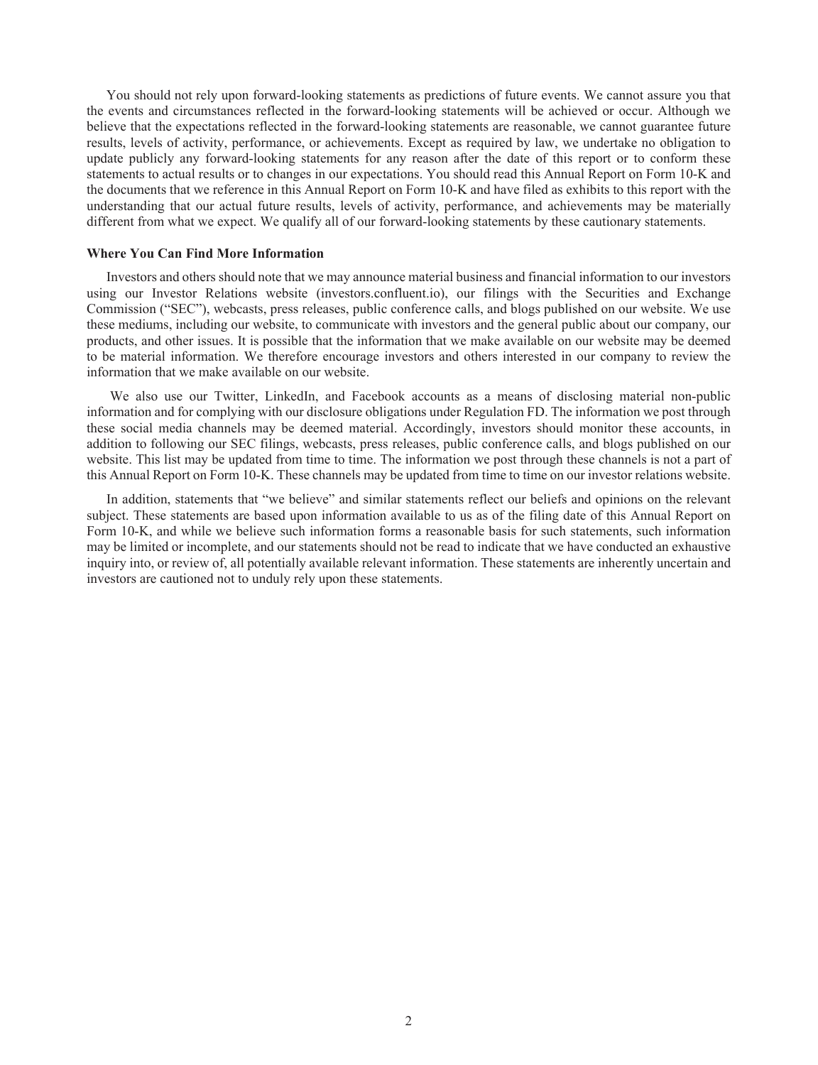You should not rely upon forward-looking statements as predictions of future events. We cannot assure you that the events and circumstances reflected in the forward-looking statements will be achieved or occur. Although we believe that the expectations reflected in the forward-looking statements are reasonable, we cannot guarantee future results, levels of activity, performance, or achievements. Except as required by law, we undertake no obligation to update publicly any forward-looking statements for any reason after the date of this report or to conform these statements to actual results or to changes in our expectations. You should read this Annual Report on Form 10-K and the documents that we reference in this Annual Report on Form 10-K and have filed as exhibits to this report with the understanding that our actual future results, levels of activity, performance, and achievements may be materially different from what we expect. We qualify all of our forward-looking statements by these cautionary statements.

**Where You Can Find More Information**

Investors and others should note that we may announce material business and financial information to our investors using our Investor Relations website (investors.confluent.io), our filings with the Securities and Exchange Commission ("SEC"), webcasts, press releases, public conference calls, and blogs published on our website. We use these mediums, including our website, to communicate with investors and the general public about our company, our products, and other issues. It is possible that the information that we make available on our website may be deemed to be material information. We therefore encourage investors and others interested in our company to review the information that we make available on our website.

We also use our Twitter, LinkedIn, and Facebook accounts as a means of disclosing material non-public information and for complying with our disclosure obligations under Regulation FD. The information we post through these social media channels may be deemed material. Accordingly, investors should monitor these accounts, in addition to following our SEC filings, webcasts, press releases, public conference calls, and blogs published on our website. This list may be updated from time to time. The information we post through these channels is not a part of this Annual Report on Form 10-K. These channels may be updated from time to time on our investor relations website.

In addition, statements that "we believe" and similar statements reflect our beliefs and opinions on the relevant subject. These statements are based upon information available to us as of the filing date of this Annual Report on Form 10-K, and while we believe such information forms a reasonable basis for such statements, such information may be limited or incomplete, and our statements should not be read to indicate that we have conducted an exhaustive inquiry into, or review of, all potentially available relevant information. These statements are inherently uncertain and investors are cautioned not to unduly rely upon these statements.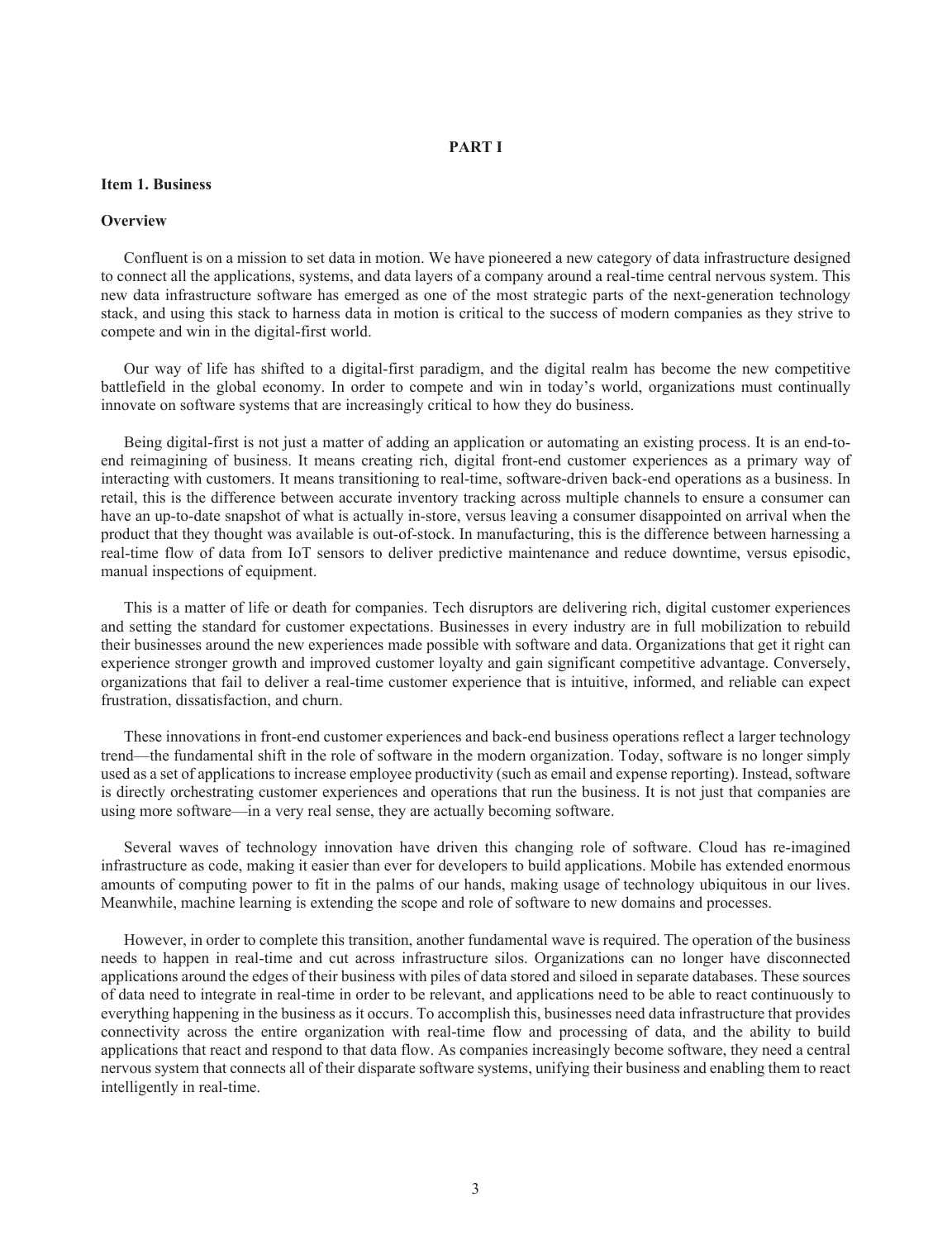# PART I

## Item 1. Business

### Overview

Confluent is on a mission to set data in motion. We have pioneered a new category of data infrastructure designed to connect all the applications, systems, and data layers of a company around a real-time central nervous system. This new data infrastructure software has emerged as one of the most strategic parts of the next-generation technology stack, and using this stack to harness data in motion is critical to the success of modern companies as they strive to compete and win in the digital-first world.

Our way of life has shifted to a digital-first paradigm, and the digital realm has become the new competitive battlefield in the global economy. In order to compete and win in today's world, organizations must continually innovate on software systems that are increasingly critical to how they do business.

Being digital-first is not just a matter of adding an application or automating an existing process. It is an end-to-end reimagining of business. It means creating rich, digital front-end customer experiences as a primary way of interacting with customers. It means transitioning to real-time, software-driven back-end operations as a business. In retail, this is the difference between accurate inventory tracking across multiple channels to ensure a consumer can have an up-to-date snapshot of what is actually in-store, versus leaving a consumer disappointed on arrival when the product that they thought was available is out-of-stock. In manufacturing, this is the difference between harnessing a real-time flow of data from IoT sensors to deliver predictive maintenance and reduce downtime, versus episodic, manual inspections of equipment.

This is a matter of life or death for companies. Tech disruptors are delivering rich, digital customer experiences and setting the standard for customer expectations. Businesses in every industry are in full mobilization to rebuild their businesses around the new experiences made possible with software and data. Organizations that get it right can experience stronger growth and improved customer loyalty and gain significant competitive advantage. Conversely, organizations that fail to deliver a real-time customer experience that is intuitive, informed, and reliable can expect frustration, dissatisfaction, and churn.

These innovations in front-end customer experiences and back-end business operations reflect a larger technology trend—the fundamental shift in the role of software in the modern organization. Today, software is no longer simply used as a set of applications to increase employee productivity (such as email and expense reporting). Instead, software is directly orchestrating customer experiences and operations that run the business. It is not just that companies are using more software—in a very real sense, they are actually becoming software.

Several waves of technology innovation have driven this changing role of software. Cloud has re-imagined infrastructure as code, making it easier than ever for developers to build applications. Mobile has extended enormous amounts of computing power to fit in the palms of our hands, making usage of technology ubiquitous in our lives. Meanwhile, machine learning is extending the scope and role of software to new domains and processes.

However, in order to complete this transition, another fundamental wave is required. The operation of the business needs to happen in real-time and cut across infrastructure silos. Organizations can no longer have disconnected applications around the edges of their business with piles of data stored and siloed in separate databases. These sources of data need to integrate in real-time in order to be relevant, and applications need to be able to react continuously to everything happening in the business as it occurs. To accomplish this, businesses need data infrastructure that provides connectivity across the entire organization with real-time flow and processing of data, and the ability to build applications that react and respond to that data flow. As companies increasingly become software, they need a central nervous system that connects all of their disparate software systems, unifying their business and enabling them to react intelligently in real-time.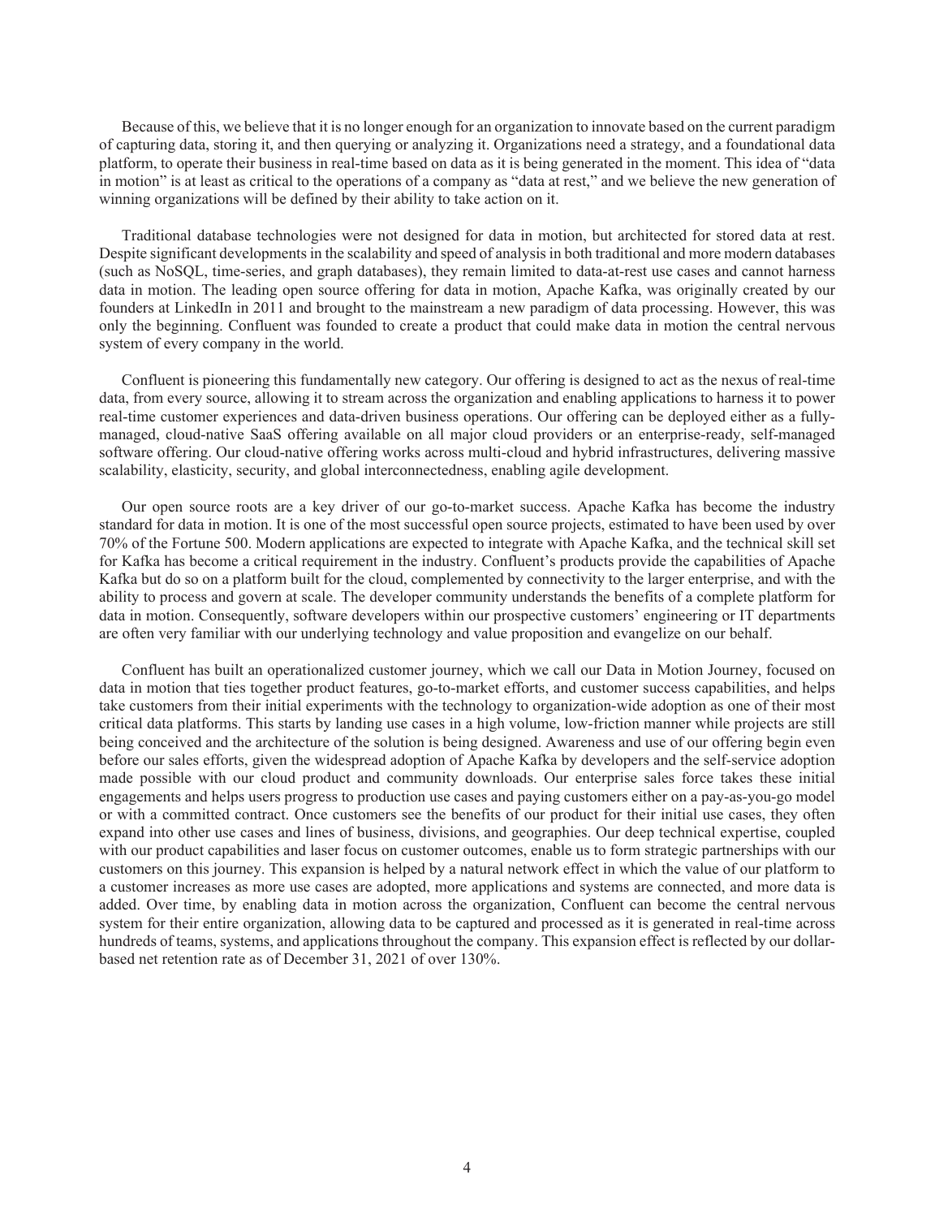Because of this, we believe that it is no longer enough for an organization to innovate based on the current paradigm of capturing data, storing it, and then querying or analyzing it. Organizations need a strategy, and a foundational data platform, to operate their business in real-time based on data as it is being generated in the moment. This idea of "data in motion" is at least as critical to the operations of a company as "data at rest," and we believe the new generation of winning organizations will be defined by their ability to take action on it.

Traditional database technologies were not designed for data in motion, but architected for stored data at rest. Despite significant developments in the scalability and speed of analysis in both traditional and more modern databases (such as NoSQL, time-series, and graph databases), they remain limited to data-at-rest use cases and cannot harness data in motion. The leading open source offering for data in motion, Apache Kafka, was originally created by our founders at LinkedIn in 2011 and brought to the mainstream a new paradigm of data processing. However, this was only the beginning. Confluent was founded to create a product that could make data in motion the central nervous system of every company in the world.

Confluent is pioneering this fundamentally new category. Our offering is designed to act as the nexus of real-time data, from every source, allowing it to stream across the organization and enabling applications to harness it to power real-time customer experiences and data-driven business operations. Our offering can be deployed either as a fully-managed, cloud-native SaaS offering available on all major cloud providers or an enterprise-ready, self-managed software offering. Our cloud-native offering works across multi-cloud and hybrid infrastructures, delivering massive scalability, elasticity, security, and global interconnectedness, enabling agile development.

Our open source roots are a key driver of our go-to-market success. Apache Kafka has become the industry standard for data in motion. It is one of the most successful open source projects, estimated to have been used by over 70% of the Fortune 500. Modern applications are expected to integrate with Apache Kafka, and the technical skill set for Kafka has become a critical requirement in the industry. Confluent's products provide the capabilities of Apache Kafka but do so on a platform built for the cloud, complemented by connectivity to the larger enterprise, and with the ability to process and govern at scale. The developer community understands the benefits of a complete platform for data in motion. Consequently, software developers within our prospective customers' engineering or IT departments are often very familiar with our underlying technology and value proposition and evangelize on our behalf.

Confluent has built an operationalized customer journey, which we call our Data in Motion Journey, focused on data in motion that ties together product features, go-to-market efforts, and customer success capabilities, and helps take customers from their initial experiments with the technology to organization-wide adoption as one of their most critical data platforms. This starts by landing use cases in a high volume, low-friction manner while projects are still being conceived and the architecture of the solution is being designed. Awareness and use of our offering begin even before our sales efforts, given the widespread adoption of Apache Kafka by developers and the self-service adoption made possible with our cloud product and community downloads. Our enterprise sales force takes these initial engagements and helps users progress to production use cases and paying customers either on a pay-as-you-go model or with a committed contract. Once customers see the benefits of our product for their initial use cases, they often expand into other use cases and lines of business, divisions, and geographies. Our deep technical expertise, coupled with our product capabilities and laser focus on customer outcomes, enable us to form strategic partnerships with our customers on this journey. This expansion is helped by a natural network effect in which the value of our platform to a customer increases as more use cases are adopted, more applications and systems are connected, and more data is added. Over time, by enabling data in motion across the organization, Confluent can become the central nervous system for their entire organization, allowing data to be captured and processed as it is generated in real-time across hundreds of teams, systems, and applications throughout the company. This expansion effect is reflected by our dollar-based net retention rate as of December 31, 2021 of over 130%.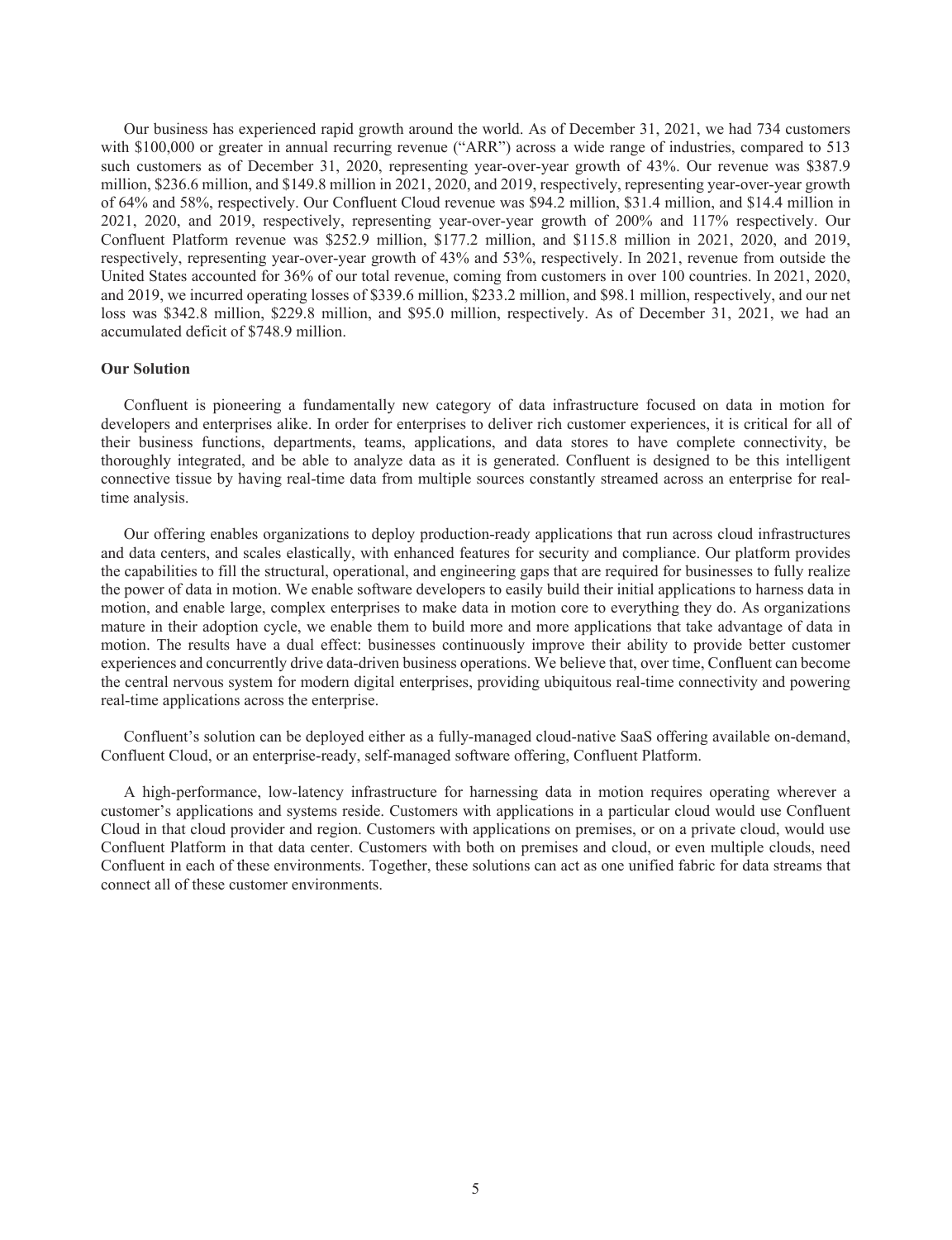Our business has experienced rapid growth around the world. As of December 31, 2021, we had 734 customers with $100,000 or greater in annual recurring revenue ("ARR") across a wide range of industries, compared to 513 such customers as of December 31, 2020, representing year-over-year growth of 43%. Our revenue was $387.9 million, $236.6 million, and $149.8 million in 2021, 2020, and 2019, respectively, representing year-over-year growth of 64% and 58%, respectively. Our Confluent Cloud revenue was $94.2 million, $31.4 million, and $14.4 million in 2021, 2020, and 2019, respectively, representing year-over-year growth of 200% and 117% respectively. Our Confluent Platform revenue was $252.9 million, $177.2 million, and $115.8 million in 2021, 2020, and 2019, respectively, representing year-over-year growth of 43% and 53%, respectively. In 2021, revenue from outside the United States accounted for 36% of our total revenue, coming from customers in over 100 countries. In 2021, 2020, and 2019, we incurred operating losses of $339.6 million, $233.2 million, and $98.1 million, respectively, and our net loss was $342.8 million, $229.8 million, and $95.0 million, respectively. As of December 31, 2021, we had an accumulated deficit of $748.9 million.

**Our Solution**

Confluent is pioneering a fundamentally new category of data infrastructure focused on data in motion for developers and enterprises alike. In order for enterprises to deliver rich customer experiences, it is critical for all of their business functions, departments, teams, applications, and data stores to have complete connectivity, be thoroughly integrated, and be able to analyze data as it is generated. Confluent is designed to be this intelligent connective tissue by having real-time data from multiple sources constantly streamed across an enterprise for real-time analysis.

Our offering enables organizations to deploy production-ready applications that run across cloud infrastructures and data centers, and scales elastically, with enhanced features for security and compliance. Our platform provides the capabilities to fill the structural, operational, and engineering gaps that are required for businesses to fully realize the power of data in motion. We enable software developers to easily build their initial applications to harness data in motion, and enable large, complex enterprises to make data in motion core to everything they do. As organizations mature in their adoption cycle, we enable them to build more and more applications that take advantage of data in motion. The results have a dual effect: businesses continuously improve their ability to provide better customer experiences and concurrently drive data-driven business operations. We believe that, over time, Confluent can become the central nervous system for modern digital enterprises, providing ubiquitous real-time connectivity and powering real-time applications across the enterprise.

Confluent's solution can be deployed either as a fully-managed cloud-native SaaS offering available on-demand, Confluent Cloud, or an enterprise-ready, self-managed software offering, Confluent Platform.

A high-performance, low-latency infrastructure for harnessing data in motion requires operating wherever a customer's applications and systems reside. Customers with applications in a particular cloud would use Confluent Cloud in that cloud provider and region. Customers with applications on premises, or on a private cloud, would use Confluent Platform in that data center. Customers with both on premises and cloud, or even multiple clouds, need Confluent in each of these environments. Together, these solutions can act as one unified fabric for data streams that connect all of these customer environments.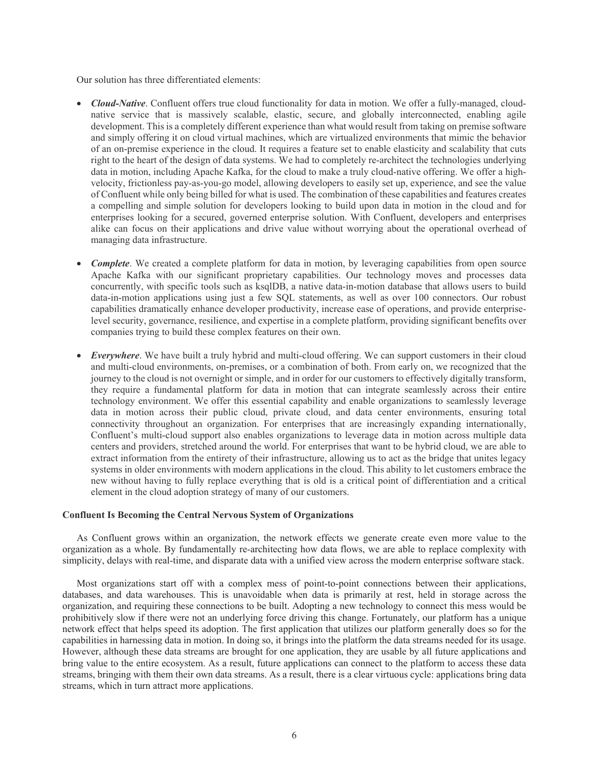Our solution has three differentiated elements:

- ***Cloud-Native***. Confluent offers true cloud functionality for data in motion. We offer a fully-managed, cloud-native service that is massively scalable, elastic, secure, and globally interconnected, enabling agile development. This is a completely different experience than what would result from taking on premise software and simply offering it on cloud virtual machines, which are virtualized environments that mimic the behavior of an on-premise experience in the cloud. It requires a feature set to enable elasticity and scalability that cuts right to the heart of the design of data systems. We had to completely re-architect the technologies underlying data in motion, including Apache Kafka, for the cloud to make a truly cloud-native offering. We offer a high-velocity, frictionless pay-as-you-go model, allowing developers to easily set up, experience, and see the value of Confluent while only being billed for what is used. The combination of these capabilities and features creates a compelling and simple solution for developers looking to build upon data in motion in the cloud and for enterprises looking for a secured, governed enterprise solution. With Confluent, developers and enterprises alike can focus on their applications and drive value without worrying about the operational overhead of managing data infrastructure.

- ***Complete***. We created a complete platform for data in motion, by leveraging capabilities from open source Apache Kafka with our significant proprietary capabilities. Our technology moves and processes data concurrently, with specific tools such as ksqlDB, a native data-in-motion database that allows users to build data-in-motion applications using just a few SQL statements, as well as over 100 connectors. Our robust capabilities dramatically enhance developer productivity, increase ease of operations, and provide enterprise-level security, governance, resilience, and expertise in a complete platform, providing significant benefits over companies trying to build these complex features on their own.

- ***Everywhere***. We have built a truly hybrid and multi-cloud offering. We can support customers in their cloud and multi-cloud environments, on-premises, or a combination of both. From early on, we recognized that the journey to the cloud is not overnight or simple, and in order for our customers to effectively digitally transform, they require a fundamental platform for data in motion that can integrate seamlessly across their entire technology environment. We offer this essential capability and enable organizations to seamlessly leverage data in motion across their public cloud, private cloud, and data center environments, ensuring total connectivity throughout an organization. For enterprises that are increasingly expanding internationally, Confluent's multi-cloud support also enables organizations to leverage data in motion across multiple data centers and providers, stretched around the world. For enterprises that want to be hybrid cloud, we are able to extract information from the entirety of their infrastructure, allowing us to act as the bridge that unites legacy systems in older environments with modern applications in the cloud. This ability to let customers embrace the new without having to fully replace everything that is old is a critical point of differentiation and a critical element in the cloud adoption strategy of many of our customers.

**Confluent Is Becoming the Central Nervous System of Organizations**

As Confluent grows within an organization, the network effects we generate create even more value to the organization as a whole. By fundamentally re-architecting how data flows, we are able to replace complexity with simplicity, delays with real-time, and disparate data with a unified view across the modern enterprise software stack.

Most organizations start off with a complex mess of point-to-point connections between their applications, databases, and data warehouses. This is unavoidable when data is primarily at rest, held in storage across the organization, and requiring these connections to be built. Adopting a new technology to connect this mess would be prohibitively slow if there were not an underlying force driving this change. Fortunately, our platform has a unique network effect that helps speed its adoption. The first application that utilizes our platform generally does so for the capabilities in harnessing data in motion. In doing so, it brings into the platform the data streams needed for its usage. However, although these data streams are brought for one application, they are usable by all future applications and bring value to the entire ecosystem. As a result, future applications can connect to the platform to access these data streams, bringing with them their own data streams. As a result, there is a clear virtuous cycle: applications bring data streams, which in turn attract more applications.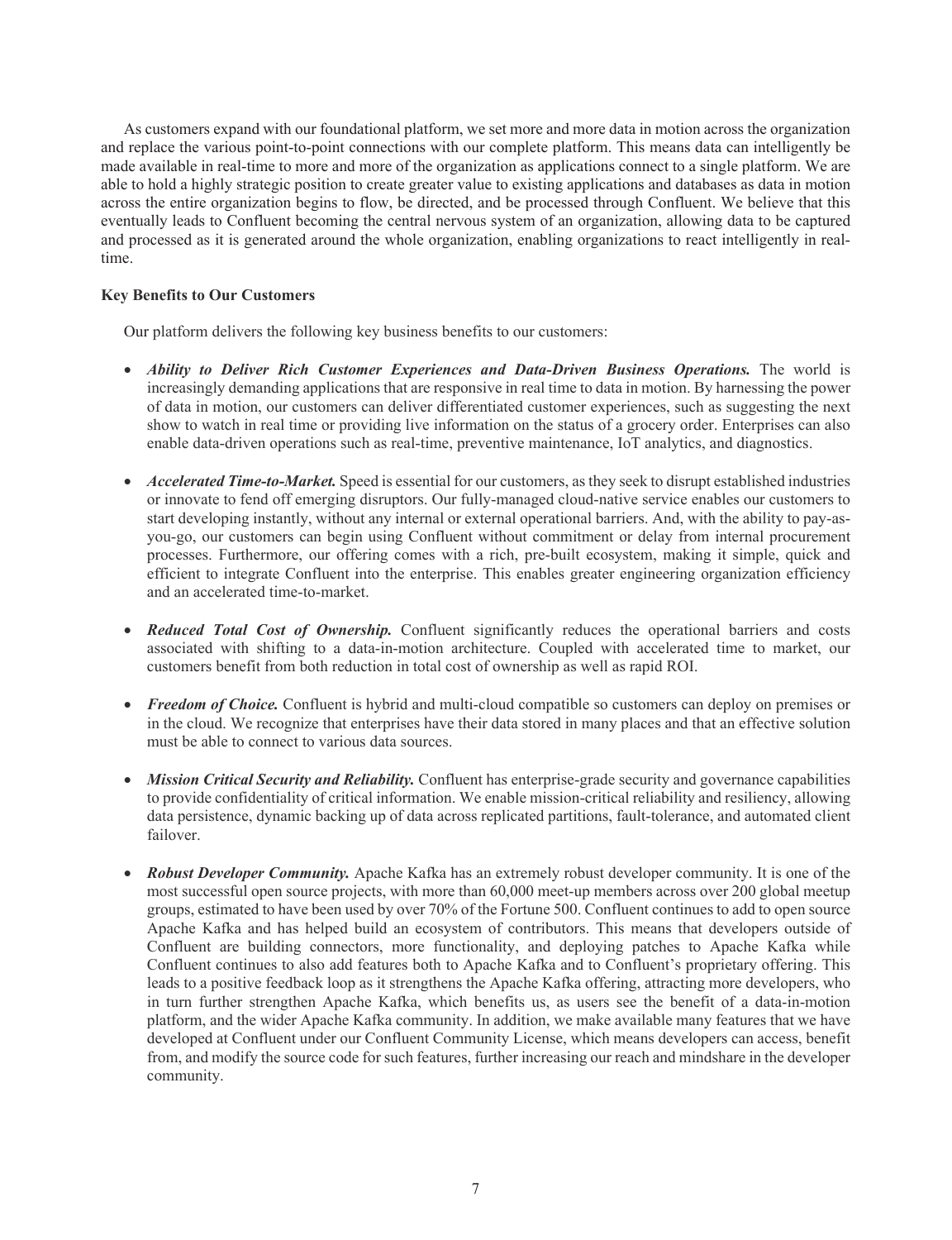As customers expand with our foundational platform, we set more and more data in motion across the organization and replace the various point-to-point connections with our complete platform. This means data can intelligently be made available in real-time to more and more of the organization as applications connect to a single platform. We are able to hold a highly strategic position to create greater value to existing applications and databases as data in motion across the entire organization begins to flow, be directed, and be processed through Confluent. We believe that this eventually leads to Confluent becoming the central nervous system of an organization, allowing data to be captured and processed as it is generated around the whole organization, enabling organizations to react intelligently in real-time.

**Key Benefits to Our Customers**

Our platform delivers the following key business benefits to our customers:

- ***Ability to Deliver Rich Customer Experiences and Data-Driven Business Operations.*** The world is increasingly demanding applications that are responsive in real time to data in motion. By harnessing the power of data in motion, our customers can deliver differentiated customer experiences, such as suggesting the next show to watch in real time or providing live information on the status of a grocery order. Enterprises can also enable data-driven operations such as real-time, preventive maintenance, IoT analytics, and diagnostics.

- ***Accelerated Time-to-Market.*** Speed is essential for our customers, as they seek to disrupt established industries or innovate to fend off emerging disruptors. Our fully-managed cloud-native service enables our customers to start developing instantly, without any internal or external operational barriers. And, with the ability to pay-as-you-go, our customers can begin using Confluent without commitment or delay from internal procurement processes. Furthermore, our offering comes with a rich, pre-built ecosystem, making it simple, quick and efficient to integrate Confluent into the enterprise. This enables greater engineering organization efficiency and an accelerated time-to-market.

- ***Reduced Total Cost of Ownership.*** Confluent significantly reduces the operational barriers and costs associated with shifting to a data-in-motion architecture. Coupled with accelerated time to market, our customers benefit from both reduction in total cost of ownership as well as rapid ROI.

- ***Freedom of Choice.*** Confluent is hybrid and multi-cloud compatible so customers can deploy on premises or in the cloud. We recognize that enterprises have their data stored in many places and that an effective solution must be able to connect to various data sources.

- ***Mission Critical Security and Reliability.*** Confluent has enterprise-grade security and governance capabilities to provide confidentiality of critical information. We enable mission-critical reliability and resiliency, allowing data persistence, dynamic backing up of data across replicated partitions, fault-tolerance, and automated client failover.

- ***Robust Developer Community.*** Apache Kafka has an extremely robust developer community. It is one of the most successful open source projects, with more than 60,000 meet-up members across over 200 global meetup groups, estimated to have been used by over 70% of the Fortune 500. Confluent continues to add to open source Apache Kafka and has helped build an ecosystem of contributors. This means that developers outside of Confluent are building connectors, more functionality, and deploying patches to Apache Kafka while Confluent continues to also add features both to Apache Kafka and to Confluent's proprietary offering. This leads to a positive feedback loop as it strengthens the Apache Kafka offering, attracting more developers, who in turn further strengthen Apache Kafka, which benefits us, as users see the benefit of a data-in-motion platform, and the wider Apache Kafka community. In addition, we make available many features that we have developed at Confluent under our Confluent Community License, which means developers can access, benefit from, and modify the source code for such features, further increasing our reach and mindshare in the developer community.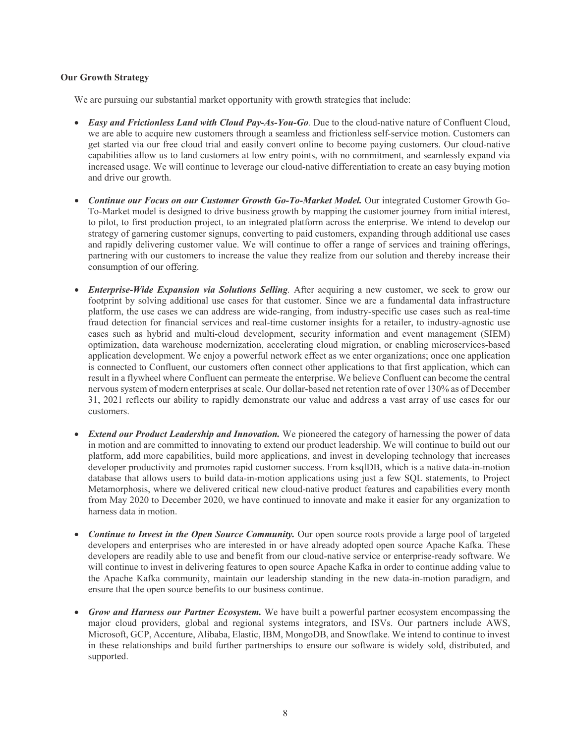**Our Growth Strategy**

We are pursuing our substantial market opportunity with growth strategies that include:

- ***Easy and Frictionless Land with Cloud Pay-As-You-Go**.* Due to the cloud-native nature of Confluent Cloud, we are able to acquire new customers through a seamless and frictionless self-service motion. Customers can get started via our free cloud trial and easily convert online to become paying customers. Our cloud-native capabilities allow us to land customers at low entry points, with no commitment, and seamlessly expand via increased usage. We will continue to leverage our cloud-native differentiation to create an easy buying motion and drive our growth.

- ***Continue our Focus on our Customer Growth Go-To-Market Model.*** Our integrated Customer Growth Go-To-Market model is designed to drive business growth by mapping the customer journey from initial interest, to pilot, to first production project, to an integrated platform across the enterprise. We intend to develop our strategy of garnering customer signups, converting to paid customers, expanding through additional use cases and rapidly delivering customer value. We will continue to offer a range of services and training offerings, partnering with our customers to increase the value they realize from our solution and thereby increase their consumption of our offering.

- ***Enterprise-Wide Expansion via Solutions Selling**.* After acquiring a new customer, we seek to grow our footprint by solving additional use cases for that customer. Since we are a fundamental data infrastructure platform, the use cases we can address are wide-ranging, from industry-specific use cases such as real-time fraud detection for financial services and real-time customer insights for a retailer, to industry-agnostic use cases such as hybrid and multi-cloud development, security information and event management (SIEM) optimization, data warehouse modernization, accelerating cloud migration, or enabling microservices-based application development. We enjoy a powerful network effect as we enter organizations; once one application is connected to Confluent, our customers often connect other applications to that first application, which can result in a flywheel where Confluent can permeate the enterprise. We believe Confluent can become the central nervous system of modern enterprises at scale. Our dollar-based net retention rate of over 130% as of December 31, 2021 reflects our ability to rapidly demonstrate our value and address a vast array of use cases for our customers.

- ***Extend our Product Leadership and Innovation.*** We pioneered the category of harnessing the power of data in motion and are committed to innovating to extend our product leadership. We will continue to build out our platform, add more capabilities, build more applications, and invest in developing technology that increases developer productivity and promotes rapid customer success. From ksqlDB, which is a native data-in-motion database that allows users to build data-in-motion applications using just a few SQL statements, to Project Metamorphosis, where we delivered critical new cloud-native product features and capabilities every month from May 2020 to December 2020, we have continued to innovate and make it easier for any organization to harness data in motion.

- ***Continue to Invest in the Open Source Community.*** Our open source roots provide a large pool of targeted developers and enterprises who are interested in or have already adopted open source Apache Kafka. These developers are readily able to use and benefit from our cloud-native service or enterprise-ready software. We will continue to invest in delivering features to open source Apache Kafka in order to continue adding value to the Apache Kafka community, maintain our leadership standing in the new data-in-motion paradigm, and ensure that the open source benefits to our business continue.

- ***Grow and Harness our Partner Ecosystem.*** We have built a powerful partner ecosystem encompassing the major cloud providers, global and regional systems integrators, and ISVs. Our partners include AWS, Microsoft, GCP, Accenture, Alibaba, Elastic, IBM, MongoDB, and Snowflake. We intend to continue to invest in these relationships and build further partnerships to ensure our software is widely sold, distributed, and supported.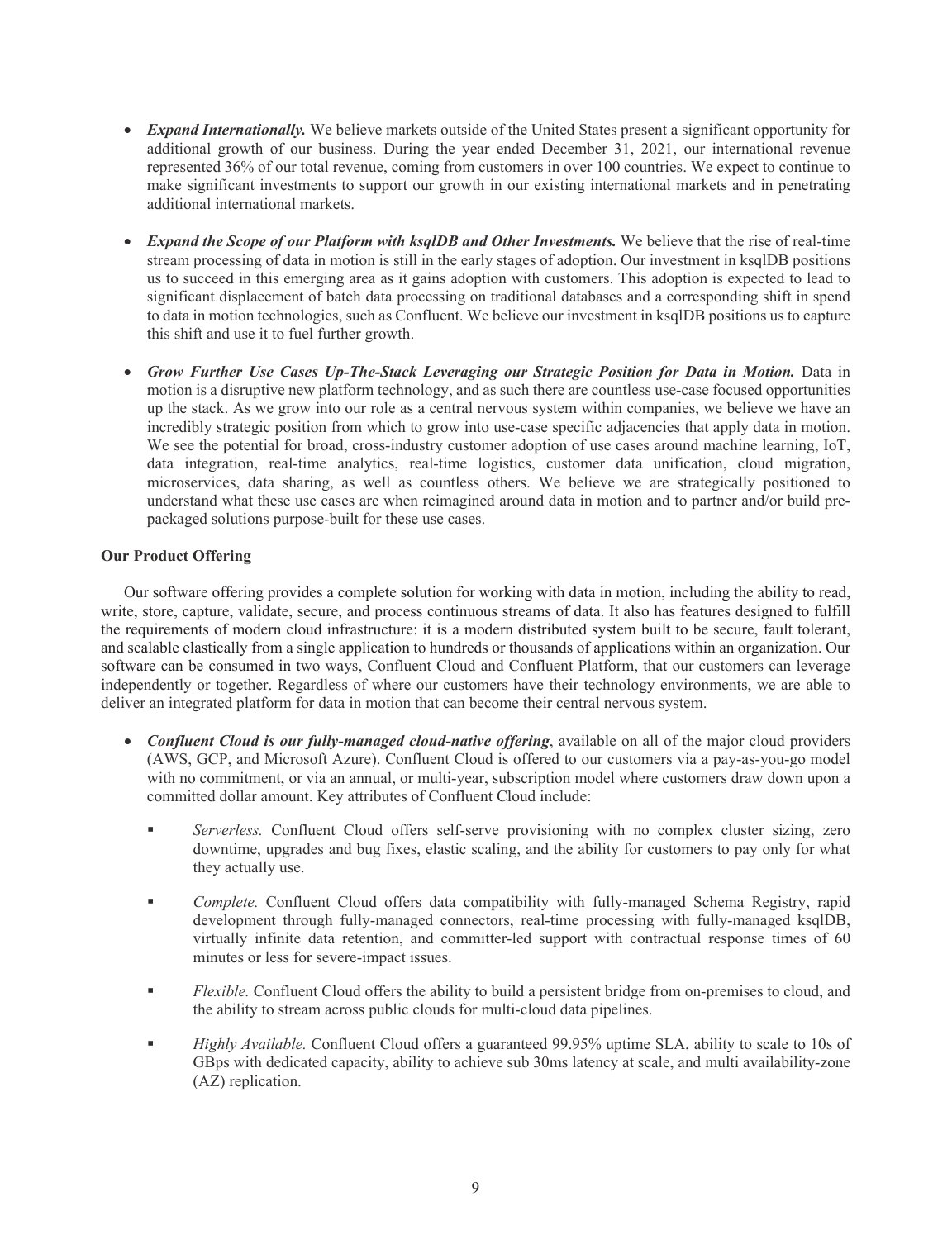- ***Expand Internationally.*** We believe markets outside of the United States present a significant opportunity for additional growth of our business. During the year ended December 31, 2021, our international revenue represented 36% of our total revenue, coming from customers in over 100 countries. We expect to continue to make significant investments to support our growth in our existing international markets and in penetrating additional international markets.

- ***Expand the Scope of our Platform with ksqlDB and Other Investments.*** We believe that the rise of real-time stream processing of data in motion is still in the early stages of adoption. Our investment in ksqlDB positions us to succeed in this emerging area as it gains adoption with customers. This adoption is expected to lead to significant displacement of batch data processing on traditional databases and a corresponding shift in spend to data in motion technologies, such as Confluent. We believe our investment in ksqlDB positions us to capture this shift and use it to fuel further growth.

- ***Grow Further Use Cases Up-The-Stack Leveraging our Strategic Position for Data in Motion.*** Data in motion is a disruptive new platform technology, and as such there are countless use-case focused opportunities up the stack. As we grow into our role as a central nervous system within companies, we believe we have an incredibly strategic position from which to grow into use-case specific adjacencies that apply data in motion. We see the potential for broad, cross-industry customer adoption of use cases around machine learning, IoT, data integration, real-time analytics, real-time logistics, customer data unification, cloud migration, microservices, data sharing, as well as countless others. We believe we are strategically positioned to understand what these use cases are when reimagined around data in motion and to partner and/or build pre-packaged solutions purpose-built for these use cases.

**Our Product Offering**

Our software offering provides a complete solution for working with data in motion, including the ability to read, write, store, capture, validate, secure, and process continuous streams of data. It also has features designed to fulfill the requirements of modern cloud infrastructure: it is a modern distributed system built to be secure, fault tolerant, and scalable elastically from a single application to hundreds or thousands of applications within an organization. Our software can be consumed in two ways, Confluent Cloud and Confluent Platform, that our customers can leverage independently or together. Regardless of where our customers have their technology environments, we are able to deliver an integrated platform for data in motion that can become their central nervous system.

- ***Confluent Cloud is our fully-managed cloud-native offering***, available on all of the major cloud providers (AWS, GCP, and Microsoft Azure). Confluent Cloud is offered to our customers via a pay-as-you-go model with no commitment, or via an annual, or multi-year, subscription model where customers draw down upon a committed dollar amount. Key attributes of Confluent Cloud include:

  - *Serverless.* Confluent Cloud offers self-serve provisioning with no complex cluster sizing, zero downtime, upgrades and bug fixes, elastic scaling, and the ability for customers to pay only for what they actually use.

  - *Complete.* Confluent Cloud offers data compatibility with fully-managed Schema Registry, rapid development through fully-managed connectors, real-time processing with fully-managed ksqlDB, virtually infinite data retention, and committer-led support with contractual response times of 60 minutes or less for severe-impact issues.

  - *Flexible.* Confluent Cloud offers the ability to build a persistent bridge from on-premises to cloud, and the ability to stream across public clouds for multi-cloud data pipelines.

  - *Highly Available.* Confluent Cloud offers a guaranteed 99.95% uptime SLA, ability to scale to 10s of GBps with dedicated capacity, ability to achieve sub 30ms latency at scale, and multi availability-zone (AZ) replication.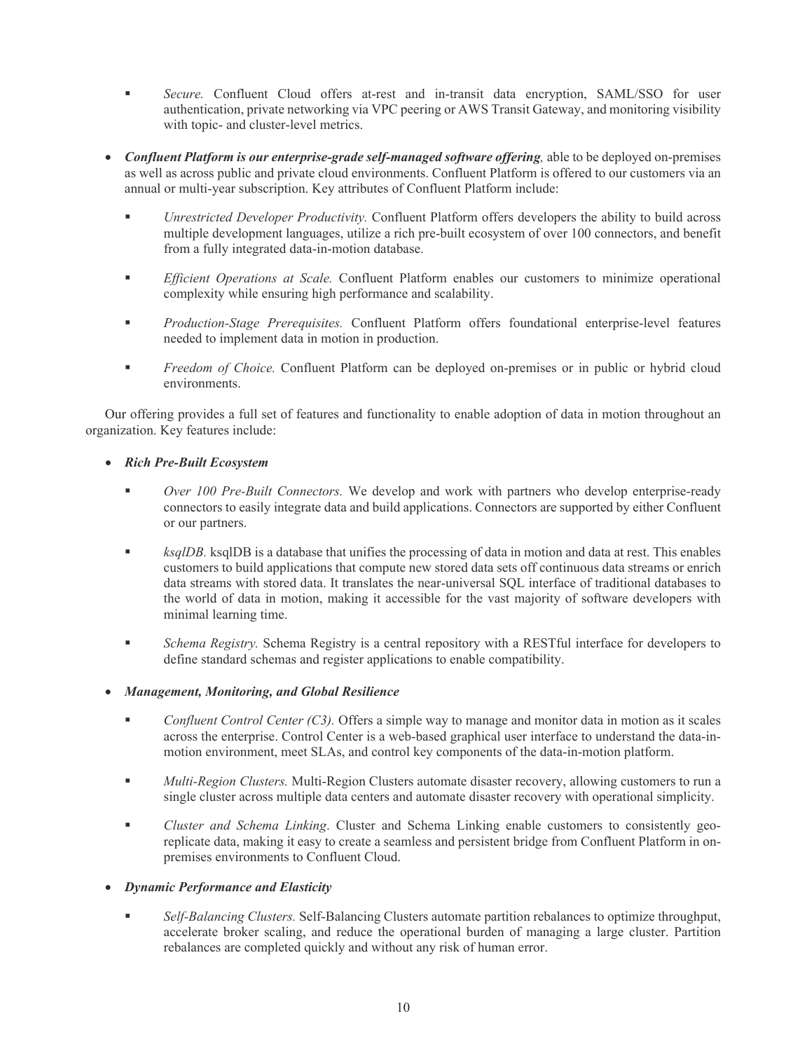- *Secure.* Confluent Cloud offers at-rest and in-transit data encryption, SAML/SSO for user authentication, private networking via VPC peering or AWS Transit Gateway, and monitoring visibility with topic- and cluster-level metrics.

- ***Confluent Platform is our enterprise-grade self-managed software offering,*** able to be deployed on-premises as well as across public and private cloud environments. Confluent Platform is offered to our customers via an annual or multi-year subscription. Key attributes of Confluent Platform include:

  - *Unrestricted Developer Productivity.* Confluent Platform offers developers the ability to build across multiple development languages, utilize a rich pre-built ecosystem of over 100 connectors, and benefit from a fully integrated data-in-motion database.

  - *Efficient Operations at Scale.* Confluent Platform enables our customers to minimize operational complexity while ensuring high performance and scalability.

  - *Production-Stage Prerequisites.* Confluent Platform offers foundational enterprise-level features needed to implement data in motion in production.

  - *Freedom of Choice.* Confluent Platform can be deployed on-premises or in public or hybrid cloud environments.

Our offering provides a full set of features and functionality to enable adoption of data in motion throughout an organization. Key features include:

- ***Rich Pre-Built Ecosystem***

  - *Over 100 Pre-Built Connectors.* We develop and work with partners who develop enterprise-ready connectors to easily integrate data and build applications. Connectors are supported by either Confluent or our partners.

  - *ksqlDB.* ksqlDB is a database that unifies the processing of data in motion and data at rest. This enables customers to build applications that compute new stored data sets off continuous data streams or enrich data streams with stored data. It translates the near-universal SQL interface of traditional databases to the world of data in motion, making it accessible for the vast majority of software developers with minimal learning time.

  - *Schema Registry.* Schema Registry is a central repository with a RESTful interface for developers to define standard schemas and register applications to enable compatibility.

- ***Management, Monitoring, and Global Resilience***

  - *Confluent Control Center (C3).* Offers a simple way to manage and monitor data in motion as it scales across the enterprise. Control Center is a web-based graphical user interface to understand the data-in-motion environment, meet SLAs, and control key components of the data-in-motion platform.

  - *Multi-Region Clusters.* Multi-Region Clusters automate disaster recovery, allowing customers to run a single cluster across multiple data centers and automate disaster recovery with operational simplicity.

  - *Cluster and Schema Linking*. Cluster and Schema Linking enable customers to consistently geo-replicate data, making it easy to create a seamless and persistent bridge from Confluent Platform in on-premises environments to Confluent Cloud.

- ***Dynamic Performance and Elasticity***

  - *Self-Balancing Clusters.* Self-Balancing Clusters automate partition rebalances to optimize throughput, accelerate broker scaling, and reduce the operational burden of managing a large cluster. Partition rebalances are completed quickly and without any risk of human error.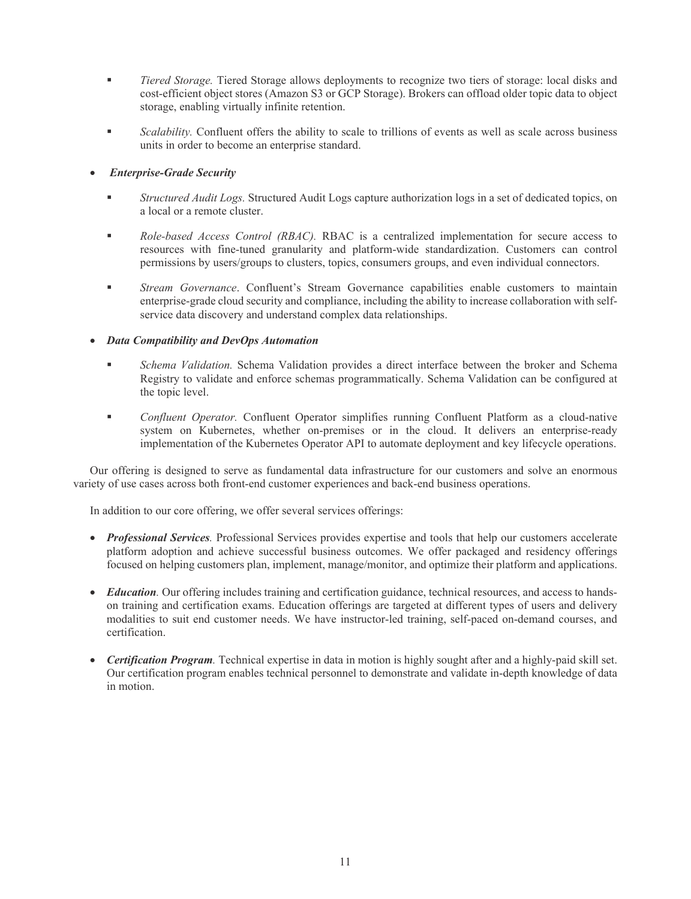- *Tiered Storage.* Tiered Storage allows deployments to recognize two tiers of storage: local disks and cost-efficient object stores (Amazon S3 or GCP Storage). Brokers can offload older topic data to object storage, enabling virtually infinite retention.

  - *Scalability.* Confluent offers the ability to scale to trillions of events as well as scale across business units in order to become an enterprise standard.

- ***Enterprise-Grade Security***

  - *Structured Audit Logs.* Structured Audit Logs capture authorization logs in a set of dedicated topics, on a local or a remote cluster.

  - *Role-based Access Control (RBAC).* RBAC is a centralized implementation for secure access to resources with fine-tuned granularity and platform-wide standardization. Customers can control permissions by users/groups to clusters, topics, consumers groups, and even individual connectors.

  - *Stream Governance*. Confluent's Stream Governance capabilities enable customers to maintain enterprise-grade cloud security and compliance, including the ability to increase collaboration with self-service data discovery and understand complex data relationships.

- ***Data Compatibility and DevOps Automation***

  - *Schema Validation.* Schema Validation provides a direct interface between the broker and Schema Registry to validate and enforce schemas programmatically. Schema Validation can be configured at the topic level.

  - *Confluent Operator.* Confluent Operator simplifies running Confluent Platform as a cloud-native system on Kubernetes, whether on-premises or in the cloud. It delivers an enterprise-ready implementation of the Kubernetes Operator API to automate deployment and key lifecycle operations.

Our offering is designed to serve as fundamental data infrastructure for our customers and solve an enormous variety of use cases across both front-end customer experiences and back-end business operations.

In addition to our core offering, we offer several services offerings:

- ***Professional Services.*** Professional Services provides expertise and tools that help our customers accelerate platform adoption and achieve successful business outcomes. We offer packaged and residency offerings focused on helping customers plan, implement, manage/monitor, and optimize their platform and applications.

- ***Education.*** Our offering includes training and certification guidance, technical resources, and access to hands-on training and certification exams. Education offerings are targeted at different types of users and delivery modalities to suit end customer needs. We have instructor-led training, self-paced on-demand courses, and certification.

- ***Certification Program.*** Technical expertise in data in motion is highly sought after and a highly-paid skill set. Our certification program enables technical personnel to demonstrate and validate in-depth knowledge of data in motion.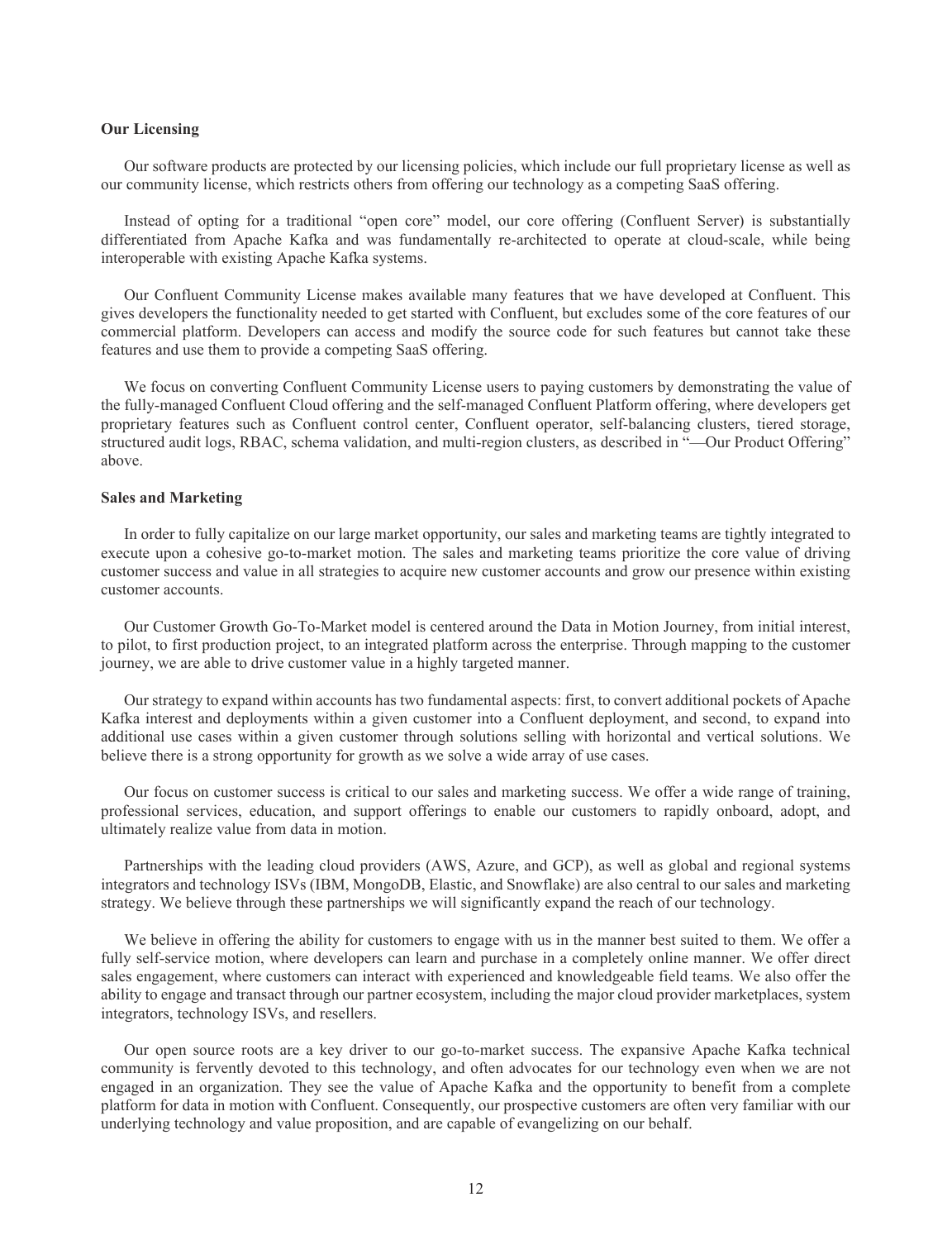**Our Licensing**

Our software products are protected by our licensing policies, which include our full proprietary license as well as our community license, which restricts others from offering our technology as a competing SaaS offering.

Instead of opting for a traditional "open core" model, our core offering (Confluent Server) is substantially differentiated from Apache Kafka and was fundamentally re-architected to operate at cloud-scale, while being interoperable with existing Apache Kafka systems.

Our Confluent Community License makes available many features that we have developed at Confluent. This gives developers the functionality needed to get started with Confluent, but excludes some of the core features of our commercial platform. Developers can access and modify the source code for such features but cannot take these features and use them to provide a competing SaaS offering.

We focus on converting Confluent Community License users to paying customers by demonstrating the value of the fully-managed Confluent Cloud offering and the self-managed Confluent Platform offering, where developers get proprietary features such as Confluent control center, Confluent operator, self-balancing clusters, tiered storage, structured audit logs, RBAC, schema validation, and multi-region clusters, as described in "—Our Product Offering" above.

**Sales and Marketing**

In order to fully capitalize on our large market opportunity, our sales and marketing teams are tightly integrated to execute upon a cohesive go-to-market motion. The sales and marketing teams prioritize the core value of driving customer success and value in all strategies to acquire new customer accounts and grow our presence within existing customer accounts.

Our Customer Growth Go-To-Market model is centered around the Data in Motion Journey, from initial interest, to pilot, to first production project, to an integrated platform across the enterprise. Through mapping to the customer journey, we are able to drive customer value in a highly targeted manner.

Our strategy to expand within accounts has two fundamental aspects: first, to convert additional pockets of Apache Kafka interest and deployments within a given customer into a Confluent deployment, and second, to expand into additional use cases within a given customer through solutions selling with horizontal and vertical solutions. We believe there is a strong opportunity for growth as we solve a wide array of use cases.

Our focus on customer success is critical to our sales and marketing success. We offer a wide range of training, professional services, education, and support offerings to enable our customers to rapidly onboard, adopt, and ultimately realize value from data in motion.

Partnerships with the leading cloud providers (AWS, Azure, and GCP), as well as global and regional systems integrators and technology ISVs (IBM, MongoDB, Elastic, and Snowflake) are also central to our sales and marketing strategy. We believe through these partnerships we will significantly expand the reach of our technology.

We believe in offering the ability for customers to engage with us in the manner best suited to them. We offer a fully self-service motion, where developers can learn and purchase in a completely online manner. We offer direct sales engagement, where customers can interact with experienced and knowledgeable field teams. We also offer the ability to engage and transact through our partner ecosystem, including the major cloud provider marketplaces, system integrators, technology ISVs, and resellers.

Our open source roots are a key driver to our go-to-market success. The expansive Apache Kafka technical community is fervently devoted to this technology, and often advocates for our technology even when we are not engaged in an organization. They see the value of Apache Kafka and the opportunity to benefit from a complete platform for data in motion with Confluent. Consequently, our prospective customers are often very familiar with our underlying technology and value proposition, and are capable of evangelizing on our behalf.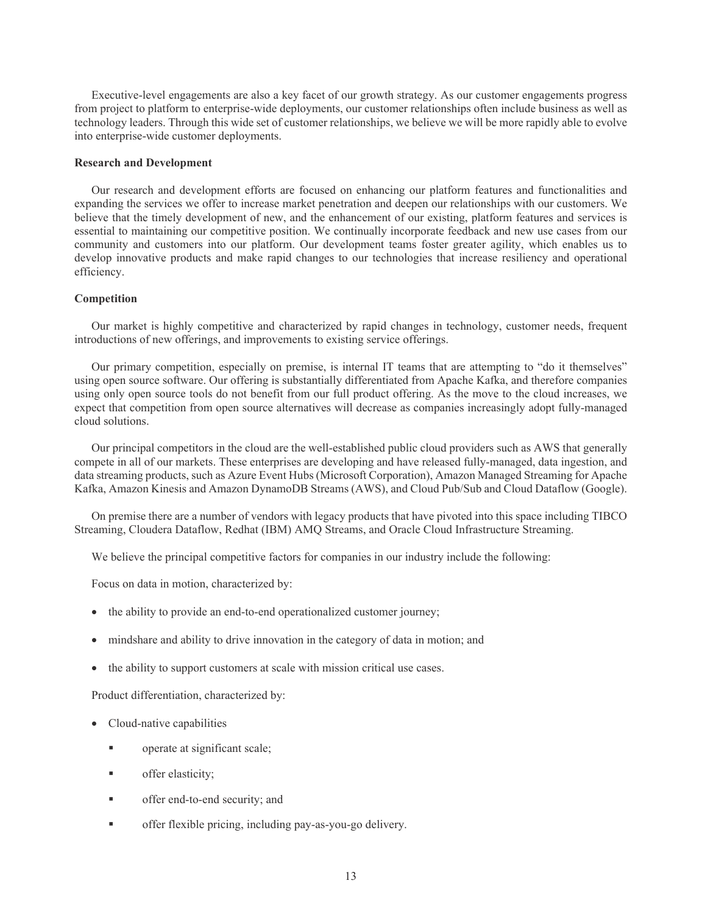Executive-level engagements are also a key facet of our growth strategy. As our customer engagements progress from project to platform to enterprise-wide deployments, our customer relationships often include business as well as technology leaders. Through this wide set of customer relationships, we believe we will be more rapidly able to evolve into enterprise-wide customer deployments.

**Research and Development**

Our research and development efforts are focused on enhancing our platform features and functionalities and expanding the services we offer to increase market penetration and deepen our relationships with our customers. We believe that the timely development of new, and the enhancement of our existing, platform features and services is essential to maintaining our competitive position. We continually incorporate feedback and new use cases from our community and customers into our platform. Our development teams foster greater agility, which enables us to develop innovative products and make rapid changes to our technologies that increase resiliency and operational efficiency.

**Competition**

Our market is highly competitive and characterized by rapid changes in technology, customer needs, frequent introductions of new offerings, and improvements to existing service offerings.

Our primary competition, especially on premise, is internal IT teams that are attempting to "do it themselves" using open source software. Our offering is substantially differentiated from Apache Kafka, and therefore companies using only open source tools do not benefit from our full product offering. As the move to the cloud increases, we expect that competition from open source alternatives will decrease as companies increasingly adopt fully-managed cloud solutions.

Our principal competitors in the cloud are the well-established public cloud providers such as AWS that generally compete in all of our markets. These enterprises are developing and have released fully-managed, data ingestion, and data streaming products, such as Azure Event Hubs (Microsoft Corporation), Amazon Managed Streaming for Apache Kafka, Amazon Kinesis and Amazon DynamoDB Streams (AWS), and Cloud Pub/Sub and Cloud Dataflow (Google).

On premise there are a number of vendors with legacy products that have pivoted into this space including TIBCO Streaming, Cloudera Dataflow, Redhat (IBM) AMQ Streams, and Oracle Cloud Infrastructure Streaming.

We believe the principal competitive factors for companies in our industry include the following:

Focus on data in motion, characterized by:

- the ability to provide an end-to-end operationalized customer journey;
- mindshare and ability to drive innovation in the category of data in motion; and
- the ability to support customers at scale with mission critical use cases.

Product differentiation, characterized by:

- Cloud-native capabilities
  - operate at significant scale;
  - offer elasticity;
  - offer end-to-end security; and
  - offer flexible pricing, including pay-as-you-go delivery.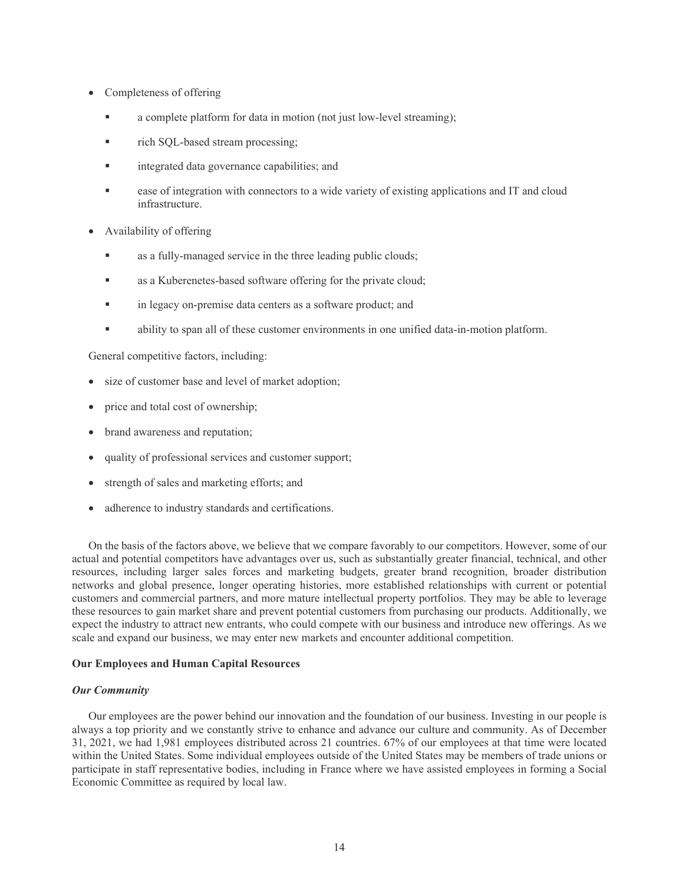- Completeness of offering
  - a complete platform for data in motion (not just low-level streaming);
  - rich SQL-based stream processing;
  - integrated data governance capabilities; and
  - ease of integration with connectors to a wide variety of existing applications and IT and cloud infrastructure.
- Availability of offering
  - as a fully-managed service in the three leading public clouds;
  - as a Kuberenetes-based software offering for the private cloud;
  - in legacy on-premise data centers as a software product; and
  - ability to span all of these customer environments in one unified data-in-motion platform.

General competitive factors, including:

- size of customer base and level of market adoption;
- price and total cost of ownership;
- brand awareness and reputation;
- quality of professional services and customer support;
- strength of sales and marketing efforts; and
- adherence to industry standards and certifications.

On the basis of the factors above, we believe that we compare favorably to our competitors. However, some of our actual and potential competitors have advantages over us, such as substantially greater financial, technical, and other resources, including larger sales forces and marketing budgets, greater brand recognition, broader distribution networks and global presence, longer operating histories, more established relationships with current or potential customers and commercial partners, and more mature intellectual property portfolios. They may be able to leverage these resources to gain market share and prevent potential customers from purchasing our products. Additionally, we expect the industry to attract new entrants, who could compete with our business and introduce new offerings. As we scale and expand our business, we may enter new markets and encounter additional competition.

**Our Employees and Human Capital Resources**

***Our Community***

Our employees are the power behind our innovation and the foundation of our business. Investing in our people is always a top priority and we constantly strive to enhance and advance our culture and community. As of December 31, 2021, we had 1,981 employees distributed across 21 countries. 67% of our employees at that time were located within the United States. Some individual employees outside of the United States may be members of trade unions or participate in staff representative bodies, including in France where we have assisted employees in forming a Social Economic Committee as required by local law.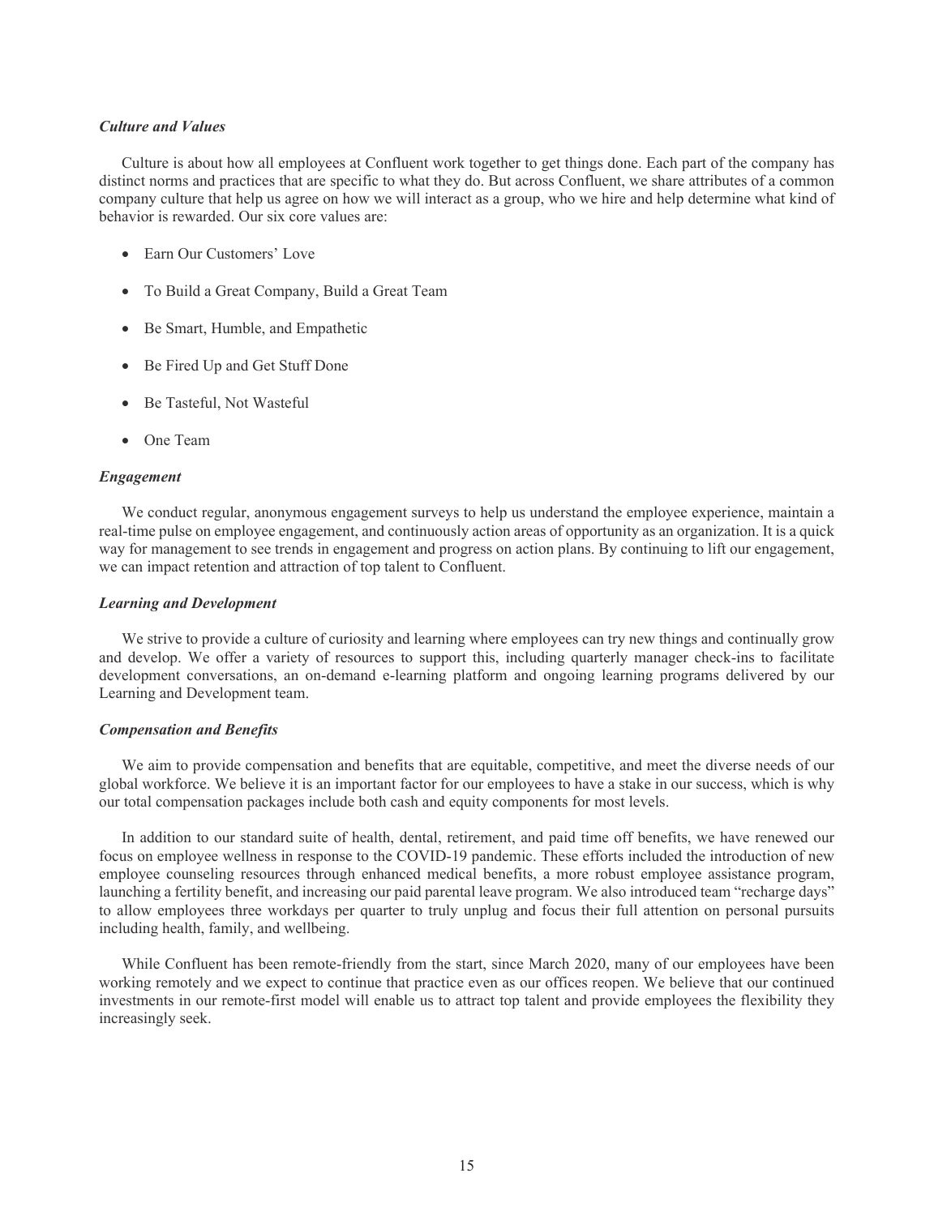*Culture and Values*

Culture is about how all employees at Confluent work together to get things done. Each part of the company has distinct norms and practices that are specific to what they do. But across Confluent, we share attributes of a common company culture that help us agree on how we will interact as a group, who we hire and help determine what kind of behavior is rewarded. Our six core values are:

- Earn Our Customers' Love
- To Build a Great Company, Build a Great Team
- Be Smart, Humble, and Empathetic
- Be Fired Up and Get Stuff Done
- Be Tasteful, Not Wasteful
- One Team

*Engagement*

We conduct regular, anonymous engagement surveys to help us understand the employee experience, maintain a real-time pulse on employee engagement, and continuously action areas of opportunity as an organization. It is a quick way for management to see trends in engagement and progress on action plans. By continuing to lift our engagement, we can impact retention and attraction of top talent to Confluent.

*Learning and Development*

We strive to provide a culture of curiosity and learning where employees can try new things and continually grow and develop. We offer a variety of resources to support this, including quarterly manager check-ins to facilitate development conversations, an on-demand e-learning platform and ongoing learning programs delivered by our Learning and Development team.

*Compensation and Benefits*

We aim to provide compensation and benefits that are equitable, competitive, and meet the diverse needs of our global workforce. We believe it is an important factor for our employees to have a stake in our success, which is why our total compensation packages include both cash and equity components for most levels.

In addition to our standard suite of health, dental, retirement, and paid time off benefits, we have renewed our focus on employee wellness in response to the COVID-19 pandemic. These efforts included the introduction of new employee counseling resources through enhanced medical benefits, a more robust employee assistance program, launching a fertility benefit, and increasing our paid parental leave program. We also introduced team "recharge days" to allow employees three workdays per quarter to truly unplug and focus their full attention on personal pursuits including health, family, and wellbeing.

While Confluent has been remote-friendly from the start, since March 2020, many of our employees have been working remotely and we expect to continue that practice even as our offices reopen. We believe that our continued investments in our remote-first model will enable us to attract top talent and provide employees the flexibility they increasingly seek.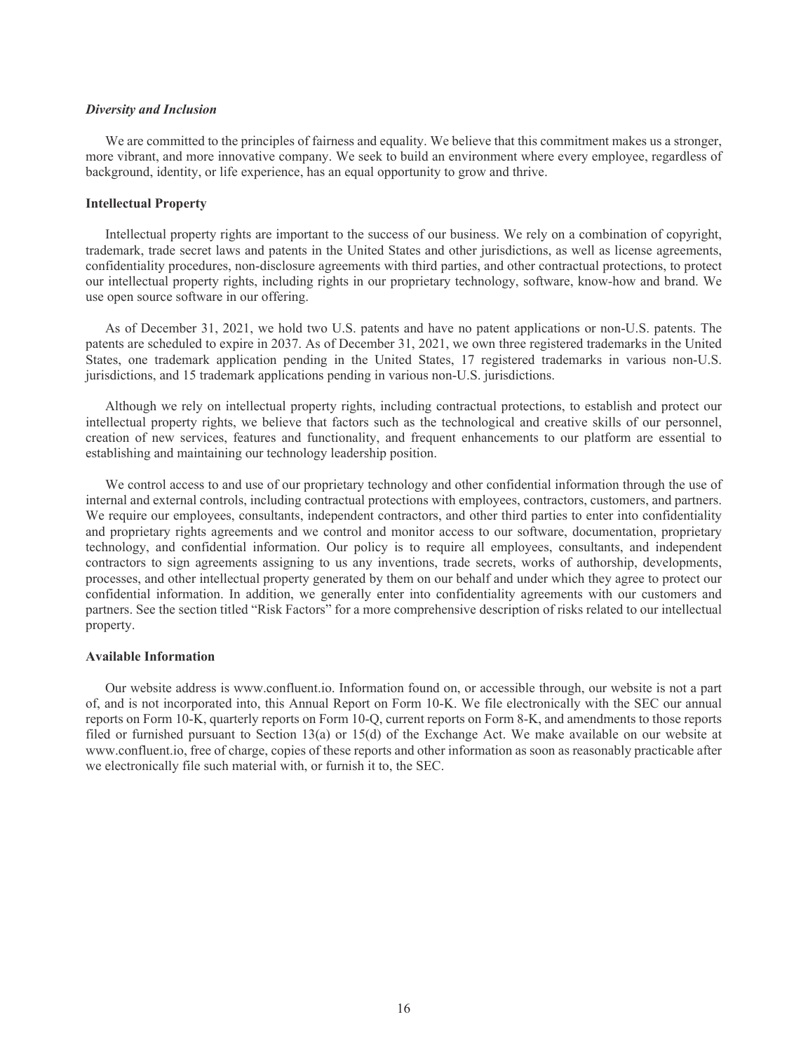### *Diversity and Inclusion*

We are committed to the principles of fairness and equality. We believe that this commitment makes us a stronger, more vibrant, and more innovative company. We seek to build an environment where every employee, regardless of background, identity, or life experience, has an equal opportunity to grow and thrive.

## Intellectual Property

Intellectual property rights are important to the success of our business. We rely on a combination of copyright, trademark, trade secret laws and patents in the United States and other jurisdictions, as well as license agreements, confidentiality procedures, non-disclosure agreements with third parties, and other contractual protections, to protect our intellectual property rights, including rights in our proprietary technology, software, know-how and brand. We use open source software in our offering.

As of December 31, 2021, we hold two U.S. patents and have no patent applications or non-U.S. patents. The patents are scheduled to expire in 2037. As of December 31, 2021, we own three registered trademarks in the United States, one trademark application pending in the United States, 17 registered trademarks in various non-U.S. jurisdictions, and 15 trademark applications pending in various non-U.S. jurisdictions.

Although we rely on intellectual property rights, including contractual protections, to establish and protect our intellectual property rights, we believe that factors such as the technological and creative skills of our personnel, creation of new services, features and functionality, and frequent enhancements to our platform are essential to establishing and maintaining our technology leadership position.

We control access to and use of our proprietary technology and other confidential information through the use of internal and external controls, including contractual protections with employees, contractors, customers, and partners. We require our employees, consultants, independent contractors, and other third parties to enter into confidentiality and proprietary rights agreements and we control and monitor access to our software, documentation, proprietary technology, and confidential information. Our policy is to require all employees, consultants, and independent contractors to sign agreements assigning to us any inventions, trade secrets, works of authorship, developments, processes, and other intellectual property generated by them on our behalf and under which they agree to protect our confidential information. In addition, we generally enter into confidentiality agreements with our customers and partners. See the section titled "Risk Factors" for a more comprehensive description of risks related to our intellectual property.

## Available Information

Our website address is www.confluent.io. Information found on, or accessible through, our website is not a part of, and is not incorporated into, this Annual Report on Form 10-K. We file electronically with the SEC our annual reports on Form 10-K, quarterly reports on Form 10-Q, current reports on Form 8-K, and amendments to those reports filed or furnished pursuant to Section 13(a) or 15(d) of the Exchange Act. We make available on our website at www.confluent.io, free of charge, copies of these reports and other information as soon as reasonably practicable after we electronically file such material with, or furnish it to, the SEC.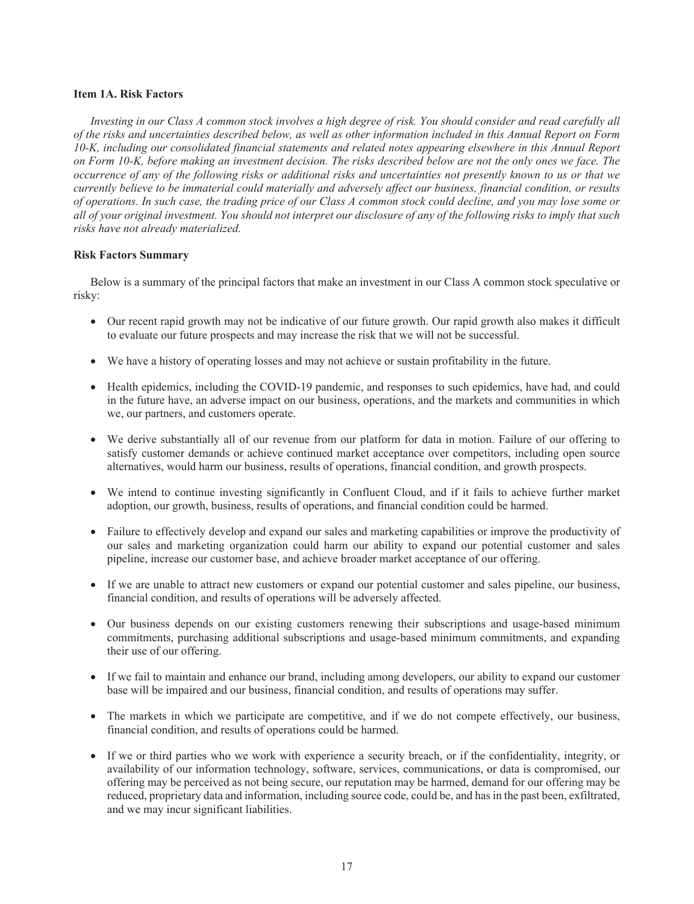### Item 1A. Risk Factors

*Investing in our Class A common stock involves a high degree of risk. You should consider and read carefully all of the risks and uncertainties described below, as well as other information included in this Annual Report on Form 10-K, including our consolidated financial statements and related notes appearing elsewhere in this Annual Report on Form 10-K, before making an investment decision. The risks described below are not the only ones we face. The occurrence of any of the following risks or additional risks and uncertainties not presently known to us or that we currently believe to be immaterial could materially and adversely affect our business, financial condition, or results of operations. In such case, the trading price of our Class A common stock could decline, and you may lose some or all of your original investment. You should not interpret our disclosure of any of the following risks to imply that such risks have not already materialized.*

#### Risk Factors Summary

Below is a summary of the principal factors that make an investment in our Class A common stock speculative or risky:

- Our recent rapid growth may not be indicative of our future growth. Our rapid growth also makes it difficult to evaluate our future prospects and may increase the risk that we will not be successful.
- We have a history of operating losses and may not achieve or sustain profitability in the future.
- Health epidemics, including the COVID-19 pandemic, and responses to such epidemics, have had, and could in the future have, an adverse impact on our business, operations, and the markets and communities in which we, our partners, and customers operate.
- We derive substantially all of our revenue from our platform for data in motion. Failure of our offering to satisfy customer demands or achieve continued market acceptance over competitors, including open source alternatives, would harm our business, results of operations, financial condition, and growth prospects.
- We intend to continue investing significantly in Confluent Cloud, and if it fails to achieve further market adoption, our growth, business, results of operations, and financial condition could be harmed.
- Failure to effectively develop and expand our sales and marketing capabilities or improve the productivity of our sales and marketing organization could harm our ability to expand our potential customer and sales pipeline, increase our customer base, and achieve broader market acceptance of our offering.
- If we are unable to attract new customers or expand our potential customer and sales pipeline, our business, financial condition, and results of operations will be adversely affected.
- Our business depends on our existing customers renewing their subscriptions and usage-based minimum commitments, purchasing additional subscriptions and usage-based minimum commitments, and expanding their use of our offering.
- If we fail to maintain and enhance our brand, including among developers, our ability to expand our customer base will be impaired and our business, financial condition, and results of operations may suffer.
- The markets in which we participate are competitive, and if we do not compete effectively, our business, financial condition, and results of operations could be harmed.
- If we or third parties who we work with experience a security breach, or if the confidentiality, integrity, or availability of our information technology, software, services, communications, or data is compromised, our offering may be perceived as not being secure, our reputation may be harmed, demand for our offering may be reduced, proprietary data and information, including source code, could be, and has in the past been, exfiltrated, and we may incur significant liabilities.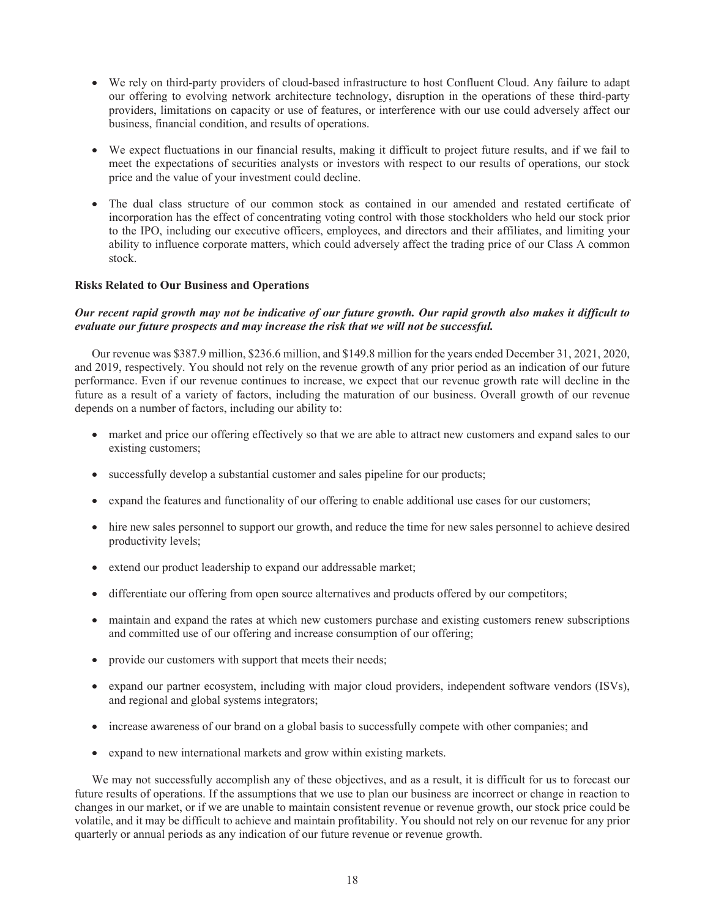- We rely on third-party providers of cloud-based infrastructure to host Confluent Cloud. Any failure to adapt our offering to evolving network architecture technology, disruption in the operations of these third-party providers, limitations on capacity or use of features, or interference with our use could adversely affect our business, financial condition, and results of operations.

- We expect fluctuations in our financial results, making it difficult to project future results, and if we fail to meet the expectations of securities analysts or investors with respect to our results of operations, our stock price and the value of your investment could decline.

- The dual class structure of our common stock as contained in our amended and restated certificate of incorporation has the effect of concentrating voting control with those stockholders who held our stock prior to the IPO, including our executive officers, employees, and directors and their affiliates, and limiting your ability to influence corporate matters, which could adversely affect the trading price of our Class A common stock.

**Risks Related to Our Business and Operations**

***Our recent rapid growth may not be indicative of our future growth. Our rapid growth also makes it difficult to evaluate our future prospects and may increase the risk that we will not be successful.***

Our revenue was $387.9 million, $236.6 million, and $149.8 million for the years ended December 31, 2021, 2020, and 2019, respectively. You should not rely on the revenue growth of any prior period as an indication of our future performance. Even if our revenue continues to increase, we expect that our revenue growth rate will decline in the future as a result of a variety of factors, including the maturation of our business. Overall growth of our revenue depends on a number of factors, including our ability to:

- market and price our offering effectively so that we are able to attract new customers and expand sales to our existing customers;

- successfully develop a substantial customer and sales pipeline for our products;

- expand the features and functionality of our offering to enable additional use cases for our customers;

- hire new sales personnel to support our growth, and reduce the time for new sales personnel to achieve desired productivity levels;

- extend our product leadership to expand our addressable market;

- differentiate our offering from open source alternatives and products offered by our competitors;

- maintain and expand the rates at which new customers purchase and existing customers renew subscriptions and committed use of our offering and increase consumption of our offering;

- provide our customers with support that meets their needs;

- expand our partner ecosystem, including with major cloud providers, independent software vendors (ISVs), and regional and global systems integrators;

- increase awareness of our brand on a global basis to successfully compete with other companies; and

- expand to new international markets and grow within existing markets.

We may not successfully accomplish any of these objectives, and as a result, it is difficult for us to forecast our future results of operations. If the assumptions that we use to plan our business are incorrect or change in reaction to changes in our market, or if we are unable to maintain consistent revenue or revenue growth, our stock price could be volatile, and it may be difficult to achieve and maintain profitability. You should not rely on our revenue for any prior quarterly or annual periods as any indication of our future revenue or revenue growth.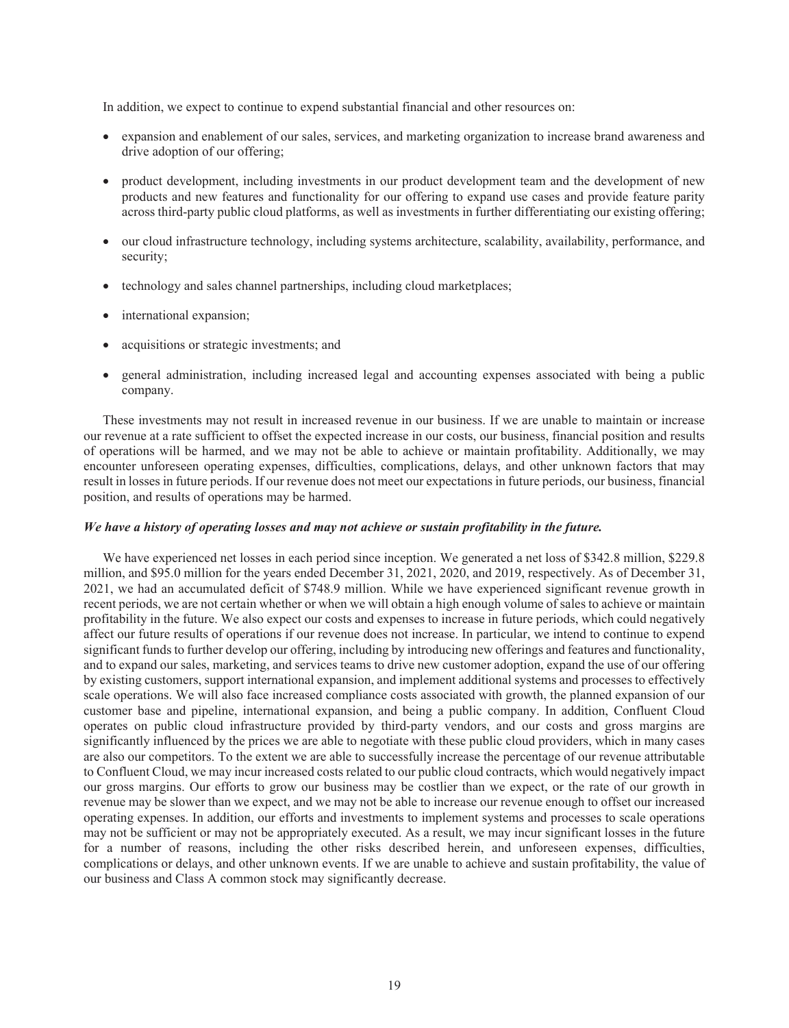In addition, we expect to continue to expend substantial financial and other resources on:

- expansion and enablement of our sales, services, and marketing organization to increase brand awareness and drive adoption of our offering;
- product development, including investments in our product development team and the development of new products and new features and functionality for our offering to expand use cases and provide feature parity across third-party public cloud platforms, as well as investments in further differentiating our existing offering;
- our cloud infrastructure technology, including systems architecture, scalability, availability, performance, and security;
- technology and sales channel partnerships, including cloud marketplaces;
- international expansion;
- acquisitions or strategic investments; and
- general administration, including increased legal and accounting expenses associated with being a public company.

These investments may not result in increased revenue in our business. If we are unable to maintain or increase our revenue at a rate sufficient to offset the expected increase in our costs, our business, financial position and results of operations will be harmed, and we may not be able to achieve or maintain profitability. Additionally, we may encounter unforeseen operating expenses, difficulties, complications, delays, and other unknown factors that may result in losses in future periods. If our revenue does not meet our expectations in future periods, our business, financial position, and results of operations may be harmed.

***We have a history of operating losses and may not achieve or sustain profitability in the future.***

We have experienced net losses in each period since inception. We generated a net loss of $342.8 million, $229.8 million, and $95.0 million for the years ended December 31, 2021, 2020, and 2019, respectively. As of December 31, 2021, we had an accumulated deficit of $748.9 million. While we have experienced significant revenue growth in recent periods, we are not certain whether or when we will obtain a high enough volume of sales to achieve or maintain profitability in the future. We also expect our costs and expenses to increase in future periods, which could negatively affect our future results of operations if our revenue does not increase. In particular, we intend to continue to expend significant funds to further develop our offering, including by introducing new offerings and features and functionality, and to expand our sales, marketing, and services teams to drive new customer adoption, expand the use of our offering by existing customers, support international expansion, and implement additional systems and processes to effectively scale operations. We will also face increased compliance costs associated with growth, the planned expansion of our customer base and pipeline, international expansion, and being a public company. In addition, Confluent Cloud operates on public cloud infrastructure provided by third-party vendors, and our costs and gross margins are significantly influenced by the prices we are able to negotiate with these public cloud providers, which in many cases are also our competitors. To the extent we are able to successfully increase the percentage of our revenue attributable to Confluent Cloud, we may incur increased costs related to our public cloud contracts, which would negatively impact our gross margins. Our efforts to grow our business may be costlier than we expect, or the rate of our growth in revenue may be slower than we expect, and we may not be able to increase our revenue enough to offset our increased operating expenses. In addition, our efforts and investments to implement systems and processes to scale operations may not be sufficient or may not be appropriately executed. As a result, we may incur significant losses in the future for a number of reasons, including the other risks described herein, and unforeseen expenses, difficulties, complications or delays, and other unknown events. If we are unable to achieve and sustain profitability, the value of our business and Class A common stock may significantly decrease.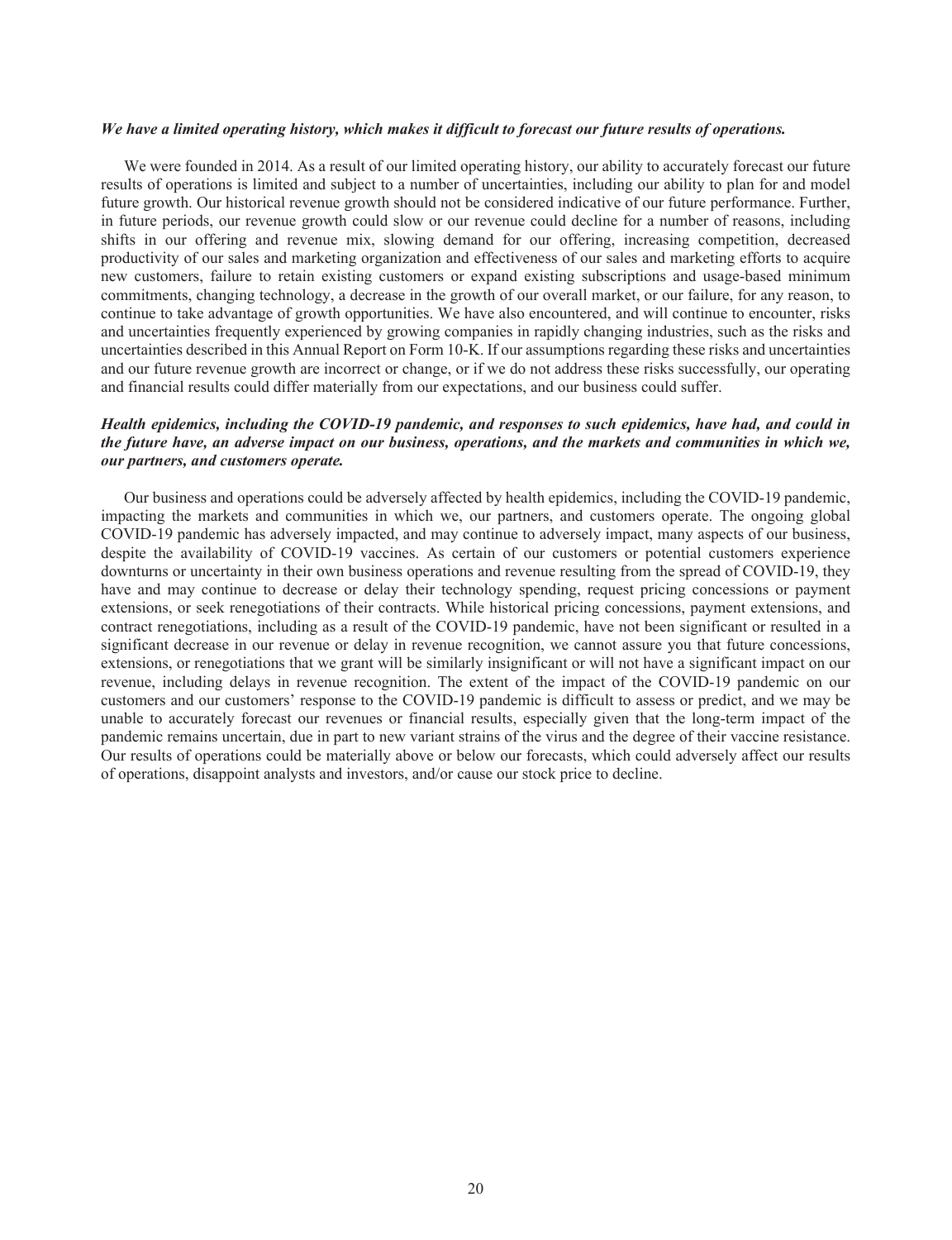***We have a limited operating history, which makes it difficult to forecast our future results of operations.***

We were founded in 2014. As a result of our limited operating history, our ability to accurately forecast our future results of operations is limited and subject to a number of uncertainties, including our ability to plan for and model future growth. Our historical revenue growth should not be considered indicative of our future performance. Further, in future periods, our revenue growth could slow or our revenue could decline for a number of reasons, including shifts in our offering and revenue mix, slowing demand for our offering, increasing competition, decreased productivity of our sales and marketing organization and effectiveness of our sales and marketing efforts to acquire new customers, failure to retain existing customers or expand existing subscriptions and usage-based minimum commitments, changing technology, a decrease in the growth of our overall market, or our failure, for any reason, to continue to take advantage of growth opportunities. We have also encountered, and will continue to encounter, risks and uncertainties frequently experienced by growing companies in rapidly changing industries, such as the risks and uncertainties described in this Annual Report on Form 10-K. If our assumptions regarding these risks and uncertainties and our future revenue growth are incorrect or change, or if we do not address these risks successfully, our operating and financial results could differ materially from our expectations, and our business could suffer.

***Health epidemics, including the COVID-19 pandemic, and responses to such epidemics, have had, and could in the future have, an adverse impact on our business, operations, and the markets and communities in which we, our partners, and customers operate.***

Our business and operations could be adversely affected by health epidemics, including the COVID-19 pandemic, impacting the markets and communities in which we, our partners, and customers operate. The ongoing global COVID-19 pandemic has adversely impacted, and may continue to adversely impact, many aspects of our business, despite the availability of COVID-19 vaccines. As certain of our customers or potential customers experience downturns or uncertainty in their own business operations and revenue resulting from the spread of COVID-19, they have and may continue to decrease or delay their technology spending, request pricing concessions or payment extensions, or seek renegotiations of their contracts. While historical pricing concessions, payment extensions, and contract renegotiations, including as a result of the COVID-19 pandemic, have not been significant or resulted in a significant decrease in our revenue or delay in revenue recognition, we cannot assure you that future concessions, extensions, or renegotiations that we grant will be similarly insignificant or will not have a significant impact on our revenue, including delays in revenue recognition. The extent of the impact of the COVID-19 pandemic on our customers and our customers' response to the COVID-19 pandemic is difficult to assess or predict, and we may be unable to accurately forecast our revenues or financial results, especially given that the long-term impact of the pandemic remains uncertain, due in part to new variant strains of the virus and the degree of their vaccine resistance. Our results of operations could be materially above or below our forecasts, which could adversely affect our results of operations, disappoint analysts and investors, and/or cause our stock price to decline.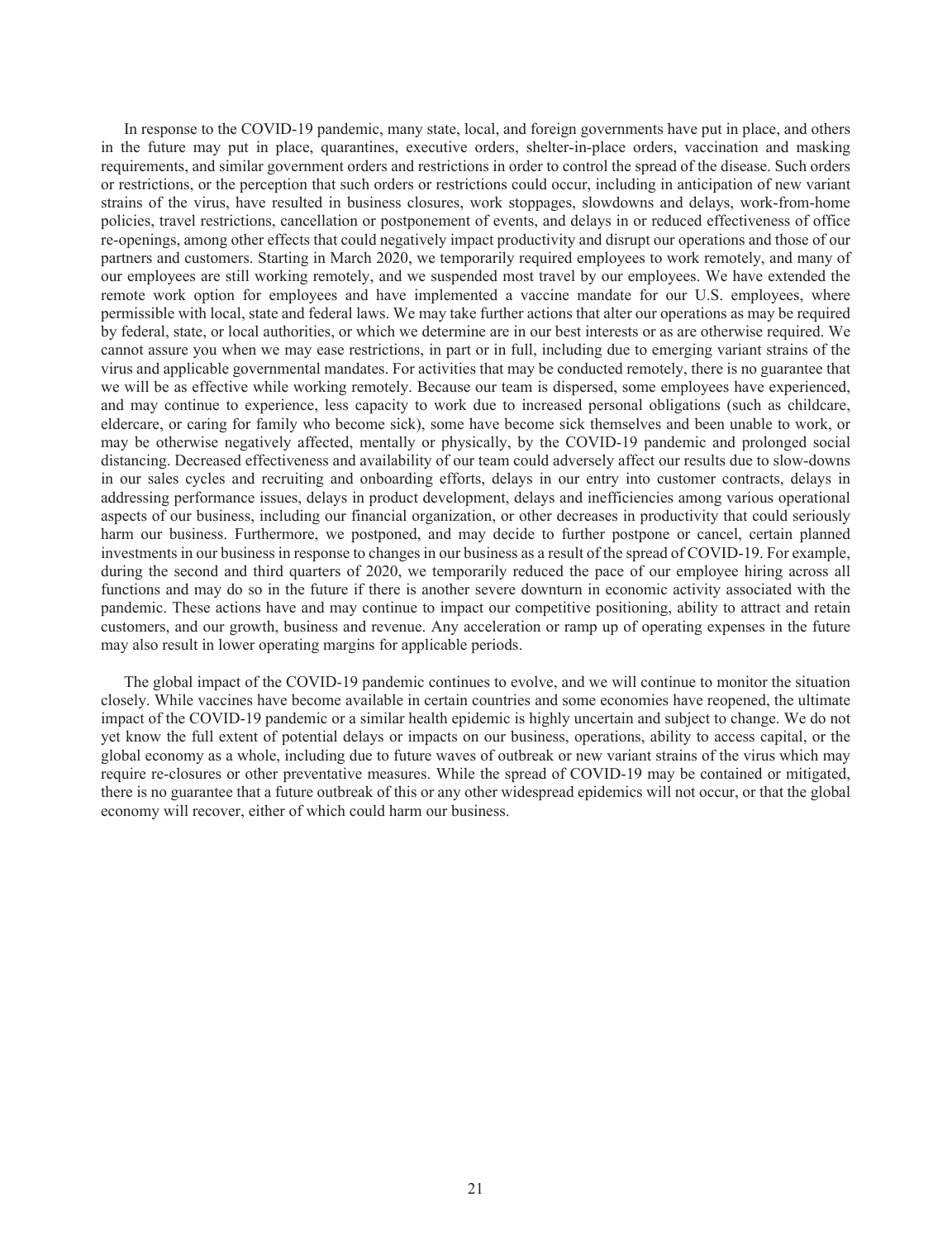In response to the COVID-19 pandemic, many state, local, and foreign governments have put in place, and others in the future may put in place, quarantines, executive orders, shelter-in-place orders, vaccination and masking requirements, and similar government orders and restrictions in order to control the spread of the disease. Such orders or restrictions, or the perception that such orders or restrictions could occur, including in anticipation of new variant strains of the virus, have resulted in business closures, work stoppages, slowdowns and delays, work-from-home policies, travel restrictions, cancellation or postponement of events, and delays in or reduced effectiveness of office re-openings, among other effects that could negatively impact productivity and disrupt our operations and those of our partners and customers. Starting in March 2020, we temporarily required employees to work remotely, and many of our employees are still working remotely, and we suspended most travel by our employees. We have extended the remote work option for employees and have implemented a vaccine mandate for our U.S. employees, where permissible with local, state and federal laws. We may take further actions that alter our operations as may be required by federal, state, or local authorities, or which we determine are in our best interests or as are otherwise required. We cannot assure you when we may ease restrictions, in part or in full, including due to emerging variant strains of the virus and applicable governmental mandates. For activities that may be conducted remotely, there is no guarantee that we will be as effective while working remotely. Because our team is dispersed, some employees have experienced, and may continue to experience, less capacity to work due to increased personal obligations (such as childcare, eldercare, or caring for family who become sick), some have become sick themselves and been unable to work, or may be otherwise negatively affected, mentally or physically, by the COVID-19 pandemic and prolonged social distancing. Decreased effectiveness and availability of our team could adversely affect our results due to slow-downs in our sales cycles and recruiting and onboarding efforts, delays in our entry into customer contracts, delays in addressing performance issues, delays in product development, delays and inefficiencies among various operational aspects of our business, including our financial organization, or other decreases in productivity that could seriously harm our business. Furthermore, we postponed, and may decide to further postpone or cancel, certain planned investments in our business in response to changes in our business as a result of the spread of COVID-19. For example, during the second and third quarters of 2020, we temporarily reduced the pace of our employee hiring across all functions and may do so in the future if there is another severe downturn in economic activity associated with the pandemic. These actions have and may continue to impact our competitive positioning, ability to attract and retain customers, and our growth, business and revenue. Any acceleration or ramp up of operating expenses in the future may also result in lower operating margins for applicable periods.

The global impact of the COVID-19 pandemic continues to evolve, and we will continue to monitor the situation closely. While vaccines have become available in certain countries and some economies have reopened, the ultimate impact of the COVID-19 pandemic or a similar health epidemic is highly uncertain and subject to change. We do not yet know the full extent of potential delays or impacts on our business, operations, ability to access capital, or the global economy as a whole, including due to future waves of outbreak or new variant strains of the virus which may require re-closures or other preventative measures. While the spread of COVID-19 may be contained or mitigated, there is no guarantee that a future outbreak of this or any other widespread epidemics will not occur, or that the global economy will recover, either of which could harm our business.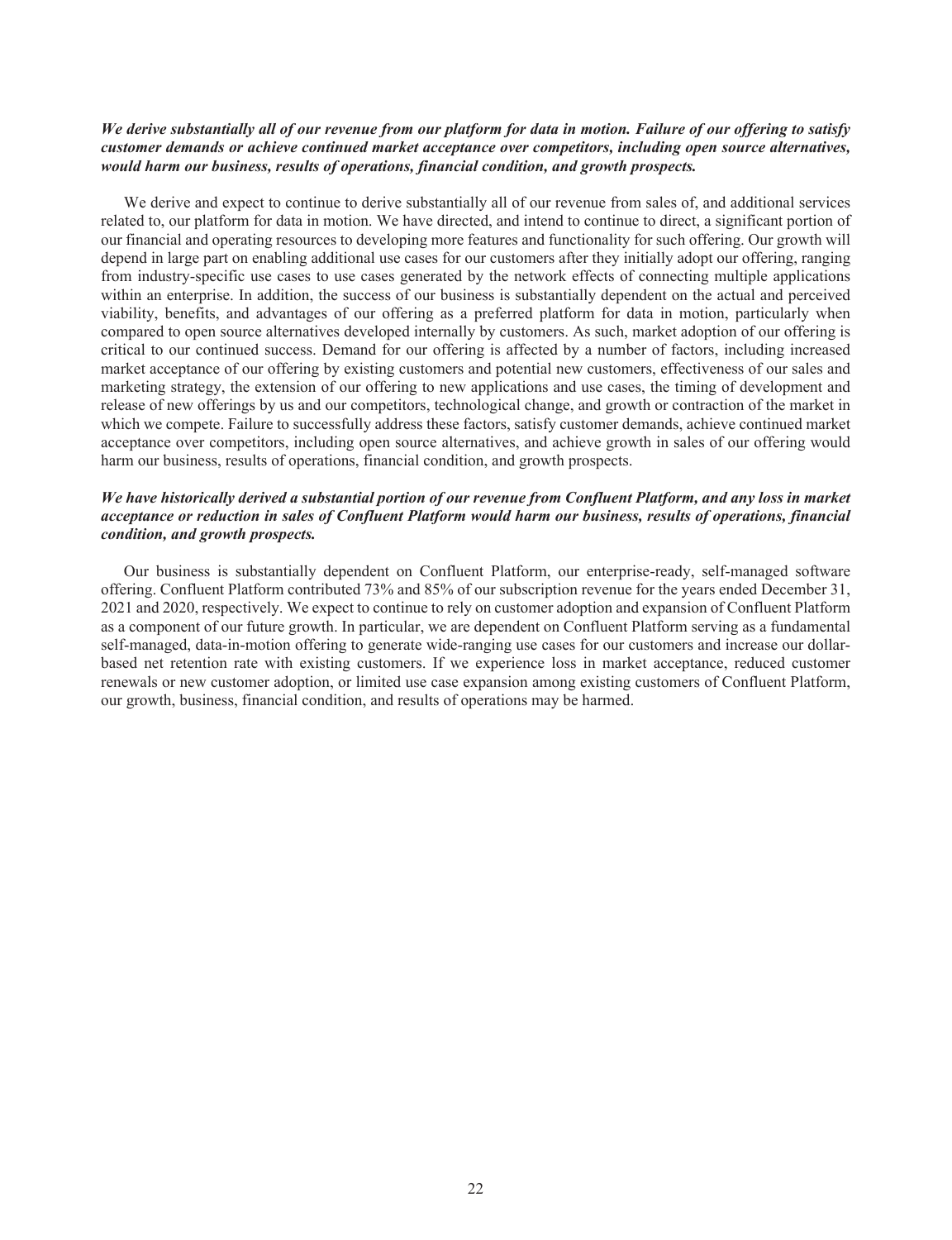***We derive substantially all of our revenue from our platform for data in motion. Failure of our offering to satisfy customer demands or achieve continued market acceptance over competitors, including open source alternatives, would harm our business, results of operations, financial condition, and growth prospects.***

We derive and expect to continue to derive substantially all of our revenue from sales of, and additional services related to, our platform for data in motion. We have directed, and intend to continue to direct, a significant portion of our financial and operating resources to developing more features and functionality for such offering. Our growth will depend in large part on enabling additional use cases for our customers after they initially adopt our offering, ranging from industry-specific use cases to use cases generated by the network effects of connecting multiple applications within an enterprise. In addition, the success of our business is substantially dependent on the actual and perceived viability, benefits, and advantages of our offering as a preferred platform for data in motion, particularly when compared to open source alternatives developed internally by customers. As such, market adoption of our offering is critical to our continued success. Demand for our offering is affected by a number of factors, including increased market acceptance of our offering by existing customers and potential new customers, effectiveness of our sales and marketing strategy, the extension of our offering to new applications and use cases, the timing of development and release of new offerings by us and our competitors, technological change, and growth or contraction of the market in which we compete. Failure to successfully address these factors, satisfy customer demands, achieve continued market acceptance over competitors, including open source alternatives, and achieve growth in sales of our offering would harm our business, results of operations, financial condition, and growth prospects.

***We have historically derived a substantial portion of our revenue from Confluent Platform, and any loss in market acceptance or reduction in sales of Confluent Platform would harm our business, results of operations, financial condition, and growth prospects.***

Our business is substantially dependent on Confluent Platform, our enterprise-ready, self-managed software offering. Confluent Platform contributed 73% and 85% of our subscription revenue for the years ended December 31, 2021 and 2020, respectively. We expect to continue to rely on customer adoption and expansion of Confluent Platform as a component of our future growth. In particular, we are dependent on Confluent Platform serving as a fundamental self-managed, data-in-motion offering to generate wide-ranging use cases for our customers and increase our dollar-based net retention rate with existing customers. If we experience loss in market acceptance, reduced customer renewals or new customer adoption, or limited use case expansion among existing customers of Confluent Platform, our growth, business, financial condition, and results of operations may be harmed.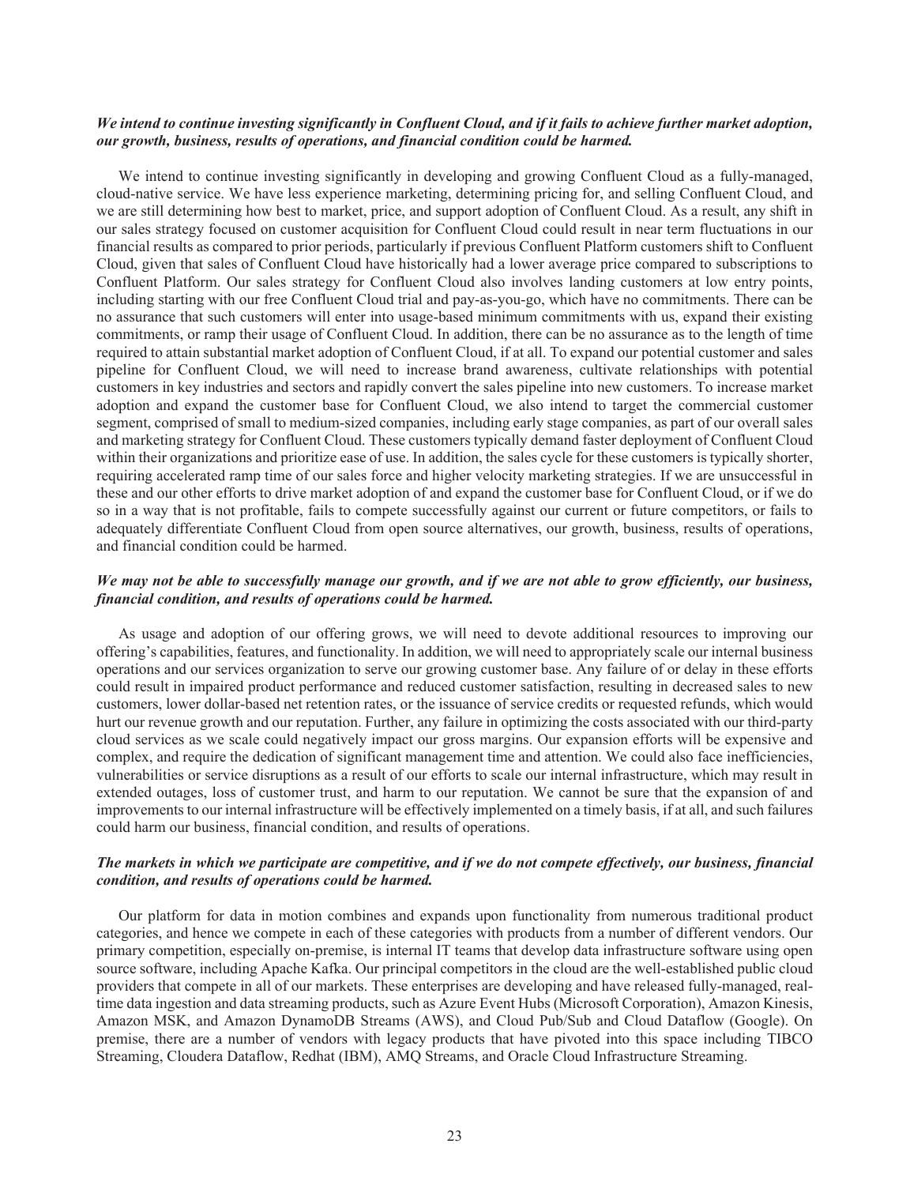***We intend to continue investing significantly in Confluent Cloud, and if it fails to achieve further market adoption, our growth, business, results of operations, and financial condition could be harmed.***

We intend to continue investing significantly in developing and growing Confluent Cloud as a fully-managed, cloud-native service. We have less experience marketing, determining pricing for, and selling Confluent Cloud, and we are still determining how best to market, price, and support adoption of Confluent Cloud. As a result, any shift in our sales strategy focused on customer acquisition for Confluent Cloud could result in near term fluctuations in our financial results as compared to prior periods, particularly if previous Confluent Platform customers shift to Confluent Cloud, given that sales of Confluent Cloud have historically had a lower average price compared to subscriptions to Confluent Platform. Our sales strategy for Confluent Cloud also involves landing customers at low entry points, including starting with our free Confluent Cloud trial and pay-as-you-go, which have no commitments. There can be no assurance that such customers will enter into usage-based minimum commitments with us, expand their existing commitments, or ramp their usage of Confluent Cloud. In addition, there can be no assurance as to the length of time required to attain substantial market adoption of Confluent Cloud, if at all. To expand our potential customer and sales pipeline for Confluent Cloud, we will need to increase brand awareness, cultivate relationships with potential customers in key industries and sectors and rapidly convert the sales pipeline into new customers. To increase market adoption and expand the customer base for Confluent Cloud, we also intend to target the commercial customer segment, comprised of small to medium-sized companies, including early stage companies, as part of our overall sales and marketing strategy for Confluent Cloud. These customers typically demand faster deployment of Confluent Cloud within their organizations and prioritize ease of use. In addition, the sales cycle for these customers is typically shorter, requiring accelerated ramp time of our sales force and higher velocity marketing strategies. If we are unsuccessful in these and our other efforts to drive market adoption of and expand the customer base for Confluent Cloud, or if we do so in a way that is not profitable, fails to compete successfully against our current or future competitors, or fails to adequately differentiate Confluent Cloud from open source alternatives, our growth, business, results of operations, and financial condition could be harmed.

***We may not be able to successfully manage our growth, and if we are not able to grow efficiently, our business, financial condition, and results of operations could be harmed.***

As usage and adoption of our offering grows, we will need to devote additional resources to improving our offering's capabilities, features, and functionality. In addition, we will need to appropriately scale our internal business operations and our services organization to serve our growing customer base. Any failure of or delay in these efforts could result in impaired product performance and reduced customer satisfaction, resulting in decreased sales to new customers, lower dollar-based net retention rates, or the issuance of service credits or requested refunds, which would hurt our revenue growth and our reputation. Further, any failure in optimizing the costs associated with our third-party cloud services as we scale could negatively impact our gross margins. Our expansion efforts will be expensive and complex, and require the dedication of significant management time and attention. We could also face inefficiencies, vulnerabilities or service disruptions as a result of our efforts to scale our internal infrastructure, which may result in extended outages, loss of customer trust, and harm to our reputation. We cannot be sure that the expansion of and improvements to our internal infrastructure will be effectively implemented on a timely basis, if at all, and such failures could harm our business, financial condition, and results of operations.

***The markets in which we participate are competitive, and if we do not compete effectively, our business, financial condition, and results of operations could be harmed.***

Our platform for data in motion combines and expands upon functionality from numerous traditional product categories, and hence we compete in each of these categories with products from a number of different vendors. Our primary competition, especially on-premise, is internal IT teams that develop data infrastructure software using open source software, including Apache Kafka. Our principal competitors in the cloud are the well-established public cloud providers that compete in all of our markets. These enterprises are developing and have released fully-managed, real-time data ingestion and data streaming products, such as Azure Event Hubs (Microsoft Corporation), Amazon Kinesis, Amazon MSK, and Amazon DynamoDB Streams (AWS), and Cloud Pub/Sub and Cloud Dataflow (Google). On premise, there are a number of vendors with legacy products that have pivoted into this space including TIBCO Streaming, Cloudera Dataflow, Redhat (IBM), AMQ Streams, and Oracle Cloud Infrastructure Streaming.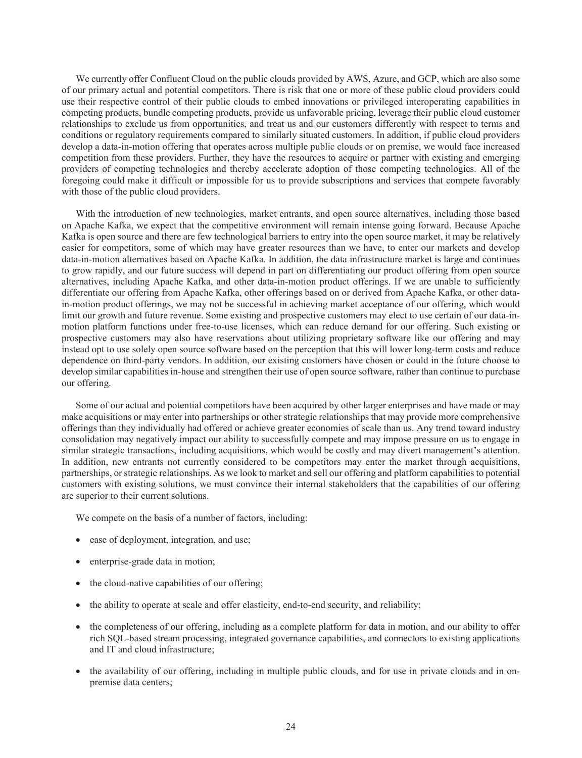We currently offer Confluent Cloud on the public clouds provided by AWS, Azure, and GCP, which are also some of our primary actual and potential competitors. There is risk that one or more of these public cloud providers could use their respective control of their public clouds to embed innovations or privileged interoperating capabilities in competing products, bundle competing products, provide us unfavorable pricing, leverage their public cloud customer relationships to exclude us from opportunities, and treat us and our customers differently with respect to terms and conditions or regulatory requirements compared to similarly situated customers. In addition, if public cloud providers develop a data-in-motion offering that operates across multiple public clouds or on premise, we would face increased competition from these providers. Further, they have the resources to acquire or partner with existing and emerging providers of competing technologies and thereby accelerate adoption of those competing technologies. All of the foregoing could make it difficult or impossible for us to provide subscriptions and services that compete favorably with those of the public cloud providers.

With the introduction of new technologies, market entrants, and open source alternatives, including those based on Apache Kafka, we expect that the competitive environment will remain intense going forward. Because Apache Kafka is open source and there are few technological barriers to entry into the open source market, it may be relatively easier for competitors, some of which may have greater resources than we have, to enter our markets and develop data-in-motion alternatives based on Apache Kafka. In addition, the data infrastructure market is large and continues to grow rapidly, and our future success will depend in part on differentiating our product offering from open source alternatives, including Apache Kafka, and other data-in-motion product offerings. If we are unable to sufficiently differentiate our offering from Apache Kafka, other offerings based on or derived from Apache Kafka, or other data-in-motion product offerings, we may not be successful in achieving market acceptance of our offering, which would limit our growth and future revenue. Some existing and prospective customers may elect to use certain of our data-in-motion platform functions under free-to-use licenses, which can reduce demand for our offering. Such existing or prospective customers may also have reservations about utilizing proprietary software like our offering and may instead opt to use solely open source software based on the perception that this will lower long-term costs and reduce dependence on third-party vendors. In addition, our existing customers have chosen or could in the future choose to develop similar capabilities in-house and strengthen their use of open source software, rather than continue to purchase our offering.

Some of our actual and potential competitors have been acquired by other larger enterprises and have made or may make acquisitions or may enter into partnerships or other strategic relationships that may provide more comprehensive offerings than they individually had offered or achieve greater economies of scale than us. Any trend toward industry consolidation may negatively impact our ability to successfully compete and may impose pressure on us to engage in similar strategic transactions, including acquisitions, which would be costly and may divert management's attention. In addition, new entrants not currently considered to be competitors may enter the market through acquisitions, partnerships, or strategic relationships. As we look to market and sell our offering and platform capabilities to potential customers with existing solutions, we must convince their internal stakeholders that the capabilities of our offering are superior to their current solutions.

We compete on the basis of a number of factors, including:

- ease of deployment, integration, and use;
- enterprise-grade data in motion;
- the cloud-native capabilities of our offering;
- the ability to operate at scale and offer elasticity, end-to-end security, and reliability;
- the completeness of our offering, including as a complete platform for data in motion, and our ability to offer rich SQL-based stream processing, integrated governance capabilities, and connectors to existing applications and IT and cloud infrastructure;
- the availability of our offering, including in multiple public clouds, and for use in private clouds and in on-premise data centers;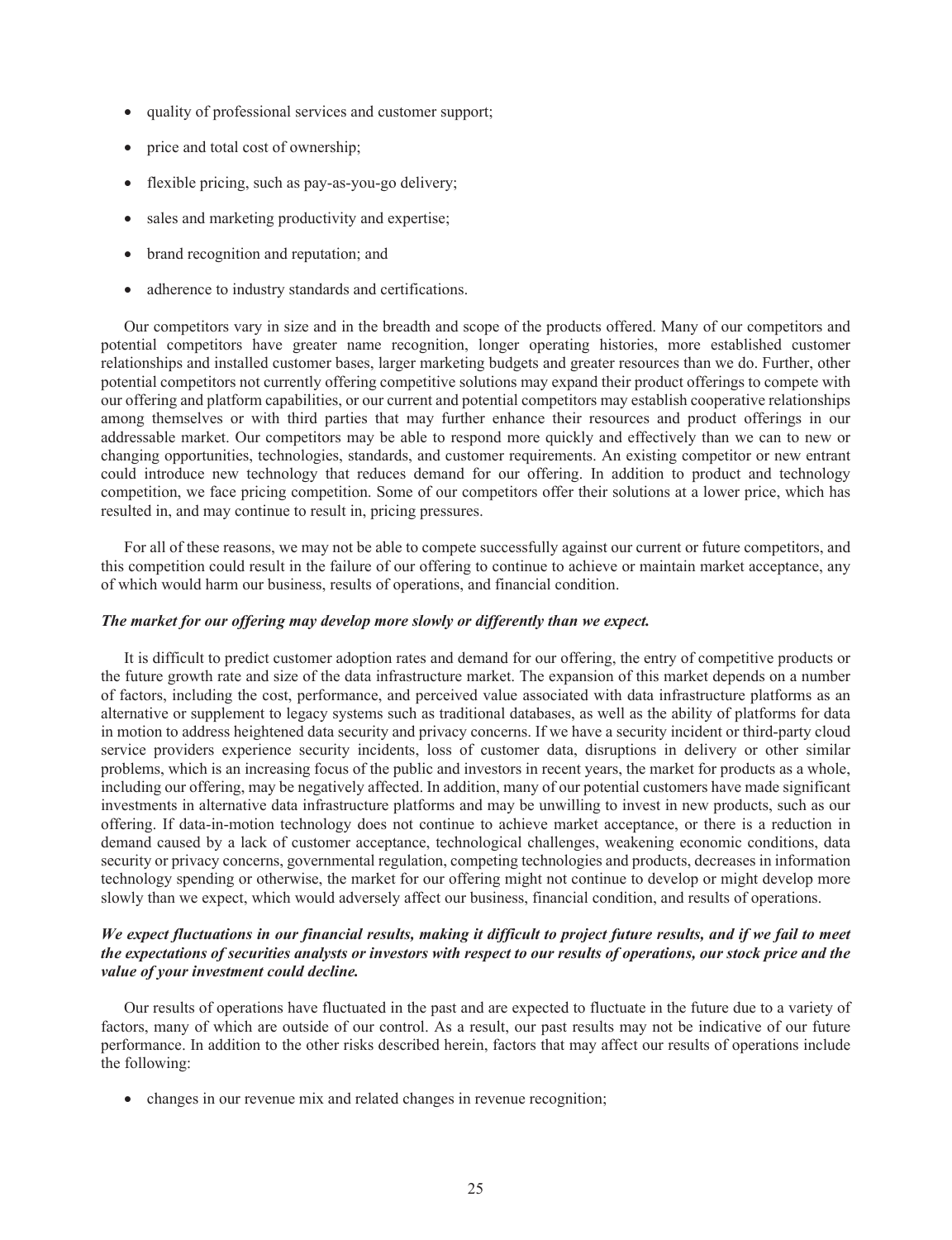- quality of professional services and customer support;
- price and total cost of ownership;
- flexible pricing, such as pay-as-you-go delivery;
- sales and marketing productivity and expertise;
- brand recognition and reputation; and
- adherence to industry standards and certifications.

Our competitors vary in size and in the breadth and scope of the products offered. Many of our competitors and potential competitors have greater name recognition, longer operating histories, more established customer relationships and installed customer bases, larger marketing budgets and greater resources than we do. Further, other potential competitors not currently offering competitive solutions may expand their product offerings to compete with our offering and platform capabilities, or our current and potential competitors may establish cooperative relationships among themselves or with third parties that may further enhance their resources and product offerings in our addressable market. Our competitors may be able to respond more quickly and effectively than we can to new or changing opportunities, technologies, standards, and customer requirements. An existing competitor or new entrant could introduce new technology that reduces demand for our offering. In addition to product and technology competition, we face pricing competition. Some of our competitors offer their solutions at a lower price, which has resulted in, and may continue to result in, pricing pressures.

For all of these reasons, we may not be able to compete successfully against our current or future competitors, and this competition could result in the failure of our offering to continue to achieve or maintain market acceptance, any of which would harm our business, results of operations, and financial condition.

***The market for our offering may develop more slowly or differently than we expect.***

It is difficult to predict customer adoption rates and demand for our offering, the entry of competitive products or the future growth rate and size of the data infrastructure market. The expansion of this market depends on a number of factors, including the cost, performance, and perceived value associated with data infrastructure platforms as an alternative or supplement to legacy systems such as traditional databases, as well as the ability of platforms for data in motion to address heightened data security and privacy concerns. If we have a security incident or third-party cloud service providers experience security incidents, loss of customer data, disruptions in delivery or other similar problems, which is an increasing focus of the public and investors in recent years, the market for products as a whole, including our offering, may be negatively affected. In addition, many of our potential customers have made significant investments in alternative data infrastructure platforms and may be unwilling to invest in new products, such as our offering. If data-in-motion technology does not continue to achieve market acceptance, or there is a reduction in demand caused by a lack of customer acceptance, technological challenges, weakening economic conditions, data security or privacy concerns, governmental regulation, competing technologies and products, decreases in information technology spending or otherwise, the market for our offering might not continue to develop or might develop more slowly than we expect, which would adversely affect our business, financial condition, and results of operations.

***We expect fluctuations in our financial results, making it difficult to project future results, and if we fail to meet the expectations of securities analysts or investors with respect to our results of operations, our stock price and the value of your investment could decline.***

Our results of operations have fluctuated in the past and are expected to fluctuate in the future due to a variety of factors, many of which are outside of our control. As a result, our past results may not be indicative of our future performance. In addition to the other risks described herein, factors that may affect our results of operations include the following:

- changes in our revenue mix and related changes in revenue recognition;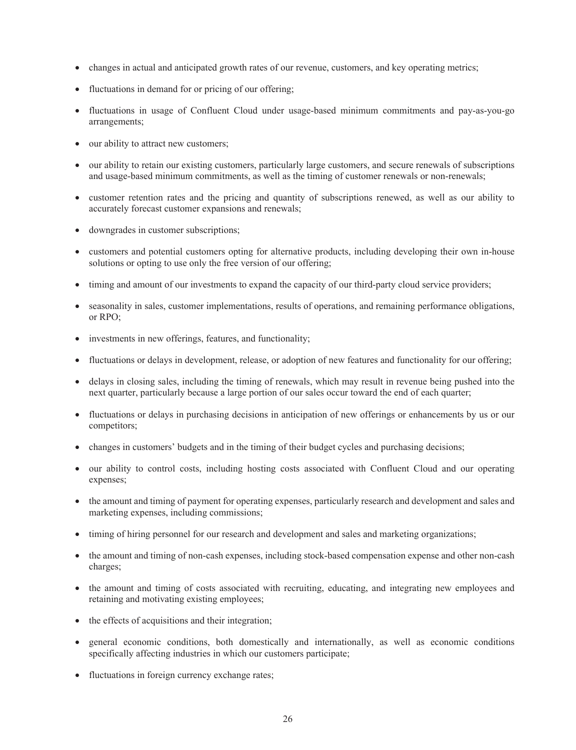- changes in actual and anticipated growth rates of our revenue, customers, and key operating metrics;
- fluctuations in demand for or pricing of our offering;
- fluctuations in usage of Confluent Cloud under usage-based minimum commitments and pay-as-you-go arrangements;
- our ability to attract new customers;
- our ability to retain our existing customers, particularly large customers, and secure renewals of subscriptions and usage-based minimum commitments, as well as the timing of customer renewals or non-renewals;
- customer retention rates and the pricing and quantity of subscriptions renewed, as well as our ability to accurately forecast customer expansions and renewals;
- downgrades in customer subscriptions;
- customers and potential customers opting for alternative products, including developing their own in-house solutions or opting to use only the free version of our offering;
- timing and amount of our investments to expand the capacity of our third-party cloud service providers;
- seasonality in sales, customer implementations, results of operations, and remaining performance obligations, or RPO;
- investments in new offerings, features, and functionality;
- fluctuations or delays in development, release, or adoption of new features and functionality for our offering;
- delays in closing sales, including the timing of renewals, which may result in revenue being pushed into the next quarter, particularly because a large portion of our sales occur toward the end of each quarter;
- fluctuations or delays in purchasing decisions in anticipation of new offerings or enhancements by us or our competitors;
- changes in customers' budgets and in the timing of their budget cycles and purchasing decisions;
- our ability to control costs, including hosting costs associated with Confluent Cloud and our operating expenses;
- the amount and timing of payment for operating expenses, particularly research and development and sales and marketing expenses, including commissions;
- timing of hiring personnel for our research and development and sales and marketing organizations;
- the amount and timing of non-cash expenses, including stock-based compensation expense and other non-cash charges;
- the amount and timing of costs associated with recruiting, educating, and integrating new employees and retaining and motivating existing employees;
- the effects of acquisitions and their integration;
- general economic conditions, both domestically and internationally, as well as economic conditions specifically affecting industries in which our customers participate;
- fluctuations in foreign currency exchange rates;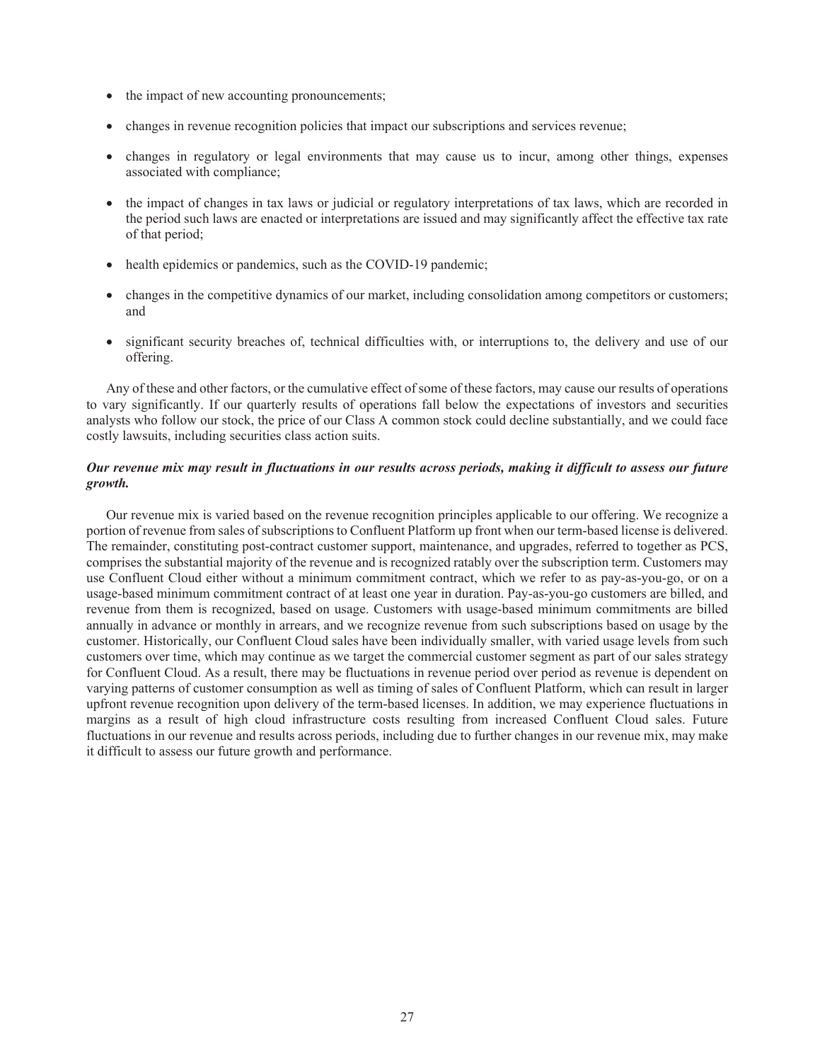- the impact of new accounting pronouncements;
- changes in revenue recognition policies that impact our subscriptions and services revenue;
- changes in regulatory or legal environments that may cause us to incur, among other things, expenses associated with compliance;
- the impact of changes in tax laws or judicial or regulatory interpretations of tax laws, which are recorded in the period such laws are enacted or interpretations are issued and may significantly affect the effective tax rate of that period;
- health epidemics or pandemics, such as the COVID-19 pandemic;
- changes in the competitive dynamics of our market, including consolidation among competitors or customers; and
- significant security breaches of, technical difficulties with, or interruptions to, the delivery and use of our offering.

Any of these and other factors, or the cumulative effect of some of these factors, may cause our results of operations to vary significantly. If our quarterly results of operations fall below the expectations of investors and securities analysts who follow our stock, the price of our Class A common stock could decline substantially, and we could face costly lawsuits, including securities class action suits.

***Our revenue mix may result in fluctuations in our results across periods, making it difficult to assess our future growth.***

Our revenue mix is varied based on the revenue recognition principles applicable to our offering. We recognize a portion of revenue from sales of subscriptions to Confluent Platform up front when our term-based license is delivered. The remainder, constituting post-contract customer support, maintenance, and upgrades, referred to together as PCS, comprises the substantial majority of the revenue and is recognized ratably over the subscription term. Customers may use Confluent Cloud either without a minimum commitment contract, which we refer to as pay-as-you-go, or on a usage-based minimum commitment contract of at least one year in duration. Pay-as-you-go customers are billed, and revenue from them is recognized, based on usage. Customers with usage-based minimum commitments are billed annually in advance or monthly in arrears, and we recognize revenue from such subscriptions based on usage by the customer. Historically, our Confluent Cloud sales have been individually smaller, with varied usage levels from such customers over time, which may continue as we target the commercial customer segment as part of our sales strategy for Confluent Cloud. As a result, there may be fluctuations in revenue period over period as revenue is dependent on varying patterns of customer consumption as well as timing of sales of Confluent Platform, which can result in larger upfront revenue recognition upon delivery of the term-based licenses. In addition, we may experience fluctuations in margins as a result of high cloud infrastructure costs resulting from increased Confluent Cloud sales. Future fluctuations in our revenue and results across periods, including due to further changes in our revenue mix, may make it difficult to assess our future growth and performance.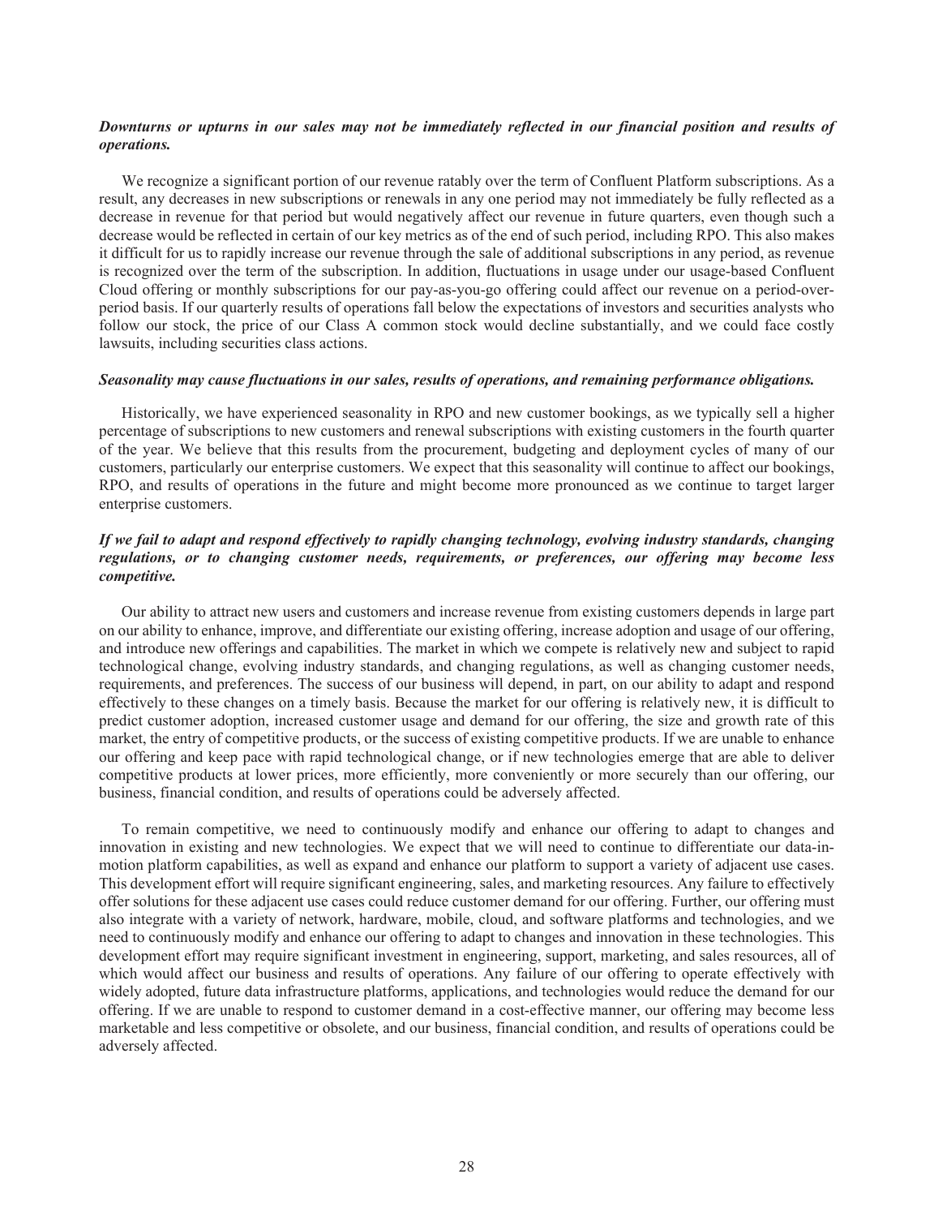***Downturns or upturns in our sales may not be immediately reflected in our financial position and results of operations.***

We recognize a significant portion of our revenue ratably over the term of Confluent Platform subscriptions. As a result, any decreases in new subscriptions or renewals in any one period may not immediately be fully reflected as a decrease in revenue for that period but would negatively affect our revenue in future quarters, even though such a decrease would be reflected in certain of our key metrics as of the end of such period, including RPO. This also makes it difficult for us to rapidly increase our revenue through the sale of additional subscriptions in any period, as revenue is recognized over the term of the subscription. In addition, fluctuations in usage under our usage-based Confluent Cloud offering or monthly subscriptions for our pay-as-you-go offering could affect our revenue on a period-over-period basis. If our quarterly results of operations fall below the expectations of investors and securities analysts who follow our stock, the price of our Class A common stock would decline substantially, and we could face costly lawsuits, including securities class actions.

***Seasonality may cause fluctuations in our sales, results of operations, and remaining performance obligations.***

Historically, we have experienced seasonality in RPO and new customer bookings, as we typically sell a higher percentage of subscriptions to new customers and renewal subscriptions with existing customers in the fourth quarter of the year. We believe that this results from the procurement, budgeting and deployment cycles of many of our customers, particularly our enterprise customers. We expect that this seasonality will continue to affect our bookings, RPO, and results of operations in the future and might become more pronounced as we continue to target larger enterprise customers.

***If we fail to adapt and respond effectively to rapidly changing technology, evolving industry standards, changing regulations, or to changing customer needs, requirements, or preferences, our offering may become less competitive.***

Our ability to attract new users and customers and increase revenue from existing customers depends in large part on our ability to enhance, improve, and differentiate our existing offering, increase adoption and usage of our offering, and introduce new offerings and capabilities. The market in which we compete is relatively new and subject to rapid technological change, evolving industry standards, and changing regulations, as well as changing customer needs, requirements, and preferences. The success of our business will depend, in part, on our ability to adapt and respond effectively to these changes on a timely basis. Because the market for our offering is relatively new, it is difficult to predict customer adoption, increased customer usage and demand for our offering, the size and growth rate of this market, the entry of competitive products, or the success of existing competitive products. If we are unable to enhance our offering and keep pace with rapid technological change, or if new technologies emerge that are able to deliver competitive products at lower prices, more efficiently, more conveniently or more securely than our offering, our business, financial condition, and results of operations could be adversely affected.

To remain competitive, we need to continuously modify and enhance our offering to adapt to changes and innovation in existing and new technologies. We expect that we will need to continue to differentiate our data-in-motion platform capabilities, as well as expand and enhance our platform to support a variety of adjacent use cases. This development effort will require significant engineering, sales, and marketing resources. Any failure to effectively offer solutions for these adjacent use cases could reduce customer demand for our offering. Further, our offering must also integrate with a variety of network, hardware, mobile, cloud, and software platforms and technologies, and we need to continuously modify and enhance our offering to adapt to changes and innovation in these technologies. This development effort may require significant investment in engineering, support, marketing, and sales resources, all of which would affect our business and results of operations. Any failure of our offering to operate effectively with widely adopted, future data infrastructure platforms, applications, and technologies would reduce the demand for our offering. If we are unable to respond to customer demand in a cost-effective manner, our offering may become less marketable and less competitive or obsolete, and our business, financial condition, and results of operations could be adversely affected.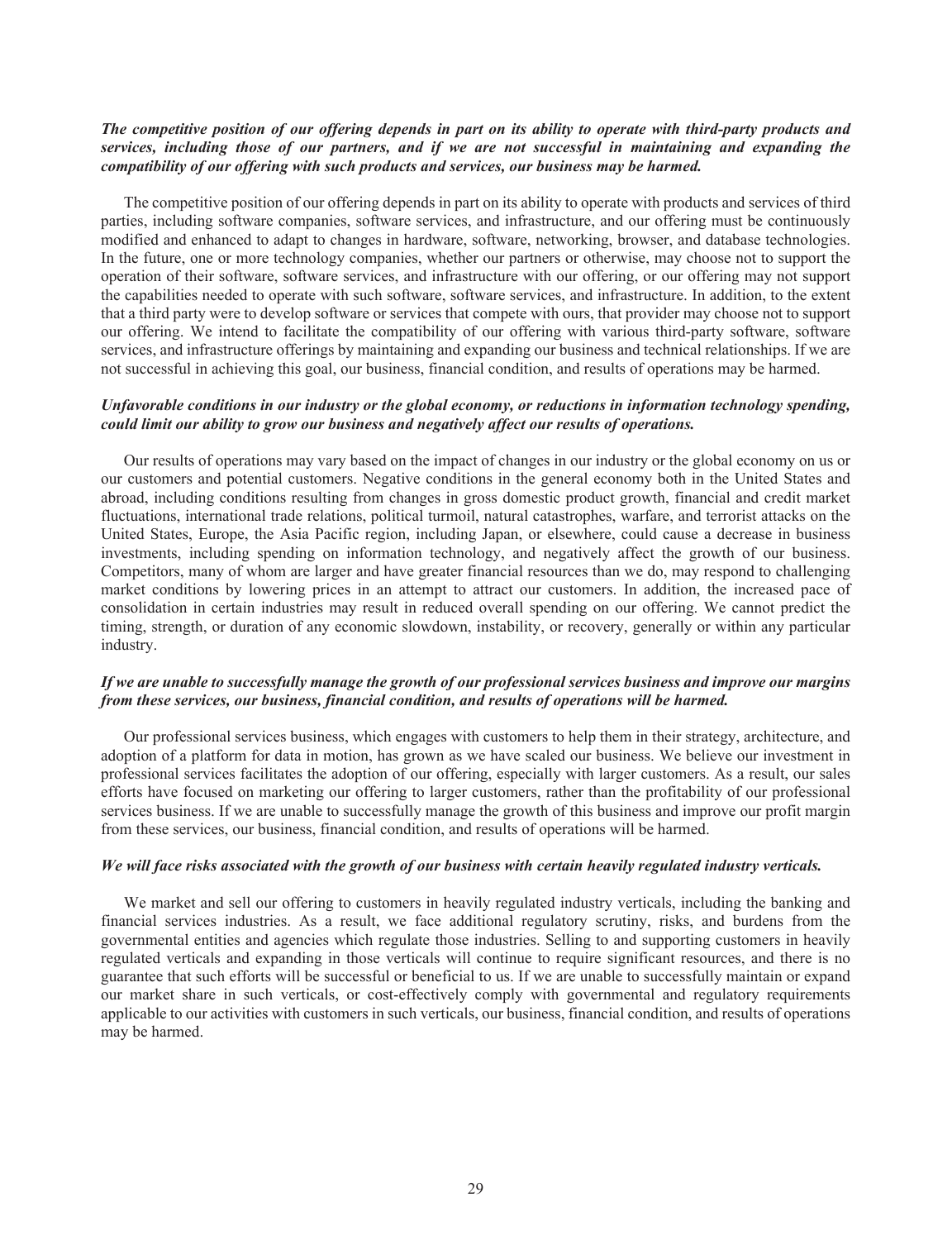***The competitive position of our offering depends in part on its ability to operate with third-party products and services, including those of our partners, and if we are not successful in maintaining and expanding the compatibility of our offering with such products and services, our business may be harmed.***

The competitive position of our offering depends in part on its ability to operate with products and services of third parties, including software companies, software services, and infrastructure, and our offering must be continuously modified and enhanced to adapt to changes in hardware, software, networking, browser, and database technologies. In the future, one or more technology companies, whether our partners or otherwise, may choose not to support the operation of their software, software services, and infrastructure with our offering, or our offering may not support the capabilities needed to operate with such software, software services, and infrastructure. In addition, to the extent that a third party were to develop software or services that compete with ours, that provider may choose not to support our offering. We intend to facilitate the compatibility of our offering with various third-party software, software services, and infrastructure offerings by maintaining and expanding our business and technical relationships. If we are not successful in achieving this goal, our business, financial condition, and results of operations may be harmed.

***Unfavorable conditions in our industry or the global economy, or reductions in information technology spending, could limit our ability to grow our business and negatively affect our results of operations.***

Our results of operations may vary based on the impact of changes in our industry or the global economy on us or our customers and potential customers. Negative conditions in the general economy both in the United States and abroad, including conditions resulting from changes in gross domestic product growth, financial and credit market fluctuations, international trade relations, political turmoil, natural catastrophes, warfare, and terrorist attacks on the United States, Europe, the Asia Pacific region, including Japan, or elsewhere, could cause a decrease in business investments, including spending on information technology, and negatively affect the growth of our business. Competitors, many of whom are larger and have greater financial resources than we do, may respond to challenging market conditions by lowering prices in an attempt to attract our customers. In addition, the increased pace of consolidation in certain industries may result in reduced overall spending on our offering. We cannot predict the timing, strength, or duration of any economic slowdown, instability, or recovery, generally or within any particular industry.

***If we are unable to successfully manage the growth of our professional services business and improve our margins from these services, our business, financial condition, and results of operations will be harmed.***

Our professional services business, which engages with customers to help them in their strategy, architecture, and adoption of a platform for data in motion, has grown as we have scaled our business. We believe our investment in professional services facilitates the adoption of our offering, especially with larger customers. As a result, our sales efforts have focused on marketing our offering to larger customers, rather than the profitability of our professional services business. If we are unable to successfully manage the growth of this business and improve our profit margin from these services, our business, financial condition, and results of operations will be harmed.

***We will face risks associated with the growth of our business with certain heavily regulated industry verticals.***

We market and sell our offering to customers in heavily regulated industry verticals, including the banking and financial services industries. As a result, we face additional regulatory scrutiny, risks, and burdens from the governmental entities and agencies which regulate those industries. Selling to and supporting customers in heavily regulated verticals and expanding in those verticals will continue to require significant resources, and there is no guarantee that such efforts will be successful or beneficial to us. If we are unable to successfully maintain or expand our market share in such verticals, or cost-effectively comply with governmental and regulatory requirements applicable to our activities with customers in such verticals, our business, financial condition, and results of operations may be harmed.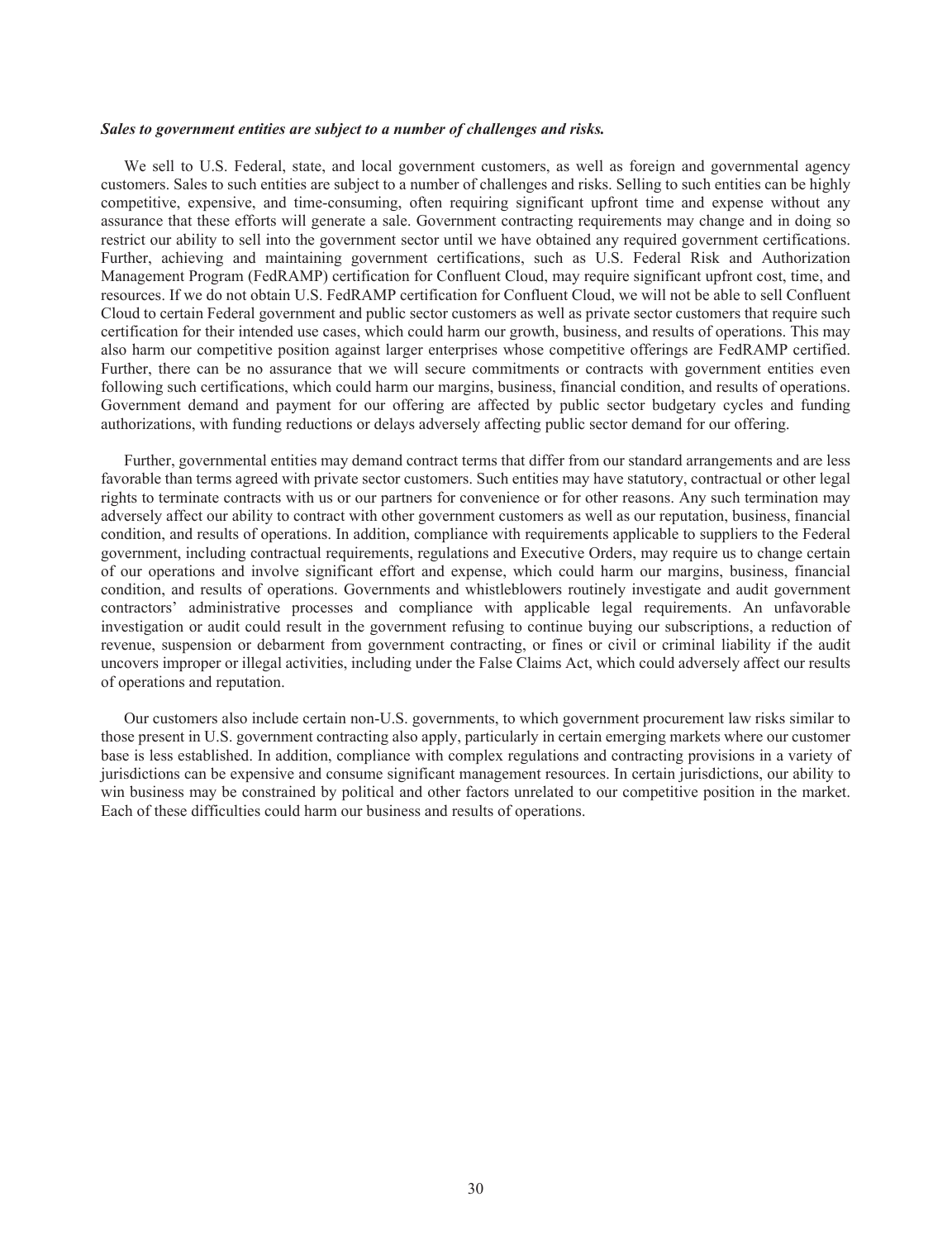***Sales to government entities are subject to a number of challenges and risks.***

We sell to U.S. Federal, state, and local government customers, as well as foreign and governmental agency customers. Sales to such entities are subject to a number of challenges and risks. Selling to such entities can be highly competitive, expensive, and time-consuming, often requiring significant upfront time and expense without any assurance that these efforts will generate a sale. Government contracting requirements may change and in doing so restrict our ability to sell into the government sector until we have obtained any required government certifications. Further, achieving and maintaining government certifications, such as U.S. Federal Risk and Authorization Management Program (FedRAMP) certification for Confluent Cloud, may require significant upfront cost, time, and resources. If we do not obtain U.S. FedRAMP certification for Confluent Cloud, we will not be able to sell Confluent Cloud to certain Federal government and public sector customers as well as private sector customers that require such certification for their intended use cases, which could harm our growth, business, and results of operations. This may also harm our competitive position against larger enterprises whose competitive offerings are FedRAMP certified. Further, there can be no assurance that we will secure commitments or contracts with government entities even following such certifications, which could harm our margins, business, financial condition, and results of operations. Government demand and payment for our offering are affected by public sector budgetary cycles and funding authorizations, with funding reductions or delays adversely affecting public sector demand for our offering.

Further, governmental entities may demand contract terms that differ from our standard arrangements and are less favorable than terms agreed with private sector customers. Such entities may have statutory, contractual or other legal rights to terminate contracts with us or our partners for convenience or for other reasons. Any such termination may adversely affect our ability to contract with other government customers as well as our reputation, business, financial condition, and results of operations. In addition, compliance with requirements applicable to suppliers to the Federal government, including contractual requirements, regulations and Executive Orders, may require us to change certain of our operations and involve significant effort and expense, which could harm our margins, business, financial condition, and results of operations. Governments and whistleblowers routinely investigate and audit government contractors' administrative processes and compliance with applicable legal requirements. An unfavorable investigation or audit could result in the government refusing to continue buying our subscriptions, a reduction of revenue, suspension or debarment from government contracting, or fines or civil or criminal liability if the audit uncovers improper or illegal activities, including under the False Claims Act, which could adversely affect our results of operations and reputation.

Our customers also include certain non-U.S. governments, to which government procurement law risks similar to those present in U.S. government contracting also apply, particularly in certain emerging markets where our customer base is less established. In addition, compliance with complex regulations and contracting provisions in a variety of jurisdictions can be expensive and consume significant management resources. In certain jurisdictions, our ability to win business may be constrained by political and other factors unrelated to our competitive position in the market. Each of these difficulties could harm our business and results of operations.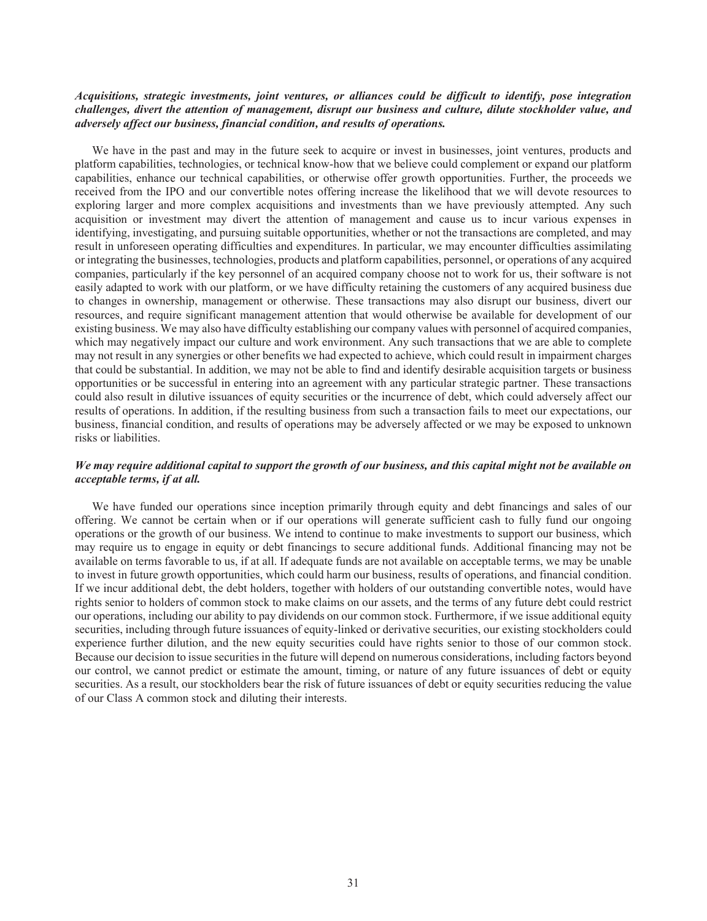***Acquisitions, strategic investments, joint ventures, or alliances could be difficult to identify, pose integration challenges, divert the attention of management, disrupt our business and culture, dilute stockholder value, and adversely affect our business, financial condition, and results of operations.***

We have in the past and may in the future seek to acquire or invest in businesses, joint ventures, products and platform capabilities, technologies, or technical know-how that we believe could complement or expand our platform capabilities, enhance our technical capabilities, or otherwise offer growth opportunities. Further, the proceeds we received from the IPO and our convertible notes offering increase the likelihood that we will devote resources to exploring larger and more complex acquisitions and investments than we have previously attempted. Any such acquisition or investment may divert the attention of management and cause us to incur various expenses in identifying, investigating, and pursuing suitable opportunities, whether or not the transactions are completed, and may result in unforeseen operating difficulties and expenditures. In particular, we may encounter difficulties assimilating or integrating the businesses, technologies, products and platform capabilities, personnel, or operations of any acquired companies, particularly if the key personnel of an acquired company choose not to work for us, their software is not easily adapted to work with our platform, or we have difficulty retaining the customers of any acquired business due to changes in ownership, management or otherwise. These transactions may also disrupt our business, divert our resources, and require significant management attention that would otherwise be available for development of our existing business. We may also have difficulty establishing our company values with personnel of acquired companies, which may negatively impact our culture and work environment. Any such transactions that we are able to complete may not result in any synergies or other benefits we had expected to achieve, which could result in impairment charges that could be substantial. In addition, we may not be able to find and identify desirable acquisition targets or business opportunities or be successful in entering into an agreement with any particular strategic partner. These transactions could also result in dilutive issuances of equity securities or the incurrence of debt, which could adversely affect our results of operations. In addition, if the resulting business from such a transaction fails to meet our expectations, our business, financial condition, and results of operations may be adversely affected or we may be exposed to unknown risks or liabilities.

***We may require additional capital to support the growth of our business, and this capital might not be available on acceptable terms, if at all.***

We have funded our operations since inception primarily through equity and debt financings and sales of our offering. We cannot be certain when or if our operations will generate sufficient cash to fully fund our ongoing operations or the growth of our business. We intend to continue to make investments to support our business, which may require us to engage in equity or debt financings to secure additional funds. Additional financing may not be available on terms favorable to us, if at all. If adequate funds are not available on acceptable terms, we may be unable to invest in future growth opportunities, which could harm our business, results of operations, and financial condition. If we incur additional debt, the debt holders, together with holders of our outstanding convertible notes, would have rights senior to holders of common stock to make claims on our assets, and the terms of any future debt could restrict our operations, including our ability to pay dividends on our common stock. Furthermore, if we issue additional equity securities, including through future issuances of equity-linked or derivative securities, our existing stockholders could experience further dilution, and the new equity securities could have rights senior to those of our common stock. Because our decision to issue securities in the future will depend on numerous considerations, including factors beyond our control, we cannot predict or estimate the amount, timing, or nature of any future issuances of debt or equity securities. As a result, our stockholders bear the risk of future issuances of debt or equity securities reducing the value of our Class A common stock and diluting their interests.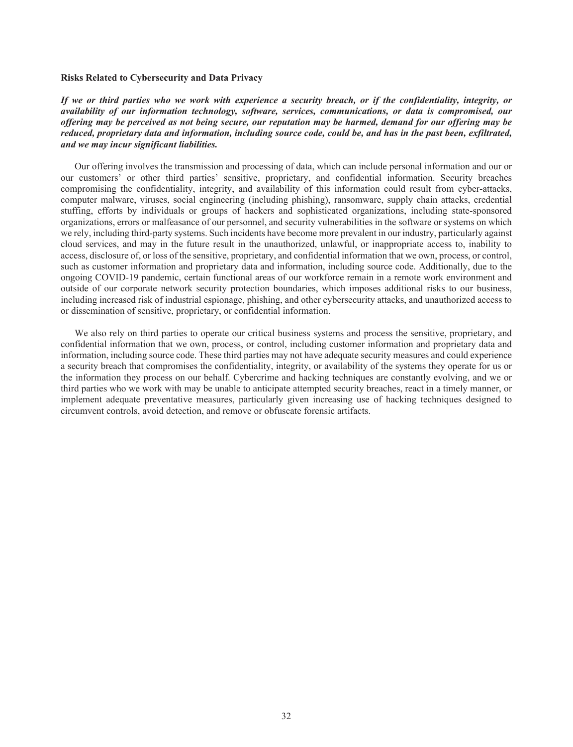**Risks Related to Cybersecurity and Data Privacy**

***If we or third parties who we work with experience a security breach, or if the confidentiality, integrity, or availability of our information technology, software, services, communications, or data is compromised, our offering may be perceived as not being secure, our reputation may be harmed, demand for our offering may be reduced, proprietary data and information, including source code, could be, and has in the past been, exfiltrated, and we may incur significant liabilities.***

Our offering involves the transmission and processing of data, which can include personal information and our or our customers' or other third parties' sensitive, proprietary, and confidential information. Security breaches compromising the confidentiality, integrity, and availability of this information could result from cyber-attacks, computer malware, viruses, social engineering (including phishing), ransomware, supply chain attacks, credential stuffing, efforts by individuals or groups of hackers and sophisticated organizations, including state-sponsored organizations, errors or malfeasance of our personnel, and security vulnerabilities in the software or systems on which we rely, including third-party systems. Such incidents have become more prevalent in our industry, particularly against cloud services, and may in the future result in the unauthorized, unlawful, or inappropriate access to, inability to access, disclosure of, or loss of the sensitive, proprietary, and confidential information that we own, process, or control, such as customer information and proprietary data and information, including source code. Additionally, due to the ongoing COVID-19 pandemic, certain functional areas of our workforce remain in a remote work environment and outside of our corporate network security protection boundaries, which imposes additional risks to our business, including increased risk of industrial espionage, phishing, and other cybersecurity attacks, and unauthorized access to or dissemination of sensitive, proprietary, or confidential information.

We also rely on third parties to operate our critical business systems and process the sensitive, proprietary, and confidential information that we own, process, or control, including customer information and proprietary data and information, including source code. These third parties may not have adequate security measures and could experience a security breach that compromises the confidentiality, integrity, or availability of the systems they operate for us or the information they process on our behalf. Cybercrime and hacking techniques are constantly evolving, and we or third parties who we work with may be unable to anticipate attempted security breaches, react in a timely manner, or implement adequate preventative measures, particularly given increasing use of hacking techniques designed to circumvent controls, avoid detection, and remove or obfuscate forensic artifacts.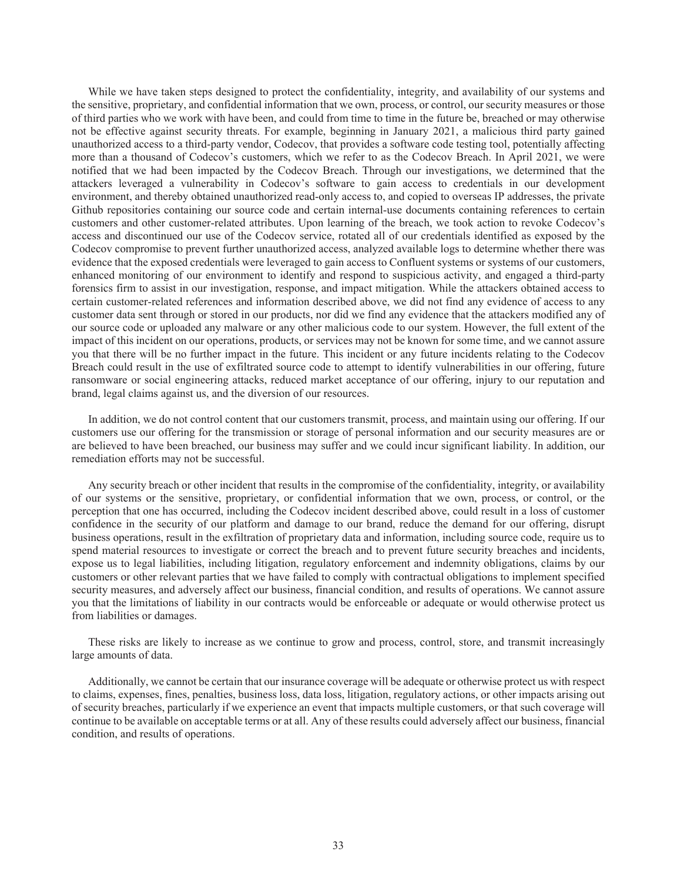While we have taken steps designed to protect the confidentiality, integrity, and availability of our systems and the sensitive, proprietary, and confidential information that we own, process, or control, our security measures or those of third parties who we work with have been, and could from time to time in the future be, breached or may otherwise not be effective against security threats. For example, beginning in January 2021, a malicious third party gained unauthorized access to a third-party vendor, Codecov, that provides a software code testing tool, potentially affecting more than a thousand of Codecov's customers, which we refer to as the Codecov Breach. In April 2021, we were notified that we had been impacted by the Codecov Breach. Through our investigations, we determined that the attackers leveraged a vulnerability in Codecov's software to gain access to credentials in our development environment, and thereby obtained unauthorized read-only access to, and copied to overseas IP addresses, the private Github repositories containing our source code and certain internal-use documents containing references to certain customers and other customer-related attributes. Upon learning of the breach, we took action to revoke Codecov's access and discontinued our use of the Codecov service, rotated all of our credentials identified as exposed by the Codecov compromise to prevent further unauthorized access, analyzed available logs to determine whether there was evidence that the exposed credentials were leveraged to gain access to Confluent systems or systems of our customers, enhanced monitoring of our environment to identify and respond to suspicious activity, and engaged a third-party forensics firm to assist in our investigation, response, and impact mitigation. While the attackers obtained access to certain customer-related references and information described above, we did not find any evidence of access to any customer data sent through or stored in our products, nor did we find any evidence that the attackers modified any of our source code or uploaded any malware or any other malicious code to our system. However, the full extent of the impact of this incident on our operations, products, or services may not be known for some time, and we cannot assure you that there will be no further impact in the future. This incident or any future incidents relating to the Codecov Breach could result in the use of exfiltrated source code to attempt to identify vulnerabilities in our offering, future ransomware or social engineering attacks, reduced market acceptance of our offering, injury to our reputation and brand, legal claims against us, and the diversion of our resources.

In addition, we do not control content that our customers transmit, process, and maintain using our offering. If our customers use our offering for the transmission or storage of personal information and our security measures are or are believed to have been breached, our business may suffer and we could incur significant liability. In addition, our remediation efforts may not be successful.

Any security breach or other incident that results in the compromise of the confidentiality, integrity, or availability of our systems or the sensitive, proprietary, or confidential information that we own, process, or control, or the perception that one has occurred, including the Codecov incident described above, could result in a loss of customer confidence in the security of our platform and damage to our brand, reduce the demand for our offering, disrupt business operations, result in the exfiltration of proprietary data and information, including source code, require us to spend material resources to investigate or correct the breach and to prevent future security breaches and incidents, expose us to legal liabilities, including litigation, regulatory enforcement and indemnity obligations, claims by our customers or other relevant parties that we have failed to comply with contractual obligations to implement specified security measures, and adversely affect our business, financial condition, and results of operations. We cannot assure you that the limitations of liability in our contracts would be enforceable or adequate or would otherwise protect us from liabilities or damages.

These risks are likely to increase as we continue to grow and process, control, store, and transmit increasingly large amounts of data.

Additionally, we cannot be certain that our insurance coverage will be adequate or otherwise protect us with respect to claims, expenses, fines, penalties, business loss, data loss, litigation, regulatory actions, or other impacts arising out of security breaches, particularly if we experience an event that impacts multiple customers, or that such coverage will continue to be available on acceptable terms or at all. Any of these results could adversely affect our business, financial condition, and results of operations.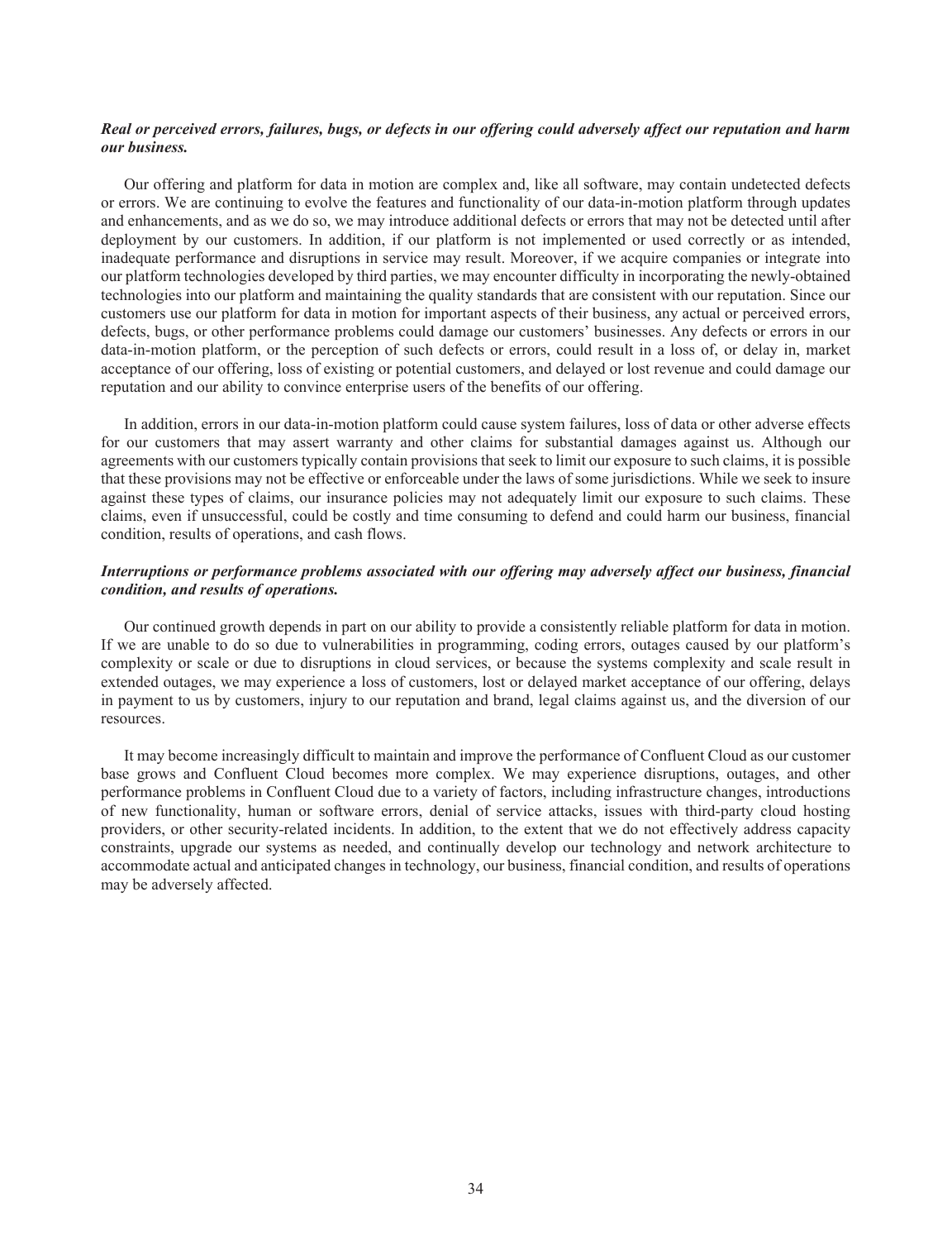***Real or perceived errors, failures, bugs, or defects in our offering could adversely affect our reputation and harm our business.***

Our offering and platform for data in motion are complex and, like all software, may contain undetected defects or errors. We are continuing to evolve the features and functionality of our data-in-motion platform through updates and enhancements, and as we do so, we may introduce additional defects or errors that may not be detected until after deployment by our customers. In addition, if our platform is not implemented or used correctly or as intended, inadequate performance and disruptions in service may result. Moreover, if we acquire companies or integrate into our platform technologies developed by third parties, we may encounter difficulty in incorporating the newly-obtained technologies into our platform and maintaining the quality standards that are consistent with our reputation. Since our customers use our platform for data in motion for important aspects of their business, any actual or perceived errors, defects, bugs, or other performance problems could damage our customers' businesses. Any defects or errors in our data-in-motion platform, or the perception of such defects or errors, could result in a loss of, or delay in, market acceptance of our offering, loss of existing or potential customers, and delayed or lost revenue and could damage our reputation and our ability to convince enterprise users of the benefits of our offering.

In addition, errors in our data-in-motion platform could cause system failures, loss of data or other adverse effects for our customers that may assert warranty and other claims for substantial damages against us. Although our agreements with our customers typically contain provisions that seek to limit our exposure to such claims, it is possible that these provisions may not be effective or enforceable under the laws of some jurisdictions. While we seek to insure against these types of claims, our insurance policies may not adequately limit our exposure to such claims. These claims, even if unsuccessful, could be costly and time consuming to defend and could harm our business, financial condition, results of operations, and cash flows.

***Interruptions or performance problems associated with our offering may adversely affect our business, financial condition, and results of operations.***

Our continued growth depends in part on our ability to provide a consistently reliable platform for data in motion. If we are unable to do so due to vulnerabilities in programming, coding errors, outages caused by our platform's complexity or scale or due to disruptions in cloud services, or because the systems complexity and scale result in extended outages, we may experience a loss of customers, lost or delayed market acceptance of our offering, delays in payment to us by customers, injury to our reputation and brand, legal claims against us, and the diversion of our resources.

It may become increasingly difficult to maintain and improve the performance of Confluent Cloud as our customer base grows and Confluent Cloud becomes more complex. We may experience disruptions, outages, and other performance problems in Confluent Cloud due to a variety of factors, including infrastructure changes, introductions of new functionality, human or software errors, denial of service attacks, issues with third-party cloud hosting providers, or other security-related incidents. In addition, to the extent that we do not effectively address capacity constraints, upgrade our systems as needed, and continually develop our technology and network architecture to accommodate actual and anticipated changes in technology, our business, financial condition, and results of operations may be adversely affected.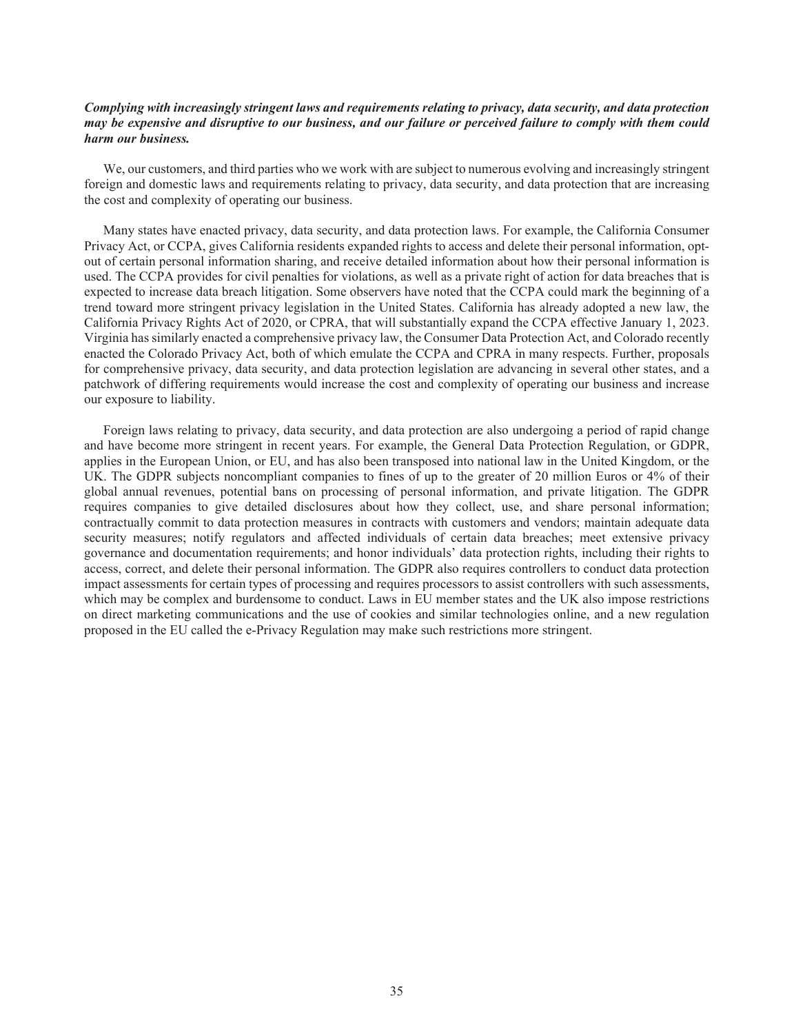***Complying with increasingly stringent laws and requirements relating to privacy, data security, and data protection may be expensive and disruptive to our business, and our failure or perceived failure to comply with them could harm our business.***

We, our customers, and third parties who we work with are subject to numerous evolving and increasingly stringent foreign and domestic laws and requirements relating to privacy, data security, and data protection that are increasing the cost and complexity of operating our business.

Many states have enacted privacy, data security, and data protection laws. For example, the California Consumer Privacy Act, or CCPA, gives California residents expanded rights to access and delete their personal information, opt-out of certain personal information sharing, and receive detailed information about how their personal information is used. The CCPA provides for civil penalties for violations, as well as a private right of action for data breaches that is expected to increase data breach litigation. Some observers have noted that the CCPA could mark the beginning of a trend toward more stringent privacy legislation in the United States. California has already adopted a new law, the California Privacy Rights Act of 2020, or CPRA, that will substantially expand the CCPA effective January 1, 2023. Virginia has similarly enacted a comprehensive privacy law, the Consumer Data Protection Act, and Colorado recently enacted the Colorado Privacy Act, both of which emulate the CCPA and CPRA in many respects. Further, proposals for comprehensive privacy, data security, and data protection legislation are advancing in several other states, and a patchwork of differing requirements would increase the cost and complexity of operating our business and increase our exposure to liability.

Foreign laws relating to privacy, data security, and data protection are also undergoing a period of rapid change and have become more stringent in recent years. For example, the General Data Protection Regulation, or GDPR, applies in the European Union, or EU, and has also been transposed into national law in the United Kingdom, or the UK. The GDPR subjects noncompliant companies to fines of up to the greater of 20 million Euros or 4% of their global annual revenues, potential bans on processing of personal information, and private litigation. The GDPR requires companies to give detailed disclosures about how they collect, use, and share personal information; contractually commit to data protection measures in contracts with customers and vendors; maintain adequate data security measures; notify regulators and affected individuals of certain data breaches; meet extensive privacy governance and documentation requirements; and honor individuals' data protection rights, including their rights to access, correct, and delete their personal information. The GDPR also requires controllers to conduct data protection impact assessments for certain types of processing and requires processors to assist controllers with such assessments, which may be complex and burdensome to conduct. Laws in EU member states and the UK also impose restrictions on direct marketing communications and the use of cookies and similar technologies online, and a new regulation proposed in the EU called the e-Privacy Regulation may make such restrictions more stringent.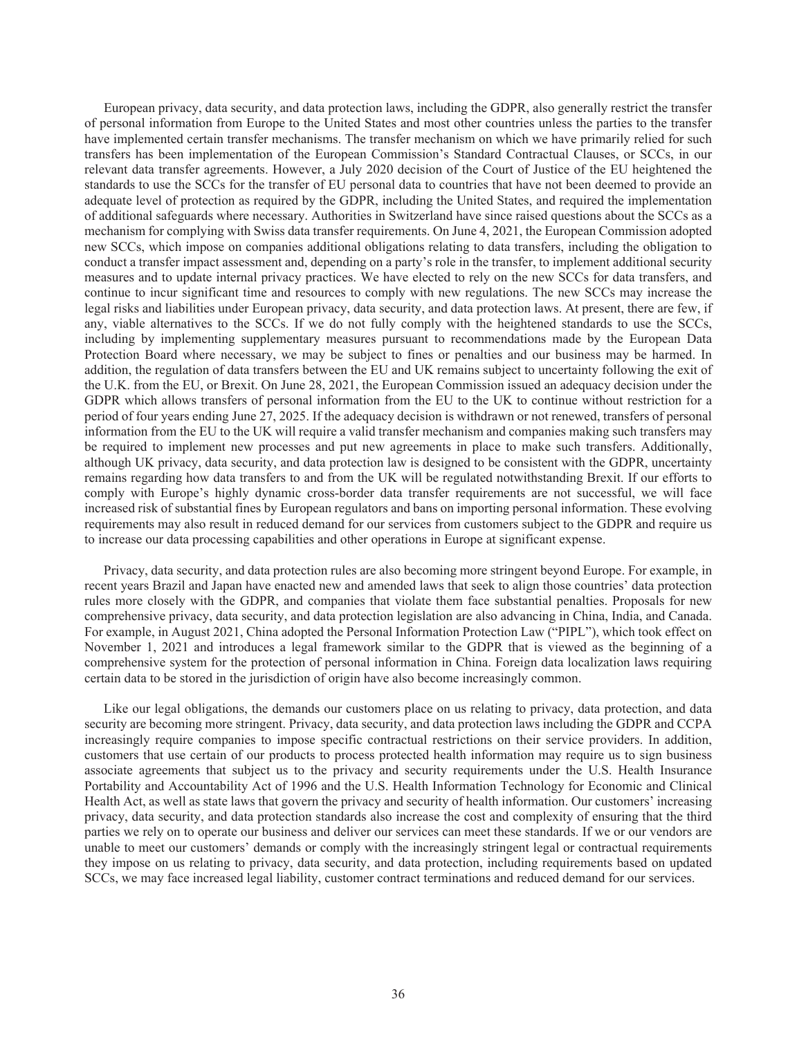European privacy, data security, and data protection laws, including the GDPR, also generally restrict the transfer of personal information from Europe to the United States and most other countries unless the parties to the transfer have implemented certain transfer mechanisms. The transfer mechanism on which we have primarily relied for such transfers has been implementation of the European Commission's Standard Contractual Clauses, or SCCs, in our relevant data transfer agreements. However, a July 2020 decision of the Court of Justice of the EU heightened the standards to use the SCCs for the transfer of EU personal data to countries that have not been deemed to provide an adequate level of protection as required by the GDPR, including the United States, and required the implementation of additional safeguards where necessary. Authorities in Switzerland have since raised questions about the SCCs as a mechanism for complying with Swiss data transfer requirements. On June 4, 2021, the European Commission adopted new SCCs, which impose on companies additional obligations relating to data transfers, including the obligation to conduct a transfer impact assessment and, depending on a party's role in the transfer, to implement additional security measures and to update internal privacy practices. We have elected to rely on the new SCCs for data transfers, and continue to incur significant time and resources to comply with new regulations. The new SCCs may increase the legal risks and liabilities under European privacy, data security, and data protection laws. At present, there are few, if any, viable alternatives to the SCCs. If we do not fully comply with the heightened standards to use the SCCs, including by implementing supplementary measures pursuant to recommendations made by the European Data Protection Board where necessary, we may be subject to fines or penalties and our business may be harmed. In addition, the regulation of data transfers between the EU and UK remains subject to uncertainty following the exit of the U.K. from the EU, or Brexit. On June 28, 2021, the European Commission issued an adequacy decision under the GDPR which allows transfers of personal information from the EU to the UK to continue without restriction for a period of four years ending June 27, 2025. If the adequacy decision is withdrawn or not renewed, transfers of personal information from the EU to the UK will require a valid transfer mechanism and companies making such transfers may be required to implement new processes and put new agreements in place to make such transfers. Additionally, although UK privacy, data security, and data protection law is designed to be consistent with the GDPR, uncertainty remains regarding how data transfers to and from the UK will be regulated notwithstanding Brexit. If our efforts to comply with Europe's highly dynamic cross-border data transfer requirements are not successful, we will face increased risk of substantial fines by European regulators and bans on importing personal information. These evolving requirements may also result in reduced demand for our services from customers subject to the GDPR and require us to increase our data processing capabilities and other operations in Europe at significant expense.

Privacy, data security, and data protection rules are also becoming more stringent beyond Europe. For example, in recent years Brazil and Japan have enacted new and amended laws that seek to align those countries' data protection rules more closely with the GDPR, and companies that violate them face substantial penalties. Proposals for new comprehensive privacy, data security, and data protection legislation are also advancing in China, India, and Canada. For example, in August 2021, China adopted the Personal Information Protection Law ("PIPL"), which took effect on November 1, 2021 and introduces a legal framework similar to the GDPR that is viewed as the beginning of a comprehensive system for the protection of personal information in China. Foreign data localization laws requiring certain data to be stored in the jurisdiction of origin have also become increasingly common.

Like our legal obligations, the demands our customers place on us relating to privacy, data protection, and data security are becoming more stringent. Privacy, data security, and data protection laws including the GDPR and CCPA increasingly require companies to impose specific contractual restrictions on their service providers. In addition, customers that use certain of our products to process protected health information may require us to sign business associate agreements that subject us to the privacy and security requirements under the U.S. Health Insurance Portability and Accountability Act of 1996 and the U.S. Health Information Technology for Economic and Clinical Health Act, as well as state laws that govern the privacy and security of health information. Our customers' increasing privacy, data security, and data protection standards also increase the cost and complexity of ensuring that the third parties we rely on to operate our business and deliver our services can meet these standards. If we or our vendors are unable to meet our customers' demands or comply with the increasingly stringent legal or contractual requirements they impose on us relating to privacy, data security, and data protection, including requirements based on updated SCCs, we may face increased legal liability, customer contract terminations and reduced demand for our services.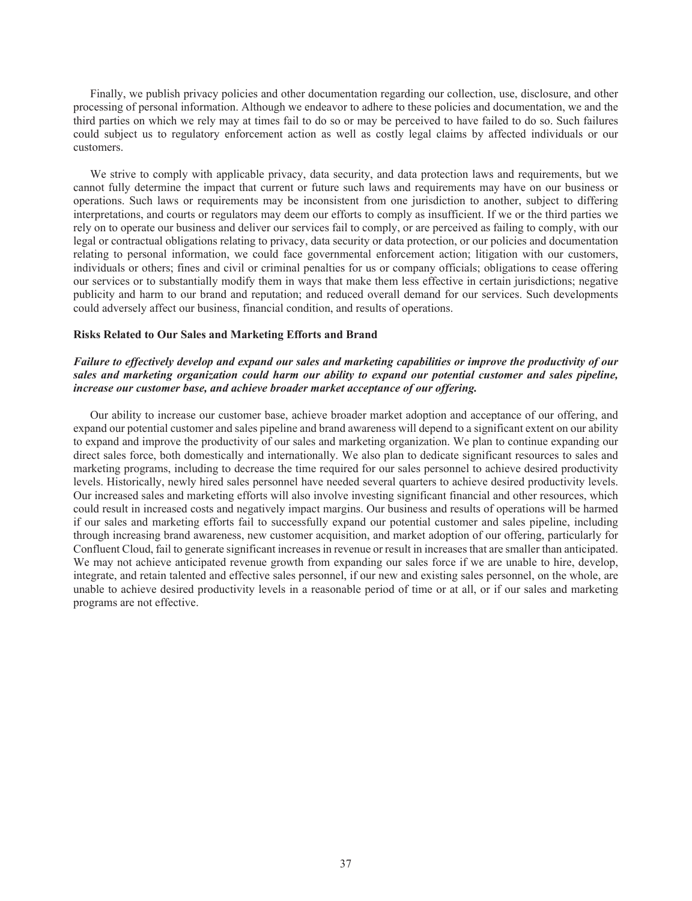Finally, we publish privacy policies and other documentation regarding our collection, use, disclosure, and other processing of personal information. Although we endeavor to adhere to these policies and documentation, we and the third parties on which we rely may at times fail to do so or may be perceived to have failed to do so. Such failures could subject us to regulatory enforcement action as well as costly legal claims by affected individuals or our customers.

We strive to comply with applicable privacy, data security, and data protection laws and requirements, but we cannot fully determine the impact that current or future such laws and requirements may have on our business or operations. Such laws or requirements may be inconsistent from one jurisdiction to another, subject to differing interpretations, and courts or regulators may deem our efforts to comply as insufficient. If we or the third parties we rely on to operate our business and deliver our services fail to comply, or are perceived as failing to comply, with our legal or contractual obligations relating to privacy, data security or data protection, or our policies and documentation relating to personal information, we could face governmental enforcement action; litigation with our customers, individuals or others; fines and civil or criminal penalties for us or company officials; obligations to cease offering our services or to substantially modify them in ways that make them less effective in certain jurisdictions; negative publicity and harm to our brand and reputation; and reduced overall demand for our services. Such developments could adversely affect our business, financial condition, and results of operations.

**Risks Related to Our Sales and Marketing Efforts and Brand**

***Failure to effectively develop and expand our sales and marketing capabilities or improve the productivity of our sales and marketing organization could harm our ability to expand our potential customer and sales pipeline, increase our customer base, and achieve broader market acceptance of our offering.***

Our ability to increase our customer base, achieve broader market adoption and acceptance of our offering, and expand our potential customer and sales pipeline and brand awareness will depend to a significant extent on our ability to expand and improve the productivity of our sales and marketing organization. We plan to continue expanding our direct sales force, both domestically and internationally. We also plan to dedicate significant resources to sales and marketing programs, including to decrease the time required for our sales personnel to achieve desired productivity levels. Historically, newly hired sales personnel have needed several quarters to achieve desired productivity levels. Our increased sales and marketing efforts will also involve investing significant financial and other resources, which could result in increased costs and negatively impact margins. Our business and results of operations will be harmed if our sales and marketing efforts fail to successfully expand our potential customer and sales pipeline, including through increasing brand awareness, new customer acquisition, and market adoption of our offering, particularly for Confluent Cloud, fail to generate significant increases in revenue or result in increases that are smaller than anticipated. We may not achieve anticipated revenue growth from expanding our sales force if we are unable to hire, develop, integrate, and retain talented and effective sales personnel, if our new and existing sales personnel, on the whole, are unable to achieve desired productivity levels in a reasonable period of time or at all, or if our sales and marketing programs are not effective.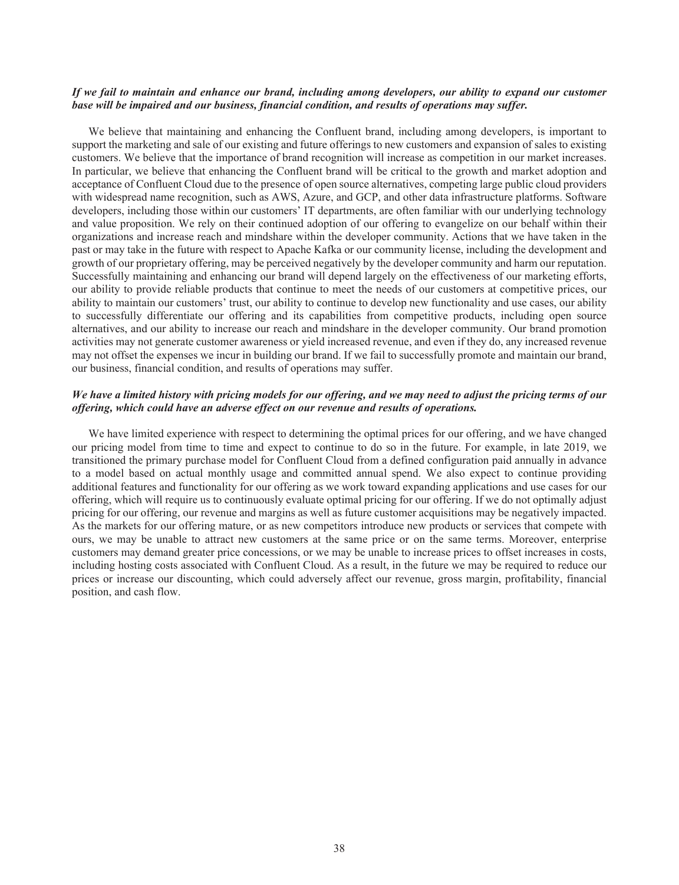***If we fail to maintain and enhance our brand, including among developers, our ability to expand our customer base will be impaired and our business, financial condition, and results of operations may suffer.***

We believe that maintaining and enhancing the Confluent brand, including among developers, is important to support the marketing and sale of our existing and future offerings to new customers and expansion of sales to existing customers. We believe that the importance of brand recognition will increase as competition in our market increases. In particular, we believe that enhancing the Confluent brand will be critical to the growth and market adoption and acceptance of Confluent Cloud due to the presence of open source alternatives, competing large public cloud providers with widespread name recognition, such as AWS, Azure, and GCP, and other data infrastructure platforms. Software developers, including those within our customers' IT departments, are often familiar with our underlying technology and value proposition. We rely on their continued adoption of our offering to evangelize on our behalf within their organizations and increase reach and mindshare within the developer community. Actions that we have taken in the past or may take in the future with respect to Apache Kafka or our community license, including the development and growth of our proprietary offering, may be perceived negatively by the developer community and harm our reputation. Successfully maintaining and enhancing our brand will depend largely on the effectiveness of our marketing efforts, our ability to provide reliable products that continue to meet the needs of our customers at competitive prices, our ability to maintain our customers' trust, our ability to continue to develop new functionality and use cases, our ability to successfully differentiate our offering and its capabilities from competitive products, including open source alternatives, and our ability to increase our reach and mindshare in the developer community. Our brand promotion activities may not generate customer awareness or yield increased revenue, and even if they do, any increased revenue may not offset the expenses we incur in building our brand. If we fail to successfully promote and maintain our brand, our business, financial condition, and results of operations may suffer.

***We have a limited history with pricing models for our offering, and we may need to adjust the pricing terms of our offering, which could have an adverse effect on our revenue and results of operations.***

We have limited experience with respect to determining the optimal prices for our offering, and we have changed our pricing model from time to time and expect to continue to do so in the future. For example, in late 2019, we transitioned the primary purchase model for Confluent Cloud from a defined configuration paid annually in advance to a model based on actual monthly usage and committed annual spend. We also expect to continue providing additional features and functionality for our offering as we work toward expanding applications and use cases for our offering, which will require us to continuously evaluate optimal pricing for our offering. If we do not optimally adjust pricing for our offering, our revenue and margins as well as future customer acquisitions may be negatively impacted. As the markets for our offering mature, or as new competitors introduce new products or services that compete with ours, we may be unable to attract new customers at the same price or on the same terms. Moreover, enterprise customers may demand greater price concessions, or we may be unable to increase prices to offset increases in costs, including hosting costs associated with Confluent Cloud. As a result, in the future we may be required to reduce our prices or increase our discounting, which could adversely affect our revenue, gross margin, profitability, financial position, and cash flow.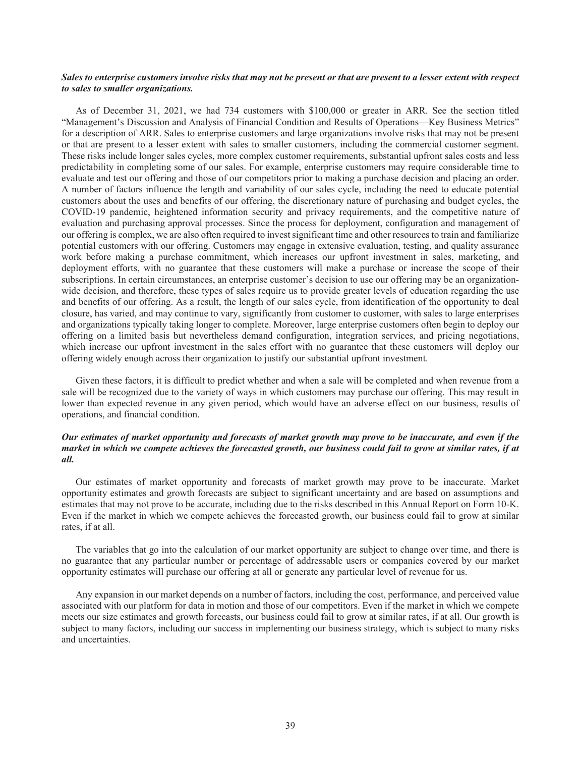***Sales to enterprise customers involve risks that may not be present or that are present to a lesser extent with respect to sales to smaller organizations.***

As of December 31, 2021, we had 734 customers with $100,000 or greater in ARR. See the section titled "Management's Discussion and Analysis of Financial Condition and Results of Operations—Key Business Metrics" for a description of ARR. Sales to enterprise customers and large organizations involve risks that may not be present or that are present to a lesser extent with sales to smaller customers, including the commercial customer segment. These risks include longer sales cycles, more complex customer requirements, substantial upfront sales costs and less predictability in completing some of our sales. For example, enterprise customers may require considerable time to evaluate and test our offering and those of our competitors prior to making a purchase decision and placing an order. A number of factors influence the length and variability of our sales cycle, including the need to educate potential customers about the uses and benefits of our offering, the discretionary nature of purchasing and budget cycles, the COVID-19 pandemic, heightened information security and privacy requirements, and the competitive nature of evaluation and purchasing approval processes. Since the process for deployment, configuration and management of our offering is complex, we are also often required to invest significant time and other resources to train and familiarize potential customers with our offering. Customers may engage in extensive evaluation, testing, and quality assurance work before making a purchase commitment, which increases our upfront investment in sales, marketing, and deployment efforts, with no guarantee that these customers will make a purchase or increase the scope of their subscriptions. In certain circumstances, an enterprise customer's decision to use our offering may be an organization-wide decision, and therefore, these types of sales require us to provide greater levels of education regarding the use and benefits of our offering. As a result, the length of our sales cycle, from identification of the opportunity to deal closure, has varied, and may continue to vary, significantly from customer to customer, with sales to large enterprises and organizations typically taking longer to complete. Moreover, large enterprise customers often begin to deploy our offering on a limited basis but nevertheless demand configuration, integration services, and pricing negotiations, which increase our upfront investment in the sales effort with no guarantee that these customers will deploy our offering widely enough across their organization to justify our substantial upfront investment.

Given these factors, it is difficult to predict whether and when a sale will be completed and when revenue from a sale will be recognized due to the variety of ways in which customers may purchase our offering. This may result in lower than expected revenue in any given period, which would have an adverse effect on our business, results of operations, and financial condition.

***Our estimates of market opportunity and forecasts of market growth may prove to be inaccurate, and even if the market in which we compete achieves the forecasted growth, our business could fail to grow at similar rates, if at all.***

Our estimates of market opportunity and forecasts of market growth may prove to be inaccurate. Market opportunity estimates and growth forecasts are subject to significant uncertainty and are based on assumptions and estimates that may not prove to be accurate, including due to the risks described in this Annual Report on Form 10-K. Even if the market in which we compete achieves the forecasted growth, our business could fail to grow at similar rates, if at all.

The variables that go into the calculation of our market opportunity are subject to change over time, and there is no guarantee that any particular number or percentage of addressable users or companies covered by our market opportunity estimates will purchase our offering at all or generate any particular level of revenue for us.

Any expansion in our market depends on a number of factors, including the cost, performance, and perceived value associated with our platform for data in motion and those of our competitors. Even if the market in which we compete meets our size estimates and growth forecasts, our business could fail to grow at similar rates, if at all. Our growth is subject to many factors, including our success in implementing our business strategy, which is subject to many risks and uncertainties.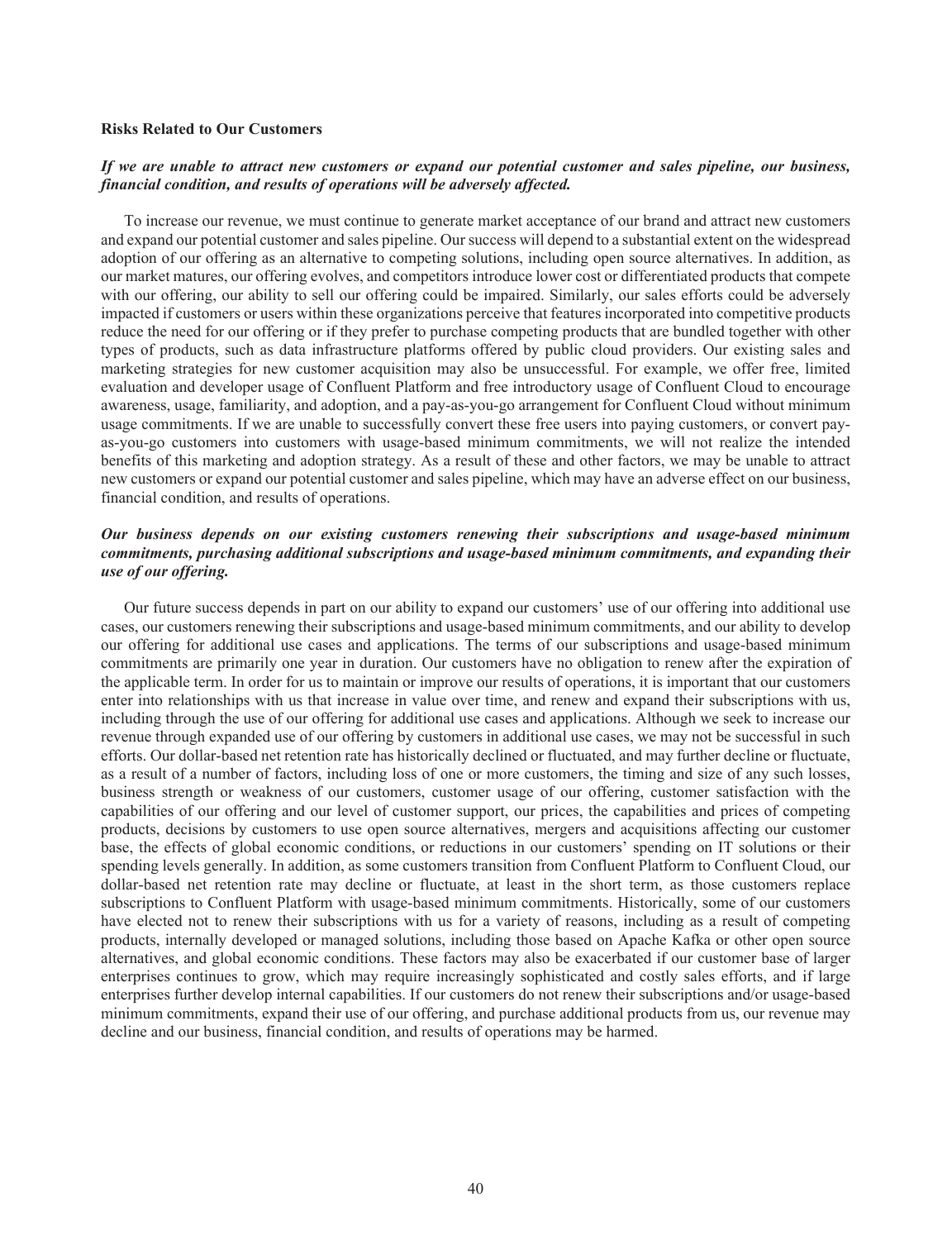**Risks Related to Our Customers**

***If we are unable to attract new customers or expand our potential customer and sales pipeline, our business, financial condition, and results of operations will be adversely affected.***

To increase our revenue, we must continue to generate market acceptance of our brand and attract new customers and expand our potential customer and sales pipeline. Our success will depend to a substantial extent on the widespread adoption of our offering as an alternative to competing solutions, including open source alternatives. In addition, as our market matures, our offering evolves, and competitors introduce lower cost or differentiated products that compete with our offering, our ability to sell our offering could be impaired. Similarly, our sales efforts could be adversely impacted if customers or users within these organizations perceive that features incorporated into competitive products reduce the need for our offering or if they prefer to purchase competing products that are bundled together with other types of products, such as data infrastructure platforms offered by public cloud providers. Our existing sales and marketing strategies for new customer acquisition may also be unsuccessful. For example, we offer free, limited evaluation and developer usage of Confluent Platform and free introductory usage of Confluent Cloud to encourage awareness, usage, familiarity, and adoption, and a pay-as-you-go arrangement for Confluent Cloud without minimum usage commitments. If we are unable to successfully convert these free users into paying customers, or convert pay-as-you-go customers into customers with usage-based minimum commitments, we will not realize the intended benefits of this marketing and adoption strategy. As a result of these and other factors, we may be unable to attract new customers or expand our potential customer and sales pipeline, which may have an adverse effect on our business, financial condition, and results of operations.

***Our business depends on our existing customers renewing their subscriptions and usage-based minimum commitments, purchasing additional subscriptions and usage-based minimum commitments, and expanding their use of our offering.***

Our future success depends in part on our ability to expand our customers' use of our offering into additional use cases, our customers renewing their subscriptions and usage-based minimum commitments, and our ability to develop our offering for additional use cases and applications. The terms of our subscriptions and usage-based minimum commitments are primarily one year in duration. Our customers have no obligation to renew after the expiration of the applicable term. In order for us to maintain or improve our results of operations, it is important that our customers enter into relationships with us that increase in value over time, and renew and expand their subscriptions with us, including through the use of our offering for additional use cases and applications. Although we seek to increase our revenue through expanded use of our offering by customers in additional use cases, we may not be successful in such efforts. Our dollar-based net retention rate has historically declined or fluctuated, and may further decline or fluctuate, as a result of a number of factors, including loss of one or more customers, the timing and size of any such losses, business strength or weakness of our customers, customer usage of our offering, customer satisfaction with the capabilities of our offering and our level of customer support, our prices, the capabilities and prices of competing products, decisions by customers to use open source alternatives, mergers and acquisitions affecting our customer base, the effects of global economic conditions, or reductions in our customers' spending on IT solutions or their spending levels generally. In addition, as some customers transition from Confluent Platform to Confluent Cloud, our dollar-based net retention rate may decline or fluctuate, at least in the short term, as those customers replace subscriptions to Confluent Platform with usage-based minimum commitments. Historically, some of our customers have elected not to renew their subscriptions with us for a variety of reasons, including as a result of competing products, internally developed or managed solutions, including those based on Apache Kafka or other open source alternatives, and global economic conditions. These factors may also be exacerbated if our customer base of larger enterprises continues to grow, which may require increasingly sophisticated and costly sales efforts, and if large enterprises further develop internal capabilities. If our customers do not renew their subscriptions and/or usage-based minimum commitments, expand their use of our offering, and purchase additional products from us, our revenue may decline and our business, financial condition, and results of operations may be harmed.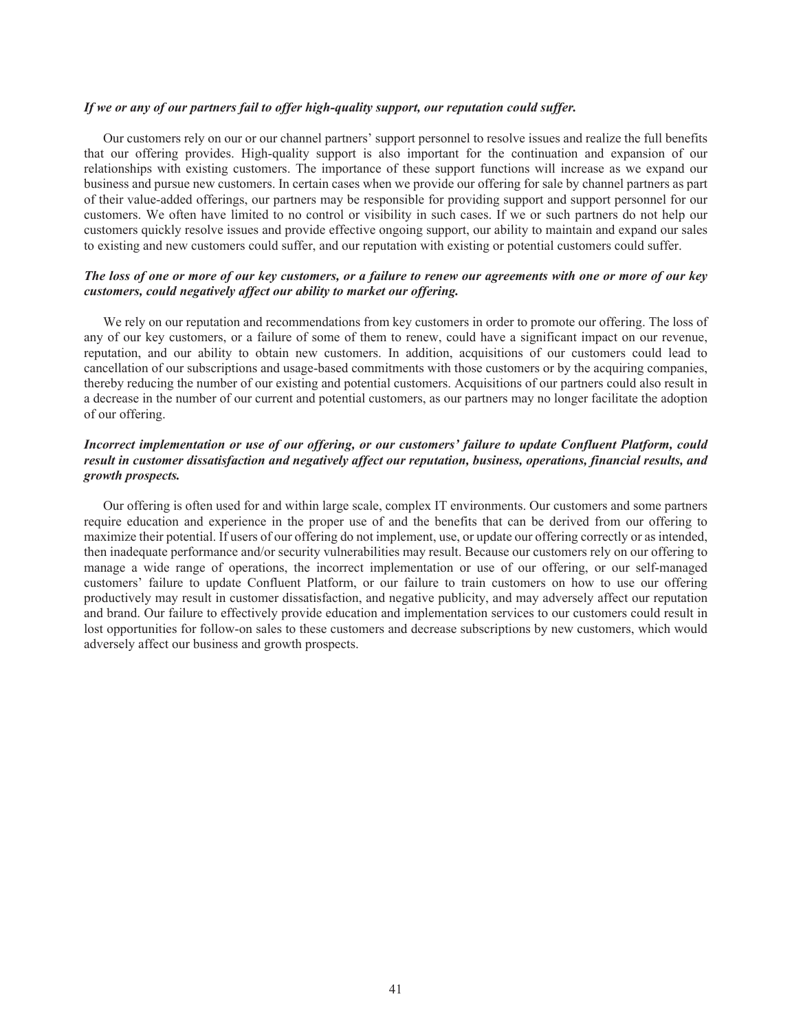***If we or any of our partners fail to offer high-quality support, our reputation could suffer.***

Our customers rely on our or our channel partners' support personnel to resolve issues and realize the full benefits that our offering provides. High-quality support is also important for the continuation and expansion of our relationships with existing customers. The importance of these support functions will increase as we expand our business and pursue new customers. In certain cases when we provide our offering for sale by channel partners as part of their value-added offerings, our partners may be responsible for providing support and support personnel for our customers. We often have limited to no control or visibility in such cases. If we or such partners do not help our customers quickly resolve issues and provide effective ongoing support, our ability to maintain and expand our sales to existing and new customers could suffer, and our reputation with existing or potential customers could suffer.

***The loss of one or more of our key customers, or a failure to renew our agreements with one or more of our key customers, could negatively affect our ability to market our offering.***

We rely on our reputation and recommendations from key customers in order to promote our offering. The loss of any of our key customers, or a failure of some of them to renew, could have a significant impact on our revenue, reputation, and our ability to obtain new customers. In addition, acquisitions of our customers could lead to cancellation of our subscriptions and usage-based commitments with those customers or by the acquiring companies, thereby reducing the number of our existing and potential customers. Acquisitions of our partners could also result in a decrease in the number of our current and potential customers, as our partners may no longer facilitate the adoption of our offering.

***Incorrect implementation or use of our offering, or our customers' failure to update Confluent Platform, could result in customer dissatisfaction and negatively affect our reputation, business, operations, financial results, and growth prospects.***

Our offering is often used for and within large scale, complex IT environments. Our customers and some partners require education and experience in the proper use of and the benefits that can be derived from our offering to maximize their potential. If users of our offering do not implement, use, or update our offering correctly or as intended, then inadequate performance and/or security vulnerabilities may result. Because our customers rely on our offering to manage a wide range of operations, the incorrect implementation or use of our offering, or our self-managed customers' failure to update Confluent Platform, or our failure to train customers on how to use our offering productively may result in customer dissatisfaction, and negative publicity, and may adversely affect our reputation and brand. Our failure to effectively provide education and implementation services to our customers could result in lost opportunities for follow-on sales to these customers and decrease subscriptions by new customers, which would adversely affect our business and growth prospects.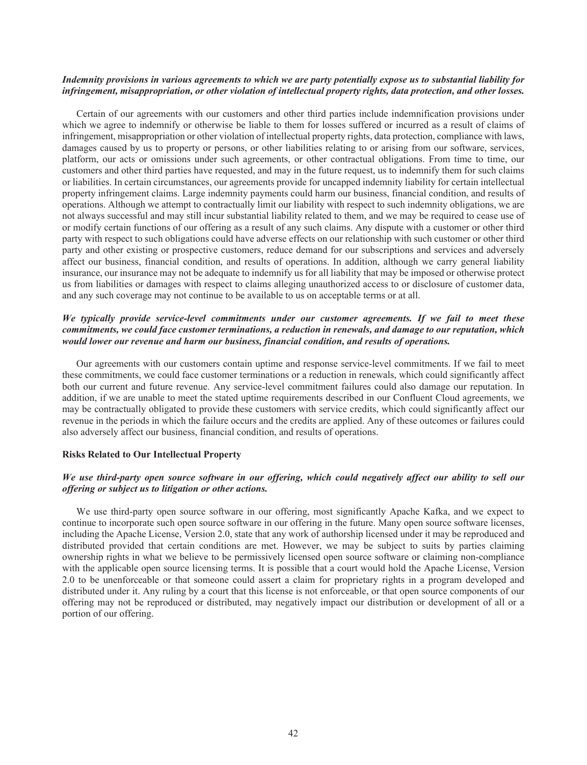***Indemnity provisions in various agreements to which we are party potentially expose us to substantial liability for infringement, misappropriation, or other violation of intellectual property rights, data protection, and other losses.***

Certain of our agreements with our customers and other third parties include indemnification provisions under which we agree to indemnify or otherwise be liable to them for losses suffered or incurred as a result of claims of infringement, misappropriation or other violation of intellectual property rights, data protection, compliance with laws, damages caused by us to property or persons, or other liabilities relating to or arising from our software, services, platform, our acts or omissions under such agreements, or other contractual obligations. From time to time, our customers and other third parties have requested, and may in the future request, us to indemnify them for such claims or liabilities. In certain circumstances, our agreements provide for uncapped indemnity liability for certain intellectual property infringement claims. Large indemnity payments could harm our business, financial condition, and results of operations. Although we attempt to contractually limit our liability with respect to such indemnity obligations, we are not always successful and may still incur substantial liability related to them, and we may be required to cease use of or modify certain functions of our offering as a result of any such claims. Any dispute with a customer or other third party with respect to such obligations could have adverse effects on our relationship with such customer or other third party and other existing or prospective customers, reduce demand for our subscriptions and services and adversely affect our business, financial condition, and results of operations. In addition, although we carry general liability insurance, our insurance may not be adequate to indemnify us for all liability that may be imposed or otherwise protect us from liabilities or damages with respect to claims alleging unauthorized access to or disclosure of customer data, and any such coverage may not continue to be available to us on acceptable terms or at all.

***We typically provide service-level commitments under our customer agreements. If we fail to meet these commitments, we could face customer terminations, a reduction in renewals, and damage to our reputation, which would lower our revenue and harm our business, financial condition, and results of operations.***

Our agreements with our customers contain uptime and response service-level commitments. If we fail to meet these commitments, we could face customer terminations or a reduction in renewals, which could significantly affect both our current and future revenue. Any service-level commitment failures could also damage our reputation. In addition, if we are unable to meet the stated uptime requirements described in our Confluent Cloud agreements, we may be contractually obligated to provide these customers with service credits, which could significantly affect our revenue in the periods in which the failure occurs and the credits are applied. Any of these outcomes or failures could also adversely affect our business, financial condition, and results of operations.

**Risks Related to Our Intellectual Property**

***We use third-party open source software in our offering, which could negatively affect our ability to sell our offering or subject us to litigation or other actions.***

We use third-party open source software in our offering, most significantly Apache Kafka, and we expect to continue to incorporate such open source software in our offering in the future. Many open source software licenses, including the Apache License, Version 2.0, state that any work of authorship licensed under it may be reproduced and distributed provided that certain conditions are met. However, we may be subject to suits by parties claiming ownership rights in what we believe to be permissively licensed open source software or claiming non-compliance with the applicable open source licensing terms. It is possible that a court would hold the Apache License, Version 2.0 to be unenforceable or that someone could assert a claim for proprietary rights in a program developed and distributed under it. Any ruling by a court that this license is not enforceable, or that open source components of our offering may not be reproduced or distributed, may negatively impact our distribution or development of all or a portion of our offering.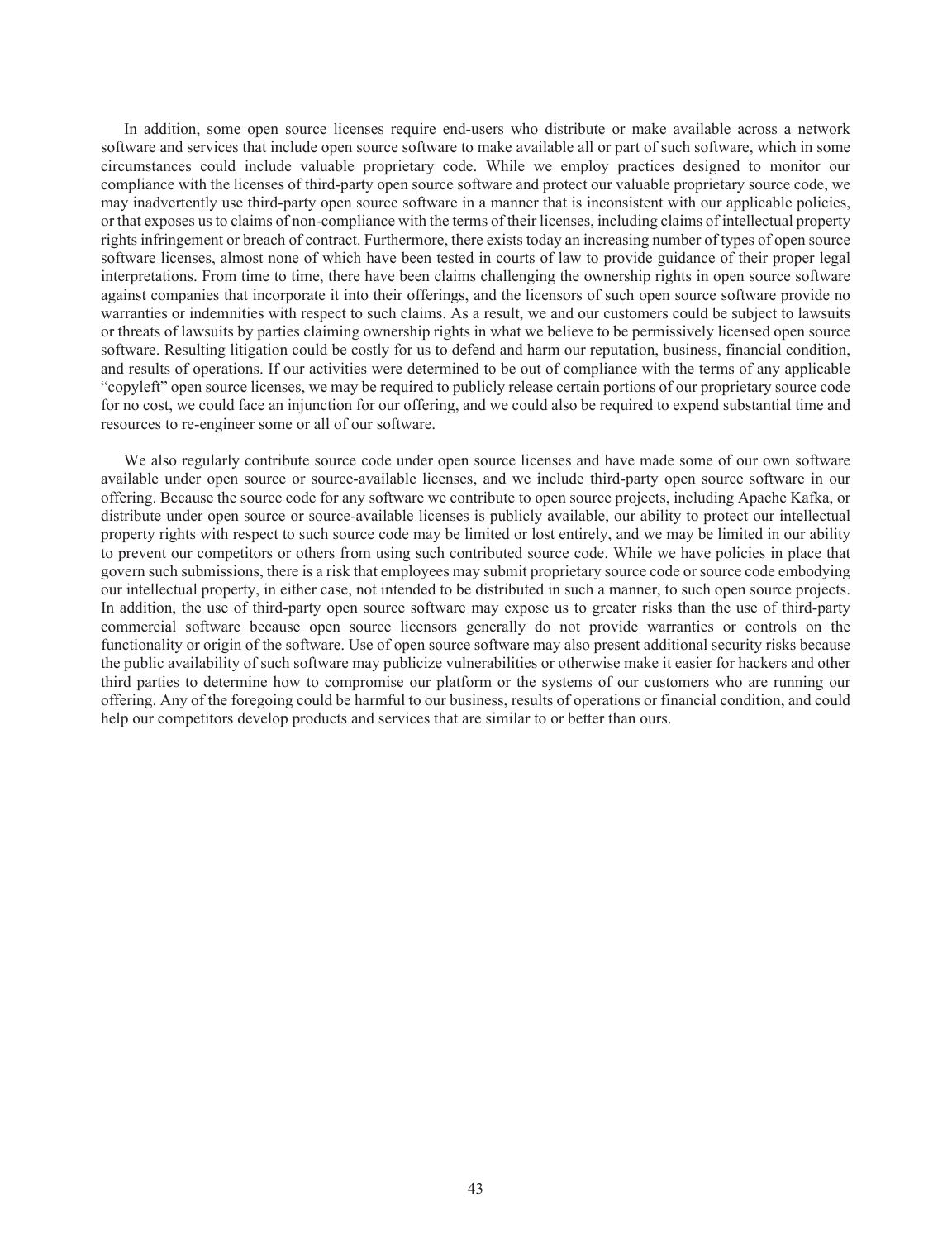In addition, some open source licenses require end-users who distribute or make available across a network software and services that include open source software to make available all or part of such software, which in some circumstances could include valuable proprietary code. While we employ practices designed to monitor our compliance with the licenses of third-party open source software and protect our valuable proprietary source code, we may inadvertently use third-party open source software in a manner that is inconsistent with our applicable policies, or that exposes us to claims of non-compliance with the terms of their licenses, including claims of intellectual property rights infringement or breach of contract. Furthermore, there exists today an increasing number of types of open source software licenses, almost none of which have been tested in courts of law to provide guidance of their proper legal interpretations. From time to time, there have been claims challenging the ownership rights in open source software against companies that incorporate it into their offerings, and the licensors of such open source software provide no warranties or indemnities with respect to such claims. As a result, we and our customers could be subject to lawsuits or threats of lawsuits by parties claiming ownership rights in what we believe to be permissively licensed open source software. Resulting litigation could be costly for us to defend and harm our reputation, business, financial condition, and results of operations. If our activities were determined to be out of compliance with the terms of any applicable "copyleft" open source licenses, we may be required to publicly release certain portions of our proprietary source code for no cost, we could face an injunction for our offering, and we could also be required to expend substantial time and resources to re-engineer some or all of our software.

We also regularly contribute source code under open source licenses and have made some of our own software available under open source or source-available licenses, and we include third-party open source software in our offering. Because the source code for any software we contribute to open source projects, including Apache Kafka, or distribute under open source or source-available licenses is publicly available, our ability to protect our intellectual property rights with respect to such source code may be limited or lost entirely, and we may be limited in our ability to prevent our competitors or others from using such contributed source code. While we have policies in place that govern such submissions, there is a risk that employees may submit proprietary source code or source code embodying our intellectual property, in either case, not intended to be distributed in such a manner, to such open source projects. In addition, the use of third-party open source software may expose us to greater risks than the use of third-party commercial software because open source licensors generally do not provide warranties or controls on the functionality or origin of the software. Use of open source software may also present additional security risks because the public availability of such software may publicize vulnerabilities or otherwise make it easier for hackers and other third parties to determine how to compromise our platform or the systems of our customers who are running our offering. Any of the foregoing could be harmful to our business, results of operations or financial condition, and could help our competitors develop products and services that are similar to or better than ours.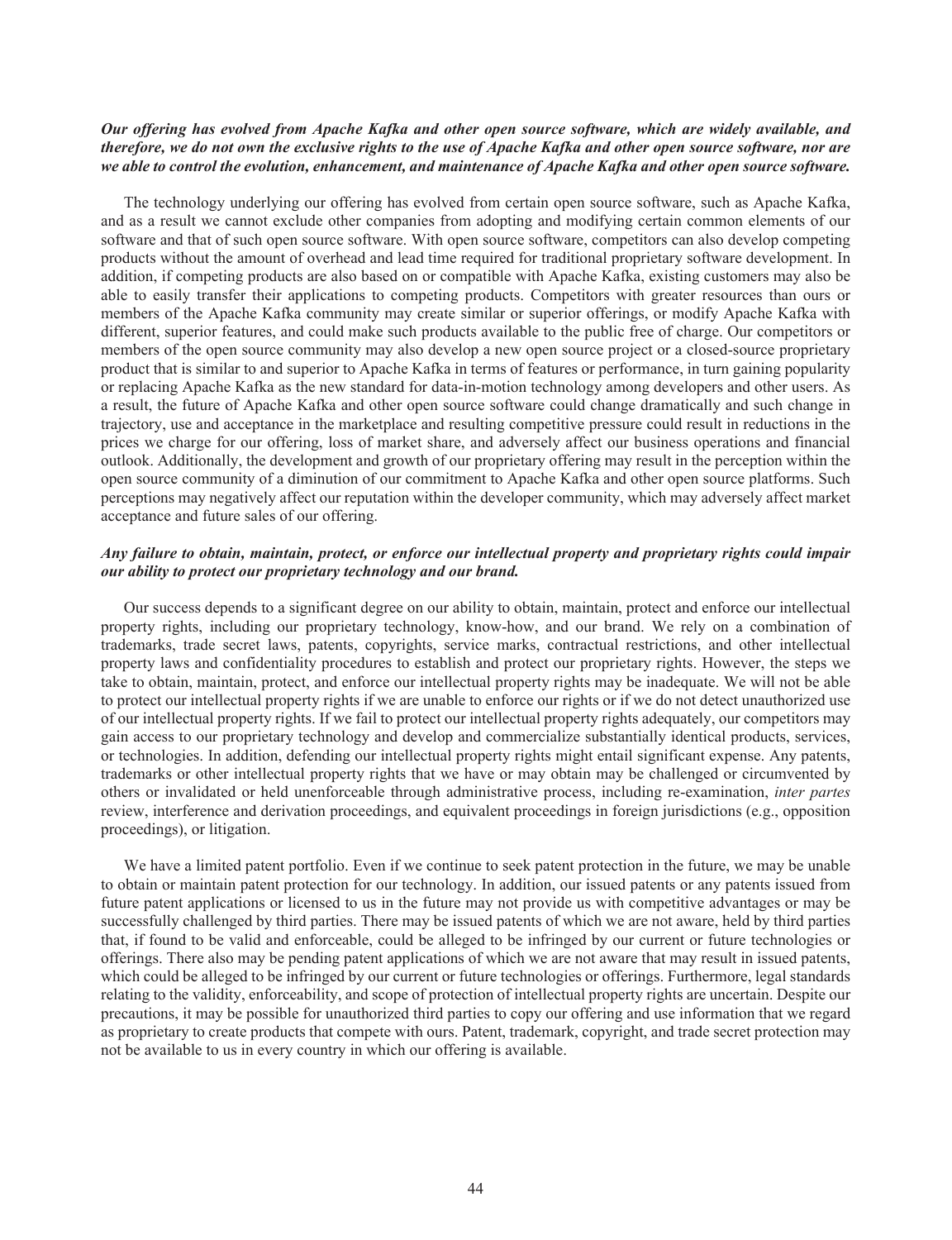***Our offering has evolved from Apache Kafka and other open source software, which are widely available, and therefore, we do not own the exclusive rights to the use of Apache Kafka and other open source software, nor are we able to control the evolution, enhancement, and maintenance of Apache Kafka and other open source software.***

The technology underlying our offering has evolved from certain open source software, such as Apache Kafka, and as a result we cannot exclude other companies from adopting and modifying certain common elements of our software and that of such open source software. With open source software, competitors can also develop competing products without the amount of overhead and lead time required for traditional proprietary software development. In addition, if competing products are also based on or compatible with Apache Kafka, existing customers may also be able to easily transfer their applications to competing products. Competitors with greater resources than ours or members of the Apache Kafka community may create similar or superior offerings, or modify Apache Kafka with different, superior features, and could make such products available to the public free of charge. Our competitors or members of the open source community may also develop a new open source project or a closed-source proprietary product that is similar to and superior to Apache Kafka in terms of features or performance, in turn gaining popularity or replacing Apache Kafka as the new standard for data-in-motion technology among developers and other users. As a result, the future of Apache Kafka and other open source software could change dramatically and such change in trajectory, use and acceptance in the marketplace and resulting competitive pressure could result in reductions in the prices we charge for our offering, loss of market share, and adversely affect our business operations and financial outlook. Additionally, the development and growth of our proprietary offering may result in the perception within the open source community of a diminution of our commitment to Apache Kafka and other open source platforms. Such perceptions may negatively affect our reputation within the developer community, which may adversely affect market acceptance and future sales of our offering.

***Any failure to obtain, maintain, protect, or enforce our intellectual property and proprietary rights could impair our ability to protect our proprietary technology and our brand.***

Our success depends to a significant degree on our ability to obtain, maintain, protect and enforce our intellectual property rights, including our proprietary technology, know-how, and our brand. We rely on a combination of trademarks, trade secret laws, patents, copyrights, service marks, contractual restrictions, and other intellectual property laws and confidentiality procedures to establish and protect our proprietary rights. However, the steps we take to obtain, maintain, protect, and enforce our intellectual property rights may be inadequate. We will not be able to protect our intellectual property rights if we are unable to enforce our rights or if we do not detect unauthorized use of our intellectual property rights. If we fail to protect our intellectual property rights adequately, our competitors may gain access to our proprietary technology and develop and commercialize substantially identical products, services, or technologies. In addition, defending our intellectual property rights might entail significant expense. Any patents, trademarks or other intellectual property rights that we have or may obtain may be challenged or circumvented by others or invalidated or held unenforceable through administrative process, including re-examination, *inter partes* review, interference and derivation proceedings, and equivalent proceedings in foreign jurisdictions (e.g., opposition proceedings), or litigation.

We have a limited patent portfolio. Even if we continue to seek patent protection in the future, we may be unable to obtain or maintain patent protection for our technology. In addition, our issued patents or any patents issued from future patent applications or licensed to us in the future may not provide us with competitive advantages or may be successfully challenged by third parties. There may be issued patents of which we are not aware, held by third parties that, if found to be valid and enforceable, could be alleged to be infringed by our current or future technologies or offerings. There also may be pending patent applications of which we are not aware that may result in issued patents, which could be alleged to be infringed by our current or future technologies or offerings. Furthermore, legal standards relating to the validity, enforceability, and scope of protection of intellectual property rights are uncertain. Despite our precautions, it may be possible for unauthorized third parties to copy our offering and use information that we regard as proprietary to create products that compete with ours. Patent, trademark, copyright, and trade secret protection may not be available to us in every country in which our offering is available.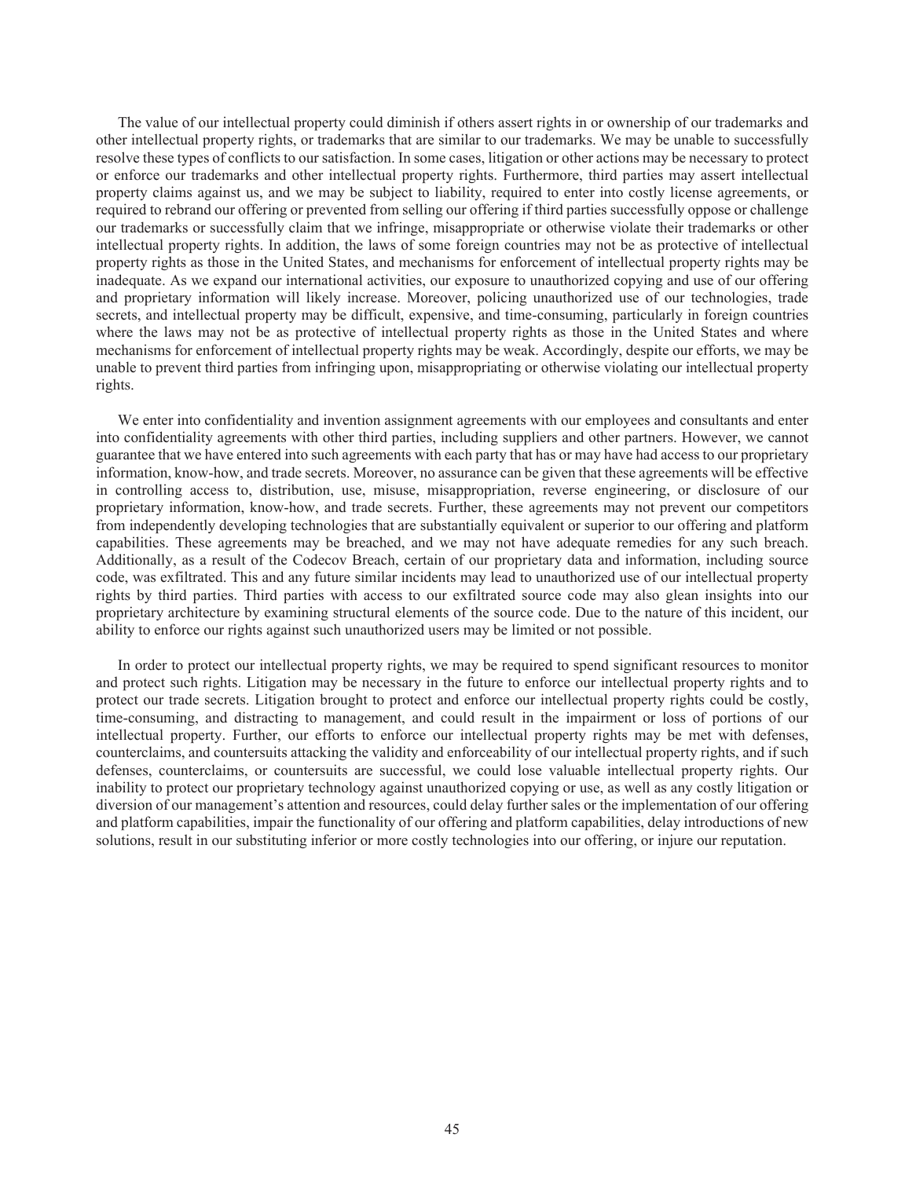The value of our intellectual property could diminish if others assert rights in or ownership of our trademarks and other intellectual property rights, or trademarks that are similar to our trademarks. We may be unable to successfully resolve these types of conflicts to our satisfaction. In some cases, litigation or other actions may be necessary to protect or enforce our trademarks and other intellectual property rights. Furthermore, third parties may assert intellectual property claims against us, and we may be subject to liability, required to enter into costly license agreements, or required to rebrand our offering or prevented from selling our offering if third parties successfully oppose or challenge our trademarks or successfully claim that we infringe, misappropriate or otherwise violate their trademarks or other intellectual property rights. In addition, the laws of some foreign countries may not be as protective of intellectual property rights as those in the United States, and mechanisms for enforcement of intellectual property rights may be inadequate. As we expand our international activities, our exposure to unauthorized copying and use of our offering and proprietary information will likely increase. Moreover, policing unauthorized use of our technologies, trade secrets, and intellectual property may be difficult, expensive, and time-consuming, particularly in foreign countries where the laws may not be as protective of intellectual property rights as those in the United States and where mechanisms for enforcement of intellectual property rights may be weak. Accordingly, despite our efforts, we may be unable to prevent third parties from infringing upon, misappropriating or otherwise violating our intellectual property rights.

We enter into confidentiality and invention assignment agreements with our employees and consultants and enter into confidentiality agreements with other third parties, including suppliers and other partners. However, we cannot guarantee that we have entered into such agreements with each party that has or may have had access to our proprietary information, know-how, and trade secrets. Moreover, no assurance can be given that these agreements will be effective in controlling access to, distribution, use, misuse, misappropriation, reverse engineering, or disclosure of our proprietary information, know-how, and trade secrets. Further, these agreements may not prevent our competitors from independently developing technologies that are substantially equivalent or superior to our offering and platform capabilities. These agreements may be breached, and we may not have adequate remedies for any such breach. Additionally, as a result of the Codecov Breach, certain of our proprietary data and information, including source code, was exfiltrated. This and any future similar incidents may lead to unauthorized use of our intellectual property rights by third parties. Third parties with access to our exfiltrated source code may also glean insights into our proprietary architecture by examining structural elements of the source code. Due to the nature of this incident, our ability to enforce our rights against such unauthorized users may be limited or not possible.

In order to protect our intellectual property rights, we may be required to spend significant resources to monitor and protect such rights. Litigation may be necessary in the future to enforce our intellectual property rights and to protect our trade secrets. Litigation brought to protect and enforce our intellectual property rights could be costly, time-consuming, and distracting to management, and could result in the impairment or loss of portions of our intellectual property. Further, our efforts to enforce our intellectual property rights may be met with defenses, counterclaims, and countersuits attacking the validity and enforceability of our intellectual property rights, and if such defenses, counterclaims, or countersuits are successful, we could lose valuable intellectual property rights. Our inability to protect our proprietary technology against unauthorized copying or use, as well as any costly litigation or diversion of our management's attention and resources, could delay further sales or the implementation of our offering and platform capabilities, impair the functionality of our offering and platform capabilities, delay introductions of new solutions, result in our substituting inferior or more costly technologies into our offering, or injure our reputation.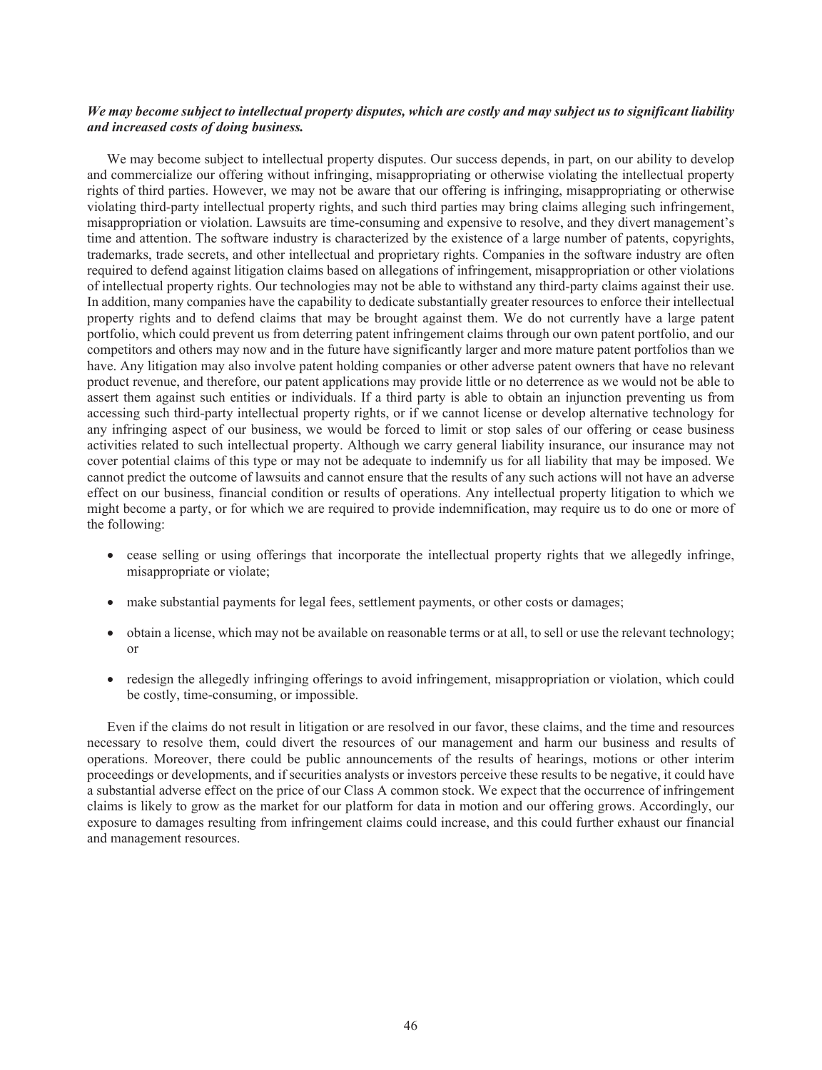***We may become subject to intellectual property disputes, which are costly and may subject us to significant liability and increased costs of doing business.***

We may become subject to intellectual property disputes. Our success depends, in part, on our ability to develop and commercialize our offering without infringing, misappropriating or otherwise violating the intellectual property rights of third parties. However, we may not be aware that our offering is infringing, misappropriating or otherwise violating third-party intellectual property rights, and such third parties may bring claims alleging such infringement, misappropriation or violation. Lawsuits are time-consuming and expensive to resolve, and they divert management's time and attention. The software industry is characterized by the existence of a large number of patents, copyrights, trademarks, trade secrets, and other intellectual and proprietary rights. Companies in the software industry are often required to defend against litigation claims based on allegations of infringement, misappropriation or other violations of intellectual property rights. Our technologies may not be able to withstand any third-party claims against their use. In addition, many companies have the capability to dedicate substantially greater resources to enforce their intellectual property rights and to defend claims that may be brought against them. We do not currently have a large patent portfolio, which could prevent us from deterring patent infringement claims through our own patent portfolio, and our competitors and others may now and in the future have significantly larger and more mature patent portfolios than we have. Any litigation may also involve patent holding companies or other adverse patent owners that have no relevant product revenue, and therefore, our patent applications may provide little or no deterrence as we would not be able to assert them against such entities or individuals. If a third party is able to obtain an injunction preventing us from accessing such third-party intellectual property rights, or if we cannot license or develop alternative technology for any infringing aspect of our business, we would be forced to limit or stop sales of our offering or cease business activities related to such intellectual property. Although we carry general liability insurance, our insurance may not cover potential claims of this type or may not be adequate to indemnify us for all liability that may be imposed. We cannot predict the outcome of lawsuits and cannot ensure that the results of any such actions will not have an adverse effect on our business, financial condition or results of operations. Any intellectual property litigation to which we might become a party, or for which we are required to provide indemnification, may require us to do one or more of the following:

- cease selling or using offerings that incorporate the intellectual property rights that we allegedly infringe, misappropriate or violate;
- make substantial payments for legal fees, settlement payments, or other costs or damages;
- obtain a license, which may not be available on reasonable terms or at all, to sell or use the relevant technology; or
- redesign the allegedly infringing offerings to avoid infringement, misappropriation or violation, which could be costly, time-consuming, or impossible.

Even if the claims do not result in litigation or are resolved in our favor, these claims, and the time and resources necessary to resolve them, could divert the resources of our management and harm our business and results of operations. Moreover, there could be public announcements of the results of hearings, motions or other interim proceedings or developments, and if securities analysts or investors perceive these results to be negative, it could have a substantial adverse effect on the price of our Class A common stock. We expect that the occurrence of infringement claims is likely to grow as the market for our platform for data in motion and our offering grows. Accordingly, our exposure to damages resulting from infringement claims could increase, and this could further exhaust our financial and management resources.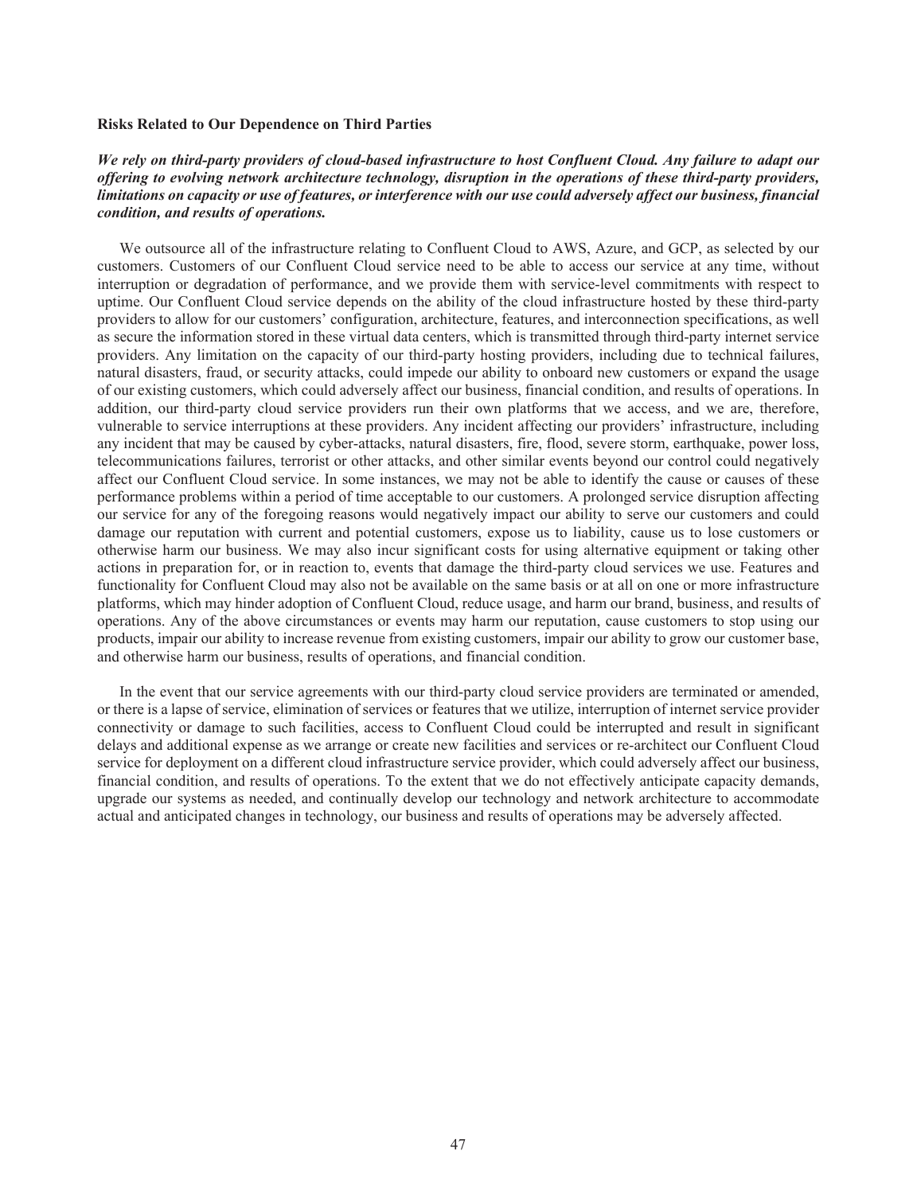### Risks Related to Our Dependence on Third Parties

***We rely on third-party providers of cloud-based infrastructure to host Confluent Cloud. Any failure to adapt our offering to evolving network architecture technology, disruption in the operations of these third-party providers, limitations on capacity or use of features, or interference with our use could adversely affect our business, financial condition, and results of operations.***

We outsource all of the infrastructure relating to Confluent Cloud to AWS, Azure, and GCP, as selected by our customers. Customers of our Confluent Cloud service need to be able to access our service at any time, without interruption or degradation of performance, and we provide them with service-level commitments with respect to uptime. Our Confluent Cloud service depends on the ability of the cloud infrastructure hosted by these third-party providers to allow for our customers' configuration, architecture, features, and interconnection specifications, as well as secure the information stored in these virtual data centers, which is transmitted through third-party internet service providers. Any limitation on the capacity of our third-party hosting providers, including due to technical failures, natural disasters, fraud, or security attacks, could impede our ability to onboard new customers or expand the usage of our existing customers, which could adversely affect our business, financial condition, and results of operations. In addition, our third-party cloud service providers run their own platforms that we access, and we are, therefore, vulnerable to service interruptions at these providers. Any incident affecting our providers' infrastructure, including any incident that may be caused by cyber-attacks, natural disasters, fire, flood, severe storm, earthquake, power loss, telecommunications failures, terrorist or other attacks, and other similar events beyond our control could negatively affect our Confluent Cloud service. In some instances, we may not be able to identify the cause or causes of these performance problems within a period of time acceptable to our customers. A prolonged service disruption affecting our service for any of the foregoing reasons would negatively impact our ability to serve our customers and could damage our reputation with current and potential customers, expose us to liability, cause us to lose customers or otherwise harm our business. We may also incur significant costs for using alternative equipment or taking other actions in preparation for, or in reaction to, events that damage the third-party cloud services we use. Features and functionality for Confluent Cloud may also not be available on the same basis or at all on one or more infrastructure platforms, which may hinder adoption of Confluent Cloud, reduce usage, and harm our brand, business, and results of operations. Any of the above circumstances or events may harm our reputation, cause customers to stop using our products, impair our ability to increase revenue from existing customers, impair our ability to grow our customer base, and otherwise harm our business, results of operations, and financial condition.

In the event that our service agreements with our third-party cloud service providers are terminated or amended, or there is a lapse of service, elimination of services or features that we utilize, interruption of internet service provider connectivity or damage to such facilities, access to Confluent Cloud could be interrupted and result in significant delays and additional expense as we arrange or create new facilities and services or re-architect our Confluent Cloud service for deployment on a different cloud infrastructure service provider, which could adversely affect our business, financial condition, and results of operations. To the extent that we do not effectively anticipate capacity demands, upgrade our systems as needed, and continually develop our technology and network architecture to accommodate actual and anticipated changes in technology, our business and results of operations may be adversely affected.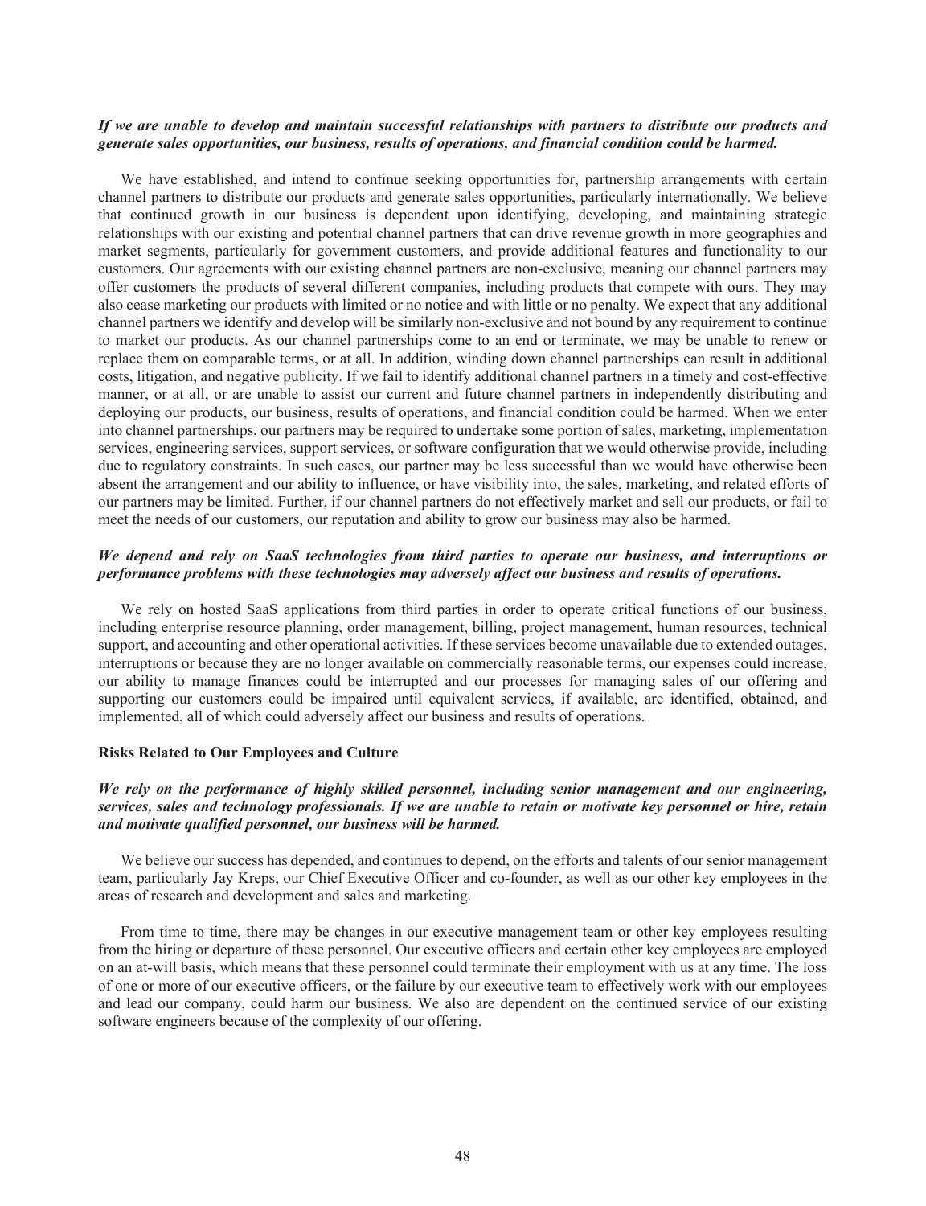***If we are unable to develop and maintain successful relationships with partners to distribute our products and generate sales opportunities, our business, results of operations, and financial condition could be harmed.***

We have established, and intend to continue seeking opportunities for, partnership arrangements with certain channel partners to distribute our products and generate sales opportunities, particularly internationally. We believe that continued growth in our business is dependent upon identifying, developing, and maintaining strategic relationships with our existing and potential channel partners that can drive revenue growth in more geographies and market segments, particularly for government customers, and provide additional features and functionality to our customers. Our agreements with our existing channel partners are non-exclusive, meaning our channel partners may offer customers the products of several different companies, including products that compete with ours. They may also cease marketing our products with limited or no notice and with little or no penalty. We expect that any additional channel partners we identify and develop will be similarly non-exclusive and not bound by any requirement to continue to market our products. As our channel partnerships come to an end or terminate, we may be unable to renew or replace them on comparable terms, or at all. In addition, winding down channel partnerships can result in additional costs, litigation, and negative publicity. If we fail to identify additional channel partners in a timely and cost-effective manner, or at all, or are unable to assist our current and future channel partners in independently distributing and deploying our products, our business, results of operations, and financial condition could be harmed. When we enter into channel partnerships, our partners may be required to undertake some portion of sales, marketing, implementation services, engineering services, support services, or software configuration that we would otherwise provide, including due to regulatory constraints. In such cases, our partner may be less successful than we would have otherwise been absent the arrangement and our ability to influence, or have visibility into, the sales, marketing, and related efforts of our partners may be limited. Further, if our channel partners do not effectively market and sell our products, or fail to meet the needs of our customers, our reputation and ability to grow our business may also be harmed.

***We depend and rely on SaaS technologies from third parties to operate our business, and interruptions or performance problems with these technologies may adversely affect our business and results of operations.***

We rely on hosted SaaS applications from third parties in order to operate critical functions of our business, including enterprise resource planning, order management, billing, project management, human resources, technical support, and accounting and other operational activities. If these services become unavailable due to extended outages, interruptions or because they are no longer available on commercially reasonable terms, our expenses could increase, our ability to manage finances could be interrupted and our processes for managing sales of our offering and supporting our customers could be impaired until equivalent services, if available, are identified, obtained, and implemented, all of which could adversely affect our business and results of operations.

**Risks Related to Our Employees and Culture**

***We rely on the performance of highly skilled personnel, including senior management and our engineering, services, sales and technology professionals. If we are unable to retain or motivate key personnel or hire, retain and motivate qualified personnel, our business will be harmed.***

We believe our success has depended, and continues to depend, on the efforts and talents of our senior management team, particularly Jay Kreps, our Chief Executive Officer and co-founder, as well as our other key employees in the areas of research and development and sales and marketing.

From time to time, there may be changes in our executive management team or other key employees resulting from the hiring or departure of these personnel. Our executive officers and certain other key employees are employed on an at-will basis, which means that these personnel could terminate their employment with us at any time. The loss of one or more of our executive officers, or the failure by our executive team to effectively work with our employees and lead our company, could harm our business. We also are dependent on the continued service of our existing software engineers because of the complexity of our offering.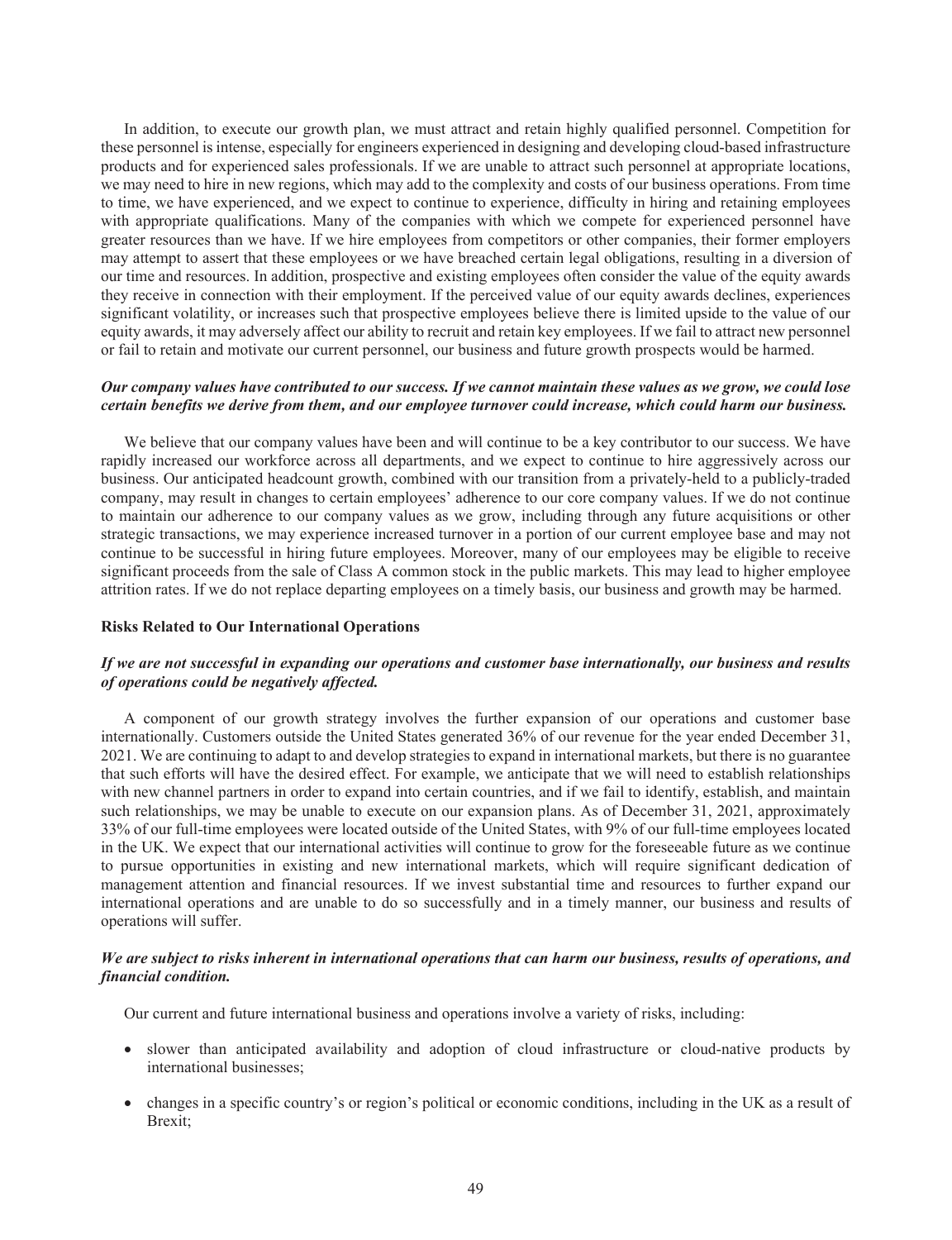In addition, to execute our growth plan, we must attract and retain highly qualified personnel. Competition for these personnel is intense, especially for engineers experienced in designing and developing cloud-based infrastructure products and for experienced sales professionals. If we are unable to attract such personnel at appropriate locations, we may need to hire in new regions, which may add to the complexity and costs of our business operations. From time to time, we have experienced, and we expect to continue to experience, difficulty in hiring and retaining employees with appropriate qualifications. Many of the companies with which we compete for experienced personnel have greater resources than we have. If we hire employees from competitors or other companies, their former employers may attempt to assert that these employees or we have breached certain legal obligations, resulting in a diversion of our time and resources. In addition, prospective and existing employees often consider the value of the equity awards they receive in connection with their employment. If the perceived value of our equity awards declines, experiences significant volatility, or increases such that prospective employees believe there is limited upside to the value of our equity awards, it may adversely affect our ability to recruit and retain key employees. If we fail to attract new personnel or fail to retain and motivate our current personnel, our business and future growth prospects would be harmed.

***Our company values have contributed to our success. If we cannot maintain these values as we grow, we could lose certain benefits we derive from them, and our employee turnover could increase, which could harm our business.***

We believe that our company values have been and will continue to be a key contributor to our success. We have rapidly increased our workforce across all departments, and we expect to continue to hire aggressively across our business. Our anticipated headcount growth, combined with our transition from a privately-held to a publicly-traded company, may result in changes to certain employees' adherence to our core company values. If we do not continue to maintain our adherence to our company values as we grow, including through any future acquisitions or other strategic transactions, we may experience increased turnover in a portion of our current employee base and may not continue to be successful in hiring future employees. Moreover, many of our employees may be eligible to receive significant proceeds from the sale of Class A common stock in the public markets. This may lead to higher employee attrition rates. If we do not replace departing employees on a timely basis, our business and growth may be harmed.

**Risks Related to Our International Operations**

***If we are not successful in expanding our operations and customer base internationally, our business and results of operations could be negatively affected.***

A component of our growth strategy involves the further expansion of our operations and customer base internationally. Customers outside the United States generated 36% of our revenue for the year ended December 31, 2021. We are continuing to adapt to and develop strategies to expand in international markets, but there is no guarantee that such efforts will have the desired effect. For example, we anticipate that we will need to establish relationships with new channel partners in order to expand into certain countries, and if we fail to identify, establish, and maintain such relationships, we may be unable to execute on our expansion plans. As of December 31, 2021, approximately 33% of our full-time employees were located outside of the United States, with 9% of our full-time employees located in the UK. We expect that our international activities will continue to grow for the foreseeable future as we continue to pursue opportunities in existing and new international markets, which will require significant dedication of management attention and financial resources. If we invest substantial time and resources to further expand our international operations and are unable to do so successfully and in a timely manner, our business and results of operations will suffer.

***We are subject to risks inherent in international operations that can harm our business, results of operations, and financial condition.***

Our current and future international business and operations involve a variety of risks, including:

- slower than anticipated availability and adoption of cloud infrastructure or cloud-native products by international businesses;
- changes in a specific country's or region's political or economic conditions, including in the UK as a result of Brexit;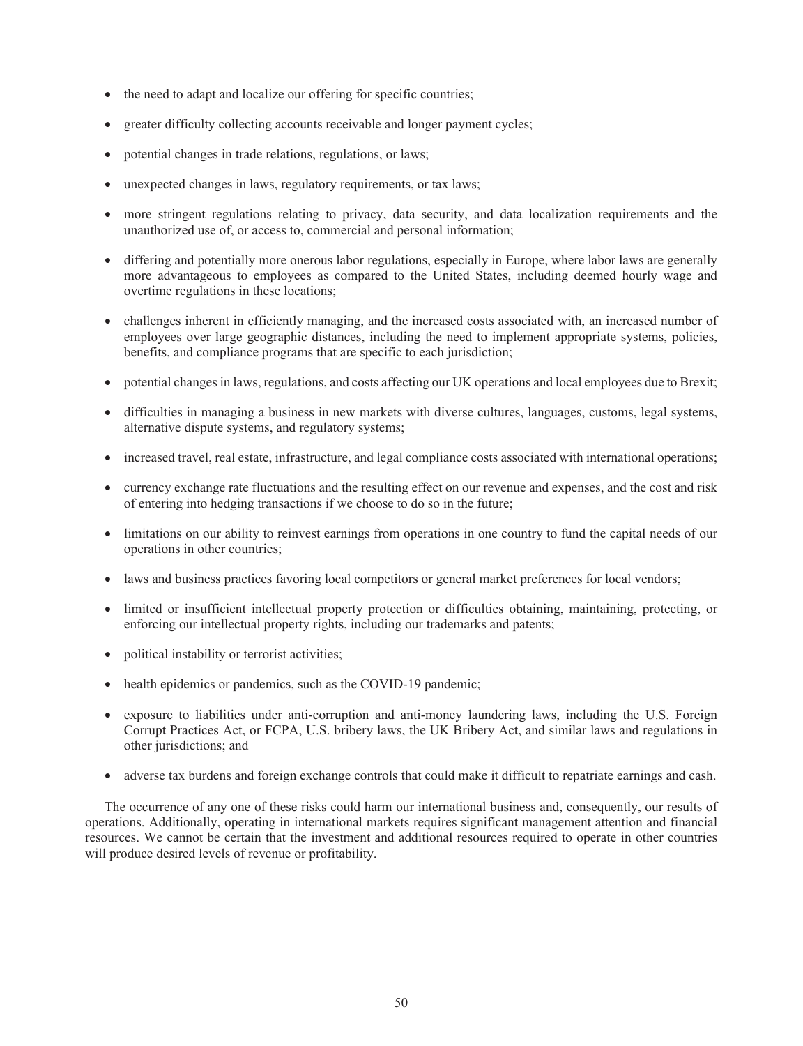- the need to adapt and localize our offering for specific countries;
- greater difficulty collecting accounts receivable and longer payment cycles;
- potential changes in trade relations, regulations, or laws;
- unexpected changes in laws, regulatory requirements, or tax laws;
- more stringent regulations relating to privacy, data security, and data localization requirements and the unauthorized use of, or access to, commercial and personal information;
- differing and potentially more onerous labor regulations, especially in Europe, where labor laws are generally more advantageous to employees as compared to the United States, including deemed hourly wage and overtime regulations in these locations;
- challenges inherent in efficiently managing, and the increased costs associated with, an increased number of employees over large geographic distances, including the need to implement appropriate systems, policies, benefits, and compliance programs that are specific to each jurisdiction;
- potential changes in laws, regulations, and costs affecting our UK operations and local employees due to Brexit;
- difficulties in managing a business in new markets with diverse cultures, languages, customs, legal systems, alternative dispute systems, and regulatory systems;
- increased travel, real estate, infrastructure, and legal compliance costs associated with international operations;
- currency exchange rate fluctuations and the resulting effect on our revenue and expenses, and the cost and risk of entering into hedging transactions if we choose to do so in the future;
- limitations on our ability to reinvest earnings from operations in one country to fund the capital needs of our operations in other countries;
- laws and business practices favoring local competitors or general market preferences for local vendors;
- limited or insufficient intellectual property protection or difficulties obtaining, maintaining, protecting, or enforcing our intellectual property rights, including our trademarks and patents;
- political instability or terrorist activities;
- health epidemics or pandemics, such as the COVID-19 pandemic;
- exposure to liabilities under anti-corruption and anti-money laundering laws, including the U.S. Foreign Corrupt Practices Act, or FCPA, U.S. bribery laws, the UK Bribery Act, and similar laws and regulations in other jurisdictions; and
- adverse tax burdens and foreign exchange controls that could make it difficult to repatriate earnings and cash.

The occurrence of any one of these risks could harm our international business and, consequently, our results of operations. Additionally, operating in international markets requires significant management attention and financial resources. We cannot be certain that the investment and additional resources required to operate in other countries will produce desired levels of revenue or profitability.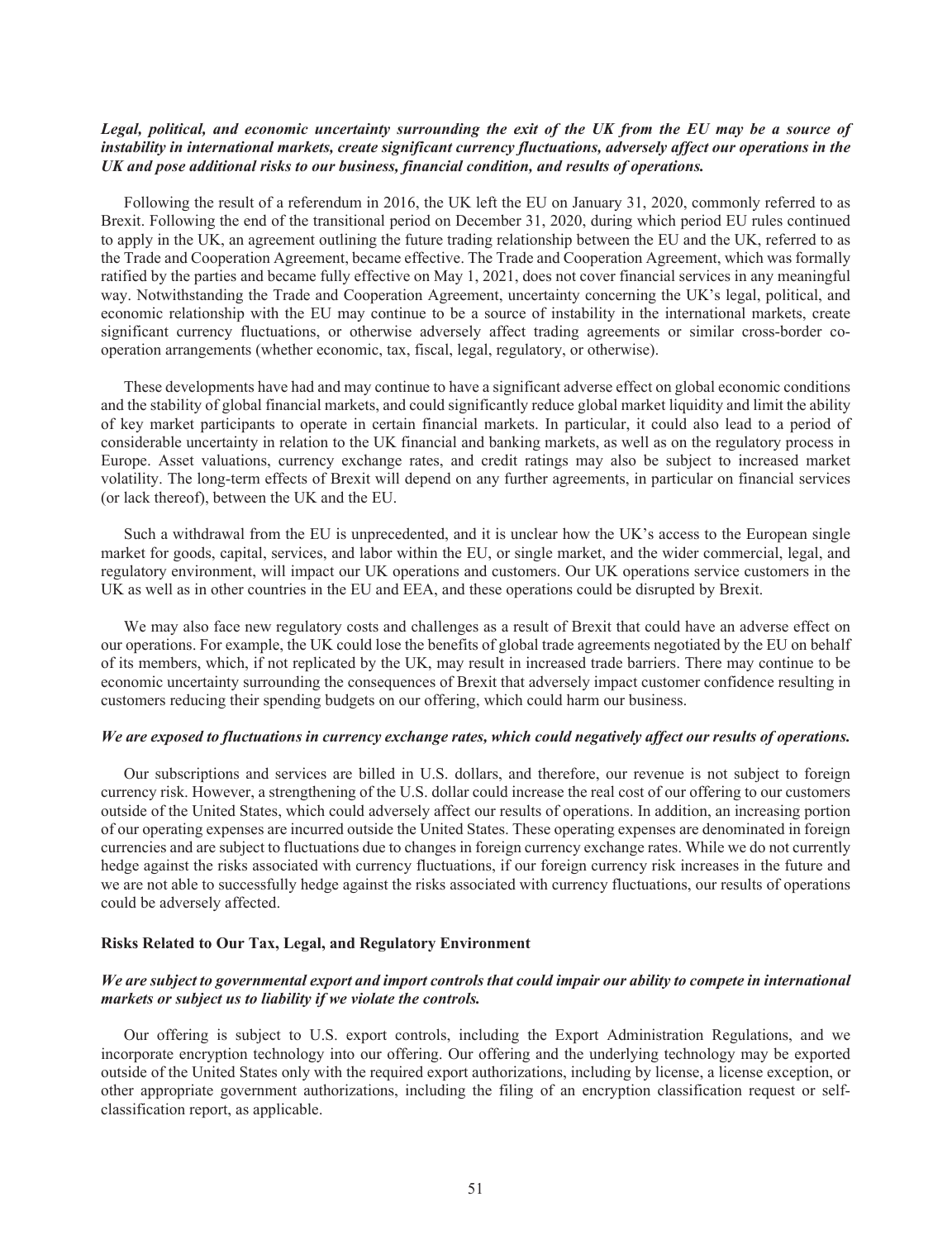***Legal, political, and economic uncertainty surrounding the exit of the UK from the EU may be a source of instability in international markets, create significant currency fluctuations, adversely affect our operations in the UK and pose additional risks to our business, financial condition, and results of operations.***

Following the result of a referendum in 2016, the UK left the EU on January 31, 2020, commonly referred to as Brexit. Following the end of the transitional period on December 31, 2020, during which period EU rules continued to apply in the UK, an agreement outlining the future trading relationship between the EU and the UK, referred to as the Trade and Cooperation Agreement, became effective. The Trade and Cooperation Agreement, which was formally ratified by the parties and became fully effective on May 1, 2021, does not cover financial services in any meaningful way. Notwithstanding the Trade and Cooperation Agreement, uncertainty concerning the UK's legal, political, and economic relationship with the EU may continue to be a source of instability in the international markets, create significant currency fluctuations, or otherwise adversely affect trading agreements or similar cross-border co-operation arrangements (whether economic, tax, fiscal, legal, regulatory, or otherwise).

These developments have had and may continue to have a significant adverse effect on global economic conditions and the stability of global financial markets, and could significantly reduce global market liquidity and limit the ability of key market participants to operate in certain financial markets. In particular, it could also lead to a period of considerable uncertainty in relation to the UK financial and banking markets, as well as on the regulatory process in Europe. Asset valuations, currency exchange rates, and credit ratings may also be subject to increased market volatility. The long-term effects of Brexit will depend on any further agreements, in particular on financial services (or lack thereof), between the UK and the EU.

Such a withdrawal from the EU is unprecedented, and it is unclear how the UK's access to the European single market for goods, capital, services, and labor within the EU, or single market, and the wider commercial, legal, and regulatory environment, will impact our UK operations and customers. Our UK operations service customers in the UK as well as in other countries in the EU and EEA, and these operations could be disrupted by Brexit.

We may also face new regulatory costs and challenges as a result of Brexit that could have an adverse effect on our operations. For example, the UK could lose the benefits of global trade agreements negotiated by the EU on behalf of its members, which, if not replicated by the UK, may result in increased trade barriers. There may continue to be economic uncertainty surrounding the consequences of Brexit that adversely impact customer confidence resulting in customers reducing their spending budgets on our offering, which could harm our business.

***We are exposed to fluctuations in currency exchange rates, which could negatively affect our results of operations.***

Our subscriptions and services are billed in U.S. dollars, and therefore, our revenue is not subject to foreign currency risk. However, a strengthening of the U.S. dollar could increase the real cost of our offering to our customers outside of the United States, which could adversely affect our results of operations. In addition, an increasing portion of our operating expenses are incurred outside the United States. These operating expenses are denominated in foreign currencies and are subject to fluctuations due to changes in foreign currency exchange rates. While we do not currently hedge against the risks associated with currency fluctuations, if our foreign currency risk increases in the future and we are not able to successfully hedge against the risks associated with currency fluctuations, our results of operations could be adversely affected.

**Risks Related to Our Tax, Legal, and Regulatory Environment**

***We are subject to governmental export and import controls that could impair our ability to compete in international markets or subject us to liability if we violate the controls.***

Our offering is subject to U.S. export controls, including the Export Administration Regulations, and we incorporate encryption technology into our offering. Our offering and the underlying technology may be exported outside of the United States only with the required export authorizations, including by license, a license exception, or other appropriate government authorizations, including the filing of an encryption classification request or self-classification report, as applicable.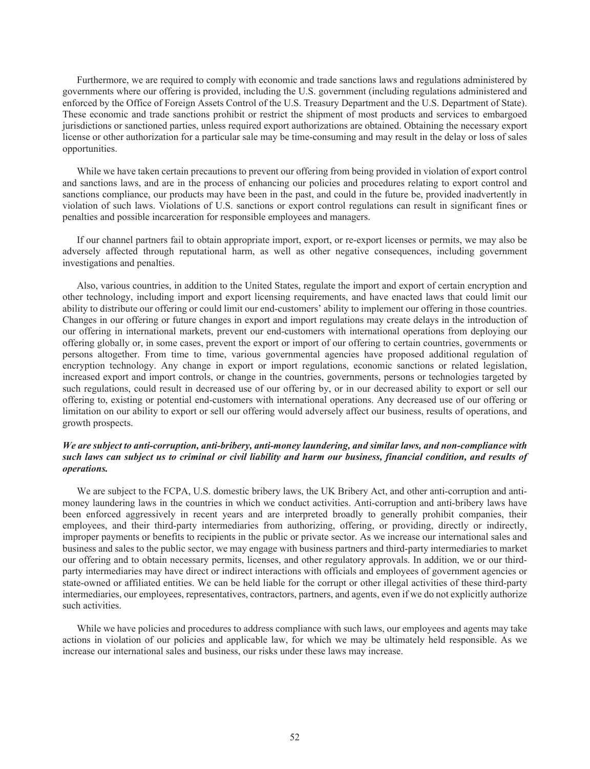Furthermore, we are required to comply with economic and trade sanctions laws and regulations administered by governments where our offering is provided, including the U.S. government (including regulations administered and enforced by the Office of Foreign Assets Control of the U.S. Treasury Department and the U.S. Department of State). These economic and trade sanctions prohibit or restrict the shipment of most products and services to embargoed jurisdictions or sanctioned parties, unless required export authorizations are obtained. Obtaining the necessary export license or other authorization for a particular sale may be time-consuming and may result in the delay or loss of sales opportunities.

While we have taken certain precautions to prevent our offering from being provided in violation of export control and sanctions laws, and are in the process of enhancing our policies and procedures relating to export control and sanctions compliance, our products may have been in the past, and could in the future be, provided inadvertently in violation of such laws. Violations of U.S. sanctions or export control regulations can result in significant fines or penalties and possible incarceration for responsible employees and managers.

If our channel partners fail to obtain appropriate import, export, or re-export licenses or permits, we may also be adversely affected through reputational harm, as well as other negative consequences, including government investigations and penalties.

Also, various countries, in addition to the United States, regulate the import and export of certain encryption and other technology, including import and export licensing requirements, and have enacted laws that could limit our ability to distribute our offering or could limit our end-customers' ability to implement our offering in those countries. Changes in our offering or future changes in export and import regulations may create delays in the introduction of our offering in international markets, prevent our end-customers with international operations from deploying our offering globally or, in some cases, prevent the export or import of our offering to certain countries, governments or persons altogether. From time to time, various governmental agencies have proposed additional regulation of encryption technology. Any change in export or import regulations, economic sanctions or related legislation, increased export and import controls, or change in the countries, governments, persons or technologies targeted by such regulations, could result in decreased use of our offering by, or in our decreased ability to export or sell our offering to, existing or potential end-customers with international operations. Any decreased use of our offering or limitation on our ability to export or sell our offering would adversely affect our business, results of operations, and growth prospects.

***We are subject to anti-corruption, anti-bribery, anti-money laundering, and similar laws, and non-compliance with such laws can subject us to criminal or civil liability and harm our business, financial condition, and results of operations.***

We are subject to the FCPA, U.S. domestic bribery laws, the UK Bribery Act, and other anti-corruption and anti-money laundering laws in the countries in which we conduct activities. Anti-corruption and anti-bribery laws have been enforced aggressively in recent years and are interpreted broadly to generally prohibit companies, their employees, and their third-party intermediaries from authorizing, offering, or providing, directly or indirectly, improper payments or benefits to recipients in the public or private sector. As we increase our international sales and business and sales to the public sector, we may engage with business partners and third-party intermediaries to market our offering and to obtain necessary permits, licenses, and other regulatory approvals. In addition, we or our third-party intermediaries may have direct or indirect interactions with officials and employees of government agencies or state-owned or affiliated entities. We can be held liable for the corrupt or other illegal activities of these third-party intermediaries, our employees, representatives, contractors, partners, and agents, even if we do not explicitly authorize such activities.

While we have policies and procedures to address compliance with such laws, our employees and agents may take actions in violation of our policies and applicable law, for which we may be ultimately held responsible. As we increase our international sales and business, our risks under these laws may increase.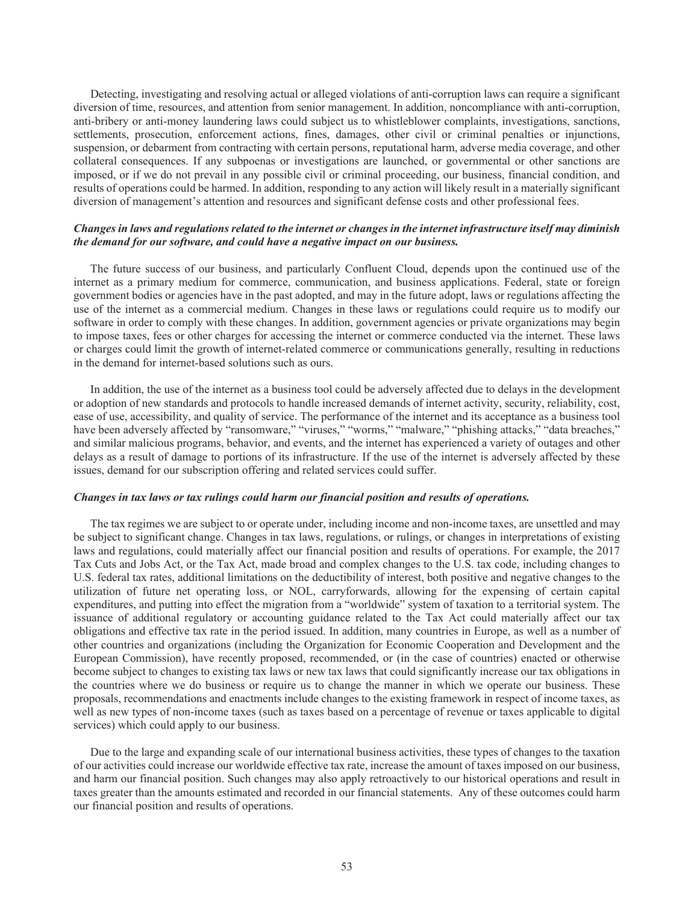Detecting, investigating and resolving actual or alleged violations of anti-corruption laws can require a significant diversion of time, resources, and attention from senior management. In addition, noncompliance with anti-corruption, anti-bribery or anti-money laundering laws could subject us to whistleblower complaints, investigations, sanctions, settlements, prosecution, enforcement actions, fines, damages, other civil or criminal penalties or injunctions, suspension, or debarment from contracting with certain persons, reputational harm, adverse media coverage, and other collateral consequences. If any subpoenas or investigations are launched, or governmental or other sanctions are imposed, or if we do not prevail in any possible civil or criminal proceeding, our business, financial condition, and results of operations could be harmed. In addition, responding to any action will likely result in a materially significant diversion of management's attention and resources and significant defense costs and other professional fees.

***Changes in laws and regulations related to the internet or changes in the internet infrastructure itself may diminish the demand for our software, and could have a negative impact on our business.***

The future success of our business, and particularly Confluent Cloud, depends upon the continued use of the internet as a primary medium for commerce, communication, and business applications. Federal, state or foreign government bodies or agencies have in the past adopted, and may in the future adopt, laws or regulations affecting the use of the internet as a commercial medium. Changes in these laws or regulations could require us to modify our software in order to comply with these changes. In addition, government agencies or private organizations may begin to impose taxes, fees or other charges for accessing the internet or commerce conducted via the internet. These laws or charges could limit the growth of internet-related commerce or communications generally, resulting in reductions in the demand for internet-based solutions such as ours.

In addition, the use of the internet as a business tool could be adversely affected due to delays in the development or adoption of new standards and protocols to handle increased demands of internet activity, security, reliability, cost, ease of use, accessibility, and quality of service. The performance of the internet and its acceptance as a business tool have been adversely affected by "ransomware," "viruses," "worms," "malware," "phishing attacks," "data breaches," and similar malicious programs, behavior, and events, and the internet has experienced a variety of outages and other delays as a result of damage to portions of its infrastructure. If the use of the internet is adversely affected by these issues, demand for our subscription offering and related services could suffer.

***Changes in tax laws or tax rulings could harm our financial position and results of operations.***

The tax regimes we are subject to or operate under, including income and non-income taxes, are unsettled and may be subject to significant change. Changes in tax laws, regulations, or rulings, or changes in interpretations of existing laws and regulations, could materially affect our financial position and results of operations. For example, the 2017 Tax Cuts and Jobs Act, or the Tax Act, made broad and complex changes to the U.S. tax code, including changes to U.S. federal tax rates, additional limitations on the deductibility of interest, both positive and negative changes to the utilization of future net operating loss, or NOL, carryforwards, allowing for the expensing of certain capital expenditures, and putting into effect the migration from a "worldwide" system of taxation to a territorial system. The issuance of additional regulatory or accounting guidance related to the Tax Act could materially affect our tax obligations and effective tax rate in the period issued. In addition, many countries in Europe, as well as a number of other countries and organizations (including the Organization for Economic Cooperation and Development and the European Commission), have recently proposed, recommended, or (in the case of countries) enacted or otherwise become subject to changes to existing tax laws or new tax laws that could significantly increase our tax obligations in the countries where we do business or require us to change the manner in which we operate our business. These proposals, recommendations and enactments include changes to the existing framework in respect of income taxes, as well as new types of non-income taxes (such as taxes based on a percentage of revenue or taxes applicable to digital services) which could apply to our business.

Due to the large and expanding scale of our international business activities, these types of changes to the taxation of our activities could increase our worldwide effective tax rate, increase the amount of taxes imposed on our business, and harm our financial position. Such changes may also apply retroactively to our historical operations and result in taxes greater than the amounts estimated and recorded in our financial statements. Any of these outcomes could harm our financial position and results of operations.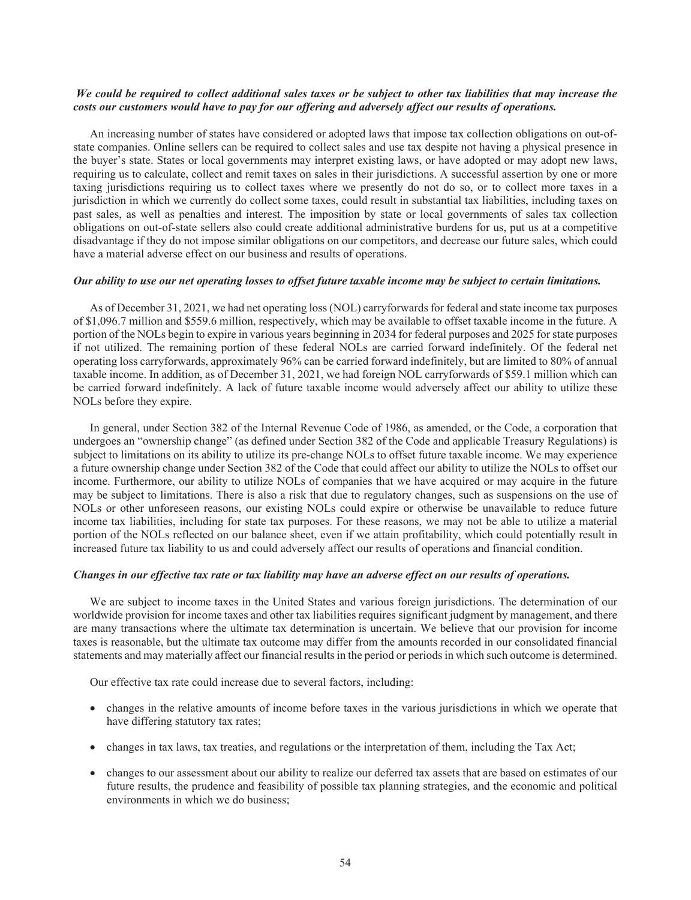***We could be required to collect additional sales taxes or be subject to other tax liabilities that may increase the costs our customers would have to pay for our offering and adversely affect our results of operations.***

An increasing number of states have considered or adopted laws that impose tax collection obligations on out-of-state companies. Online sellers can be required to collect sales and use tax despite not having a physical presence in the buyer's state. States or local governments may interpret existing laws, or have adopted or may adopt new laws, requiring us to calculate, collect and remit taxes on sales in their jurisdictions. A successful assertion by one or more taxing jurisdictions requiring us to collect taxes where we presently do not do so, or to collect more taxes in a jurisdiction in which we currently do collect some taxes, could result in substantial tax liabilities, including taxes on past sales, as well as penalties and interest. The imposition by state or local governments of sales tax collection obligations on out-of-state sellers also could create additional administrative burdens for us, put us at a competitive disadvantage if they do not impose similar obligations on our competitors, and decrease our future sales, which could have a material adverse effect on our business and results of operations.

***Our ability to use our net operating losses to offset future taxable income may be subject to certain limitations.***

As of December 31, 2021, we had net operating loss (NOL) carryforwards for federal and state income tax purposes of $1,096.7 million and $559.6 million, respectively, which may be available to offset taxable income in the future. A portion of the NOLs begin to expire in various years beginning in 2034 for federal purposes and 2025 for state purposes if not utilized. The remaining portion of these federal NOLs are carried forward indefinitely. Of the federal net operating loss carryforwards, approximately 96% can be carried forward indefinitely, but are limited to 80% of annual taxable income. In addition, as of December 31, 2021, we had foreign NOL carryforwards of $59.1 million which can be carried forward indefinitely. A lack of future taxable income would adversely affect our ability to utilize these NOLs before they expire.

In general, under Section 382 of the Internal Revenue Code of 1986, as amended, or the Code, a corporation that undergoes an "ownership change" (as defined under Section 382 of the Code and applicable Treasury Regulations) is subject to limitations on its ability to utilize its pre-change NOLs to offset future taxable income. We may experience a future ownership change under Section 382 of the Code that could affect our ability to utilize the NOLs to offset our income. Furthermore, our ability to utilize NOLs of companies that we have acquired or may acquire in the future may be subject to limitations. There is also a risk that due to regulatory changes, such as suspensions on the use of NOLs or other unforeseen reasons, our existing NOLs could expire or otherwise be unavailable to reduce future income tax liabilities, including for state tax purposes. For these reasons, we may not be able to utilize a material portion of the NOLs reflected on our balance sheet, even if we attain profitability, which could potentially result in increased future tax liability to us and could adversely affect our results of operations and financial condition.

***Changes in our effective tax rate or tax liability may have an adverse effect on our results of operations.***

We are subject to income taxes in the United States and various foreign jurisdictions. The determination of our worldwide provision for income taxes and other tax liabilities requires significant judgment by management, and there are many transactions where the ultimate tax determination is uncertain. We believe that our provision for income taxes is reasonable, but the ultimate tax outcome may differ from the amounts recorded in our consolidated financial statements and may materially affect our financial results in the period or periods in which such outcome is determined.

Our effective tax rate could increase due to several factors, including:

- changes in the relative amounts of income before taxes in the various jurisdictions in which we operate that have differing statutory tax rates;
- changes in tax laws, tax treaties, and regulations or the interpretation of them, including the Tax Act;
- changes to our assessment about our ability to realize our deferred tax assets that are based on estimates of our future results, the prudence and feasibility of possible tax planning strategies, and the economic and political environments in which we do business;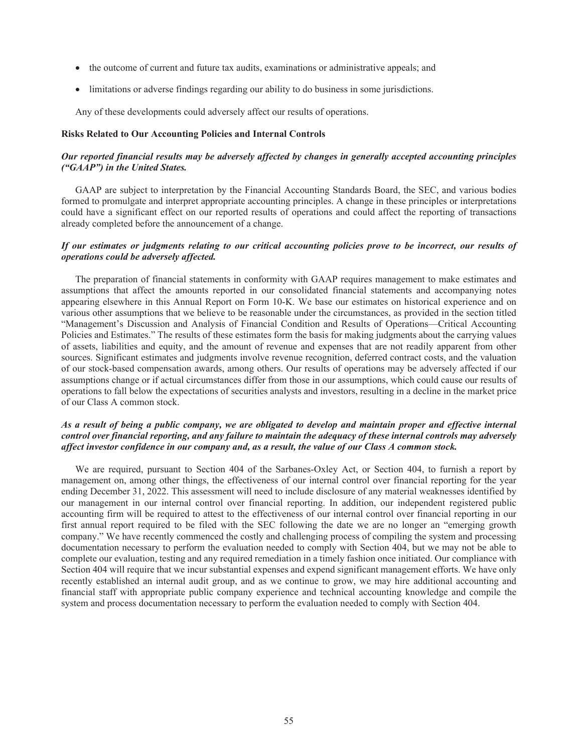- the outcome of current and future tax audits, examinations or administrative appeals; and
- limitations or adverse findings regarding our ability to do business in some jurisdictions.

Any of these developments could adversely affect our results of operations.

**Risks Related to Our Accounting Policies and Internal Controls**

***Our reported financial results may be adversely affected by changes in generally accepted accounting principles ("GAAP") in the United States.***

GAAP are subject to interpretation by the Financial Accounting Standards Board, the SEC, and various bodies formed to promulgate and interpret appropriate accounting principles. A change in these principles or interpretations could have a significant effect on our reported results of operations and could affect the reporting of transactions already completed before the announcement of a change.

***If our estimates or judgments relating to our critical accounting policies prove to be incorrect, our results of operations could be adversely affected.***

The preparation of financial statements in conformity with GAAP requires management to make estimates and assumptions that affect the amounts reported in our consolidated financial statements and accompanying notes appearing elsewhere in this Annual Report on Form 10-K. We base our estimates on historical experience and on various other assumptions that we believe to be reasonable under the circumstances, as provided in the section titled "Management's Discussion and Analysis of Financial Condition and Results of Operations—Critical Accounting Policies and Estimates." The results of these estimates form the basis for making judgments about the carrying values of assets, liabilities and equity, and the amount of revenue and expenses that are not readily apparent from other sources. Significant estimates and judgments involve revenue recognition, deferred contract costs, and the valuation of our stock-based compensation awards, among others. Our results of operations may be adversely affected if our assumptions change or if actual circumstances differ from those in our assumptions, which could cause our results of operations to fall below the expectations of securities analysts and investors, resulting in a decline in the market price of our Class A common stock.

***As a result of being a public company, we are obligated to develop and maintain proper and effective internal control over financial reporting, and any failure to maintain the adequacy of these internal controls may adversely affect investor confidence in our company and, as a result, the value of our Class A common stock.***

We are required, pursuant to Section 404 of the Sarbanes-Oxley Act, or Section 404, to furnish a report by management on, among other things, the effectiveness of our internal control over financial reporting for the year ending December 31, 2022. This assessment will need to include disclosure of any material weaknesses identified by our management in our internal control over financial reporting. In addition, our independent registered public accounting firm will be required to attest to the effectiveness of our internal control over financial reporting in our first annual report required to be filed with the SEC following the date we are no longer an "emerging growth company." We have recently commenced the costly and challenging process of compiling the system and processing documentation necessary to perform the evaluation needed to comply with Section 404, but we may not be able to complete our evaluation, testing and any required remediation in a timely fashion once initiated. Our compliance with Section 404 will require that we incur substantial expenses and expend significant management efforts. We have only recently established an internal audit group, and as we continue to grow, we may hire additional accounting and financial staff with appropriate public company experience and technical accounting knowledge and compile the system and process documentation necessary to perform the evaluation needed to comply with Section 404.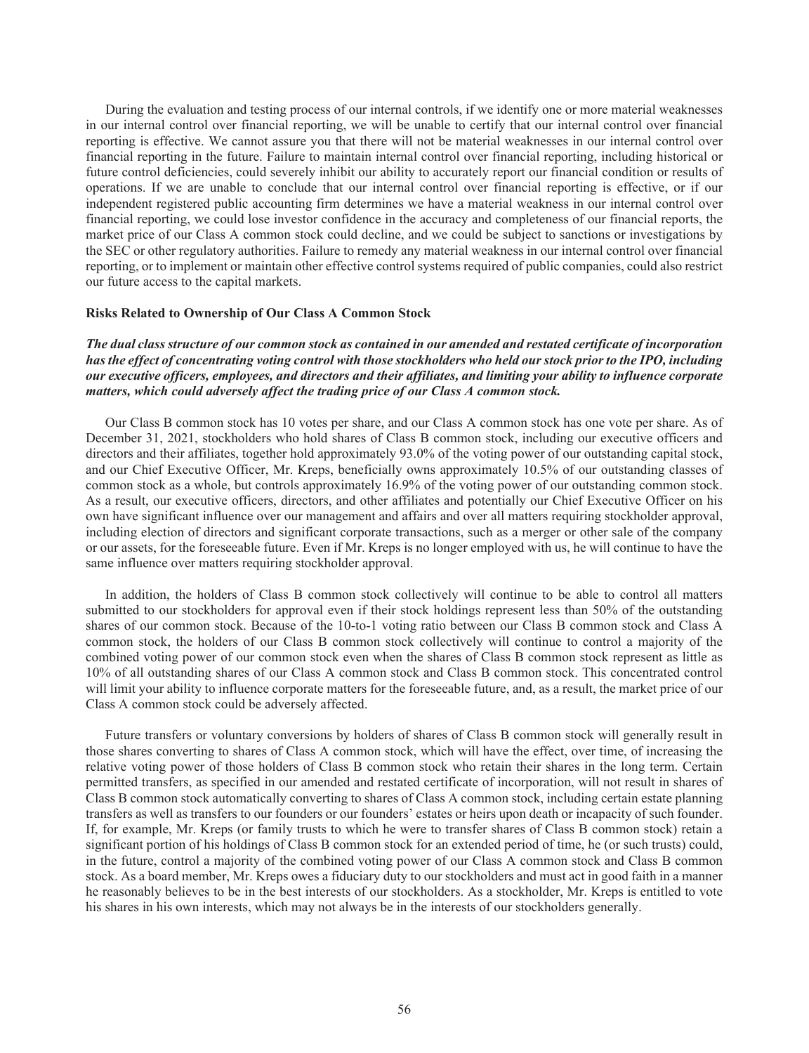During the evaluation and testing process of our internal controls, if we identify one or more material weaknesses in our internal control over financial reporting, we will be unable to certify that our internal control over financial reporting is effective. We cannot assure you that there will not be material weaknesses in our internal control over financial reporting in the future. Failure to maintain internal control over financial reporting, including historical or future control deficiencies, could severely inhibit our ability to accurately report our financial condition or results of operations. If we are unable to conclude that our internal control over financial reporting is effective, or if our independent registered public accounting firm determines we have a material weakness in our internal control over financial reporting, we could lose investor confidence in the accuracy and completeness of our financial reports, the market price of our Class A common stock could decline, and we could be subject to sanctions or investigations by the SEC or other regulatory authorities. Failure to remedy any material weakness in our internal control over financial reporting, or to implement or maintain other effective control systems required of public companies, could also restrict our future access to the capital markets.

**Risks Related to Ownership of Our Class A Common Stock**

***The dual class structure of our common stock as contained in our amended and restated certificate of incorporation has the effect of concentrating voting control with those stockholders who held our stock prior to the IPO, including our executive officers, employees, and directors and their affiliates, and limiting your ability to influence corporate matters, which could adversely affect the trading price of our Class A common stock.***

Our Class B common stock has 10 votes per share, and our Class A common stock has one vote per share. As of December 31, 2021, stockholders who hold shares of Class B common stock, including our executive officers and directors and their affiliates, together hold approximately 93.0% of the voting power of our outstanding capital stock, and our Chief Executive Officer, Mr. Kreps, beneficially owns approximately 10.5% of our outstanding classes of common stock as a whole, but controls approximately 16.9% of the voting power of our outstanding common stock. As a result, our executive officers, directors, and other affiliates and potentially our Chief Executive Officer on his own have significant influence over our management and affairs and over all matters requiring stockholder approval, including election of directors and significant corporate transactions, such as a merger or other sale of the company or our assets, for the foreseeable future. Even if Mr. Kreps is no longer employed with us, he will continue to have the same influence over matters requiring stockholder approval.

In addition, the holders of Class B common stock collectively will continue to be able to control all matters submitted to our stockholders for approval even if their stock holdings represent less than 50% of the outstanding shares of our common stock. Because of the 10-to-1 voting ratio between our Class B common stock and Class A common stock, the holders of our Class B common stock collectively will continue to control a majority of the combined voting power of our common stock even when the shares of Class B common stock represent as little as 10% of all outstanding shares of our Class A common stock and Class B common stock. This concentrated control will limit your ability to influence corporate matters for the foreseeable future, and, as a result, the market price of our Class A common stock could be adversely affected.

Future transfers or voluntary conversions by holders of shares of Class B common stock will generally result in those shares converting to shares of Class A common stock, which will have the effect, over time, of increasing the relative voting power of those holders of Class B common stock who retain their shares in the long term. Certain permitted transfers, as specified in our amended and restated certificate of incorporation, will not result in shares of Class B common stock automatically converting to shares of Class A common stock, including certain estate planning transfers as well as transfers to our founders or our founders' estates or heirs upon death or incapacity of such founder. If, for example, Mr. Kreps (or family trusts to which he were to transfer shares of Class B common stock) retain a significant portion of his holdings of Class B common stock for an extended period of time, he (or such trusts) could, in the future, control a majority of the combined voting power of our Class A common stock and Class B common stock. As a board member, Mr. Kreps owes a fiduciary duty to our stockholders and must act in good faith in a manner he reasonably believes to be in the best interests of our stockholders. As a stockholder, Mr. Kreps is entitled to vote his shares in his own interests, which may not always be in the interests of our stockholders generally.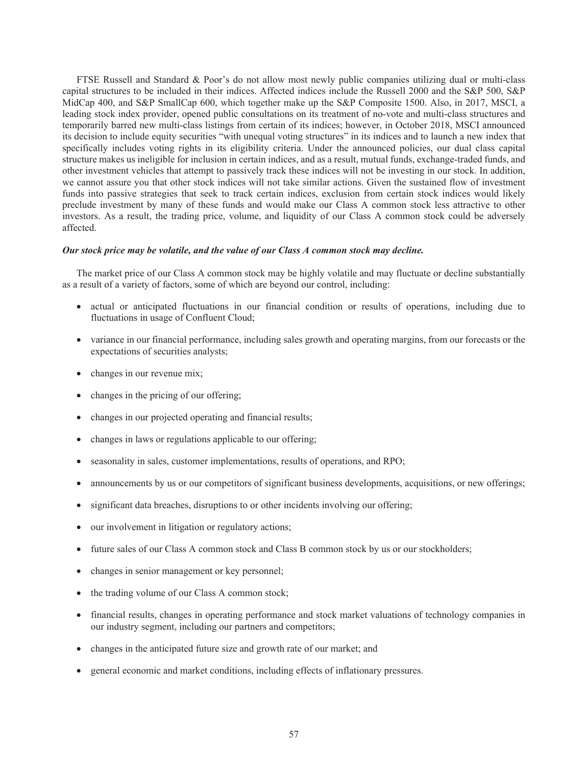FTSE Russell and Standard & Poor's do not allow most newly public companies utilizing dual or multi-class capital structures to be included in their indices. Affected indices include the Russell 2000 and the S&P 500, S&P MidCap 400, and S&P SmallCap 600, which together make up the S&P Composite 1500. Also, in 2017, MSCI, a leading stock index provider, opened public consultations on its treatment of no-vote and multi-class structures and temporarily barred new multi-class listings from certain of its indices; however, in October 2018, MSCI announced its decision to include equity securities "with unequal voting structures" in its indices and to launch a new index that specifically includes voting rights in its eligibility criteria. Under the announced policies, our dual class capital structure makes us ineligible for inclusion in certain indices, and as a result, mutual funds, exchange-traded funds, and other investment vehicles that attempt to passively track these indices will not be investing in our stock. In addition, we cannot assure you that other stock indices will not take similar actions. Given the sustained flow of investment funds into passive strategies that seek to track certain indices, exclusion from certain stock indices would likely preclude investment by many of these funds and would make our Class A common stock less attractive to other investors. As a result, the trading price, volume, and liquidity of our Class A common stock could be adversely affected.

***Our stock price may be volatile, and the value of our Class A common stock may decline.***

The market price of our Class A common stock may be highly volatile and may fluctuate or decline substantially as a result of a variety of factors, some of which are beyond our control, including:

- actual or anticipated fluctuations in our financial condition or results of operations, including due to fluctuations in usage of Confluent Cloud;
- variance in our financial performance, including sales growth and operating margins, from our forecasts or the expectations of securities analysts;
- changes in our revenue mix;
- changes in the pricing of our offering;
- changes in our projected operating and financial results;
- changes in laws or regulations applicable to our offering;
- seasonality in sales, customer implementations, results of operations, and RPO;
- announcements by us or our competitors of significant business developments, acquisitions, or new offerings;
- significant data breaches, disruptions to or other incidents involving our offering;
- our involvement in litigation or regulatory actions;
- future sales of our Class A common stock and Class B common stock by us or our stockholders;
- changes in senior management or key personnel;
- the trading volume of our Class A common stock;
- financial results, changes in operating performance and stock market valuations of technology companies in our industry segment, including our partners and competitors;
- changes in the anticipated future size and growth rate of our market; and
- general economic and market conditions, including effects of inflationary pressures.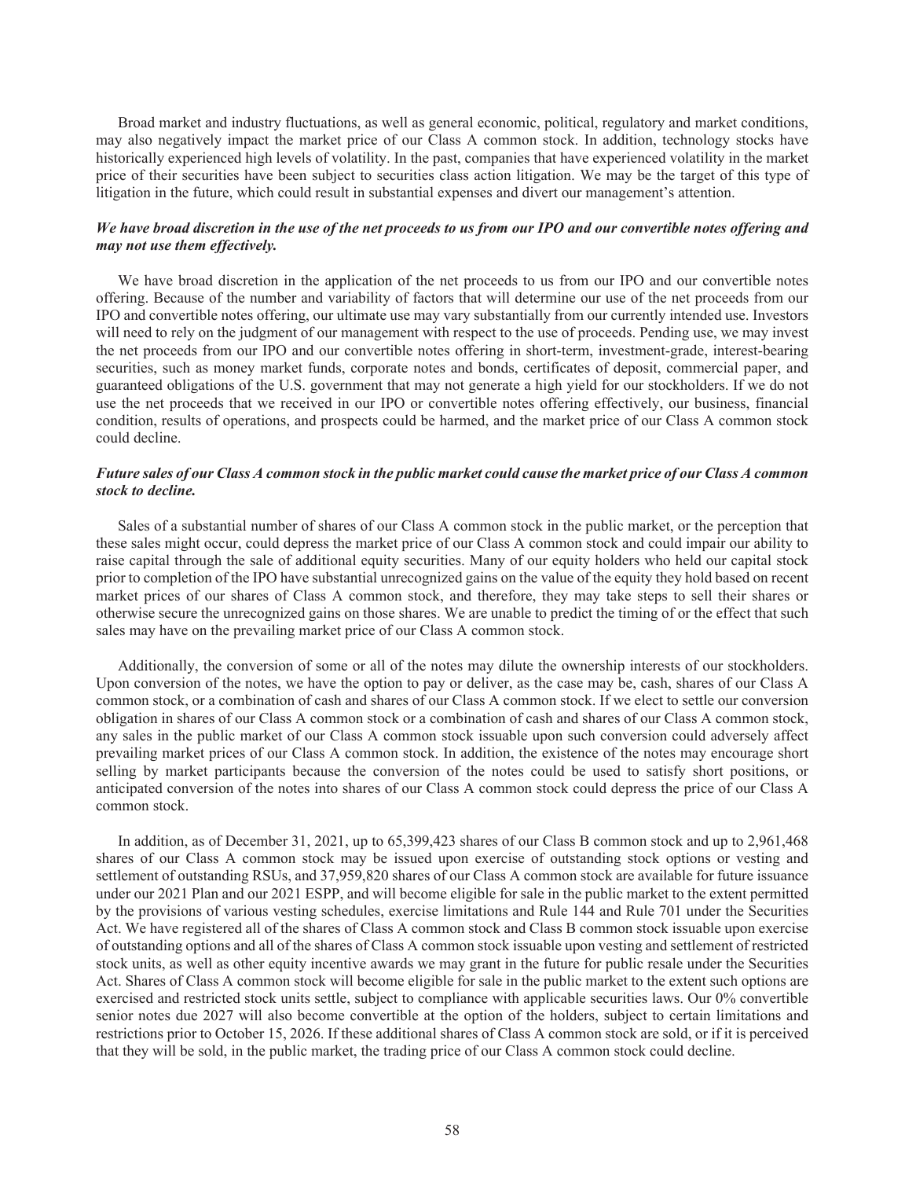Broad market and industry fluctuations, as well as general economic, political, regulatory and market conditions, may also negatively impact the market price of our Class A common stock. In addition, technology stocks have historically experienced high levels of volatility. In the past, companies that have experienced volatility in the market price of their securities have been subject to securities class action litigation. We may be the target of this type of litigation in the future, which could result in substantial expenses and divert our management's attention.

***We have broad discretion in the use of the net proceeds to us from our IPO and our convertible notes offering and may not use them effectively.***

We have broad discretion in the application of the net proceeds to us from our IPO and our convertible notes offering. Because of the number and variability of factors that will determine our use of the net proceeds from our IPO and convertible notes offering, our ultimate use may vary substantially from our currently intended use. Investors will need to rely on the judgment of our management with respect to the use of proceeds. Pending use, we may invest the net proceeds from our IPO and our convertible notes offering in short-term, investment-grade, interest-bearing securities, such as money market funds, corporate notes and bonds, certificates of deposit, commercial paper, and guaranteed obligations of the U.S. government that may not generate a high yield for our stockholders. If we do not use the net proceeds that we received in our IPO or convertible notes offering effectively, our business, financial condition, results of operations, and prospects could be harmed, and the market price of our Class A common stock could decline.

***Future sales of our Class A common stock in the public market could cause the market price of our Class A common stock to decline.***

Sales of a substantial number of shares of our Class A common stock in the public market, or the perception that these sales might occur, could depress the market price of our Class A common stock and could impair our ability to raise capital through the sale of additional equity securities. Many of our equity holders who held our capital stock prior to completion of the IPO have substantial unrecognized gains on the value of the equity they hold based on recent market prices of our shares of Class A common stock, and therefore, they may take steps to sell their shares or otherwise secure the unrecognized gains on those shares. We are unable to predict the timing of or the effect that such sales may have on the prevailing market price of our Class A common stock.

Additionally, the conversion of some or all of the notes may dilute the ownership interests of our stockholders. Upon conversion of the notes, we have the option to pay or deliver, as the case may be, cash, shares of our Class A common stock, or a combination of cash and shares of our Class A common stock. If we elect to settle our conversion obligation in shares of our Class A common stock or a combination of cash and shares of our Class A common stock, any sales in the public market of our Class A common stock issuable upon such conversion could adversely affect prevailing market prices of our Class A common stock. In addition, the existence of the notes may encourage short selling by market participants because the conversion of the notes could be used to satisfy short positions, or anticipated conversion of the notes into shares of our Class A common stock could depress the price of our Class A common stock.

In addition, as of December 31, 2021, up to 65,399,423 shares of our Class B common stock and up to 2,961,468 shares of our Class A common stock may be issued upon exercise of outstanding stock options or vesting and settlement of outstanding RSUs, and 37,959,820 shares of our Class A common stock are available for future issuance under our 2021 Plan and our 2021 ESPP, and will become eligible for sale in the public market to the extent permitted by the provisions of various vesting schedules, exercise limitations and Rule 144 and Rule 701 under the Securities Act. We have registered all of the shares of Class A common stock and Class B common stock issuable upon exercise of outstanding options and all of the shares of Class A common stock issuable upon vesting and settlement of restricted stock units, as well as other equity incentive awards we may grant in the future for public resale under the Securities Act. Shares of Class A common stock will become eligible for sale in the public market to the extent such options are exercised and restricted stock units settle, subject to compliance with applicable securities laws. Our 0% convertible senior notes due 2027 will also become convertible at the option of the holders, subject to certain limitations and restrictions prior to October 15, 2026. If these additional shares of Class A common stock are sold, or if it is perceived that they will be sold, in the public market, the trading price of our Class A common stock could decline.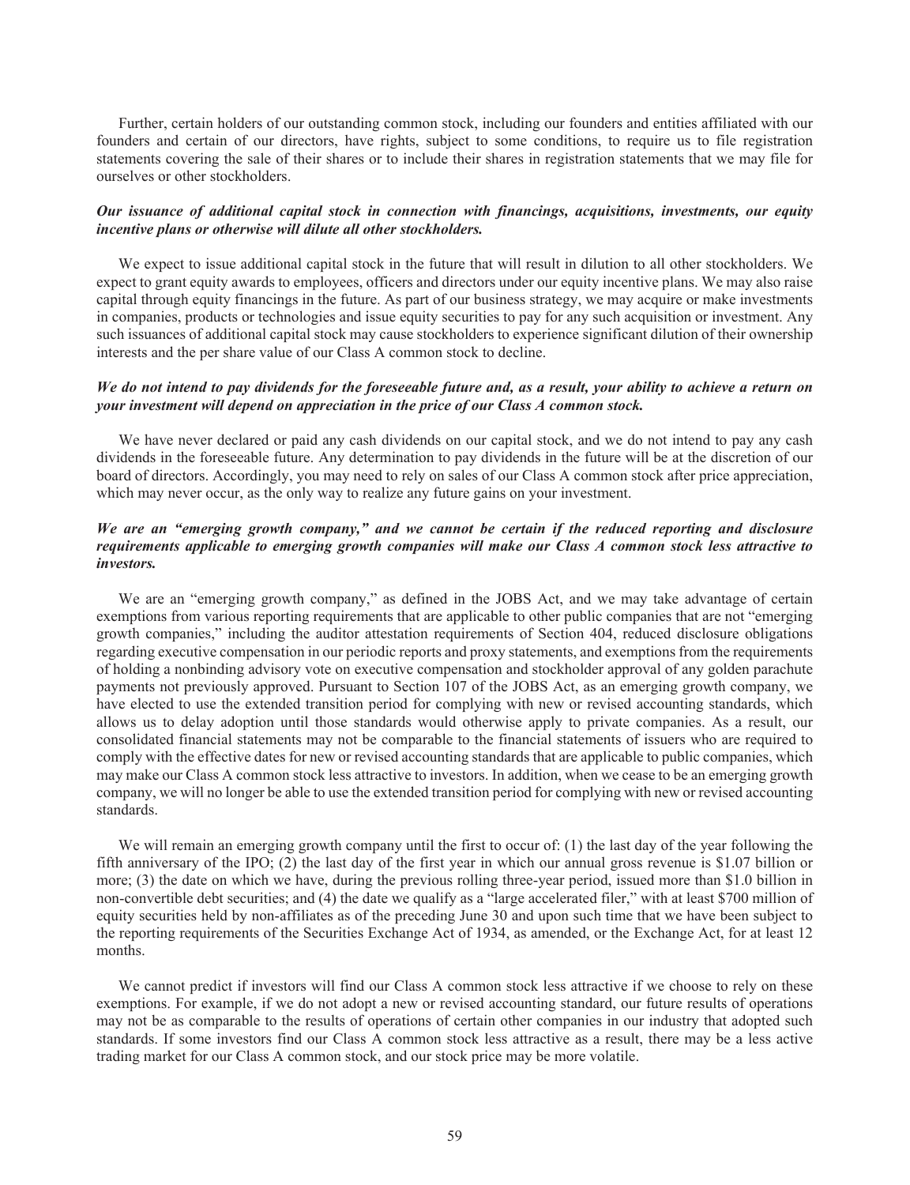Further, certain holders of our outstanding common stock, including our founders and entities affiliated with our founders and certain of our directors, have rights, subject to some conditions, to require us to file registration statements covering the sale of their shares or to include their shares in registration statements that we may file for ourselves or other stockholders.

***Our issuance of additional capital stock in connection with financings, acquisitions, investments, our equity incentive plans or otherwise will dilute all other stockholders.***

We expect to issue additional capital stock in the future that will result in dilution to all other stockholders. We expect to grant equity awards to employees, officers and directors under our equity incentive plans. We may also raise capital through equity financings in the future. As part of our business strategy, we may acquire or make investments in companies, products or technologies and issue equity securities to pay for any such acquisition or investment. Any such issuances of additional capital stock may cause stockholders to experience significant dilution of their ownership interests and the per share value of our Class A common stock to decline.

***We do not intend to pay dividends for the foreseeable future and, as a result, your ability to achieve a return on your investment will depend on appreciation in the price of our Class A common stock.***

We have never declared or paid any cash dividends on our capital stock, and we do not intend to pay any cash dividends in the foreseeable future. Any determination to pay dividends in the future will be at the discretion of our board of directors. Accordingly, you may need to rely on sales of our Class A common stock after price appreciation, which may never occur, as the only way to realize any future gains on your investment.

***We are an "emerging growth company," and we cannot be certain if the reduced reporting and disclosure requirements applicable to emerging growth companies will make our Class A common stock less attractive to investors.***

We are an "emerging growth company," as defined in the JOBS Act, and we may take advantage of certain exemptions from various reporting requirements that are applicable to other public companies that are not "emerging growth companies," including the auditor attestation requirements of Section 404, reduced disclosure obligations regarding executive compensation in our periodic reports and proxy statements, and exemptions from the requirements of holding a nonbinding advisory vote on executive compensation and stockholder approval of any golden parachute payments not previously approved. Pursuant to Section 107 of the JOBS Act, as an emerging growth company, we have elected to use the extended transition period for complying with new or revised accounting standards, which allows us to delay adoption until those standards would otherwise apply to private companies. As a result, our consolidated financial statements may not be comparable to the financial statements of issuers who are required to comply with the effective dates for new or revised accounting standards that are applicable to public companies, which may make our Class A common stock less attractive to investors. In addition, when we cease to be an emerging growth company, we will no longer be able to use the extended transition period for complying with new or revised accounting standards.

We will remain an emerging growth company until the first to occur of: (1) the last day of the year following the fifth anniversary of the IPO; (2) the last day of the first year in which our annual gross revenue is $1.07 billion or more; (3) the date on which we have, during the previous rolling three-year period, issued more than $1.0 billion in non-convertible debt securities; and (4) the date we qualify as a "large accelerated filer," with at least $700 million of equity securities held by non-affiliates as of the preceding June 30 and upon such time that we have been subject to the reporting requirements of the Securities Exchange Act of 1934, as amended, or the Exchange Act, for at least 12 months.

We cannot predict if investors will find our Class A common stock less attractive if we choose to rely on these exemptions. For example, if we do not adopt a new or revised accounting standard, our future results of operations may not be as comparable to the results of operations of certain other companies in our industry that adopted such standards. If some investors find our Class A common stock less attractive as a result, there may be a less active trading market for our Class A common stock, and our stock price may be more volatile.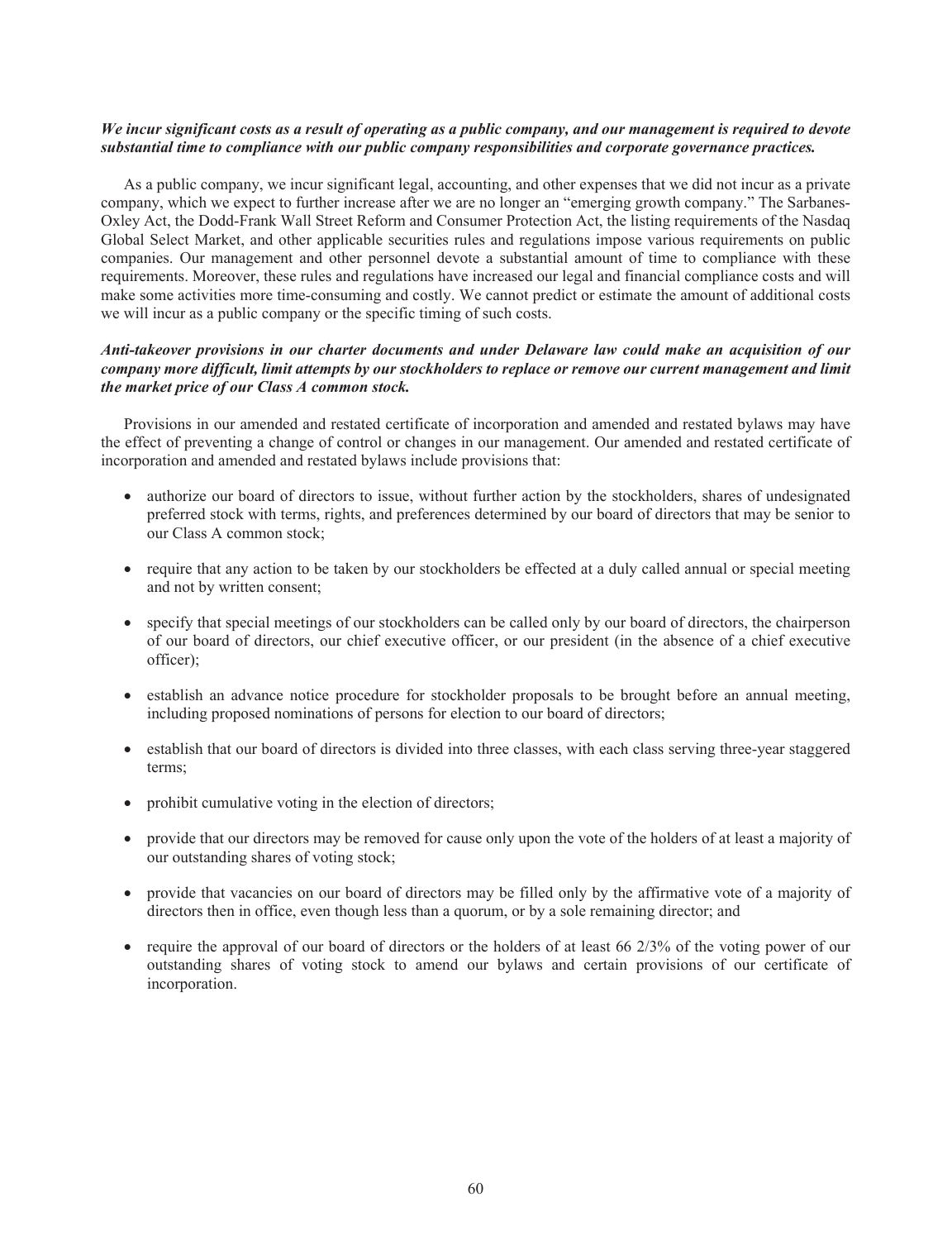***We incur significant costs as a result of operating as a public company, and our management is required to devote substantial time to compliance with our public company responsibilities and corporate governance practices.***

As a public company, we incur significant legal, accounting, and other expenses that we did not incur as a private company, which we expect to further increase after we are no longer an "emerging growth company." The Sarbanes-Oxley Act, the Dodd-Frank Wall Street Reform and Consumer Protection Act, the listing requirements of the Nasdaq Global Select Market, and other applicable securities rules and regulations impose various requirements on public companies. Our management and other personnel devote a substantial amount of time to compliance with these requirements. Moreover, these rules and regulations have increased our legal and financial compliance costs and will make some activities more time-consuming and costly. We cannot predict or estimate the amount of additional costs we will incur as a public company or the specific timing of such costs.

***Anti-takeover provisions in our charter documents and under Delaware law could make an acquisition of our company more difficult, limit attempts by our stockholders to replace or remove our current management and limit the market price of our Class A common stock.***

Provisions in our amended and restated certificate of incorporation and amended and restated bylaws may have the effect of preventing a change of control or changes in our management. Our amended and restated certificate of incorporation and amended and restated bylaws include provisions that:

- authorize our board of directors to issue, without further action by the stockholders, shares of undesignated preferred stock with terms, rights, and preferences determined by our board of directors that may be senior to our Class A common stock;
- require that any action to be taken by our stockholders be effected at a duly called annual or special meeting and not by written consent;
- specify that special meetings of our stockholders can be called only by our board of directors, the chairperson of our board of directors, our chief executive officer, or our president (in the absence of a chief executive officer);
- establish an advance notice procedure for stockholder proposals to be brought before an annual meeting, including proposed nominations of persons for election to our board of directors;
- establish that our board of directors is divided into three classes, with each class serving three-year staggered terms;
- prohibit cumulative voting in the election of directors;
- provide that our directors may be removed for cause only upon the vote of the holders of at least a majority of our outstanding shares of voting stock;
- provide that vacancies on our board of directors may be filled only by the affirmative vote of a majority of directors then in office, even though less than a quorum, or by a sole remaining director; and
- require the approval of our board of directors or the holders of at least 66 2/3% of the voting power of our outstanding shares of voting stock to amend our bylaws and certain provisions of our certificate of incorporation.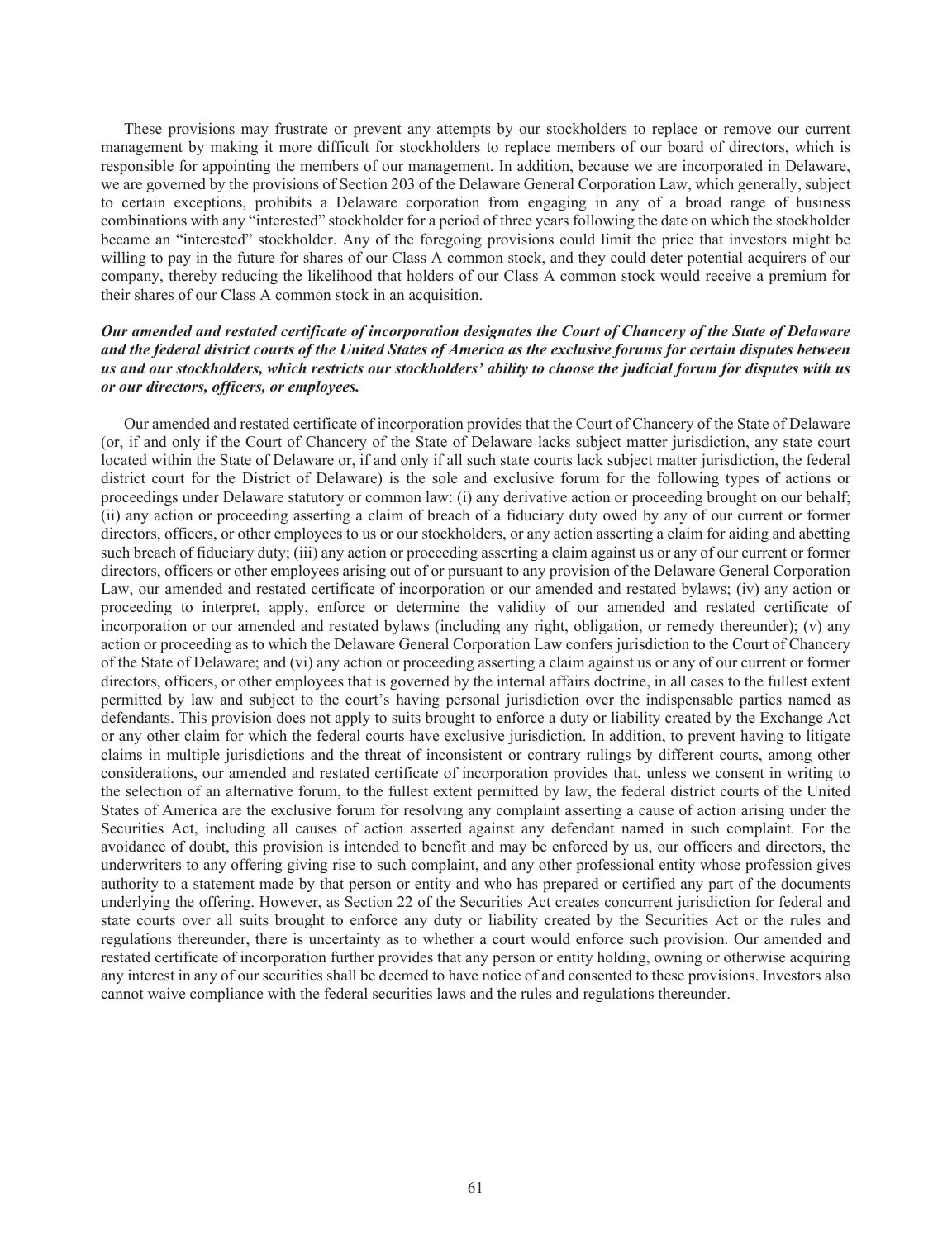These provisions may frustrate or prevent any attempts by our stockholders to replace or remove our current management by making it more difficult for stockholders to replace members of our board of directors, which is responsible for appointing the members of our management. In addition, because we are incorporated in Delaware, we are governed by the provisions of Section 203 of the Delaware General Corporation Law, which generally, subject to certain exceptions, prohibits a Delaware corporation from engaging in any of a broad range of business combinations with any "interested" stockholder for a period of three years following the date on which the stockholder became an "interested" stockholder. Any of the foregoing provisions could limit the price that investors might be willing to pay in the future for shares of our Class A common stock, and they could deter potential acquirers of our company, thereby reducing the likelihood that holders of our Class A common stock would receive a premium for their shares of our Class A common stock in an acquisition.

***Our amended and restated certificate of incorporation designates the Court of Chancery of the State of Delaware and the federal district courts of the United States of America as the exclusive forums for certain disputes between us and our stockholders, which restricts our stockholders' ability to choose the judicial forum for disputes with us or our directors, officers, or employees.***

Our amended and restated certificate of incorporation provides that the Court of Chancery of the State of Delaware (or, if and only if the Court of Chancery of the State of Delaware lacks subject matter jurisdiction, any state court located within the State of Delaware or, if and only if all such state courts lack subject matter jurisdiction, the federal district court for the District of Delaware) is the sole and exclusive forum for the following types of actions or proceedings under Delaware statutory or common law: (i) any derivative action or proceeding brought on our behalf; (ii) any action or proceeding asserting a claim of breach of a fiduciary duty owed by any of our current or former directors, officers, or other employees to us or our stockholders, or any action asserting a claim for aiding and abetting such breach of fiduciary duty; (iii) any action or proceeding asserting a claim against us or any of our current or former directors, officers or other employees arising out of or pursuant to any provision of the Delaware General Corporation Law, our amended and restated certificate of incorporation or our amended and restated bylaws; (iv) any action or proceeding to interpret, apply, enforce or determine the validity of our amended and restated certificate of incorporation or our amended and restated bylaws (including any right, obligation, or remedy thereunder); (v) any action or proceeding as to which the Delaware General Corporation Law confers jurisdiction to the Court of Chancery of the State of Delaware; and (vi) any action or proceeding asserting a claim against us or any of our current or former directors, officers, or other employees that is governed by the internal affairs doctrine, in all cases to the fullest extent permitted by law and subject to the court's having personal jurisdiction over the indispensable parties named as defendants. This provision does not apply to suits brought to enforce a duty or liability created by the Exchange Act or any other claim for which the federal courts have exclusive jurisdiction. In addition, to prevent having to litigate claims in multiple jurisdictions and the threat of inconsistent or contrary rulings by different courts, among other considerations, our amended and restated certificate of incorporation provides that, unless we consent in writing to the selection of an alternative forum, to the fullest extent permitted by law, the federal district courts of the United States of America are the exclusive forum for resolving any complaint asserting a cause of action arising under the Securities Act, including all causes of action asserted against any defendant named in such complaint. For the avoidance of doubt, this provision is intended to benefit and may be enforced by us, our officers and directors, the underwriters to any offering giving rise to such complaint, and any other professional entity whose profession gives authority to a statement made by that person or entity and who has prepared or certified any part of the documents underlying the offering. However, as Section 22 of the Securities Act creates concurrent jurisdiction for federal and state courts over all suits brought to enforce any duty or liability created by the Securities Act or the rules and regulations thereunder, there is uncertainty as to whether a court would enforce such provision. Our amended and restated certificate of incorporation further provides that any person or entity holding, owning or otherwise acquiring any interest in any of our securities shall be deemed to have notice of and consented to these provisions. Investors also cannot waive compliance with the federal securities laws and the rules and regulations thereunder.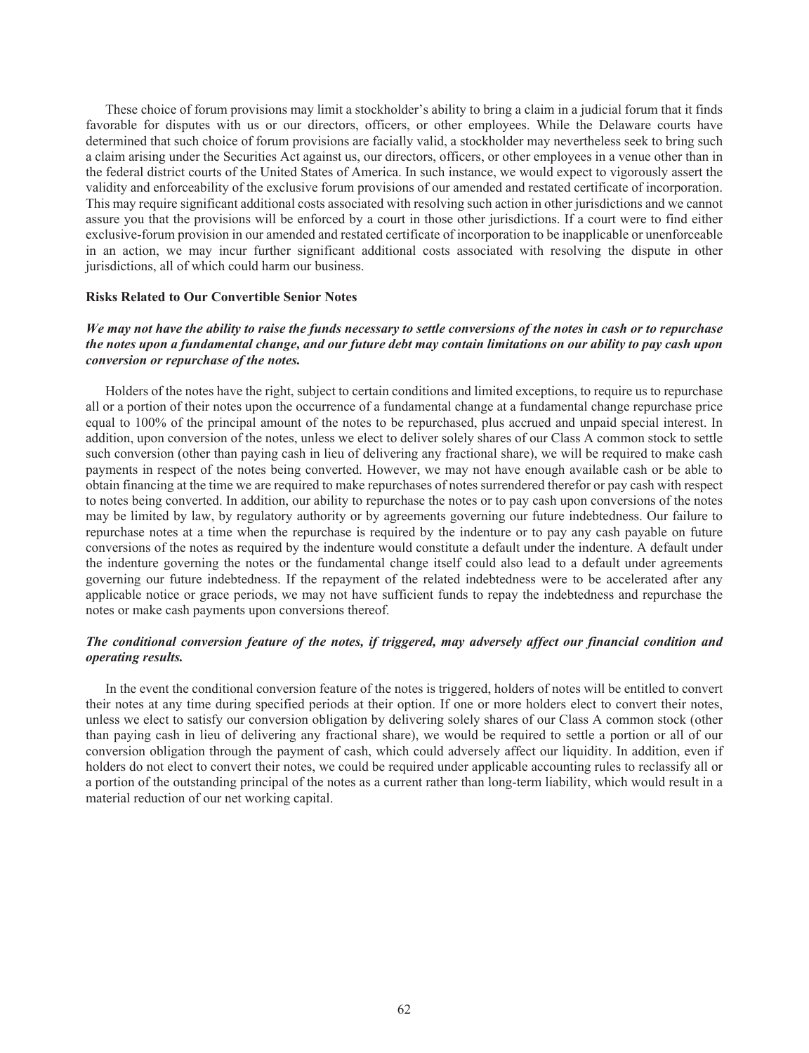These choice of forum provisions may limit a stockholder's ability to bring a claim in a judicial forum that it finds favorable for disputes with us or our directors, officers, or other employees. While the Delaware courts have determined that such choice of forum provisions are facially valid, a stockholder may nevertheless seek to bring such a claim arising under the Securities Act against us, our directors, officers, or other employees in a venue other than in the federal district courts of the United States of America. In such instance, we would expect to vigorously assert the validity and enforceability of the exclusive forum provisions of our amended and restated certificate of incorporation. This may require significant additional costs associated with resolving such action in other jurisdictions and we cannot assure you that the provisions will be enforced by a court in those other jurisdictions. If a court were to find either exclusive-forum provision in our amended and restated certificate of incorporation to be inapplicable or unenforceable in an action, we may incur further significant additional costs associated with resolving the dispute in other jurisdictions, all of which could harm our business.

**Risks Related to Our Convertible Senior Notes**

***We may not have the ability to raise the funds necessary to settle conversions of the notes in cash or to repurchase the notes upon a fundamental change, and our future debt may contain limitations on our ability to pay cash upon conversion or repurchase of the notes.***

Holders of the notes have the right, subject to certain conditions and limited exceptions, to require us to repurchase all or a portion of their notes upon the occurrence of a fundamental change at a fundamental change repurchase price equal to 100% of the principal amount of the notes to be repurchased, plus accrued and unpaid special interest. In addition, upon conversion of the notes, unless we elect to deliver solely shares of our Class A common stock to settle such conversion (other than paying cash in lieu of delivering any fractional share), we will be required to make cash payments in respect of the notes being converted. However, we may not have enough available cash or be able to obtain financing at the time we are required to make repurchases of notes surrendered therefor or pay cash with respect to notes being converted. In addition, our ability to repurchase the notes or to pay cash upon conversions of the notes may be limited by law, by regulatory authority or by agreements governing our future indebtedness. Our failure to repurchase notes at a time when the repurchase is required by the indenture or to pay any cash payable on future conversions of the notes as required by the indenture would constitute a default under the indenture. A default under the indenture governing the notes or the fundamental change itself could also lead to a default under agreements governing our future indebtedness. If the repayment of the related indebtedness were to be accelerated after any applicable notice or grace periods, we may not have sufficient funds to repay the indebtedness and repurchase the notes or make cash payments upon conversions thereof.

***The conditional conversion feature of the notes, if triggered, may adversely affect our financial condition and operating results.***

In the event the conditional conversion feature of the notes is triggered, holders of notes will be entitled to convert their notes at any time during specified periods at their option. If one or more holders elect to convert their notes, unless we elect to satisfy our conversion obligation by delivering solely shares of our Class A common stock (other than paying cash in lieu of delivering any fractional share), we would be required to settle a portion or all of our conversion obligation through the payment of cash, which could adversely affect our liquidity. In addition, even if holders do not elect to convert their notes, we could be required under applicable accounting rules to reclassify all or a portion of the outstanding principal of the notes as a current rather than long-term liability, which would result in a material reduction of our net working capital.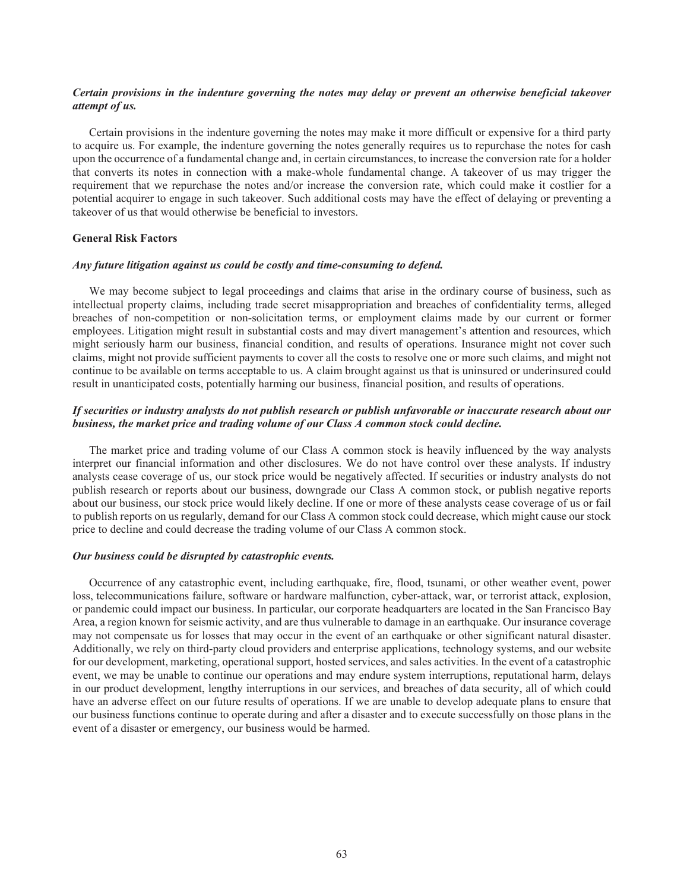***Certain provisions in the indenture governing the notes may delay or prevent an otherwise beneficial takeover attempt of us.***

Certain provisions in the indenture governing the notes may make it more difficult or expensive for a third party to acquire us. For example, the indenture governing the notes generally requires us to repurchase the notes for cash upon the occurrence of a fundamental change and, in certain circumstances, to increase the conversion rate for a holder that converts its notes in connection with a make-whole fundamental change. A takeover of us may trigger the requirement that we repurchase the notes and/or increase the conversion rate, which could make it costlier for a potential acquirer to engage in such takeover. Such additional costs may have the effect of delaying or preventing a takeover of us that would otherwise be beneficial to investors.

**General Risk Factors**

***Any future litigation against us could be costly and time-consuming to defend.***

We may become subject to legal proceedings and claims that arise in the ordinary course of business, such as intellectual property claims, including trade secret misappropriation and breaches of confidentiality terms, alleged breaches of non-competition or non-solicitation terms, or employment claims made by our current or former employees. Litigation might result in substantial costs and may divert management's attention and resources, which might seriously harm our business, financial condition, and results of operations. Insurance might not cover such claims, might not provide sufficient payments to cover all the costs to resolve one or more such claims, and might not continue to be available on terms acceptable to us. A claim brought against us that is uninsured or underinsured could result in unanticipated costs, potentially harming our business, financial position, and results of operations.

***If securities or industry analysts do not publish research or publish unfavorable or inaccurate research about our business, the market price and trading volume of our Class A common stock could decline.***

The market price and trading volume of our Class A common stock is heavily influenced by the way analysts interpret our financial information and other disclosures. We do not have control over these analysts. If industry analysts cease coverage of us, our stock price would be negatively affected. If securities or industry analysts do not publish research or reports about our business, downgrade our Class A common stock, or publish negative reports about our business, our stock price would likely decline. If one or more of these analysts cease coverage of us or fail to publish reports on us regularly, demand for our Class A common stock could decrease, which might cause our stock price to decline and could decrease the trading volume of our Class A common stock.

***Our business could be disrupted by catastrophic events.***

Occurrence of any catastrophic event, including earthquake, fire, flood, tsunami, or other weather event, power loss, telecommunications failure, software or hardware malfunction, cyber-attack, war, or terrorist attack, explosion, or pandemic could impact our business. In particular, our corporate headquarters are located in the San Francisco Bay Area, a region known for seismic activity, and are thus vulnerable to damage in an earthquake. Our insurance coverage may not compensate us for losses that may occur in the event of an earthquake or other significant natural disaster. Additionally, we rely on third-party cloud providers and enterprise applications, technology systems, and our website for our development, marketing, operational support, hosted services, and sales activities. In the event of a catastrophic event, we may be unable to continue our operations and may endure system interruptions, reputational harm, delays in our product development, lengthy interruptions in our services, and breaches of data security, all of which could have an adverse effect on our future results of operations. If we are unable to develop adequate plans to ensure that our business functions continue to operate during and after a disaster and to execute successfully on those plans in the event of a disaster or emergency, our business would be harmed.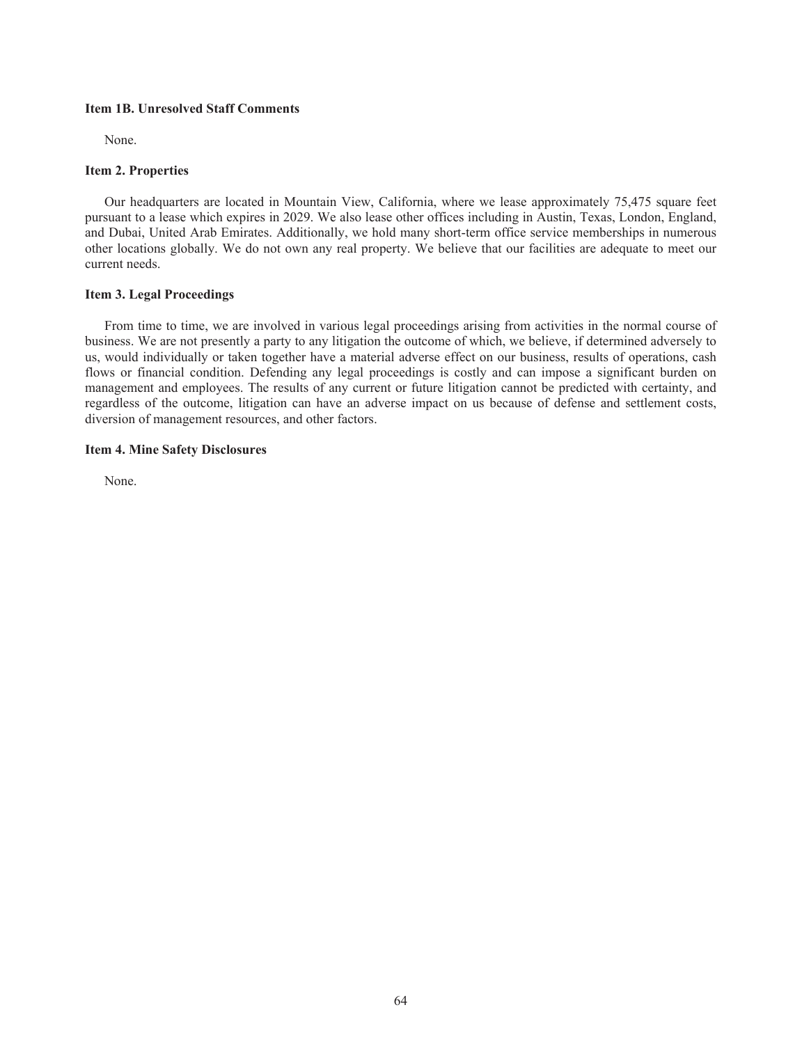### Item 1B. Unresolved Staff Comments

None.

### Item 2. Properties

Our headquarters are located in Mountain View, California, where we lease approximately 75,475 square feet pursuant to a lease which expires in 2029. We also lease other offices including in Austin, Texas, London, England, and Dubai, United Arab Emirates. Additionally, we hold many short-term office service memberships in numerous other locations globally. We do not own any real property. We believe that our facilities are adequate to meet our current needs.

### Item 3. Legal Proceedings

From time to time, we are involved in various legal proceedings arising from activities in the normal course of business. We are not presently a party to any litigation the outcome of which, we believe, if determined adversely to us, would individually or taken together have a material adverse effect on our business, results of operations, cash flows or financial condition. Defending any legal proceedings is costly and can impose a significant burden on management and employees. The results of any current or future litigation cannot be predicted with certainty, and regardless of the outcome, litigation can have an adverse impact on us because of defense and settlement costs, diversion of management resources, and other factors.

### Item 4. Mine Safety Disclosures

None.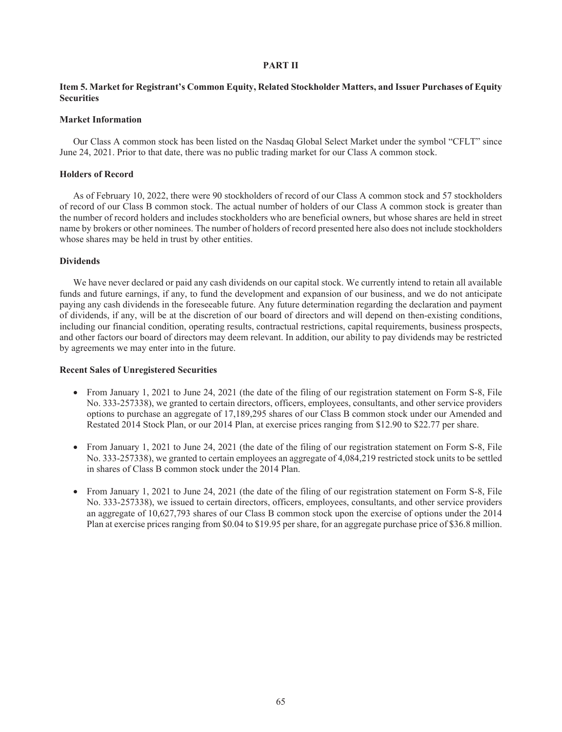# PART II

## Item 5. Market for Registrant's Common Equity, Related Stockholder Matters, and Issuer Purchases of Equity Securities

### Market Information

Our Class A common stock has been listed on the Nasdaq Global Select Market under the symbol "CFLT" since June 24, 2021. Prior to that date, there was no public trading market for our Class A common stock.

### Holders of Record

As of February 10, 2022, there were 90 stockholders of record of our Class A common stock and 57 stockholders of record of our Class B common stock. The actual number of holders of our Class A common stock is greater than the number of record holders and includes stockholders who are beneficial owners, but whose shares are held in street name by brokers or other nominees. The number of holders of record presented here also does not include stockholders whose shares may be held in trust by other entities.

### Dividends

We have never declared or paid any cash dividends on our capital stock. We currently intend to retain all available funds and future earnings, if any, to fund the development and expansion of our business, and we do not anticipate paying any cash dividends in the foreseeable future. Any future determination regarding the declaration and payment of dividends, if any, will be at the discretion of our board of directors and will depend on then-existing conditions, including our financial condition, operating results, contractual restrictions, capital requirements, business prospects, and other factors our board of directors may deem relevant. In addition, our ability to pay dividends may be restricted by agreements we may enter into in the future.

### Recent Sales of Unregistered Securities

- From January 1, 2021 to June 24, 2021 (the date of the filing of our registration statement on Form S-8, File No. 333-257338), we granted to certain directors, officers, employees, consultants, and other service providers options to purchase an aggregate of 17,189,295 shares of our Class B common stock under our Amended and Restated 2014 Stock Plan, or our 2014 Plan, at exercise prices ranging from $12.90 to $22.77 per share.
- From January 1, 2021 to June 24, 2021 (the date of the filing of our registration statement on Form S-8, File No. 333-257338), we granted to certain employees an aggregate of 4,084,219 restricted stock units to be settled in shares of Class B common stock under the 2014 Plan.
- From January 1, 2021 to June 24, 2021 (the date of the filing of our registration statement on Form S-8, File No. 333-257338), we issued to certain directors, officers, employees, consultants, and other service providers an aggregate of 10,627,793 shares of our Class B common stock upon the exercise of options under the 2014 Plan at exercise prices ranging from $0.04 to $19.95 per share, for an aggregate purchase price of $36.8 million.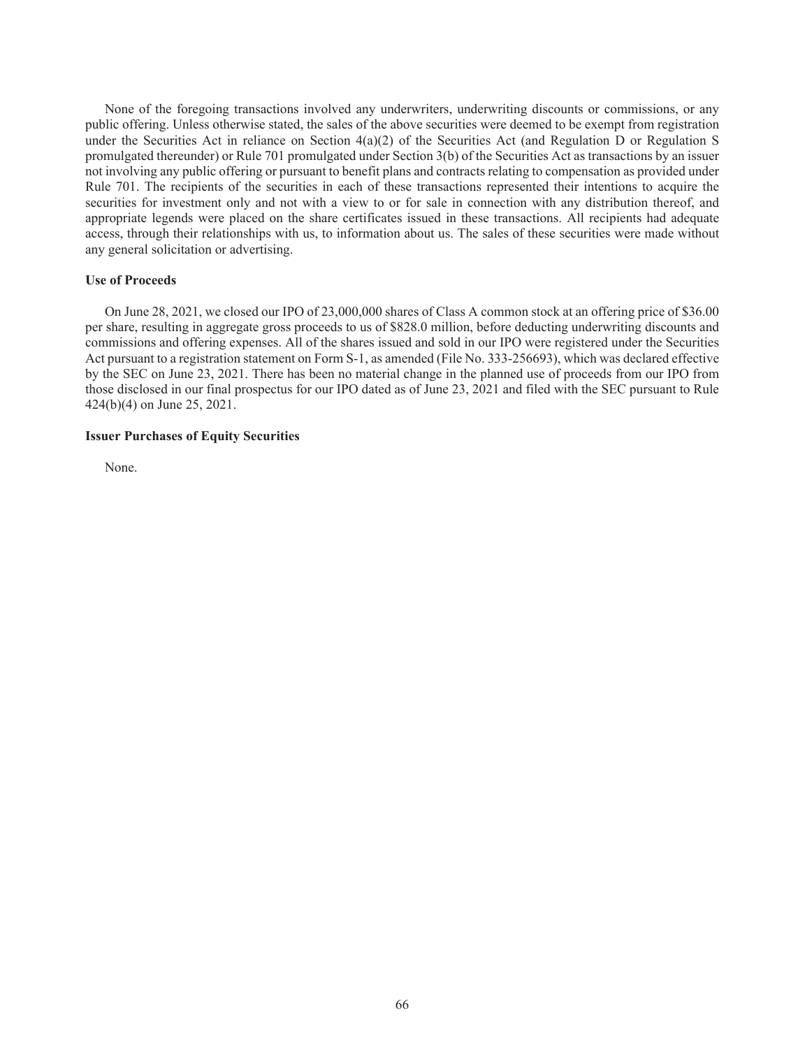None of the foregoing transactions involved any underwriters, underwriting discounts or commissions, or any public offering. Unless otherwise stated, the sales of the above securities were deemed to be exempt from registration under the Securities Act in reliance on Section 4(a)(2) of the Securities Act (and Regulation D or Regulation S promulgated thereunder) or Rule 701 promulgated under Section 3(b) of the Securities Act as transactions by an issuer not involving any public offering or pursuant to benefit plans and contracts relating to compensation as provided under Rule 701. The recipients of the securities in each of these transactions represented their intentions to acquire the securities for investment only and not with a view to or for sale in connection with any distribution thereof, and appropriate legends were placed on the share certificates issued in these transactions. All recipients had adequate access, through their relationships with us, to information about us. The sales of these securities were made without any general solicitation or advertising.

**Use of Proceeds**

On June 28, 2021, we closed our IPO of 23,000,000 shares of Class A common stock at an offering price of $36.00 per share, resulting in aggregate gross proceeds to us of $828.0 million, before deducting underwriting discounts and commissions and offering expenses. All of the shares issued and sold in our IPO were registered under the Securities Act pursuant to a registration statement on Form S-1, as amended (File No. 333-256693), which was declared effective by the SEC on June 23, 2021. There has been no material change in the planned use of proceeds from our IPO from those disclosed in our final prospectus for our IPO dated as of June 23, 2021 and filed with the SEC pursuant to Rule 424(b)(4) on June 25, 2021.

**Issuer Purchases of Equity Securities**

None.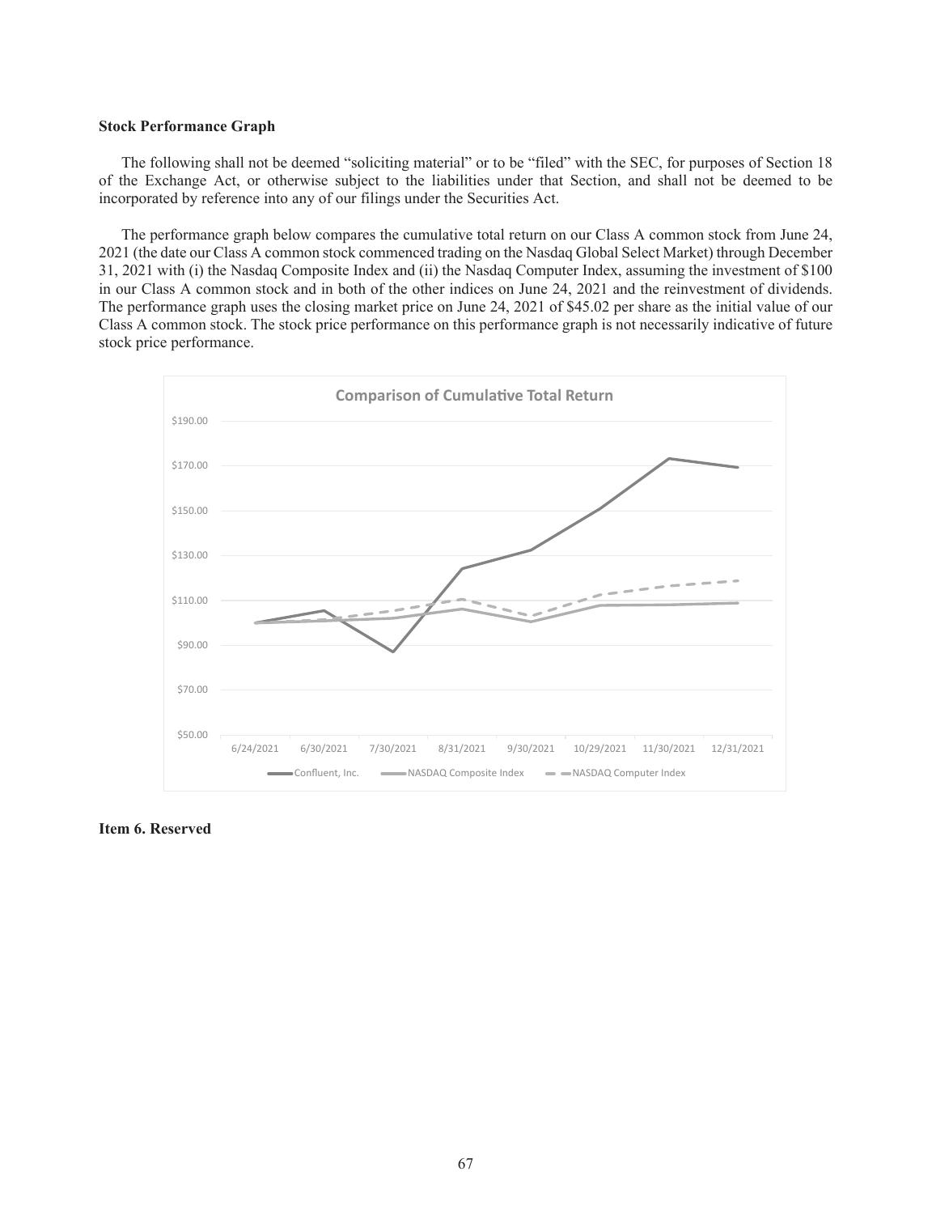**Stock Performance Graph**

The following shall not be deemed "soliciting material" or to be "filed" with the SEC, for purposes of Section 18 of the Exchange Act, or otherwise subject to the liabilities under that Section, and shall not be deemed to be incorporated by reference into any of our filings under the Securities Act.

The performance graph below compares the cumulative total return on our Class A common stock from June 24, 2021 (the date our Class A common stock commenced trading on the Nasdaq Global Select Market) through December 31, 2021 with (i) the Nasdaq Composite Index and (ii) the Nasdaq Computer Index, assuming the investment of $100 in our Class A common stock and in both of the other indices on June 24, 2021 and the reinvestment of dividends. The performance graph uses the closing market price on June 24, 2021 of $45.02 per share as the initial value of our Class A common stock. The stock price performance on this performance graph is not necessarily indicative of future stock price performance.

**Comparison of Cumulative Total Return**

Dates: 6/24/2021, 6/30/2021, 7/30/2021, 8/31/2021, 9/30/2021, 10/29/2021, 11/30/2021, 12/31/2021

Series: Confluent, Inc.; NASDAQ Composite Index; NASDAQ Computer Index

**Item 6. Reserved**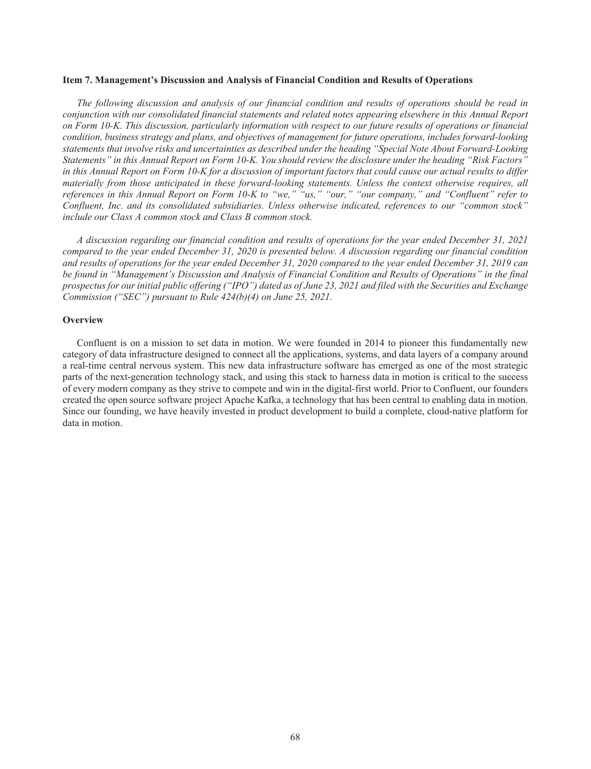## Item 7. Management's Discussion and Analysis of Financial Condition and Results of Operations

*The following discussion and analysis of our financial condition and results of operations should be read in conjunction with our consolidated financial statements and related notes appearing elsewhere in this Annual Report on Form 10-K. This discussion, particularly information with respect to our future results of operations or financial condition, business strategy and plans, and objectives of management for future operations, includes forward-looking statements that involve risks and uncertainties as described under the heading "Special Note About Forward-Looking Statements" in this Annual Report on Form 10-K. You should review the disclosure under the heading "Risk Factors" in this Annual Report on Form 10-K for a discussion of important factors that could cause our actual results to differ materially from those anticipated in these forward-looking statements. Unless the context otherwise requires, all references in this Annual Report on Form 10-K to "we," "us," "our," "our company," and "Confluent" refer to Confluent, Inc. and its consolidated subsidiaries. Unless otherwise indicated, references to our "common stock" include our Class A common stock and Class B common stock.*

*A discussion regarding our financial condition and results of operations for the year ended December 31, 2021 compared to the year ended December 31, 2020 is presented below. A discussion regarding our financial condition and results of operations for the year ended December 31, 2020 compared to the year ended December 31, 2019 can be found in "Management's Discussion and Analysis of Financial Condition and Results of Operations" in the final prospectus for our initial public offering ("IPO") dated as of June 23, 2021 and filed with the Securities and Exchange Commission ("SEC") pursuant to Rule 424(b)(4) on June 25, 2021.*

### Overview

Confluent is on a mission to set data in motion. We were founded in 2014 to pioneer this fundamentally new category of data infrastructure designed to connect all the applications, systems, and data layers of a company around a real-time central nervous system. This new data infrastructure software has emerged as one of the most strategic parts of the next-generation technology stack, and using this stack to harness data in motion is critical to the success of every modern company as they strive to compete and win in the digital-first world. Prior to Confluent, our founders created the open source software project Apache Kafka, a technology that has been central to enabling data in motion. Since our founding, we have heavily invested in product development to build a complete, cloud-native platform for data in motion.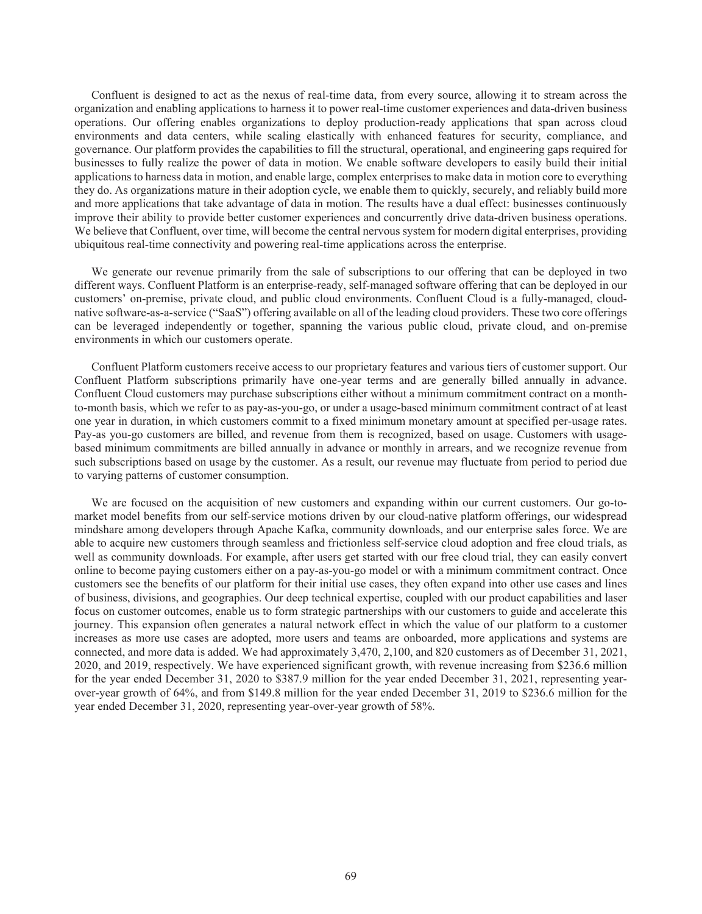Confluent is designed to act as the nexus of real-time data, from every source, allowing it to stream across the organization and enabling applications to harness it to power real-time customer experiences and data-driven business operations. Our offering enables organizations to deploy production-ready applications that span across cloud environments and data centers, while scaling elastically with enhanced features for security, compliance, and governance. Our platform provides the capabilities to fill the structural, operational, and engineering gaps required for businesses to fully realize the power of data in motion. We enable software developers to easily build their initial applications to harness data in motion, and enable large, complex enterprises to make data in motion core to everything they do. As organizations mature in their adoption cycle, we enable them to quickly, securely, and reliably build more and more applications that take advantage of data in motion. The results have a dual effect: businesses continuously improve their ability to provide better customer experiences and concurrently drive data-driven business operations. We believe that Confluent, over time, will become the central nervous system for modern digital enterprises, providing ubiquitous real-time connectivity and powering real-time applications across the enterprise.

We generate our revenue primarily from the sale of subscriptions to our offering that can be deployed in two different ways. Confluent Platform is an enterprise-ready, self-managed software offering that can be deployed in our customers' on-premise, private cloud, and public cloud environments. Confluent Cloud is a fully-managed, cloud-native software-as-a-service ("SaaS") offering available on all of the leading cloud providers. These two core offerings can be leveraged independently or together, spanning the various public cloud, private cloud, and on-premise environments in which our customers operate.

Confluent Platform customers receive access to our proprietary features and various tiers of customer support. Our Confluent Platform subscriptions primarily have one-year terms and are generally billed annually in advance. Confluent Cloud customers may purchase subscriptions either without a minimum commitment contract on a month-to-month basis, which we refer to as pay-as-you-go, or under a usage-based minimum commitment contract of at least one year in duration, in which customers commit to a fixed minimum monetary amount at specified per-usage rates. Pay-as you-go customers are billed, and revenue from them is recognized, based on usage. Customers with usage-based minimum commitments are billed annually in advance or monthly in arrears, and we recognize revenue from such subscriptions based on usage by the customer. As a result, our revenue may fluctuate from period to period due to varying patterns of customer consumption.

We are focused on the acquisition of new customers and expanding within our current customers. Our go-to-market model benefits from our self-service motions driven by our cloud-native platform offerings, our widespread mindshare among developers through Apache Kafka, community downloads, and our enterprise sales force. We are able to acquire new customers through seamless and frictionless self-service cloud adoption and free cloud trials, as well as community downloads. For example, after users get started with our free cloud trial, they can easily convert online to become paying customers either on a pay-as-you-go model or with a minimum commitment contract. Once customers see the benefits of our platform for their initial use cases, they often expand into other use cases and lines of business, divisions, and geographies. Our deep technical expertise, coupled with our product capabilities and laser focus on customer outcomes, enable us to form strategic partnerships with our customers to guide and accelerate this journey. This expansion often generates a natural network effect in which the value of our platform to a customer increases as more use cases are adopted, more users and teams are onboarded, more applications and systems are connected, and more data is added. We had approximately 3,470, 2,100, and 820 customers as of December 31, 2021, 2020, and 2019, respectively. We have experienced significant growth, with revenue increasing from $236.6 million for the year ended December 31, 2020 to $387.9 million for the year ended December 31, 2021, representing year-over-year growth of 64%, and from $149.8 million for the year ended December 31, 2019 to $236.6 million for the year ended December 31, 2020, representing year-over-year growth of 58%.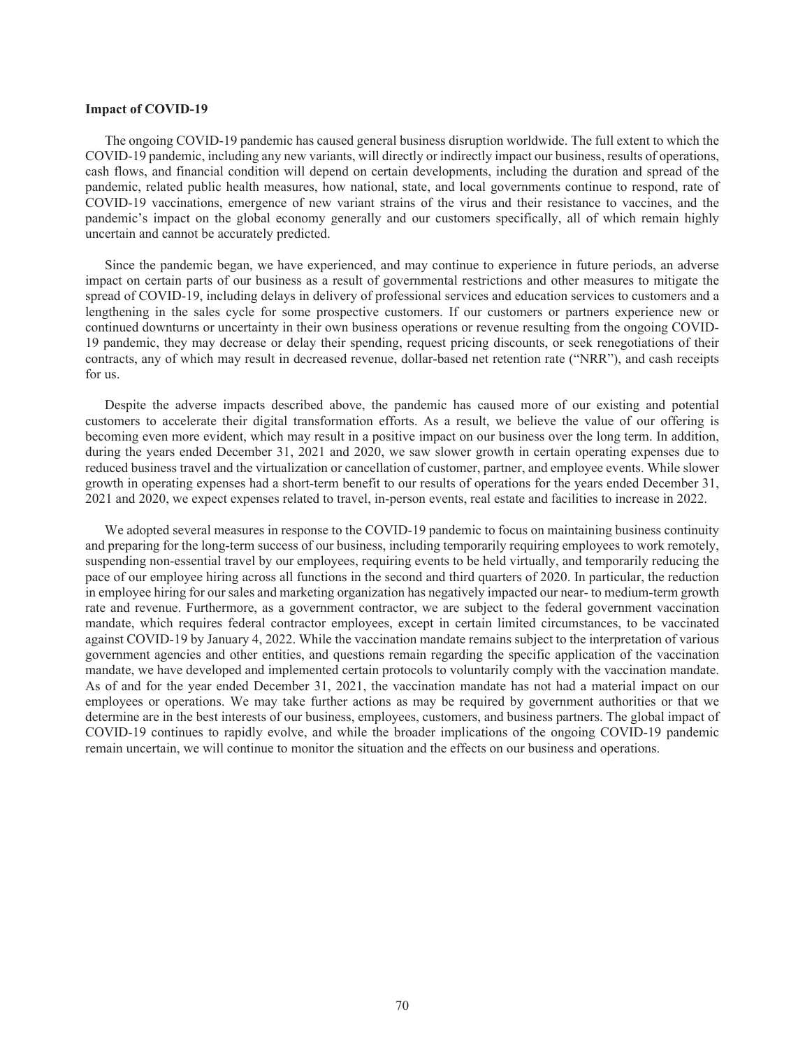### Impact of COVID-19

The ongoing COVID-19 pandemic has caused general business disruption worldwide. The full extent to which the COVID-19 pandemic, including any new variants, will directly or indirectly impact our business, results of operations, cash flows, and financial condition will depend on certain developments, including the duration and spread of the pandemic, related public health measures, how national, state, and local governments continue to respond, rate of COVID-19 vaccinations, emergence of new variant strains of the virus and their resistance to vaccines, and the pandemic's impact on the global economy generally and our customers specifically, all of which remain highly uncertain and cannot be accurately predicted.

Since the pandemic began, we have experienced, and may continue to experience in future periods, an adverse impact on certain parts of our business as a result of governmental restrictions and other measures to mitigate the spread of COVID-19, including delays in delivery of professional services and education services to customers and a lengthening in the sales cycle for some prospective customers. If our customers or partners experience new or continued downturns or uncertainty in their own business operations or revenue resulting from the ongoing COVID-19 pandemic, they may decrease or delay their spending, request pricing discounts, or seek renegotiations of their contracts, any of which may result in decreased revenue, dollar-based net retention rate ("NRR"), and cash receipts for us.

Despite the adverse impacts described above, the pandemic has caused more of our existing and potential customers to accelerate their digital transformation efforts. As a result, we believe the value of our offering is becoming even more evident, which may result in a positive impact on our business over the long term. In addition, during the years ended December 31, 2021 and 2020, we saw slower growth in certain operating expenses due to reduced business travel and the virtualization or cancellation of customer, partner, and employee events. While slower growth in operating expenses had a short-term benefit to our results of operations for the years ended December 31, 2021 and 2020, we expect expenses related to travel, in-person events, real estate and facilities to increase in 2022.

We adopted several measures in response to the COVID-19 pandemic to focus on maintaining business continuity and preparing for the long-term success of our business, including temporarily requiring employees to work remotely, suspending non-essential travel by our employees, requiring events to be held virtually, and temporarily reducing the pace of our employee hiring across all functions in the second and third quarters of 2020. In particular, the reduction in employee hiring for our sales and marketing organization has negatively impacted our near- to medium-term growth rate and revenue. Furthermore, as a government contractor, we are subject to the federal government vaccination mandate, which requires federal contractor employees, except in certain limited circumstances, to be vaccinated against COVID-19 by January 4, 2022. While the vaccination mandate remains subject to the interpretation of various government agencies and other entities, and questions remain regarding the specific application of the vaccination mandate, we have developed and implemented certain protocols to voluntarily comply with the vaccination mandate. As of and for the year ended December 31, 2021, the vaccination mandate has not had a material impact on our employees or operations. We may take further actions as may be required by government authorities or that we determine are in the best interests of our business, employees, customers, and business partners. The global impact of COVID-19 continues to rapidly evolve, and while the broader implications of the ongoing COVID-19 pandemic remain uncertain, we will continue to monitor the situation and the effects on our business and operations.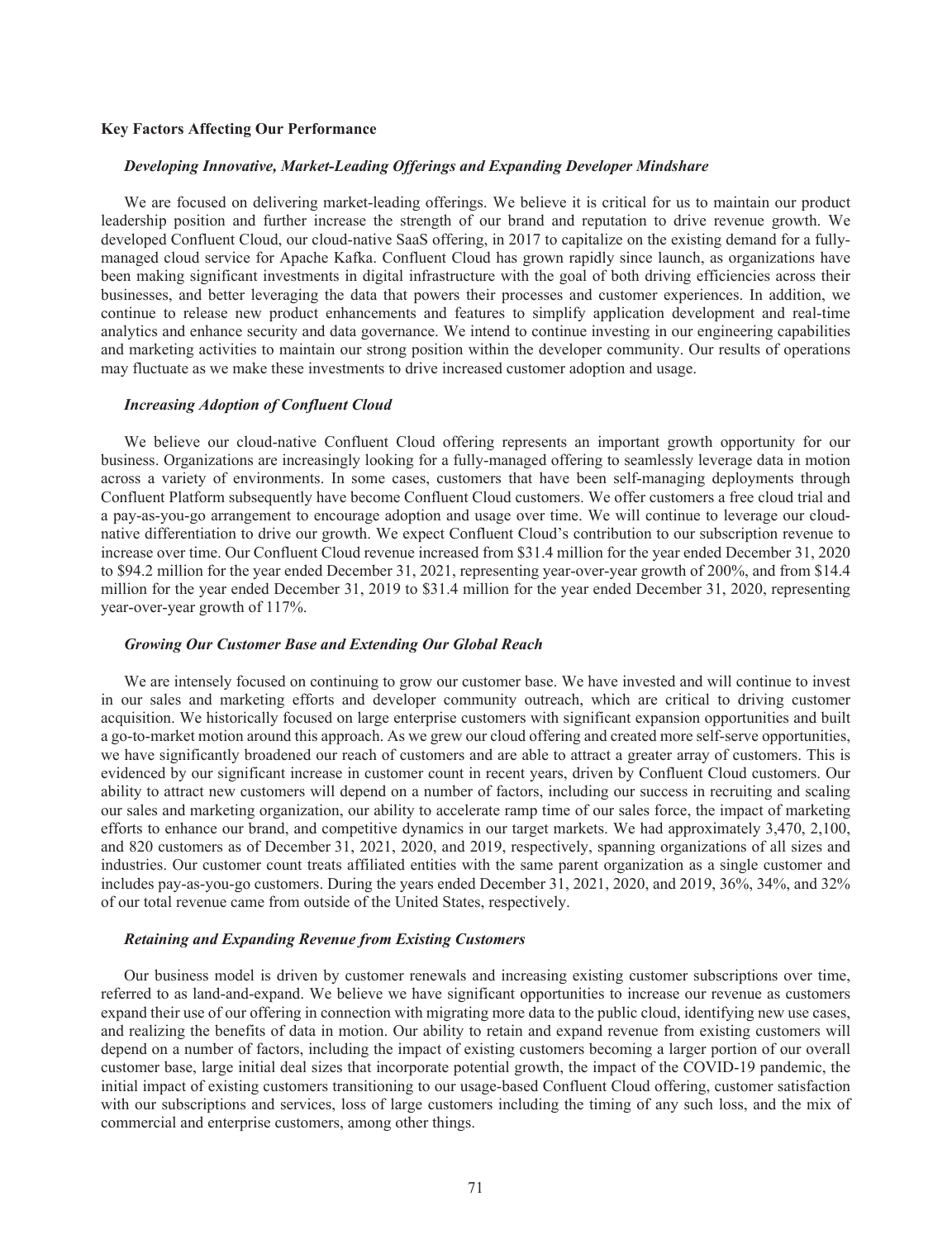### Key Factors Affecting Our Performance

#### *Developing Innovative, Market-Leading Offerings and Expanding Developer Mindshare*

We are focused on delivering market-leading offerings. We believe it is critical for us to maintain our product leadership position and further increase the strength of our brand and reputation to drive revenue growth. We developed Confluent Cloud, our cloud-native SaaS offering, in 2017 to capitalize on the existing demand for a fully-managed cloud service for Apache Kafka. Confluent Cloud has grown rapidly since launch, as organizations have been making significant investments in digital infrastructure with the goal of both driving efficiencies across their businesses, and better leveraging the data that powers their processes and customer experiences. In addition, we continue to release new product enhancements and features to simplify application development and real-time analytics and enhance security and data governance. We intend to continue investing in our engineering capabilities and marketing activities to maintain our strong position within the developer community. Our results of operations may fluctuate as we make these investments to drive increased customer adoption and usage.

#### *Increasing Adoption of Confluent Cloud*

We believe our cloud-native Confluent Cloud offering represents an important growth opportunity for our business. Organizations are increasingly looking for a fully-managed offering to seamlessly leverage data in motion across a variety of environments. In some cases, customers that have been self-managing deployments through Confluent Platform subsequently have become Confluent Cloud customers. We offer customers a free cloud trial and a pay-as-you-go arrangement to encourage adoption and usage over time. We will continue to leverage our cloud-native differentiation to drive our growth. We expect Confluent Cloud's contribution to our subscription revenue to increase over time. Our Confluent Cloud revenue increased from $31.4 million for the year ended December 31, 2020 to $94.2 million for the year ended December 31, 2021, representing year-over-year growth of 200%, and from $14.4 million for the year ended December 31, 2019 to $31.4 million for the year ended December 31, 2020, representing year-over-year growth of 117%.

#### *Growing Our Customer Base and Extending Our Global Reach*

We are intensely focused on continuing to grow our customer base. We have invested and will continue to invest in our sales and marketing efforts and developer community outreach, which are critical to driving customer acquisition. We historically focused on large enterprise customers with significant expansion opportunities and built a go-to-market motion around this approach. As we grew our cloud offering and created more self-serve opportunities, we have significantly broadened our reach of customers and are able to attract a greater array of customers. This is evidenced by our significant increase in customer count in recent years, driven by Confluent Cloud customers. Our ability to attract new customers will depend on a number of factors, including our success in recruiting and scaling our sales and marketing organization, our ability to accelerate ramp time of our sales force, the impact of marketing efforts to enhance our brand, and competitive dynamics in our target markets. We had approximately 3,470, 2,100, and 820 customers as of December 31, 2021, 2020, and 2019, respectively, spanning organizations of all sizes and industries. Our customer count treats affiliated entities with the same parent organization as a single customer and includes pay-as-you-go customers. During the years ended December 31, 2021, 2020, and 2019, 36%, 34%, and 32% of our total revenue came from outside of the United States, respectively.

#### *Retaining and Expanding Revenue from Existing Customers*

Our business model is driven by customer renewals and increasing existing customer subscriptions over time, referred to as land-and-expand. We believe we have significant opportunities to increase our revenue as customers expand their use of our offering in connection with migrating more data to the public cloud, identifying new use cases, and realizing the benefits of data in motion. Our ability to retain and expand revenue from existing customers will depend on a number of factors, including the impact of existing customers becoming a larger portion of our overall customer base, large initial deal sizes that incorporate potential growth, the impact of the COVID-19 pandemic, the initial impact of existing customers transitioning to our usage-based Confluent Cloud offering, customer satisfaction with our subscriptions and services, loss of large customers including the timing of any such loss, and the mix of commercial and enterprise customers, among other things.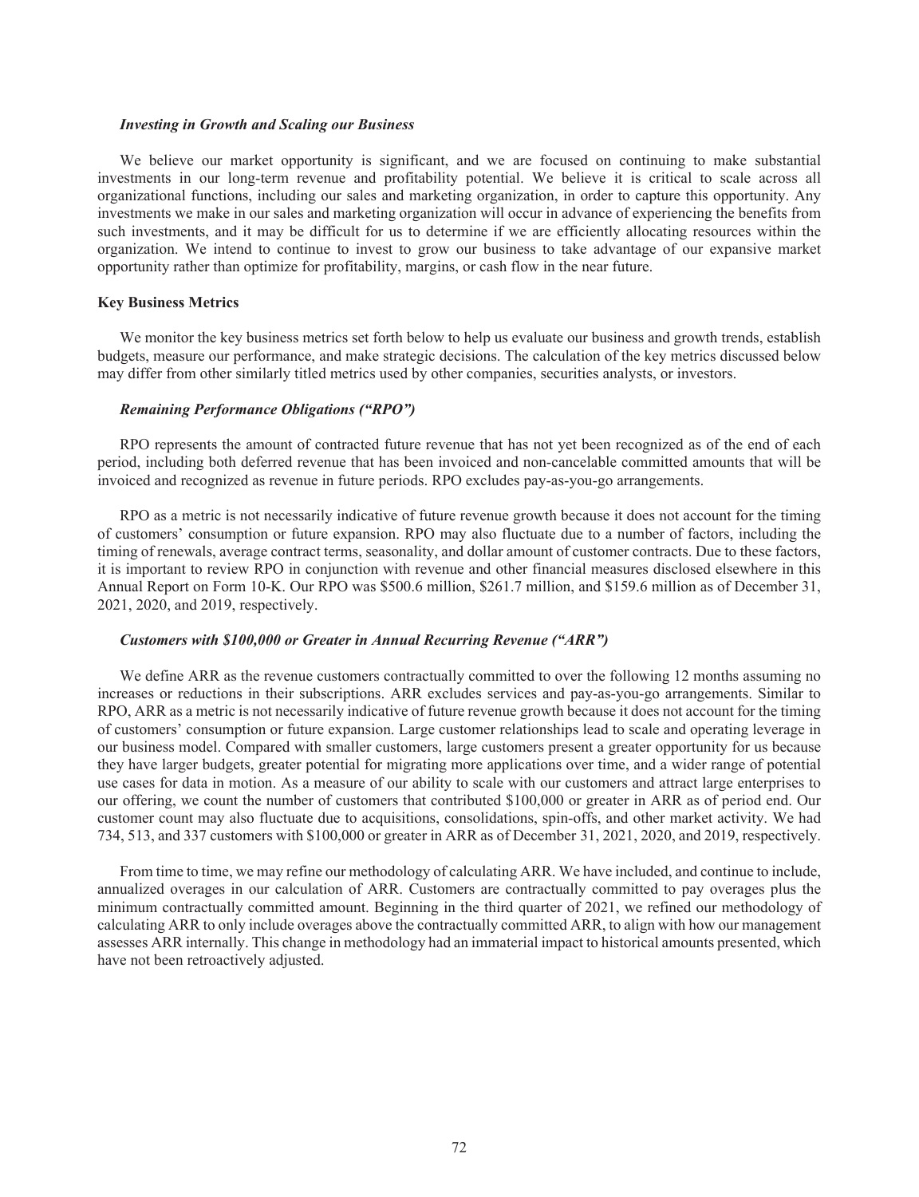*Investing in Growth and Scaling our Business*

We believe our market opportunity is significant, and we are focused on continuing to make substantial investments in our long-term revenue and profitability potential. We believe it is critical to scale across all organizational functions, including our sales and marketing organization, in order to capture this opportunity. Any investments we make in our sales and marketing organization will occur in advance of experiencing the benefits from such investments, and it may be difficult for us to determine if we are efficiently allocating resources within the organization. We intend to continue to invest to grow our business to take advantage of our expansive market opportunity rather than optimize for profitability, margins, or cash flow in the near future.

**Key Business Metrics**

We monitor the key business metrics set forth below to help us evaluate our business and growth trends, establish budgets, measure our performance, and make strategic decisions. The calculation of the key metrics discussed below may differ from other similarly titled metrics used by other companies, securities analysts, or investors.

***Remaining Performance Obligations ("RPO")***

RPO represents the amount of contracted future revenue that has not yet been recognized as of the end of each period, including both deferred revenue that has been invoiced and non-cancelable committed amounts that will be invoiced and recognized as revenue in future periods. RPO excludes pay-as-you-go arrangements.

RPO as a metric is not necessarily indicative of future revenue growth because it does not account for the timing of customers' consumption or future expansion. RPO may also fluctuate due to a number of factors, including the timing of renewals, average contract terms, seasonality, and dollar amount of customer contracts. Due to these factors, it is important to review RPO in conjunction with revenue and other financial measures disclosed elsewhere in this Annual Report on Form 10-K. Our RPO was $500.6 million, $261.7 million, and $159.6 million as of December 31, 2021, 2020, and 2019, respectively.

***Customers with $100,000 or Greater in Annual Recurring Revenue ("ARR")***

We define ARR as the revenue customers contractually committed to over the following 12 months assuming no increases or reductions in their subscriptions. ARR excludes services and pay-as-you-go arrangements. Similar to RPO, ARR as a metric is not necessarily indicative of future revenue growth because it does not account for the timing of customers' consumption or future expansion. Large customer relationships lead to scale and operating leverage in our business model. Compared with smaller customers, large customers present a greater opportunity for us because they have larger budgets, greater potential for migrating more applications over time, and a wider range of potential use cases for data in motion. As a measure of our ability to scale with our customers and attract large enterprises to our offering, we count the number of customers that contributed $100,000 or greater in ARR as of period end. Our customer count may also fluctuate due to acquisitions, consolidations, spin-offs, and other market activity. We had 734, 513, and 337 customers with $100,000 or greater in ARR as of December 31, 2021, 2020, and 2019, respectively.

From time to time, we may refine our methodology of calculating ARR. We have included, and continue to include, annualized overages in our calculation of ARR. Customers are contractually committed to pay overages plus the minimum contractually committed amount. Beginning in the third quarter of 2021, we refined our methodology of calculating ARR to only include overages above the contractually committed ARR, to align with how our management assesses ARR internally. This change in methodology had an immaterial impact to historical amounts presented, which have not been retroactively adjusted.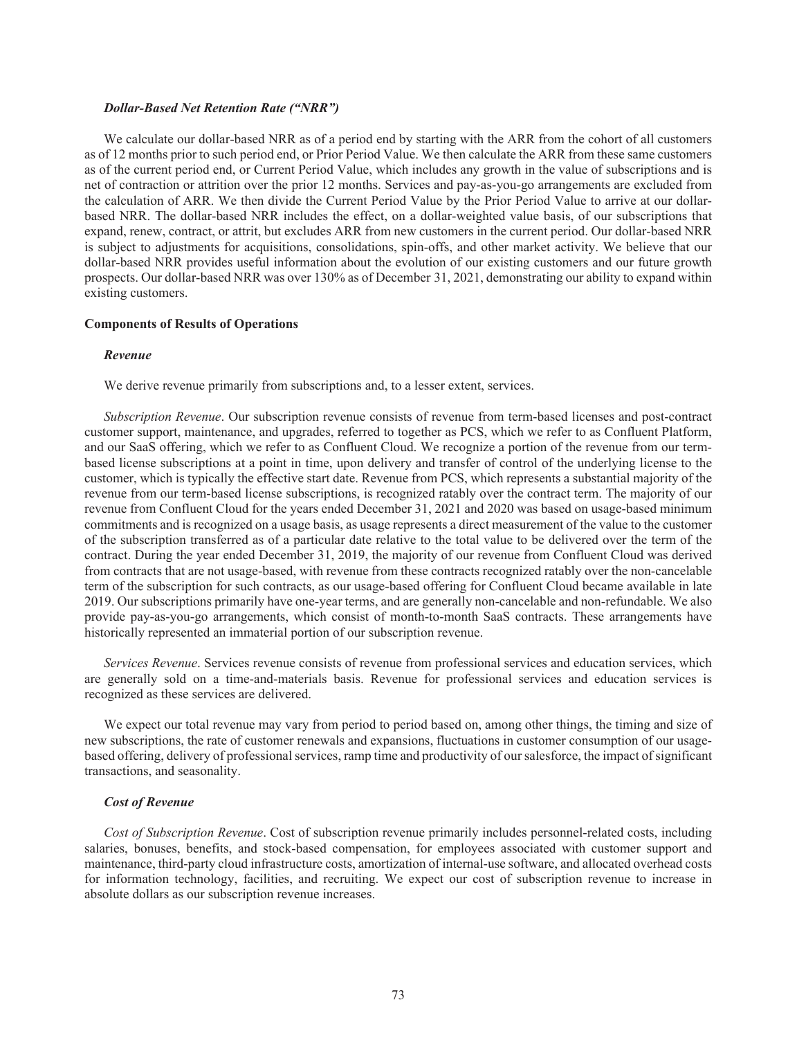### *Dollar-Based Net Retention Rate ("NRR")*

We calculate our dollar-based NRR as of a period end by starting with the ARR from the cohort of all customers as of 12 months prior to such period end, or Prior Period Value. We then calculate the ARR from these same customers as of the current period end, or Current Period Value, which includes any growth in the value of subscriptions and is net of contraction or attrition over the prior 12 months. Services and pay-as-you-go arrangements are excluded from the calculation of ARR. We then divide the Current Period Value by the Prior Period Value to arrive at our dollar-based NRR. The dollar-based NRR includes the effect, on a dollar-weighted value basis, of our subscriptions that expand, renew, contract, or attrit, but excludes ARR from new customers in the current period. Our dollar-based NRR is subject to adjustments for acquisitions, consolidations, spin-offs, and other market activity. We believe that our dollar-based NRR provides useful information about the evolution of our existing customers and our future growth prospects. Our dollar-based NRR was over 130% as of December 31, 2021, demonstrating our ability to expand within existing customers.

## Components of Results of Operations

### *Revenue*

We derive revenue primarily from subscriptions and, to a lesser extent, services.

*Subscription Revenue*. Our subscription revenue consists of revenue from term-based licenses and post-contract customer support, maintenance, and upgrades, referred to together as PCS, which we refer to as Confluent Platform, and our SaaS offering, which we refer to as Confluent Cloud. We recognize a portion of the revenue from our term-based license subscriptions at a point in time, upon delivery and transfer of control of the underlying license to the customer, which is typically the effective start date. Revenue from PCS, which represents a substantial majority of the revenue from our term-based license subscriptions, is recognized ratably over the contract term. The majority of our revenue from Confluent Cloud for the years ended December 31, 2021 and 2020 was based on usage-based minimum commitments and is recognized on a usage basis, as usage represents a direct measurement of the value to the customer of the subscription transferred as of a particular date relative to the total value to be delivered over the term of the contract. During the year ended December 31, 2019, the majority of our revenue from Confluent Cloud was derived from contracts that are not usage-based, with revenue from these contracts recognized ratably over the non-cancelable term of the subscription for such contracts, as our usage-based offering for Confluent Cloud became available in late 2019. Our subscriptions primarily have one-year terms, and are generally non-cancelable and non-refundable. We also provide pay-as-you-go arrangements, which consist of month-to-month SaaS contracts. These arrangements have historically represented an immaterial portion of our subscription revenue.

*Services Revenue*. Services revenue consists of revenue from professional services and education services, which are generally sold on a time-and-materials basis. Revenue for professional services and education services is recognized as these services are delivered.

We expect our total revenue may vary from period to period based on, among other things, the timing and size of new subscriptions, the rate of customer renewals and expansions, fluctuations in customer consumption of our usage-based offering, delivery of professional services, ramp time and productivity of our salesforce, the impact of significant transactions, and seasonality.

### *Cost of Revenue*

*Cost of Subscription Revenue*. Cost of subscription revenue primarily includes personnel-related costs, including salaries, bonuses, benefits, and stock-based compensation, for employees associated with customer support and maintenance, third-party cloud infrastructure costs, amortization of internal-use software, and allocated overhead costs for information technology, facilities, and recruiting. We expect our cost of subscription revenue to increase in absolute dollars as our subscription revenue increases.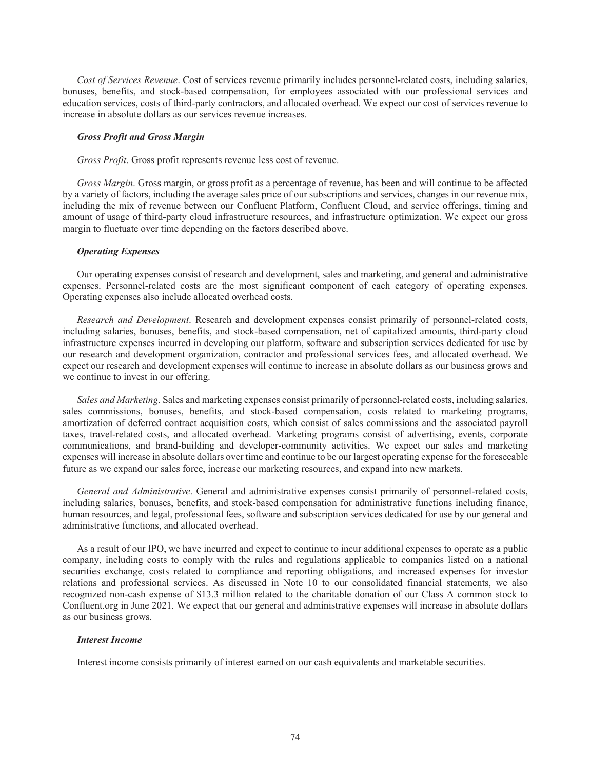*Cost of Services Revenue*. Cost of services revenue primarily includes personnel-related costs, including salaries, bonuses, benefits, and stock-based compensation, for employees associated with our professional services and education services, costs of third-party contractors, and allocated overhead. We expect our cost of services revenue to increase in absolute dollars as our services revenue increases.

***Gross Profit and Gross Margin***

*Gross Profit*. Gross profit represents revenue less cost of revenue.

*Gross Margin*. Gross margin, or gross profit as a percentage of revenue, has been and will continue to be affected by a variety of factors, including the average sales price of our subscriptions and services, changes in our revenue mix, including the mix of revenue between our Confluent Platform, Confluent Cloud, and service offerings, timing and amount of usage of third-party cloud infrastructure resources, and infrastructure optimization. We expect our gross margin to fluctuate over time depending on the factors described above.

***Operating Expenses***

Our operating expenses consist of research and development, sales and marketing, and general and administrative expenses. Personnel-related costs are the most significant component of each category of operating expenses. Operating expenses also include allocated overhead costs.

*Research and Development*. Research and development expenses consist primarily of personnel-related costs, including salaries, bonuses, benefits, and stock-based compensation, net of capitalized amounts, third-party cloud infrastructure expenses incurred in developing our platform, software and subscription services dedicated for use by our research and development organization, contractor and professional services fees, and allocated overhead. We expect our research and development expenses will continue to increase in absolute dollars as our business grows and we continue to invest in our offering.

*Sales and Marketing*. Sales and marketing expenses consist primarily of personnel-related costs, including salaries, sales commissions, bonuses, benefits, and stock-based compensation, costs related to marketing programs, amortization of deferred contract acquisition costs, which consist of sales commissions and the associated payroll taxes, travel-related costs, and allocated overhead. Marketing programs consist of advertising, events, corporate communications, and brand-building and developer-community activities. We expect our sales and marketing expenses will increase in absolute dollars over time and continue to be our largest operating expense for the foreseeable future as we expand our sales force, increase our marketing resources, and expand into new markets.

*General and Administrative*. General and administrative expenses consist primarily of personnel-related costs, including salaries, bonuses, benefits, and stock-based compensation for administrative functions including finance, human resources, and legal, professional fees, software and subscription services dedicated for use by our general and administrative functions, and allocated overhead.

As a result of our IPO, we have incurred and expect to continue to incur additional expenses to operate as a public company, including costs to comply with the rules and regulations applicable to companies listed on a national securities exchange, costs related to compliance and reporting obligations, and increased expenses for investor relations and professional services. As discussed in Note 10 to our consolidated financial statements, we also recognized non-cash expense of $13.3 million related to the charitable donation of our Class A common stock to Confluent.org in June 2021. We expect that our general and administrative expenses will increase in absolute dollars as our business grows.

***Interest Income***

Interest income consists primarily of interest earned on our cash equivalents and marketable securities.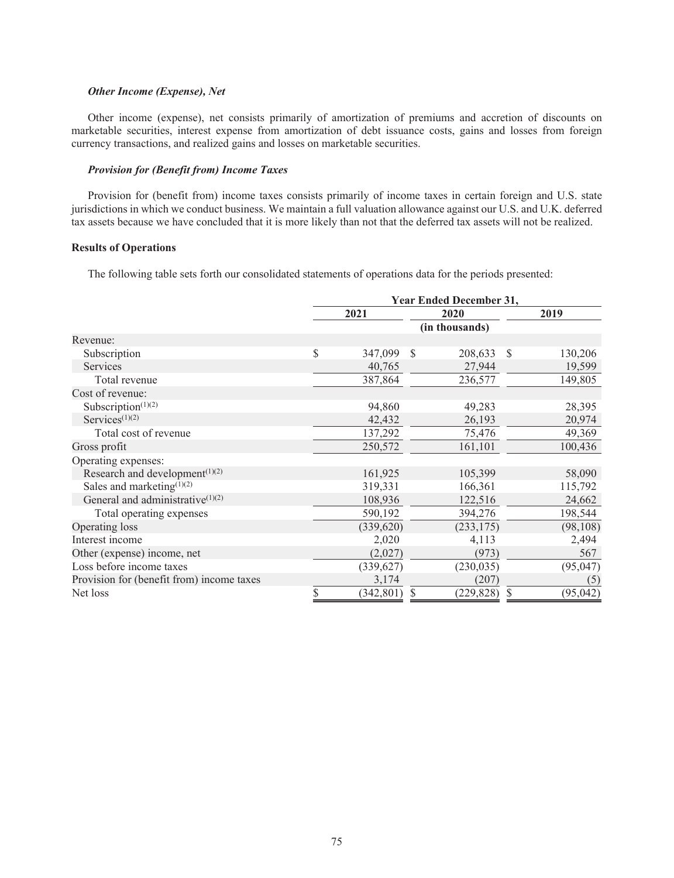### *Other Income (Expense), Net*

Other income (expense), net consists primarily of amortization of premiums and accretion of discounts on marketable securities, interest expense from amortization of debt issuance costs, gains and losses from foreign currency transactions, and realized gains and losses on marketable securities.

### *Provision for (Benefit from) Income Taxes*

Provision for (benefit from) income taxes consists primarily of income taxes in certain foreign and U.S. state jurisdictions in which we conduct business. We maintain a full valuation allowance against our U.S. and U.K. deferred tax assets because we have concluded that it is more likely than not that the deferred tax assets will not be realized.

**Results of Operations**

The following table sets forth our consolidated statements of operations data for the periods presented:

| | Year Ended December 31, | | |
|---|---|---|---|
| | 2021 | 2020 | 2019 |
| | | (in thousands) | |
| Revenue: | | | |
| Subscription | $ 347,099 | $ 208,633 | $ 130,206 |
| Services | 40,765 | 27,944 | 19,599 |
| Total revenue | 387,864 | 236,577 | 149,805 |
| Cost of revenue: | | | |
| Subscription[(1)(2)] | 94,860 | 49,283 | 28,395 |
| Services[(1)(2)] | 42,432 | 26,193 | 20,974 |
| Total cost of revenue | 137,292 | 75,476 | 49,369 |
| Gross profit | 250,572 | 161,101 | 100,436 |
| Operating expenses: | | | |
| Research and development[(1)(2)] | 161,925 | 105,399 | 58,090 |
| Sales and marketing[(1)(2)] | 319,331 | 166,361 | 115,792 |
| General and administrative[(1)(2)] | 108,936 | 122,516 | 24,662 |
| Total operating expenses | 590,192 | 394,276 | 198,544 |
| Operating loss | (339,620) | (233,175) | (98,108) |
| Interest income | 2,020 | 4,113 | 2,494 |
| Other (expense) income, net | (2,027) | (973) | 567 |
| Loss before income taxes | (339,627) | (230,035) | (95,047) |
| Provision for (benefit from) income taxes | 3,174 | (207) | (5) |
| Net loss | $ (342,801) | $ (229,828) | $ (95,042) |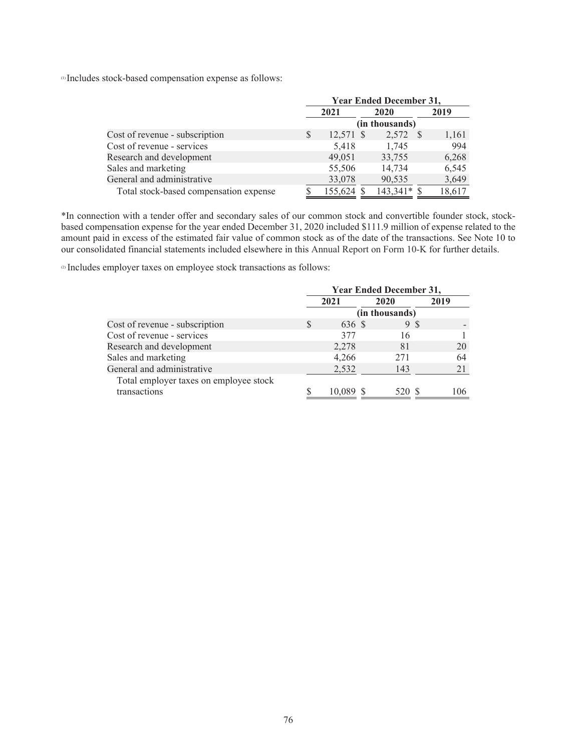(1) Includes stock-based compensation expense as follows:

| | Year Ended December 31, | | |
|---|---|---|---|
| | 2021 | 2020 | 2019 |
| | (in thousands) | | |
| Cost of revenue - subscription | $ 12,571 | $ 2,572 | $ 1,161 |
| Cost of revenue - services | 5,418 | 1,745 | 994 |
| Research and development | 49,051 | 33,755 | 6,268 |
| Sales and marketing | 55,506 | 14,734 | 6,545 |
| General and administrative | 33,078 | 90,535 | 3,649 |
| Total stock-based compensation expense | $ 155,624 | $ 143,341* | $ 18,617 |

*In connection with a tender offer and secondary sales of our common stock and convertible founder stock, stock-based compensation expense for the year ended December 31, 2020 included $111.9 million of expense related to the amount paid in excess of the estimated fair value of common stock as of the date of the transactions. See Note 10 to our consolidated financial statements included elsewhere in this Annual Report on Form 10-K for further details.

(2) Includes employer taxes on employee stock transactions as follows:

| | Year Ended December 31, | | |
|---|---|---|---|
| | 2021 | 2020 | 2019 |
| | (in thousands) | | |
| Cost of revenue - subscription | $ 636 | $ 9 | $ - |
| Cost of revenue - services | 377 | 16 | 1 |
| Research and development | 2,278 | 81 | 20 |
| Sales and marketing | 4,266 | 271 | 64 |
| General and administrative | 2,532 | 143 | 21 |
| Total employer taxes on employee stock transactions | $ 10,089 | $ 520 | $ 106 |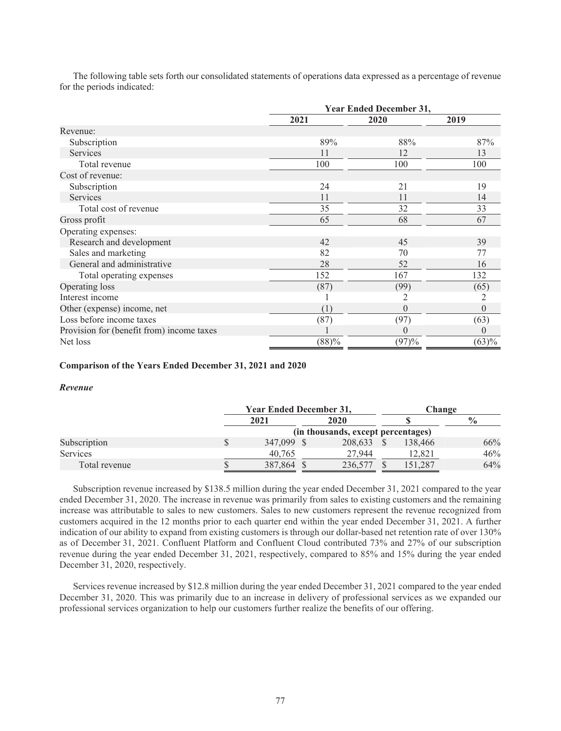The following table sets forth our consolidated statements of operations data expressed as a percentage of revenue for the periods indicated:

| | Year Ended December 31, | | |
|---|---|---|---|
| | 2021 | 2020 | 2019 |
| Revenue: | | | |
| Subscription | 89% | 88% | 87% |
| Services | 11 | 12 | 13 |
| Total revenue | 100 | 100 | 100 |
| Cost of revenue: | | | |
| Subscription | 24 | 21 | 19 |
| Services | 11 | 11 | 14 |
| Total cost of revenue | 35 | 32 | 33 |
| Gross profit | 65 | 68 | 67 |
| Operating expenses: | | | |
| Research and development | 42 | 45 | 39 |
| Sales and marketing | 82 | 70 | 77 |
| General and administrative | 28 | 52 | 16 |
| Total operating expenses | 152 | 167 | 132 |
| Operating loss | (87) | (99) | (65) |
| Interest income | 1 | 2 | 2 |
| Other (expense) income, net | (1) | 0 | 0 |
| Loss before income taxes | (87) | (97) | (63) |
| Provision for (benefit from) income taxes | 1 | 0 | 0 |
| Net loss | (88)% | (97)% | (63)% |

**Comparison of the Years Ended December 31, 2021 and 2020**

***Revenue***

| | Year Ended December 31, | | Change | |
|---|---|---|---|---|
| | 2021 | 2020 | $ | % |
| | (in thousands, except percentages) | | | |
| Subscription | $ 347,099 | $ 208,633 | $ 138,466 | 66% |
| Services | 40,765 | 27,944 | 12,821 | 46% |
| Total revenue | $ 387,864 | $ 236,577 | $ 151,287 | 64% |

Subscription revenue increased by $138.5 million during the year ended December 31, 2021 compared to the year ended December 31, 2020. The increase in revenue was primarily from sales to existing customers and the remaining increase was attributable to sales to new customers. Sales to new customers represent the revenue recognized from customers acquired in the 12 months prior to each quarter end within the year ended December 31, 2021. A further indication of our ability to expand from existing customers is through our dollar-based net retention rate of over 130% as of December 31, 2021. Confluent Platform and Confluent Cloud contributed 73% and 27% of our subscription revenue during the year ended December 31, 2021, respectively, compared to 85% and 15% during the year ended December 31, 2020, respectively.

Services revenue increased by $12.8 million during the year ended December 31, 2021 compared to the year ended December 31, 2020. This was primarily due to an increase in delivery of professional services as we expanded our professional services organization to help our customers further realize the benefits of our offering.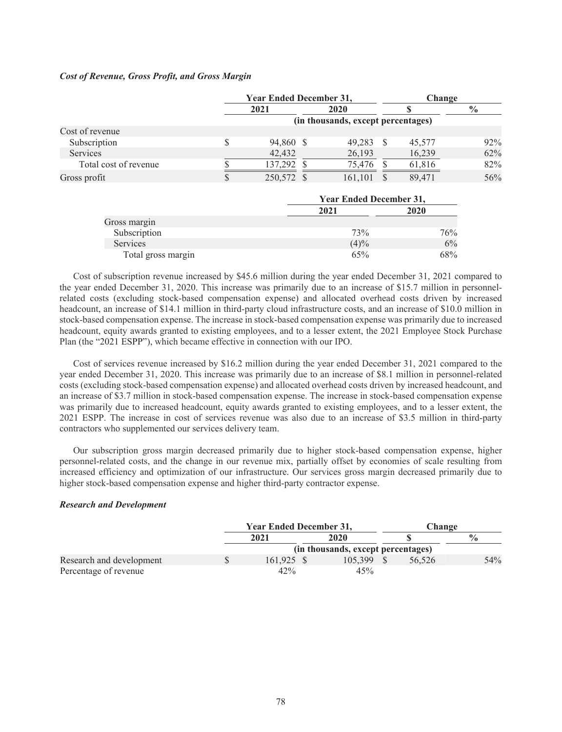***Cost of Revenue, Gross Profit, and Gross Margin***

| | Year Ended December 31, | | Change | |
|---|---|---|---|---|
| | 2021 | 2020 | $ | % |
| | (in thousands, except percentages) | | | |
| Cost of revenue | | | | |
| Subscription | $ 94,860 | $ 49,283 | $ 45,577 | 92% |
| Services | 42,432 | 26,193 | 16,239 | 62% |
| Total cost of revenue | $ 137,292 | $ 75,476 | $ 61,816 | 82% |
| Gross profit | $ 250,572 | $ 161,101 | $ 89,471 | 56% |

| | Year Ended December 31, | |
|---|---|---|
| | 2021 | 2020 |
| Gross margin | | |
| Subscription | 73% | 76% |
| Services | (4)% | 6% |
| Total gross margin | 65% | 68% |

Cost of subscription revenue increased by $45.6 million during the year ended December 31, 2021 compared to the year ended December 31, 2020. This increase was primarily due to an increase of $15.7 million in personnel-related costs (excluding stock-based compensation expense) and allocated overhead costs driven by increased headcount, an increase of $14.1 million in third-party cloud infrastructure costs, and an increase of $10.0 million in stock-based compensation expense. The increase in stock-based compensation expense was primarily due to increased headcount, equity awards granted to existing employees, and to a lesser extent, the 2021 Employee Stock Purchase Plan (the "2021 ESPP"), which became effective in connection with our IPO.

Cost of services revenue increased by $16.2 million during the year ended December 31, 2021 compared to the year ended December 31, 2020. This increase was primarily due to an increase of $8.1 million in personnel-related costs (excluding stock-based compensation expense) and allocated overhead costs driven by increased headcount, and an increase of $3.7 million in stock-based compensation expense. The increase in stock-based compensation expense was primarily due to increased headcount, equity awards granted to existing employees, and to a lesser extent, the 2021 ESPP. The increase in cost of services revenue was also due to an increase of $3.5 million in third-party contractors who supplemented our services delivery team.

Our subscription gross margin decreased primarily due to higher stock-based compensation expense, higher personnel-related costs, and the change in our revenue mix, partially offset by economies of scale resulting from increased efficiency and optimization of our infrastructure. Our services gross margin decreased primarily due to higher stock-based compensation expense and higher third-party contractor expense.

***Research and Development***

| | Year Ended December 31, | | Change | |
|---|---|---|---|---|
| | 2021 | 2020 | $ | % |
| | (in thousands, except percentages) | | | |
| Research and development | $ 161,925 | $ 105,399 | $ 56,526 | 54% |
| Percentage of revenue | 42% | 45% | | |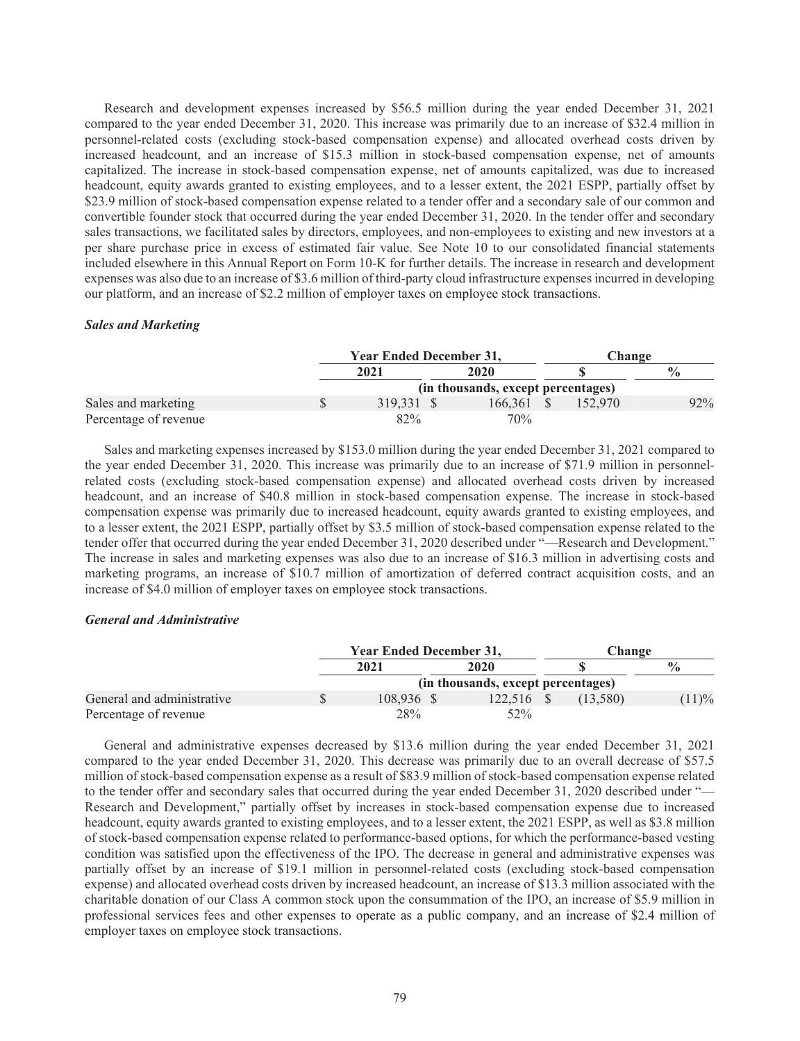Research and development expenses increased by $56.5 million during the year ended December 31, 2021 compared to the year ended December 31, 2020. This increase was primarily due to an increase of $32.4 million in personnel-related costs (excluding stock-based compensation expense) and allocated overhead costs driven by increased headcount, and an increase of $15.3 million in stock-based compensation expense, net of amounts capitalized. The increase in stock-based compensation expense, net of amounts capitalized, was due to increased headcount, equity awards granted to existing employees, and to a lesser extent, the 2021 ESPP, partially offset by $23.9 million of stock-based compensation expense related to a tender offer and a secondary sale of our common and convertible founder stock that occurred during the year ended December 31, 2020. In the tender offer and secondary sales transactions, we facilitated sales by directors, employees, and non-employees to existing and new investors at a per share purchase price in excess of estimated fair value. See Note 10 to our consolidated financial statements included elsewhere in this Annual Report on Form 10-K for further details. The increase in research and development expenses was also due to an increase of $3.6 million of third-party cloud infrastructure expenses incurred in developing our platform, and an increase of $2.2 million of employer taxes on employee stock transactions.

### *Sales and Marketing*

| | Year Ended December 31, | | Change | |
|---|---|---|---|---|
| | 2021 | 2020 | $ | % |
| | (in thousands, except percentages) | | | |
| Sales and marketing | $ 319,331 | $ 166,361 | $ 152,970 | 92% |
| Percentage of revenue | 82% | 70% | | |

Sales and marketing expenses increased by $153.0 million during the year ended December 31, 2021 compared to the year ended December 31, 2020. This increase was primarily due to an increase of $71.9 million in personnel-related costs (excluding stock-based compensation expense) and allocated overhead costs driven by increased headcount, and an increase of $40.8 million in stock-based compensation expense. The increase in stock-based compensation expense was primarily due to increased headcount, equity awards granted to existing employees, and to a lesser extent, the 2021 ESPP, partially offset by $3.5 million of stock-based compensation expense related to the tender offer that occurred during the year ended December 31, 2020 described under "—Research and Development." The increase in sales and marketing expenses was also due to an increase of $16.3 million in advertising costs and marketing programs, an increase of $10.7 million of amortization of deferred contract acquisition costs, and an increase of $4.0 million of employer taxes on employee stock transactions.

### *General and Administrative*

| | Year Ended December 31, | | Change | |
|---|---|---|---|---|
| | 2021 | 2020 | $ | % |
| | (in thousands, except percentages) | | | |
| General and administrative | $ 108,936 | $ 122,516 | $ (13,580) | (11)% |
| Percentage of revenue | 28% | 52% | | |

General and administrative expenses decreased by $13.6 million during the year ended December 31, 2021 compared to the year ended December 31, 2020. This decrease was primarily due to an overall decrease of $57.5 million of stock-based compensation expense as a result of $83.9 million of stock-based compensation expense related to the tender offer and secondary sales that occurred during the year ended December 31, 2020 described under "—Research and Development," partially offset by increases in stock-based compensation expense due to increased headcount, equity awards granted to existing employees, and to a lesser extent, the 2021 ESPP, as well as $3.8 million of stock-based compensation expense related to performance-based options, for which the performance-based vesting condition was satisfied upon the effectiveness of the IPO. The decrease in general and administrative expenses was partially offset by an increase of $19.1 million in personnel-related costs (excluding stock-based compensation expense) and allocated overhead costs driven by increased headcount, an increase of $13.3 million associated with the charitable donation of our Class A common stock upon the consummation of the IPO, an increase of $5.9 million in professional services fees and other expenses to operate as a public company, and an increase of $2.4 million of employer taxes on employee stock transactions.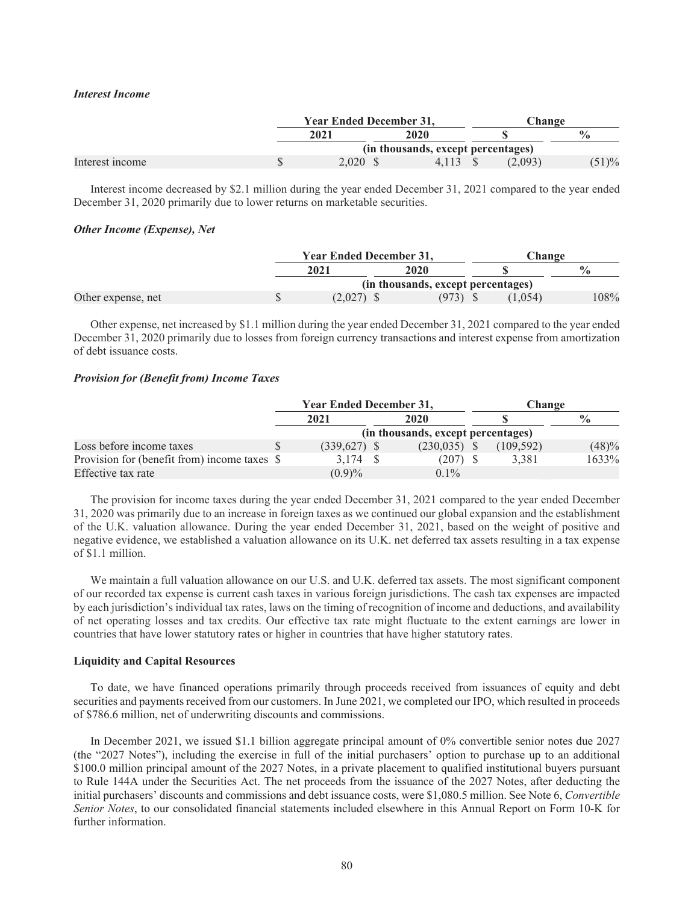***Interest Income***

| | Year Ended December 31, | | Change | |
|---|---|---|---|---|
| | 2021 | 2020 | $ | % |
| | (in thousands, except percentages) | | | |
| Interest income | $ 2,020 | $ 4,113 | $ (2,093) | (51)% |

Interest income decreased by $2.1 million during the year ended December 31, 2021 compared to the year ended December 31, 2020 primarily due to lower returns on marketable securities.

***Other Income (Expense), Net***

| | Year Ended December 31, | | Change | |
|---|---|---|---|---|
| | 2021 | 2020 | $ | % |
| | (in thousands, except percentages) | | | |
| Other expense, net | $ (2,027) | $ (973) | $ (1,054) | 108% |

Other expense, net increased by $1.1 million during the year ended December 31, 2021 compared to the year ended December 31, 2020 primarily due to losses from foreign currency transactions and interest expense from amortization of debt issuance costs.

***Provision for (Benefit from) Income Taxes***

| | Year Ended December 31, | | Change | |
|---|---|---|---|---|
| | 2021 | 2020 | $ | % |
| | (in thousands, except percentages) | | | |
| Loss before income taxes | $ (339,627) | $ (230,035) | $ (109,592) | (48)% |
| Provision for (benefit from) income taxes | $ 3,174 | $ (207) | $ 3,381 | 1633% |
| Effective tax rate | (0.9)% | 0.1% | | |

The provision for income taxes during the year ended December 31, 2021 compared to the year ended December 31, 2020 was primarily due to an increase in foreign taxes as we continued our global expansion and the establishment of the U.K. valuation allowance. During the year ended December 31, 2021, based on the weight of positive and negative evidence, we established a valuation allowance on its U.K. net deferred tax assets resulting in a tax expense of $1.1 million.

We maintain a full valuation allowance on our U.S. and U.K. deferred tax assets. The most significant component of our recorded tax expense is current cash taxes in various foreign jurisdictions. The cash tax expenses are impacted by each jurisdiction's individual tax rates, laws on the timing of recognition of income and deductions, and availability of net operating losses and tax credits. Our effective tax rate might fluctuate to the extent earnings are lower in countries that have lower statutory rates or higher in countries that have higher statutory rates.

**Liquidity and Capital Resources**

To date, we have financed operations primarily through proceeds received from issuances of equity and debt securities and payments received from our customers. In June 2021, we completed our IPO, which resulted in proceeds of $786.6 million, net of underwriting discounts and commissions.

In December 2021, we issued $1.1 billion aggregate principal amount of 0% convertible senior notes due 2027 (the "2027 Notes"), including the exercise in full of the initial purchasers' option to purchase up to an additional $100.0 million principal amount of the 2027 Notes, in a private placement to qualified institutional buyers pursuant to Rule 144A under the Securities Act. The net proceeds from the issuance of the 2027 Notes, after deducting the initial purchasers' discounts and commissions and debt issuance costs, were $1,080.5 million. See Note 6, *Convertible Senior Notes*, to our consolidated financial statements included elsewhere in this Annual Report on Form 10-K for further information.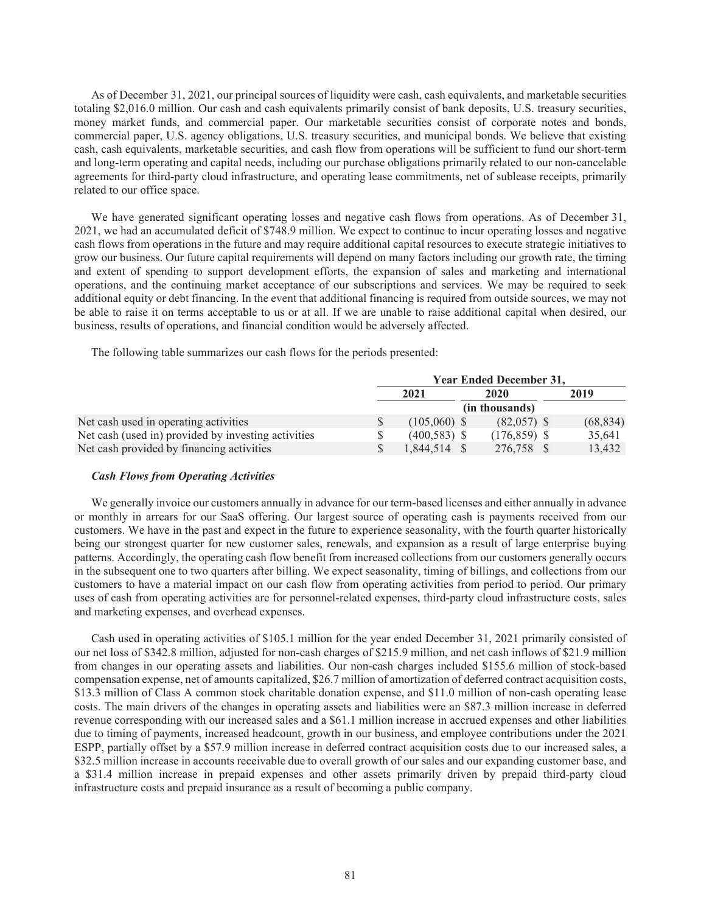As of December 31, 2021, our principal sources of liquidity were cash, cash equivalents, and marketable securities totaling $2,016.0 million. Our cash and cash equivalents primarily consist of bank deposits, U.S. treasury securities, money market funds, and commercial paper. Our marketable securities consist of corporate notes and bonds, commercial paper, U.S. agency obligations, U.S. treasury securities, and municipal bonds. We believe that existing cash, cash equivalents, marketable securities, and cash flow from operations will be sufficient to fund our short-term and long-term operating and capital needs, including our purchase obligations primarily related to our non-cancelable agreements for third-party cloud infrastructure, and operating lease commitments, net of sublease receipts, primarily related to our office space.

We have generated significant operating losses and negative cash flows from operations. As of December 31, 2021, we had an accumulated deficit of $748.9 million. We expect to continue to incur operating losses and negative cash flows from operations in the future and may require additional capital resources to execute strategic initiatives to grow our business. Our future capital requirements will depend on many factors including our growth rate, the timing and extent of spending to support development efforts, the expansion of sales and marketing and international operations, and the continuing market acceptance of our subscriptions and services. We may be required to seek additional equity or debt financing. In the event that additional financing is required from outside sources, we may not be able to raise it on terms acceptable to us or at all. If we are unable to raise additional capital when desired, our business, results of operations, and financial condition would be adversely affected.

The following table summarizes our cash flows for the periods presented:

| | Year Ended December 31, | | |
|---|---|---|---|
| | 2021 | 2020 | 2019 |
| | | (in thousands) | |
| Net cash used in operating activities | $ (105,060) | $ (82,057) | $ (68,834) |
| Net cash (used in) provided by investing activities | $ (400,583) | $ (176,859) | $ 35,641 |
| Net cash provided by financing activities | $ 1,844,514 | $ 276,758 | $ 13,432 |

***Cash Flows from Operating Activities***

We generally invoice our customers annually in advance for our term-based licenses and either annually in advance or monthly in arrears for our SaaS offering. Our largest source of operating cash is payments received from our customers. We have in the past and expect in the future to experience seasonality, with the fourth quarter historically being our strongest quarter for new customer sales, renewals, and expansion as a result of large enterprise buying patterns. Accordingly, the operating cash flow benefit from increased collections from our customers generally occurs in the subsequent one to two quarters after billing. We expect seasonality, timing of billings, and collections from our customers to have a material impact on our cash flow from operating activities from period to period. Our primary uses of cash from operating activities are for personnel-related expenses, third-party cloud infrastructure costs, sales and marketing expenses, and overhead expenses.

Cash used in operating activities of $105.1 million for the year ended December 31, 2021 primarily consisted of our net loss of $342.8 million, adjusted for non-cash charges of $215.9 million, and net cash inflows of $21.9 million from changes in our operating assets and liabilities. Our non-cash charges included $155.6 million of stock-based compensation expense, net of amounts capitalized, $26.7 million of amortization of deferred contract acquisition costs, $13.3 million of Class A common stock charitable donation expense, and $11.0 million of non-cash operating lease costs. The main drivers of the changes in operating assets and liabilities were an $87.3 million increase in deferred revenue corresponding with our increased sales and a $61.1 million increase in accrued expenses and other liabilities due to timing of payments, increased headcount, growth in our business, and employee contributions under the 2021 ESPP, partially offset by a $57.9 million increase in deferred contract acquisition costs due to our increased sales, a $32.5 million increase in accounts receivable due to overall growth of our sales and our expanding customer base, and a $31.4 million increase in prepaid expenses and other assets primarily driven by prepaid third-party cloud infrastructure costs and prepaid insurance as a result of becoming a public company.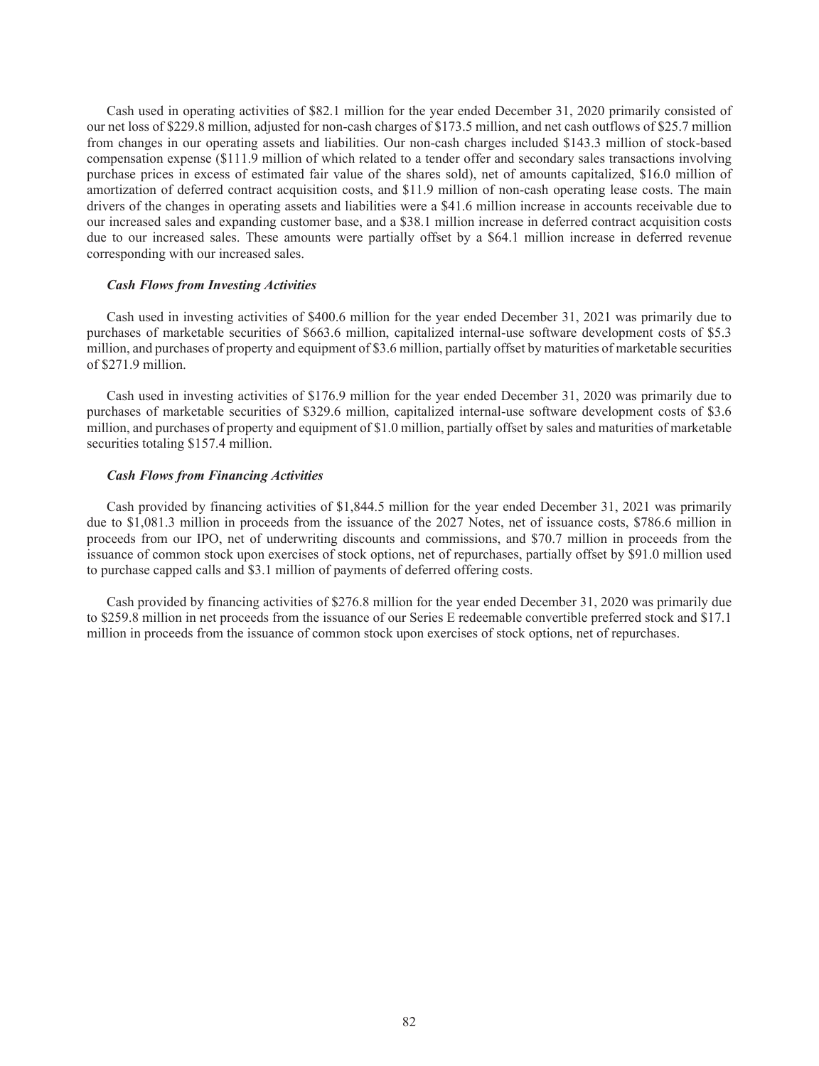Cash used in operating activities of $82.1 million for the year ended December 31, 2020 primarily consisted of our net loss of $229.8 million, adjusted for non-cash charges of $173.5 million, and net cash outflows of $25.7 million from changes in our operating assets and liabilities. Our non-cash charges included $143.3 million of stock-based compensation expense ($111.9 million of which related to a tender offer and secondary sales transactions involving purchase prices in excess of estimated fair value of the shares sold), net of amounts capitalized, $16.0 million of amortization of deferred contract acquisition costs, and $11.9 million of non-cash operating lease costs. The main drivers of the changes in operating assets and liabilities were a $41.6 million increase in accounts receivable due to our increased sales and expanding customer base, and a $38.1 million increase in deferred contract acquisition costs due to our increased sales. These amounts were partially offset by a $64.1 million increase in deferred revenue corresponding with our increased sales.

***Cash Flows from Investing Activities***

Cash used in investing activities of $400.6 million for the year ended December 31, 2021 was primarily due to purchases of marketable securities of $663.6 million, capitalized internal-use software development costs of $5.3 million, and purchases of property and equipment of $3.6 million, partially offset by maturities of marketable securities of $271.9 million.

Cash used in investing activities of $176.9 million for the year ended December 31, 2020 was primarily due to purchases of marketable securities of $329.6 million, capitalized internal-use software development costs of $3.6 million, and purchases of property and equipment of $1.0 million, partially offset by sales and maturities of marketable securities totaling $157.4 million.

***Cash Flows from Financing Activities***

Cash provided by financing activities of $1,844.5 million for the year ended December 31, 2021 was primarily due to $1,081.3 million in proceeds from the issuance of the 2027 Notes, net of issuance costs, $786.6 million in proceeds from our IPO, net of underwriting discounts and commissions, and $70.7 million in proceeds from the issuance of common stock upon exercises of stock options, net of repurchases, partially offset by $91.0 million used to purchase capped calls and $3.1 million of payments of deferred offering costs.

Cash provided by financing activities of $276.8 million for the year ended December 31, 2020 was primarily due to $259.8 million in net proceeds from the issuance of our Series E redeemable convertible preferred stock and $17.1 million in proceeds from the issuance of common stock upon exercises of stock options, net of repurchases.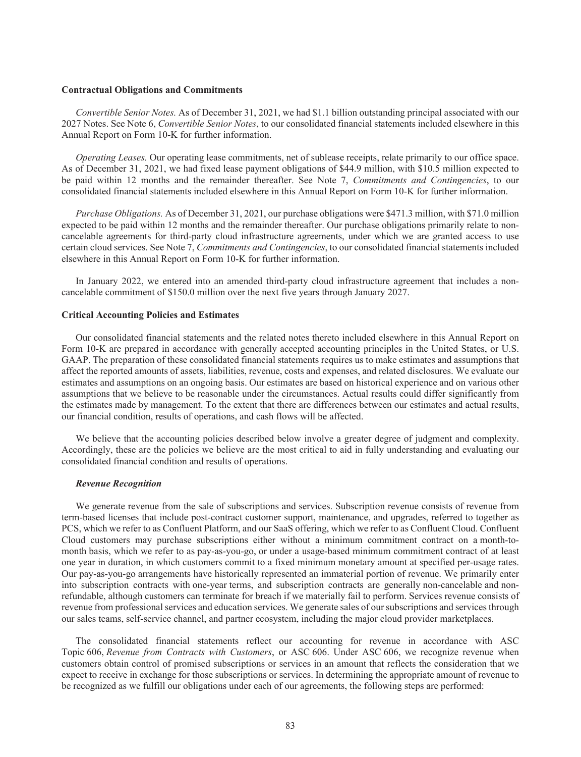**Contractual Obligations and Commitments**

*Convertible Senior Notes.* As of December 31, 2021, we had $1.1 billion outstanding principal associated with our 2027 Notes. See Note 6, *Convertible Senior Notes*, to our consolidated financial statements included elsewhere in this Annual Report on Form 10-K for further information.

*Operating Leases.* Our operating lease commitments, net of sublease receipts, relate primarily to our office space. As of December 31, 2021, we had fixed lease payment obligations of $44.9 million, with $10.5 million expected to be paid within 12 months and the remainder thereafter. See Note 7, *Commitments and Contingencies*, to our consolidated financial statements included elsewhere in this Annual Report on Form 10-K for further information.

*Purchase Obligations.* As of December 31, 2021, our purchase obligations were $471.3 million, with $71.0 million expected to be paid within 12 months and the remainder thereafter. Our purchase obligations primarily relate to non-cancelable agreements for third-party cloud infrastructure agreements, under which we are granted access to use certain cloud services. See Note 7, *Commitments and Contingencies*, to our consolidated financial statements included elsewhere in this Annual Report on Form 10-K for further information.

In January 2022, we entered into an amended third-party cloud infrastructure agreement that includes a non-cancelable commitment of $150.0 million over the next five years through January 2027.

**Critical Accounting Policies and Estimates**

Our consolidated financial statements and the related notes thereto included elsewhere in this Annual Report on Form 10-K are prepared in accordance with generally accepted accounting principles in the United States, or U.S. GAAP. The preparation of these consolidated financial statements requires us to make estimates and assumptions that affect the reported amounts of assets, liabilities, revenue, costs and expenses, and related disclosures. We evaluate our estimates and assumptions on an ongoing basis. Our estimates are based on historical experience and on various other assumptions that we believe to be reasonable under the circumstances. Actual results could differ significantly from the estimates made by management. To the extent that there are differences between our estimates and actual results, our financial condition, results of operations, and cash flows will be affected.

We believe that the accounting policies described below involve a greater degree of judgment and complexity. Accordingly, these are the policies we believe are the most critical to aid in fully understanding and evaluating our consolidated financial condition and results of operations.

***Revenue Recognition***

We generate revenue from the sale of subscriptions and services. Subscription revenue consists of revenue from term-based licenses that include post-contract customer support, maintenance, and upgrades, referred to together as PCS, which we refer to as Confluent Platform, and our SaaS offering, which we refer to as Confluent Cloud. Confluent Cloud customers may purchase subscriptions either without a minimum commitment contract on a month-to-month basis, which we refer to as pay-as-you-go, or under a usage-based minimum commitment contract of at least one year in duration, in which customers commit to a fixed minimum monetary amount at specified per-usage rates. Our pay-as-you-go arrangements have historically represented an immaterial portion of revenue. We primarily enter into subscription contracts with one-year terms, and subscription contracts are generally non-cancelable and non-refundable, although customers can terminate for breach if we materially fail to perform. Services revenue consists of revenue from professional services and education services. We generate sales of our subscriptions and services through our sales teams, self-service channel, and partner ecosystem, including the major cloud provider marketplaces.

The consolidated financial statements reflect our accounting for revenue in accordance with ASC Topic 606, *Revenue from Contracts with Customers*, or ASC 606. Under ASC 606, we recognize revenue when customers obtain control of promised subscriptions or services in an amount that reflects the consideration that we expect to receive in exchange for those subscriptions or services. In determining the appropriate amount of revenue to be recognized as we fulfill our obligations under each of our agreements, the following steps are performed: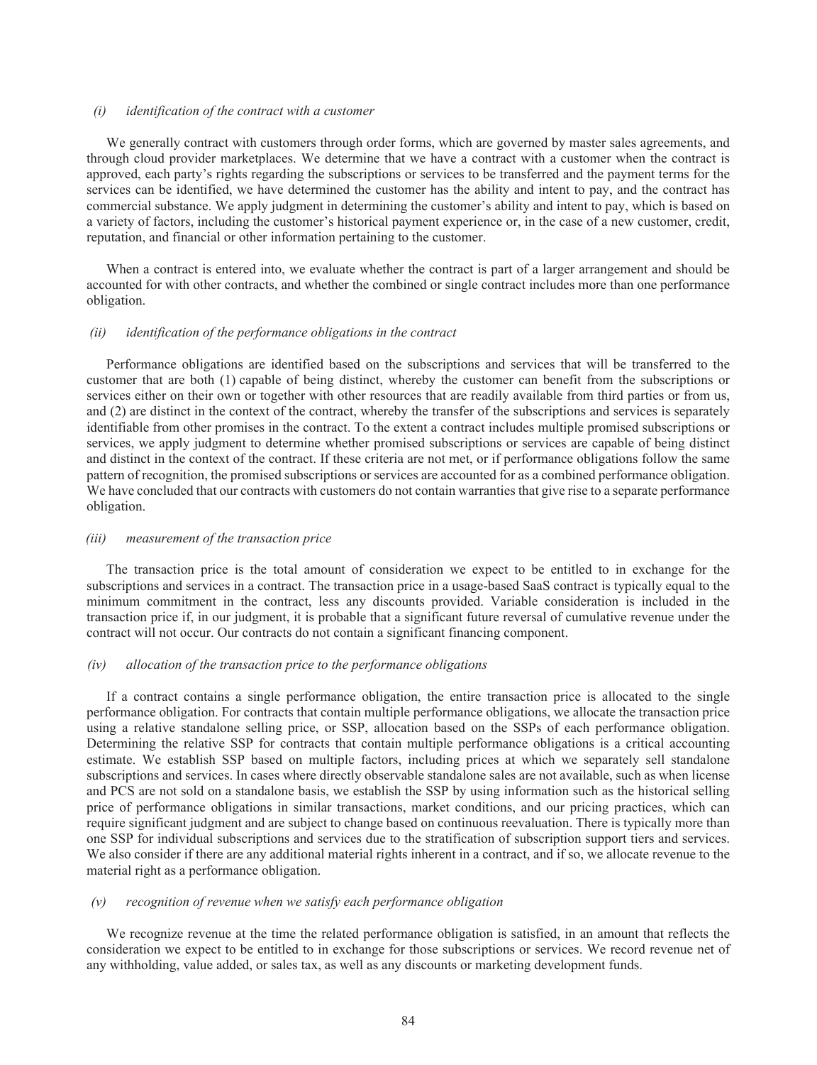*(i) identification of the contract with a customer*

We generally contract with customers through order forms, which are governed by master sales agreements, and through cloud provider marketplaces. We determine that we have a contract with a customer when the contract is approved, each party's rights regarding the subscriptions or services to be transferred and the payment terms for the services can be identified, we have determined the customer has the ability and intent to pay, and the contract has commercial substance. We apply judgment in determining the customer's ability and intent to pay, which is based on a variety of factors, including the customer's historical payment experience or, in the case of a new customer, credit, reputation, and financial or other information pertaining to the customer.

When a contract is entered into, we evaluate whether the contract is part of a larger arrangement and should be accounted for with other contracts, and whether the combined or single contract includes more than one performance obligation.

*(ii) identification of the performance obligations in the contract*

Performance obligations are identified based on the subscriptions and services that will be transferred to the customer that are both (1) capable of being distinct, whereby the customer can benefit from the subscriptions or services either on their own or together with other resources that are readily available from third parties or from us, and (2) are distinct in the context of the contract, whereby the transfer of the subscriptions and services is separately identifiable from other promises in the contract. To the extent a contract includes multiple promised subscriptions or services, we apply judgment to determine whether promised subscriptions or services are capable of being distinct and distinct in the context of the contract. If these criteria are not met, or if performance obligations follow the same pattern of recognition, the promised subscriptions or services are accounted for as a combined performance obligation. We have concluded that our contracts with customers do not contain warranties that give rise to a separate performance obligation.

*(iii) measurement of the transaction price*

The transaction price is the total amount of consideration we expect to be entitled to in exchange for the subscriptions and services in a contract. The transaction price in a usage-based SaaS contract is typically equal to the minimum commitment in the contract, less any discounts provided. Variable consideration is included in the transaction price if, in our judgment, it is probable that a significant future reversal of cumulative revenue under the contract will not occur. Our contracts do not contain a significant financing component.

*(iv) allocation of the transaction price to the performance obligations*

If a contract contains a single performance obligation, the entire transaction price is allocated to the single performance obligation. For contracts that contain multiple performance obligations, we allocate the transaction price using a relative standalone selling price, or SSP, allocation based on the SSPs of each performance obligation. Determining the relative SSP for contracts that contain multiple performance obligations is a critical accounting estimate. We establish SSP based on multiple factors, including prices at which we separately sell standalone subscriptions and services. In cases where directly observable standalone sales are not available, such as when license and PCS are not sold on a standalone basis, we establish the SSP by using information such as the historical selling price of performance obligations in similar transactions, market conditions, and our pricing practices, which can require significant judgment and are subject to change based on continuous reevaluation. There is typically more than one SSP for individual subscriptions and services due to the stratification of subscription support tiers and services. We also consider if there are any additional material rights inherent in a contract, and if so, we allocate revenue to the material right as a performance obligation.

*(v) recognition of revenue when we satisfy each performance obligation*

We recognize revenue at the time the related performance obligation is satisfied, in an amount that reflects the consideration we expect to be entitled to in exchange for those subscriptions or services. We record revenue net of any withholding, value added, or sales tax, as well as any discounts or marketing development funds.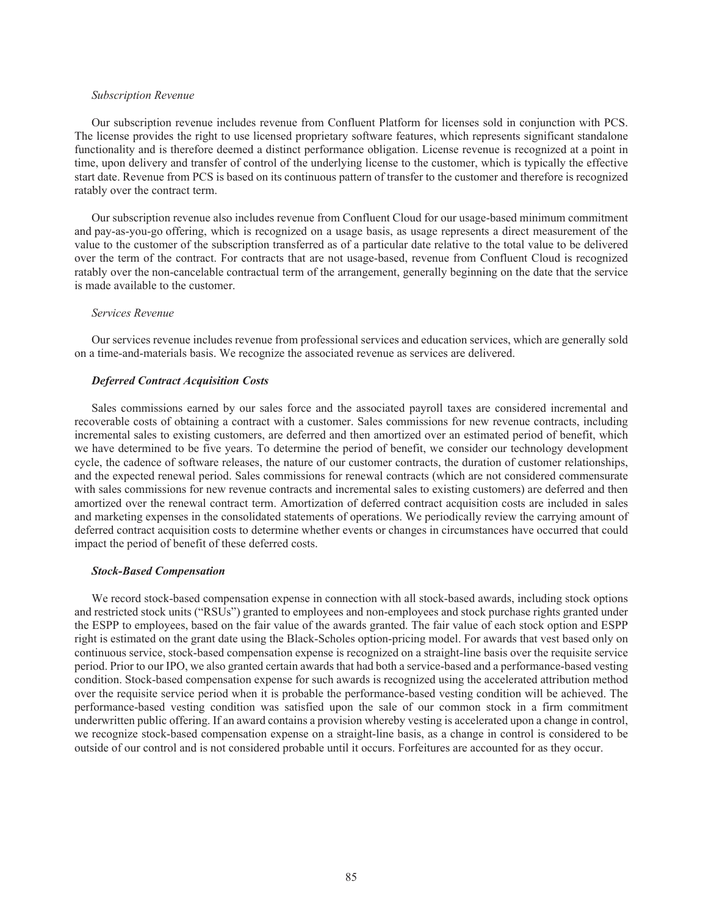*Subscription Revenue*

Our subscription revenue includes revenue from Confluent Platform for licenses sold in conjunction with PCS. The license provides the right to use licensed proprietary software features, which represents significant standalone functionality and is therefore deemed a distinct performance obligation. License revenue is recognized at a point in time, upon delivery and transfer of control of the underlying license to the customer, which is typically the effective start date. Revenue from PCS is based on its continuous pattern of transfer to the customer and therefore is recognized ratably over the contract term.

Our subscription revenue also includes revenue from Confluent Cloud for our usage-based minimum commitment and pay-as-you-go offering, which is recognized on a usage basis, as usage represents a direct measurement of the value to the customer of the subscription transferred as of a particular date relative to the total value to be delivered over the term of the contract. For contracts that are not usage-based, revenue from Confluent Cloud is recognized ratably over the non-cancelable contractual term of the arrangement, generally beginning on the date that the service is made available to the customer.

*Services Revenue*

Our services revenue includes revenue from professional services and education services, which are generally sold on a time-and-materials basis. We recognize the associated revenue as services are delivered.

***Deferred Contract Acquisition Costs***

Sales commissions earned by our sales force and the associated payroll taxes are considered incremental and recoverable costs of obtaining a contract with a customer. Sales commissions for new revenue contracts, including incremental sales to existing customers, are deferred and then amortized over an estimated period of benefit, which we have determined to be five years. To determine the period of benefit, we consider our technology development cycle, the cadence of software releases, the nature of our customer contracts, the duration of customer relationships, and the expected renewal period. Sales commissions for renewal contracts (which are not considered commensurate with sales commissions for new revenue contracts and incremental sales to existing customers) are deferred and then amortized over the renewal contract term. Amortization of deferred contract acquisition costs are included in sales and marketing expenses in the consolidated statements of operations. We periodically review the carrying amount of deferred contract acquisition costs to determine whether events or changes in circumstances have occurred that could impact the period of benefit of these deferred costs.

***Stock-Based Compensation***

We record stock-based compensation expense in connection with all stock-based awards, including stock options and restricted stock units ("RSUs") granted to employees and non-employees and stock purchase rights granted under the ESPP to employees, based on the fair value of the awards granted. The fair value of each stock option and ESPP right is estimated on the grant date using the Black-Scholes option-pricing model. For awards that vest based only on continuous service, stock-based compensation expense is recognized on a straight-line basis over the requisite service period. Prior to our IPO, we also granted certain awards that had both a service-based and a performance-based vesting condition. Stock-based compensation expense for such awards is recognized using the accelerated attribution method over the requisite service period when it is probable the performance-based vesting condition will be achieved. The performance-based vesting condition was satisfied upon the sale of our common stock in a firm commitment underwritten public offering. If an award contains a provision whereby vesting is accelerated upon a change in control, we recognize stock-based compensation expense on a straight-line basis, as a change in control is considered to be outside of our control and is not considered probable until it occurs. Forfeitures are accounted for as they occur.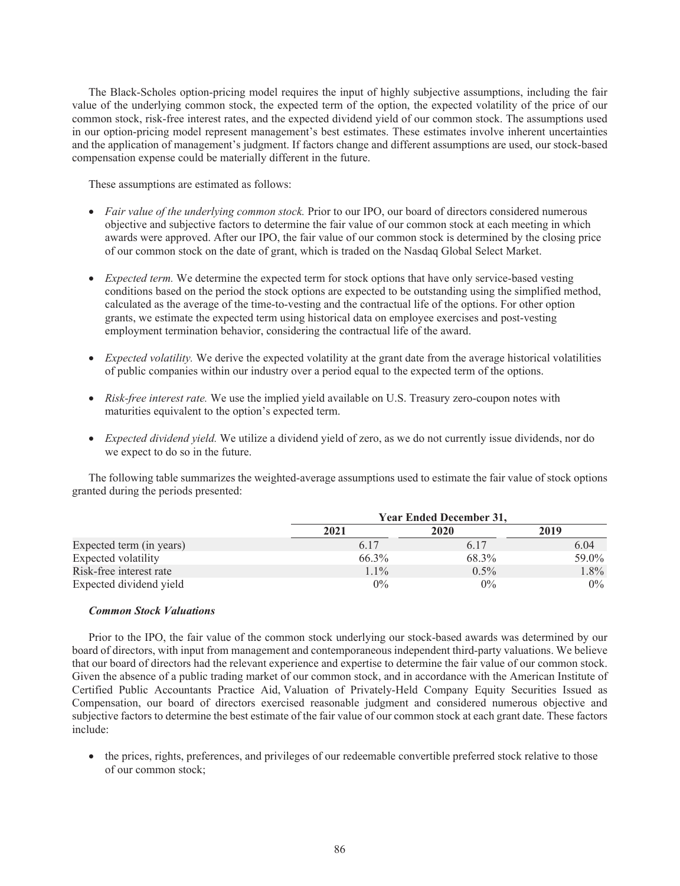The Black-Scholes option-pricing model requires the input of highly subjective assumptions, including the fair value of the underlying common stock, the expected term of the option, the expected volatility of the price of our common stock, risk-free interest rates, and the expected dividend yield of our common stock. The assumptions used in our option-pricing model represent management's best estimates. These estimates involve inherent uncertainties and the application of management's judgment. If factors change and different assumptions are used, our stock-based compensation expense could be materially different in the future.

These assumptions are estimated as follows:

- *Fair value of the underlying common stock.* Prior to our IPO, our board of directors considered numerous objective and subjective factors to determine the fair value of our common stock at each meeting in which awards were approved. After our IPO, the fair value of our common stock is determined by the closing price of our common stock on the date of grant, which is traded on the Nasdaq Global Select Market.

- *Expected term.* We determine the expected term for stock options that have only service-based vesting conditions based on the period the stock options are expected to be outstanding using the simplified method, calculated as the average of the time-to-vesting and the contractual life of the options. For other option grants, we estimate the expected term using historical data on employee exercises and post-vesting employment termination behavior, considering the contractual life of the award.

- *Expected volatility.* We derive the expected volatility at the grant date from the average historical volatilities of public companies within our industry over a period equal to the expected term of the options.

- *Risk-free interest rate.* We use the implied yield available on U.S. Treasury zero-coupon notes with maturities equivalent to the option's expected term.

- *Expected dividend yield.* We utilize a dividend yield of zero, as we do not currently issue dividends, nor do we expect to do so in the future.

The following table summarizes the weighted-average assumptions used to estimate the fair value of stock options granted during the periods presented:

| | Year Ended December 31, | | |
|---|---|---|---|
| | 2021 | 2020 | 2019 |
| Expected term (in years) | 6.17 | 6.17 | 6.04 |
| Expected volatility | 66.3% | 68.3% | 59.0% |
| Risk-free interest rate | 1.1% | 0.5% | 1.8% |
| Expected dividend yield | 0% | 0% | 0% |

***Common Stock Valuations***

Prior to the IPO, the fair value of the common stock underlying our stock-based awards was determined by our board of directors, with input from management and contemporaneous independent third-party valuations. We believe that our board of directors had the relevant experience and expertise to determine the fair value of our common stock. Given the absence of a public trading market of our common stock, and in accordance with the American Institute of Certified Public Accountants Practice Aid, Valuation of Privately-Held Company Equity Securities Issued as Compensation, our board of directors exercised reasonable judgment and considered numerous objective and subjective factors to determine the best estimate of the fair value of our common stock at each grant date. These factors include:

- the prices, rights, preferences, and privileges of our redeemable convertible preferred stock relative to those of our common stock;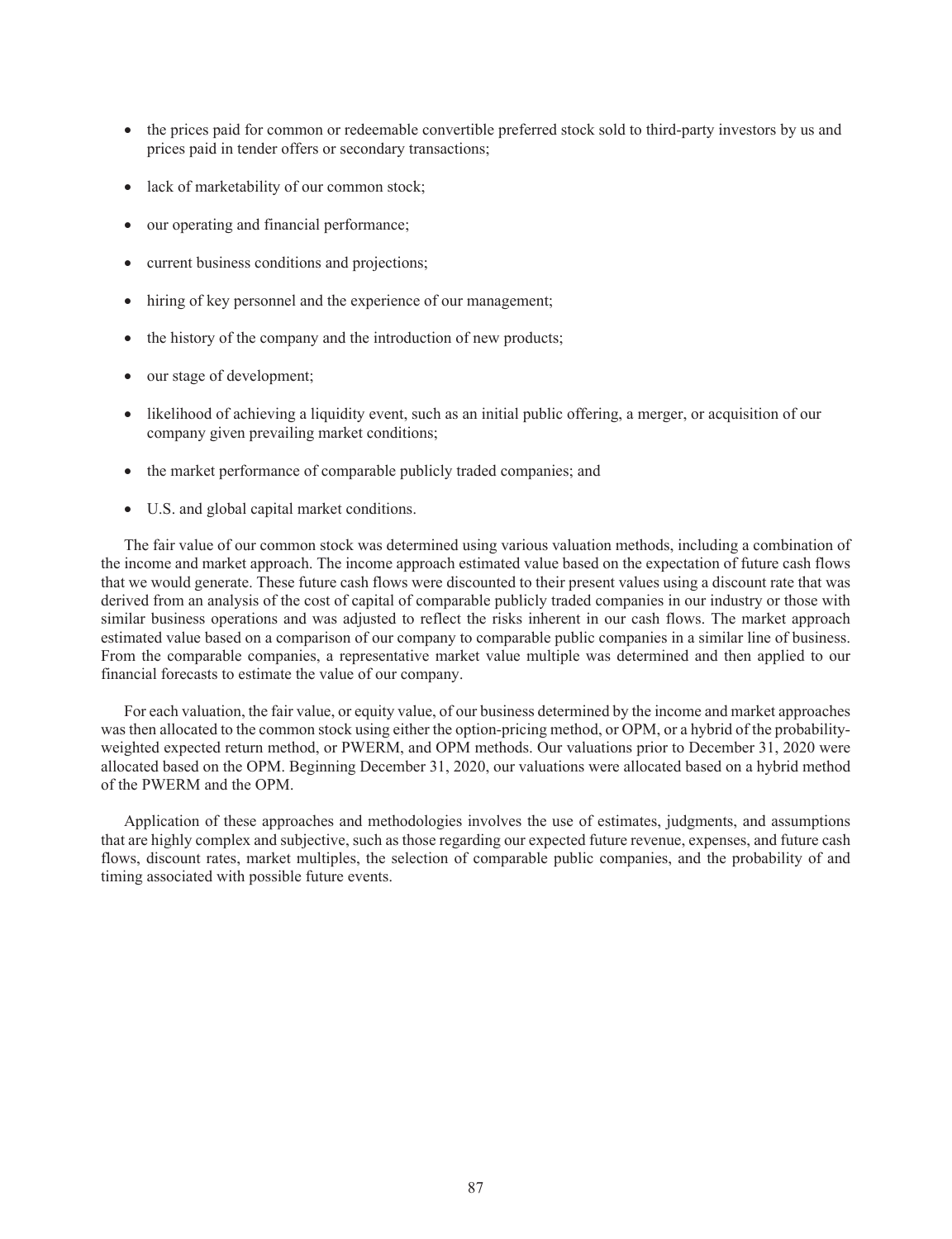- the prices paid for common or redeemable convertible preferred stock sold to third-party investors by us and prices paid in tender offers or secondary transactions;
- lack of marketability of our common stock;
- our operating and financial performance;
- current business conditions and projections;
- hiring of key personnel and the experience of our management;
- the history of the company and the introduction of new products;
- our stage of development;
- likelihood of achieving a liquidity event, such as an initial public offering, a merger, or acquisition of our company given prevailing market conditions;
- the market performance of comparable publicly traded companies; and
- U.S. and global capital market conditions.

The fair value of our common stock was determined using various valuation methods, including a combination of the income and market approach. The income approach estimated value based on the expectation of future cash flows that we would generate. These future cash flows were discounted to their present values using a discount rate that was derived from an analysis of the cost of capital of comparable publicly traded companies in our industry or those with similar business operations and was adjusted to reflect the risks inherent in our cash flows. The market approach estimated value based on a comparison of our company to comparable public companies in a similar line of business. From the comparable companies, a representative market value multiple was determined and then applied to our financial forecasts to estimate the value of our company.

For each valuation, the fair value, or equity value, of our business determined by the income and market approaches was then allocated to the common stock using either the option-pricing method, or OPM, or a hybrid of the probability-weighted expected return method, or PWERM, and OPM methods. Our valuations prior to December 31, 2020 were allocated based on the OPM. Beginning December 31, 2020, our valuations were allocated based on a hybrid method of the PWERM and the OPM.

Application of these approaches and methodologies involves the use of estimates, judgments, and assumptions that are highly complex and subjective, such as those regarding our expected future revenue, expenses, and future cash flows, discount rates, market multiples, the selection of comparable public companies, and the probability of and timing associated with possible future events.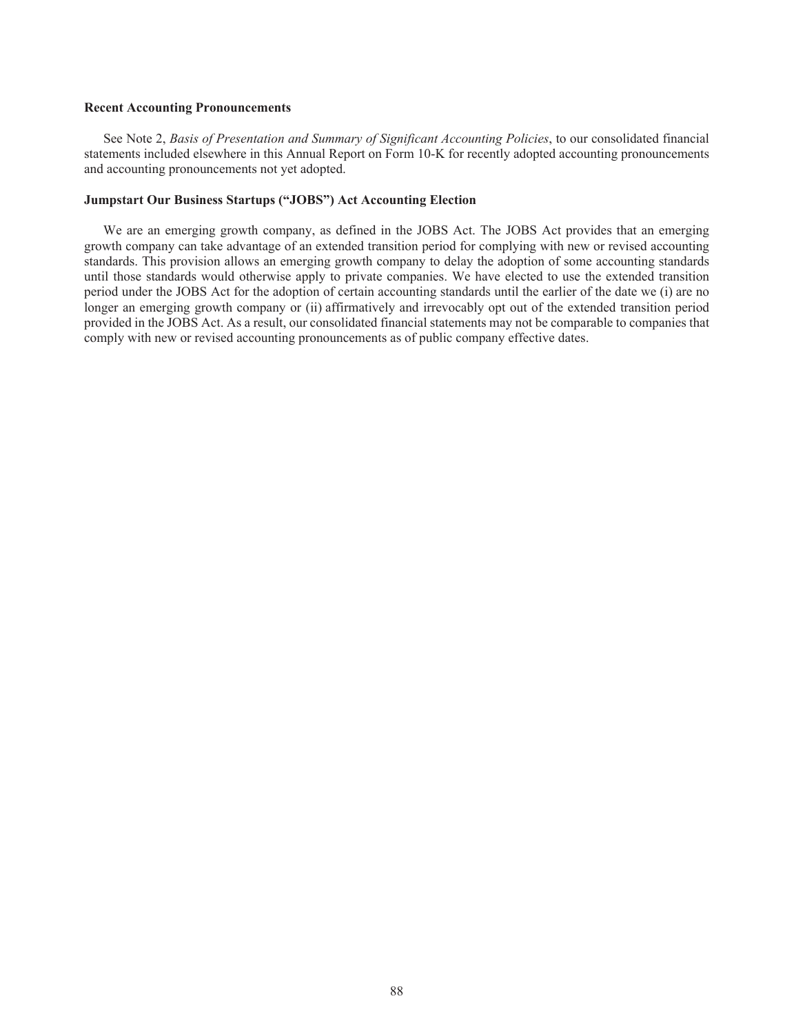### Recent Accounting Pronouncements

See Note 2, *Basis of Presentation and Summary of Significant Accounting Policies*, to our consolidated financial statements included elsewhere in this Annual Report on Form 10-K for recently adopted accounting pronouncements and accounting pronouncements not yet adopted.

### Jumpstart Our Business Startups ("JOBS") Act Accounting Election

We are an emerging growth company, as defined in the JOBS Act. The JOBS Act provides that an emerging growth company can take advantage of an extended transition period for complying with new or revised accounting standards. This provision allows an emerging growth company to delay the adoption of some accounting standards until those standards would otherwise apply to private companies. We have elected to use the extended transition period under the JOBS Act for the adoption of certain accounting standards until the earlier of the date we (i) are no longer an emerging growth company or (ii) affirmatively and irrevocably opt out of the extended transition period provided in the JOBS Act. As a result, our consolidated financial statements may not be comparable to companies that comply with new or revised accounting pronouncements as of public company effective dates.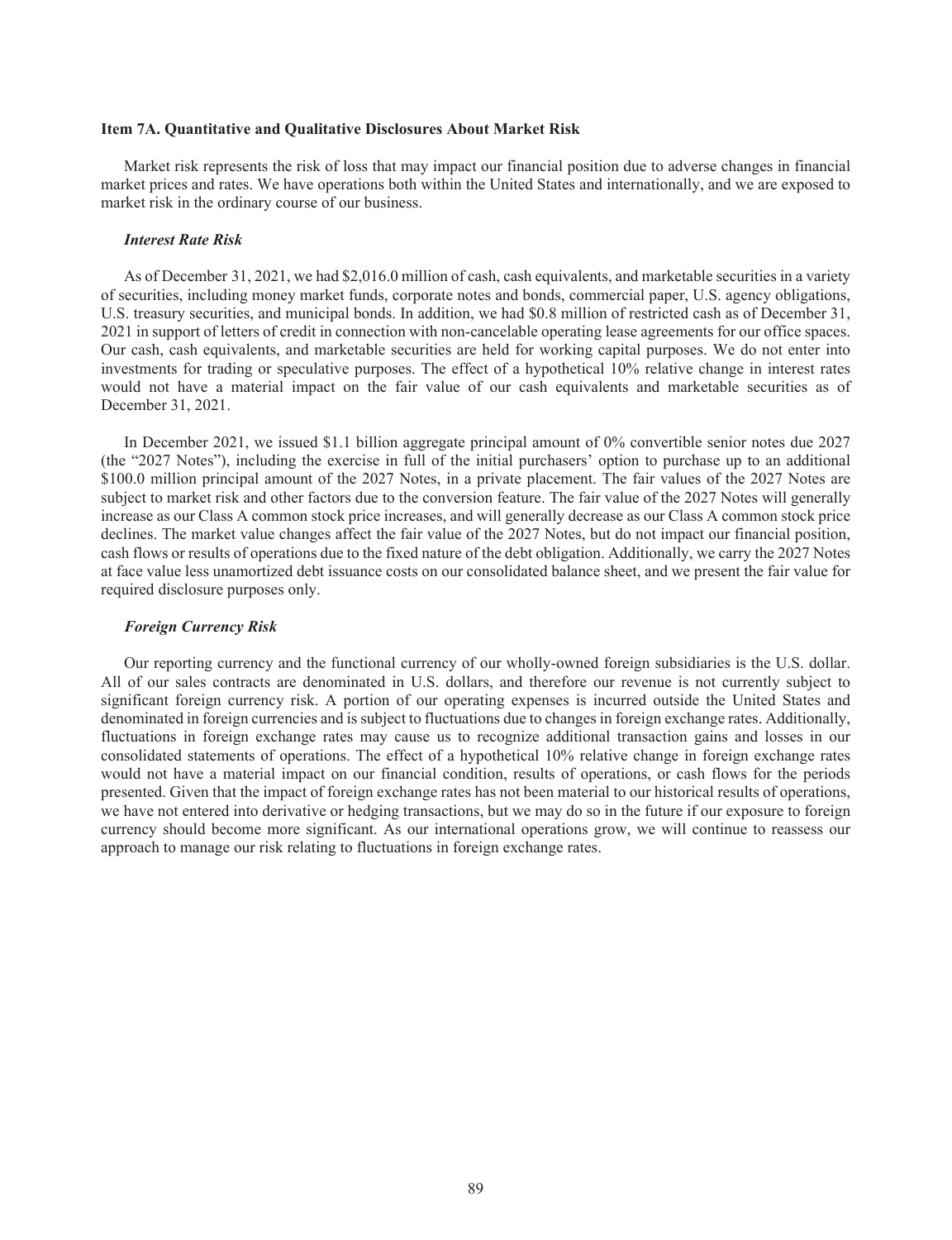## Item 7A. Quantitative and Qualitative Disclosures About Market Risk

Market risk represents the risk of loss that may impact our financial position due to adverse changes in financial market prices and rates. We have operations both within the United States and internationally, and we are exposed to market risk in the ordinary course of our business.

### *Interest Rate Risk*

As of December 31, 2021, we had $2,016.0 million of cash, cash equivalents, and marketable securities in a variety of securities, including money market funds, corporate notes and bonds, commercial paper, U.S. agency obligations, U.S. treasury securities, and municipal bonds. In addition, we had $0.8 million of restricted cash as of December 31, 2021 in support of letters of credit in connection with non-cancelable operating lease agreements for our office spaces. Our cash, cash equivalents, and marketable securities are held for working capital purposes. We do not enter into investments for trading or speculative purposes. The effect of a hypothetical 10% relative change in interest rates would not have a material impact on the fair value of our cash equivalents and marketable securities as of December 31, 2021.

In December 2021, we issued $1.1 billion aggregate principal amount of 0% convertible senior notes due 2027 (the "2027 Notes"), including the exercise in full of the initial purchasers' option to purchase up to an additional $100.0 million principal amount of the 2027 Notes, in a private placement. The fair values of the 2027 Notes are subject to market risk and other factors due to the conversion feature. The fair value of the 2027 Notes will generally increase as our Class A common stock price increases, and will generally decrease as our Class A common stock price declines. The market value changes affect the fair value of the 2027 Notes, but do not impact our financial position, cash flows or results of operations due to the fixed nature of the debt obligation. Additionally, we carry the 2027 Notes at face value less unamortized debt issuance costs on our consolidated balance sheet, and we present the fair value for required disclosure purposes only.

### *Foreign Currency Risk*

Our reporting currency and the functional currency of our wholly-owned foreign subsidiaries is the U.S. dollar. All of our sales contracts are denominated in U.S. dollars, and therefore our revenue is not currently subject to significant foreign currency risk. A portion of our operating expenses is incurred outside the United States and denominated in foreign currencies and is subject to fluctuations due to changes in foreign exchange rates. Additionally, fluctuations in foreign exchange rates may cause us to recognize additional transaction gains and losses in our consolidated statements of operations. The effect of a hypothetical 10% relative change in foreign exchange rates would not have a material impact on our financial condition, results of operations, or cash flows for the periods presented. Given that the impact of foreign exchange rates has not been material to our historical results of operations, we have not entered into derivative or hedging transactions, but we may do so in the future if our exposure to foreign currency should become more significant. As our international operations grow, we will continue to reassess our approach to manage our risk relating to fluctuations in foreign exchange rates.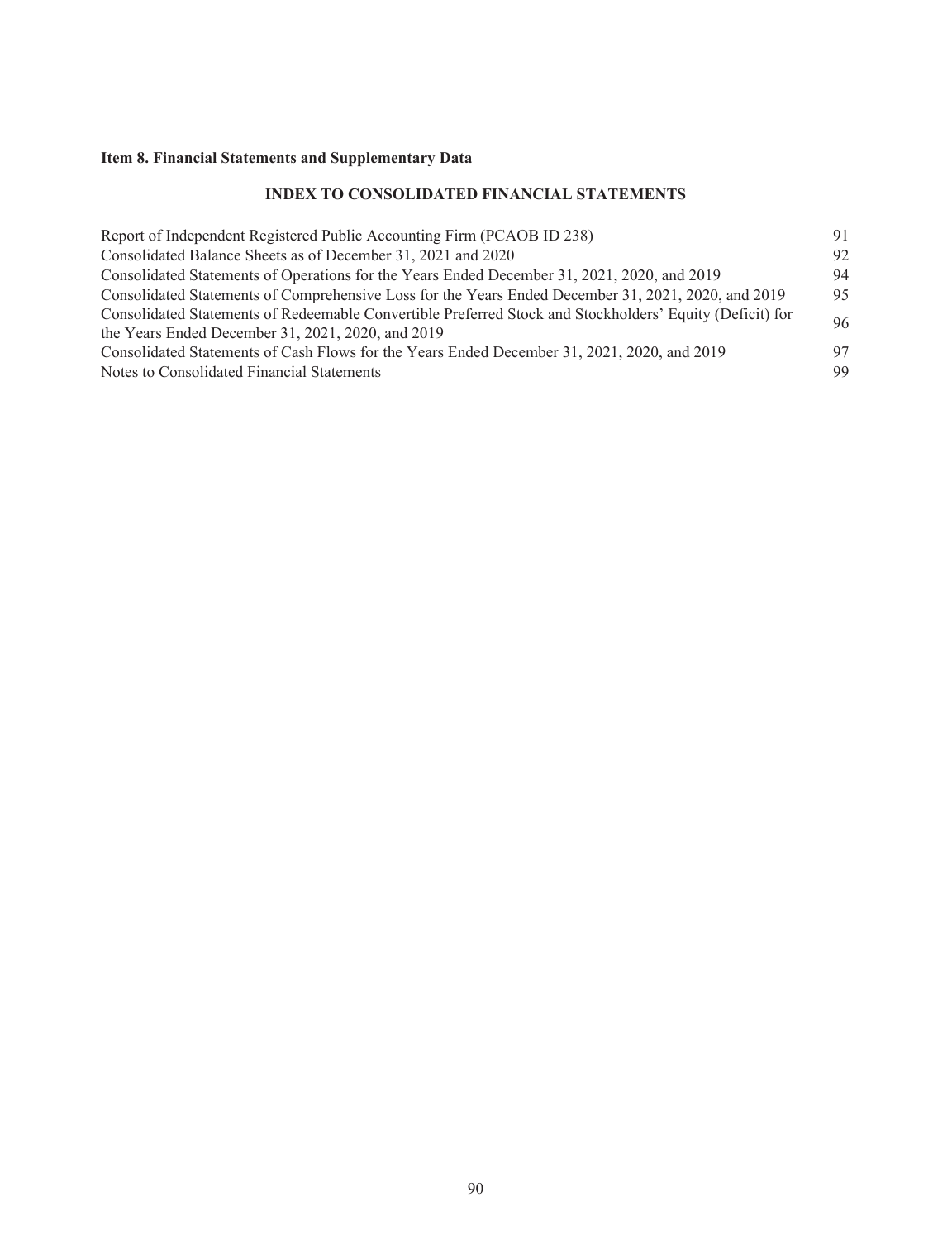## Item 8. Financial Statements and Supplementary Data

### INDEX TO CONSOLIDATED FINANCIAL STATEMENTS

| | |
|---|---|
| Report of Independent Registered Public Accounting Firm (PCAOB ID 238) | 91 |
| Consolidated Balance Sheets as of December 31, 2021 and 2020 | 92 |
| Consolidated Statements of Operations for the Years Ended December 31, 2021, 2020, and 2019 | 94 |
| Consolidated Statements of Comprehensive Loss for the Years Ended December 31, 2021, 2020, and 2019 | 95 |
| Consolidated Statements of Redeemable Convertible Preferred Stock and Stockholders' Equity (Deficit) for the Years Ended December 31, 2021, 2020, and 2019 | 96 |
| Consolidated Statements of Cash Flows for the Years Ended December 31, 2021, 2020, and 2019 | 97 |
| Notes to Consolidated Financial Statements | 99 |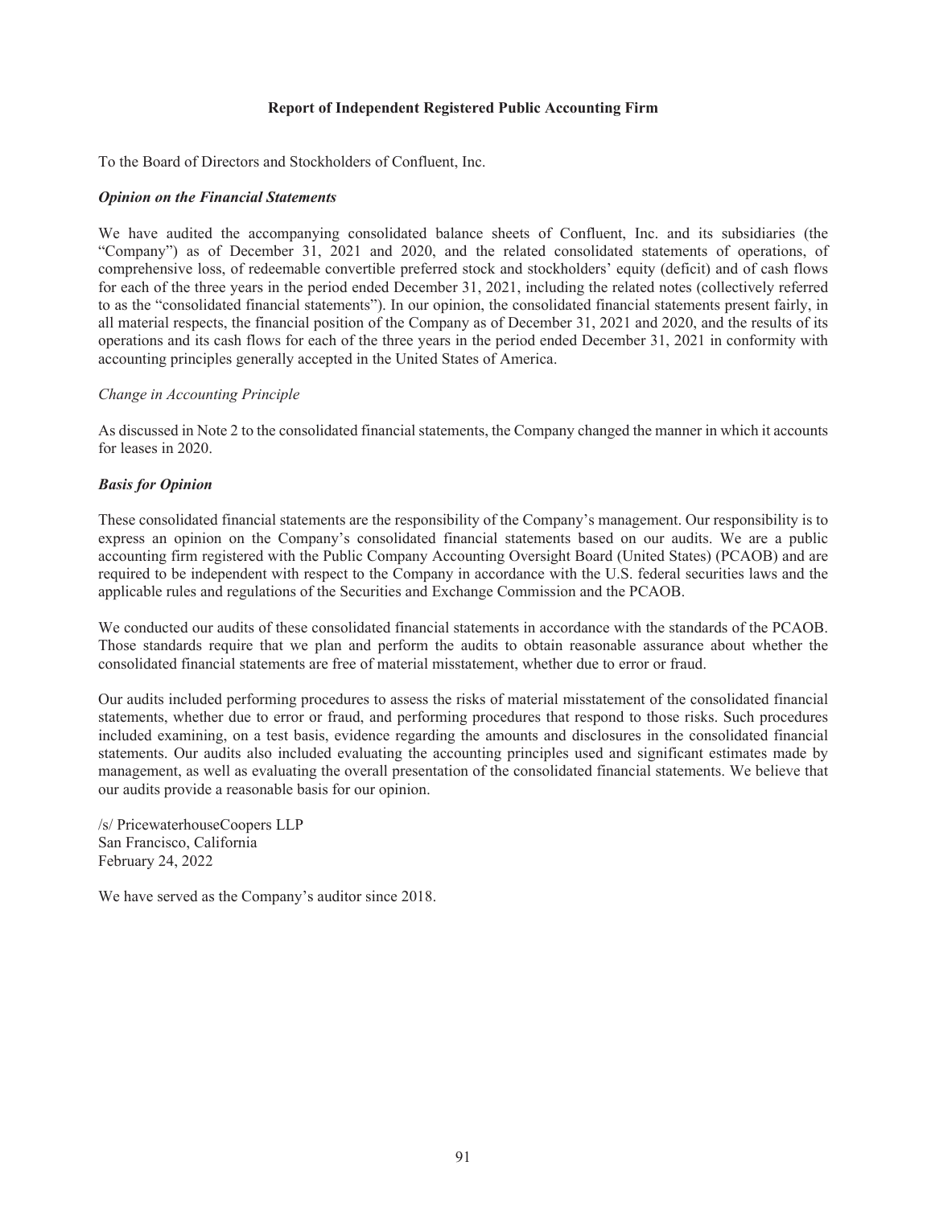## Report of Independent Registered Public Accounting Firm

To the Board of Directors and Stockholders of Confluent, Inc.

### *Opinion on the Financial Statements*

We have audited the accompanying consolidated balance sheets of Confluent, Inc. and its subsidiaries (the "Company") as of December 31, 2021 and 2020, and the related consolidated statements of operations, of comprehensive loss, of redeemable convertible preferred stock and stockholders' equity (deficit) and of cash flows for each of the three years in the period ended December 31, 2021, including the related notes (collectively referred to as the "consolidated financial statements"). In our opinion, the consolidated financial statements present fairly, in all material respects, the financial position of the Company as of December 31, 2021 and 2020, and the results of its operations and its cash flows for each of the three years in the period ended December 31, 2021 in conformity with accounting principles generally accepted in the United States of America.

*Change in Accounting Principle*

As discussed in Note 2 to the consolidated financial statements, the Company changed the manner in which it accounts for leases in 2020.

### *Basis for Opinion*

These consolidated financial statements are the responsibility of the Company's management. Our responsibility is to express an opinion on the Company's consolidated financial statements based on our audits. We are a public accounting firm registered with the Public Company Accounting Oversight Board (United States) (PCAOB) and are required to be independent with respect to the Company in accordance with the U.S. federal securities laws and the applicable rules and regulations of the Securities and Exchange Commission and the PCAOB.

We conducted our audits of these consolidated financial statements in accordance with the standards of the PCAOB. Those standards require that we plan and perform the audits to obtain reasonable assurance about whether the consolidated financial statements are free of material misstatement, whether due to error or fraud.

Our audits included performing procedures to assess the risks of material misstatement of the consolidated financial statements, whether due to error or fraud, and performing procedures that respond to those risks. Such procedures included examining, on a test basis, evidence regarding the amounts and disclosures in the consolidated financial statements. Our audits also included evaluating the accounting principles used and significant estimates made by management, as well as evaluating the overall presentation of the consolidated financial statements. We believe that our audits provide a reasonable basis for our opinion.

/s/ PricewaterhouseCoopers LLP
San Francisco, California
February 24, 2022

We have served as the Company's auditor since 2018.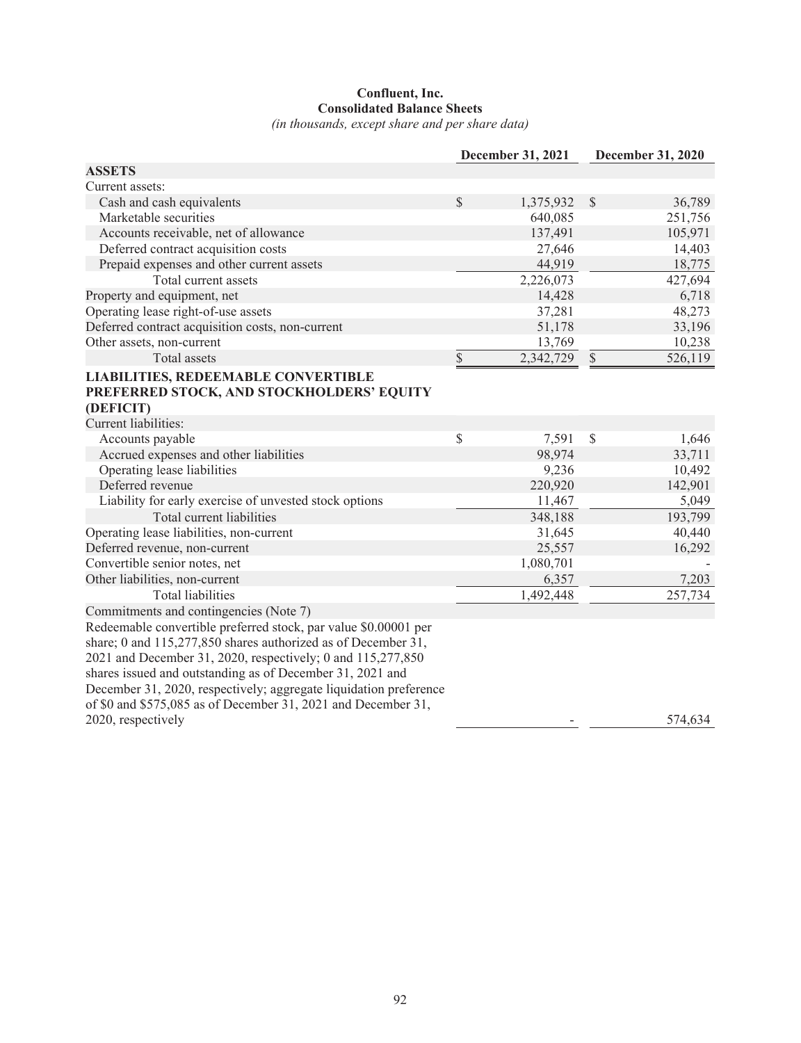**Confluent, Inc.**
**Consolidated Balance Sheets**
*(in thousands, except share and per share data)*

| | December 31, 2021 | December 31, 2020 |
|---|---|---|
| **ASSETS** | | |
| Current assets: | | |
| Cash and cash equivalents | $ 1,375,932 | $ 36,789 |
| Marketable securities | 640,085 | 251,756 |
| Accounts receivable, net of allowance | 137,491 | 105,971 |
| Deferred contract acquisition costs | 27,646 | 14,403 |
| Prepaid expenses and other current assets | 44,919 | 18,775 |
| Total current assets | 2,226,073 | 427,694 |
| Property and equipment, net | 14,428 | 6,718 |
| Operating lease right-of-use assets | 37,281 | 48,273 |
| Deferred contract acquisition costs, non-current | 51,178 | 33,196 |
| Other assets, non-current | 13,769 | 10,238 |
| Total assets | $ 2,342,729 | $ 526,119 |
| **LIABILITIES, REDEEMABLE CONVERTIBLE PREFERRED STOCK, AND STOCKHOLDERS' EQUITY (DEFICIT)** | | |
| Current liabilities: | | |
| Accounts payable | $ 7,591 | $ 1,646 |
| Accrued expenses and other liabilities | 98,974 | 33,711 |
| Operating lease liabilities | 9,236 | 10,492 |
| Deferred revenue | 220,920 | 142,901 |
| Liability for early exercise of unvested stock options | 11,467 | 5,049 |
| Total current liabilities | 348,188 | 193,799 |
| Operating lease liabilities, non-current | 31,645 | 40,440 |
| Deferred revenue, non-current | 25,557 | 16,292 |
| Convertible senior notes, net | 1,080,701 | - |
| Other liabilities, non-current | 6,357 | 7,203 |
| Total liabilities | 1,492,448 | 257,734 |
| Commitments and contingencies (Note 7) | | |
| Redeemable convertible preferred stock, par value $0.00001 per share; 0 and 115,277,850 shares authorized as of December 31, 2021 and December 31, 2020, respectively; 0 and 115,277,850 shares issued and outstanding as of December 31, 2021 and December 31, 2020, respectively; aggregate liquidation preference of $0 and $575,085 as of December 31, 2021 and December 31, 2020, respectively | - | 574,634 |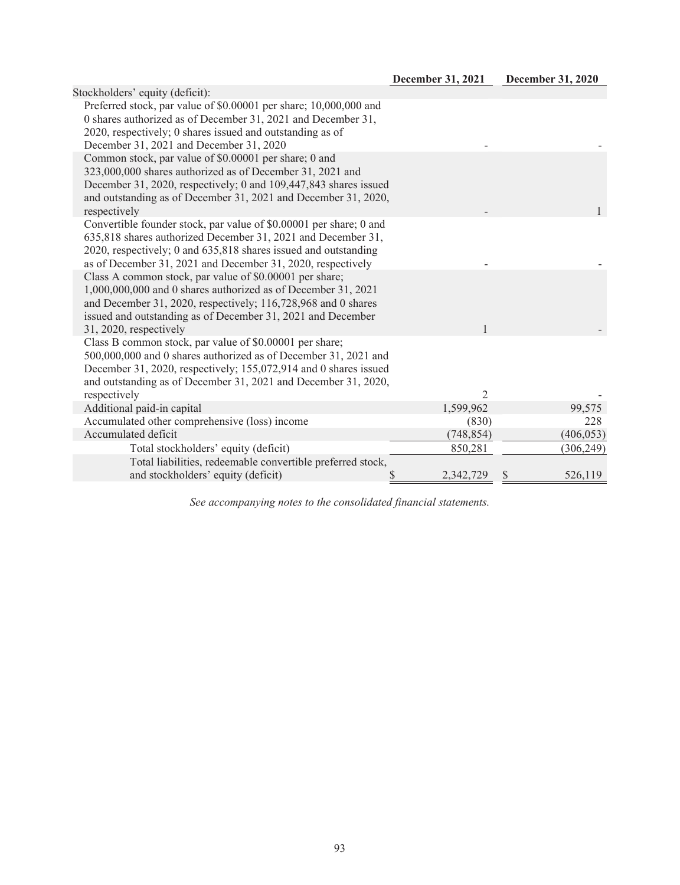| | December 31, 2021 | December 31, 2020 |
|---|---|---|
| Stockholders' equity (deficit): | | |
| Preferred stock, par value of $0.00001 per share; 10,000,000 and 0 shares authorized as of December 31, 2021 and December 31, 2020, respectively; 0 shares issued and outstanding as of December 31, 2021 and December 31, 2020 | - | - |
| Common stock, par value of $0.00001 per share; 0 and 323,000,000 shares authorized as of December 31, 2021 and December 31, 2020, respectively; 0 and 109,447,843 shares issued and outstanding as of December 31, 2021 and December 31, 2020, respectively | - | 1 |
| Convertible founder stock, par value of $0.00001 per share; 0 and 635,818 shares authorized December 31, 2021 and December 31, 2020, respectively; 0 and 635,818 shares issued and outstanding as of December 31, 2021 and December 31, 2020, respectively | - | - |
| Class A common stock, par value of $0.00001 per share; 1,000,000,000 and 0 shares authorized as of December 31, 2021 and December 31, 2020, respectively; 116,728,968 and 0 shares issued and outstanding as of December 31, 2021 and December 31, 2020, respectively | 1 | - |
| Class B common stock, par value of $0.00001 per share; 500,000,000 and 0 shares authorized as of December 31, 2021 and December 31, 2020, respectively; 155,072,914 and 0 shares issued and outstanding as of December 31, 2021 and December 31, 2020, respectively | 2 | - |
| Additional paid-in capital | 1,599,962 | 99,575 |
| Accumulated other comprehensive (loss) income | (830) | 228 |
| Accumulated deficit | (748,854) | (406,053) |
| Total stockholders' equity (deficit) | 850,281 | (306,249) |
| Total liabilities, redeemable convertible preferred stock, and stockholders' equity (deficit) | $ 2,342,729 | $ 526,119 |

*See accompanying notes to the consolidated financial statements.*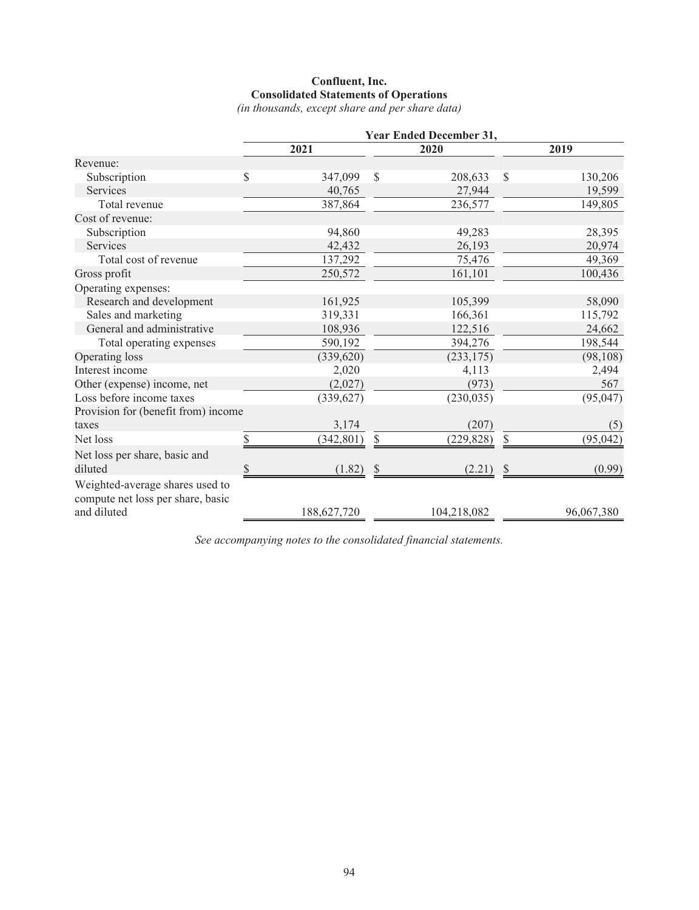**Confluent, Inc.**
**Consolidated Statements of Operations**
*(in thousands, except share and per share data)*

| | Year Ended December 31, | | |
|---|---|---|---|
| | 2021 | 2020 | 2019 |
| Revenue: | | | |
| Subscription | $ 347,099 | $ 208,633 | $ 130,206 |
| Services | 40,765 | 27,944 | 19,599 |
| Total revenue | 387,864 | 236,577 | 149,805 |
| Cost of revenue: | | | |
| Subscription | 94,860 | 49,283 | 28,395 |
| Services | 42,432 | 26,193 | 20,974 |
| Total cost of revenue | 137,292 | 75,476 | 49,369 |
| Gross profit | 250,572 | 161,101 | 100,436 |
| Operating expenses: | | | |
| Research and development | 161,925 | 105,399 | 58,090 |
| Sales and marketing | 319,331 | 166,361 | 115,792 |
| General and administrative | 108,936 | 122,516 | 24,662 |
| Total operating expenses | 590,192 | 394,276 | 198,544 |
| Operating loss | (339,620) | (233,175) | (98,108) |
| Interest income | 2,020 | 4,113 | 2,494 |
| Other (expense) income, net | (2,027) | (973) | 567 |
| Loss before income taxes | (339,627) | (230,035) | (95,047) |
| Provision for (benefit from) income taxes | 3,174 | (207) | (5) |
| Net loss | $ (342,801) | $ (229,828) | $ (95,042) |
| Net loss per share, basic and diluted | $ (1.82) | $ (2.21) | $ (0.99) |
| Weighted-average shares used to compute net loss per share, basic and diluted | 188,627,720 | 104,218,082 | 96,067,380 |

*See accompanying notes to the consolidated financial statements.*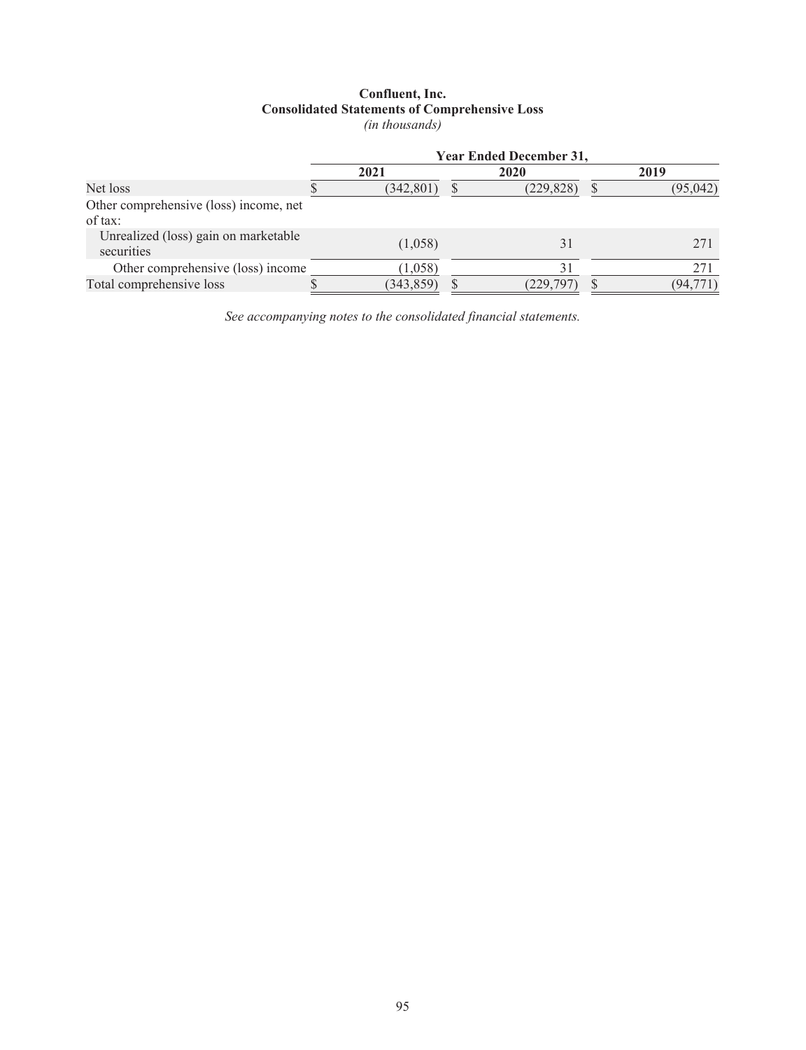**Confluent, Inc.**
**Consolidated Statements of Comprehensive Loss**
*(in thousands)*

| | Year Ended December 31, | | |
|---|---|---|---|
| | 2021 | 2020 | 2019 |
| Net loss | $ (342,801) | $ (229,828) | $ (95,042) |
| Other comprehensive (loss) income, net of tax: | | | |
| Unrealized (loss) gain on marketable securities | (1,058) | 31 | 271 |
| Other comprehensive (loss) income | (1,058) | 31 | 271 |
| Total comprehensive loss | $ (343,859) | $ (229,797) | $ (94,771) |

*See accompanying notes to the consolidated financial statements.*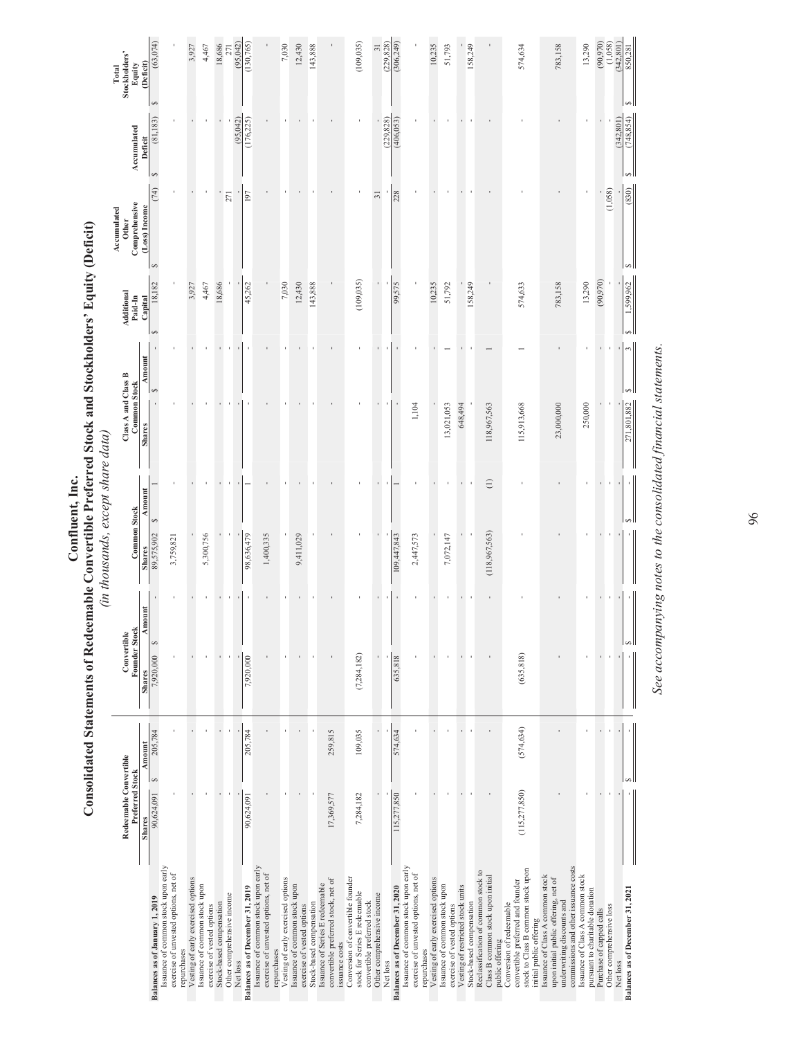# Confluent, Inc.

## Consolidated Statements of Redeemable Convertible Preferred Stock and Stockholders' Equity (Deficit)

*(in thousands, except share data)*

| | Redeemable Convertible Preferred Stock | | Convertible Founder Stock | | Common Stock | | Class A and Class B Common Stock | | Additional Paid-In Capital | Accumulated Other Comprehensive (Loss) Income | Accumulated Deficit | Total Stockholders' Equity (Deficit) |
|---|---|---|---|---|---|---|---|---|---|---|---|---|
| | Shares | Amount | Shares | Amount | Shares | Amount | Shares | Amount | | | | |
| **Balances as of January 1, 2019** | 90,624,091 | $ 205,784 | 7,920,000 | $ - | 89,575,902 | $ 1 | - | $ - | $ 18,182 | $ (74) | $ (81,183) | $ (63,074) |
| Issuance of common stock upon early exercise of unvested options, net of repurchases | - | - | - | - | 3,759,821 | - | - | - | - | - | - | - |
| Vesting of early exercised options | - | - | - | - | - | - | - | - | 3,927 | - | - | 3,927 |
| Issuance of common stock upon exercise of vested options | - | - | - | - | 5,300,756 | - | - | - | 4,467 | - | - | 4,467 |
| Stock-based compensation | - | - | - | - | - | - | - | - | 18,686 | - | - | 18,686 |
| Other comprehensive income | - | - | - | - | - | - | - | - | - | 271 | - | 271 |
| Net loss | - | - | - | - | - | - | - | - | - | - | (95,042) | (95,042) |
| **Balances as of December 31, 2019** | 90,624,091 | 205,784 | 7,920,000 | - | 98,636,479 | 1 | - | - | 45,262 | 197 | (176,225) | (130,765) |
| Issuance of common stock upon early exercise of unvested options, net of repurchases | - | - | - | - | 1,400,335 | - | - | - | - | - | - | - |
| Vesting of early exercised options | - | - | - | - | - | - | - | - | 7,030 | - | - | 7,030 |
| Issuance of common stock upon exercise of vested options | - | - | - | - | 9,411,029 | - | - | - | 12,430 | - | - | 12,430 |
| Stock-based compensation | - | - | - | - | - | - | - | - | 143,888 | - | - | 143,888 |
| Issuance of Series E redeemable convertible preferred stock, net of issuance costs | 17,369,577 | 259,815 | - | - | - | - | - | - | - | - | - | - |
| Conversion of convertible founder stock for Series E redeemable convertible preferred stock | 7,284,182 | 109,035 | (7,284,182) | - | - | - | - | - | (109,035) | - | - | (109,035) |
| Other comprehensive income | - | - | - | - | - | - | - | - | - | 31 | - | 31 |
| Net loss | - | - | - | - | - | - | - | - | - | - | (229,828) | (229,828) |
| **Balances as of December 31, 2020** | 115,277,850 | 574,634 | 635,818 | - | 109,447,843 | 1 | - | - | 99,575 | 228 | (406,053) | (306,249) |
| Issuance of common stock upon early exercise of unvested options, net of repurchases | - | - | - | - | 2,447,573 | - | 1,104 | - | - | - | - | - |
| Vesting of early exercised options | - | - | - | - | - | - | - | - | 10,235 | - | - | 10,235 |
| Issuance of common stock upon exercise of vested options | - | - | - | - | 7,072,147 | - | 13,021,053 | 1 | 51,792 | - | - | 51,793 |
| Vesting of restricted stock units | - | - | - | - | - | - | 648,494 | - | - | - | - | - |
| Stock-based compensation | - | - | - | - | - | - | - | - | 158,249 | - | - | 158,249 |
| Reclassification of common stock to Class B common stock upon initial public offering | - | - | - | - | (118,967,563) | (1) | 118,967,563 | 1 | - | - | - | - |
| Conversion of redeemable convertible preferred and founder stock to Class B common stock upon initial public offering | (115,277,850) | (574,634) | (635,818) | - | - | - | 115,913,668 | 1 | 574,633 | - | - | 574,634 |
| Issuance of Class A common stock upon initial public offering, net of underwriting discounts and commissions and other issuance costs | - | - | - | - | - | - | 23,000,000 | - | 783,158 | - | - | 783,158 |
| Issuance of Class A common stock pursuant to charitable donation | - | - | - | - | - | - | 250,000 | - | 13,290 | - | - | 13,290 |
| Purchase of capped calls | - | - | - | - | - | - | - | - | (90,970) | - | - | (90,970) |
| Other comprehensive loss | - | - | - | - | - | - | - | - | - | (1,058) | - | (1,058) |
| Net loss | - | - | - | - | - | - | - | - | - | - | (342,801) | (342,801) |
| **Balances as of December 31, 2021** | - | $ - | - | $ - | - | $ - | 271,801,882 | $ 3 | $ 1,599,962 | $ (830) | $ (748,854) | $ 850,281 |

*See accompanying notes to the consolidated financial statements.*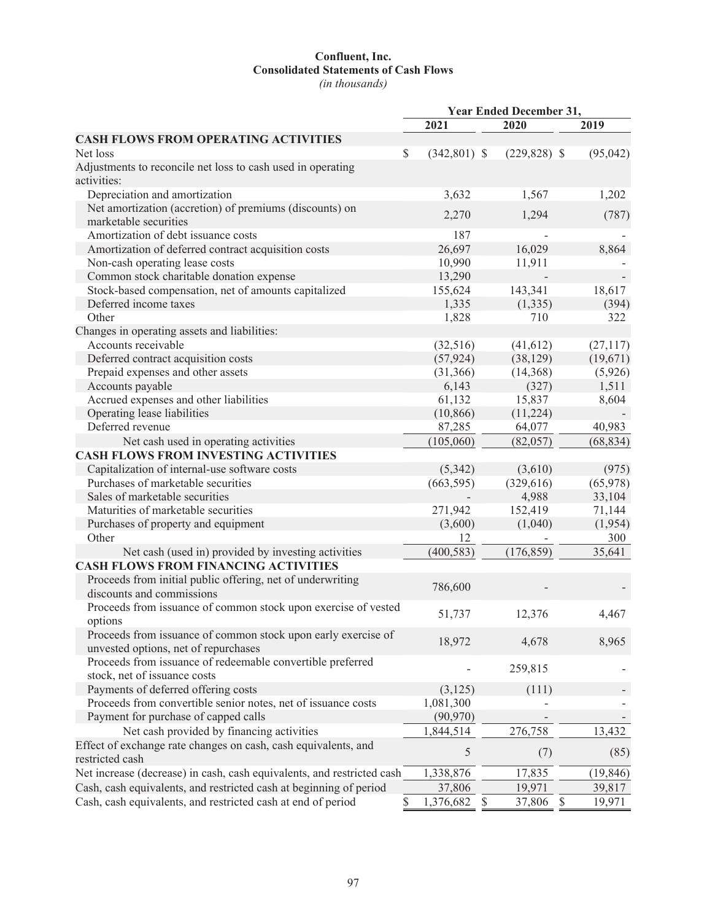**Confluent, Inc.**
**Consolidated Statements of Cash Flows**
*(in thousands)*

| | Year Ended December 31, | | |
|---|---|---|---|
| | 2021 | 2020 | 2019 |
| **CASH FLOWS FROM OPERATING ACTIVITIES** | | | |
| Net loss | $ (342,801) | $ (229,828) | $ (95,042) |
| Adjustments to reconcile net loss to cash used in operating activities: | | | |
| Depreciation and amortization | 3,632 | 1,567 | 1,202 |
| Net amortization (accretion) of premiums (discounts) on marketable securities | 2,270 | 1,294 | (787) |
| Amortization of debt issuance costs | 187 | - | - |
| Amortization of deferred contract acquisition costs | 26,697 | 16,029 | 8,864 |
| Non-cash operating lease costs | 10,990 | 11,911 | - |
| Common stock charitable donation expense | 13,290 | - | - |
| Stock-based compensation, net of amounts capitalized | 155,624 | 143,341 | 18,617 |
| Deferred income taxes | 1,335 | (1,335) | (394) |
| Other | 1,828 | 710 | 322 |
| Changes in operating assets and liabilities: | | | |
| Accounts receivable | (32,516) | (41,612) | (27,117) |
| Deferred contract acquisition costs | (57,924) | (38,129) | (19,671) |
| Prepaid expenses and other assets | (31,366) | (14,368) | (5,926) |
| Accounts payable | 6,143 | (327) | 1,511 |
| Accrued expenses and other liabilities | 61,132 | 15,837 | 8,604 |
| Operating lease liabilities | (10,866) | (11,224) | - |
| Deferred revenue | 87,285 | 64,077 | 40,983 |
| Net cash used in operating activities | (105,060) | (82,057) | (68,834) |
| **CASH FLOWS FROM INVESTING ACTIVITIES** | | | |
| Capitalization of internal-use software costs | (5,342) | (3,610) | (975) |
| Purchases of marketable securities | (663,595) | (329,616) | (65,978) |
| Sales of marketable securities | - | 4,988 | 33,104 |
| Maturities of marketable securities | 271,942 | 152,419 | 71,144 |
| Purchases of property and equipment | (3,600) | (1,040) | (1,954) |
| Other | 12 | - | 300 |
| Net cash (used in) provided by investing activities | (400,583) | (176,859) | 35,641 |
| **CASH FLOWS FROM FINANCING ACTIVITIES** | | | |
| Proceeds from initial public offering, net of underwriting discounts and commissions | 786,600 | - | - |
| Proceeds from issuance of common stock upon exercise of vested options | 51,737 | 12,376 | 4,467 |
| Proceeds from issuance of common stock upon early exercise of unvested options, net of repurchases | 18,972 | 4,678 | 8,965 |
| Proceeds from issuance of redeemable convertible preferred stock, net of issuance costs | - | 259,815 | - |
| Payments of deferred offering costs | (3,125) | (111) | - |
| Proceeds from convertible senior notes, net of issuance costs | 1,081,300 | - | - |
| Payment for purchase of capped calls | (90,970) | - | - |
| Net cash provided by financing activities | 1,844,514 | 276,758 | 13,432 |
| Effect of exchange rate changes on cash, cash equivalents, and restricted cash | 5 | (7) | (85) |
| Net increase (decrease) in cash, cash equivalents, and restricted cash | 1,338,876 | 17,835 | (19,846) |
| Cash, cash equivalents, and restricted cash at beginning of period | 37,806 | 19,971 | 39,817 |
| Cash, cash equivalents, and restricted cash at end of period | $ 1,376,682 | $ 37,806 | $ 19,971 |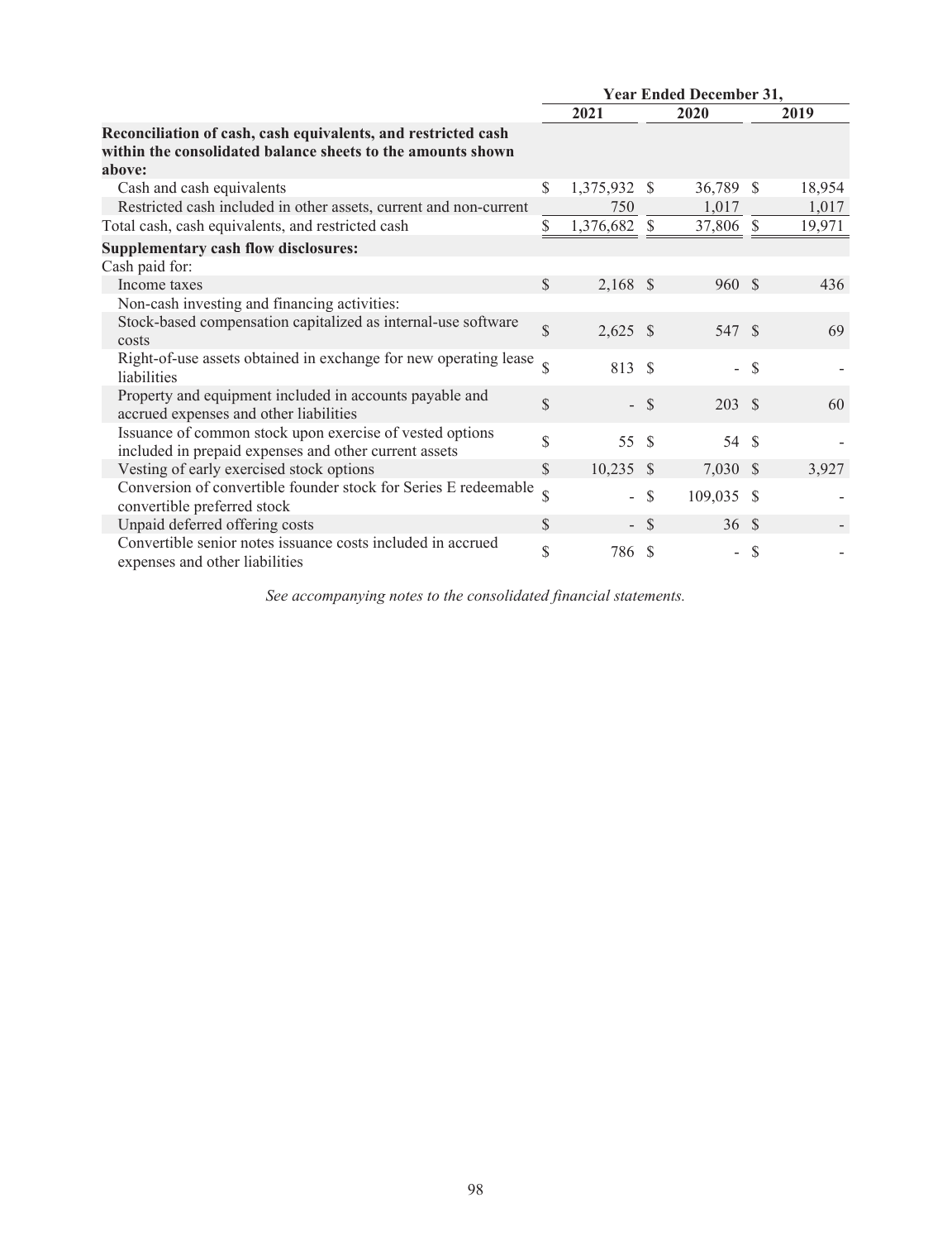| | Year Ended December 31, | | |
|---|---|---|---|
| | 2021 | 2020 | 2019 |
| **Reconciliation of cash, cash equivalents, and restricted cash within the consolidated balance sheets to the amounts shown above:** | | | |
| Cash and cash equivalents | $ 1,375,932 | $ 36,789 | $ 18,954 |
| Restricted cash included in other assets, current and non-current | 750 | 1,017 | 1,017 |
| Total cash, cash equivalents, and restricted cash | $ 1,376,682 | $ 37,806 | $ 19,971 |
| **Supplementary cash flow disclosures:** | | | |
| Cash paid for: | | | |
| Income taxes | $ 2,168 | $ 960 | $ 436 |
| Non-cash investing and financing activities: | | | |
| Stock-based compensation capitalized as internal-use software costs | $ 2,625 | $ 547 | $ 69 |
| Right-of-use assets obtained in exchange for new operating lease liabilities | $ 813 | $ - | $ - |
| Property and equipment included in accounts payable and accrued expenses and other liabilities | $ - | $ 203 | $ 60 |
| Issuance of common stock upon exercise of vested options included in prepaid expenses and other current assets | $ 55 | $ 54 | $ - |
| Vesting of early exercised stock options | $ 10,235 | $ 7,030 | $ 3,927 |
| Conversion of convertible founder stock for Series E redeemable convertible preferred stock | $ - | $ 109,035 | $ - |
| Unpaid deferred offering costs | $ - | $ 36 | $ - |
| Convertible senior notes issuance costs included in accrued expenses and other liabilities | $ 786 | $ - | $ - |

*See accompanying notes to the consolidated financial statements.*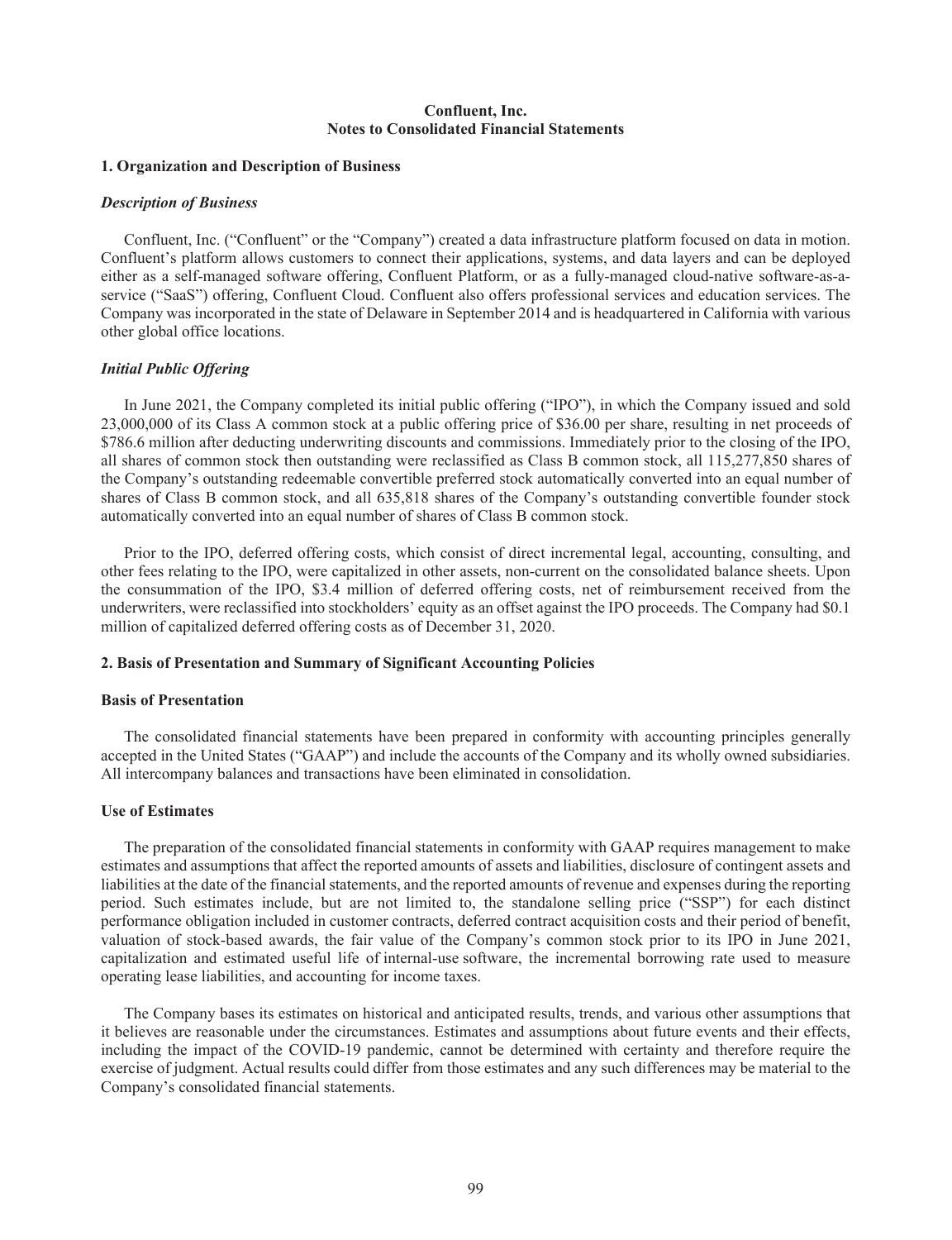# Confluent, Inc.
## Notes to Consolidated Financial Statements

### 1. Organization and Description of Business

#### *Description of Business*

Confluent, Inc. ("Confluent" or the "Company") created a data infrastructure platform focused on data in motion. Confluent's platform allows customers to connect their applications, systems, and data layers and can be deployed either as a self-managed software offering, Confluent Platform, or as a fully-managed cloud-native software-as-a-service ("SaaS") offering, Confluent Cloud. Confluent also offers professional services and education services. The Company was incorporated in the state of Delaware in September 2014 and is headquartered in California with various other global office locations.

#### *Initial Public Offering*

In June 2021, the Company completed its initial public offering ("IPO"), in which the Company issued and sold 23,000,000 of its Class A common stock at a public offering price of $36.00 per share, resulting in net proceeds of $786.6 million after deducting underwriting discounts and commissions. Immediately prior to the closing of the IPO, all shares of common stock then outstanding were reclassified as Class B common stock, all 115,277,850 shares of the Company's outstanding redeemable convertible preferred stock automatically converted into an equal number of shares of Class B common stock, and all 635,818 shares of the Company's outstanding convertible founder stock automatically converted into an equal number of shares of Class B common stock.

Prior to the IPO, deferred offering costs, which consist of direct incremental legal, accounting, consulting, and other fees relating to the IPO, were capitalized in other assets, non-current on the consolidated balance sheets. Upon the consummation of the IPO, $3.4 million of deferred offering costs, net of reimbursement received from the underwriters, were reclassified into stockholders' equity as an offset against the IPO proceeds. The Company had $0.1 million of capitalized deferred offering costs as of December 31, 2020.

### 2. Basis of Presentation and Summary of Significant Accounting Policies

#### Basis of Presentation

The consolidated financial statements have been prepared in conformity with accounting principles generally accepted in the United States ("GAAP") and include the accounts of the Company and its wholly owned subsidiaries. All intercompany balances and transactions have been eliminated in consolidation.

#### Use of Estimates

The preparation of the consolidated financial statements in conformity with GAAP requires management to make estimates and assumptions that affect the reported amounts of assets and liabilities, disclosure of contingent assets and liabilities at the date of the financial statements, and the reported amounts of revenue and expenses during the reporting period. Such estimates include, but are not limited to, the standalone selling price ("SSP") for each distinct performance obligation included in customer contracts, deferred contract acquisition costs and their period of benefit, valuation of stock-based awards, the fair value of the Company's common stock prior to its IPO in June 2021, capitalization and estimated useful life of internal-use software, the incremental borrowing rate used to measure operating lease liabilities, and accounting for income taxes.

The Company bases its estimates on historical and anticipated results, trends, and various other assumptions that it believes are reasonable under the circumstances. Estimates and assumptions about future events and their effects, including the impact of the COVID-19 pandemic, cannot be determined with certainty and therefore require the exercise of judgment. Actual results could differ from those estimates and any such differences may be material to the Company's consolidated financial statements.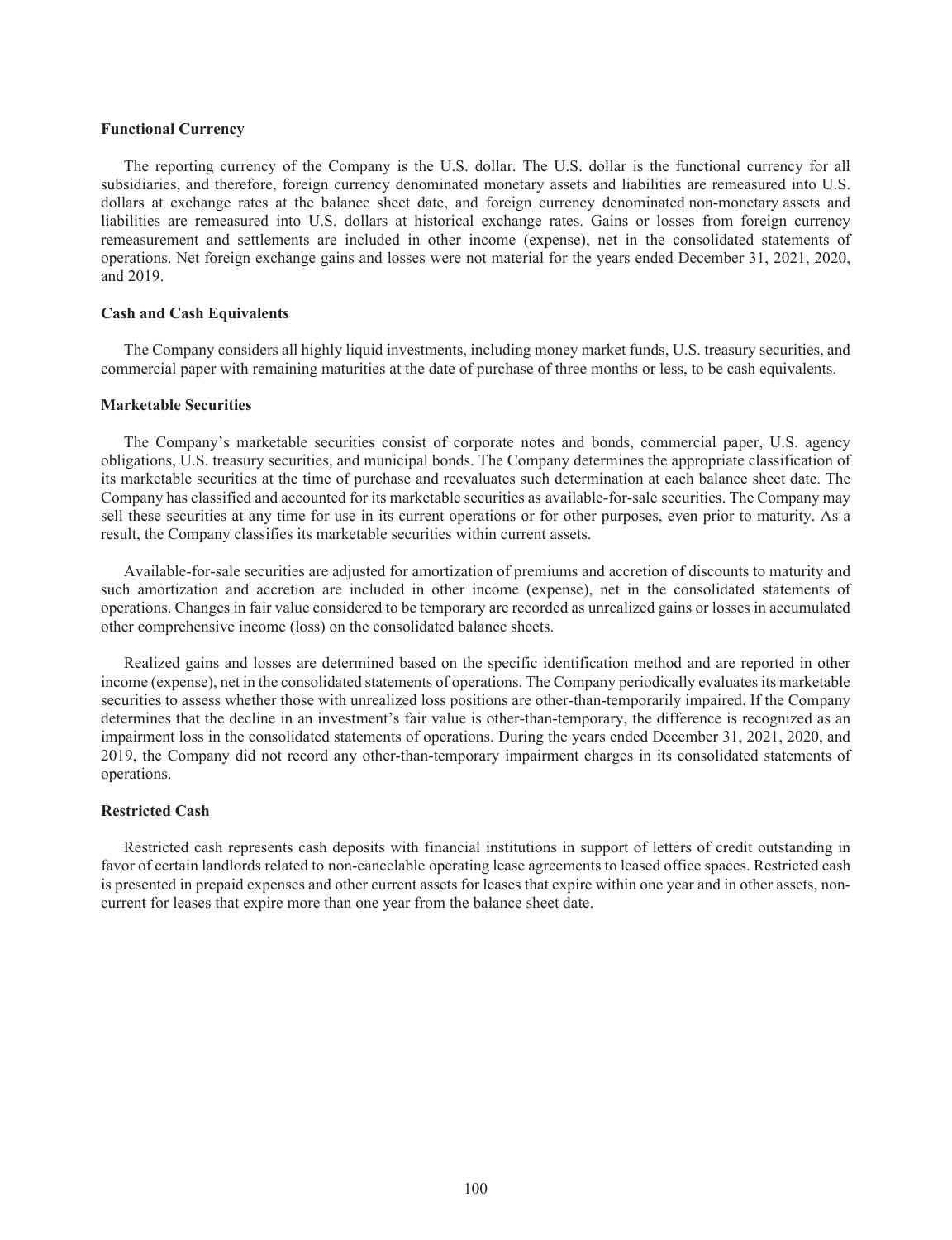**Functional Currency**

The reporting currency of the Company is the U.S. dollar. The U.S. dollar is the functional currency for all subsidiaries, and therefore, foreign currency denominated monetary assets and liabilities are remeasured into U.S. dollars at exchange rates at the balance sheet date, and foreign currency denominated non-monetary assets and liabilities are remeasured into U.S. dollars at historical exchange rates. Gains or losses from foreign currency remeasurement and settlements are included in other income (expense), net in the consolidated statements of operations. Net foreign exchange gains and losses were not material for the years ended December 31, 2021, 2020, and 2019.

**Cash and Cash Equivalents**

The Company considers all highly liquid investments, including money market funds, U.S. treasury securities, and commercial paper with remaining maturities at the date of purchase of three months or less, to be cash equivalents.

**Marketable Securities**

The Company's marketable securities consist of corporate notes and bonds, commercial paper, U.S. agency obligations, U.S. treasury securities, and municipal bonds. The Company determines the appropriate classification of its marketable securities at the time of purchase and reevaluates such determination at each balance sheet date. The Company has classified and accounted for its marketable securities as available-for-sale securities. The Company may sell these securities at any time for use in its current operations or for other purposes, even prior to maturity. As a result, the Company classifies its marketable securities within current assets.

Available-for-sale securities are adjusted for amortization of premiums and accretion of discounts to maturity and such amortization and accretion are included in other income (expense), net in the consolidated statements of operations. Changes in fair value considered to be temporary are recorded as unrealized gains or losses in accumulated other comprehensive income (loss) on the consolidated balance sheets.

Realized gains and losses are determined based on the specific identification method and are reported in other income (expense), net in the consolidated statements of operations. The Company periodically evaluates its marketable securities to assess whether those with unrealized loss positions are other-than-temporarily impaired. If the Company determines that the decline in an investment's fair value is other-than-temporary, the difference is recognized as an impairment loss in the consolidated statements of operations. During the years ended December 31, 2021, 2020, and 2019, the Company did not record any other-than-temporary impairment charges in its consolidated statements of operations.

**Restricted Cash**

Restricted cash represents cash deposits with financial institutions in support of letters of credit outstanding in favor of certain landlords related to non-cancelable operating lease agreements to leased office spaces. Restricted cash is presented in prepaid expenses and other current assets for leases that expire within one year and in other assets, non-current for leases that expire more than one year from the balance sheet date.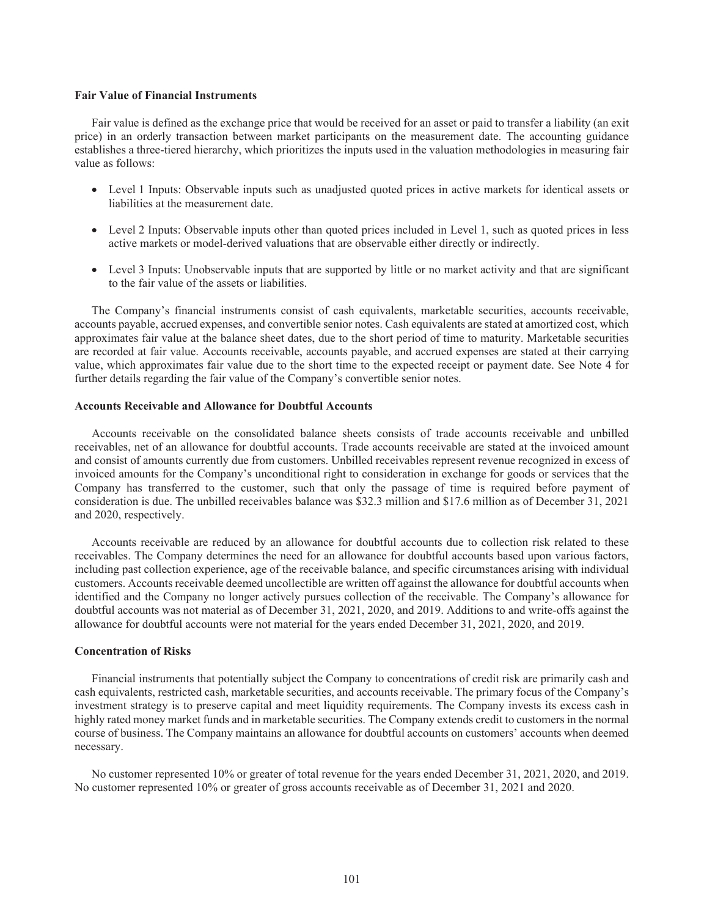**Fair Value of Financial Instruments**

Fair value is defined as the exchange price that would be received for an asset or paid to transfer a liability (an exit price) in an orderly transaction between market participants on the measurement date. The accounting guidance establishes a three-tiered hierarchy, which prioritizes the inputs used in the valuation methodologies in measuring fair value as follows:

- Level 1 Inputs: Observable inputs such as unadjusted quoted prices in active markets for identical assets or liabilities at the measurement date.
- Level 2 Inputs: Observable inputs other than quoted prices included in Level 1, such as quoted prices in less active markets or model-derived valuations that are observable either directly or indirectly.
- Level 3 Inputs: Unobservable inputs that are supported by little or no market activity and that are significant to the fair value of the assets or liabilities.

The Company's financial instruments consist of cash equivalents, marketable securities, accounts receivable, accounts payable, accrued expenses, and convertible senior notes. Cash equivalents are stated at amortized cost, which approximates fair value at the balance sheet dates, due to the short period of time to maturity. Marketable securities are recorded at fair value. Accounts receivable, accounts payable, and accrued expenses are stated at their carrying value, which approximates fair value due to the short time to the expected receipt or payment date. See Note 4 for further details regarding the fair value of the Company's convertible senior notes.

**Accounts Receivable and Allowance for Doubtful Accounts**

Accounts receivable on the consolidated balance sheets consists of trade accounts receivable and unbilled receivables, net of an allowance for doubtful accounts. Trade accounts receivable are stated at the invoiced amount and consist of amounts currently due from customers. Unbilled receivables represent revenue recognized in excess of invoiced amounts for the Company's unconditional right to consideration in exchange for goods or services that the Company has transferred to the customer, such that only the passage of time is required before payment of consideration is due. The unbilled receivables balance was $32.3 million and $17.6 million as of December 31, 2021 and 2020, respectively.

Accounts receivable are reduced by an allowance for doubtful accounts due to collection risk related to these receivables. The Company determines the need for an allowance for doubtful accounts based upon various factors, including past collection experience, age of the receivable balance, and specific circumstances arising with individual customers. Accounts receivable deemed uncollectible are written off against the allowance for doubtful accounts when identified and the Company no longer actively pursues collection of the receivable. The Company's allowance for doubtful accounts was not material as of December 31, 2021, 2020, and 2019. Additions to and write-offs against the allowance for doubtful accounts were not material for the years ended December 31, 2021, 2020, and 2019.

**Concentration of Risks**

Financial instruments that potentially subject the Company to concentrations of credit risk are primarily cash and cash equivalents, restricted cash, marketable securities, and accounts receivable. The primary focus of the Company's investment strategy is to preserve capital and meet liquidity requirements. The Company invests its excess cash in highly rated money market funds and in marketable securities. The Company extends credit to customers in the normal course of business. The Company maintains an allowance for doubtful accounts on customers' accounts when deemed necessary.

No customer represented 10% or greater of total revenue for the years ended December 31, 2021, 2020, and 2019. No customer represented 10% or greater of gross accounts receivable as of December 31, 2021 and 2020.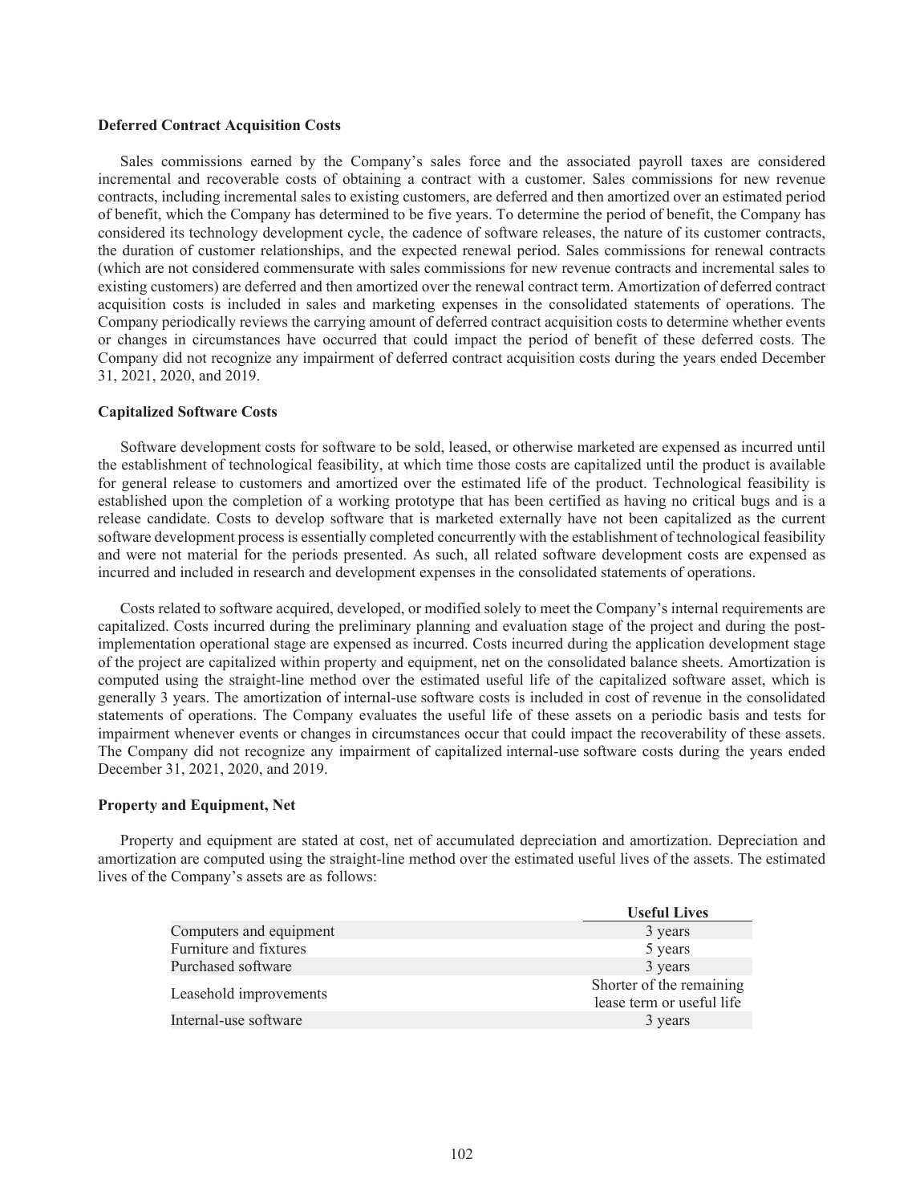**Deferred Contract Acquisition Costs**

Sales commissions earned by the Company's sales force and the associated payroll taxes are considered incremental and recoverable costs of obtaining a contract with a customer. Sales commissions for new revenue contracts, including incremental sales to existing customers, are deferred and then amortized over an estimated period of benefit, which the Company has determined to be five years. To determine the period of benefit, the Company has considered its technology development cycle, the cadence of software releases, the nature of its customer contracts, the duration of customer relationships, and the expected renewal period. Sales commissions for renewal contracts (which are not considered commensurate with sales commissions for new revenue contracts and incremental sales to existing customers) are deferred and then amortized over the renewal contract term. Amortization of deferred contract acquisition costs is included in sales and marketing expenses in the consolidated statements of operations. The Company periodically reviews the carrying amount of deferred contract acquisition costs to determine whether events or changes in circumstances have occurred that could impact the period of benefit of these deferred costs. The Company did not recognize any impairment of deferred contract acquisition costs during the years ended December 31, 2021, 2020, and 2019.

**Capitalized Software Costs**

Software development costs for software to be sold, leased, or otherwise marketed are expensed as incurred until the establishment of technological feasibility, at which time those costs are capitalized until the product is available for general release to customers and amortized over the estimated life of the product. Technological feasibility is established upon the completion of a working prototype that has been certified as having no critical bugs and is a release candidate. Costs to develop software that is marketed externally have not been capitalized as the current software development process is essentially completed concurrently with the establishment of technological feasibility and were not material for the periods presented. As such, all related software development costs are expensed as incurred and included in research and development expenses in the consolidated statements of operations.

Costs related to software acquired, developed, or modified solely to meet the Company's internal requirements are capitalized. Costs incurred during the preliminary planning and evaluation stage of the project and during the post-implementation operational stage are expensed as incurred. Costs incurred during the application development stage of the project are capitalized within property and equipment, net on the consolidated balance sheets. Amortization is computed using the straight-line method over the estimated useful life of the capitalized software asset, which is generally 3 years. The amortization of internal-use software costs is included in cost of revenue in the consolidated statements of operations. The Company evaluates the useful life of these assets on a periodic basis and tests for impairment whenever events or changes in circumstances occur that could impact the recoverability of these assets. The Company did not recognize any impairment of capitalized internal-use software costs during the years ended December 31, 2021, 2020, and 2019.

**Property and Equipment, Net**

Property and equipment are stated at cost, net of accumulated depreciation and amortization. Depreciation and amortization are computed using the straight-line method over the estimated useful lives of the assets. The estimated lives of the Company's assets are as follows:

| | Useful Lives |
|---|---|
| Computers and equipment | 3 years |
| Furniture and fixtures | 5 years |
| Purchased software | 3 years |
| Leasehold improvements | Shorter of the remaining lease term or useful life |
| Internal-use software | 3 years |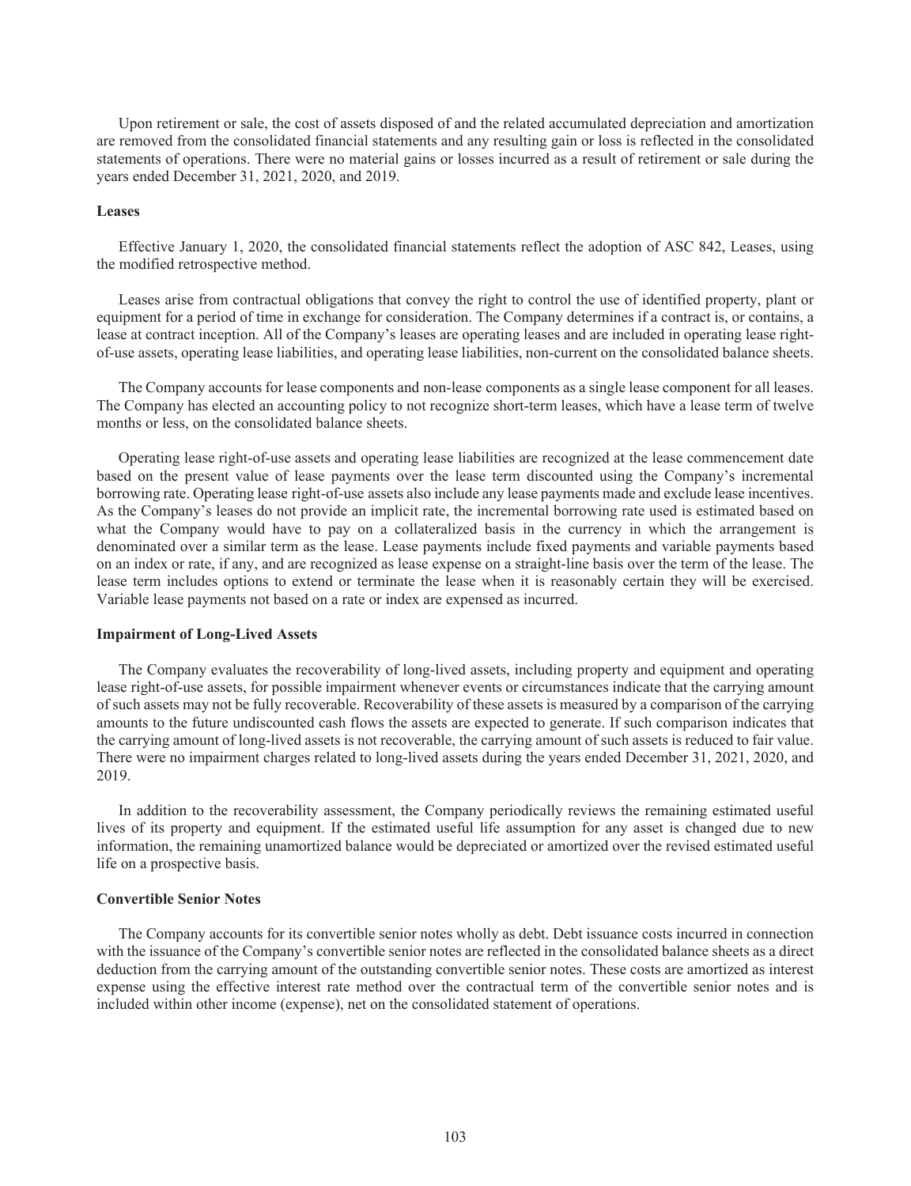Upon retirement or sale, the cost of assets disposed of and the related accumulated depreciation and amortization are removed from the consolidated financial statements and any resulting gain or loss is reflected in the consolidated statements of operations. There were no material gains or losses incurred as a result of retirement or sale during the years ended December 31, 2021, 2020, and 2019.

### Leases

Effective January 1, 2020, the consolidated financial statements reflect the adoption of ASC 842, Leases, using the modified retrospective method.

Leases arise from contractual obligations that convey the right to control the use of identified property, plant or equipment for a period of time in exchange for consideration. The Company determines if a contract is, or contains, a lease at contract inception. All of the Company's leases are operating leases and are included in operating lease right-of-use assets, operating lease liabilities, and operating lease liabilities, non-current on the consolidated balance sheets.

The Company accounts for lease components and non-lease components as a single lease component for all leases. The Company has elected an accounting policy to not recognize short-term leases, which have a lease term of twelve months or less, on the consolidated balance sheets.

Operating lease right-of-use assets and operating lease liabilities are recognized at the lease commencement date based on the present value of lease payments over the lease term discounted using the Company's incremental borrowing rate. Operating lease right-of-use assets also include any lease payments made and exclude lease incentives. As the Company's leases do not provide an implicit rate, the incremental borrowing rate used is estimated based on what the Company would have to pay on a collateralized basis in the currency in which the arrangement is denominated over a similar term as the lease. Lease payments include fixed payments and variable payments based on an index or rate, if any, and are recognized as lease expense on a straight-line basis over the term of the lease. The lease term includes options to extend or terminate the lease when it is reasonably certain they will be exercised. Variable lease payments not based on a rate or index are expensed as incurred.

### Impairment of Long-Lived Assets

The Company evaluates the recoverability of long-lived assets, including property and equipment and operating lease right-of-use assets, for possible impairment whenever events or circumstances indicate that the carrying amount of such assets may not be fully recoverable. Recoverability of these assets is measured by a comparison of the carrying amounts to the future undiscounted cash flows the assets are expected to generate. If such comparison indicates that the carrying amount of long-lived assets is not recoverable, the carrying amount of such assets is reduced to fair value. There were no impairment charges related to long-lived assets during the years ended December 31, 2021, 2020, and 2019.

In addition to the recoverability assessment, the Company periodically reviews the remaining estimated useful lives of its property and equipment. If the estimated useful life assumption for any asset is changed due to new information, the remaining unamortized balance would be depreciated or amortized over the revised estimated useful life on a prospective basis.

### Convertible Senior Notes

The Company accounts for its convertible senior notes wholly as debt. Debt issuance costs incurred in connection with the issuance of the Company's convertible senior notes are reflected in the consolidated balance sheets as a direct deduction from the carrying amount of the outstanding convertible senior notes. These costs are amortized as interest expense using the effective interest rate method over the contractual term of the convertible senior notes and is included within other income (expense), net on the consolidated statement of operations.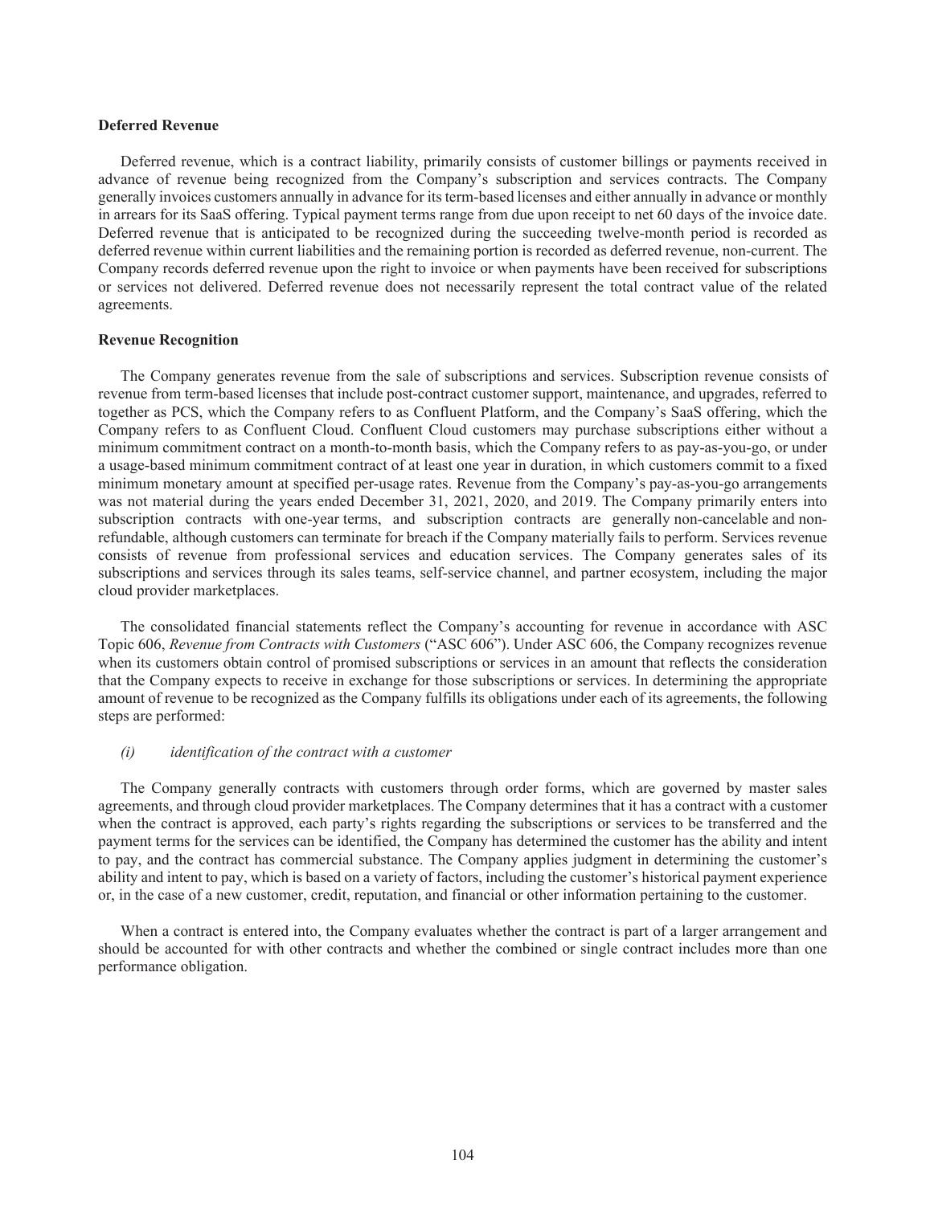**Deferred Revenue**

Deferred revenue, which is a contract liability, primarily consists of customer billings or payments received in advance of revenue being recognized from the Company's subscription and services contracts. The Company generally invoices customers annually in advance for its term-based licenses and either annually in advance or monthly in arrears for its SaaS offering. Typical payment terms range from due upon receipt to net 60 days of the invoice date. Deferred revenue that is anticipated to be recognized during the succeeding twelve-month period is recorded as deferred revenue within current liabilities and the remaining portion is recorded as deferred revenue, non-current. The Company records deferred revenue upon the right to invoice or when payments have been received for subscriptions or services not delivered. Deferred revenue does not necessarily represent the total contract value of the related agreements.

**Revenue Recognition**

The Company generates revenue from the sale of subscriptions and services. Subscription revenue consists of revenue from term-based licenses that include post-contract customer support, maintenance, and upgrades, referred to together as PCS, which the Company refers to as Confluent Platform, and the Company's SaaS offering, which the Company refers to as Confluent Cloud. Confluent Cloud customers may purchase subscriptions either without a minimum commitment contract on a month-to-month basis, which the Company refers to as pay-as-you-go, or under a usage-based minimum commitment contract of at least one year in duration, in which customers commit to a fixed minimum monetary amount at specified per-usage rates. Revenue from the Company's pay-as-you-go arrangements was not material during the years ended December 31, 2021, 2020, and 2019. The Company primarily enters into subscription contracts with one-year terms, and subscription contracts are generally non-cancelable and non-refundable, although customers can terminate for breach if the Company materially fails to perform. Services revenue consists of revenue from professional services and education services. The Company generates sales of its subscriptions and services through its sales teams, self-service channel, and partner ecosystem, including the major cloud provider marketplaces.

The consolidated financial statements reflect the Company's accounting for revenue in accordance with ASC Topic 606, *Revenue from Contracts with Customers* ("ASC 606"). Under ASC 606, the Company recognizes revenue when its customers obtain control of promised subscriptions or services in an amount that reflects the consideration that the Company expects to receive in exchange for those subscriptions or services. In determining the appropriate amount of revenue to be recognized as the Company fulfills its obligations under each of its agreements, the following steps are performed:

*(i) identification of the contract with a customer*

The Company generally contracts with customers through order forms, which are governed by master sales agreements, and through cloud provider marketplaces. The Company determines that it has a contract with a customer when the contract is approved, each party's rights regarding the subscriptions or services to be transferred and the payment terms for the services can be identified, the Company has determined the customer has the ability and intent to pay, and the contract has commercial substance. The Company applies judgment in determining the customer's ability and intent to pay, which is based on a variety of factors, including the customer's historical payment experience or, in the case of a new customer, credit, reputation, and financial or other information pertaining to the customer.

When a contract is entered into, the Company evaluates whether the contract is part of a larger arrangement and should be accounted for with other contracts and whether the combined or single contract includes more than one performance obligation.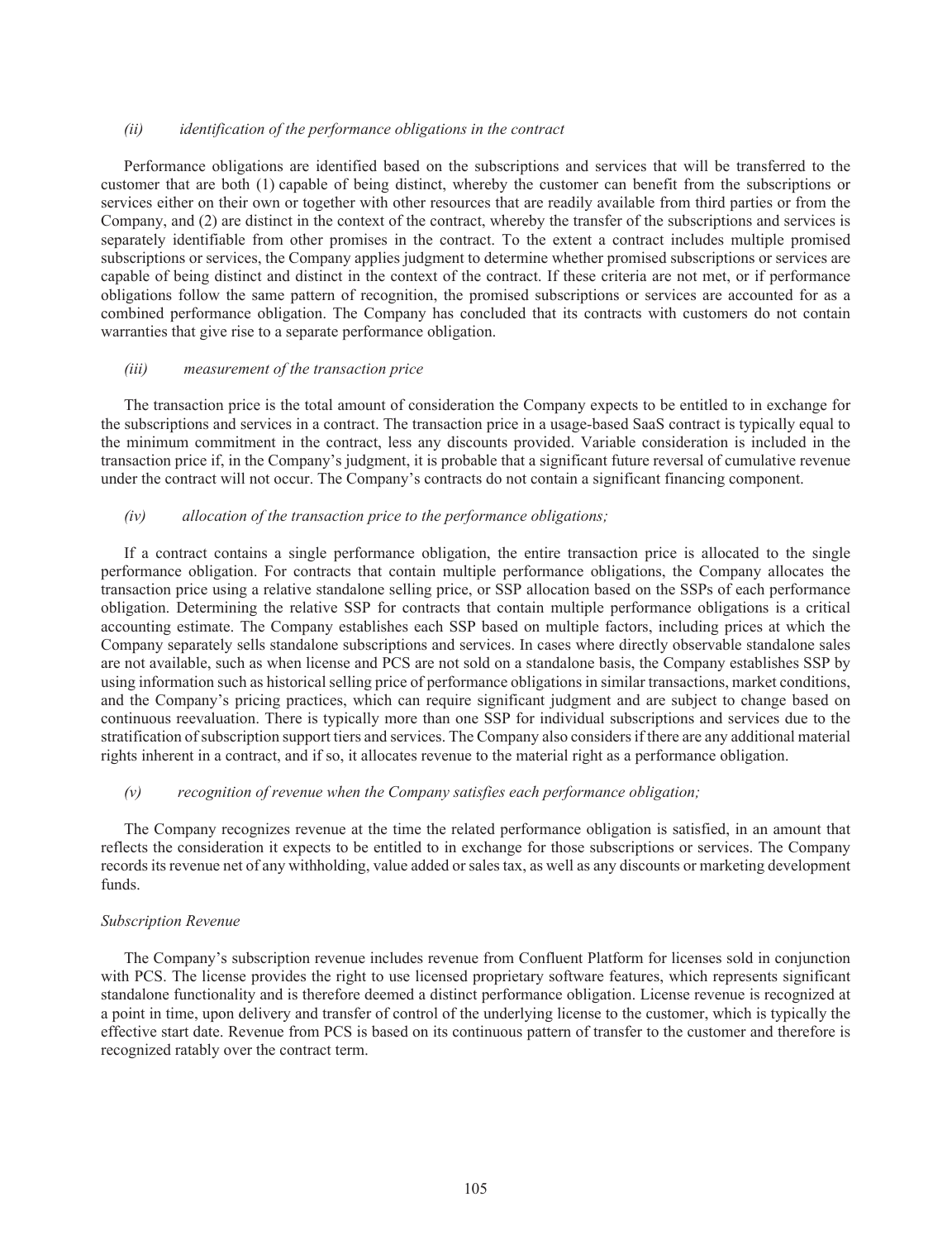*(ii) identification of the performance obligations in the contract*

Performance obligations are identified based on the subscriptions and services that will be transferred to the customer that are both (1) capable of being distinct, whereby the customer can benefit from the subscriptions or services either on their own or together with other resources that are readily available from third parties or from the Company, and (2) are distinct in the context of the contract, whereby the transfer of the subscriptions and services is separately identifiable from other promises in the contract. To the extent a contract includes multiple promised subscriptions or services, the Company applies judgment to determine whether promised subscriptions or services are capable of being distinct and distinct in the context of the contract. If these criteria are not met, or if performance obligations follow the same pattern of recognition, the promised subscriptions or services are accounted for as a combined performance obligation. The Company has concluded that its contracts with customers do not contain warranties that give rise to a separate performance obligation.

*(iii) measurement of the transaction price*

The transaction price is the total amount of consideration the Company expects to be entitled to in exchange for the subscriptions and services in a contract. The transaction price in a usage-based SaaS contract is typically equal to the minimum commitment in the contract, less any discounts provided. Variable consideration is included in the transaction price if, in the Company's judgment, it is probable that a significant future reversal of cumulative revenue under the contract will not occur. The Company's contracts do not contain a significant financing component.

*(iv) allocation of the transaction price to the performance obligations;*

If a contract contains a single performance obligation, the entire transaction price is allocated to the single performance obligation. For contracts that contain multiple performance obligations, the Company allocates the transaction price using a relative standalone selling price, or SSP allocation based on the SSPs of each performance obligation. Determining the relative SSP for contracts that contain multiple performance obligations is a critical accounting estimate. The Company establishes each SSP based on multiple factors, including prices at which the Company separately sells standalone subscriptions and services. In cases where directly observable standalone sales are not available, such as when license and PCS are not sold on a standalone basis, the Company establishes SSP by using information such as historical selling price of performance obligations in similar transactions, market conditions, and the Company's pricing practices, which can require significant judgment and are subject to change based on continuous reevaluation. There is typically more than one SSP for individual subscriptions and services due to the stratification of subscription support tiers and services. The Company also considers if there are any additional material rights inherent in a contract, and if so, it allocates revenue to the material right as a performance obligation.

*(v) recognition of revenue when the Company satisfies each performance obligation;*

The Company recognizes revenue at the time the related performance obligation is satisfied, in an amount that reflects the consideration it expects to be entitled to in exchange for those subscriptions or services. The Company records its revenue net of any withholding, value added or sales tax, as well as any discounts or marketing development funds.

*Subscription Revenue*

The Company's subscription revenue includes revenue from Confluent Platform for licenses sold in conjunction with PCS. The license provides the right to use licensed proprietary software features, which represents significant standalone functionality and is therefore deemed a distinct performance obligation. License revenue is recognized at a point in time, upon delivery and transfer of control of the underlying license to the customer, which is typically the effective start date. Revenue from PCS is based on its continuous pattern of transfer to the customer and therefore is recognized ratably over the contract term.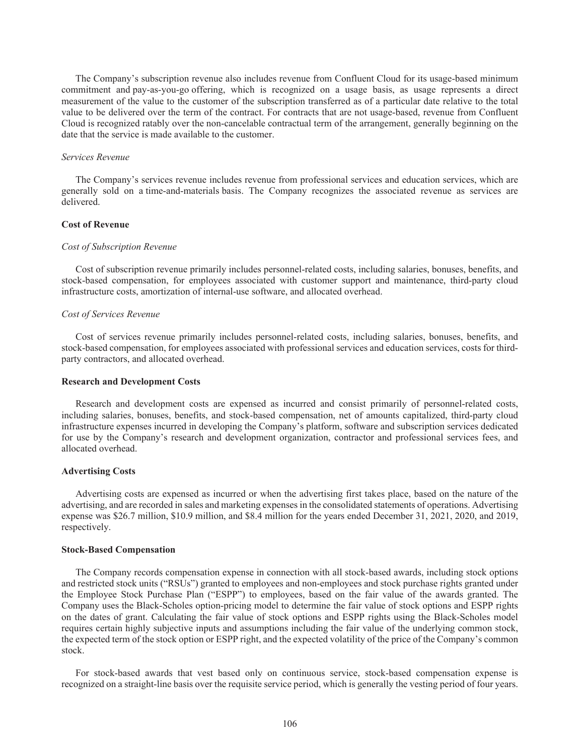The Company's subscription revenue also includes revenue from Confluent Cloud for its usage-based minimum commitment and pay-as-you-go offering, which is recognized on a usage basis, as usage represents a direct measurement of the value to the customer of the subscription transferred as of a particular date relative to the total value to be delivered over the term of the contract. For contracts that are not usage-based, revenue from Confluent Cloud is recognized ratably over the non-cancelable contractual term of the arrangement, generally beginning on the date that the service is made available to the customer.

*Services Revenue*

The Company's services revenue includes revenue from professional services and education services, which are generally sold on a time-and-materials basis. The Company recognizes the associated revenue as services are delivered.

**Cost of Revenue**

*Cost of Subscription Revenue*

Cost of subscription revenue primarily includes personnel-related costs, including salaries, bonuses, benefits, and stock-based compensation, for employees associated with customer support and maintenance, third-party cloud infrastructure costs, amortization of internal-use software, and allocated overhead.

*Cost of Services Revenue*

Cost of services revenue primarily includes personnel-related costs, including salaries, bonuses, benefits, and stock-based compensation, for employees associated with professional services and education services, costs for third-party contractors, and allocated overhead.

**Research and Development Costs**

Research and development costs are expensed as incurred and consist primarily of personnel-related costs, including salaries, bonuses, benefits, and stock-based compensation, net of amounts capitalized, third-party cloud infrastructure expenses incurred in developing the Company's platform, software and subscription services dedicated for use by the Company's research and development organization, contractor and professional services fees, and allocated overhead.

**Advertising Costs**

Advertising costs are expensed as incurred or when the advertising first takes place, based on the nature of the advertising, and are recorded in sales and marketing expenses in the consolidated statements of operations. Advertising expense was $26.7 million, $10.9 million, and $8.4 million for the years ended December 31, 2021, 2020, and 2019, respectively.

**Stock-Based Compensation**

The Company records compensation expense in connection with all stock-based awards, including stock options and restricted stock units ("RSUs") granted to employees and non-employees and stock purchase rights granted under the Employee Stock Purchase Plan ("ESPP") to employees, based on the fair value of the awards granted. The Company uses the Black-Scholes option-pricing model to determine the fair value of stock options and ESPP rights on the dates of grant. Calculating the fair value of stock options and ESPP rights using the Black-Scholes model requires certain highly subjective inputs and assumptions including the fair value of the underlying common stock, the expected term of the stock option or ESPP right, and the expected volatility of the price of the Company's common stock.

For stock-based awards that vest based only on continuous service, stock-based compensation expense is recognized on a straight-line basis over the requisite service period, which is generally the vesting period of four years.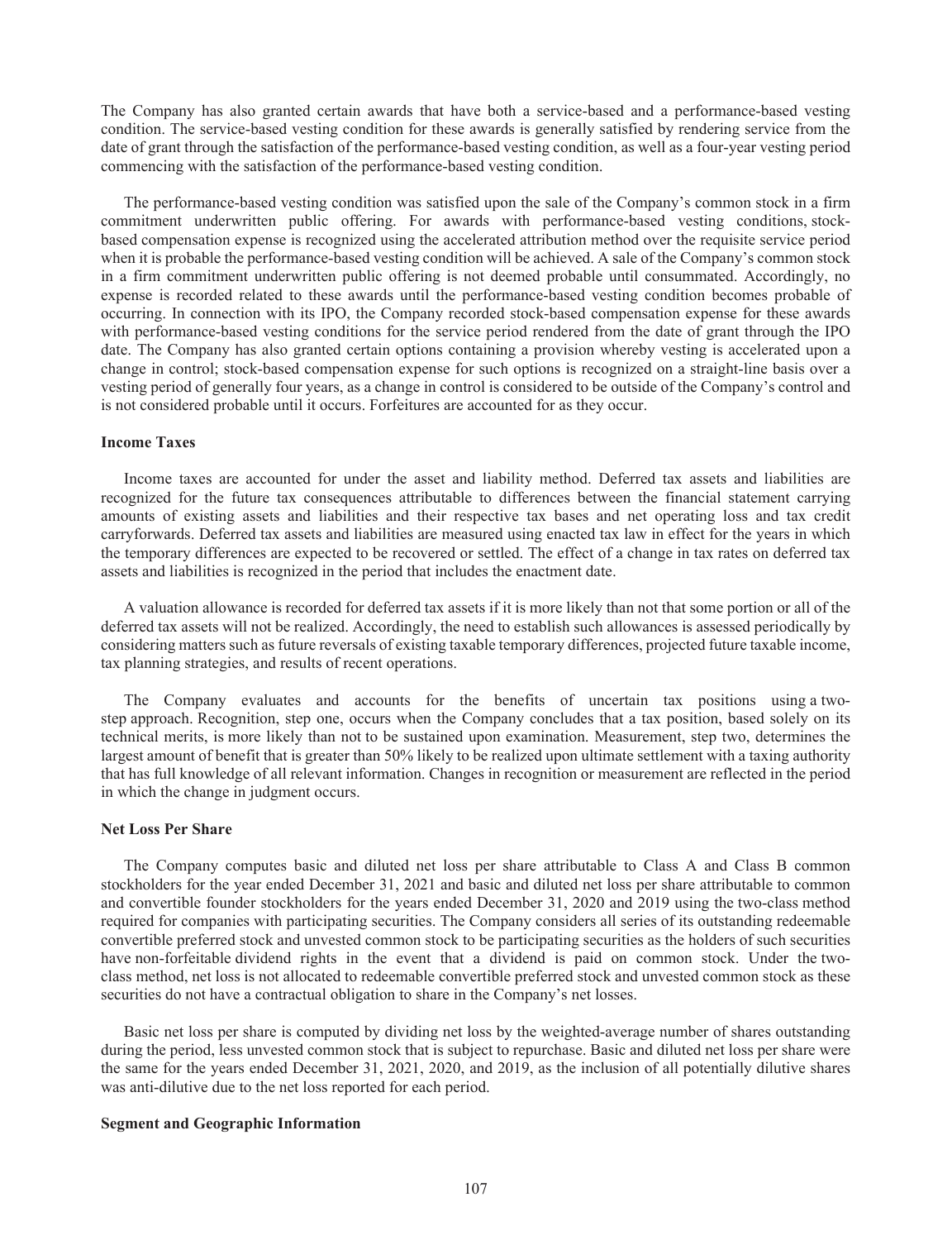The Company has also granted certain awards that have both a service-based and a performance-based vesting condition. The service-based vesting condition for these awards is generally satisfied by rendering service from the date of grant through the satisfaction of the performance-based vesting condition, as well as a four-year vesting period commencing with the satisfaction of the performance-based vesting condition.

The performance-based vesting condition was satisfied upon the sale of the Company's common stock in a firm commitment underwritten public offering. For awards with performance-based vesting conditions, stock-based compensation expense is recognized using the accelerated attribution method over the requisite service period when it is probable the performance-based vesting condition will be achieved. A sale of the Company's common stock in a firm commitment underwritten public offering is not deemed probable until consummated. Accordingly, no expense is recorded related to these awards until the performance-based vesting condition becomes probable of occurring. In connection with its IPO, the Company recorded stock-based compensation expense for these awards with performance-based vesting conditions for the service period rendered from the date of grant through the IPO date. The Company has also granted certain options containing a provision whereby vesting is accelerated upon a change in control; stock-based compensation expense for such options is recognized on a straight-line basis over a vesting period of generally four years, as a change in control is considered to be outside of the Company's control and is not considered probable until it occurs. Forfeitures are accounted for as they occur.

**Income Taxes**

Income taxes are accounted for under the asset and liability method. Deferred tax assets and liabilities are recognized for the future tax consequences attributable to differences between the financial statement carrying amounts of existing assets and liabilities and their respective tax bases and net operating loss and tax credit carryforwards. Deferred tax assets and liabilities are measured using enacted tax law in effect for the years in which the temporary differences are expected to be recovered or settled. The effect of a change in tax rates on deferred tax assets and liabilities is recognized in the period that includes the enactment date.

A valuation allowance is recorded for deferred tax assets if it is more likely than not that some portion or all of the deferred tax assets will not be realized. Accordingly, the need to establish such allowances is assessed periodically by considering matters such as future reversals of existing taxable temporary differences, projected future taxable income, tax planning strategies, and results of recent operations.

The Company evaluates and accounts for the benefits of uncertain tax positions using a two-step approach. Recognition, step one, occurs when the Company concludes that a tax position, based solely on its technical merits, is more likely than not to be sustained upon examination. Measurement, step two, determines the largest amount of benefit that is greater than 50% likely to be realized upon ultimate settlement with a taxing authority that has full knowledge of all relevant information. Changes in recognition or measurement are reflected in the period in which the change in judgment occurs.

**Net Loss Per Share**

The Company computes basic and diluted net loss per share attributable to Class A and Class B common stockholders for the year ended December 31, 2021 and basic and diluted net loss per share attributable to common and convertible founder stockholders for the years ended December 31, 2020 and 2019 using the two-class method required for companies with participating securities. The Company considers all series of its outstanding redeemable convertible preferred stock and unvested common stock to be participating securities as the holders of such securities have non-forfeitable dividend rights in the event that a dividend is paid on common stock. Under the two-class method, net loss is not allocated to redeemable convertible preferred stock and unvested common stock as these securities do not have a contractual obligation to share in the Company's net losses.

Basic net loss per share is computed by dividing net loss by the weighted-average number of shares outstanding during the period, less unvested common stock that is subject to repurchase. Basic and diluted net loss per share were the same for the years ended December 31, 2021, 2020, and 2019, as the inclusion of all potentially dilutive shares was anti-dilutive due to the net loss reported for each period.

**Segment and Geographic Information**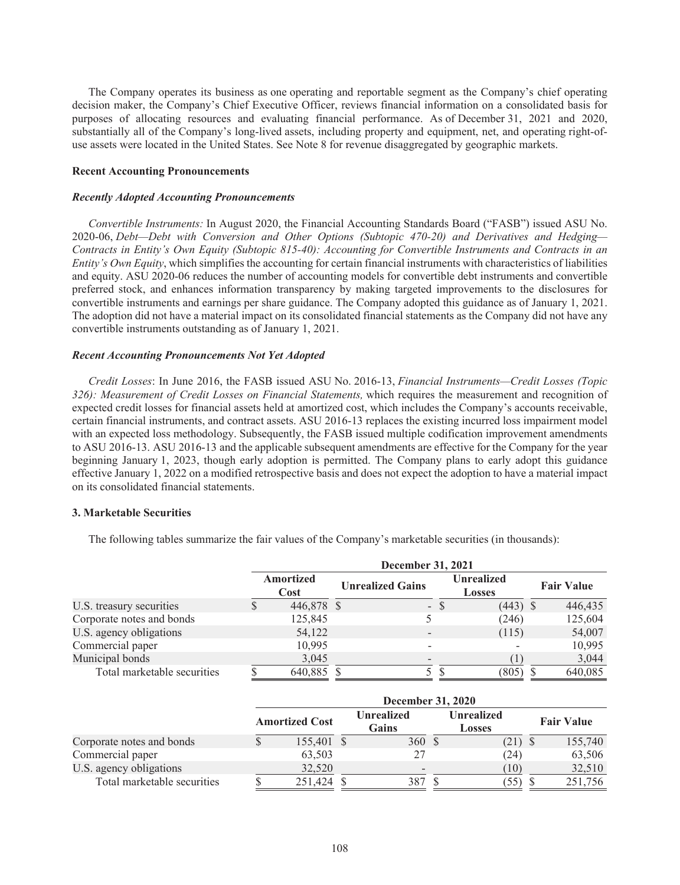The Company operates its business as one operating and reportable segment as the Company's chief operating decision maker, the Company's Chief Executive Officer, reviews financial information on a consolidated basis for purposes of allocating resources and evaluating financial performance. As of December 31, 2021 and 2020, substantially all of the Company's long-lived assets, including property and equipment, net, and operating right-of-use assets were located in the United States. See Note 8 for revenue disaggregated by geographic markets.

**Recent Accounting Pronouncements**

***Recently Adopted Accounting Pronouncements***

*Convertible Instruments:* In August 2020, the Financial Accounting Standards Board ("FASB") issued ASU No. 2020-06, *Debt—Debt with Conversion and Other Options (Subtopic 470-20) and Derivatives and Hedging—Contracts in Entity's Own Equity (Subtopic 815-40): Accounting for Convertible Instruments and Contracts in an Entity's Own Equity*, which simplifies the accounting for certain financial instruments with characteristics of liabilities and equity. ASU 2020-06 reduces the number of accounting models for convertible debt instruments and convertible preferred stock, and enhances information transparency by making targeted improvements to the disclosures for convertible instruments and earnings per share guidance. The Company adopted this guidance as of January 1, 2021. The adoption did not have a material impact on its consolidated financial statements as the Company did not have any convertible instruments outstanding as of January 1, 2021.

***Recent Accounting Pronouncements Not Yet Adopted***

*Credit Losses*: In June 2016, the FASB issued ASU No. 2016-13, *Financial Instruments—Credit Losses (Topic 326): Measurement of Credit Losses on Financial Statements,* which requires the measurement and recognition of expected credit losses for financial assets held at amortized cost, which includes the Company's accounts receivable, certain financial instruments, and contract assets. ASU 2016-13 replaces the existing incurred loss impairment model with an expected loss methodology. Subsequently, the FASB issued multiple codification improvement amendments to ASU 2016-13. ASU 2016-13 and the applicable subsequent amendments are effective for the Company for the year beginning January 1, 2023, though early adoption is permitted. The Company plans to early adopt this guidance effective January 1, 2022 on a modified retrospective basis and does not expect the adoption to have a material impact on its consolidated financial statements.

**3. Marketable Securities**

The following tables summarize the fair values of the Company's marketable securities (in thousands):

| | December 31, 2021 | | | |
|---|---|---|---|---|
| | Amortized Cost | Unrealized Gains | Unrealized Losses | Fair Value |
| U.S. treasury securities | $ 446,878 | $ - | $ (443) | $ 446,435 |
| Corporate notes and bonds | 125,845 | 5 | (246) | 125,604 |
| U.S. agency obligations | 54,122 | - | (115) | 54,007 |
| Commercial paper | 10,995 | - | - | 10,995 |
| Municipal bonds | 3,045 | - | (1) | 3,044 |
| Total marketable securities | $ 640,885 | $ 5 | $ (805) | $ 640,085 |

| | December 31, 2020 | | | |
|---|---|---|---|---|
| | Amortized Cost | Unrealized Gains | Unrealized Losses | Fair Value |
| Corporate notes and bonds | $ 155,401 | $ 360 | $ (21) | $ 155,740 |
| Commercial paper | 63,503 | 27 | (24) | 63,506 |
| U.S. agency obligations | 32,520 | - | (10) | 32,510 |
| Total marketable securities | $ 251,424 | $ 387 | $ (55) | $ 251,756 |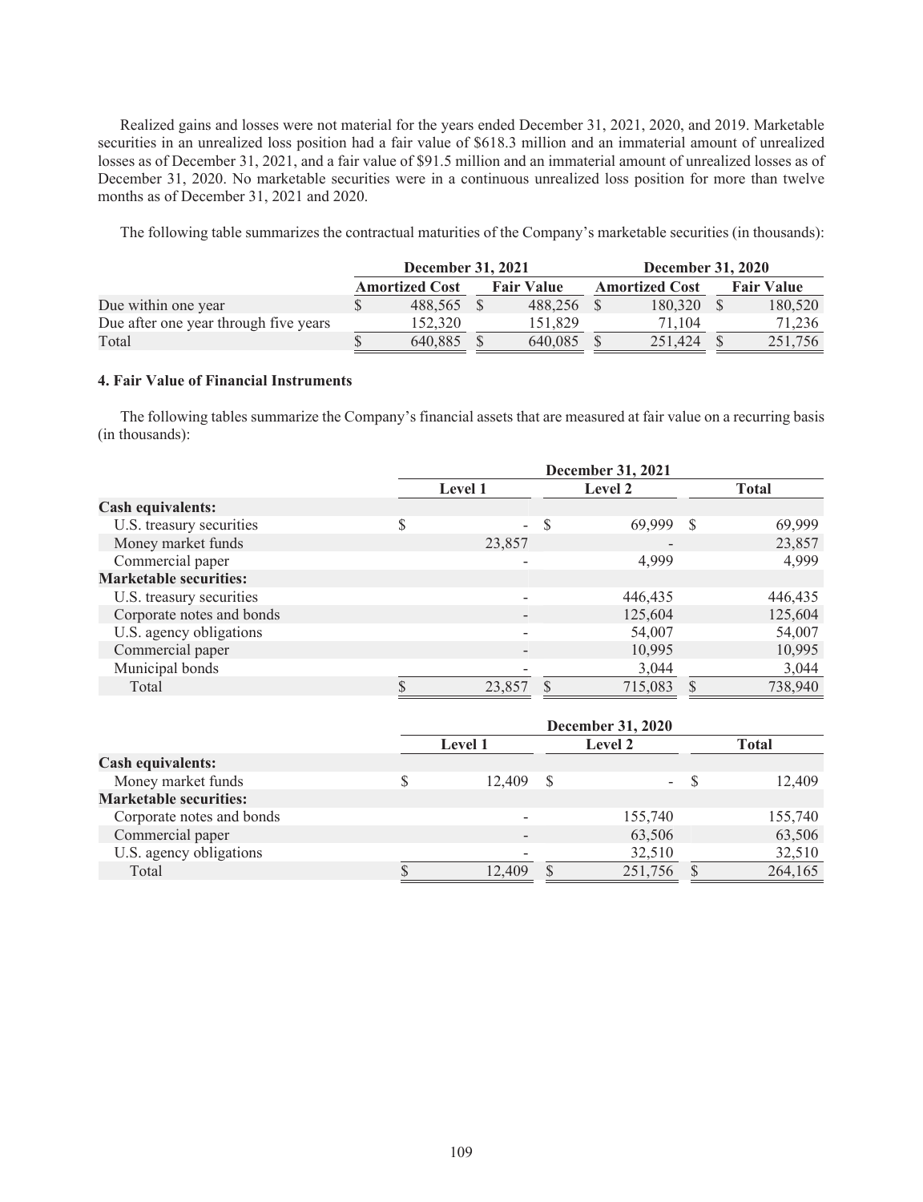Realized gains and losses were not material for the years ended December 31, 2021, 2020, and 2019. Marketable securities in an unrealized loss position had a fair value of $618.3 million and an immaterial amount of unrealized losses as of December 31, 2021, and a fair value of $91.5 million and an immaterial amount of unrealized losses as of December 31, 2020. No marketable securities were in a continuous unrealized loss position for more than twelve months as of December 31, 2021 and 2020.

The following table summarizes the contractual maturities of the Company's marketable securities (in thousands):

| | December 31, 2021 | | December 31, 2020 | |
|---|---|---|---|---|
| | Amortized Cost | Fair Value | Amortized Cost | Fair Value |
| Due within one year | $ 488,565 | $ 488,256 | $ 180,320 | $ 180,520 |
| Due after one year through five years | 152,320 | 151,829 | 71,104 | 71,236 |
| Total | $ 640,885 | $ 640,085 | $ 251,424 | $ 251,756 |

### 4. Fair Value of Financial Instruments

The following tables summarize the Company's financial assets that are measured at fair value on a recurring basis (in thousands):

| | December 31, 2021 | | |
|---|---|---|---|
| | Level 1 | Level 2 | Total |
| **Cash equivalents:** | | | |
| U.S. treasury securities | $ - | $ 69,999 | $ 69,999 |
| Money market funds | 23,857 | - | 23,857 |
| Commercial paper | - | 4,999 | 4,999 |
| **Marketable securities:** | | | |
| U.S. treasury securities | - | 446,435 | 446,435 |
| Corporate notes and bonds | - | 125,604 | 125,604 |
| U.S. agency obligations | - | 54,007 | 54,007 |
| Commercial paper | - | 10,995 | 10,995 |
| Municipal bonds | - | 3,044 | 3,044 |
| Total | $ 23,857 | $ 715,083 | $ 738,940 |

| | December 31, 2020 | | |
|---|---|---|---|
| | Level 1 | Level 2 | Total |
| **Cash equivalents:** | | | |
| Money market funds | $ 12,409 | $ - | $ 12,409 |
| **Marketable securities:** | | | |
| Corporate notes and bonds | - | 155,740 | 155,740 |
| Commercial paper | - | 63,506 | 63,506 |
| U.S. agency obligations | - | 32,510 | 32,510 |
| Total | $ 12,409 | $ 251,756 | $ 264,165 |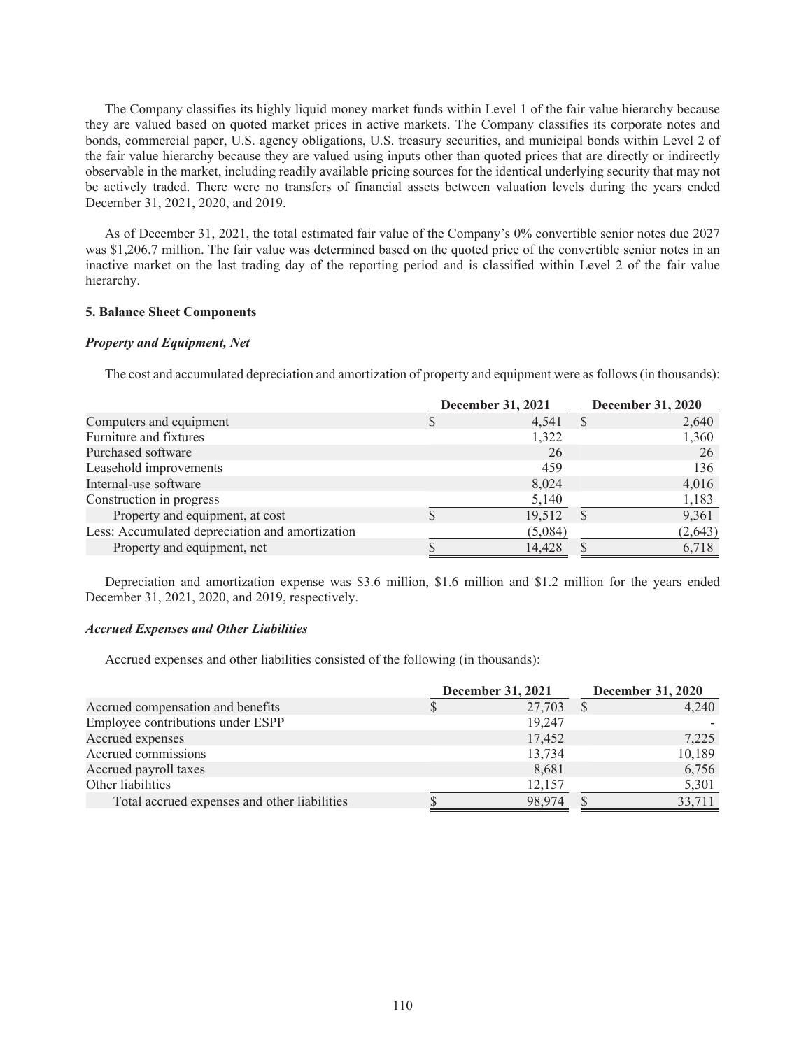The Company classifies its highly liquid money market funds within Level 1 of the fair value hierarchy because they are valued based on quoted market prices in active markets. The Company classifies its corporate notes and bonds, commercial paper, U.S. agency obligations, U.S. treasury securities, and municipal bonds within Level 2 of the fair value hierarchy because they are valued using inputs other than quoted prices that are directly or indirectly observable in the market, including readily available pricing sources for the identical underlying security that may not be actively traded. There were no transfers of financial assets between valuation levels during the years ended December 31, 2021, 2020, and 2019.

As of December 31, 2021, the total estimated fair value of the Company's 0% convertible senior notes due 2027 was $1,206.7 million. The fair value was determined based on the quoted price of the convertible senior notes in an inactive market on the last trading day of the reporting period and is classified within Level 2 of the fair value hierarchy.

**5. Balance Sheet Components**

***Property and Equipment, Net***

The cost and accumulated depreciation and amortization of property and equipment were as follows (in thousands):

| | December 31, 2021 | December 31, 2020 |
|---|---|---|
| Computers and equipment | $ 4,541 | $ 2,640 |
| Furniture and fixtures | 1,322 | 1,360 |
| Purchased software | 26 | 26 |
| Leasehold improvements | 459 | 136 |
| Internal-use software | 8,024 | 4,016 |
| Construction in progress | 5,140 | 1,183 |
| Property and equipment, at cost | $ 19,512 | $ 9,361 |
| Less: Accumulated depreciation and amortization | (5,084) | (2,643) |
| Property and equipment, net | $ 14,428 | $ 6,718 |

Depreciation and amortization expense was $3.6 million, $1.6 million and $1.2 million for the years ended December 31, 2021, 2020, and 2019, respectively.

***Accrued Expenses and Other Liabilities***

Accrued expenses and other liabilities consisted of the following (in thousands):

| | December 31, 2021 | December 31, 2020 |
|---|---|---|
| Accrued compensation and benefits | $ 27,703 | $ 4,240 |
| Employee contributions under ESPP | 19,247 | - |
| Accrued expenses | 17,452 | 7,225 |
| Accrued commissions | 13,734 | 10,189 |
| Accrued payroll taxes | 8,681 | 6,756 |
| Other liabilities | 12,157 | 5,301 |
| Total accrued expenses and other liabilities | $ 98,974 | $ 33,711 |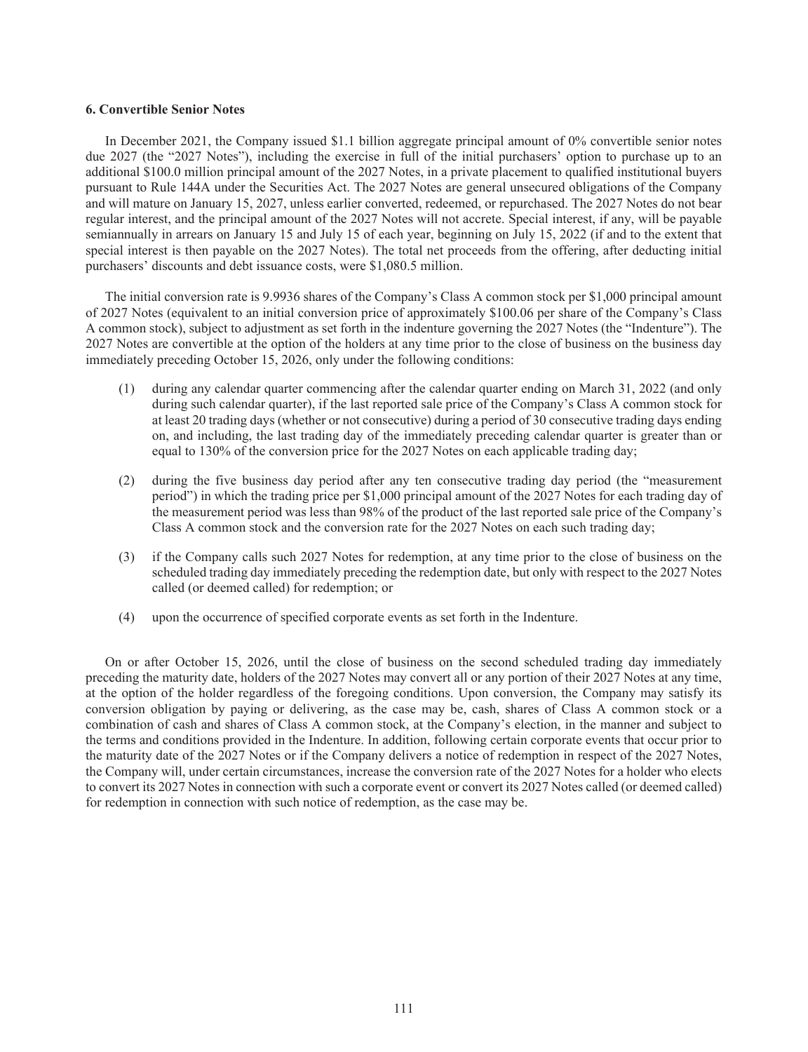### 6. Convertible Senior Notes

In December 2021, the Company issued $1.1 billion aggregate principal amount of 0% convertible senior notes due 2027 (the "2027 Notes"), including the exercise in full of the initial purchasers' option to purchase up to an additional $100.0 million principal amount of the 2027 Notes, in a private placement to qualified institutional buyers pursuant to Rule 144A under the Securities Act. The 2027 Notes are general unsecured obligations of the Company and will mature on January 15, 2027, unless earlier converted, redeemed, or repurchased. The 2027 Notes do not bear regular interest, and the principal amount of the 2027 Notes will not accrete. Special interest, if any, will be payable semiannually in arrears on January 15 and July 15 of each year, beginning on July 15, 2022 (if and to the extent that special interest is then payable on the 2027 Notes). The total net proceeds from the offering, after deducting initial purchasers' discounts and debt issuance costs, were $1,080.5 million.

The initial conversion rate is 9.9936 shares of the Company's Class A common stock per $1,000 principal amount of 2027 Notes (equivalent to an initial conversion price of approximately $100.06 per share of the Company's Class A common stock), subject to adjustment as set forth in the indenture governing the 2027 Notes (the "Indenture"). The 2027 Notes are convertible at the option of the holders at any time prior to the close of business on the business day immediately preceding October 15, 2026, only under the following conditions:

(1) during any calendar quarter commencing after the calendar quarter ending on March 31, 2022 (and only during such calendar quarter), if the last reported sale price of the Company's Class A common stock for at least 20 trading days (whether or not consecutive) during a period of 30 consecutive trading days ending on, and including, the last trading day of the immediately preceding calendar quarter is greater than or equal to 130% of the conversion price for the 2027 Notes on each applicable trading day;

(2) during the five business day period after any ten consecutive trading day period (the "measurement period") in which the trading price per $1,000 principal amount of the 2027 Notes for each trading day of the measurement period was less than 98% of the product of the last reported sale price of the Company's Class A common stock and the conversion rate for the 2027 Notes on each such trading day;

(3) if the Company calls such 2027 Notes for redemption, at any time prior to the close of business on the scheduled trading day immediately preceding the redemption date, but only with respect to the 2027 Notes called (or deemed called) for redemption; or

(4) upon the occurrence of specified corporate events as set forth in the Indenture.

On or after October 15, 2026, until the close of business on the second scheduled trading day immediately preceding the maturity date, holders of the 2027 Notes may convert all or any portion of their 2027 Notes at any time, at the option of the holder regardless of the foregoing conditions. Upon conversion, the Company may satisfy its conversion obligation by paying or delivering, as the case may be, cash, shares of Class A common stock or a combination of cash and shares of Class A common stock, at the Company's election, in the manner and subject to the terms and conditions provided in the Indenture. In addition, following certain corporate events that occur prior to the maturity date of the 2027 Notes or if the Company delivers a notice of redemption in respect of the 2027 Notes, the Company will, under certain circumstances, increase the conversion rate of the 2027 Notes for a holder who elects to convert its 2027 Notes in connection with such a corporate event or convert its 2027 Notes called (or deemed called) for redemption in connection with such notice of redemption, as the case may be.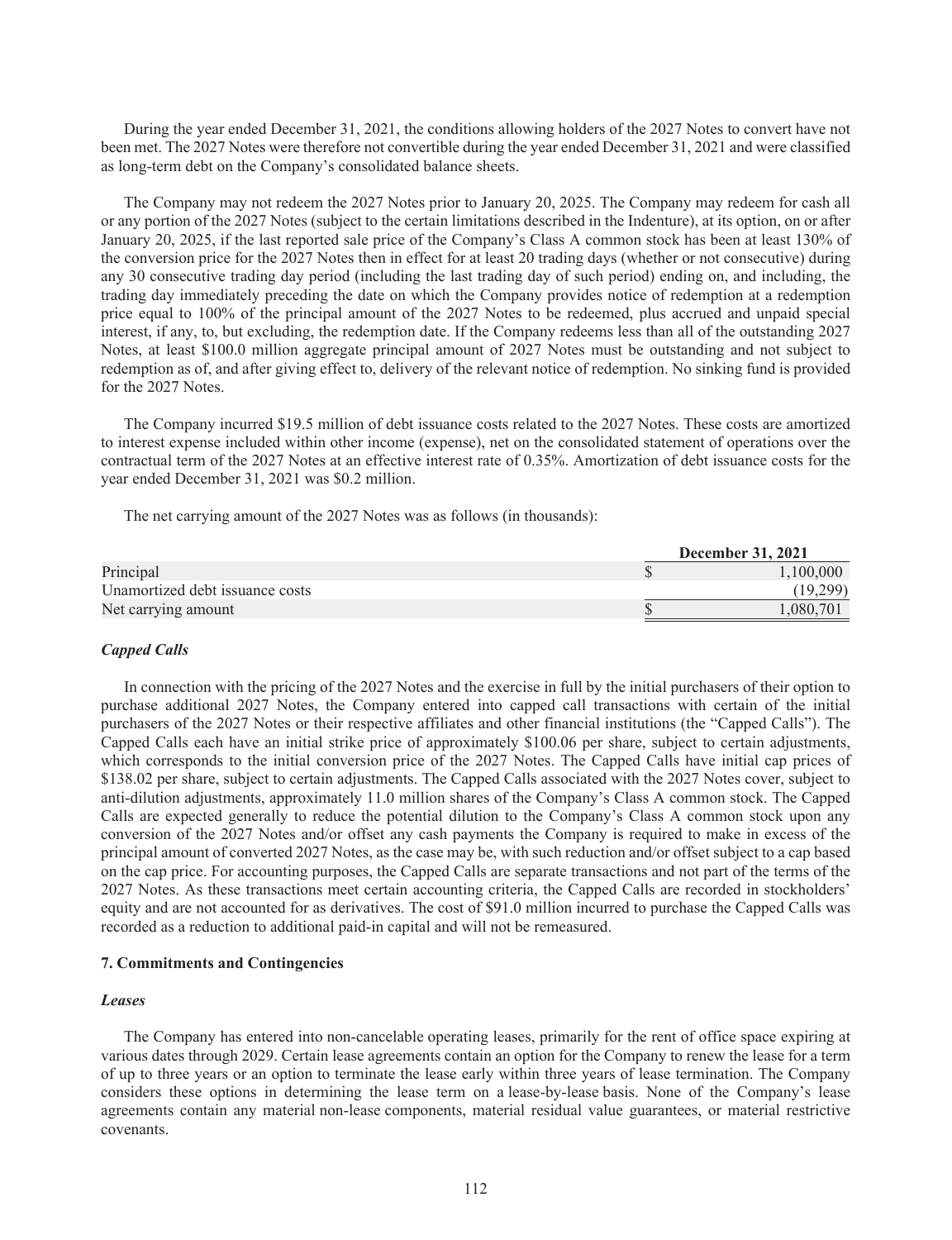During the year ended December 31, 2021, the conditions allowing holders of the 2027 Notes to convert have not been met. The 2027 Notes were therefore not convertible during the year ended December 31, 2021 and were classified as long-term debt on the Company's consolidated balance sheets.

The Company may not redeem the 2027 Notes prior to January 20, 2025. The Company may redeem for cash all or any portion of the 2027 Notes (subject to the certain limitations described in the Indenture), at its option, on or after January 20, 2025, if the last reported sale price of the Company's Class A common stock has been at least 130% of the conversion price for the 2027 Notes then in effect for at least 20 trading days (whether or not consecutive) during any 30 consecutive trading day period (including the last trading day of such period) ending on, and including, the trading day immediately preceding the date on which the Company provides notice of redemption at a redemption price equal to 100% of the principal amount of the 2027 Notes to be redeemed, plus accrued and unpaid special interest, if any, to, but excluding, the redemption date. If the Company redeems less than all of the outstanding 2027 Notes, at least \$100.0 million aggregate principal amount of 2027 Notes must be outstanding and not subject to redemption as of, and after giving effect to, delivery of the relevant notice of redemption. No sinking fund is provided for the 2027 Notes.

The Company incurred \$19.5 million of debt issuance costs related to the 2027 Notes. These costs are amortized to interest expense included within other income (expense), net on the consolidated statement of operations over the contractual term of the 2027 Notes at an effective interest rate of 0.35%. Amortization of debt issuance costs for the year ended December 31, 2021 was \$0.2 million.

The net carrying amount of the 2027 Notes was as follows (in thousands):

| | December 31, 2021 |
|---|---|
| Principal | $ 1,100,000 |
| Unamortized debt issuance costs | (19,299) |
| Net carrying amount | $ 1,080,701 |

### *Capped Calls*

In connection with the pricing of the 2027 Notes and the exercise in full by the initial purchasers of their option to purchase additional 2027 Notes, the Company entered into capped call transactions with certain of the initial purchasers of the 2027 Notes or their respective affiliates and other financial institutions (the "Capped Calls"). The Capped Calls each have an initial strike price of approximately \$100.06 per share, subject to certain adjustments, which corresponds to the initial conversion price of the 2027 Notes. The Capped Calls have initial cap prices of \$138.02 per share, subject to certain adjustments. The Capped Calls associated with the 2027 Notes cover, subject to anti-dilution adjustments, approximately 11.0 million shares of the Company's Class A common stock. The Capped Calls are expected generally to reduce the potential dilution to the Company's Class A common stock upon any conversion of the 2027 Notes and/or offset any cash payments the Company is required to make in excess of the principal amount of converted 2027 Notes, as the case may be, with such reduction and/or offset subject to a cap based on the cap price. For accounting purposes, the Capped Calls are separate transactions and not part of the terms of the 2027 Notes. As these transactions meet certain accounting criteria, the Capped Calls are recorded in stockholders' equity and are not accounted for as derivatives. The cost of \$91.0 million incurred to purchase the Capped Calls was recorded as a reduction to additional paid-in capital and will not be remeasured.

## 7. Commitments and Contingencies

### *Leases*

The Company has entered into non-cancelable operating leases, primarily for the rent of office space expiring at various dates through 2029. Certain lease agreements contain an option for the Company to renew the lease for a term of up to three years or an option to terminate the lease early within three years of lease termination. The Company considers these options in determining the lease term on a lease-by-lease basis. None of the Company's lease agreements contain any material non-lease components, material residual value guarantees, or material restrictive covenants.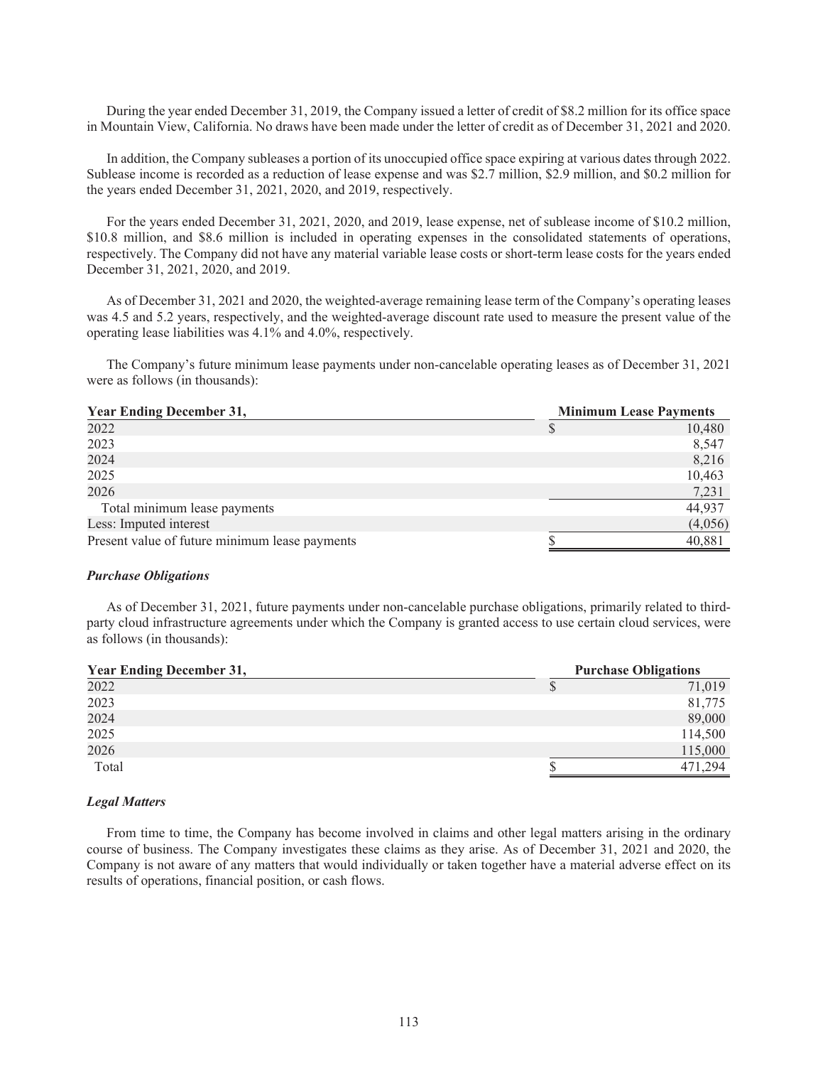During the year ended December 31, 2019, the Company issued a letter of credit of $8.2 million for its office space in Mountain View, California. No draws have been made under the letter of credit as of December 31, 2021 and 2020.

In addition, the Company subleases a portion of its unoccupied office space expiring at various dates through 2022. Sublease income is recorded as a reduction of lease expense and was $2.7 million, $2.9 million, and $0.2 million for the years ended December 31, 2021, 2020, and 2019, respectively.

For the years ended December 31, 2021, 2020, and 2019, lease expense, net of sublease income of $10.2 million, $10.8 million, and $8.6 million is included in operating expenses in the consolidated statements of operations, respectively. The Company did not have any material variable lease costs or short-term lease costs for the years ended December 31, 2021, 2020, and 2019.

As of December 31, 2021 and 2020, the weighted-average remaining lease term of the Company's operating leases was 4.5 and 5.2 years, respectively, and the weighted-average discount rate used to measure the present value of the operating lease liabilities was 4.1% and 4.0%, respectively.

The Company's future minimum lease payments under non-cancelable operating leases as of December 31, 2021 were as follows (in thousands):

| Year Ending December 31, | Minimum Lease Payments |
|---|---|
| 2022 | $ 10,480 |
| 2023 | 8,547 |
| 2024 | 8,216 |
| 2025 | 10,463 |
| 2026 | 7,231 |
| Total minimum lease payments | 44,937 |
| Less: Imputed interest | (4,056) |
| Present value of future minimum lease payments | $ 40,881 |

### *Purchase Obligations*

As of December 31, 2021, future payments under non-cancelable purchase obligations, primarily related to third-party cloud infrastructure agreements under which the Company is granted access to use certain cloud services, were as follows (in thousands):

| Year Ending December 31, | Purchase Obligations |
|---|---|
| 2022 | $ 71,019 |
| 2023 | 81,775 |
| 2024 | 89,000 |
| 2025 | 114,500 |
| 2026 | 115,000 |
| Total | $ 471,294 |

### *Legal Matters*

From time to time, the Company has become involved in claims and other legal matters arising in the ordinary course of business. The Company investigates these claims as they arise. As of December 31, 2021 and 2020, the Company is not aware of any matters that would individually or taken together have a material adverse effect on its results of operations, financial position, or cash flows.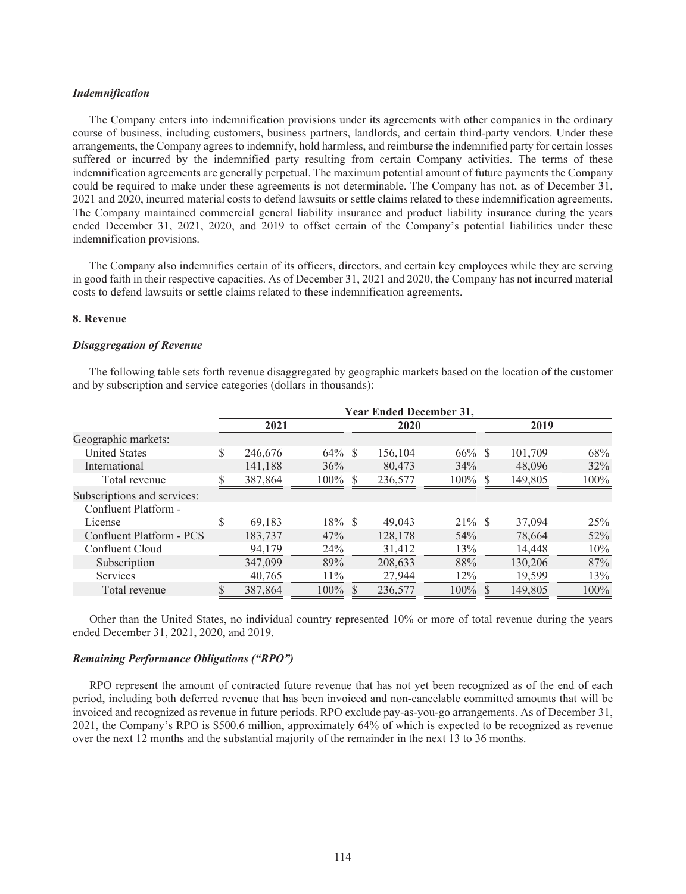*Indemnification*

The Company enters into indemnification provisions under its agreements with other companies in the ordinary course of business, including customers, business partners, landlords, and certain third-party vendors. Under these arrangements, the Company agrees to indemnify, hold harmless, and reimburse the indemnified party for certain losses suffered or incurred by the indemnified party resulting from certain Company activities. The terms of these indemnification agreements are generally perpetual. The maximum potential amount of future payments the Company could be required to make under these agreements is not determinable. The Company has not, as of December 31, 2021 and 2020, incurred material costs to defend lawsuits or settle claims related to these indemnification agreements. The Company maintained commercial general liability insurance and product liability insurance during the years ended December 31, 2021, 2020, and 2019 to offset certain of the Company's potential liabilities under these indemnification provisions.

The Company also indemnifies certain of its officers, directors, and certain key employees while they are serving in good faith in their respective capacities. As of December 31, 2021 and 2020, the Company has not incurred material costs to defend lawsuits or settle claims related to these indemnification agreements.

**8. Revenue**

*Disaggregation of Revenue*

The following table sets forth revenue disaggregated by geographic markets based on the location of the customer and by subscription and service categories (dollars in thousands):

| | Year Ended December 31, | | | | | |
|---|---|---|---|---|---|---|
| | 2021 | | 2020 | | 2019 | |
| Geographic markets: | | | | | | |
| United States | $ 246,676 | 64% | $ 156,104 | 66% | $ 101,709 | 68% |
| International | 141,188 | 36% | 80,473 | 34% | 48,096 | 32% |
| Total revenue | $ 387,864 | 100% | $ 236,577 | 100% | $ 149,805 | 100% |
| Subscriptions and services: | | | | | | |
| Confluent Platform - License | $ 69,183 | 18% | $ 49,043 | 21% | $ 37,094 | 25% |
| Confluent Platform - PCS | 183,737 | 47% | 128,178 | 54% | 78,664 | 52% |
| Confluent Cloud | 94,179 | 24% | 31,412 | 13% | 14,448 | 10% |
| Subscription | 347,099 | 89% | 208,633 | 88% | 130,206 | 87% |
| Services | 40,765 | 11% | 27,944 | 12% | 19,599 | 13% |
| Total revenue | $ 387,864 | 100% | $ 236,577 | 100% | $ 149,805 | 100% |

Other than the United States, no individual country represented 10% or more of total revenue during the years ended December 31, 2021, 2020, and 2019.

*Remaining Performance Obligations ("RPO")*

RPO represent the amount of contracted future revenue that has not yet been recognized as of the end of each period, including both deferred revenue that has been invoiced and non-cancelable committed amounts that will be invoiced and recognized as revenue in future periods. RPO exclude pay-as-you-go arrangements. As of December 31, 2021, the Company's RPO is $500.6 million, approximately 64% of which is expected to be recognized as revenue over the next 12 months and the substantial majority of the remainder in the next 13 to 36 months.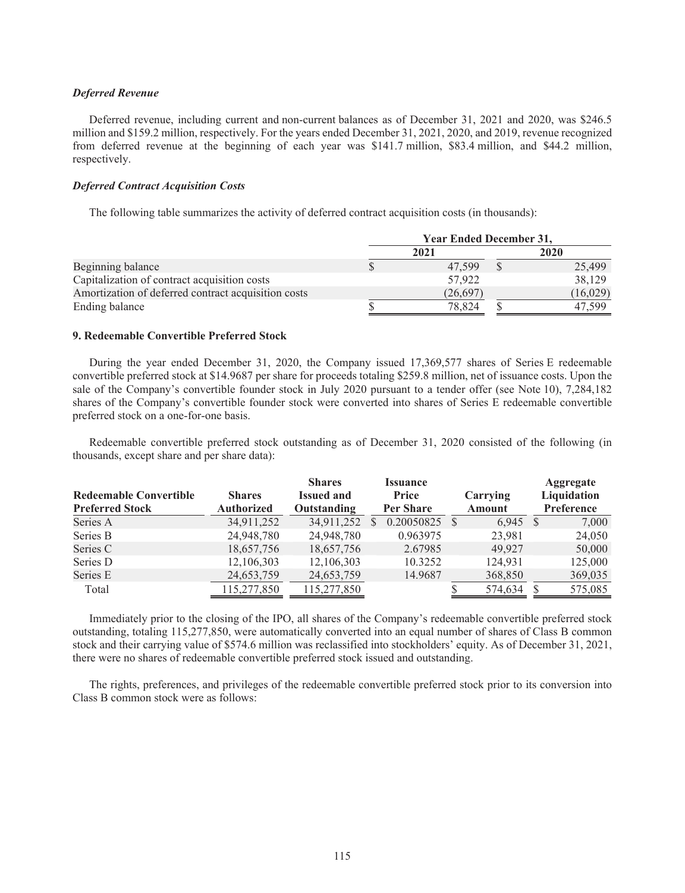*Deferred Revenue*

Deferred revenue, including current and non-current balances as of December 31, 2021 and 2020, was $246.5 million and $159.2 million, respectively. For the years ended December 31, 2021, 2020, and 2019, revenue recognized from deferred revenue at the beginning of each year was $141.7 million, $83.4 million, and $44.2 million, respectively.

*Deferred Contract Acquisition Costs*

The following table summarizes the activity of deferred contract acquisition costs (in thousands):

| | Year Ended December 31, | |
|---|---|---|
| | 2021 | 2020 |
| Beginning balance | $ 47,599 | $ 25,499 |
| Capitalization of contract acquisition costs | 57,922 | 38,129 |
| Amortization of deferred contract acquisition costs | (26,697) | (16,029) |
| Ending balance | $ 78,824 | $ 47,599 |

**9. Redeemable Convertible Preferred Stock**

During the year ended December 31, 2020, the Company issued 17,369,577 shares of Series E redeemable convertible preferred stock at $14.9687 per share for proceeds totaling $259.8 million, net of issuance costs. Upon the sale of the Company's convertible founder stock in July 2020 pursuant to a tender offer (see Note 10), 7,284,182 shares of the Company's convertible founder stock were converted into shares of Series E redeemable convertible preferred stock on a one-for-one basis.

Redeemable convertible preferred stock outstanding as of December 31, 2020 consisted of the following (in thousands, except share and per share data):

| Redeemable Convertible Preferred Stock | Shares Authorized | Shares Issued and Outstanding | Issuance Price Per Share | Carrying Amount | Aggregate Liquidation Preference |
|---|---|---|---|---|---|
| Series A | 34,911,252 | 34,911,252 | $ 0.20050825 | $ 6,945 | $ 7,000 |
| Series B | 24,948,780 | 24,948,780 | 0.963975 | 23,981 | 24,050 |
| Series C | 18,657,756 | 18,657,756 | 2.67985 | 49,927 | 50,000 |
| Series D | 12,106,303 | 12,106,303 | 10.3252 | 124,931 | 125,000 |
| Series E | 24,653,759 | 24,653,759 | 14.9687 | 368,850 | 369,035 |
| Total | 115,277,850 | 115,277,850 | | $ 574,634 | $ 575,085 |

Immediately prior to the closing of the IPO, all shares of the Company's redeemable convertible preferred stock outstanding, totaling 115,277,850, were automatically converted into an equal number of shares of Class B common stock and their carrying value of $574.6 million was reclassified into stockholders' equity. As of December 31, 2021, there were no shares of redeemable convertible preferred stock issued and outstanding.

The rights, preferences, and privileges of the redeemable convertible preferred stock prior to its conversion into Class B common stock were as follows: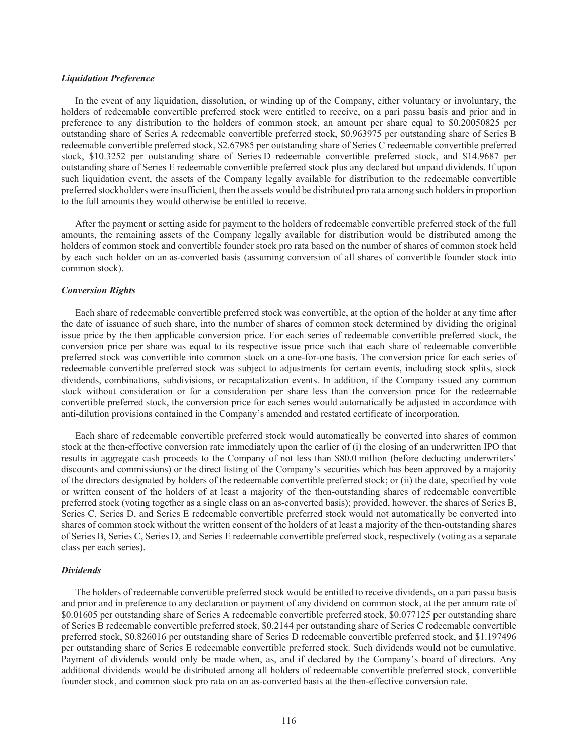*Liquidation Preference*

In the event of any liquidation, dissolution, or winding up of the Company, either voluntary or involuntary, the holders of redeemable convertible preferred stock were entitled to receive, on a pari passu basis and prior and in preference to any distribution to the holders of common stock, an amount per share equal to $0.20050825 per outstanding share of Series A redeemable convertible preferred stock, $0.963975 per outstanding share of Series B redeemable convertible preferred stock, $2.67985 per outstanding share of Series C redeemable convertible preferred stock, $10.3252 per outstanding share of Series D redeemable convertible preferred stock, and $14.9687 per outstanding share of Series E redeemable convertible preferred stock plus any declared but unpaid dividends. If upon such liquidation event, the assets of the Company legally available for distribution to the redeemable convertible preferred stockholders were insufficient, then the assets would be distributed pro rata among such holders in proportion to the full amounts they would otherwise be entitled to receive.

After the payment or setting aside for payment to the holders of redeemable convertible preferred stock of the full amounts, the remaining assets of the Company legally available for distribution would be distributed among the holders of common stock and convertible founder stock pro rata based on the number of shares of common stock held by each such holder on an as-converted basis (assuming conversion of all shares of convertible founder stock into common stock).

*Conversion Rights*

Each share of redeemable convertible preferred stock was convertible, at the option of the holder at any time after the date of issuance of such share, into the number of shares of common stock determined by dividing the original issue price by the then applicable conversion price. For each series of redeemable convertible preferred stock, the conversion price per share was equal to its respective issue price such that each share of redeemable convertible preferred stock was convertible into common stock on a one-for-one basis. The conversion price for each series of redeemable convertible preferred stock was subject to adjustments for certain events, including stock splits, stock dividends, combinations, subdivisions, or recapitalization events. In addition, if the Company issued any common stock without consideration or for a consideration per share less than the conversion price for the redeemable convertible preferred stock, the conversion price for each series would automatically be adjusted in accordance with anti-dilution provisions contained in the Company's amended and restated certificate of incorporation.

Each share of redeemable convertible preferred stock would automatically be converted into shares of common stock at the then-effective conversion rate immediately upon the earlier of (i) the closing of an underwritten IPO that results in aggregate cash proceeds to the Company of not less than $80.0 million (before deducting underwriters' discounts and commissions) or the direct listing of the Company's securities which has been approved by a majority of the directors designated by holders of the redeemable convertible preferred stock; or (ii) the date, specified by vote or written consent of the holders of at least a majority of the then-outstanding shares of redeemable convertible preferred stock (voting together as a single class on an as-converted basis); provided, however, the shares of Series B, Series C, Series D, and Series E redeemable convertible preferred stock would not automatically be converted into shares of common stock without the written consent of the holders of at least a majority of the then-outstanding shares of Series B, Series C, Series D, and Series E redeemable convertible preferred stock, respectively (voting as a separate class per each series).

*Dividends*

The holders of redeemable convertible preferred stock would be entitled to receive dividends, on a pari passu basis and prior and in preference to any declaration or payment of any dividend on common stock, at the per annum rate of $0.01605 per outstanding share of Series A redeemable convertible preferred stock, $0.077125 per outstanding share of Series B redeemable convertible preferred stock, $0.2144 per outstanding share of Series C redeemable convertible preferred stock, $0.826016 per outstanding share of Series D redeemable convertible preferred stock, and $1.197496 per outstanding share of Series E redeemable convertible preferred stock. Such dividends would not be cumulative. Payment of dividends would only be made when, as, and if declared by the Company's board of directors. Any additional dividends would be distributed among all holders of redeemable convertible preferred stock, convertible founder stock, and common stock pro rata on an as-converted basis at the then-effective conversion rate.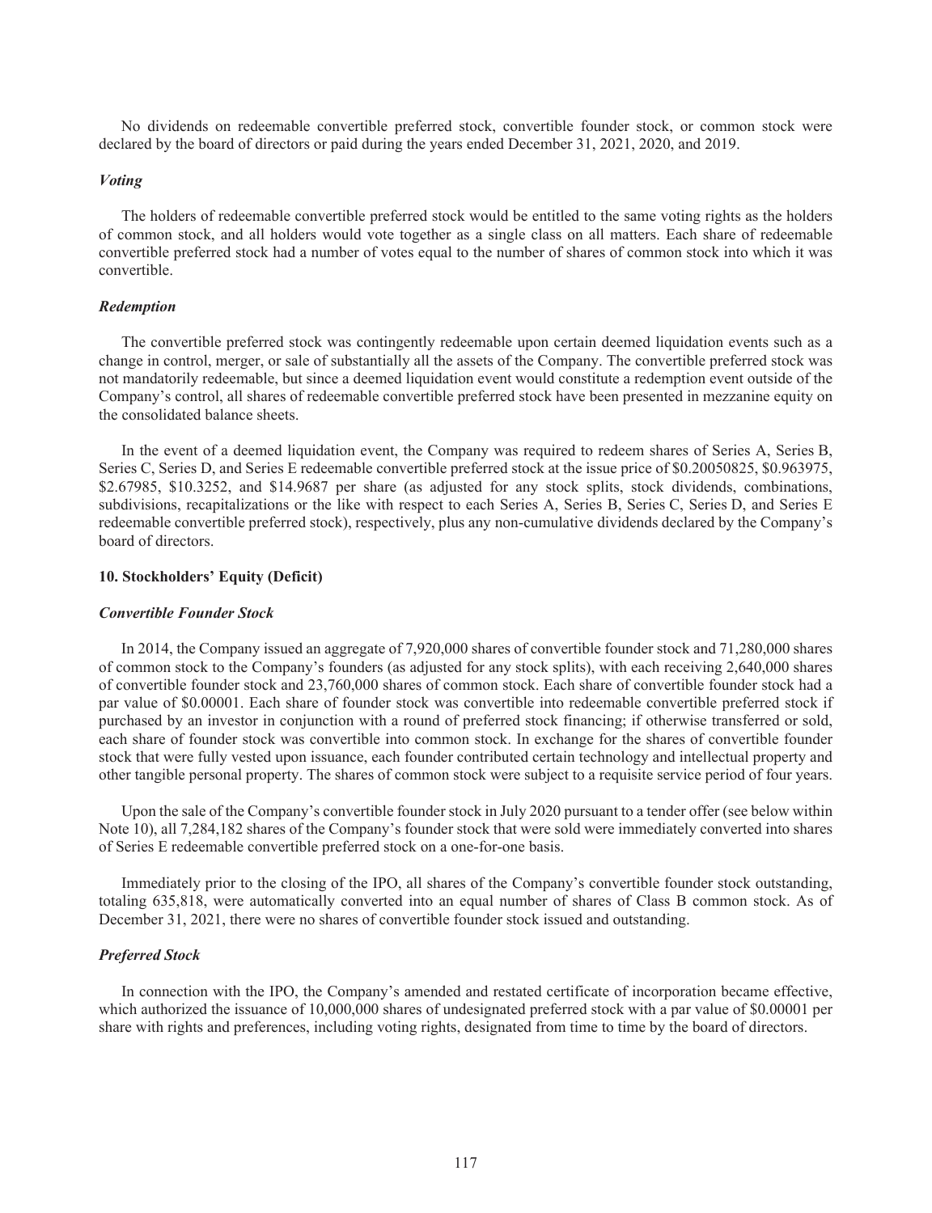No dividends on redeemable convertible preferred stock, convertible founder stock, or common stock were declared by the board of directors or paid during the years ended December 31, 2021, 2020, and 2019.

*Voting*

The holders of redeemable convertible preferred stock would be entitled to the same voting rights as the holders of common stock, and all holders would vote together as a single class on all matters. Each share of redeemable convertible preferred stock had a number of votes equal to the number of shares of common stock into which it was convertible.

*Redemption*

The convertible preferred stock was contingently redeemable upon certain deemed liquidation events such as a change in control, merger, or sale of substantially all the assets of the Company. The convertible preferred stock was not mandatorily redeemable, but since a deemed liquidation event would constitute a redemption event outside of the Company's control, all shares of redeemable convertible preferred stock have been presented in mezzanine equity on the consolidated balance sheets.

In the event of a deemed liquidation event, the Company was required to redeem shares of Series A, Series B, Series C, Series D, and Series E redeemable convertible preferred stock at the issue price of $0.20050825, $0.963975, $2.67985, $10.3252, and $14.9687 per share (as adjusted for any stock splits, stock dividends, combinations, subdivisions, recapitalizations or the like with respect to each Series A, Series B, Series C, Series D, and Series E redeemable convertible preferred stock), respectively, plus any non-cumulative dividends declared by the Company's board of directors.

**10. Stockholders' Equity (Deficit)**

*Convertible Founder Stock*

In 2014, the Company issued an aggregate of 7,920,000 shares of convertible founder stock and 71,280,000 shares of common stock to the Company's founders (as adjusted for any stock splits), with each receiving 2,640,000 shares of convertible founder stock and 23,760,000 shares of common stock. Each share of convertible founder stock had a par value of $0.00001. Each share of founder stock was convertible into redeemable convertible preferred stock if purchased by an investor in conjunction with a round of preferred stock financing; if otherwise transferred or sold, each share of founder stock was convertible into common stock. In exchange for the shares of convertible founder stock that were fully vested upon issuance, each founder contributed certain technology and intellectual property and other tangible personal property. The shares of common stock were subject to a requisite service period of four years.

Upon the sale of the Company's convertible founder stock in July 2020 pursuant to a tender offer (see below within Note 10), all 7,284,182 shares of the Company's founder stock that were sold were immediately converted into shares of Series E redeemable convertible preferred stock on a one-for-one basis.

Immediately prior to the closing of the IPO, all shares of the Company's convertible founder stock outstanding, totaling 635,818, were automatically converted into an equal number of shares of Class B common stock. As of December 31, 2021, there were no shares of convertible founder stock issued and outstanding.

*Preferred Stock*

In connection with the IPO, the Company's amended and restated certificate of incorporation became effective, which authorized the issuance of 10,000,000 shares of undesignated preferred stock with a par value of $0.00001 per share with rights and preferences, including voting rights, designated from time to time by the board of directors.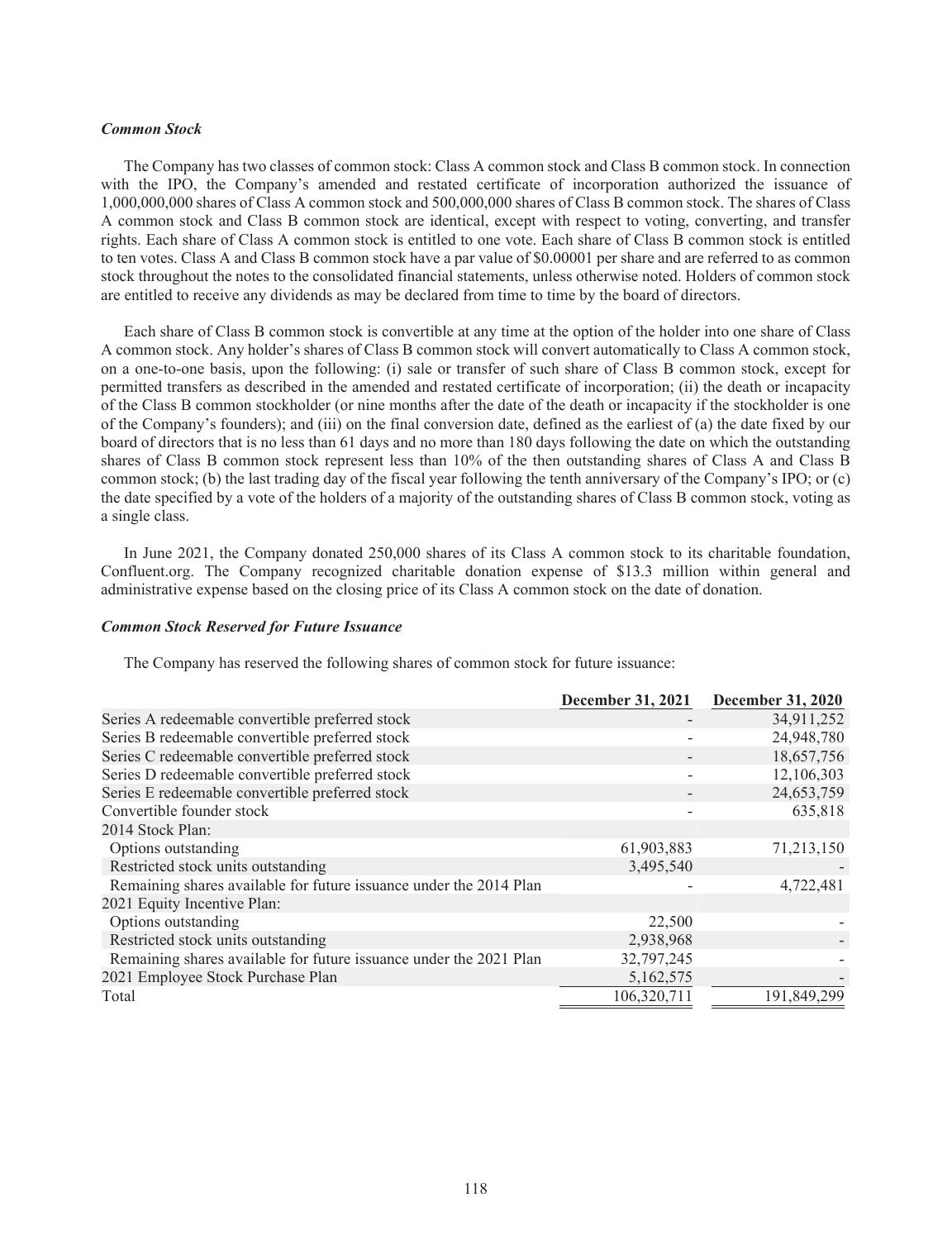***Common Stock***

The Company has two classes of common stock: Class A common stock and Class B common stock. In connection with the IPO, the Company's amended and restated certificate of incorporation authorized the issuance of 1,000,000,000 shares of Class A common stock and 500,000,000 shares of Class B common stock. The shares of Class A common stock and Class B common stock are identical, except with respect to voting, converting, and transfer rights. Each share of Class A common stock is entitled to one vote. Each share of Class B common stock is entitled to ten votes. Class A and Class B common stock have a par value of $0.00001 per share and are referred to as common stock throughout the notes to the consolidated financial statements, unless otherwise noted. Holders of common stock are entitled to receive any dividends as may be declared from time to time by the board of directors.

Each share of Class B common stock is convertible at any time at the option of the holder into one share of Class A common stock. Any holder's shares of Class B common stock will convert automatically to Class A common stock, on a one-to-one basis, upon the following: (i) sale or transfer of such share of Class B common stock, except for permitted transfers as described in the amended and restated certificate of incorporation; (ii) the death or incapacity of the Class B common stockholder (or nine months after the date of the death or incapacity if the stockholder is one of the Company's founders); and (iii) on the final conversion date, defined as the earliest of (a) the date fixed by our board of directors that is no less than 61 days and no more than 180 days following the date on which the outstanding shares of Class B common stock represent less than 10% of the then outstanding shares of Class A and Class B common stock; (b) the last trading day of the fiscal year following the tenth anniversary of the Company's IPO; or (c) the date specified by a vote of the holders of a majority of the outstanding shares of Class B common stock, voting as a single class.

In June 2021, the Company donated 250,000 shares of its Class A common stock to its charitable foundation, Confluent.org. The Company recognized charitable donation expense of $13.3 million within general and administrative expense based on the closing price of its Class A common stock on the date of donation.

***Common Stock Reserved for Future Issuance***

The Company has reserved the following shares of common stock for future issuance:

| | December 31, 2021 | December 31, 2020 |
|---|---|---|
| Series A redeemable convertible preferred stock | - | 34,911,252 |
| Series B redeemable convertible preferred stock | - | 24,948,780 |
| Series C redeemable convertible preferred stock | - | 18,657,756 |
| Series D redeemable convertible preferred stock | - | 12,106,303 |
| Series E redeemable convertible preferred stock | - | 24,653,759 |
| Convertible founder stock | - | 635,818 |
| 2014 Stock Plan: | | |
| Options outstanding | 61,903,883 | 71,213,150 |
| Restricted stock units outstanding | 3,495,540 | - |
| Remaining shares available for future issuance under the 2014 Plan | - | 4,722,481 |
| 2021 Equity Incentive Plan: | | |
| Options outstanding | 22,500 | - |
| Restricted stock units outstanding | 2,938,968 | - |
| Remaining shares available for future issuance under the 2021 Plan | 32,797,245 | - |
| 2021 Employee Stock Purchase Plan | 5,162,575 | - |
| Total | 106,320,711 | 191,849,299 |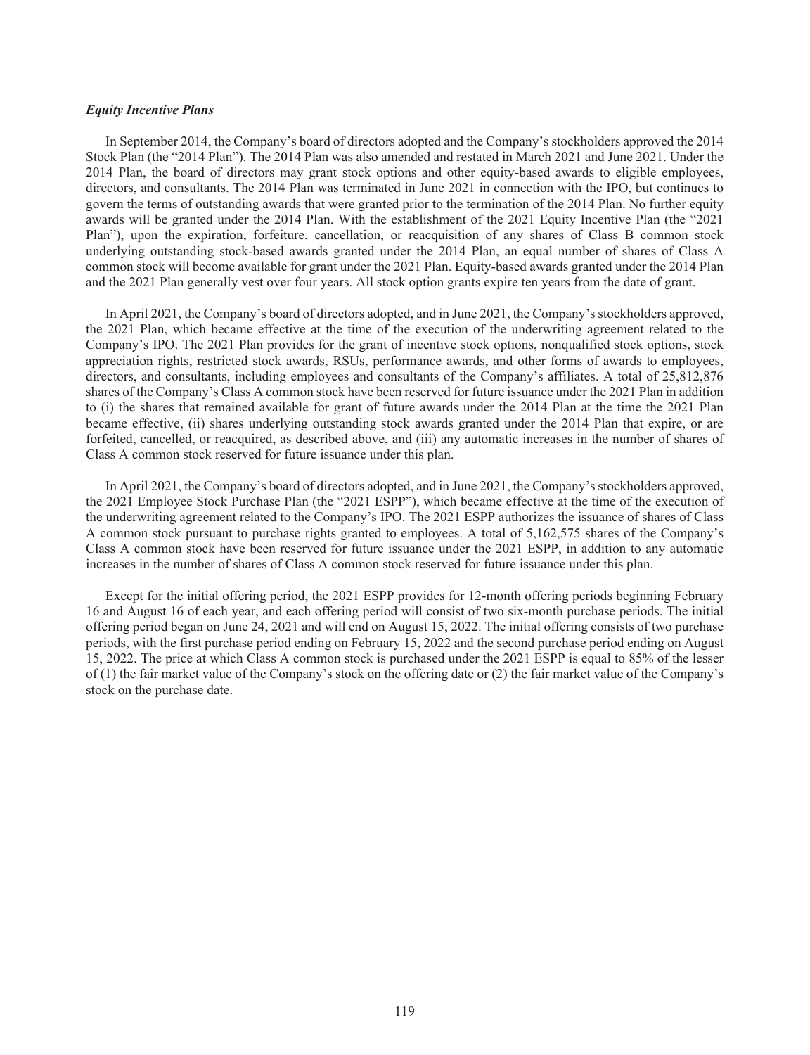### *Equity Incentive Plans*

In September 2014, the Company's board of directors adopted and the Company's stockholders approved the 2014 Stock Plan (the "2014 Plan"). The 2014 Plan was also amended and restated in March 2021 and June 2021. Under the 2014 Plan, the board of directors may grant stock options and other equity-based awards to eligible employees, directors, and consultants. The 2014 Plan was terminated in June 2021 in connection with the IPO, but continues to govern the terms of outstanding awards that were granted prior to the termination of the 2014 Plan. No further equity awards will be granted under the 2014 Plan. With the establishment of the 2021 Equity Incentive Plan (the "2021 Plan"), upon the expiration, forfeiture, cancellation, or reacquisition of any shares of Class B common stock underlying outstanding stock-based awards granted under the 2014 Plan, an equal number of shares of Class A common stock will become available for grant under the 2021 Plan. Equity-based awards granted under the 2014 Plan and the 2021 Plan generally vest over four years. All stock option grants expire ten years from the date of grant.

In April 2021, the Company's board of directors adopted, and in June 2021, the Company's stockholders approved, the 2021 Plan, which became effective at the time of the execution of the underwriting agreement related to the Company's IPO. The 2021 Plan provides for the grant of incentive stock options, nonqualified stock options, stock appreciation rights, restricted stock awards, RSUs, performance awards, and other forms of awards to employees, directors, and consultants, including employees and consultants of the Company's affiliates. A total of 25,812,876 shares of the Company's Class A common stock have been reserved for future issuance under the 2021 Plan in addition to (i) the shares that remained available for grant of future awards under the 2014 Plan at the time the 2021 Plan became effective, (ii) shares underlying outstanding stock awards granted under the 2014 Plan that expire, or are forfeited, cancelled, or reacquired, as described above, and (iii) any automatic increases in the number of shares of Class A common stock reserved for future issuance under this plan.

In April 2021, the Company's board of directors adopted, and in June 2021, the Company's stockholders approved, the 2021 Employee Stock Purchase Plan (the "2021 ESPP"), which became effective at the time of the execution of the underwriting agreement related to the Company's IPO. The 2021 ESPP authorizes the issuance of shares of Class A common stock pursuant to purchase rights granted to employees. A total of 5,162,575 shares of the Company's Class A common stock have been reserved for future issuance under the 2021 ESPP, in addition to any automatic increases in the number of shares of Class A common stock reserved for future issuance under this plan.

Except for the initial offering period, the 2021 ESPP provides for 12-month offering periods beginning February 16 and August 16 of each year, and each offering period will consist of two six-month purchase periods. The initial offering period began on June 24, 2021 and will end on August 15, 2022. The initial offering consists of two purchase periods, with the first purchase period ending on February 15, 2022 and the second purchase period ending on August 15, 2022. The price at which Class A common stock is purchased under the 2021 ESPP is equal to 85% of the lesser of (1) the fair market value of the Company's stock on the offering date or (2) the fair market value of the Company's stock on the purchase date.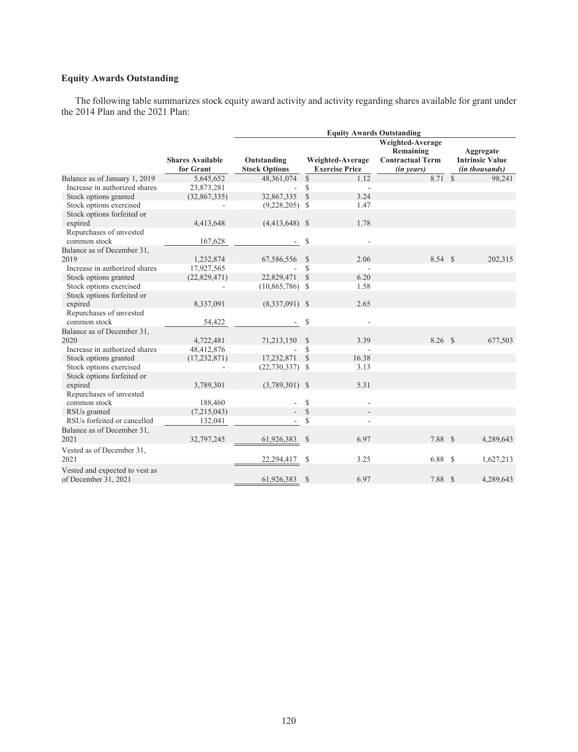## Equity Awards Outstanding

The following table summarizes stock equity award activity and activity regarding shares available for grant under the 2014 Plan and the 2021 Plan:

| | Shares Available for Grant | Equity Awards Outstanding | | | |
|---|---|---|---|---|---|
| | | Outstanding Stock Options | Weighted-Average Exercise Price | Weighted-Average Remaining Contractual Term *(in years)* | Aggregate Intrinsic Value *(in thousands)* |
| Balance as of January 1, 2019 | 5,645,652 | 48,361,074 | $ 1.12 | 8.71 | $ 98,241 |
| Increase in authorized shares | 23,873,281 | - | $ - | | |
| Stock options granted | (32,867,335) | 32,867,335 | $ 3.24 | | |
| Stock options exercised | - | (9,228,205) | $ 1.47 | | |
| Stock options forfeited or expired | 4,413,648 | (4,413,648) | $ 1.78 | | |
| Repurchases of unvested common stock | 167,628 | - | $ - | | |
| Balance as of December 31, 2019 | 1,232,874 | 67,586,556 | $ 2.06 | 8.54 | $ 202,315 |
| Increase in authorized shares | 17,927,565 | - | $ - | | |
| Stock options granted | (22,829,471) | 22,829,471 | $ 6.20 | | |
| Stock options exercised | - | (10,865,786) | $ 1.58 | | |
| Stock options forfeited or expired | 8,337,091 | (8,337,091) | $ 2.65 | | |
| Repurchases of unvested common stock | 54,422 | - | $ - | | |
| Balance as of December 31, 2020 | 4,722,481 | 71,213,150 | $ 3.39 | 8.26 | $ 677,503 |
| Increase in authorized shares | 48,412,876 | - | $ - | | |
| Stock options granted | (17,232,871) | 17,232,871 | $ 16.38 | | |
| Stock options exercised | - | (22,730,337) | $ 3.13 | | |
| Stock options forfeited or expired | 3,789,301 | (3,789,301) | $ 5.31 | | |
| Repurchases of unvested common stock | 188,460 | - | $ - | | |
| RSUs granted | (7,215,043) | - | $ - | | |
| RSUs forfeited or cancelled | 132,041 | - | $ - | | |
| Balance as of December 31, 2021 | 32,797,245 | 61,926,383 | $ 6.97 | 7.88 | $ 4,289,643 |
| Vested as of December 31, 2021 | | 22,294,417 | $ 3.25 | 6.88 | $ 1,627,213 |
| Vested and expected to vest as of December 31, 2021 | | 61,926,383 | $ 6.97 | 7.88 | $ 4,289,643 |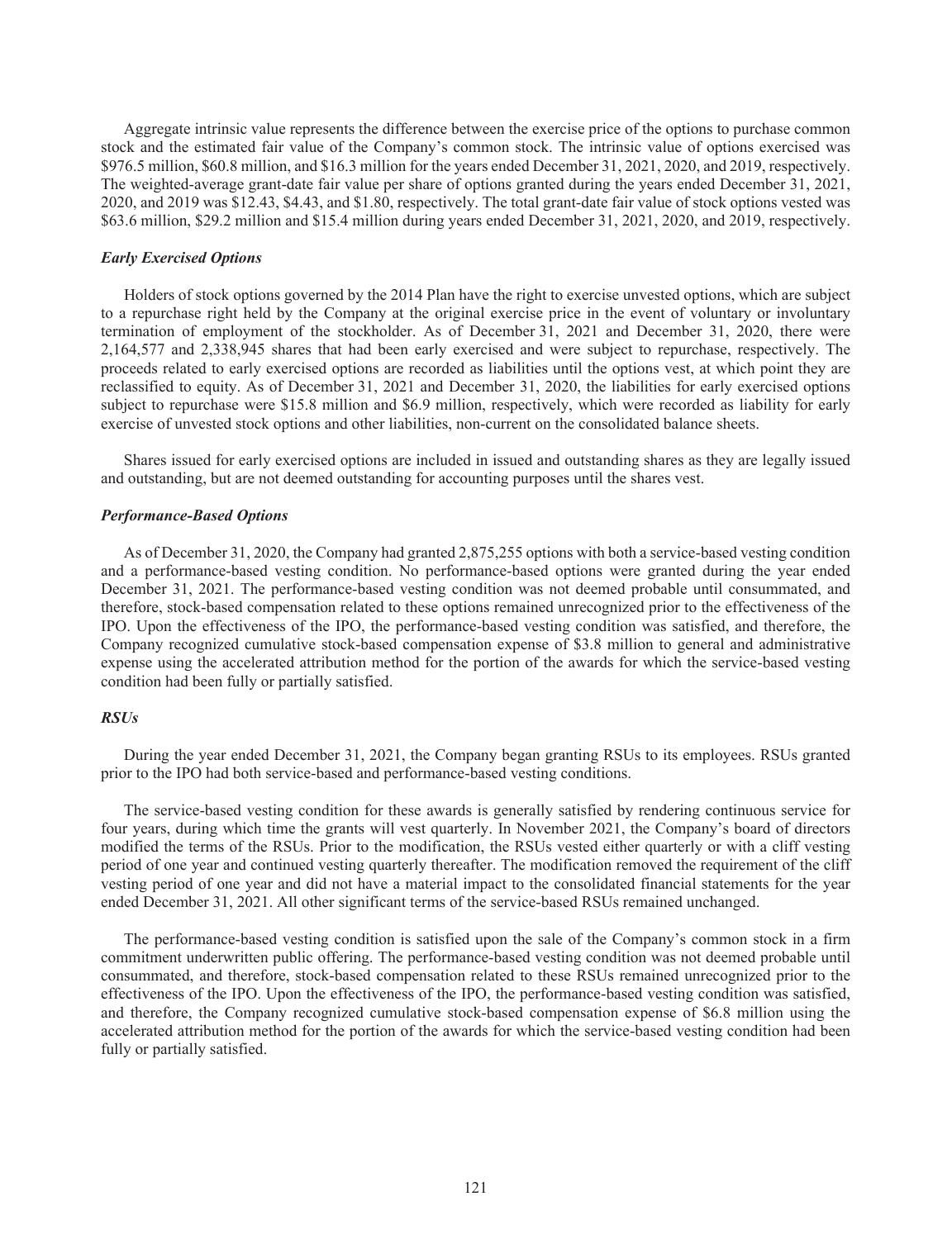Aggregate intrinsic value represents the difference between the exercise price of the options to purchase common stock and the estimated fair value of the Company's common stock. The intrinsic value of options exercised was $976.5 million, $60.8 million, and $16.3 million for the years ended December 31, 2021, 2020, and 2019, respectively. The weighted-average grant-date fair value per share of options granted during the years ended December 31, 2021, 2020, and 2019 was $12.43, $4.43, and $1.80, respectively. The total grant-date fair value of stock options vested was $63.6 million, $29.2 million and $15.4 million during years ended December 31, 2021, 2020, and 2019, respectively.

***Early Exercised Options***

Holders of stock options governed by the 2014 Plan have the right to exercise unvested options, which are subject to a repurchase right held by the Company at the original exercise price in the event of voluntary or involuntary termination of employment of the stockholder. As of December 31, 2021 and December 31, 2020, there were 2,164,577 and 2,338,945 shares that had been early exercised and were subject to repurchase, respectively. The proceeds related to early exercised options are recorded as liabilities until the options vest, at which point they are reclassified to equity. As of December 31, 2021 and December 31, 2020, the liabilities for early exercised options subject to repurchase were $15.8 million and $6.9 million, respectively, which were recorded as liability for early exercise of unvested stock options and other liabilities, non-current on the consolidated balance sheets.

Shares issued for early exercised options are included in issued and outstanding shares as they are legally issued and outstanding, but are not deemed outstanding for accounting purposes until the shares vest.

***Performance-Based Options***

As of December 31, 2020, the Company had granted 2,875,255 options with both a service-based vesting condition and a performance-based vesting condition. No performance-based options were granted during the year ended December 31, 2021. The performance-based vesting condition was not deemed probable until consummated, and therefore, stock-based compensation related to these options remained unrecognized prior to the effectiveness of the IPO. Upon the effectiveness of the IPO, the performance-based vesting condition was satisfied, and therefore, the Company recognized cumulative stock-based compensation expense of $3.8 million to general and administrative expense using the accelerated attribution method for the portion of the awards for which the service-based vesting condition had been fully or partially satisfied.

***RSUs***

During the year ended December 31, 2021, the Company began granting RSUs to its employees. RSUs granted prior to the IPO had both service-based and performance-based vesting conditions.

The service-based vesting condition for these awards is generally satisfied by rendering continuous service for four years, during which time the grants will vest quarterly. In November 2021, the Company's board of directors modified the terms of the RSUs. Prior to the modification, the RSUs vested either quarterly or with a cliff vesting period of one year and continued vesting quarterly thereafter. The modification removed the requirement of the cliff vesting period of one year and did not have a material impact to the consolidated financial statements for the year ended December 31, 2021. All other significant terms of the service-based RSUs remained unchanged.

The performance-based vesting condition is satisfied upon the sale of the Company's common stock in a firm commitment underwritten public offering. The performance-based vesting condition was not deemed probable until consummated, and therefore, stock-based compensation related to these RSUs remained unrecognized prior to the effectiveness of the IPO. Upon the effectiveness of the IPO, the performance-based vesting condition was satisfied, and therefore, the Company recognized cumulative stock-based compensation expense of $6.8 million using the accelerated attribution method for the portion of the awards for which the service-based vesting condition had been fully or partially satisfied.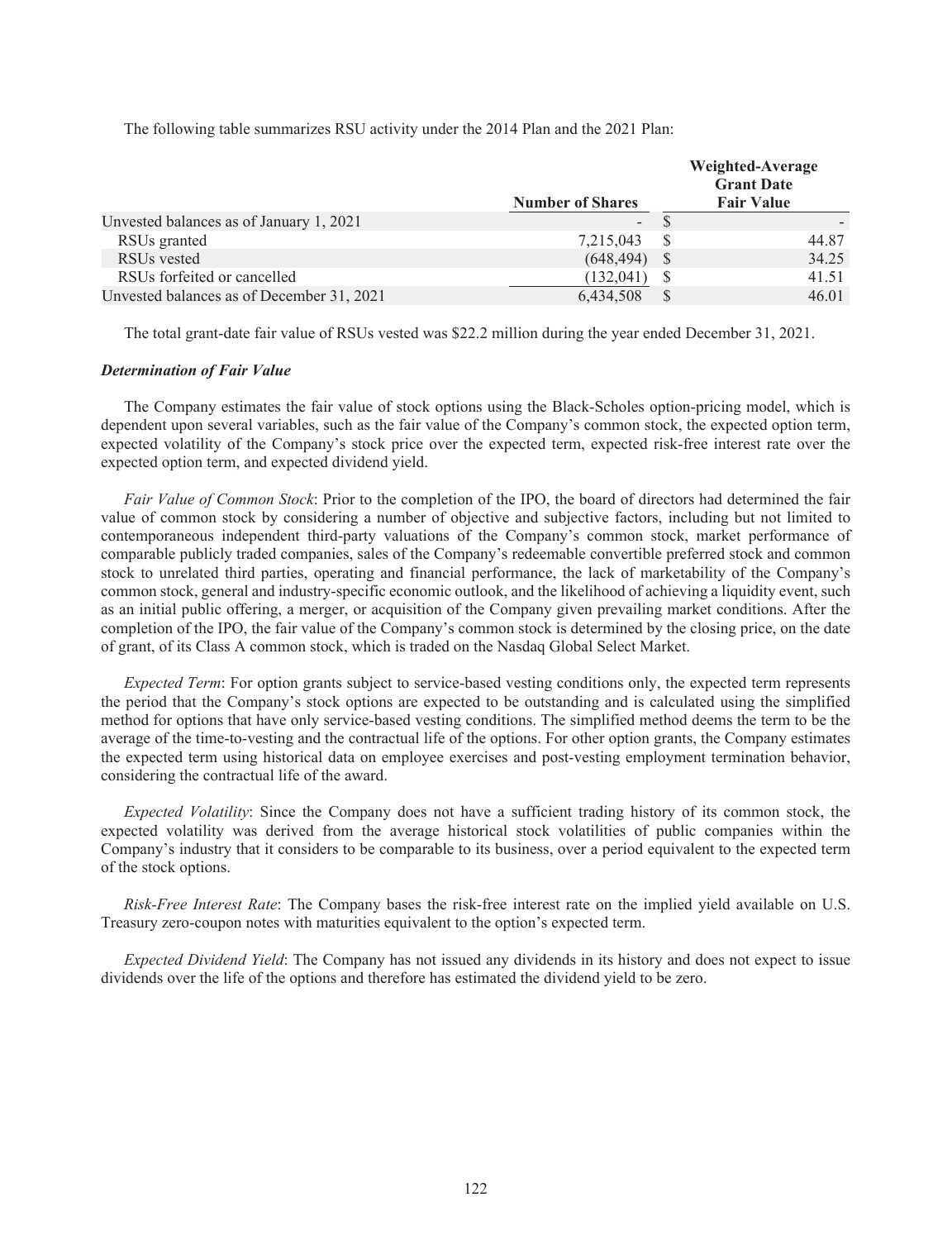The following table summarizes RSU activity under the 2014 Plan and the 2021 Plan:

| | Number of Shares | Weighted-Average Grant Date Fair Value |
|---|---|---|
| Unvested balances as of January 1, 2021 | - | $ - |
| RSUs granted | 7,215,043 | $ 44.87 |
| RSUs vested | (648,494) | $ 34.25 |
| RSUs forfeited or cancelled | (132,041) | $ 41.51 |
| Unvested balances as of December 31, 2021 | 6,434,508 | $ 46.01 |

The total grant-date fair value of RSUs vested was $22.2 million during the year ended December 31, 2021.

***Determination of Fair Value***

The Company estimates the fair value of stock options using the Black-Scholes option-pricing model, which is dependent upon several variables, such as the fair value of the Company's common stock, the expected option term, expected volatility of the Company's stock price over the expected term, expected risk-free interest rate over the expected option term, and expected dividend yield.

*Fair Value of Common Stock*: Prior to the completion of the IPO, the board of directors had determined the fair value of common stock by considering a number of objective and subjective factors, including but not limited to contemporaneous independent third-party valuations of the Company's common stock, market performance of comparable publicly traded companies, sales of the Company's redeemable convertible preferred stock and common stock to unrelated third parties, operating and financial performance, the lack of marketability of the Company's common stock, general and industry-specific economic outlook, and the likelihood of achieving a liquidity event, such as an initial public offering, a merger, or acquisition of the Company given prevailing market conditions. After the completion of the IPO, the fair value of the Company's common stock is determined by the closing price, on the date of grant, of its Class A common stock, which is traded on the Nasdaq Global Select Market.

*Expected Term*: For option grants subject to service-based vesting conditions only, the expected term represents the period that the Company's stock options are expected to be outstanding and is calculated using the simplified method for options that have only service-based vesting conditions. The simplified method deems the term to be the average of the time-to-vesting and the contractual life of the options. For other option grants, the Company estimates the expected term using historical data on employee exercises and post-vesting employment termination behavior, considering the contractual life of the award.

*Expected Volatility*: Since the Company does not have a sufficient trading history of its common stock, the expected volatility was derived from the average historical stock volatilities of public companies within the Company's industry that it considers to be comparable to its business, over a period equivalent to the expected term of the stock options.

*Risk-Free Interest Rate*: The Company bases the risk-free interest rate on the implied yield available on U.S. Treasury zero-coupon notes with maturities equivalent to the option's expected term.

*Expected Dividend Yield*: The Company has not issued any dividends in its history and does not expect to issue dividends over the life of the options and therefore has estimated the dividend yield to be zero.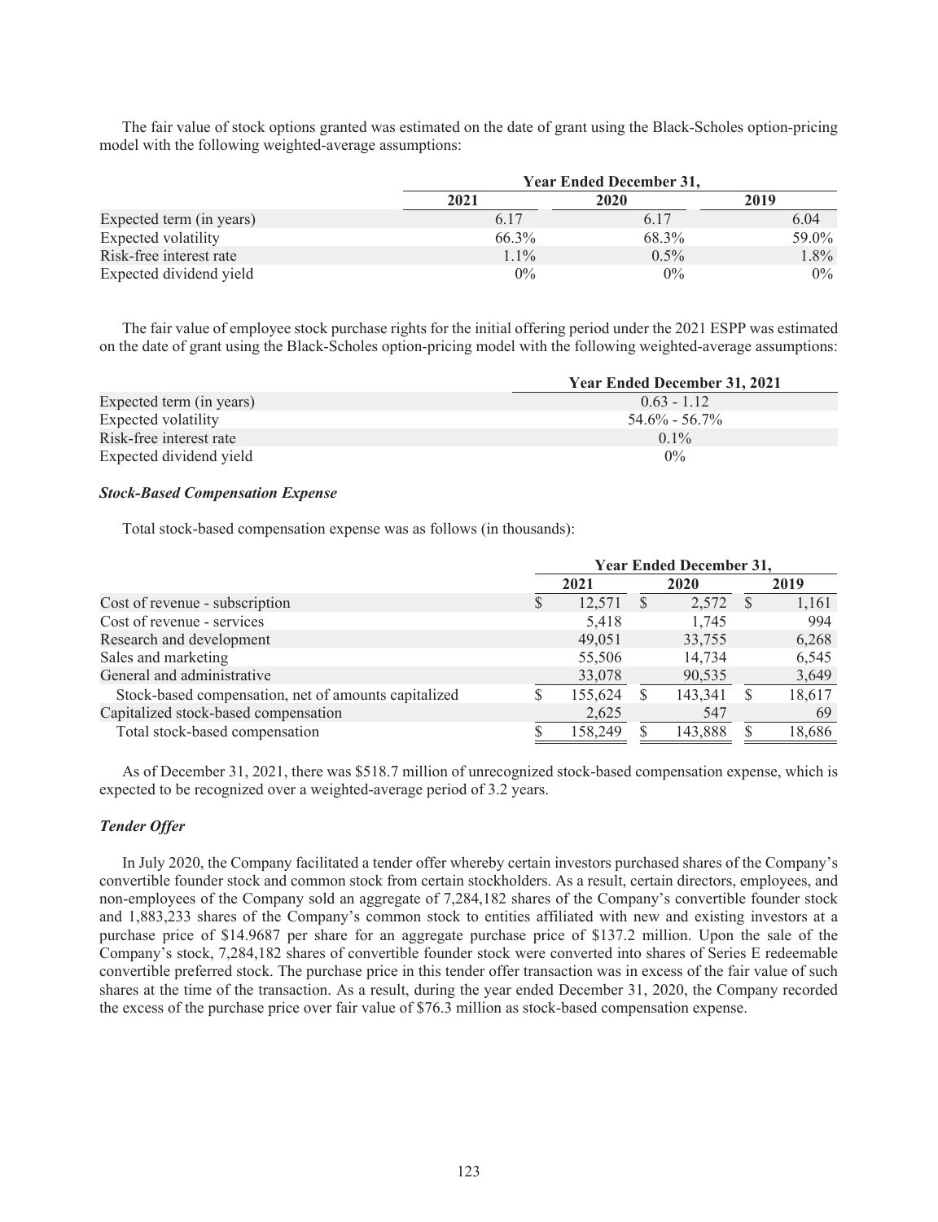The fair value of stock options granted was estimated on the date of grant using the Black-Scholes option-pricing model with the following weighted-average assumptions:

| | Year Ended December 31, | | |
|---|---|---|---|
| | 2021 | 2020 | 2019 |
| Expected term (in years) | 6.17 | 6.17 | 6.04 |
| Expected volatility | 66.3% | 68.3% | 59.0% |
| Risk-free interest rate | 1.1% | 0.5% | 1.8% |
| Expected dividend yield | 0% | 0% | 0% |

The fair value of employee stock purchase rights for the initial offering period under the 2021 ESPP was estimated on the date of grant using the Black-Scholes option-pricing model with the following weighted-average assumptions:

| | Year Ended December 31, 2021 |
|---|---|
| Expected term (in years) | 0.63 - 1.12 |
| Expected volatility | 54.6% - 56.7% |
| Risk-free interest rate | 0.1% |
| Expected dividend yield | 0% |

***Stock-Based Compensation Expense***

Total stock-based compensation expense was as follows (in thousands):

| | Year Ended December 31, | | |
|---|---|---|---|
| | 2021 | 2020 | 2019 |
| Cost of revenue - subscription | $ 12,571 | $ 2,572 | $ 1,161 |
| Cost of revenue - services | 5,418 | 1,745 | 994 |
| Research and development | 49,051 | 33,755 | 6,268 |
| Sales and marketing | 55,506 | 14,734 | 6,545 |
| General and administrative | 33,078 | 90,535 | 3,649 |
| Stock-based compensation, net of amounts capitalized | $ 155,624 | $ 143,341 | $ 18,617 |
| Capitalized stock-based compensation | 2,625 | 547 | 69 |
| Total stock-based compensation | $ 158,249 | $ 143,888 | $ 18,686 |

As of December 31, 2021, there was $518.7 million of unrecognized stock-based compensation expense, which is expected to be recognized over a weighted-average period of 3.2 years.

***Tender Offer***

In July 2020, the Company facilitated a tender offer whereby certain investors purchased shares of the Company's convertible founder stock and common stock from certain stockholders. As a result, certain directors, employees, and non-employees of the Company sold an aggregate of 7,284,182 shares of the Company's convertible founder stock and 1,883,233 shares of the Company's common stock to entities affiliated with new and existing investors at a purchase price of $14.9687 per share for an aggregate purchase price of $137.2 million. Upon the sale of the Company's stock, 7,284,182 shares of convertible founder stock were converted into shares of Series E redeemable convertible preferred stock. The purchase price in this tender offer transaction was in excess of the fair value of such shares at the time of the transaction. As a result, during the year ended December 31, 2020, the Company recorded the excess of the purchase price over fair value of $76.3 million as stock-based compensation expense.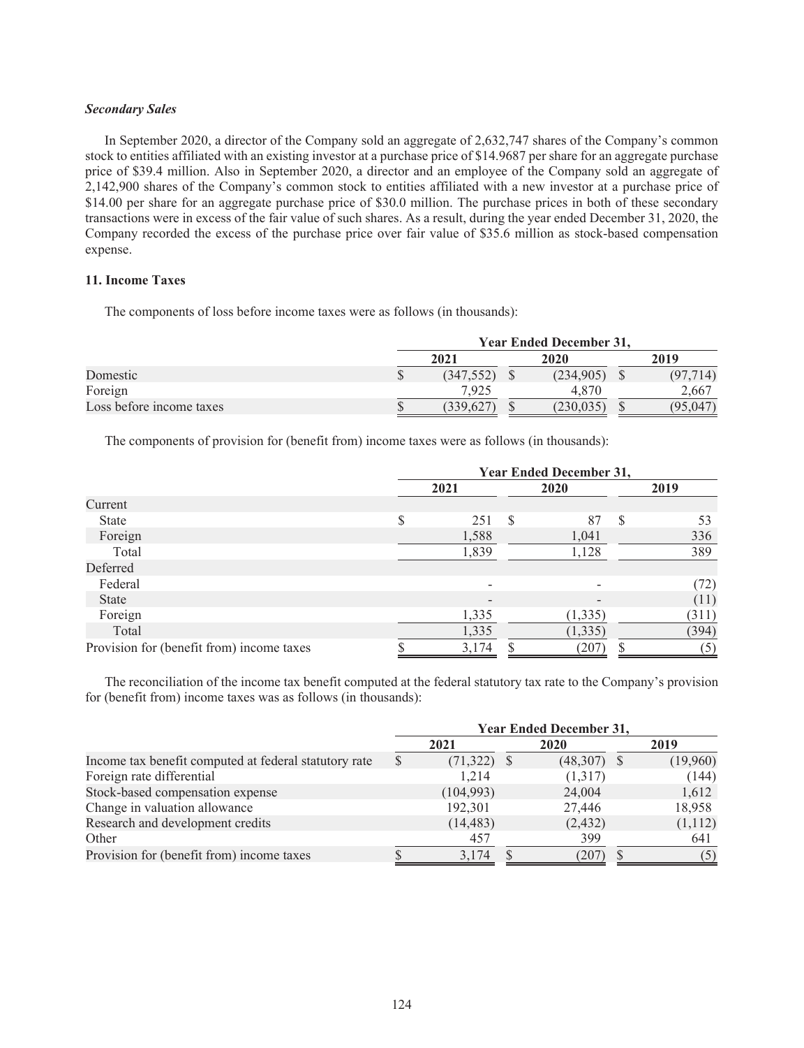***Secondary Sales***

In September 2020, a director of the Company sold an aggregate of 2,632,747 shares of the Company's common stock to entities affiliated with an existing investor at a purchase price of $14.9687 per share for an aggregate purchase price of $39.4 million. Also in September 2020, a director and an employee of the Company sold an aggregate of 2,142,900 shares of the Company's common stock to entities affiliated with a new investor at a purchase price of $14.00 per share for an aggregate purchase price of $30.0 million. The purchase prices in both of these secondary transactions were in excess of the fair value of such shares. As a result, during the year ended December 31, 2020, the Company recorded the excess of the purchase price over fair value of $35.6 million as stock-based compensation expense.

### 11. Income Taxes

The components of loss before income taxes were as follows (in thousands):

| | Year Ended December 31, | | |
|---|---|---|---|
| | 2021 | 2020 | 2019 |
| Domestic | $ (347,552) | $ (234,905) | $ (97,714) |
| Foreign | 7,925 | 4,870 | 2,667 |
| Loss before income taxes | $ (339,627) | $ (230,035) | $ (95,047) |

The components of provision for (benefit from) income taxes were as follows (in thousands):

| | Year Ended December 31, | | |
|---|---|---|---|
| | 2021 | 2020 | 2019 |
| Current | | | |
| State | $ 251 | $ 87 | $ 53 |
| Foreign | 1,588 | 1,041 | 336 |
| Total | 1,839 | 1,128 | 389 |
| Deferred | | | |
| Federal | - | - | (72) |
| State | - | - | (11) |
| Foreign | 1,335 | (1,335) | (311) |
| Total | 1,335 | (1,335) | (394) |
| Provision for (benefit from) income taxes | $ 3,174 | $ (207) | $ (5) |

The reconciliation of the income tax benefit computed at the federal statutory tax rate to the Company's provision for (benefit from) income taxes was as follows (in thousands):

| | Year Ended December 31, | | |
|---|---|---|---|
| | 2021 | 2020 | 2019 |
| Income tax benefit computed at federal statutory rate | $ (71,322) | $ (48,307) | $ (19,960) |
| Foreign rate differential | 1,214 | (1,317) | (144) |
| Stock-based compensation expense | (104,993) | 24,004 | 1,612 |
| Change in valuation allowance | 192,301 | 27,446 | 18,958 |
| Research and development credits | (14,483) | (2,432) | (1,112) |
| Other | 457 | 399 | 641 |
| Provision for (benefit from) income taxes | $ 3,174 | $ (207) | $ (5) |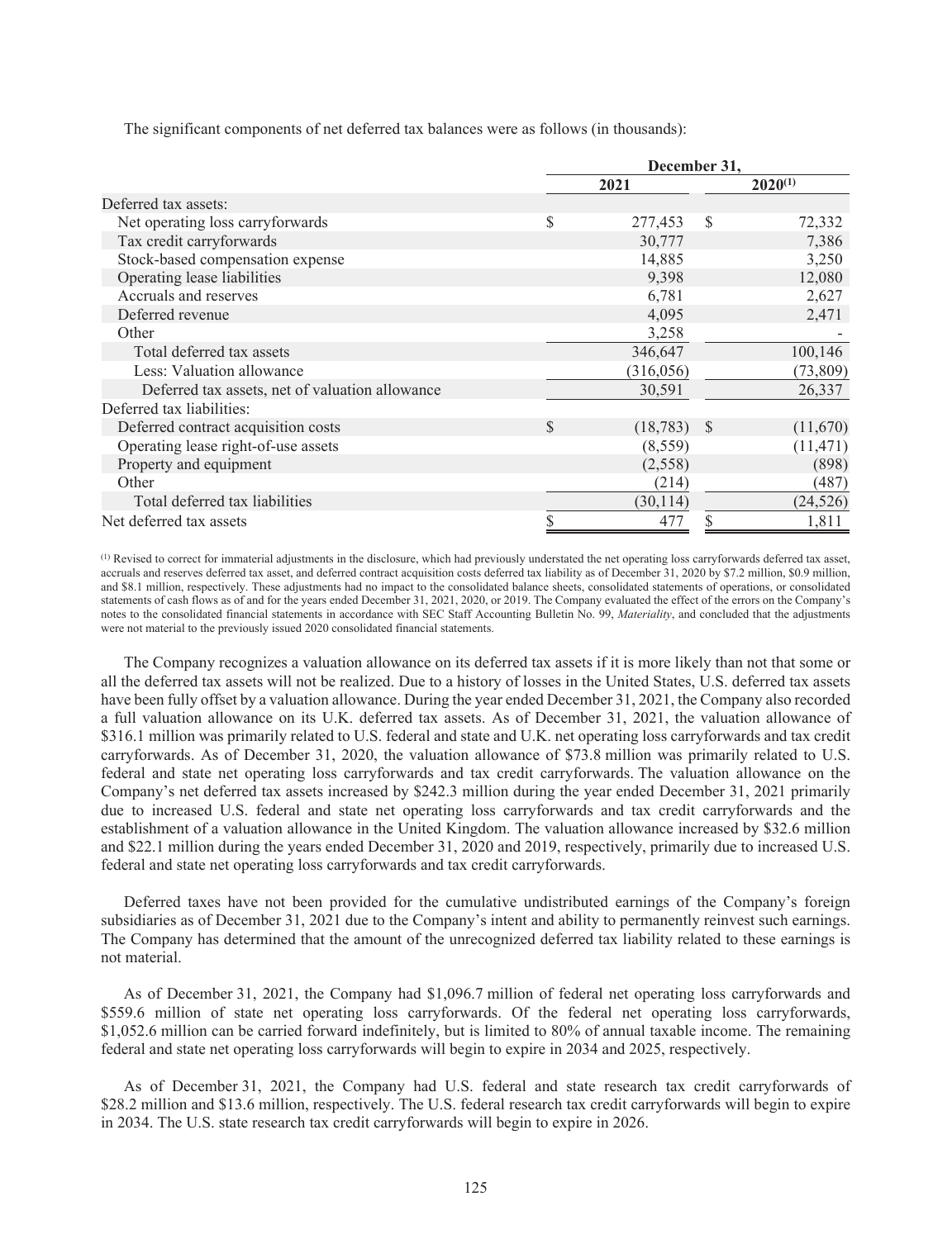The significant components of net deferred tax balances were as follows (in thousands):

| | December 31, | |
|---|---|---|
| | 2021 | 2020[(1)] |
| Deferred tax assets: | | |
| Net operating loss carryforwards | $ 277,453 | $ 72,332 |
| Tax credit carryforwards | 30,777 | 7,386 |
| Stock-based compensation expense | 14,885 | 3,250 |
| Operating lease liabilities | 9,398 | 12,080 |
| Accruals and reserves | 6,781 | 2,627 |
| Deferred revenue | 4,095 | 2,471 |
| Other | 3,258 | - |
| Total deferred tax assets | 346,647 | 100,146 |
| Less: Valuation allowance | (316,056) | (73,809) |
| Deferred tax assets, net of valuation allowance | 30,591 | 26,337 |
| Deferred tax liabilities: | | |
| Deferred contract acquisition costs | $ (18,783) | $ (11,670) |
| Operating lease right-of-use assets | (8,559) | (11,471) |
| Property and equipment | (2,558) | (898) |
| Other | (214) | (487) |
| Total deferred tax liabilities | (30,114) | (24,526) |
| Net deferred tax assets | $ 477 | $ 1,811 |

[(1)] Revised to correct for immaterial adjustments in the disclosure, which had previously understated the net operating loss carryforwards deferred tax asset, accruals and reserves deferred tax asset, and deferred contract acquisition costs deferred tax liability as of December 31, 2020 by $7.2 million, $0.9 million, and $8.1 million, respectively. These adjustments had no impact to the consolidated balance sheets, consolidated statements of operations, or consolidated statements of cash flows as of and for the years ended December 31, 2021, 2020, or 2019. The Company evaluated the effect of the errors on the Company's notes to the consolidated financial statements in accordance with SEC Staff Accounting Bulletin No. 99, *Materiality*, and concluded that the adjustments were not material to the previously issued 2020 consolidated financial statements.

The Company recognizes a valuation allowance on its deferred tax assets if it is more likely than not that some or all the deferred tax assets will not be realized. Due to a history of losses in the United States, U.S. deferred tax assets have been fully offset by a valuation allowance. During the year ended December 31, 2021, the Company also recorded a full valuation allowance on its U.K. deferred tax assets. As of December 31, 2021, the valuation allowance of $316.1 million was primarily related to U.S. federal and state and U.K. net operating loss carryforwards and tax credit carryforwards. As of December 31, 2020, the valuation allowance of $73.8 million was primarily related to U.S. federal and state net operating loss carryforwards and tax credit carryforwards. The valuation allowance on the Company's net deferred tax assets increased by $242.3 million during the year ended December 31, 2021 primarily due to increased U.S. federal and state net operating loss carryforwards and tax credit carryforwards and the establishment of a valuation allowance in the United Kingdom. The valuation allowance increased by $32.6 million and $22.1 million during the years ended December 31, 2020 and 2019, respectively, primarily due to increased U.S. federal and state net operating loss carryforwards and tax credit carryforwards.

Deferred taxes have not been provided for the cumulative undistributed earnings of the Company's foreign subsidiaries as of December 31, 2021 due to the Company's intent and ability to permanently reinvest such earnings. The Company has determined that the amount of the unrecognized deferred tax liability related to these earnings is not material.

As of December 31, 2021, the Company had $1,096.7 million of federal net operating loss carryforwards and $559.6 million of state net operating loss carryforwards. Of the federal net operating loss carryforwards, $1,052.6 million can be carried forward indefinitely, but is limited to 80% of annual taxable income. The remaining federal and state net operating loss carryforwards will begin to expire in 2034 and 2025, respectively.

As of December 31, 2021, the Company had U.S. federal and state research tax credit carryforwards of $28.2 million and $13.6 million, respectively. The U.S. federal research tax credit carryforwards will begin to expire in 2034. The U.S. state research tax credit carryforwards will begin to expire in 2026.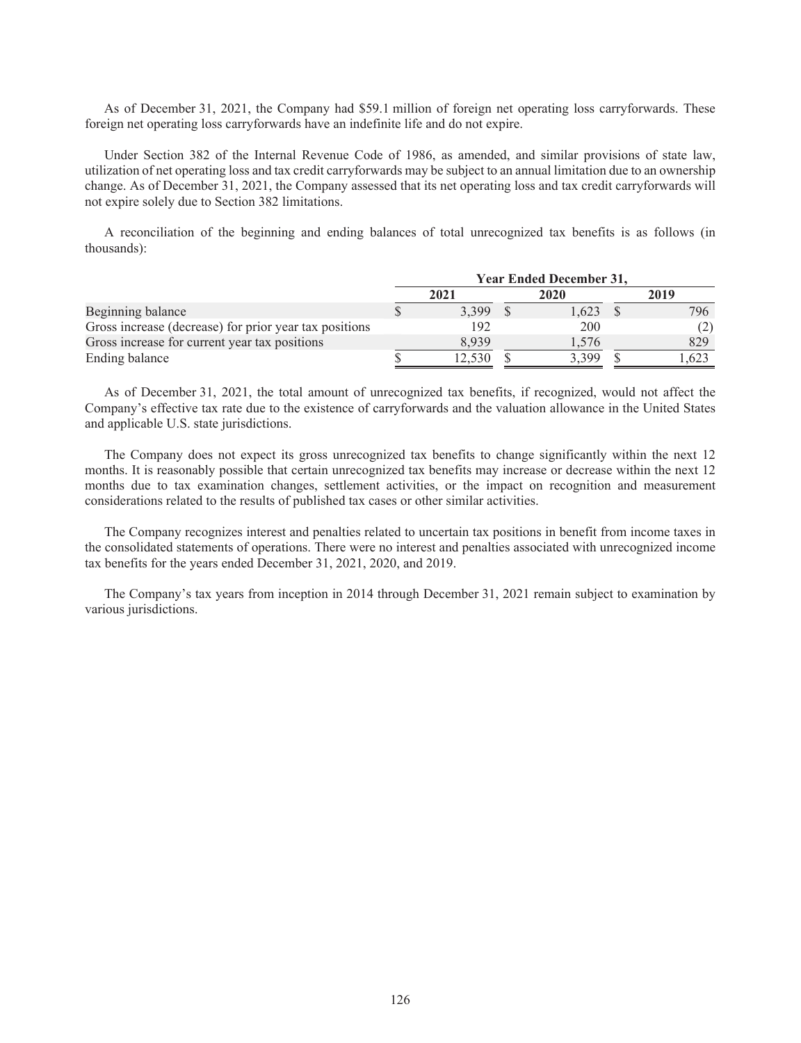As of December 31, 2021, the Company had $59.1 million of foreign net operating loss carryforwards. These foreign net operating loss carryforwards have an indefinite life and do not expire.

Under Section 382 of the Internal Revenue Code of 1986, as amended, and similar provisions of state law, utilization of net operating loss and tax credit carryforwards may be subject to an annual limitation due to an ownership change. As of December 31, 2021, the Company assessed that its net operating loss and tax credit carryforwards will not expire solely due to Section 382 limitations.

A reconciliation of the beginning and ending balances of total unrecognized tax benefits is as follows (in thousands):

| | Year Ended December 31, | | |
|---|---|---|---|
| | 2021 | 2020 | 2019 |
| Beginning balance | $ 3,399 | $ 1,623 | $ 796 |
| Gross increase (decrease) for prior year tax positions | 192 | 200 | (2) |
| Gross increase for current year tax positions | 8,939 | 1,576 | 829 |
| Ending balance | $ 12,530 | $ 3,399 | $ 1,623 |

As of December 31, 2021, the total amount of unrecognized tax benefits, if recognized, would not affect the Company's effective tax rate due to the existence of carryforwards and the valuation allowance in the United States and applicable U.S. state jurisdictions.

The Company does not expect its gross unrecognized tax benefits to change significantly within the next 12 months. It is reasonably possible that certain unrecognized tax benefits may increase or decrease within the next 12 months due to tax examination changes, settlement activities, or the impact on recognition and measurement considerations related to the results of published tax cases or other similar activities.

The Company recognizes interest and penalties related to uncertain tax positions in benefit from income taxes in the consolidated statements of operations. There were no interest and penalties associated with unrecognized income tax benefits for the years ended December 31, 2021, 2020, and 2019.

The Company's tax years from inception in 2014 through December 31, 2021 remain subject to examination by various jurisdictions.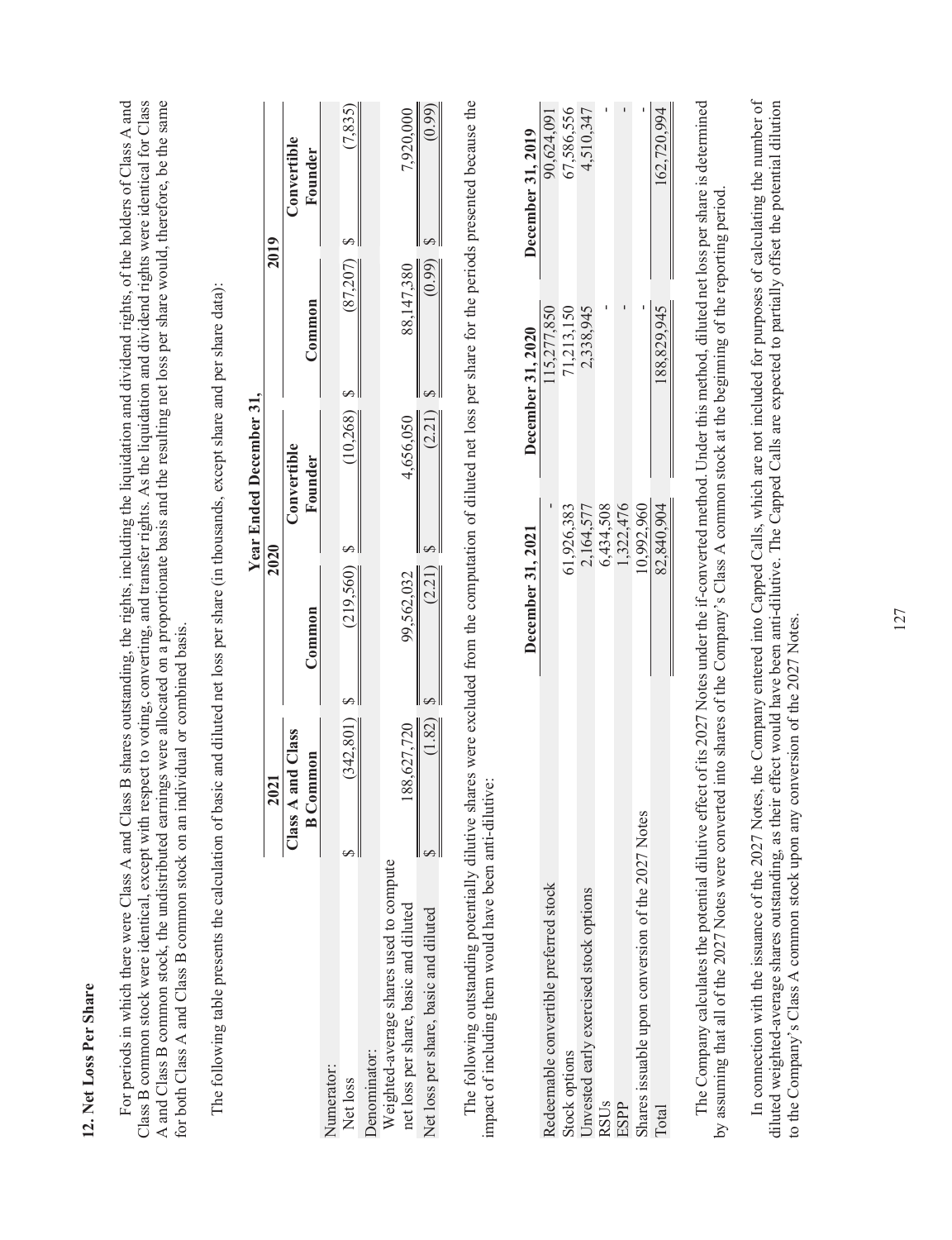## 12. Net Loss Per Share

For periods in which there were Class A and Class B shares outstanding, the rights, including the liquidation and dividend rights, of the holders of Class A and Class B common stock were identical, except with respect to voting, converting, and transfer rights. As the liquidation and dividend rights were identical for Class A and Class B common stock, the undistributed earnings were allocated on a proportionate basis and the resulting net loss per share would, therefore, be the same for both Class A and Class B common stock on an individual or combined basis.

The following table presents the calculation of basic and diluted net loss per share (in thousands, except share and per share data):

| | Year Ended December 31, | | | | |
|---|---|---|---|---|---|
| | 2021 | 2020 | | 2019 | |
| | Class A and Class B Common | Common | Convertible Founder | Common | Convertible Founder |
| Numerator: | | | | | |
| Net loss | $ (342,801) | $ (219,560) | $ (10,268) | $ (87,207) | $ (7,835) |
| Denominator: | | | | | |
| Weighted-average shares used to compute net loss per share, basic and diluted | 188,627,720 | 99,562,032 | 4,656,050 | 88,147,380 | 7,920,000 |
| Net loss per share, basic and diluted | $ (1.82) | $ (2.21) | $ (2.21) | $ (0.99) | $ (0.99) |

The following outstanding potentially dilutive shares were excluded from the computation of diluted net loss per share for the periods presented because the impact of including them would have been anti-dilutive:

| | December 31, 2021 | December 31, 2020 | December 31, 2019 |
|---|---|---|---|
| Redeemable convertible preferred stock | - | 115,277,850 | 90,624,091 |
| Stock options | 61,926,383 | 71,213,150 | 67,586,556 |
| Unvested early exercised stock options | 2,164,577 | 2,338,945 | 4,510,347 |
| RSUs | 6,434,508 | - | - |
| ESPP | 1,322,476 | - | - |
| Shares issuable upon conversion of the 2027 Notes | 10,992,960 | - | - |
| Total | 82,840,904 | 188,829,945 | 162,720,994 |

The Company calculates the potential dilutive effect of its 2027 Notes under the if-converted method. Under this method, diluted net loss per share is determined by assuming that all of the 2027 Notes were converted into shares of the Company's Class A common stock at the beginning of the reporting period.

In connection with the issuance of the 2027 Notes, the Company entered into Capped Calls, which are not included for purposes of calculating the number of diluted weighted-average shares outstanding, as their effect would have been anti-dilutive. The Capped Calls are expected to partially offset the potential dilution to the Company's Class A common stock upon any conversion of the 2027 Notes.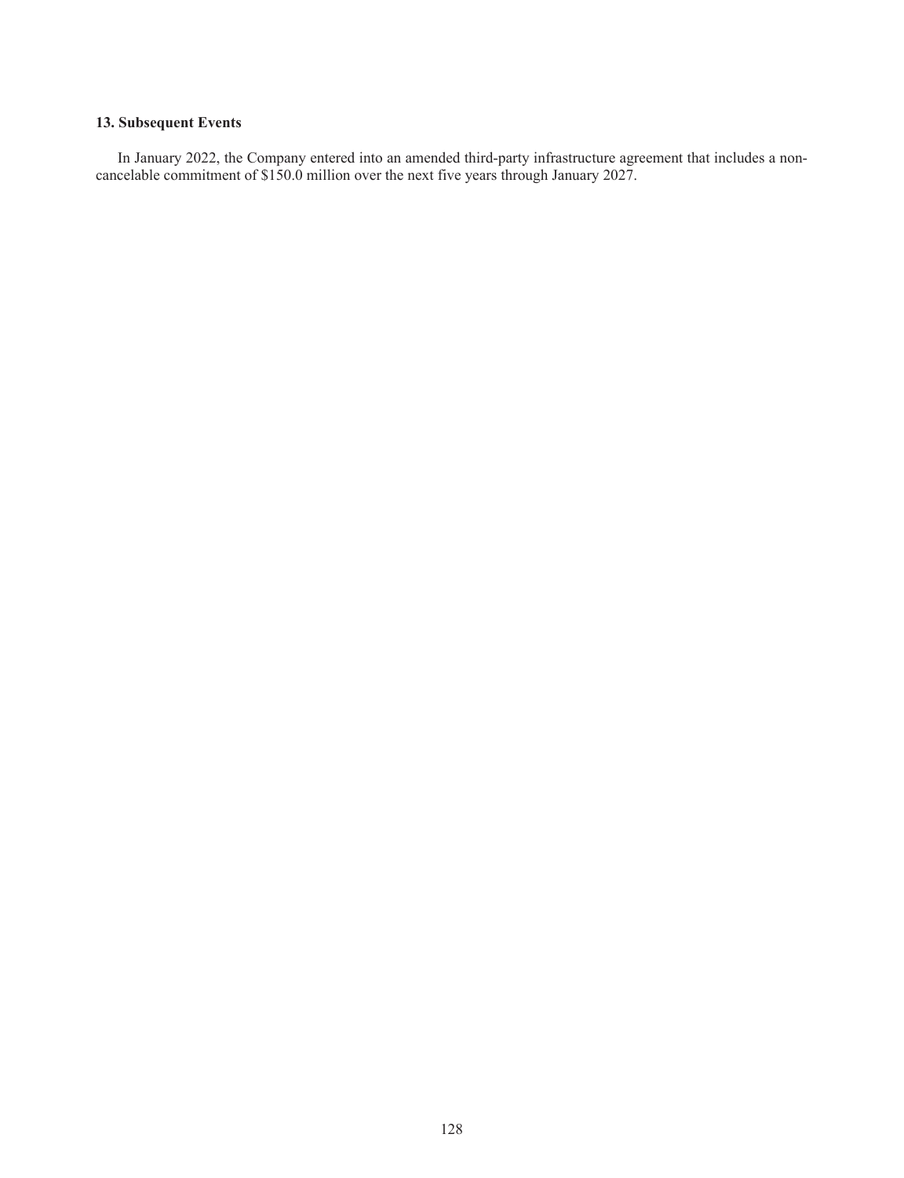### 13. Subsequent Events

In January 2022, the Company entered into an amended third-party infrastructure agreement that includes a non-cancelable commitment of $150.0 million over the next five years through January 2027.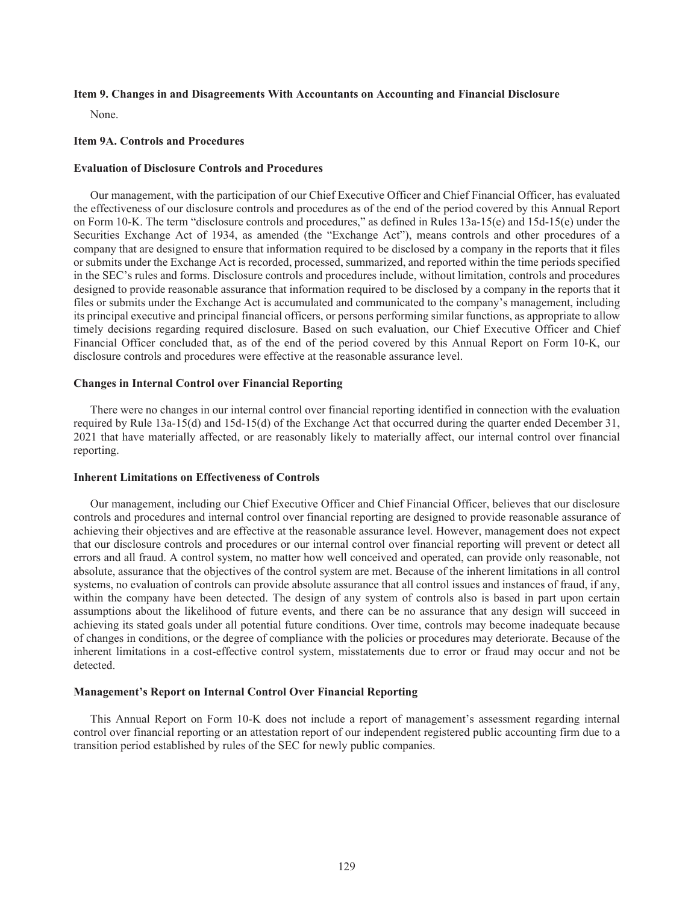### Item 9. Changes in and Disagreements With Accountants on Accounting and Financial Disclosure

None.

### Item 9A. Controls and Procedures

#### Evaluation of Disclosure Controls and Procedures

Our management, with the participation of our Chief Executive Officer and Chief Financial Officer, has evaluated the effectiveness of our disclosure controls and procedures as of the end of the period covered by this Annual Report on Form 10-K. The term "disclosure controls and procedures," as defined in Rules 13a-15(e) and 15d-15(e) under the Securities Exchange Act of 1934, as amended (the "Exchange Act"), means controls and other procedures of a company that are designed to ensure that information required to be disclosed by a company in the reports that it files or submits under the Exchange Act is recorded, processed, summarized, and reported within the time periods specified in the SEC's rules and forms. Disclosure controls and procedures include, without limitation, controls and procedures designed to provide reasonable assurance that information required to be disclosed by a company in the reports that it files or submits under the Exchange Act is accumulated and communicated to the company's management, including its principal executive and principal financial officers, or persons performing similar functions, as appropriate to allow timely decisions regarding required disclosure. Based on such evaluation, our Chief Executive Officer and Chief Financial Officer concluded that, as of the end of the period covered by this Annual Report on Form 10-K, our disclosure controls and procedures were effective at the reasonable assurance level.

#### Changes in Internal Control over Financial Reporting

There were no changes in our internal control over financial reporting identified in connection with the evaluation required by Rule 13a-15(d) and 15d-15(d) of the Exchange Act that occurred during the quarter ended December 31, 2021 that have materially affected, or are reasonably likely to materially affect, our internal control over financial reporting.

#### Inherent Limitations on Effectiveness of Controls

Our management, including our Chief Executive Officer and Chief Financial Officer, believes that our disclosure controls and procedures and internal control over financial reporting are designed to provide reasonable assurance of achieving their objectives and are effective at the reasonable assurance level. However, management does not expect that our disclosure controls and procedures or our internal control over financial reporting will prevent or detect all errors and all fraud. A control system, no matter how well conceived and operated, can provide only reasonable, not absolute, assurance that the objectives of the control system are met. Because of the inherent limitations in all control systems, no evaluation of controls can provide absolute assurance that all control issues and instances of fraud, if any, within the company have been detected. The design of any system of controls also is based in part upon certain assumptions about the likelihood of future events, and there can be no assurance that any design will succeed in achieving its stated goals under all potential future conditions. Over time, controls may become inadequate because of changes in conditions, or the degree of compliance with the policies or procedures may deteriorate. Because of the inherent limitations in a cost-effective control system, misstatements due to error or fraud may occur and not be detected.

#### Management's Report on Internal Control Over Financial Reporting

This Annual Report on Form 10-K does not include a report of management's assessment regarding internal control over financial reporting or an attestation report of our independent registered public accounting firm due to a transition period established by rules of the SEC for newly public companies.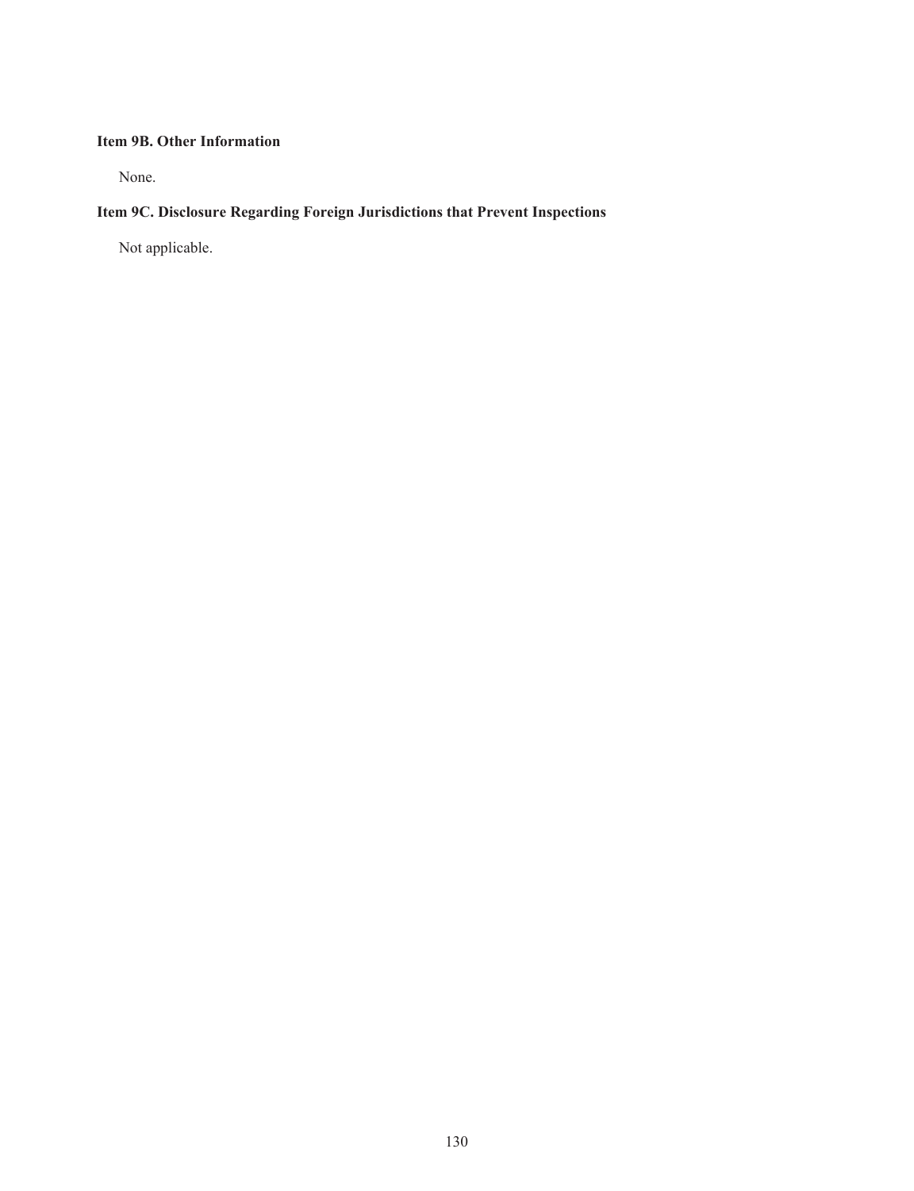### Item 9B. Other Information

None.

### Item 9C. Disclosure Regarding Foreign Jurisdictions that Prevent Inspections

Not applicable.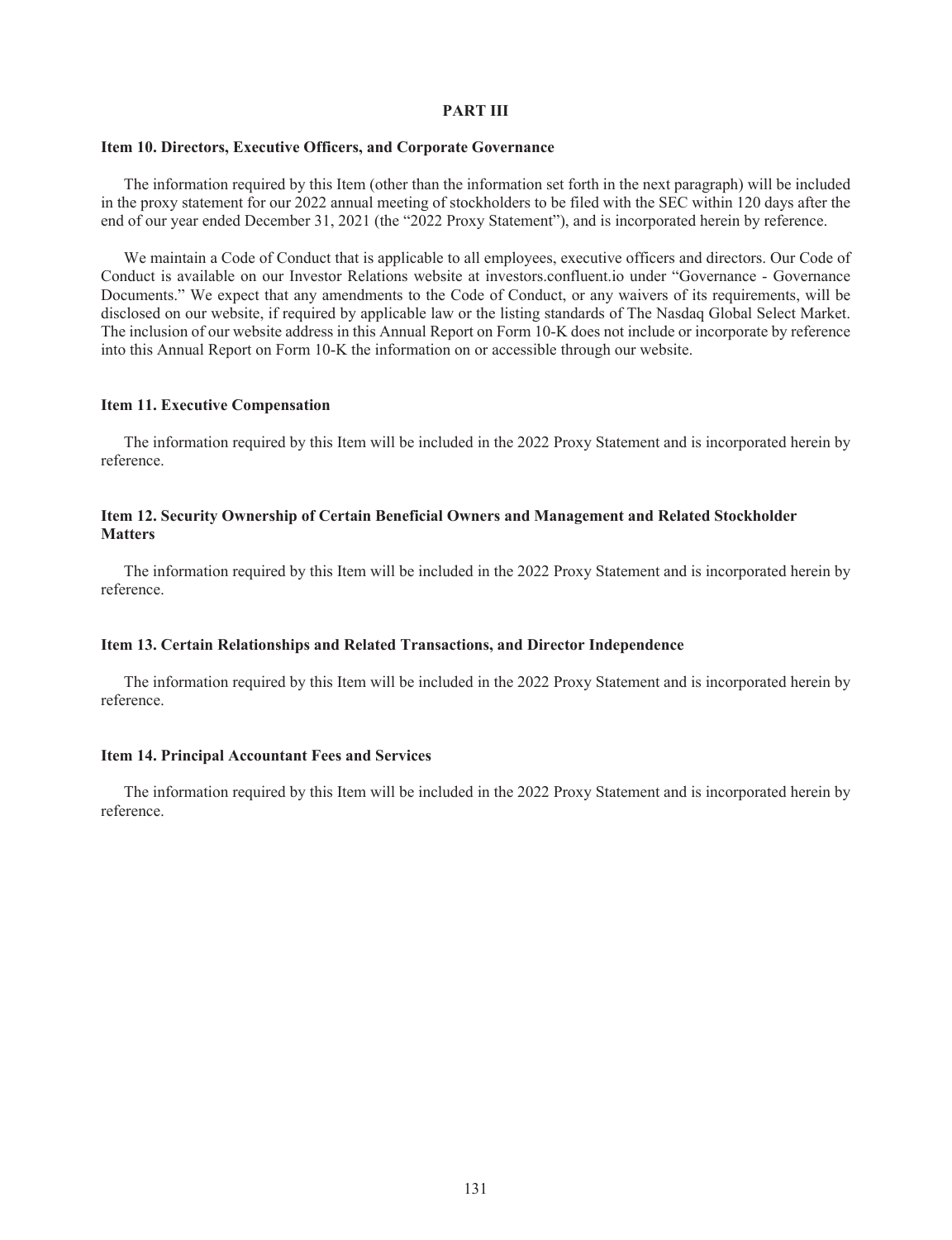## PART III

### Item 10. Directors, Executive Officers, and Corporate Governance

The information required by this Item (other than the information set forth in the next paragraph) will be included in the proxy statement for our 2022 annual meeting of stockholders to be filed with the SEC within 120 days after the end of our year ended December 31, 2021 (the "2022 Proxy Statement"), and is incorporated herein by reference.

We maintain a Code of Conduct that is applicable to all employees, executive officers and directors. Our Code of Conduct is available on our Investor Relations website at investors.confluent.io under "Governance - Governance Documents." We expect that any amendments to the Code of Conduct, or any waivers of its requirements, will be disclosed on our website, if required by applicable law or the listing standards of The Nasdaq Global Select Market. The inclusion of our website address in this Annual Report on Form 10-K does not include or incorporate by reference into this Annual Report on Form 10-K the information on or accessible through our website.

### Item 11. Executive Compensation

The information required by this Item will be included in the 2022 Proxy Statement and is incorporated herein by reference.

### Item 12. Security Ownership of Certain Beneficial Owners and Management and Related Stockholder Matters

The information required by this Item will be included in the 2022 Proxy Statement and is incorporated herein by reference.

### Item 13. Certain Relationships and Related Transactions, and Director Independence

The information required by this Item will be included in the 2022 Proxy Statement and is incorporated herein by reference.

### Item 14. Principal Accountant Fees and Services

The information required by this Item will be included in the 2022 Proxy Statement and is incorporated herein by reference.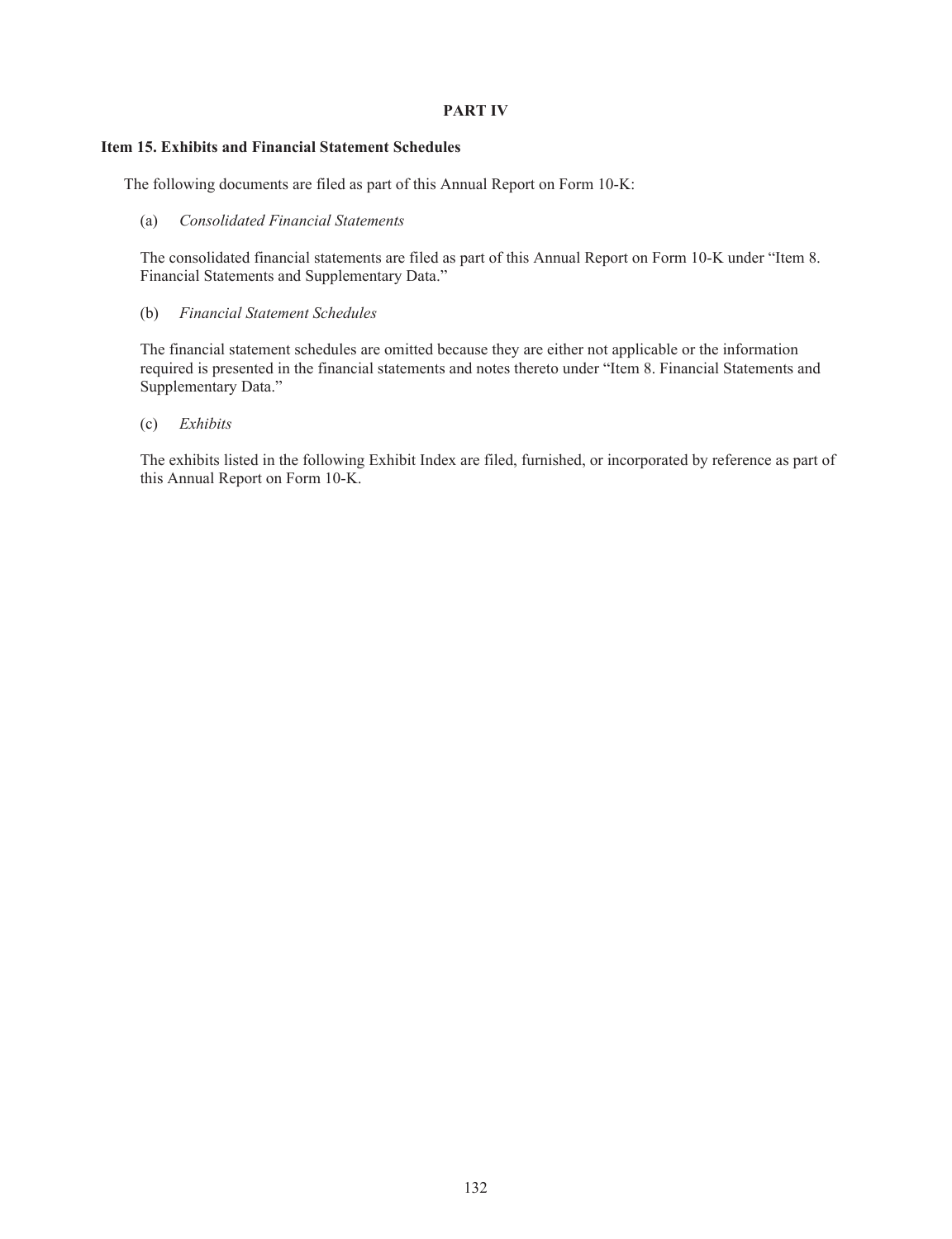## PART IV

### Item 15. Exhibits and Financial Statement Schedules

The following documents are filed as part of this Annual Report on Form 10-K:

(a) *Consolidated Financial Statements*

The consolidated financial statements are filed as part of this Annual Report on Form 10-K under "Item 8. Financial Statements and Supplementary Data."

(b) *Financial Statement Schedules*

The financial statement schedules are omitted because they are either not applicable or the information required is presented in the financial statements and notes thereto under "Item 8. Financial Statements and Supplementary Data."

(c) *Exhibits*

The exhibits listed in the following Exhibit Index are filed, furnished, or incorporated by reference as part of this Annual Report on Form 10-K.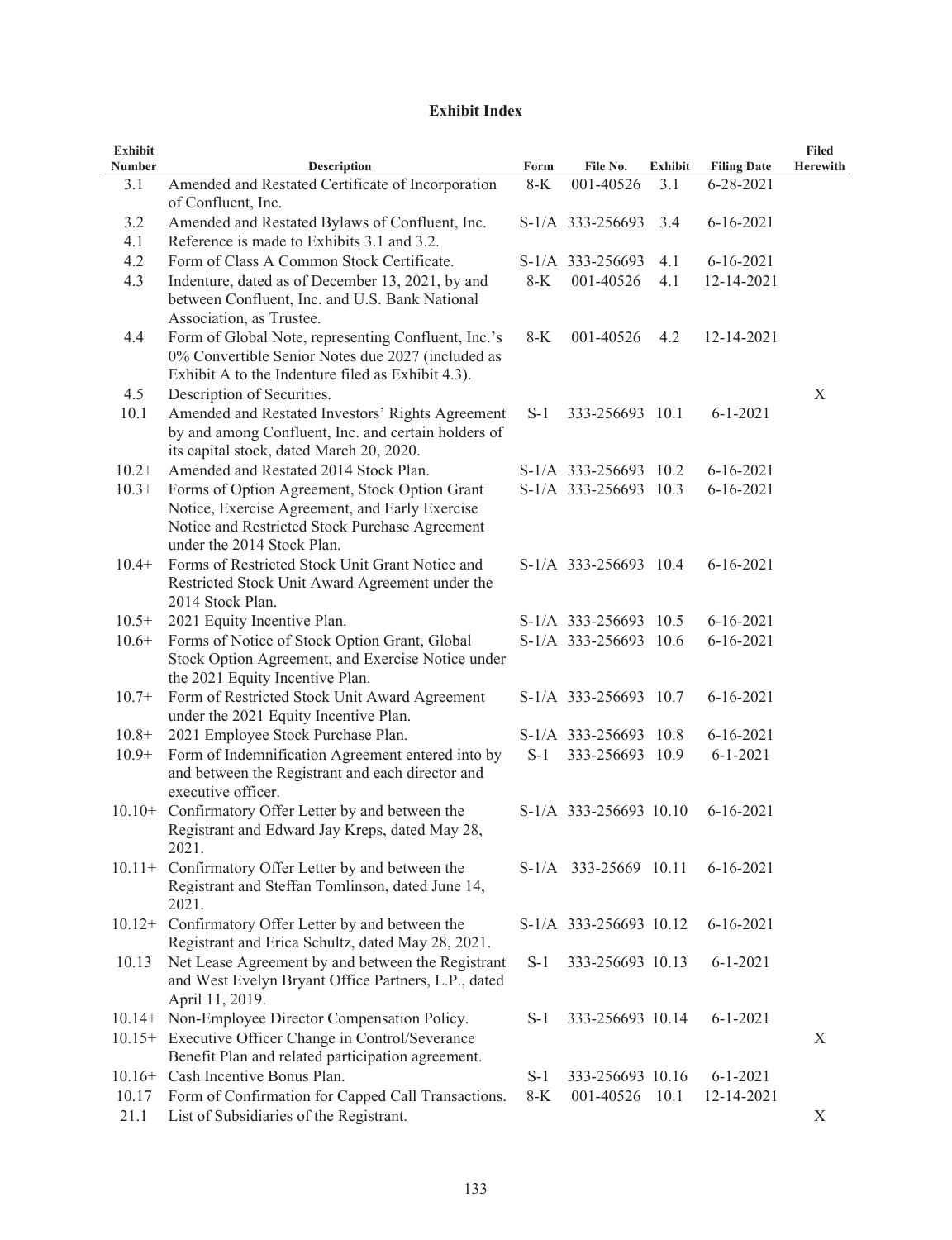# Exhibit Index

| Exhibit Number | Description | Form | File No. | Exhibit | Filing Date | Filed Herewith |
|---|---|---|---|---|---|---|
| 3.1 | Amended and Restated Certificate of Incorporation of Confluent, Inc. | 8-K | 001-40526 | 3.1 | 6-28-2021 | |
| 3.2 | Amended and Restated Bylaws of Confluent, Inc. | S-1/A | 333-256693 | 3.4 | 6-16-2021 | |
| 4.1 | Reference is made to Exhibits 3.1 and 3.2. | | | | | |
| 4.2 | Form of Class A Common Stock Certificate. | S-1/A | 333-256693 | 4.1 | 6-16-2021 | |
| 4.3 | Indenture, dated as of December 13, 2021, by and between Confluent, Inc. and U.S. Bank National Association, as Trustee. | 8-K | 001-40526 | 4.1 | 12-14-2021 | |
| 4.4 | Form of Global Note, representing Confluent, Inc.'s 0% Convertible Senior Notes due 2027 (included as Exhibit A to the Indenture filed as Exhibit 4.3). | 8-K | 001-40526 | 4.2 | 12-14-2021 | |
| 4.5 | Description of Securities. | | | | | X |
| 10.1 | Amended and Restated Investors' Rights Agreement by and among Confluent, Inc. and certain holders of its capital stock, dated March 20, 2020. | S-1 | 333-256693 | 10.1 | 6-1-2021 | |
| 10.2+ | Amended and Restated 2014 Stock Plan. | S-1/A | 333-256693 | 10.2 | 6-16-2021 | |
| 10.3+ | Forms of Option Agreement, Stock Option Grant Notice, Exercise Agreement, and Early Exercise Notice and Restricted Stock Purchase Agreement under the 2014 Stock Plan. | S-1/A | 333-256693 | 10.3 | 6-16-2021 | |
| 10.4+ | Forms of Restricted Stock Unit Grant Notice and Restricted Stock Unit Award Agreement under the 2014 Stock Plan. | S-1/A | 333-256693 | 10.4 | 6-16-2021 | |
| 10.5+ | 2021 Equity Incentive Plan. | S-1/A | 333-256693 | 10.5 | 6-16-2021 | |
| 10.6+ | Forms of Notice of Stock Option Grant, Global Stock Option Agreement, and Exercise Notice under the 2021 Equity Incentive Plan. | S-1/A | 333-256693 | 10.6 | 6-16-2021 | |
| 10.7+ | Form of Restricted Stock Unit Award Agreement under the 2021 Equity Incentive Plan. | S-1/A | 333-256693 | 10.7 | 6-16-2021 | |
| 10.8+ | 2021 Employee Stock Purchase Plan. | S-1/A | 333-256693 | 10.8 | 6-16-2021 | |
| 10.9+ | Form of Indemnification Agreement entered into by and between the Registrant and each director and executive officer. | S-1 | 333-256693 | 10.9 | 6-1-2021 | |
| 10.10+ | Confirmatory Offer Letter by and between the Registrant and Edward Jay Kreps, dated May 28, 2021. | S-1/A | 333-256693 | 10.10 | 6-16-2021 | |
| 10.11+ | Confirmatory Offer Letter by and between the Registrant and Steffan Tomlinson, dated June 14, 2021. | S-1/A | 333-25669 | 10.11 | 6-16-2021 | |
| 10.12+ | Confirmatory Offer Letter by and between the Registrant and Erica Schultz, dated May 28, 2021. | S-1/A | 333-256693 | 10.12 | 6-16-2021 | |
| 10.13 | Net Lease Agreement by and between the Registrant and West Evelyn Bryant Office Partners, L.P., dated April 11, 2019. | S-1 | 333-256693 | 10.13 | 6-1-2021 | |
| 10.14+ | Non-Employee Director Compensation Policy. | S-1 | 333-256693 | 10.14 | 6-1-2021 | |
| 10.15+ | Executive Officer Change in Control/Severance Benefit Plan and related participation agreement. | | | | | X |
| 10.16+ | Cash Incentive Bonus Plan. | S-1 | 333-256693 | 10.16 | 6-1-2021 | |
| 10.17 | Form of Confirmation for Capped Call Transactions. | 8-K | 001-40526 | 10.1 | 12-14-2021 | |
| 21.1 | List of Subsidiaries of the Registrant. | | | | | X |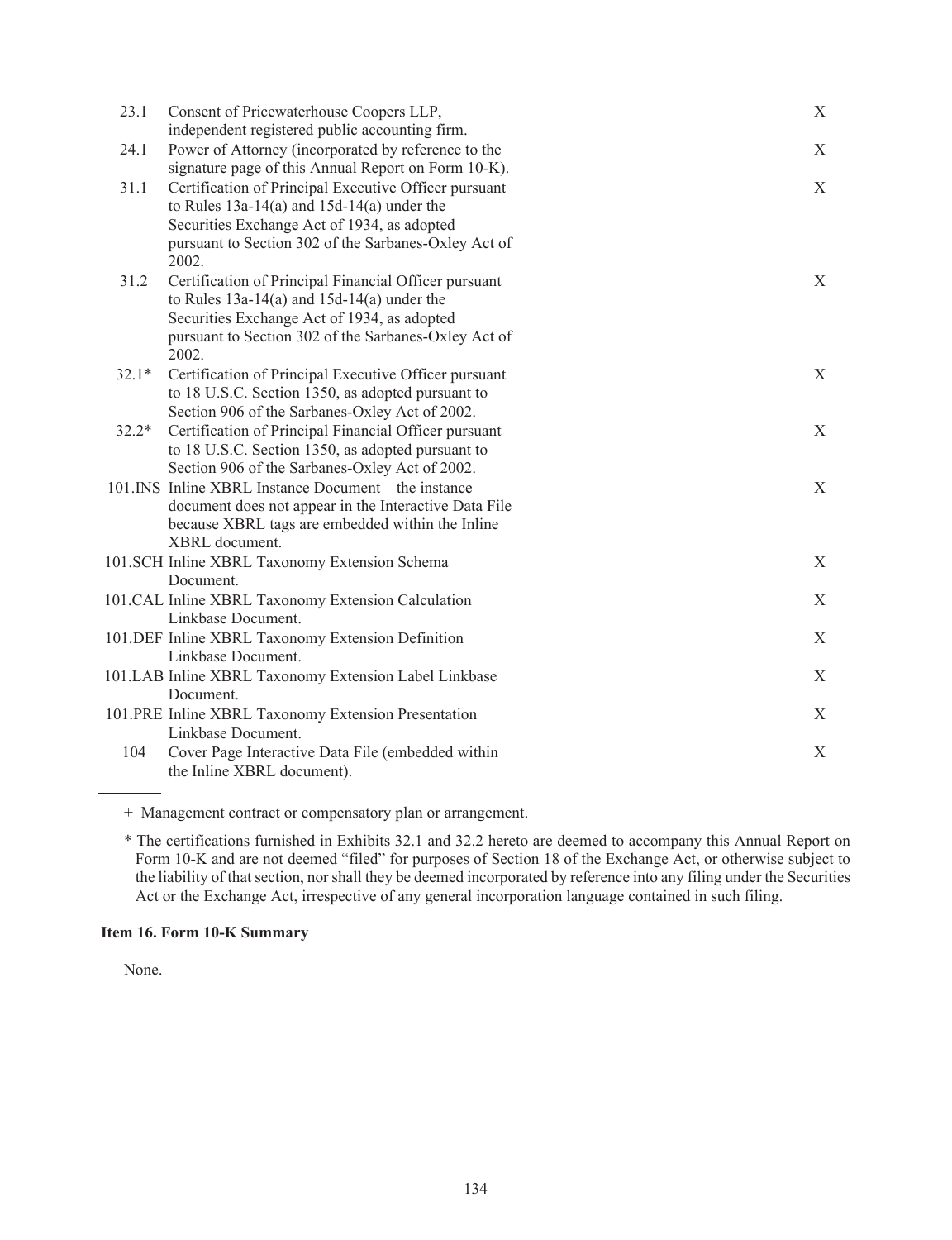| | | |
|---|---|---|
| 23.1 | Consent of Pricewaterhouse Coopers LLP, independent registered public accounting firm. | X |
| 24.1 | Power of Attorney (incorporated by reference to the signature page of this Annual Report on Form 10-K). | X |
| 31.1 | Certification of Principal Executive Officer pursuant to Rules 13a-14(a) and 15d-14(a) under the Securities Exchange Act of 1934, as adopted pursuant to Section 302 of the Sarbanes-Oxley Act of 2002. | X |
| 31.2 | Certification of Principal Financial Officer pursuant to Rules 13a-14(a) and 15d-14(a) under the Securities Exchange Act of 1934, as adopted pursuant to Section 302 of the Sarbanes-Oxley Act of 2002. | X |
| 32.1* | Certification of Principal Executive Officer pursuant to 18 U.S.C. Section 1350, as adopted pursuant to Section 906 of the Sarbanes-Oxley Act of 2002. | X |
| 32.2* | Certification of Principal Financial Officer pursuant to 18 U.S.C. Section 1350, as adopted pursuant to Section 906 of the Sarbanes-Oxley Act of 2002. | X |
| 101.INS | Inline XBRL Instance Document – the instance document does not appear in the Interactive Data File because XBRL tags are embedded within the Inline XBRL document. | X |
| 101.SCH | Inline XBRL Taxonomy Extension Schema Document. | X |
| 101.CAL | Inline XBRL Taxonomy Extension Calculation Linkbase Document. | X |
| 101.DEF | Inline XBRL Taxonomy Extension Definition Linkbase Document. | X |
| 101.LAB | Inline XBRL Taxonomy Extension Label Linkbase Document. | X |
| 101.PRE | Inline XBRL Taxonomy Extension Presentation Linkbase Document. | X |
| 104 | Cover Page Interactive Data File (embedded within the Inline XBRL document). | X |

+ Management contract or compensatory plan or arrangement.

* The certifications furnished in Exhibits 32.1 and 32.2 hereto are deemed to accompany this Annual Report on Form 10-K and are not deemed "filed" for purposes of Section 18 of the Exchange Act, or otherwise subject to the liability of that section, nor shall they be deemed incorporated by reference into any filing under the Securities Act or the Exchange Act, irrespective of any general incorporation language contained in such filing.

**Item 16. Form 10-K Summary**

None.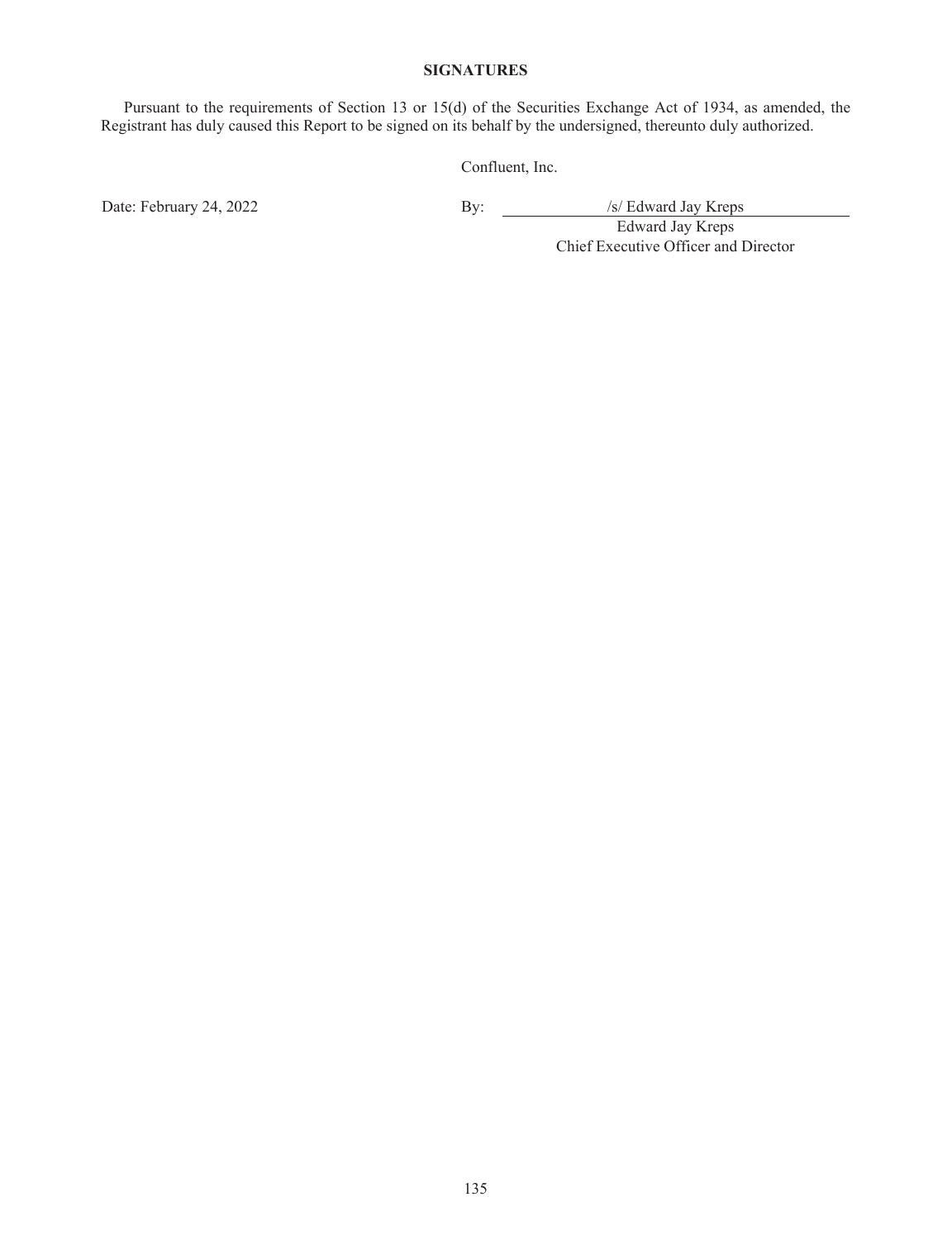## SIGNATURES

Pursuant to the requirements of Section 13 or 15(d) of the Securities Exchange Act of 1934, as amended, the Registrant has duly caused this Report to be signed on its behalf by the undersigned, thereunto duly authorized.

Confluent, Inc.

Date: February 24, 2022

By: /s/ Edward Jay Kreps

Edward Jay Kreps

Chief Executive Officer and Director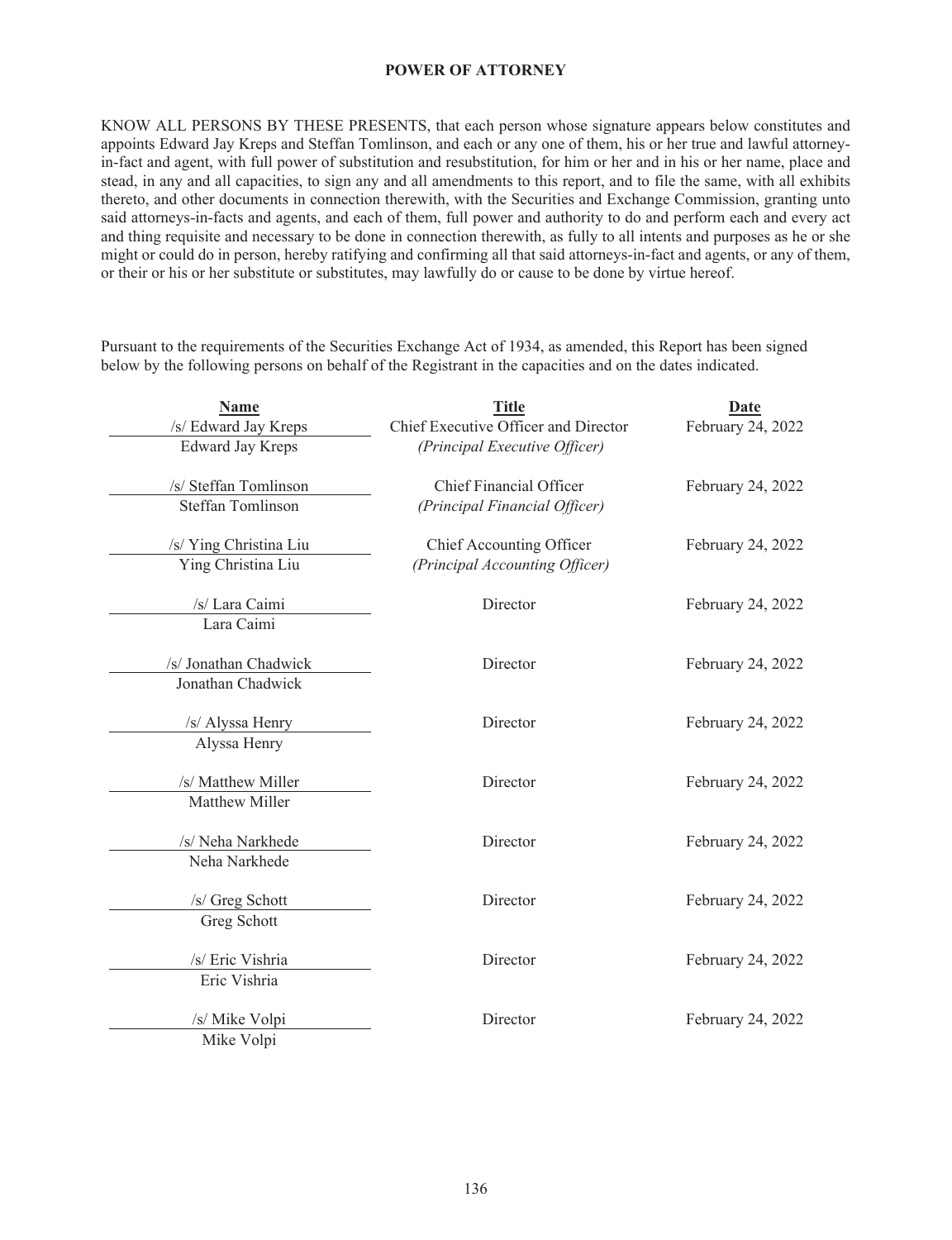## POWER OF ATTORNEY

KNOW ALL PERSONS BY THESE PRESENTS, that each person whose signature appears below constitutes and appoints Edward Jay Kreps and Steffan Tomlinson, and each or any one of them, his or her true and lawful attorney-in-fact and agent, with full power of substitution and resubstitution, for him or her and in his or her name, place and stead, in any and all capacities, to sign any and all amendments to this report, and to file the same, with all exhibits thereto, and other documents in connection therewith, with the Securities and Exchange Commission, granting unto said attorneys-in-facts and agents, and each of them, full power and authority to do and perform each and every act and thing requisite and necessary to be done in connection therewith, as fully to all intents and purposes as he or she might or could do in person, hereby ratifying and confirming all that said attorneys-in-fact and agents, or any of them, or their or his or her substitute or substitutes, may lawfully do or cause to be done by virtue hereof.

Pursuant to the requirements of the Securities Exchange Act of 1934, as amended, this Report has been signed below by the following persons on behalf of the Registrant in the capacities and on the dates indicated.

| Name | Title | Date |
|---|---|---|
| /s/ Edward Jay Kreps<br>Edward Jay Kreps | Chief Executive Officer and Director<br>*(Principal Executive Officer)* | February 24, 2022 |
| /s/ Steffan Tomlinson<br>Steffan Tomlinson | Chief Financial Officer<br>*(Principal Financial Officer)* | February 24, 2022 |
| /s/ Ying Christina Liu<br>Ying Christina Liu | Chief Accounting Officer<br>*(Principal Accounting Officer)* | February 24, 2022 |
| /s/ Lara Caimi<br>Lara Caimi | Director | February 24, 2022 |
| /s/ Jonathan Chadwick<br>Jonathan Chadwick | Director | February 24, 2022 |
| /s/ Alyssa Henry<br>Alyssa Henry | Director | February 24, 2022 |
| /s/ Matthew Miller<br>Matthew Miller | Director | February 24, 2022 |
| /s/ Neha Narkhede<br>Neha Narkhede | Director | February 24, 2022 |
| /s/ Greg Schott<br>Greg Schott | Director | February 24, 2022 |
| /s/ Eric Vishria<br>Eric Vishria | Director | February 24, 2022 |
| /s/ Mike Volpi<br>Mike Volpi | Director | February 24, 2022 |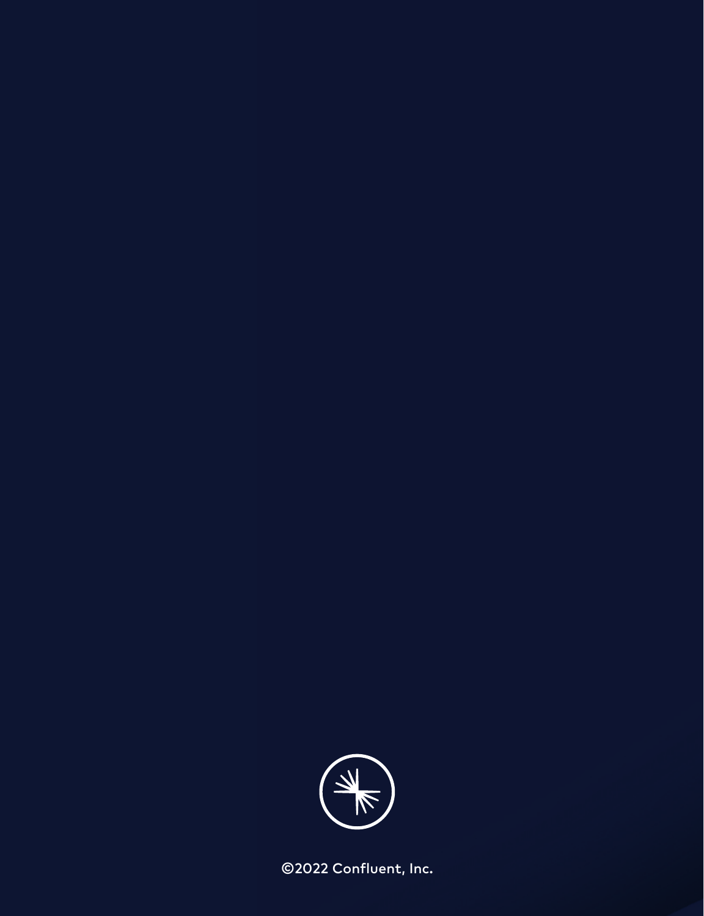©2022 Confluent, Inc.